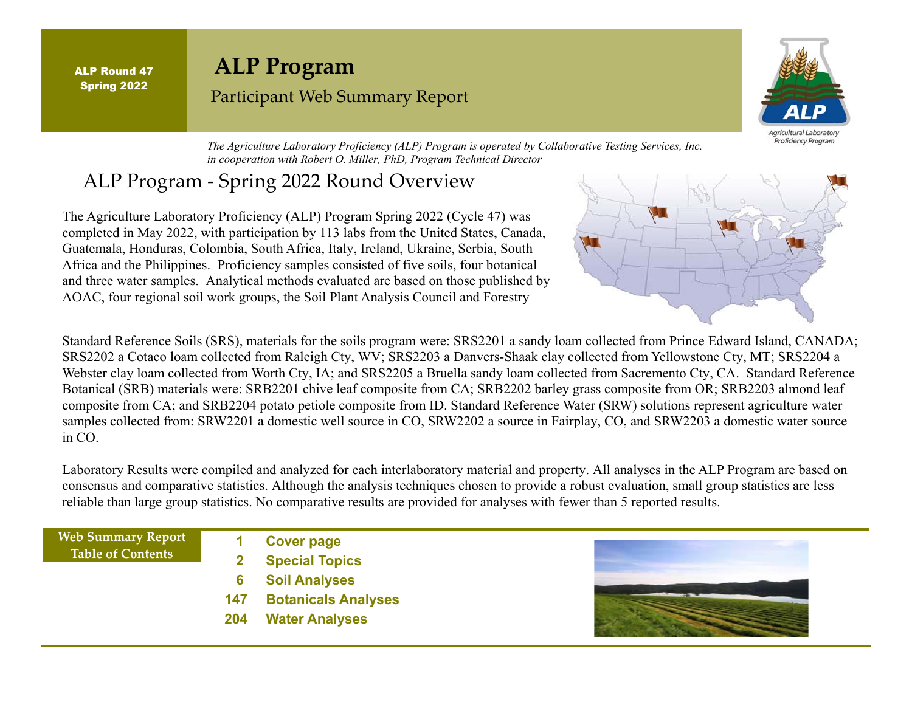ALP Round 47
Spring 2022

# ALP Program

Participant Web Summary Report

*The Agriculture Laboratory Proficiency (ALP) Program is operated by Collaborative Testing Services, Inc. in cooperation with Robert O. Miller, PhD, Program Technical Director*

Agricultural Laboratory Proficiency Program

## ALP Program - Spring 2022 Round Overview

The Agriculture Laboratory Proficiency (ALP) Program Spring 2022 (Cycle 47) was completed in May 2022, with participation by 113 labs from the United States, Canada, Guatemala, Honduras, Colombia, South Africa, Italy, Ireland, Ukraine, Serbia, South Africa and the Philippines. Proficiency samples consisted of five soils, four botanical and three water samples. Analytical methods evaluated are based on those published by AOAC, four regional soil work groups, the Soil Plant Analysis Council and Forestry

Standard Reference Soils (SRS), materials for the soils program were: SRS2201 a sandy loam collected from Prince Edward Island, CANADA; SRS2202 a Cotaco loam collected from Raleigh Cty, WV; SRS2203 a Danvers-Shaak clay collected from Yellowstone Cty, MT; SRS2204 a Webster clay loam collected from Worth Cty, IA; and SRS2205 a Bruella sandy loam collected from Sacremento Cty, CA. Standard Reference Botanical (SRB) materials were: SRB2201 chive leaf composite from CA; SRB2202 barley grass composite from OR; SRB2203 almond leaf composite from CA; and SRB2204 potato petiole composite from ID. Standard Reference Water (SRW) solutions represent agriculture water samples collected from: SRW2201 a domestic well source in CO, SRW2202 a source in Fairplay, CO, and SRW2203 a domestic water source in CO.

Laboratory Results were compiled and analyzed for each interlaboratory material and property. All analyses in the ALP Program are based on consensus and comparative statistics. Although the analysis techniques chosen to provide a robust evaluation, small group statistics are less reliable than large group statistics. No comparative results are provided for analyses with fewer than 5 reported results.

**Web Summary Report Table of Contents**

| | |
|---|---|
| 1 | **Cover page** |
| 2 | **Special Topics** |
| 6 | **Soil Analyses** |
| 147 | **Botanicals Analyses** |
| 204 | **Water Analyses** |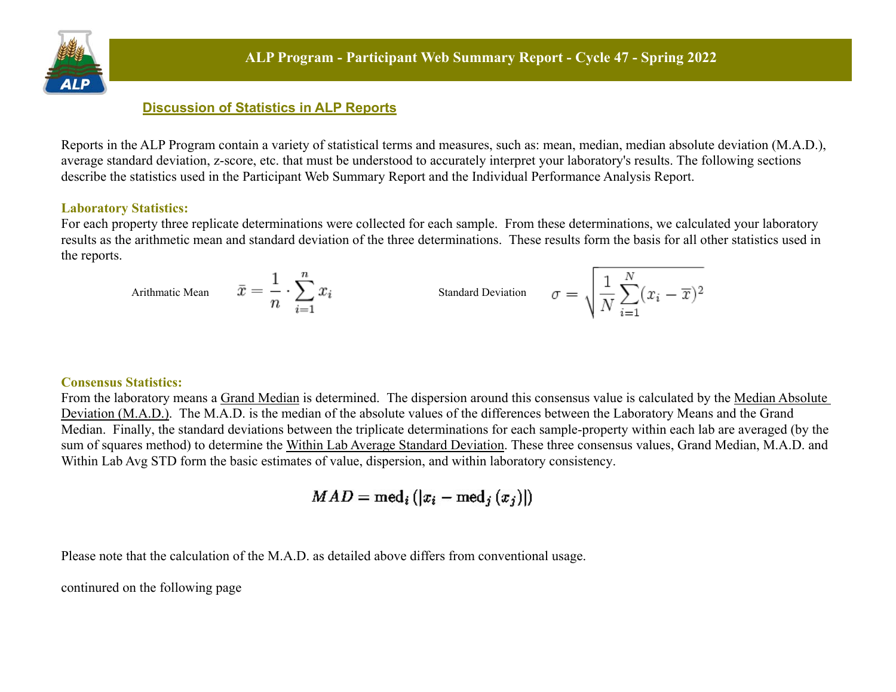## Discussion of Statistics in ALP Reports

Reports in the ALP Program contain a variety of statistical terms and measures, such as: mean, median, median absolute deviation (M.A.D.), average standard deviation, z-score, etc. that must be understood to accurately interpret your laboratory's results. The following sections describe the statistics used in the Participant Web Summary Report and the Individual Performance Analysis Report.

### Laboratory Statistics:

For each property three replicate determinations were collected for each sample. From these determinations, we calculated your laboratory results as the arithmetic mean and standard deviation of the three determinations. These results form the basis for all other statistics used in the reports.

Arithmatic Mean $$\bar{x} = \frac{1}{n} \cdot \sum_{i=1}^{n} x_i$$

Standard Deviation $$\sigma = \sqrt{\frac{1}{N} \sum_{i=1}^{N} (x_i - \overline{x})^2}$$

### Consensus Statistics:

From the laboratory means a Grand Median is determined. The dispersion around this consensus value is calculated by the Median Absolute Deviation (M.A.D.). The M.A.D. is the median of the absolute values of the differences between the Laboratory Means and the Grand Median. Finally, the standard deviations between the triplicate determinations for each sample-property within each lab are averaged (by the sum of squares method) to determine the Within Lab Average Standard Deviation. These three consensus values, Grand Median, M.A.D. and Within Lab Avg STD form the basic estimates of value, dispersion, and within laboratory consistency.

$$MAD = \text{med}_i \left( \left| x_i - \text{med}_j \left( x_j \right) \right| \right)$$

Please note that the calculation of the M.A.D. as detailed above differs from conventional usage.

continued on the following page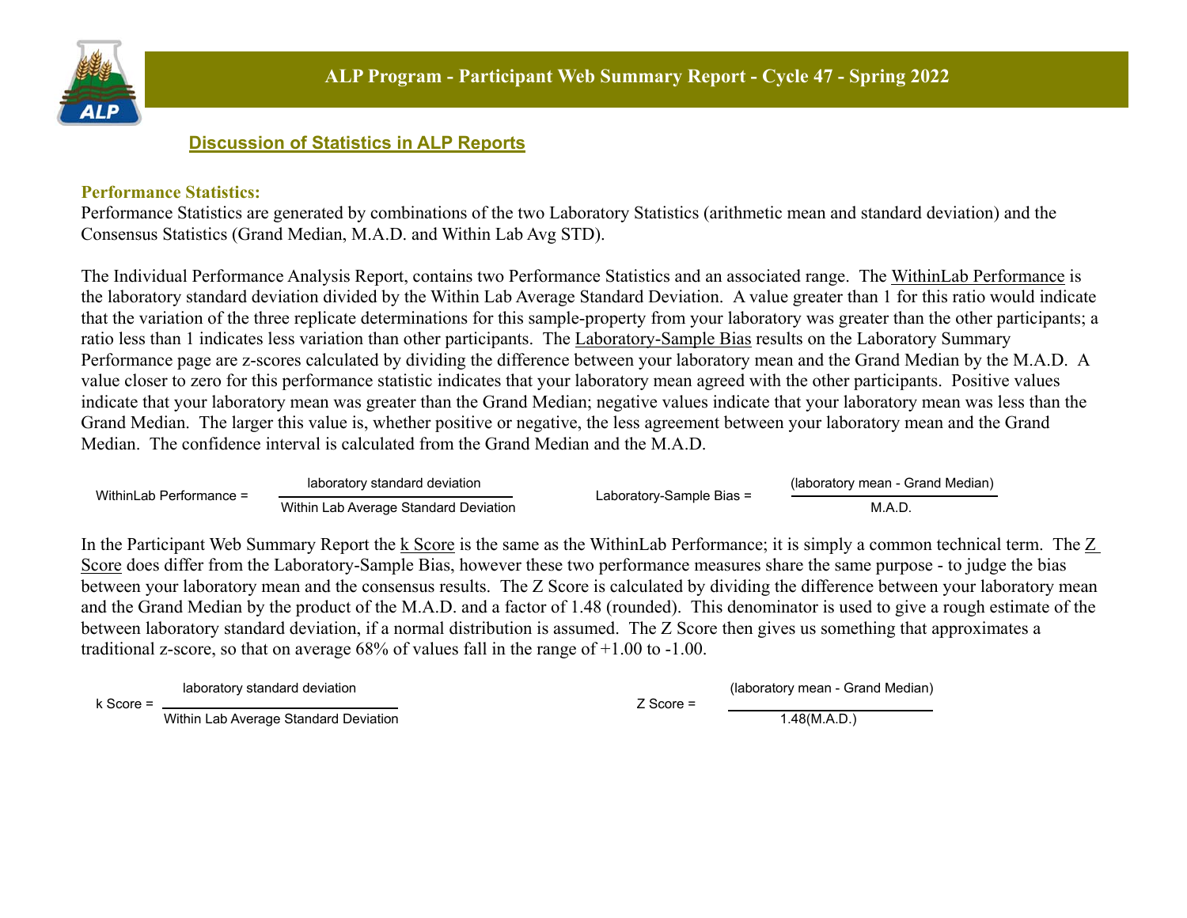## ALP Program - Participant Web Summary Report - Cycle 47 - Spring 2022

### Discussion of Statistics in ALP Reports

**Performance Statistics:**

Performance Statistics are generated by combinations of the two Laboratory Statistics (arithmetic mean and standard deviation) and the Consensus Statistics (Grand Median, M.A.D. and Within Lab Avg STD).

The Individual Performance Analysis Report, contains two Performance Statistics and an associated range. The WithinLab Performance is the laboratory standard deviation divided by the Within Lab Average Standard Deviation. A value greater than 1 for this ratio would indicate that the variation of the three replicate determinations for this sample-property from your laboratory was greater than the other participants; a ratio less than 1 indicates less variation than other participants. The Laboratory-Sample Bias results on the Laboratory Summary Performance page are z-scores calculated by dividing the difference between your laboratory mean and the Grand Median by the M.A.D. A value closer to zero for this performance statistic indicates that your laboratory mean agreed with the other participants. Positive values indicate that your laboratory mean was greater than the Grand Median; negative values indicate that your laboratory mean was less than the Grand Median. The larger this value is, whether positive or negative, the less agreement between your laboratory mean and the Grand Median. The confidence interval is calculated from the Grand Median and the M.A.D.

$$\text{WithinLab Performance} = \frac{\text{laboratory standard deviation}}{\text{Within Lab Average Standard Deviation}} \qquad \text{Laboratory-Sample Bias} = \frac{(\text{laboratory mean - Grand Median})}{\text{M.A.D.}}$$

In the Participant Web Summary Report the k Score is the same as the WithinLab Performance; it is simply a common technical term. The Z Score does differ from the Laboratory-Sample Bias, however these two performance measures share the same purpose - to judge the bias between your laboratory mean and the consensus results. The Z Score is calculated by dividing the difference between your laboratory mean and the Grand Median by the product of the M.A.D. and a factor of 1.48 (rounded). This denominator is used to give a rough estimate of the between laboratory standard deviation, if a normal distribution is assumed. The Z Score then gives us something that approximates a traditional z-score, so that on average 68% of values fall in the range of +1.00 to -1.00.

$$\text{k Score} = \frac{\text{laboratory standard deviation}}{\text{Within Lab Average Standard Deviation}} \qquad \text{Z Score} = \frac{(\text{laboratory mean - Grand Median})}{1.48(\text{M.A.D.})}$$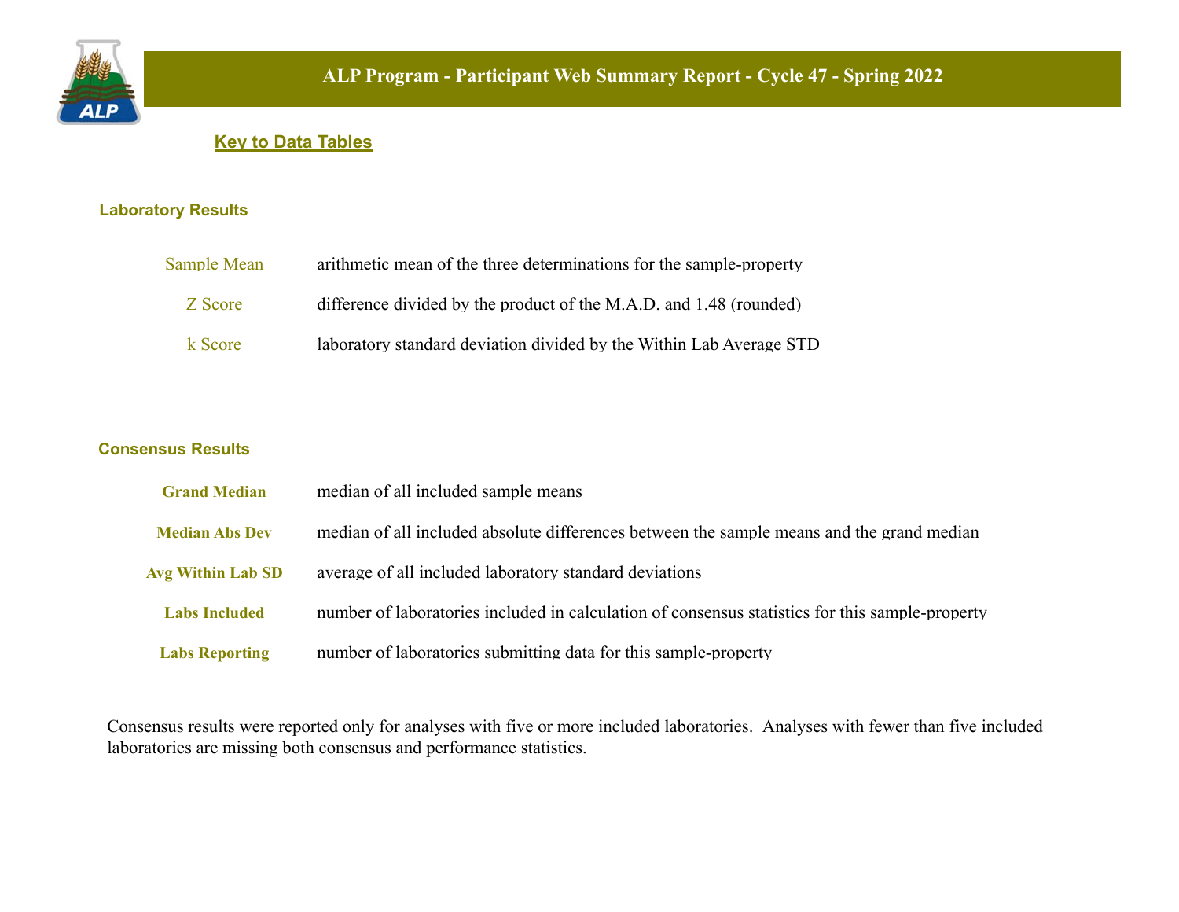# ALP Program - Participant Web Summary Report - Cycle 47 - Spring 2022

## Key to Data Tables

### Laboratory Results

| | |
|---|---|
| Sample Mean | arithmetic mean of the three determinations for the sample-property |
| Z Score | difference divided by the product of the M.A.D. and 1.48 (rounded) |
| k Score | laboratory standard deviation divided by the Within Lab Average STD |

### Consensus Results

| | |
|---|---|
| **Grand Median** | median of all included sample means |
| **Median Abs Dev** | median of all included absolute differences between the sample means and the grand median |
| **Avg Within Lab SD** | average of all included laboratory standard deviations |
| **Labs Included** | number of laboratories included in calculation of consensus statistics for this sample-property |
| **Labs Reporting** | number of laboratories submitting data for this sample-property |

Consensus results were reported only for analyses with five or more included laboratories. Analyses with fewer than five included laboratories are missing both consensus and performance statistics.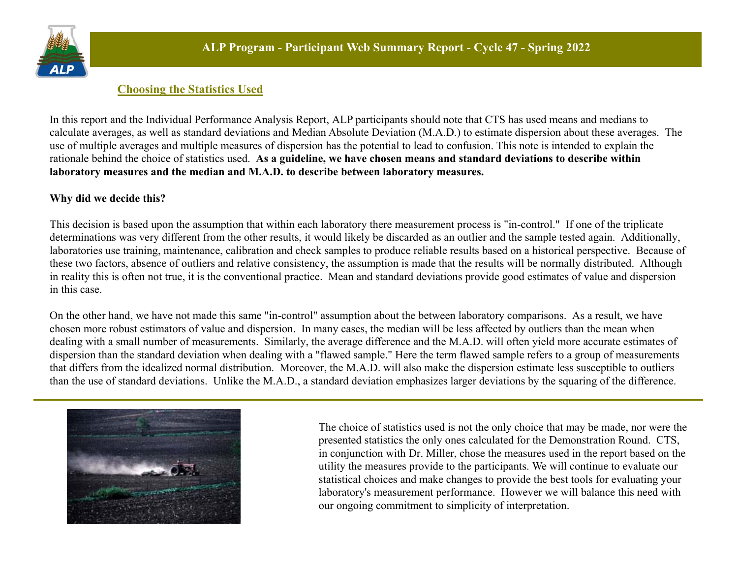## Choosing the Statistics Used

In this report and the Individual Performance Analysis Report, ALP participants should note that CTS has used means and medians to calculate averages, as well as standard deviations and Median Absolute Deviation (M.A.D.) to estimate dispersion about these averages. The use of multiple averages and multiple measures of dispersion has the potential to lead to confusion. This note is intended to explain the rationale behind the choice of statistics used. **As a guideline, we have chosen means and standard deviations to describe within laboratory measures and the median and M.A.D. to describe between laboratory measures.**

**Why did we decide this?**

This decision is based upon the assumption that within each laboratory there measurement process is "in-control." If one of the triplicate determinations was very different from the other results, it would likely be discarded as an outlier and the sample tested again. Additionally, laboratories use training, maintenance, calibration and check samples to produce reliable results based on a historical perspective. Because of these two factors, absence of outliers and relative consistency, the assumption is made that the results will be normally distributed. Although in reality this is often not true, it is the conventional practice. Mean and standard deviations provide good estimates of value and dispersion in this case.

On the other hand, we have not made this same "in-control" assumption about the between laboratory comparisons. As a result, we have chosen more robust estimators of value and dispersion. In many cases, the median will be less affected by outliers than the mean when dealing with a small number of measurements. Similarly, the average difference and the M.A.D. will often yield more accurate estimates of dispersion than the standard deviation when dealing with a "flawed sample." Here the term flawed sample refers to a group of measurements that differs from the idealized normal distribution. Moreover, the M.A.D. will also make the dispersion estimate less susceptible to outliers than the use of standard deviations. Unlike the M.A.D., a standard deviation emphasizes larger deviations by the squaring of the difference.

---

The choice of statistics used is not the only choice that may be made, nor were the presented statistics the only ones calculated for the Demonstration Round. CTS, in conjunction with Dr. Miller, chose the measures used in the report based on the utility the measures provide to the participants. We will continue to evaluate our statistical choices and make changes to provide the best tools for evaluating your laboratory's measurement performance. However we will balance this need with our ongoing commitment to simplicity of interpretation.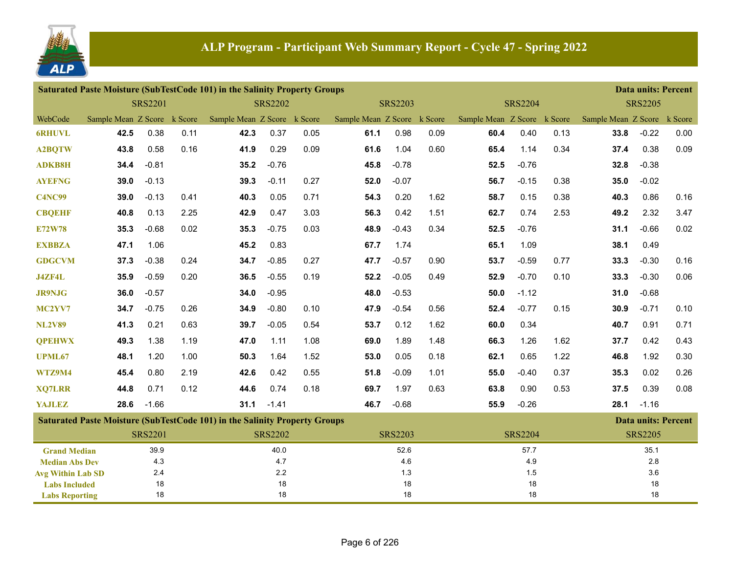# ALP Program - Participant Web Summary Report - Cycle 47 - Spring 2022

## Saturated Paste Moisture (SubTestCode 101) in the Salinity Property Groups

Data units: Percent

| | SRS2201 | | | SRS2202 | | | SRS2203 | | | SRS2204 | | | SRS2205 | | |
|---|---|---|---|---|---|---|---|---|---|---|---|---|---|---|---|
| WebCode | Sample Mean | Z Score | k Score | Sample Mean | Z Score | k Score | Sample Mean | Z Score | k Score | Sample Mean | Z Score | k Score | Sample Mean | Z Score | k Score |
| 6RHUVL | **42.5** | 0.38 | 0.11 | **42.3** | 0.37 | 0.05 | **61.1** | 0.98 | 0.09 | **60.4** | 0.40 | 0.13 | **33.8** | -0.22 | 0.00 |
| A2BQTW | **43.8** | 0.58 | 0.16 | **41.9** | 0.29 | 0.09 | **61.6** | 1.04 | 0.60 | **65.4** | 1.14 | 0.34 | **37.4** | 0.38 | 0.09 |
| ADKB8H | **34.4** | -0.81 | | **35.2** | -0.76 | | **45.8** | -0.78 | | **52.5** | -0.76 | | **32.8** | -0.38 | |
| AYEFNG | **39.0** | -0.13 | | **39.3** | -0.11 | 0.27 | **52.0** | -0.07 | | **56.7** | -0.15 | 0.38 | **35.0** | -0.02 | |
| C4NC99 | **39.0** | -0.13 | 0.41 | **40.3** | 0.05 | 0.71 | **54.3** | 0.20 | 1.62 | **58.7** | 0.15 | 0.38 | **40.3** | 0.86 | 0.16 |
| CBQEHF | **40.8** | 0.13 | 2.25 | **42.9** | 0.47 | 3.03 | **56.3** | 0.42 | 1.51 | **62.7** | 0.74 | 2.53 | **49.2** | 2.32 | 3.47 |
| E72W78 | **35.3** | -0.68 | 0.02 | **35.3** | -0.75 | 0.03 | **48.9** | -0.43 | 0.34 | **52.5** | -0.76 | | **31.1** | -0.66 | 0.02 |
| EXBBZA | **47.1** | 1.06 | | **45.2** | 0.83 | | **67.7** | 1.74 | | **65.1** | 1.09 | | **38.1** | 0.49 | |
| GDGCVM | **37.3** | -0.38 | 0.24 | **34.7** | -0.85 | 0.27 | **47.7** | -0.57 | 0.90 | **53.7** | -0.59 | 0.77 | **33.3** | -0.30 | 0.16 |
| J4ZF4L | **35.9** | -0.59 | 0.20 | **36.5** | -0.55 | 0.19 | **52.2** | -0.05 | 0.49 | **52.9** | -0.70 | 0.10 | **33.3** | -0.30 | 0.06 |
| JR9NJG | **36.0** | -0.57 | | **34.0** | -0.95 | | **48.0** | -0.53 | | **50.0** | -1.12 | | **31.0** | -0.68 | |
| MC2YV7 | **34.7** | -0.75 | 0.26 | **34.9** | -0.80 | 0.10 | **47.9** | -0.54 | 0.56 | **52.4** | -0.77 | 0.15 | **30.9** | -0.71 | 0.10 |
| NL2V89 | **41.3** | 0.21 | 0.63 | **39.7** | -0.05 | 0.54 | **53.7** | 0.12 | 1.62 | **60.0** | 0.34 | | **40.7** | 0.91 | 0.71 |
| QPEHWX | **49.3** | 1.38 | 1.19 | **47.0** | 1.11 | 1.08 | **69.0** | 1.89 | 1.48 | **66.3** | 1.26 | 1.62 | **37.7** | 0.42 | 0.43 |
| UPML67 | **48.1** | 1.20 | 1.00 | **50.3** | 1.64 | 1.52 | **53.0** | 0.05 | 0.18 | **62.1** | 0.65 | 1.22 | **46.8** | 1.92 | 0.30 |
| WTZ9M4 | **45.4** | 0.80 | 2.19 | **42.6** | 0.42 | 0.55 | **51.8** | -0.09 | 1.01 | **55.0** | -0.40 | 0.37 | **35.3** | 0.02 | 0.26 |
| XQ7LRR | **44.8** | 0.71 | 0.12 | **44.6** | 0.74 | 0.18 | **69.7** | 1.97 | 0.63 | **63.8** | 0.90 | 0.53 | **37.5** | 0.39 | 0.08 |
| YAJLEZ | **28.6** | -1.66 | | **31.1** | -1.41 | | **46.7** | -0.68 | | **55.9** | -0.26 | | **28.1** | -1.16 | |

## Saturated Paste Moisture (SubTestCode 101) in the Salinity Property Groups

Data units: Percent

| | SRS2201 | SRS2202 | SRS2203 | SRS2204 | SRS2205 |
|---|---|---|---|---|---|
| Grand Median | 39.9 | 40.0 | 52.6 | 57.7 | 35.1 |
| Median Abs Dev | 4.3 | 4.7 | 4.6 | 4.9 | 2.8 |
| Avg Within Lab SD | 2.4 | 2.2 | 1.3 | 1.5 | 3.6 |
| Labs Included | 18 | 18 | 18 | 18 | 18 |
| Labs Reporting | 18 | 18 | 18 | 18 | 18 |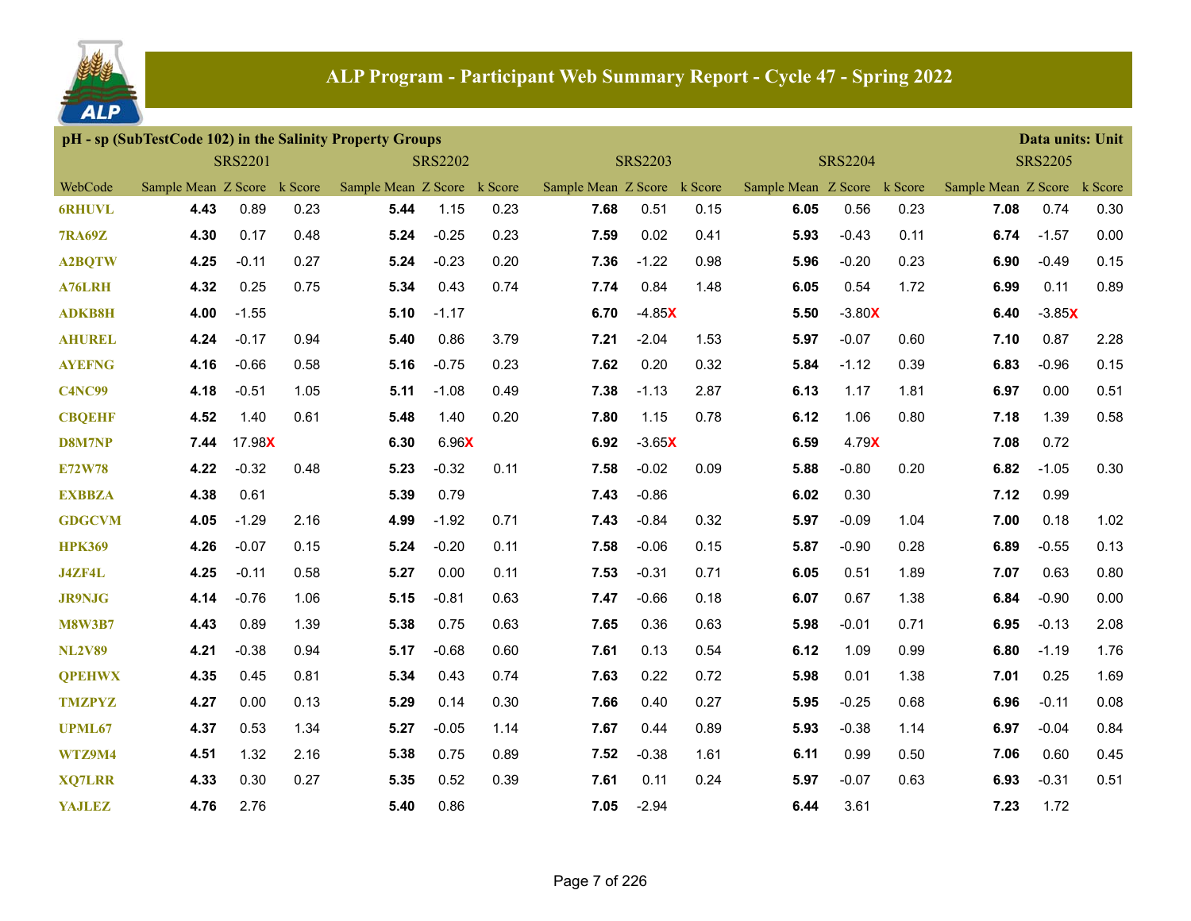# ALP Program - Participant Web Summary Report - Cycle 47 - Spring 2022

**pH - sp (SubTestCode 102) in the Salinity Property Groups** — Data units: Unit

| WebCode | SRS2201 | | | SRS2202 | | | SRS2203 | | | SRS2204 | | | SRS2205 | | |
|---|---|---|---|---|---|---|---|---|---|---|---|---|---|---|---|
| | Sample Mean | Z Score | k Score | Sample Mean | Z Score | k Score | Sample Mean | Z Score | k Score | Sample Mean | Z Score | k Score | Sample Mean | Z Score | k Score |
| 6RHUVL | **4.43** | 0.89 | 0.23 | **5.44** | 1.15 | 0.23 | **7.68** | 0.51 | 0.15 | **6.05** | 0.56 | 0.23 | **7.08** | 0.74 | 0.30 |
| 7RA69Z | **4.30** | 0.17 | 0.48 | **5.24** | -0.25 | 0.23 | **7.59** | 0.02 | 0.41 | **5.93** | -0.43 | 0.11 | **6.74** | -1.57 | 0.00 |
| A2BQTW | **4.25** | -0.11 | 0.27 | **5.24** | -0.23 | 0.20 | **7.36** | -1.22 | 0.98 | **5.96** | -0.20 | 0.23 | **6.90** | -0.49 | 0.15 |
| A76LRH | **4.32** | 0.25 | 0.75 | **5.34** | 0.43 | 0.74 | **7.74** | 0.84 | 1.48 | **6.05** | 0.54 | 1.72 | **6.99** | 0.11 | 0.89 |
| ADKB8H | **4.00** | -1.55 | | **5.10** | -1.17 | | **6.70** | -4.85X | | **5.50** | -3.80X | | **6.40** | -3.85X | |
| AHUREL | **4.24** | -0.17 | 0.94 | **5.40** | 0.86 | 3.79 | **7.21** | -2.04 | 1.53 | **5.97** | -0.07 | 0.60 | **7.10** | 0.87 | 2.28 |
| AYEFNG | **4.16** | -0.66 | 0.58 | **5.16** | -0.75 | 0.23 | **7.62** | 0.20 | 0.32 | **5.84** | -1.12 | 0.39 | **6.83** | -0.96 | 0.15 |
| C4NC99 | **4.18** | -0.51 | 1.05 | **5.11** | -1.08 | 0.49 | **7.38** | -1.13 | 2.87 | **6.13** | 1.17 | 1.81 | **6.97** | 0.00 | 0.51 |
| CBQEHF | **4.52** | 1.40 | 0.61 | **5.48** | 1.40 | 0.20 | **7.80** | 1.15 | 0.78 | **6.12** | 1.06 | 0.80 | **7.18** | 1.39 | 0.58 |
| D8M7NP | **7.44** | 17.98X | | **6.30** | 6.96X | | **6.92** | -3.65X | | **6.59** | 4.79X | | **7.08** | 0.72 | |
| E72W78 | **4.22** | -0.32 | 0.48 | **5.23** | -0.32 | 0.11 | **7.58** | -0.02 | 0.09 | **5.88** | -0.80 | 0.20 | **6.82** | -1.05 | 0.30 |
| EXBBZA | **4.38** | 0.61 | | **5.39** | 0.79 | | **7.43** | -0.86 | | **6.02** | 0.30 | | **7.12** | 0.99 | |
| GDGCVM | **4.05** | -1.29 | 2.16 | **4.99** | -1.92 | 0.71 | **7.43** | -0.84 | 0.32 | **5.97** | -0.09 | 1.04 | **7.00** | 0.18 | 1.02 |
| HPK369 | **4.26** | -0.07 | 0.15 | **5.24** | -0.20 | 0.11 | **7.58** | -0.06 | 0.15 | **5.87** | -0.90 | 0.28 | **6.89** | -0.55 | 0.13 |
| J4ZF4L | **4.25** | -0.11 | 0.58 | **5.27** | 0.00 | 0.11 | **7.53** | -0.31 | 0.71 | **6.05** | 0.51 | 1.89 | **7.07** | 0.63 | 0.80 |
| JR9NJG | **4.14** | -0.76 | 1.06 | **5.15** | -0.81 | 0.63 | **7.47** | -0.66 | 0.18 | **6.07** | 0.67 | 1.38 | **6.84** | -0.90 | 0.00 |
| M8W3B7 | **4.43** | 0.89 | 1.39 | **5.38** | 0.75 | 0.63 | **7.65** | 0.36 | 0.63 | **5.98** | -0.01 | 0.71 | **6.95** | -0.13 | 2.08 |
| NL2V89 | **4.21** | -0.38 | 0.94 | **5.17** | -0.68 | 0.60 | **7.61** | 0.13 | 0.54 | **6.12** | 1.09 | 0.99 | **6.80** | -1.19 | 1.76 |
| QPEHWX | **4.35** | 0.45 | 0.81 | **5.34** | 0.43 | 0.74 | **7.63** | 0.22 | 0.72 | **5.98** | 0.01 | 1.38 | **7.01** | 0.25 | 1.69 |
| TMZPYZ | **4.27** | 0.00 | 0.13 | **5.29** | 0.14 | 0.30 | **7.66** | 0.40 | 0.27 | **5.95** | -0.25 | 0.68 | **6.96** | -0.11 | 0.08 |
| UPML67 | **4.37** | 0.53 | 1.34 | **5.27** | -0.05 | 1.14 | **7.67** | 0.44 | 0.89 | **5.93** | -0.38 | 1.14 | **6.97** | -0.04 | 0.84 |
| WTZ9M4 | **4.51** | 1.32 | 2.16 | **5.38** | 0.75 | 0.89 | **7.52** | -0.38 | 1.61 | **6.11** | 0.99 | 0.50 | **7.06** | 0.60 | 0.45 |
| XQ7LRR | **4.33** | 0.30 | 0.27 | **5.35** | 0.52 | 0.39 | **7.61** | 0.11 | 0.24 | **5.97** | -0.07 | 0.63 | **6.93** | -0.31 | 0.51 |
| YAJLEZ | **4.76** | 2.76 | | **5.40** | 0.86 | | **7.05** | -2.94 | | **6.44** | 3.61 | | **7.23** | 1.72 | |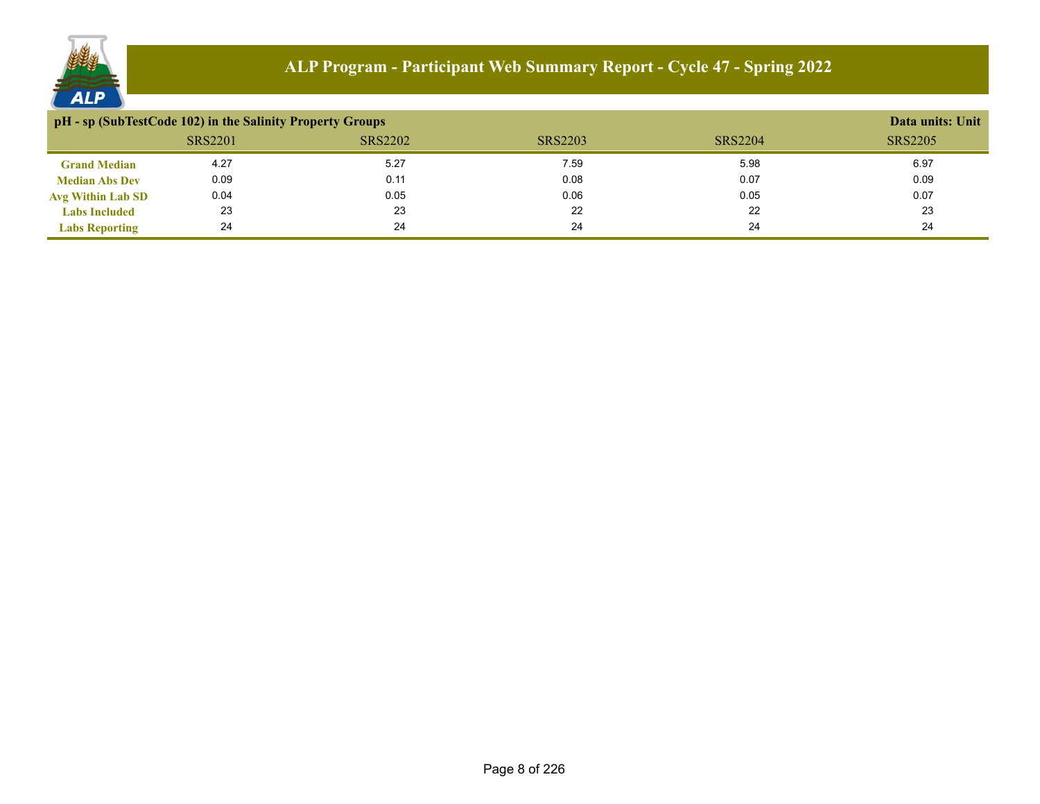## ALP Program - Participant Web Summary Report - Cycle 47 - Spring 2022

**pH - sp (SubTestCode 102) in the Salinity Property Groups** — **Data units: Unit**

| | SRS2201 | SRS2202 | SRS2203 | SRS2204 | SRS2205 |
|---|---|---|---|---|---|
| **Grand Median** | 4.27 | 5.27 | 7.59 | 5.98 | 6.97 |
| **Median Abs Dev** | 0.09 | 0.11 | 0.08 | 0.07 | 0.09 |
| **Avg Within Lab SD** | 0.04 | 0.05 | 0.06 | 0.05 | 0.07 |
| **Labs Included** | 23 | 23 | 22 | 22 | 23 |
| **Labs Reporting** | 24 | 24 | 24 | 24 | 24 |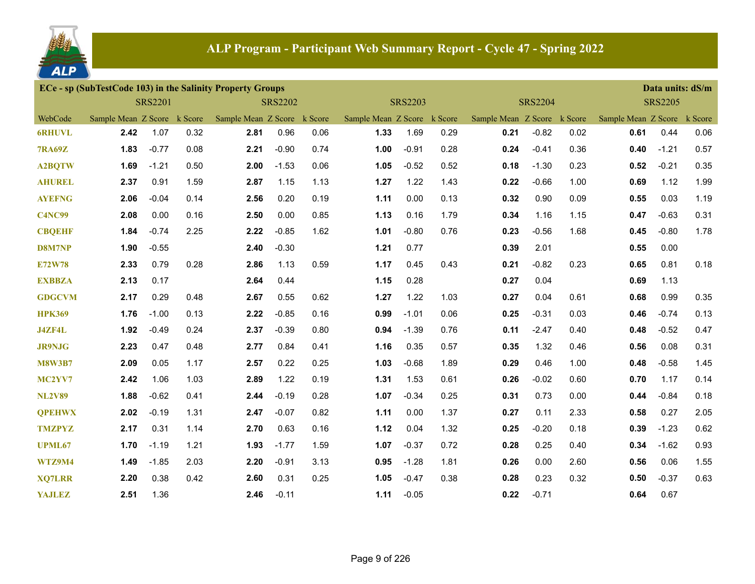## ALP Program - Participant Web Summary Report - Cycle 47 - Spring 2022

### ECe - sp (SubTestCode 103) in the Salinity Property Groups

Data units: dS/m

| | SRS2201 | | | SRS2202 | | | SRS2203 | | | SRS2204 | | | SRS2205 | | |
|---|---|---|---|---|---|---|---|---|---|---|---|---|---|---|---|
| WebCode | Sample Mean | Z Score | k Score | Sample Mean | Z Score | k Score | Sample Mean | Z Score | k Score | Sample Mean | Z Score | k Score | Sample Mean | Z Score | k Score |
| 6RHUVL | **2.42** | 1.07 | 0.32 | **2.81** | 0.96 | 0.06 | **1.33** | 1.69 | 0.29 | **0.21** | -0.82 | 0.02 | **0.61** | 0.44 | 0.06 |
| 7RA69Z | **1.83** | -0.77 | 0.08 | **2.21** | -0.90 | 0.74 | **1.00** | -0.91 | 0.28 | **0.24** | -0.41 | 0.36 | **0.40** | -1.21 | 0.57 |
| A2BQTW | **1.69** | -1.21 | 0.50 | **2.00** | -1.53 | 0.06 | **1.05** | -0.52 | 0.52 | **0.18** | -1.30 | 0.23 | **0.52** | -0.21 | 0.35 |
| AHUREL | **2.37** | 0.91 | 1.59 | **2.87** | 1.15 | 1.13 | **1.27** | 1.22 | 1.43 | **0.22** | -0.66 | 1.00 | **0.69** | 1.12 | 1.99 |
| AYEFNG | **2.06** | -0.04 | 0.14 | **2.56** | 0.20 | 0.19 | **1.11** | 0.00 | 0.13 | **0.32** | 0.90 | 0.09 | **0.55** | 0.03 | 1.19 |
| C4NC99 | **2.08** | 0.00 | 0.16 | **2.50** | 0.00 | 0.85 | **1.13** | 0.16 | 1.79 | **0.34** | 1.16 | 1.15 | **0.47** | -0.63 | 0.31 |
| CBQEHF | **1.84** | -0.74 | 2.25 | **2.22** | -0.85 | 1.62 | **1.01** | -0.80 | 0.76 | **0.23** | -0.56 | 1.68 | **0.45** | -0.80 | 1.78 |
| D8M7NP | **1.90** | -0.55 | | **2.40** | -0.30 | | **1.21** | 0.77 | | **0.39** | 2.01 | | **0.55** | 0.00 | |
| E72W78 | **2.33** | 0.79 | 0.28 | **2.86** | 1.13 | 0.59 | **1.17** | 0.45 | 0.43 | **0.21** | -0.82 | 0.23 | **0.65** | 0.81 | 0.18 |
| EXBBZA | **2.13** | 0.17 | | **2.64** | 0.44 | | **1.15** | 0.28 | | **0.27** | 0.04 | | **0.69** | 1.13 | |
| GDGCVM | **2.17** | 0.29 | 0.48 | **2.67** | 0.55 | 0.62 | **1.27** | 1.22 | 1.03 | **0.27** | 0.04 | 0.61 | **0.68** | 0.99 | 0.35 |
| HPK369 | **1.76** | -1.00 | 0.13 | **2.22** | -0.85 | 0.16 | **0.99** | -1.01 | 0.06 | **0.25** | -0.31 | 0.03 | **0.46** | -0.74 | 0.13 |
| J4ZF4L | **1.92** | -0.49 | 0.24 | **2.37** | -0.39 | 0.80 | **0.94** | -1.39 | 0.76 | **0.11** | -2.47 | 0.40 | **0.48** | -0.52 | 0.47 |
| JR9NJG | **2.23** | 0.47 | 0.48 | **2.77** | 0.84 | 0.41 | **1.16** | 0.35 | 0.57 | **0.35** | 1.32 | 0.46 | **0.56** | 0.08 | 0.31 |
| M8W3B7 | **2.09** | 0.05 | 1.17 | **2.57** | 0.22 | 0.25 | **1.03** | -0.68 | 1.89 | **0.29** | 0.46 | 1.00 | **0.48** | -0.58 | 1.45 |
| MC2YV7 | **2.42** | 1.06 | 1.03 | **2.89** | 1.22 | 0.19 | **1.31** | 1.53 | 0.61 | **0.26** | -0.02 | 0.60 | **0.70** | 1.17 | 0.14 |
| NL2V89 | **1.88** | -0.62 | 0.41 | **2.44** | -0.19 | 0.28 | **1.07** | -0.34 | 0.25 | **0.31** | 0.73 | 0.00 | **0.44** | -0.84 | 0.18 |
| QPEHWX | **2.02** | -0.19 | 1.31 | **2.47** | -0.07 | 0.82 | **1.11** | 0.00 | 1.37 | **0.27** | 0.11 | 2.33 | **0.58** | 0.27 | 2.05 |
| TMZPYZ | **2.17** | 0.31 | 1.14 | **2.70** | 0.63 | 0.16 | **1.12** | 0.04 | 1.32 | **0.25** | -0.20 | 0.18 | **0.39** | -1.23 | 0.62 |
| UPML67 | **1.70** | -1.19 | 1.21 | **1.93** | -1.77 | 1.59 | **1.07** | -0.37 | 0.72 | **0.28** | 0.25 | 0.40 | **0.34** | -1.62 | 0.93 |
| WTZ9M4 | **1.49** | -1.85 | 2.03 | **2.20** | -0.91 | 3.13 | **0.95** | -1.28 | 1.81 | **0.26** | 0.00 | 2.60 | **0.56** | 0.06 | 1.55 |
| XQ7LRR | **2.20** | 0.38 | 0.42 | **2.60** | 0.31 | 0.25 | **1.05** | -0.47 | 0.38 | **0.28** | 0.23 | 0.32 | **0.50** | -0.37 | 0.63 |
| YAJLEZ | **2.51** | 1.36 | | **2.46** | -0.11 | | **1.11** | -0.05 | | **0.22** | -0.71 | | **0.64** | 0.67 | |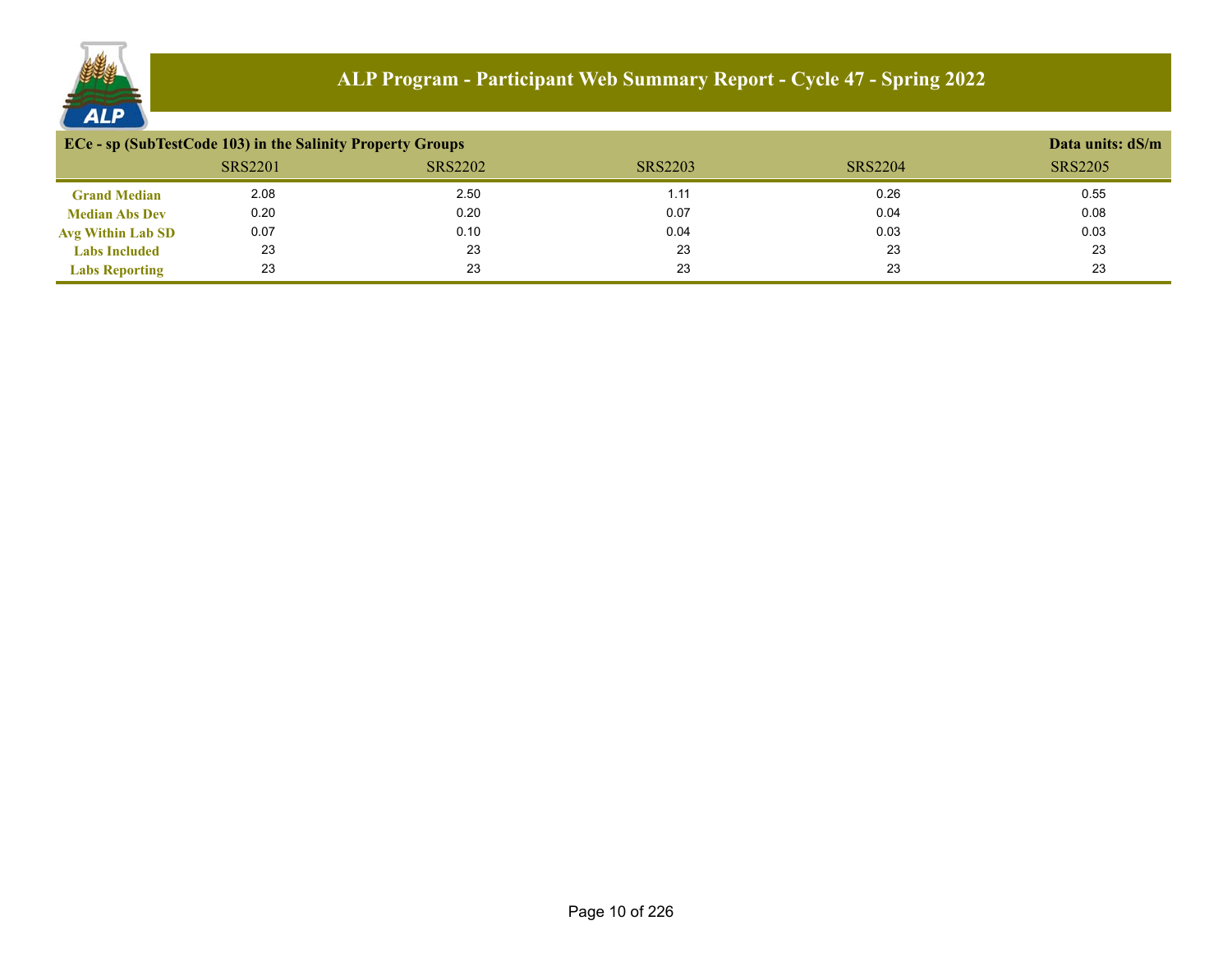# ALP Program - Participant Web Summary Report - Cycle 47 - Spring 2022

## ECe - sp (SubTestCode 103) in the Salinity Property Groups

Data units: dS/m

| | SRS2201 | SRS2202 | SRS2203 | SRS2204 | SRS2205 |
|---|---|---|---|---|---|
| **Grand Median** | 2.08 | 2.50 | 1.11 | 0.26 | 0.55 |
| **Median Abs Dev** | 0.20 | 0.20 | 0.07 | 0.04 | 0.08 |
| **Avg Within Lab SD** | 0.07 | 0.10 | 0.04 | 0.03 | 0.03 |
| **Labs Included** | 23 | 23 | 23 | 23 | 23 |
| **Labs Reporting** | 23 | 23 | 23 | 23 | 23 |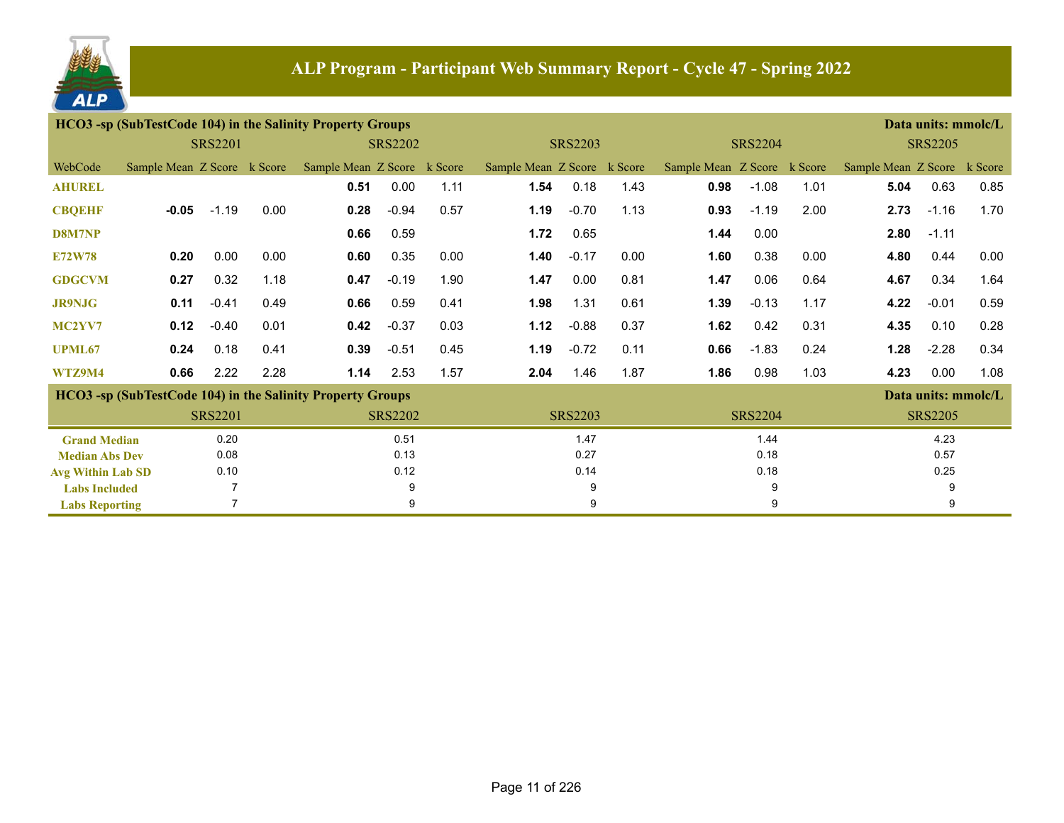# ALP Program - Participant Web Summary Report - Cycle 47 - Spring 2022

**HCO3 -sp (SubTestCode 104) in the Salinity Property Groups** — Data units: mmolc/L

| | SRS2201 | | | SRS2202 | | | SRS2203 | | | SRS2204 | | | SRS2205 | | |
|---|---|---|---|---|---|---|---|---|---|---|---|---|---|---|---|
| WebCode | Sample Mean | Z Score | k Score | Sample Mean | Z Score | k Score | Sample Mean | Z Score | k Score | Sample Mean | Z Score | k Score | Sample Mean | Z Score | k Score |
| AHUREL | | | | **0.51** | 0.00 | 1.11 | **1.54** | 0.18 | 1.43 | **0.98** | -1.08 | 1.01 | **5.04** | 0.63 | 0.85 |
| CBQEHF | **-0.05** | -1.19 | 0.00 | **0.28** | -0.94 | 0.57 | **1.19** | -0.70 | 1.13 | **0.93** | -1.19 | 2.00 | **2.73** | -1.16 | 1.70 |
| D8M7NP | | | | **0.66** | 0.59 | | **1.72** | 0.65 | | **1.44** | 0.00 | | **2.80** | -1.11 | |
| E72W78 | **0.20** | 0.00 | 0.00 | **0.60** | 0.35 | 0.00 | **1.40** | -0.17 | 0.00 | **1.60** | 0.38 | 0.00 | **4.80** | 0.44 | 0.00 |
| GDGCVM | **0.27** | 0.32 | 1.18 | **0.47** | -0.19 | 1.90 | **1.47** | 0.00 | 0.81 | **1.47** | 0.06 | 0.64 | **4.67** | 0.34 | 1.64 |
| JR9NJG | **0.11** | -0.41 | 0.49 | **0.66** | 0.59 | 0.41 | **1.98** | 1.31 | 0.61 | **1.39** | -0.13 | 1.17 | **4.22** | -0.01 | 0.59 |
| MC2YV7 | **0.12** | -0.40 | 0.01 | **0.42** | -0.37 | 0.03 | **1.12** | -0.88 | 0.37 | **1.62** | 0.42 | 0.31 | **4.35** | 0.10 | 0.28 |
| UPML67 | **0.24** | 0.18 | 0.41 | **0.39** | -0.51 | 0.45 | **1.19** | -0.72 | 0.11 | **0.66** | -1.83 | 0.24 | **1.28** | -2.28 | 0.34 |
| WTZ9M4 | **0.66** | 2.22 | 2.28 | **1.14** | 2.53 | 1.57 | **2.04** | 1.46 | 1.87 | **1.86** | 0.98 | 1.03 | **4.23** | 0.00 | 1.08 |

**HCO3 -sp (SubTestCode 104) in the Salinity Property Groups** — Data units: mmolc/L

| | SRS2201 | SRS2202 | SRS2203 | SRS2204 | SRS2205 |
|---|---|---|---|---|---|
| Grand Median | 0.20 | 0.51 | 1.47 | 1.44 | 4.23 |
| Median Abs Dev | 0.08 | 0.13 | 0.27 | 0.18 | 0.57 |
| Avg Within Lab SD | 0.10 | 0.12 | 0.14 | 0.18 | 0.25 |
| Labs Included | 7 | 9 | 9 | 9 | 9 |
| Labs Reporting | 7 | 9 | 9 | 9 | 9 |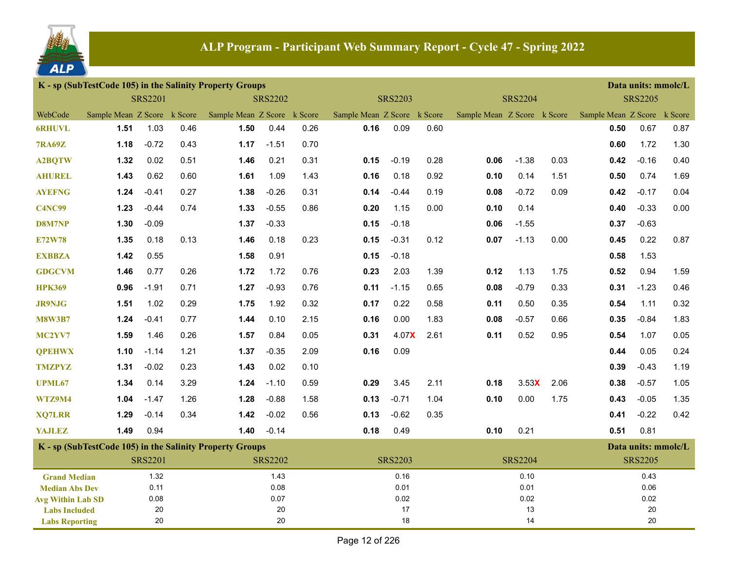# ALP Program - Participant Web Summary Report - Cycle 47 - Spring 2022

## K - sp (SubTestCode 105) in the Salinity Property Groups

Data units: mmolc/L

| | SRS2201 | | | SRS2202 | | | SRS2203 | | | SRS2204 | | | SRS2205 | | |
|---|---|---|---|---|---|---|---|---|---|---|---|---|---|---|---|
| WebCode | Sample Mean | Z Score | k Score | Sample Mean | Z Score | k Score | Sample Mean | Z Score | k Score | Sample Mean | Z Score | k Score | Sample Mean | Z Score | k Score |
| 6RHUVL | **1.51** | 1.03 | 0.46 | **1.50** | 0.44 | 0.26 | **0.16** | 0.09 | 0.60 | | | | **0.50** | 0.67 | 0.87 |
| 7RA69Z | **1.18** | -0.72 | 0.43 | **1.17** | -1.51 | 0.70 | | | | | | | **0.60** | 1.72 | 1.30 |
| A2BQTW | **1.32** | 0.02 | 0.51 | **1.46** | 0.21 | 0.31 | **0.15** | -0.19 | 0.28 | **0.06** | -1.38 | 0.03 | **0.42** | -0.16 | 0.40 |
| AHUREL | **1.43** | 0.62 | 0.60 | **1.61** | 1.09 | 1.43 | **0.16** | 0.18 | 0.92 | **0.10** | 0.14 | 1.51 | **0.50** | 0.74 | 1.69 |
| AYEFNG | **1.24** | -0.41 | 0.27 | **1.38** | -0.26 | 0.31 | **0.14** | -0.44 | 0.19 | **0.08** | -0.72 | 0.09 | **0.42** | -0.17 | 0.04 |
| C4NC99 | **1.23** | -0.44 | 0.74 | **1.33** | -0.55 | 0.86 | **0.20** | 1.15 | 0.00 | **0.10** | 0.14 | | **0.40** | -0.33 | 0.00 |
| D8M7NP | **1.30** | -0.09 | | **1.37** | -0.33 | | **0.15** | -0.18 | | **0.06** | -1.55 | | **0.37** | -0.63 | |
| E72W78 | **1.35** | 0.18 | 0.13 | **1.46** | 0.18 | 0.23 | **0.15** | -0.31 | 0.12 | **0.07** | -1.13 | 0.00 | **0.45** | 0.22 | 0.87 |
| EXBBZA | **1.42** | 0.55 | | **1.58** | 0.91 | | **0.15** | -0.18 | | | | | **0.58** | 1.53 | |
| GDGCVM | **1.46** | 0.77 | 0.26 | **1.72** | 1.72 | 0.76 | **0.23** | 2.03 | 1.39 | **0.12** | 1.13 | 1.75 | **0.52** | 0.94 | 1.59 |
| HPK369 | **0.96** | -1.91 | 0.71 | **1.27** | -0.93 | 0.76 | **0.11** | -1.15 | 0.65 | **0.08** | -0.79 | 0.33 | **0.31** | -1.23 | 0.46 |
| JR9NJG | **1.51** | 1.02 | 0.29 | **1.75** | 1.92 | 0.32 | **0.17** | 0.22 | 0.58 | **0.11** | 0.50 | 0.35 | **0.54** | 1.11 | 0.32 |
| M8W3B7 | **1.24** | -0.41 | 0.77 | **1.44** | 0.10 | 2.15 | **0.16** | 0.00 | 1.83 | **0.08** | -0.57 | 0.66 | **0.35** | -0.84 | 1.83 |
| MC2YV7 | **1.59** | 1.46 | 0.26 | **1.57** | 0.84 | 0.05 | **0.31** | 4.07X | 2.61 | **0.11** | 0.52 | 0.95 | **0.54** | 1.07 | 0.05 |
| QPEHWX | **1.10** | -1.14 | 1.21 | **1.37** | -0.35 | 2.09 | **0.16** | 0.09 | | | | | **0.44** | 0.05 | 0.24 |
| TMZPYZ | **1.31** | -0.02 | 0.23 | **1.43** | 0.02 | 0.10 | | | | | | | **0.39** | -0.43 | 1.19 |
| UPML67 | **1.34** | 0.14 | 3.29 | **1.24** | -1.10 | 0.59 | **0.29** | 3.45 | 2.11 | **0.18** | 3.53X | 2.06 | **0.38** | -0.57 | 1.05 |
| WTZ9M4 | **1.04** | -1.47 | 1.26 | **1.28** | -0.88 | 1.58 | **0.13** | -0.71 | 1.04 | **0.10** | 0.00 | 1.75 | **0.43** | -0.05 | 1.35 |
| XQ7LRR | **1.29** | -0.14 | 0.34 | **1.42** | -0.02 | 0.56 | **0.13** | -0.62 | 0.35 | | | | **0.41** | -0.22 | 0.42 |
| YAJLEZ | **1.49** | 0.94 | | **1.40** | -0.14 | | **0.18** | 0.49 | | **0.10** | 0.21 | | **0.51** | 0.81 | |

## K - sp (SubTestCode 105) in the Salinity Property Groups

Data units: mmolc/L

| | SRS2201 | SRS2202 | SRS2203 | SRS2204 | SRS2205 |
|---|---|---|---|---|---|
| Grand Median | 1.32 | 1.43 | 0.16 | 0.10 | 0.43 |
| Median Abs Dev | 0.11 | 0.08 | 0.01 | 0.01 | 0.06 |
| Avg Within Lab SD | 0.08 | 0.07 | 0.02 | 0.02 | 0.02 |
| Labs Included | 20 | 20 | 17 | 13 | 20 |
| Labs Reporting | 20 | 20 | 18 | 14 | 20 |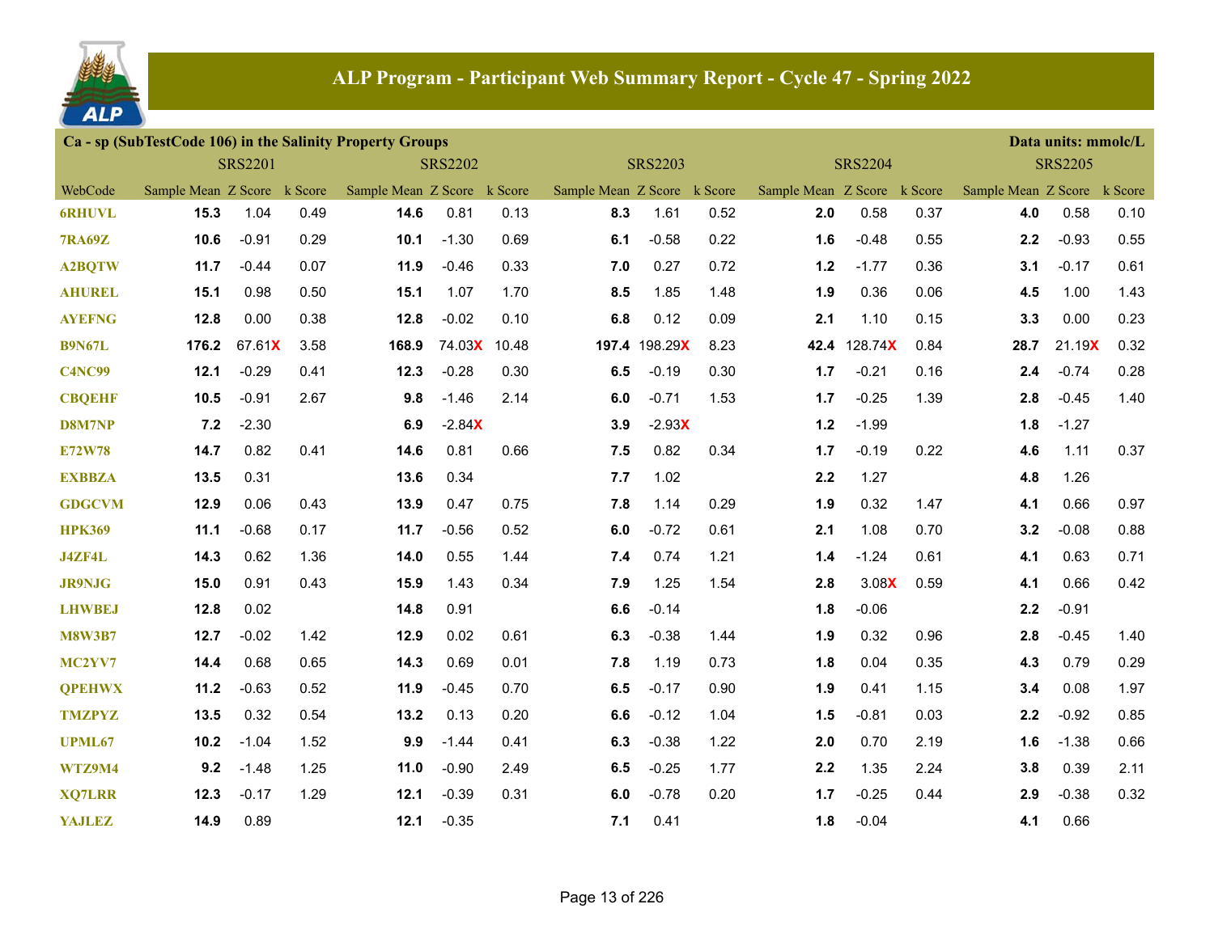## ALP Program - Participant Web Summary Report - Cycle 47 - Spring 2022

### Ca - sp (SubTestCode 106) in the Salinity Property Groups

Data units: mmolc/L

| WebCode | SRS2201 | | | SRS2202 | | | SRS2203 | | | SRS2204 | | | SRS2205 | | |
|---|---|---|---|---|---|---|---|---|---|---|---|---|---|---|---|
| | Sample Mean | Z Score | k Score | Sample Mean | Z Score | k Score | Sample Mean | Z Score | k Score | Sample Mean | Z Score | k Score | Sample Mean | Z Score | k Score |
| 6RHUVL | **15.3** | 1.04 | 0.49 | **14.6** | 0.81 | 0.13 | **8.3** | 1.61 | 0.52 | **2.0** | 0.58 | 0.37 | **4.0** | 0.58 | 0.10 |
| 7RA69Z | **10.6** | -0.91 | 0.29 | **10.1** | -1.30 | 0.69 | **6.1** | -0.58 | 0.22 | **1.6** | -0.48 | 0.55 | **2.2** | -0.93 | 0.55 |
| A2BQTW | **11.7** | -0.44 | 0.07 | **11.9** | -0.46 | 0.33 | **7.0** | 0.27 | 0.72 | **1.2** | -1.77 | 0.36 | **3.1** | -0.17 | 0.61 |
| AHUREL | **15.1** | 0.98 | 0.50 | **15.1** | 1.07 | 1.70 | **8.5** | 1.85 | 1.48 | **1.9** | 0.36 | 0.06 | **4.5** | 1.00 | 1.43 |
| AYEFNG | **12.8** | 0.00 | 0.38 | **12.8** | -0.02 | 0.10 | **6.8** | 0.12 | 0.09 | **2.1** | 1.10 | 0.15 | **3.3** | 0.00 | 0.23 |
| B9N67L | **176.2** | 67.61X | 3.58 | **168.9** | 74.03X | 10.48 | **197.4** | 198.29X | 8.23 | **42.4** | 128.74X | 0.84 | **28.7** | 21.19X | 0.32 |
| C4NC99 | **12.1** | -0.29 | 0.41 | **12.3** | -0.28 | 0.30 | **6.5** | -0.19 | 0.30 | **1.7** | -0.21 | 0.16 | **2.4** | -0.74 | 0.28 |
| CBQEHF | **10.5** | -0.91 | 2.67 | **9.8** | -1.46 | 2.14 | **6.0** | -0.71 | 1.53 | **1.7** | -0.25 | 1.39 | **2.8** | -0.45 | 1.40 |
| D8M7NP | **7.2** | -2.30 | | **6.9** | -2.84X | | **3.9** | -2.93X | | **1.2** | -1.99 | | **1.8** | -1.27 | |
| E72W78 | **14.7** | 0.82 | 0.41 | **14.6** | 0.81 | 0.66 | **7.5** | 0.82 | 0.34 | **1.7** | -0.19 | 0.22 | **4.6** | 1.11 | 0.37 |
| EXBBZA | **13.5** | 0.31 | | **13.6** | 0.34 | | **7.7** | 1.02 | | **2.2** | 1.27 | | **4.8** | 1.26 | |
| GDGCVM | **12.9** | 0.06 | 0.43 | **13.9** | 0.47 | 0.75 | **7.8** | 1.14 | 0.29 | **1.9** | 0.32 | 1.47 | **4.1** | 0.66 | 0.97 |
| HPK369 | **11.1** | -0.68 | 0.17 | **11.7** | -0.56 | 0.52 | **6.0** | -0.72 | 0.61 | **2.1** | 1.08 | 0.70 | **3.2** | -0.08 | 0.88 |
| J4ZF4L | **14.3** | 0.62 | 1.36 | **14.0** | 0.55 | 1.44 | **7.4** | 0.74 | 1.21 | **1.4** | -1.24 | 0.61 | **4.1** | 0.63 | 0.71 |
| JR9NJG | **15.0** | 0.91 | 0.43 | **15.9** | 1.43 | 0.34 | **7.9** | 1.25 | 1.54 | **2.8** | 3.08X | 0.59 | **4.1** | 0.66 | 0.42 |
| LHWBEJ | **12.8** | 0.02 | | **14.8** | 0.91 | | **6.6** | -0.14 | | **1.8** | -0.06 | | **2.2** | -0.91 | |
| M8W3B7 | **12.7** | -0.02 | 1.42 | **12.9** | 0.02 | 0.61 | **6.3** | -0.38 | 1.44 | **1.9** | 0.32 | 0.96 | **2.8** | -0.45 | 1.40 |
| MC2YV7 | **14.4** | 0.68 | 0.65 | **14.3** | 0.69 | 0.01 | **7.8** | 1.19 | 0.73 | **1.8** | 0.04 | 0.35 | **4.3** | 0.79 | 0.29 |
| QPEHWX | **11.2** | -0.63 | 0.52 | **11.9** | -0.45 | 0.70 | **6.5** | -0.17 | 0.90 | **1.9** | 0.41 | 1.15 | **3.4** | 0.08 | 1.97 |
| TMZPYZ | **13.5** | 0.32 | 0.54 | **13.2** | 0.13 | 0.20 | **6.6** | -0.12 | 1.04 | **1.5** | -0.81 | 0.03 | **2.2** | -0.92 | 0.85 |
| UPML67 | **10.2** | -1.04 | 1.52 | **9.9** | -1.44 | 0.41 | **6.3** | -0.38 | 1.22 | **2.0** | 0.70 | 2.19 | **1.6** | -1.38 | 0.66 |
| WTZ9M4 | **9.2** | -1.48 | 1.25 | **11.0** | -0.90 | 2.49 | **6.5** | -0.25 | 1.77 | **2.2** | 1.35 | 2.24 | **3.8** | 0.39 | 2.11 |
| XQ7LRR | **12.3** | -0.17 | 1.29 | **12.1** | -0.39 | 0.31 | **6.0** | -0.78 | 0.20 | **1.7** | -0.25 | 0.44 | **2.9** | -0.38 | 0.32 |
| YAJLEZ | **14.9** | 0.89 | | **12.1** | -0.35 | | **7.1** | 0.41 | | **1.8** | -0.04 | | **4.1** | 0.66 | |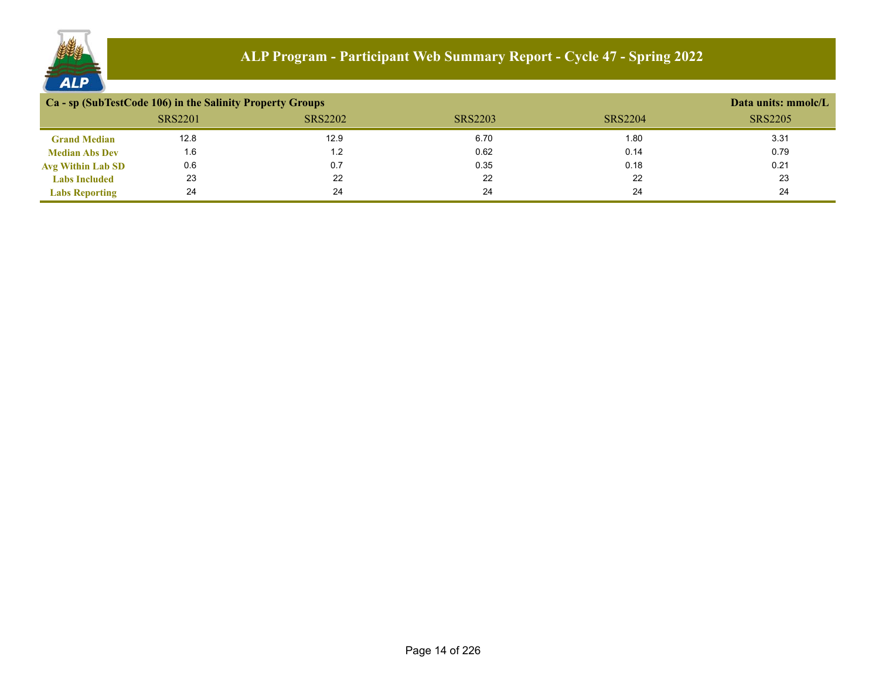# ALP Program - Participant Web Summary Report - Cycle 47 - Spring 2022

**Ca - sp (SubTestCode 106) in the Salinity Property Groups** — Data units: mmolc/L

| | SRS2201 | SRS2202 | SRS2203 | SRS2204 | SRS2205 |
|---|---|---|---|---|---|
| **Grand Median** | 12.8 | 12.9 | 6.70 | 1.80 | 3.31 |
| **Median Abs Dev** | 1.6 | 1.2 | 0.62 | 0.14 | 0.79 |
| **Avg Within Lab SD** | 0.6 | 0.7 | 0.35 | 0.18 | 0.21 |
| **Labs Included** | 23 | 22 | 22 | 22 | 23 |
| **Labs Reporting** | 24 | 24 | 24 | 24 | 24 |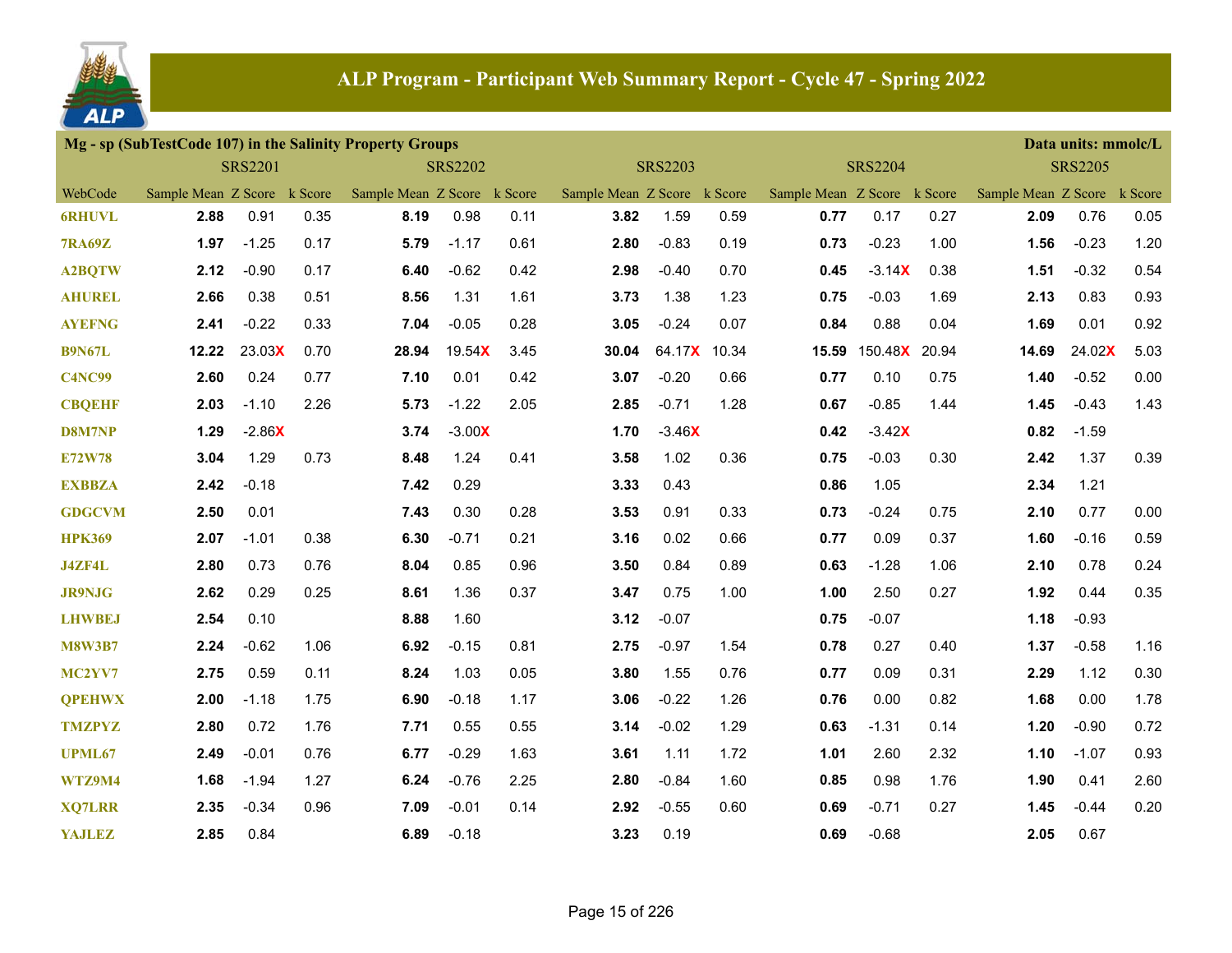## ALP Program - Participant Web Summary Report - Cycle 47 - Spring 2022

**Mg - sp (SubTestCode 107) in the Salinity Property Groups** — Data units: mmolc/L

| WebCode | SRS2201 Sample Mean | SRS2201 Z Score | SRS2201 k Score | SRS2202 Sample Mean | SRS2202 Z Score | SRS2202 k Score | SRS2203 Sample Mean | SRS2203 Z Score | SRS2203 k Score | SRS2204 Sample Mean | SRS2204 Z Score | SRS2204 k Score | SRS2205 Sample Mean | SRS2205 Z Score | SRS2205 k Score |
|---|---|---|---|---|---|---|---|---|---|---|---|---|---|---|---|
| 6RHUVL | **2.88** | 0.91 | 0.35 | **8.19** | 0.98 | 0.11 | **3.82** | 1.59 | 0.59 | **0.77** | 0.17 | 0.27 | **2.09** | 0.76 | 0.05 |
| 7RA69Z | **1.97** | -1.25 | 0.17 | **5.79** | -1.17 | 0.61 | **2.80** | -0.83 | 0.19 | **0.73** | -0.23 | 1.00 | **1.56** | -0.23 | 1.20 |
| A2BQTW | **2.12** | -0.90 | 0.17 | **6.40** | -0.62 | 0.42 | **2.98** | -0.40 | 0.70 | **0.45** | -3.14X | 0.38 | **1.51** | -0.32 | 0.54 |
| AHUREL | **2.66** | 0.38 | 0.51 | **8.56** | 1.31 | 1.61 | **3.73** | 1.38 | 1.23 | **0.75** | -0.03 | 1.69 | **2.13** | 0.83 | 0.93 |
| AYEFNG | **2.41** | -0.22 | 0.33 | **7.04** | -0.05 | 0.28 | **3.05** | -0.24 | 0.07 | **0.84** | 0.88 | 0.04 | **1.69** | 0.01 | 0.92 |
| B9N67L | **12.22** | 23.03X | 0.70 | **28.94** | 19.54X | 3.45 | **30.04** | 64.17X | 10.34 | **15.59** | 150.48X | 20.94 | **14.69** | 24.02X | 5.03 |
| C4NC99 | **2.60** | 0.24 | 0.77 | **7.10** | 0.01 | 0.42 | **3.07** | -0.20 | 0.66 | **0.77** | 0.10 | 0.75 | **1.40** | -0.52 | 0.00 |
| CBQEHF | **2.03** | -1.10 | 2.26 | **5.73** | -1.22 | 2.05 | **2.85** | -0.71 | 1.28 | **0.67** | -0.85 | 1.44 | **1.45** | -0.43 | 1.43 |
| D8M7NP | **1.29** | -2.86X | | **3.74** | -3.00X | | **1.70** | -3.46X | | **0.42** | -3.42X | | **0.82** | -1.59 | |
| E72W78 | **3.04** | 1.29 | 0.73 | **8.48** | 1.24 | 0.41 | **3.58** | 1.02 | 0.36 | **0.75** | -0.03 | 0.30 | **2.42** | 1.37 | 0.39 |
| EXBBZA | **2.42** | -0.18 | | **7.42** | 0.29 | | **3.33** | 0.43 | | **0.86** | 1.05 | | **2.34** | 1.21 | |
| GDGCVM | **2.50** | 0.01 | | **7.43** | 0.30 | 0.28 | **3.53** | 0.91 | 0.33 | **0.73** | -0.24 | 0.75 | **2.10** | 0.77 | 0.00 |
| HPK369 | **2.07** | -1.01 | 0.38 | **6.30** | -0.71 | 0.21 | **3.16** | 0.02 | 0.66 | **0.77** | 0.09 | 0.37 | **1.60** | -0.16 | 0.59 |
| J4ZF4L | **2.80** | 0.73 | 0.76 | **8.04** | 0.85 | 0.96 | **3.50** | 0.84 | 0.89 | **0.63** | -1.28 | 1.06 | **2.10** | 0.78 | 0.24 |
| JR9NJG | **2.62** | 0.29 | 0.25 | **8.61** | 1.36 | 0.37 | **3.47** | 0.75 | 1.00 | **1.00** | 2.50 | 0.27 | **1.92** | 0.44 | 0.35 |
| LHWBEJ | **2.54** | 0.10 | | **8.88** | 1.60 | | **3.12** | -0.07 | | **0.75** | -0.07 | | **1.18** | -0.93 | |
| M8W3B7 | **2.24** | -0.62 | 1.06 | **6.92** | -0.15 | 0.81 | **2.75** | -0.97 | 1.54 | **0.78** | 0.27 | 0.40 | **1.37** | -0.58 | 1.16 |
| MC2YV7 | **2.75** | 0.59 | 0.11 | **8.24** | 1.03 | 0.05 | **3.80** | 1.55 | 0.76 | **0.77** | 0.09 | 0.31 | **2.29** | 1.12 | 0.30 |
| QPEHWX | **2.00** | -1.18 | 1.75 | **6.90** | -0.18 | 1.17 | **3.06** | -0.22 | 1.26 | **0.76** | 0.00 | 0.82 | **1.68** | 0.00 | 1.78 |
| TMZPYZ | **2.80** | 0.72 | 1.76 | **7.71** | 0.55 | 0.55 | **3.14** | -0.02 | 1.29 | **0.63** | -1.31 | 0.14 | **1.20** | -0.90 | 0.72 |
| UPML67 | **2.49** | -0.01 | 0.76 | **6.77** | -0.29 | 1.63 | **3.61** | 1.11 | 1.72 | **1.01** | 2.60 | 2.32 | **1.10** | -1.07 | 0.93 |
| WTZ9M4 | **1.68** | -1.94 | 1.27 | **6.24** | -0.76 | 2.25 | **2.80** | -0.84 | 1.60 | **0.85** | 0.98 | 1.76 | **1.90** | 0.41 | 2.60 |
| XQ7LRR | **2.35** | -0.34 | 0.96 | **7.09** | -0.01 | 0.14 | **2.92** | -0.55 | 0.60 | **0.69** | -0.71 | 0.27 | **1.45** | -0.44 | 0.20 |
| YAJLEZ | **2.85** | 0.84 | | **6.89** | -0.18 | | **3.23** | 0.19 | | **0.69** | -0.68 | | **2.05** | 0.67 | |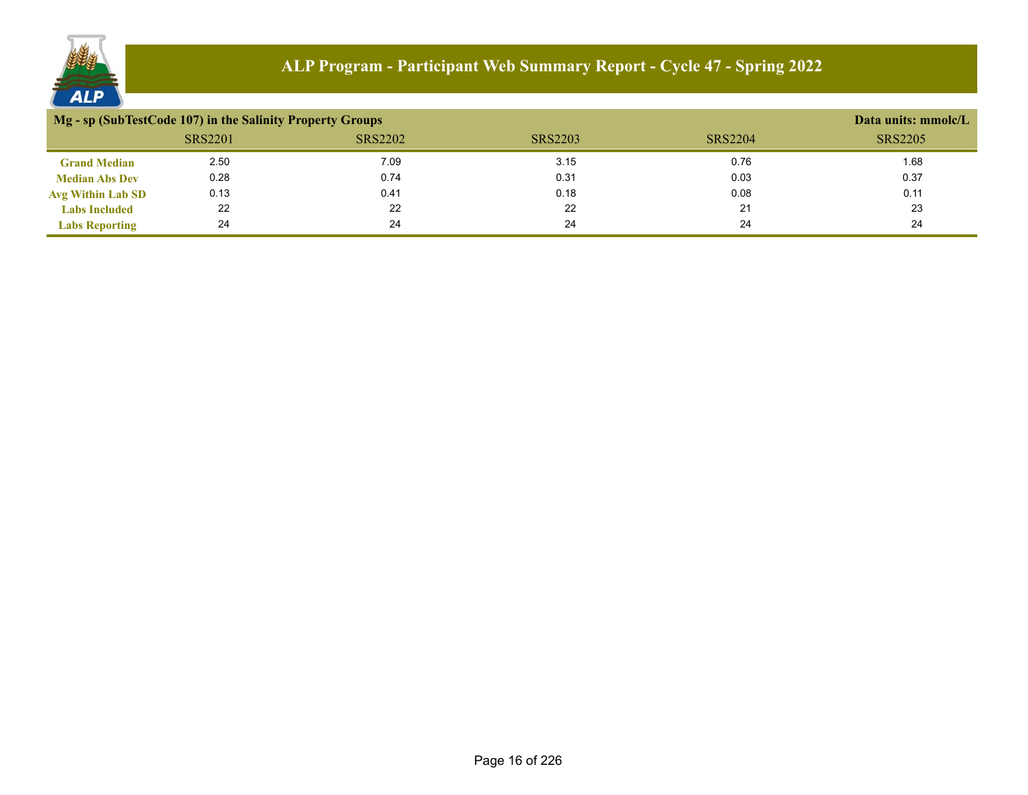# ALP Program - Participant Web Summary Report - Cycle 47 - Spring 2022

**Mg - sp (SubTestCode 107) in the Salinity Property Groups** — Data units: mmolc/L

| | SRS2201 | SRS2202 | SRS2203 | SRS2204 | SRS2205 |
|---|---|---|---|---|---|
| **Grand Median** | 2.50 | 7.09 | 3.15 | 0.76 | 1.68 |
| **Median Abs Dev** | 0.28 | 0.74 | 0.31 | 0.03 | 0.37 |
| **Avg Within Lab SD** | 0.13 | 0.41 | 0.18 | 0.08 | 0.11 |
| **Labs Included** | 22 | 22 | 22 | 21 | 23 |
| **Labs Reporting** | 24 | 24 | 24 | 24 | 24 |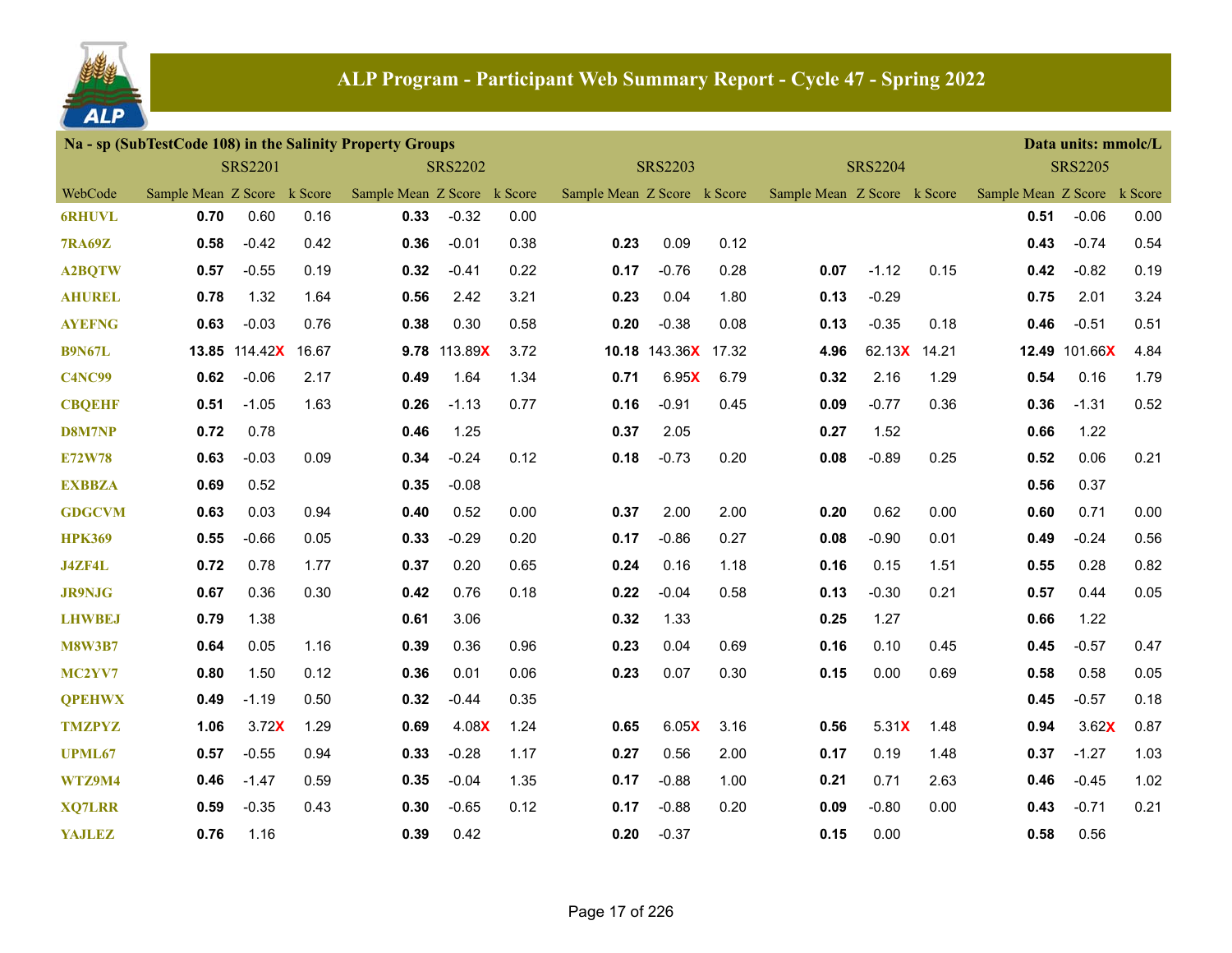# ALP Program - Participant Web Summary Report - Cycle 47 - Spring 2022

## Na - sp (SubTestCode 108) in the Salinity Property Groups

Data units: mmolc/L

| | SRS2201 | | | SRS2202 | | | SRS2203 | | | SRS2204 | | | SRS2205 | | |
|---|---|---|---|---|---|---|---|---|---|---|---|---|---|---|---|
| WebCode | Sample Mean | Z Score | k Score | Sample Mean | Z Score | k Score | Sample Mean | Z Score | k Score | Sample Mean | Z Score | k Score | Sample Mean | Z Score | k Score |
| 6RHUVL | **0.70** | 0.60 | 0.16 | **0.33** | -0.32 | 0.00 | | | | | | | **0.51** | -0.06 | 0.00 |
| 7RA69Z | **0.58** | -0.42 | 0.42 | **0.36** | -0.01 | 0.38 | **0.23** | 0.09 | 0.12 | | | | **0.43** | -0.74 | 0.54 |
| A2BQTW | **0.57** | -0.55 | 0.19 | **0.32** | -0.41 | 0.22 | **0.17** | -0.76 | 0.28 | **0.07** | -1.12 | 0.15 | **0.42** | -0.82 | 0.19 |
| AHUREL | **0.78** | 1.32 | 1.64 | **0.56** | 2.42 | 3.21 | **0.23** | 0.04 | 1.80 | **0.13** | -0.29 | | **0.75** | 2.01 | 3.24 |
| AYEFNG | **0.63** | -0.03 | 0.76 | **0.38** | 0.30 | 0.58 | **0.20** | -0.38 | 0.08 | **0.13** | -0.35 | 0.18 | **0.46** | -0.51 | 0.51 |
| B9N67L | **13.85** | 114.42X | 16.67 | **9.78** | 113.89X | 3.72 | **10.18** | 143.36X | 17.32 | **4.96** | 62.13X | 14.21 | **12.49** | 101.66X | 4.84 |
| C4NC99 | **0.62** | -0.06 | 2.17 | **0.49** | 1.64 | 1.34 | **0.71** | 6.95X | 6.79 | **0.32** | 2.16 | 1.29 | **0.54** | 0.16 | 1.79 |
| CBQEHF | **0.51** | -1.05 | 1.63 | **0.26** | -1.13 | 0.77 | **0.16** | -0.91 | 0.45 | **0.09** | -0.77 | 0.36 | **0.36** | -1.31 | 0.52 |
| D8M7NP | **0.72** | 0.78 | | **0.46** | 1.25 | | **0.37** | 2.05 | | **0.27** | 1.52 | | **0.66** | 1.22 | |
| E72W78 | **0.63** | -0.03 | 0.09 | **0.34** | -0.24 | 0.12 | **0.18** | -0.73 | 0.20 | **0.08** | -0.89 | 0.25 | **0.52** | 0.06 | 0.21 |
| EXBBZA | **0.69** | 0.52 | | **0.35** | -0.08 | | | | | | | | **0.56** | 0.37 | |
| GDGCVM | **0.63** | 0.03 | 0.94 | **0.40** | 0.52 | 0.00 | **0.37** | 2.00 | 2.00 | **0.20** | 0.62 | 0.00 | **0.60** | 0.71 | 0.00 |
| HPK369 | **0.55** | -0.66 | 0.05 | **0.33** | -0.29 | 0.20 | **0.17** | -0.86 | 0.27 | **0.08** | -0.90 | 0.01 | **0.49** | -0.24 | 0.56 |
| J4ZF4L | **0.72** | 0.78 | 1.77 | **0.37** | 0.20 | 0.65 | **0.24** | 0.16 | 1.18 | **0.16** | 0.15 | 1.51 | **0.55** | 0.28 | 0.82 |
| JR9NJG | **0.67** | 0.36 | 0.30 | **0.42** | 0.76 | 0.18 | **0.22** | -0.04 | 0.58 | **0.13** | -0.30 | 0.21 | **0.57** | 0.44 | 0.05 |
| LHWBEJ | **0.79** | 1.38 | | **0.61** | 3.06 | | **0.32** | 1.33 | | **0.25** | 1.27 | | **0.66** | 1.22 | |
| M8W3B7 | **0.64** | 0.05 | 1.16 | **0.39** | 0.36 | 0.96 | **0.23** | 0.04 | 0.69 | **0.16** | 0.10 | 0.45 | **0.45** | -0.57 | 0.47 |
| MC2YV7 | **0.80** | 1.50 | 0.12 | **0.36** | 0.01 | 0.06 | **0.23** | 0.07 | 0.30 | **0.15** | 0.00 | 0.69 | **0.58** | 0.58 | 0.05 |
| QPEHWX | **0.49** | -1.19 | 0.50 | **0.32** | -0.44 | 0.35 | | | | | | | **0.45** | -0.57 | 0.18 |
| TMZPYZ | **1.06** | 3.72X | 1.29 | **0.69** | 4.08X | 1.24 | **0.65** | 6.05X | 3.16 | **0.56** | 5.31X | 1.48 | **0.94** | 3.62X | 0.87 |
| UPML67 | **0.57** | -0.55 | 0.94 | **0.33** | -0.28 | 1.17 | **0.27** | 0.56 | 2.00 | **0.17** | 0.19 | 1.48 | **0.37** | -1.27 | 1.03 |
| WTZ9M4 | **0.46** | -1.47 | 0.59 | **0.35** | -0.04 | 1.35 | **0.17** | -0.88 | 1.00 | **0.21** | 0.71 | 2.63 | **0.46** | -0.45 | 1.02 |
| XQ7LRR | **0.59** | -0.35 | 0.43 | **0.30** | -0.65 | 0.12 | **0.17** | -0.88 | 0.20 | **0.09** | -0.80 | 0.00 | **0.43** | -0.71 | 0.21 |
| YAJLEZ | **0.76** | 1.16 | | **0.39** | 0.42 | | **0.20** | -0.37 | | **0.15** | 0.00 | | **0.58** | 0.56 | |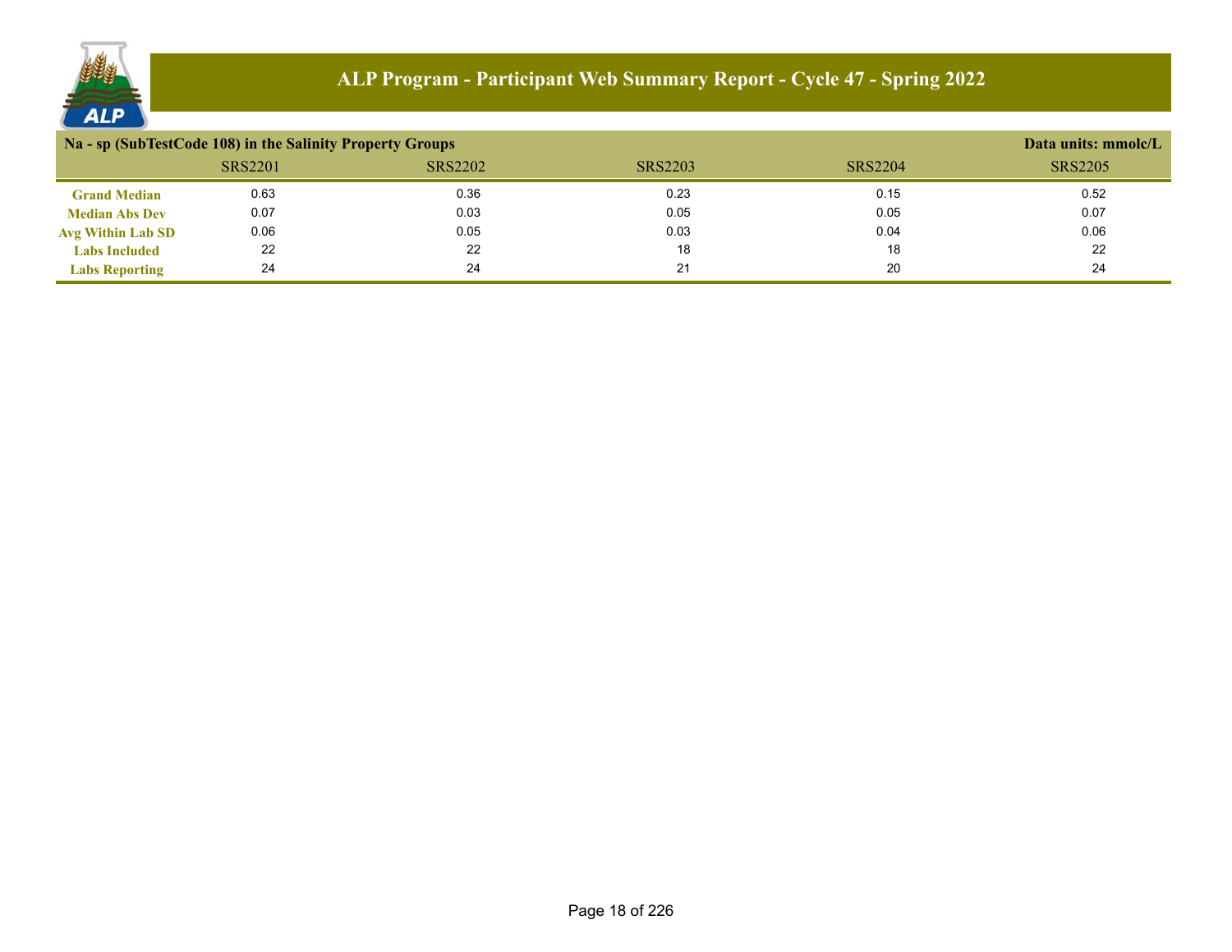# ALP Program - Participant Web Summary Report - Cycle 47 - Spring 2022

## Na - sp (SubTestCode 108) in the Salinity Property Groups

Data units: mmolc/L

| | SRS2201 | SRS2202 | SRS2203 | SRS2204 | SRS2205 |
|---|---|---|---|---|---|
| **Grand Median** | 0.63 | 0.36 | 0.23 | 0.15 | 0.52 |
| **Median Abs Dev** | 0.07 | 0.03 | 0.05 | 0.05 | 0.07 |
| **Avg Within Lab SD** | 0.06 | 0.05 | 0.03 | 0.04 | 0.06 |
| **Labs Included** | 22 | 22 | 18 | 18 | 22 |
| **Labs Reporting** | 24 | 24 | 21 | 20 | 24 |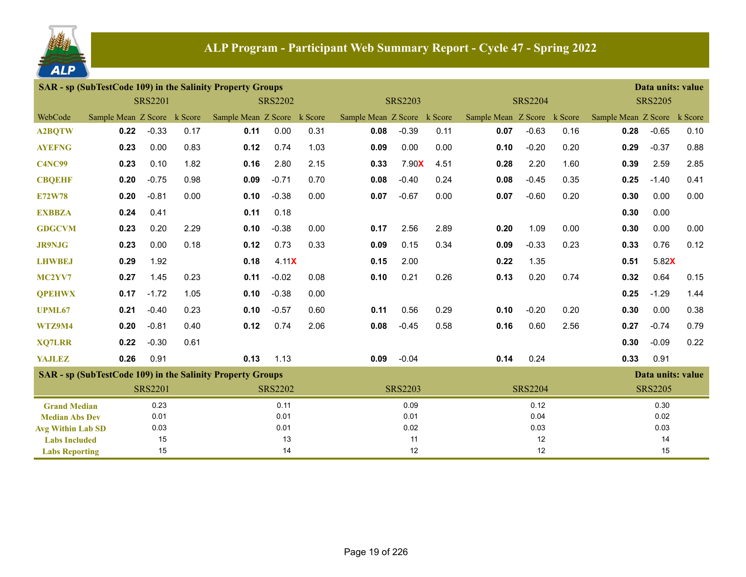# ALP Program - Participant Web Summary Report - Cycle 47 - Spring 2022

**SAR - sp (SubTestCode 109) in the Salinity Property Groups** — Data units: value

| WebCode | SRS2201 Sample Mean | SRS2201 Z Score | SRS2201 k Score | SRS2202 Sample Mean | SRS2202 Z Score | SRS2202 k Score | SRS2203 Sample Mean | SRS2203 Z Score | SRS2203 k Score | SRS2204 Sample Mean | SRS2204 Z Score | SRS2204 k Score | SRS2205 Sample Mean | SRS2205 Z Score | SRS2205 k Score |
|---|---|---|---|---|---|---|---|---|---|---|---|---|---|---|---|
| A2BQTW | **0.22** | -0.33 | 0.17 | **0.11** | 0.00 | 0.31 | **0.08** | -0.39 | 0.11 | **0.07** | -0.63 | 0.16 | **0.28** | -0.65 | 0.10 |
| AYEFNG | **0.23** | 0.00 | 0.83 | **0.12** | 0.74 | 1.03 | **0.09** | 0.00 | 0.00 | **0.10** | -0.20 | 0.20 | **0.29** | -0.37 | 0.88 |
| C4NC99 | **0.23** | 0.10 | 1.82 | **0.16** | 2.80 | 2.15 | **0.33** | 7.90X | 4.51 | **0.28** | 2.20 | 1.60 | **0.39** | 2.59 | 2.85 |
| CBQEHF | **0.20** | -0.75 | 0.98 | **0.09** | -0.71 | 0.70 | **0.08** | -0.40 | 0.24 | **0.08** | -0.45 | 0.35 | **0.25** | -1.40 | 0.41 |
| E72W78 | **0.20** | -0.81 | 0.00 | **0.10** | -0.38 | 0.00 | **0.07** | -0.67 | 0.00 | **0.07** | -0.60 | 0.20 | **0.30** | 0.00 | 0.00 |
| EXBBZA | **0.24** | 0.41 | | **0.11** | 0.18 | | | | | | | | **0.30** | 0.00 | |
| GDGCVM | **0.23** | 0.20 | 2.29 | **0.10** | -0.38 | 0.00 | **0.17** | 2.56 | 2.89 | **0.20** | 1.09 | 0.00 | **0.30** | 0.00 | 0.00 |
| JR9NJG | **0.23** | 0.00 | 0.18 | **0.12** | 0.73 | 0.33 | **0.09** | 0.15 | 0.34 | **0.09** | -0.33 | 0.23 | **0.33** | 0.76 | 0.12 |
| LHWBEJ | **0.29** | 1.92 | | **0.18** | 4.11X | | **0.15** | 2.00 | | **0.22** | 1.35 | | **0.51** | 5.82X | |
| MC2YV7 | **0.27** | 1.45 | 0.23 | **0.11** | -0.02 | 0.08 | **0.10** | 0.21 | 0.26 | **0.13** | 0.20 | 0.74 | **0.32** | 0.64 | 0.15 |
| QPEHWX | **0.17** | -1.72 | 1.05 | **0.10** | -0.38 | 0.00 | | | | | | | **0.25** | -1.29 | 1.44 |
| UPML67 | **0.21** | -0.40 | 0.23 | **0.10** | -0.57 | 0.60 | **0.11** | 0.56 | 0.29 | **0.10** | -0.20 | 0.20 | **0.30** | 0.00 | 0.38 |
| WTZ9M4 | **0.20** | -0.81 | 0.40 | **0.12** | 0.74 | 2.06 | **0.08** | -0.45 | 0.58 | **0.16** | 0.60 | 2.56 | **0.27** | -0.74 | 0.79 |
| XQ7LRR | **0.22** | -0.30 | 0.61 | | | | | | | | | | **0.30** | -0.09 | 0.22 |
| YAJLEZ | **0.26** | 0.91 | | **0.13** | 1.13 | | **0.09** | -0.04 | | **0.14** | 0.24 | | **0.33** | 0.91 | |

**SAR - sp (SubTestCode 109) in the Salinity Property Groups** — Data units: value

| | SRS2201 | SRS2202 | SRS2203 | SRS2204 | SRS2205 |
|---|---|---|---|---|---|
| Grand Median | 0.23 | 0.11 | 0.09 | 0.12 | 0.30 |
| Median Abs Dev | 0.01 | 0.01 | 0.01 | 0.04 | 0.02 |
| Avg Within Lab SD | 0.03 | 0.01 | 0.02 | 0.03 | 0.03 |
| Labs Included | 15 | 13 | 11 | 12 | 14 |
| Labs Reporting | 15 | 14 | 12 | 12 | 15 |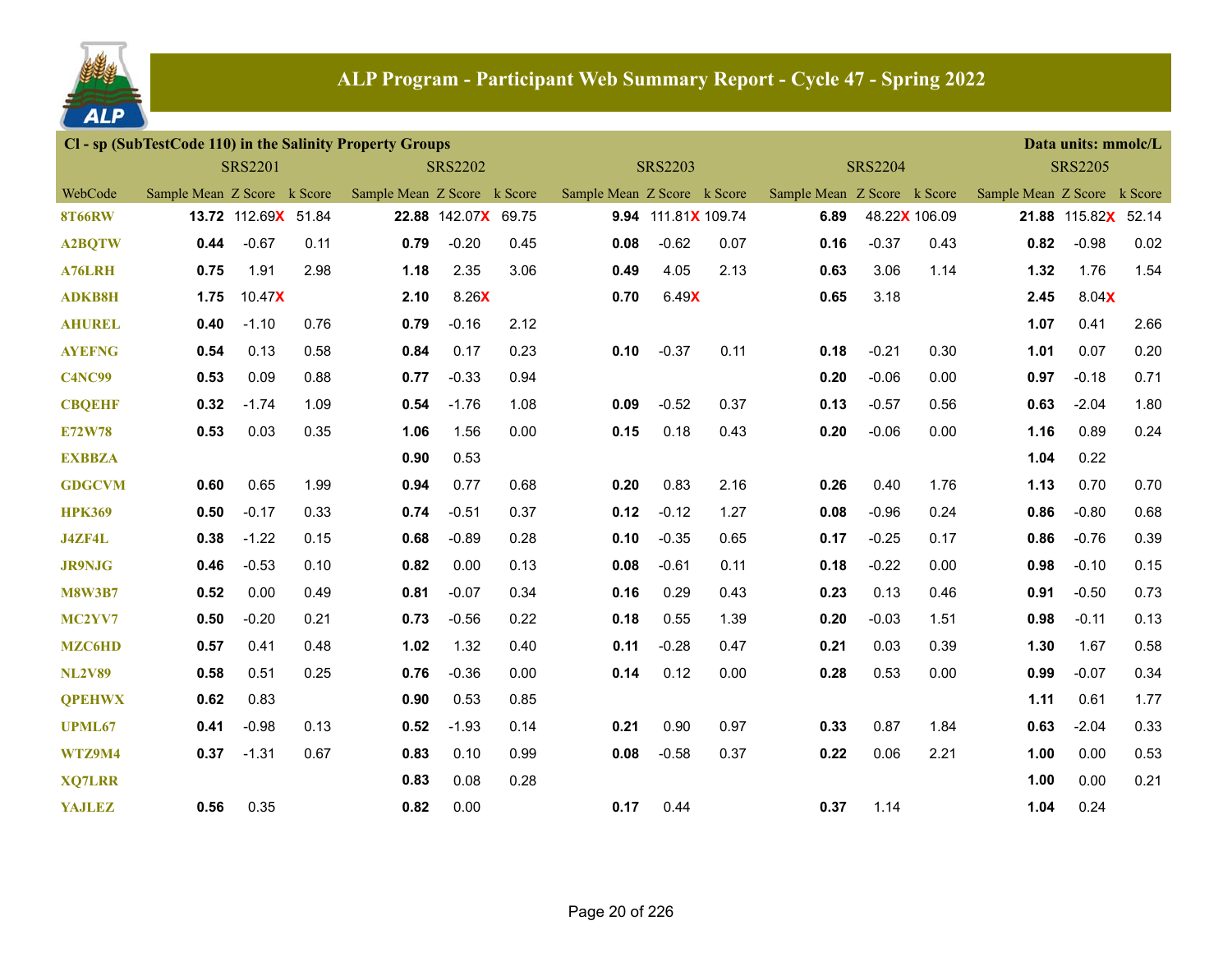# ALP Program - Participant Web Summary Report - Cycle 47 - Spring 2022

**Cl - sp (SubTestCode 110) in the Salinity Property Groups** — Data units: mmolc/L

| WebCode | SRS2201 | | | SRS2202 | | | SRS2203 | | | SRS2204 | | | SRS2205 | | |
|---|---|---|---|---|---|---|---|---|---|---|---|---|---|---|---|
| | Sample Mean | Z Score | k Score | Sample Mean | Z Score | k Score | Sample Mean | Z Score | k Score | Sample Mean | Z Score | k Score | Sample Mean | Z Score | k Score |
| 8T66RW | **13.72** | 112.69X | 51.84 | **22.88** | 142.07X | 69.75 | **9.94** | 111.81X | 109.74 | **6.89** | 48.22X | 106.09 | **21.88** | 115.82X | 52.14 |
| A2BQTW | **0.44** | -0.67 | 0.11 | **0.79** | -0.20 | 0.45 | **0.08** | -0.62 | 0.07 | **0.16** | -0.37 | 0.43 | **0.82** | -0.98 | 0.02 |
| A76LRH | **0.75** | 1.91 | 2.98 | **1.18** | 2.35 | 3.06 | **0.49** | 4.05 | 2.13 | **0.63** | 3.06 | 1.14 | **1.32** | 1.76 | 1.54 |
| ADKB8H | **1.75** | 10.47X | | **2.10** | 8.26X | | **0.70** | 6.49X | | **0.65** | 3.18 | | **2.45** | 8.04X | |
| AHUREL | **0.40** | -1.10 | 0.76 | **0.79** | -0.16 | 2.12 | | | | | | | **1.07** | 0.41 | 2.66 |
| AYEFNG | **0.54** | 0.13 | 0.58 | **0.84** | 0.17 | 0.23 | **0.10** | -0.37 | 0.11 | **0.18** | -0.21 | 0.30 | **1.01** | 0.07 | 0.20 |
| C4NC99 | **0.53** | 0.09 | 0.88 | **0.77** | -0.33 | 0.94 | | | | **0.20** | -0.06 | 0.00 | **0.97** | -0.18 | 0.71 |
| CBQEHF | **0.32** | -1.74 | 1.09 | **0.54** | -1.76 | 1.08 | **0.09** | -0.52 | 0.37 | **0.13** | -0.57 | 0.56 | **0.63** | -2.04 | 1.80 |
| E72W78 | **0.53** | 0.03 | 0.35 | **1.06** | 1.56 | 0.00 | **0.15** | 0.18 | 0.43 | **0.20** | -0.06 | 0.00 | **1.16** | 0.89 | 0.24 |
| EXBBZA | | | | **0.90** | 0.53 | | | | | | | | **1.04** | 0.22 | |
| GDGCVM | **0.60** | 0.65 | 1.99 | **0.94** | 0.77 | 0.68 | **0.20** | 0.83 | 2.16 | **0.26** | 0.40 | 1.76 | **1.13** | 0.70 | 0.70 |
| HPK369 | **0.50** | -0.17 | 0.33 | **0.74** | -0.51 | 0.37 | **0.12** | -0.12 | 1.27 | **0.08** | -0.96 | 0.24 | **0.86** | -0.80 | 0.68 |
| J4ZF4L | **0.38** | -1.22 | 0.15 | **0.68** | -0.89 | 0.28 | **0.10** | -0.35 | 0.65 | **0.17** | -0.25 | 0.17 | **0.86** | -0.76 | 0.39 |
| JR9NJG | **0.46** | -0.53 | 0.10 | **0.82** | 0.00 | 0.13 | **0.08** | -0.61 | 0.11 | **0.18** | -0.22 | 0.00 | **0.98** | -0.10 | 0.15 |
| M8W3B7 | **0.52** | 0.00 | 0.49 | **0.81** | -0.07 | 0.34 | **0.16** | 0.29 | 0.43 | **0.23** | 0.13 | 0.46 | **0.91** | -0.50 | 0.73 |
| MC2YV7 | **0.50** | -0.20 | 0.21 | **0.73** | -0.56 | 0.22 | **0.18** | 0.55 | 1.39 | **0.20** | -0.03 | 1.51 | **0.98** | -0.11 | 0.13 |
| MZC6HD | **0.57** | 0.41 | 0.48 | **1.02** | 1.32 | 0.40 | **0.11** | -0.28 | 0.47 | **0.21** | 0.03 | 0.39 | **1.30** | 1.67 | 0.58 |
| NL2V89 | **0.58** | 0.51 | 0.25 | **0.76** | -0.36 | 0.00 | **0.14** | 0.12 | 0.00 | **0.28** | 0.53 | 0.00 | **0.99** | -0.07 | 0.34 |
| QPEHWX | **0.62** | 0.83 | | **0.90** | 0.53 | 0.85 | | | | | | | **1.11** | 0.61 | 1.77 |
| UPML67 | **0.41** | -0.98 | 0.13 | **0.52** | -1.93 | 0.14 | **0.21** | 0.90 | 0.97 | **0.33** | 0.87 | 1.84 | **0.63** | -2.04 | 0.33 |
| WTZ9M4 | **0.37** | -1.31 | 0.67 | **0.83** | 0.10 | 0.99 | **0.08** | -0.58 | 0.37 | **0.22** | 0.06 | 2.21 | **1.00** | 0.00 | 0.53 |
| XQ7LRR | | | | **0.83** | 0.08 | 0.28 | | | | | | | **1.00** | 0.00 | 0.21 |
| YAJLEZ | **0.56** | 0.35 | | **0.82** | 0.00 | | **0.17** | 0.44 | | **0.37** | 1.14 | | **1.04** | 0.24 | |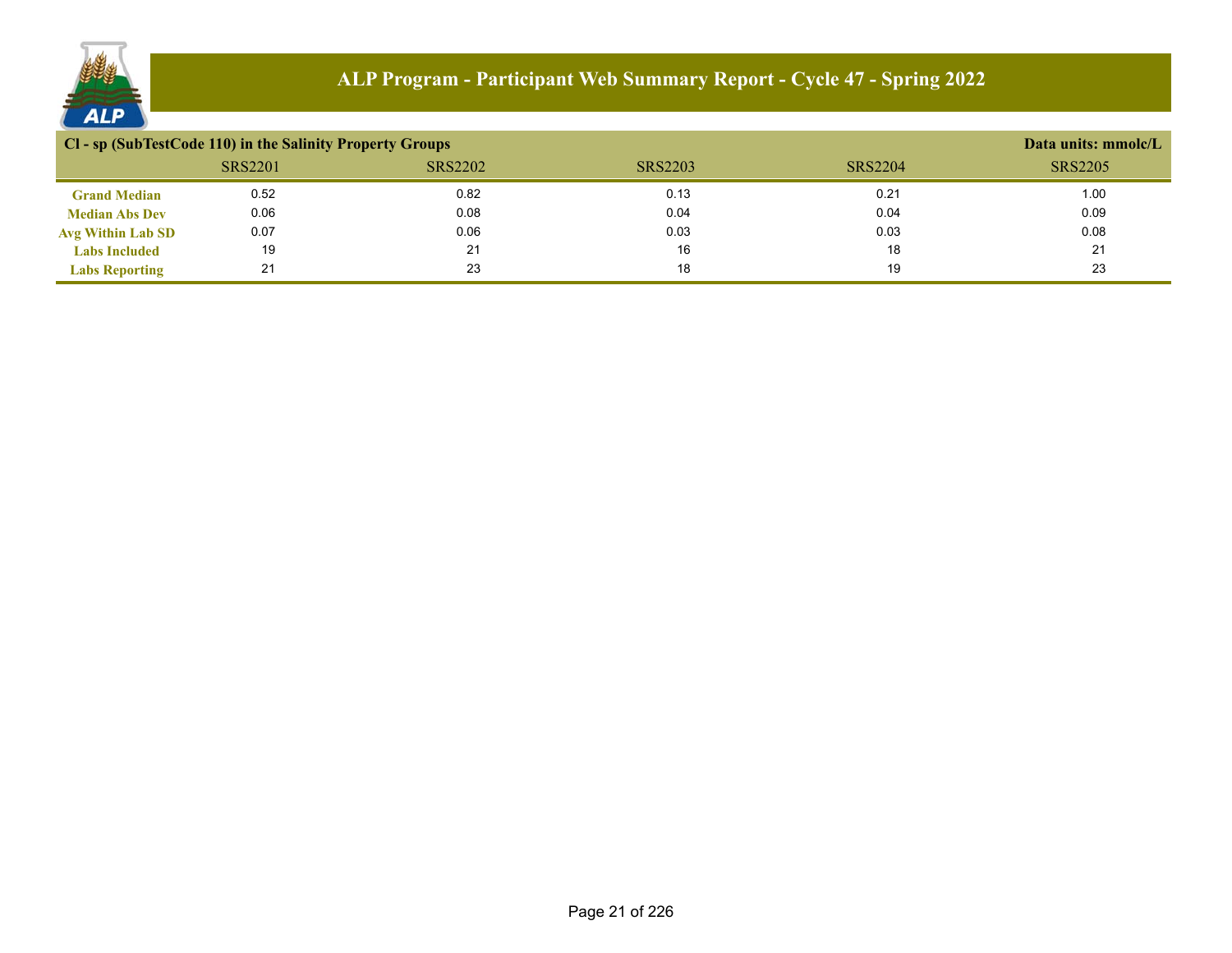# ALP Program - Participant Web Summary Report - Cycle 47 - Spring 2022

## Cl - sp (SubTestCode 110) in the Salinity Property Groups

Data units: mmolc/L

| | SRS2201 | SRS2202 | SRS2203 | SRS2204 | SRS2205 |
|---|---|---|---|---|---|
| **Grand Median** | 0.52 | 0.82 | 0.13 | 0.21 | 1.00 |
| **Median Abs Dev** | 0.06 | 0.08 | 0.04 | 0.04 | 0.09 |
| **Avg Within Lab SD** | 0.07 | 0.06 | 0.03 | 0.03 | 0.08 |
| **Labs Included** | 19 | 21 | 16 | 18 | 21 |
| **Labs Reporting** | 21 | 23 | 18 | 19 | 23 |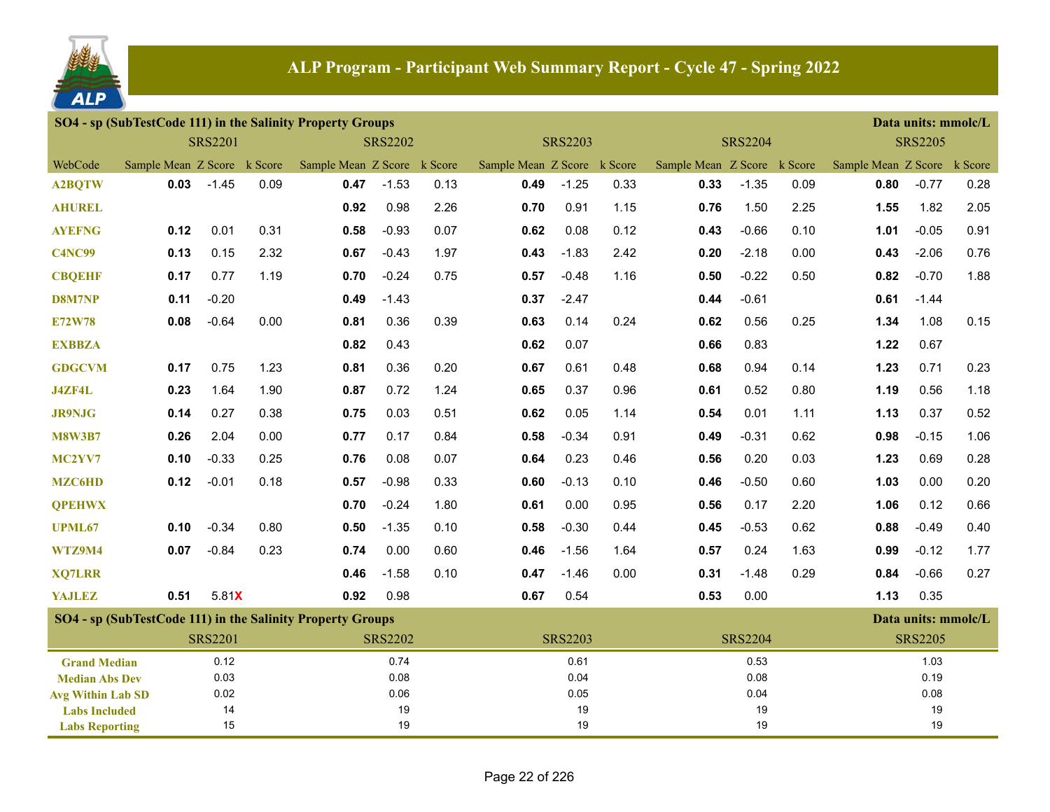# ALP Program - Participant Web Summary Report - Cycle 47 - Spring 2022

## SO4 - sp (SubTestCode 111) in the Salinity Property Groups

Data units: mmolc/L

| WebCode | SRS2201 Sample Mean | SRS2201 Z Score | SRS2201 k Score | SRS2202 Sample Mean | SRS2202 Z Score | SRS2202 k Score | SRS2203 Sample Mean | SRS2203 Z Score | SRS2203 k Score | SRS2204 Sample Mean | SRS2204 Z Score | SRS2204 k Score | SRS2205 Sample Mean | SRS2205 Z Score | SRS2205 k Score |
|---|---|---|---|---|---|---|---|---|---|---|---|---|---|---|---|
| A2BQTW | **0.03** | -1.45 | 0.09 | **0.47** | -1.53 | 0.13 | **0.49** | -1.25 | 0.33 | **0.33** | -1.35 | 0.09 | **0.80** | -0.77 | 0.28 |
| AHUREL | | | | **0.92** | 0.98 | 2.26 | **0.70** | 0.91 | 1.15 | **0.76** | 1.50 | 2.25 | **1.55** | 1.82 | 2.05 |
| AYEFNG | **0.12** | 0.01 | 0.31 | **0.58** | -0.93 | 0.07 | **0.62** | 0.08 | 0.12 | **0.43** | -0.66 | 0.10 | **1.01** | -0.05 | 0.91 |
| C4NC99 | **0.13** | 0.15 | 2.32 | **0.67** | -0.43 | 1.97 | **0.43** | -1.83 | 2.42 | **0.20** | -2.18 | 0.00 | **0.43** | -2.06 | 0.76 |
| CBQEHF | **0.17** | 0.77 | 1.19 | **0.70** | -0.24 | 0.75 | **0.57** | -0.48 | 1.16 | **0.50** | -0.22 | 0.50 | **0.82** | -0.70 | 1.88 |
| D8M7NP | **0.11** | -0.20 | | **0.49** | -1.43 | | **0.37** | -2.47 | | **0.44** | -0.61 | | **0.61** | -1.44 | |
| E72W78 | **0.08** | -0.64 | 0.00 | **0.81** | 0.36 | 0.39 | **0.63** | 0.14 | 0.24 | **0.62** | 0.56 | 0.25 | **1.34** | 1.08 | 0.15 |
| EXBBZA | | | | **0.82** | 0.43 | | **0.62** | 0.07 | | **0.66** | 0.83 | | **1.22** | 0.67 | |
| GDGCVM | **0.17** | 0.75 | 1.23 | **0.81** | 0.36 | 0.20 | **0.67** | 0.61 | 0.48 | **0.68** | 0.94 | 0.14 | **1.23** | 0.71 | 0.23 |
| J4ZF4L | **0.23** | 1.64 | 1.90 | **0.87** | 0.72 | 1.24 | **0.65** | 0.37 | 0.96 | **0.61** | 0.52 | 0.80 | **1.19** | 0.56 | 1.18 |
| JR9NJG | **0.14** | 0.27 | 0.38 | **0.75** | 0.03 | 0.51 | **0.62** | 0.05 | 1.14 | **0.54** | 0.01 | 1.11 | **1.13** | 0.37 | 0.52 |
| M8W3B7 | **0.26** | 2.04 | 0.00 | **0.77** | 0.17 | 0.84 | **0.58** | -0.34 | 0.91 | **0.49** | -0.31 | 0.62 | **0.98** | -0.15 | 1.06 |
| MC2YV7 | **0.10** | -0.33 | 0.25 | **0.76** | 0.08 | 0.07 | **0.64** | 0.23 | 0.46 | **0.56** | 0.20 | 0.03 | **1.23** | 0.69 | 0.28 |
| MZC6HD | **0.12** | -0.01 | 0.18 | **0.57** | -0.98 | 0.33 | **0.60** | -0.13 | 0.10 | **0.46** | -0.50 | 0.60 | **1.03** | 0.00 | 0.20 |
| QPEHWX | | | | **0.70** | -0.24 | 1.80 | **0.61** | 0.00 | 0.95 | **0.56** | 0.17 | 2.20 | **1.06** | 0.12 | 0.66 |
| UPML67 | **0.10** | -0.34 | 0.80 | **0.50** | -1.35 | 0.10 | **0.58** | -0.30 | 0.44 | **0.45** | -0.53 | 0.62 | **0.88** | -0.49 | 0.40 |
| WTZ9M4 | **0.07** | -0.84 | 0.23 | **0.74** | 0.00 | 0.60 | **0.46** | -1.56 | 1.64 | **0.57** | 0.24 | 1.63 | **0.99** | -0.12 | 1.77 |
| XQ7LRR | | | | **0.46** | -1.58 | 0.10 | **0.47** | -1.46 | 0.00 | **0.31** | -1.48 | 0.29 | **0.84** | -0.66 | 0.27 |
| YAJLEZ | **0.51** | 5.81**X** | | **0.92** | 0.98 | | **0.67** | 0.54 | | **0.53** | 0.00 | | **1.13** | 0.35 | |

## SO4 - sp (SubTestCode 111) in the Salinity Property Groups

Data units: mmolc/L

| | SRS2201 | SRS2202 | SRS2203 | SRS2204 | SRS2205 |
|---|---|---|---|---|---|
| Grand Median | 0.12 | 0.74 | 0.61 | 0.53 | 1.03 |
| Median Abs Dev | 0.03 | 0.08 | 0.04 | 0.08 | 0.19 |
| Avg Within Lab SD | 0.02 | 0.06 | 0.05 | 0.04 | 0.08 |
| Labs Included | 14 | 19 | 19 | 19 | 19 |
| Labs Reporting | 15 | 19 | 19 | 19 | 19 |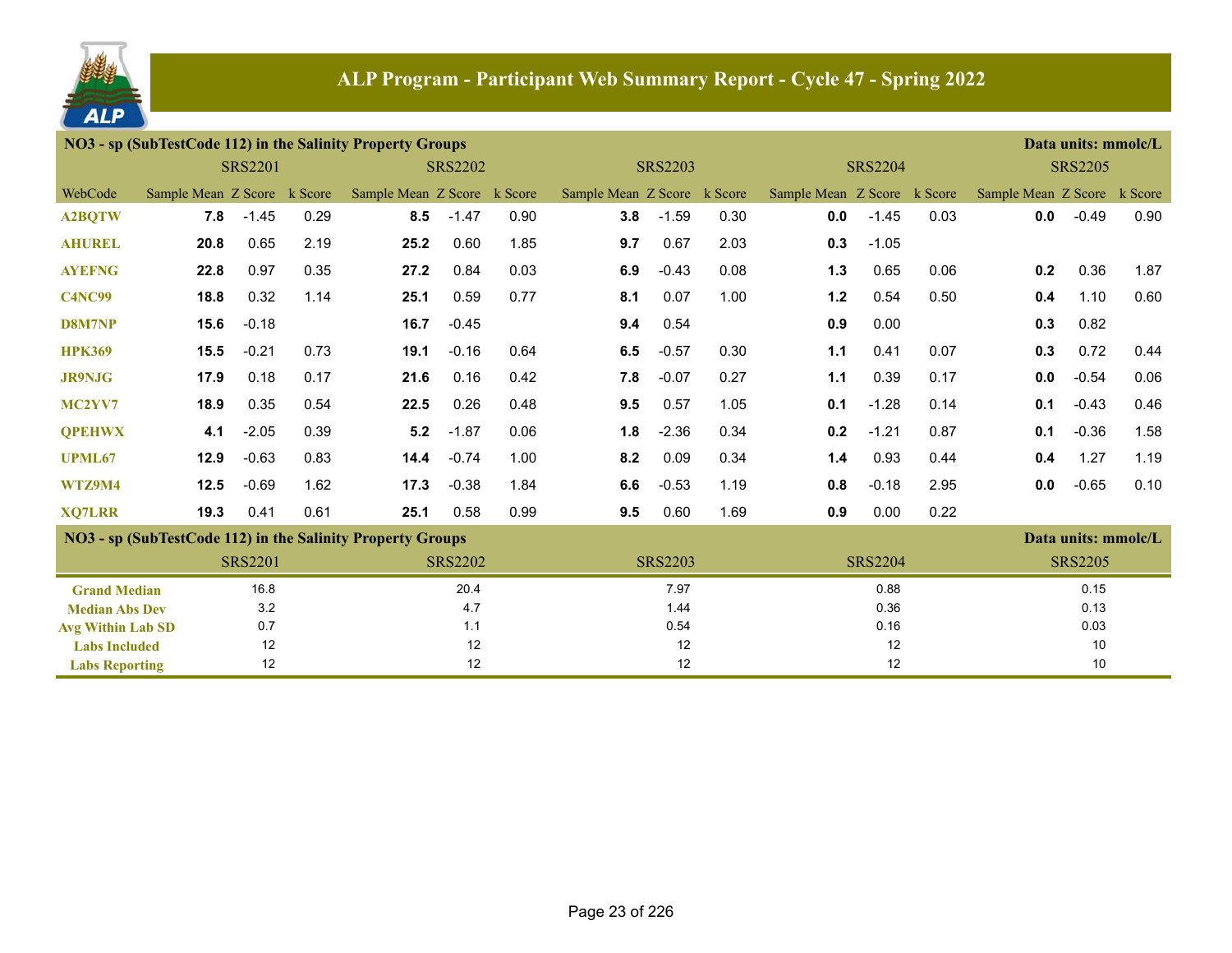# ALP Program - Participant Web Summary Report - Cycle 47 - Spring 2022

## NO3 - sp (SubTestCode 112) in the Salinity Property Groups

Data units: mmolc/L

| | SRS2201 | | | SRS2202 | | | SRS2203 | | | SRS2204 | | | SRS2205 | | |
|---|---|---|---|---|---|---|---|---|---|---|---|---|---|---|---|
| WebCode | Sample Mean | Z Score | k Score | Sample Mean | Z Score | k Score | Sample Mean | Z Score | k Score | Sample Mean | Z Score | k Score | Sample Mean | Z Score | k Score |
| A2BQTW | **7.8** | -1.45 | 0.29 | **8.5** | -1.47 | 0.90 | **3.8** | -1.59 | 0.30 | **0.0** | -1.45 | 0.03 | **0.0** | -0.49 | 0.90 |
| AHUREL | **20.8** | 0.65 | 2.19 | **25.2** | 0.60 | 1.85 | **9.7** | 0.67 | 2.03 | **0.3** | -1.05 | | | | |
| AYEFNG | **22.8** | 0.97 | 0.35 | **27.2** | 0.84 | 0.03 | **6.9** | -0.43 | 0.08 | **1.3** | 0.65 | 0.06 | **0.2** | 0.36 | 1.87 |
| C4NC99 | **18.8** | 0.32 | 1.14 | **25.1** | 0.59 | 0.77 | **8.1** | 0.07 | 1.00 | **1.2** | 0.54 | 0.50 | **0.4** | 1.10 | 0.60 |
| D8M7NP | **15.6** | -0.18 | | **16.7** | -0.45 | | **9.4** | 0.54 | | **0.9** | 0.00 | | **0.3** | 0.82 | |
| HPK369 | **15.5** | -0.21 | 0.73 | **19.1** | -0.16 | 0.64 | **6.5** | -0.57 | 0.30 | **1.1** | 0.41 | 0.07 | **0.3** | 0.72 | 0.44 |
| JR9NJG | **17.9** | 0.18 | 0.17 | **21.6** | 0.16 | 0.42 | **7.8** | -0.07 | 0.27 | **1.1** | 0.39 | 0.17 | **0.0** | -0.54 | 0.06 |
| MC2YV7 | **18.9** | 0.35 | 0.54 | **22.5** | 0.26 | 0.48 | **9.5** | 0.57 | 1.05 | **0.1** | -1.28 | 0.14 | **0.1** | -0.43 | 0.46 |
| QPEHWX | **4.1** | -2.05 | 0.39 | **5.2** | -1.87 | 0.06 | **1.8** | -2.36 | 0.34 | **0.2** | -1.21 | 0.87 | **0.1** | -0.36 | 1.58 |
| UPML67 | **12.9** | -0.63 | 0.83 | **14.4** | -0.74 | 1.00 | **8.2** | 0.09 | 0.34 | **1.4** | 0.93 | 0.44 | **0.4** | 1.27 | 1.19 |
| WTZ9M4 | **12.5** | -0.69 | 1.62 | **17.3** | -0.38 | 1.84 | **6.6** | -0.53 | 1.19 | **0.8** | -0.18 | 2.95 | **0.0** | -0.65 | 0.10 |
| XQ7LRR | **19.3** | 0.41 | 0.61 | **25.1** | 0.58 | 0.99 | **9.5** | 0.60 | 1.69 | **0.9** | 0.00 | 0.22 | | | |

## NO3 - sp (SubTestCode 112) in the Salinity Property Groups

Data units: mmolc/L

| | SRS2201 | SRS2202 | SRS2203 | SRS2204 | SRS2205 |
|---|---|---|---|---|---|
| Grand Median | 16.8 | 20.4 | 7.97 | 0.88 | 0.15 |
| Median Abs Dev | 3.2 | 4.7 | 1.44 | 0.36 | 0.13 |
| Avg Within Lab SD | 0.7 | 1.1 | 0.54 | 0.16 | 0.03 |
| Labs Included | 12 | 12 | 12 | 12 | 10 |
| Labs Reporting | 12 | 12 | 12 | 12 | 10 |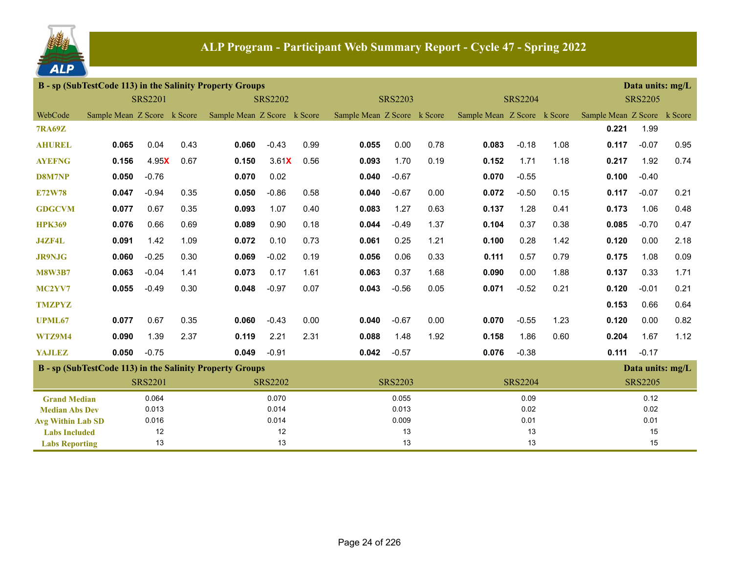# ALP Program - Participant Web Summary Report - Cycle 47 - Spring 2022

## B - sp (SubTestCode 113) in the Salinity Property Groups

Data units: mg/L

| | SRS2201 | | | SRS2202 | | | SRS2203 | | | SRS2204 | | | SRS2205 | | |
|---|---|---|---|---|---|---|---|---|---|---|---|---|---|---|---|
| WebCode | Sample Mean | Z Score | k Score | Sample Mean | Z Score | k Score | Sample Mean | Z Score | k Score | Sample Mean | Z Score | k Score | Sample Mean | Z Score | k Score |
| 7RA69Z | | | | | | | | | | | | | **0.221** | 1.99 | |
| AHUREL | **0.065** | 0.04 | 0.43 | **0.060** | -0.43 | 0.99 | **0.055** | 0.00 | 0.78 | **0.083** | -0.18 | 1.08 | **0.117** | -0.07 | 0.95 |
| AYEFNG | **0.156** | 4.95X | 0.67 | **0.150** | 3.61X | 0.56 | **0.093** | 1.70 | 0.19 | **0.152** | 1.71 | 1.18 | **0.217** | 1.92 | 0.74 |
| D8M7NP | **0.050** | -0.76 | | **0.070** | 0.02 | | **0.040** | -0.67 | | **0.070** | -0.55 | | **0.100** | -0.40 | |
| E72W78 | **0.047** | -0.94 | 0.35 | **0.050** | -0.86 | 0.58 | **0.040** | -0.67 | 0.00 | **0.072** | -0.50 | 0.15 | **0.117** | -0.07 | 0.21 |
| GDGCVM | **0.077** | 0.67 | 0.35 | **0.093** | 1.07 | 0.40 | **0.083** | 1.27 | 0.63 | **0.137** | 1.28 | 0.41 | **0.173** | 1.06 | 0.48 |
| HPK369 | **0.076** | 0.66 | 0.69 | **0.089** | 0.90 | 0.18 | **0.044** | -0.49 | 1.37 | **0.104** | 0.37 | 0.38 | **0.085** | -0.70 | 0.47 |
| J4ZF4L | **0.091** | 1.42 | 1.09 | **0.072** | 0.10 | 0.73 | **0.061** | 0.25 | 1.21 | **0.100** | 0.28 | 1.42 | **0.120** | 0.00 | 2.18 |
| JR9NJG | **0.060** | -0.25 | 0.30 | **0.069** | -0.02 | 0.19 | **0.056** | 0.06 | 0.33 | **0.111** | 0.57 | 0.79 | **0.175** | 1.08 | 0.09 |
| M8W3B7 | **0.063** | -0.04 | 1.41 | **0.073** | 0.17 | 1.61 | **0.063** | 0.37 | 1.68 | **0.090** | 0.00 | 1.88 | **0.137** | 0.33 | 1.71 |
| MC2YV7 | **0.055** | -0.49 | 0.30 | **0.048** | -0.97 | 0.07 | **0.043** | -0.56 | 0.05 | **0.071** | -0.52 | 0.21 | **0.120** | -0.01 | 0.21 |
| TMZPYZ | | | | | | | | | | | | | **0.153** | 0.66 | 0.64 |
| UPML67 | **0.077** | 0.67 | 0.35 | **0.060** | -0.43 | 0.00 | **0.040** | -0.67 | 0.00 | **0.070** | -0.55 | 1.23 | **0.120** | 0.00 | 0.82 |
| WTZ9M4 | **0.090** | 1.39 | 2.37 | **0.119** | 2.21 | 2.31 | **0.088** | 1.48 | 1.92 | **0.158** | 1.86 | 0.60 | **0.204** | 1.67 | 1.12 |
| YAJLEZ | **0.050** | -0.75 | | **0.049** | -0.91 | | **0.042** | -0.57 | | **0.076** | -0.38 | | **0.111** | -0.17 | |

## B - sp (SubTestCode 113) in the Salinity Property Groups

Data units: mg/L

| | SRS2201 | SRS2202 | SRS2203 | SRS2204 | SRS2205 |
|---|---|---|---|---|---|
| Grand Median | 0.064 | 0.070 | 0.055 | 0.09 | 0.12 |
| Median Abs Dev | 0.013 | 0.014 | 0.013 | 0.02 | 0.02 |
| Avg Within Lab SD | 0.016 | 0.014 | 0.009 | 0.01 | 0.01 |
| Labs Included | 12 | 12 | 13 | 13 | 15 |
| Labs Reporting | 13 | 13 | 13 | 13 | 15 |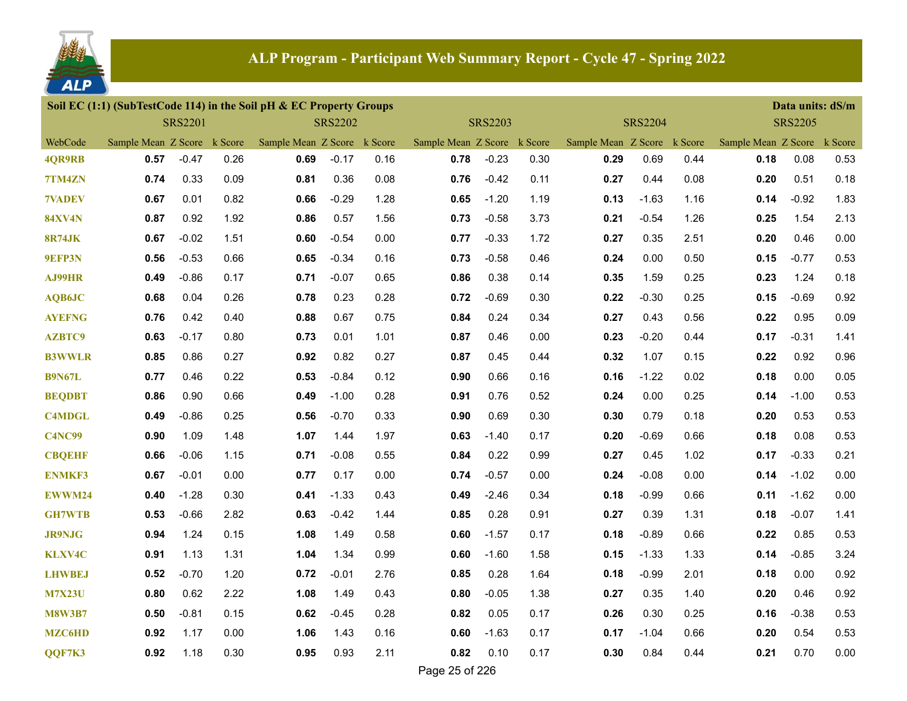# ALP Program - Participant Web Summary Report - Cycle 47 - Spring 2022

**Soil EC (1:1) (SubTestCode 114) in the Soil pH & EC Property Groups** — Data units: dS/m

| WebCode | SRS2201 Sample Mean | SRS2201 Z Score | SRS2201 k Score | SRS2202 Sample Mean | SRS2202 Z Score | SRS2202 k Score | SRS2203 Sample Mean | SRS2203 Z Score | SRS2203 k Score | SRS2204 Sample Mean | SRS2204 Z Score | SRS2204 k Score | SRS2205 Sample Mean | SRS2205 Z Score | SRS2205 k Score |
|---|---|---|---|---|---|---|---|---|---|---|---|---|---|---|---|
| 4QR9RB | **0.57** | -0.47 | 0.26 | **0.69** | -0.17 | 0.16 | **0.78** | -0.23 | 0.30 | **0.29** | 0.69 | 0.44 | **0.18** | 0.08 | 0.53 |
| 7TM4ZN | **0.74** | 0.33 | 0.09 | **0.81** | 0.36 | 0.08 | **0.76** | -0.42 | 0.11 | **0.27** | 0.44 | 0.08 | **0.20** | 0.51 | 0.18 |
| 7VADEV | **0.67** | 0.01 | 0.82 | **0.66** | -0.29 | 1.28 | **0.65** | -1.20 | 1.19 | **0.13** | -1.63 | 1.16 | **0.14** | -0.92 | 1.83 |
| 84XV4N | **0.87** | 0.92 | 1.92 | **0.86** | 0.57 | 1.56 | **0.73** | -0.58 | 3.73 | **0.21** | -0.54 | 1.26 | **0.25** | 1.54 | 2.13 |
| 8R74JK | **0.67** | -0.02 | 1.51 | **0.60** | -0.54 | 0.00 | **0.77** | -0.33 | 1.72 | **0.27** | 0.35 | 2.51 | **0.20** | 0.46 | 0.00 |
| 9EFP3N | **0.56** | -0.53 | 0.66 | **0.65** | -0.34 | 0.16 | **0.73** | -0.58 | 0.46 | **0.24** | 0.00 | 0.50 | **0.15** | -0.77 | 0.53 |
| AJ99HR | **0.49** | -0.86 | 0.17 | **0.71** | -0.07 | 0.65 | **0.86** | 0.38 | 0.14 | **0.35** | 1.59 | 0.25 | **0.23** | 1.24 | 0.18 |
| AQB6JC | **0.68** | 0.04 | 0.26 | **0.78** | 0.23 | 0.28 | **0.72** | -0.69 | 0.30 | **0.22** | -0.30 | 0.25 | **0.15** | -0.69 | 0.92 |
| AYEFNG | **0.76** | 0.42 | 0.40 | **0.88** | 0.67 | 0.75 | **0.84** | 0.24 | 0.34 | **0.27** | 0.43 | 0.56 | **0.22** | 0.95 | 0.09 |
| AZBTC9 | **0.63** | -0.17 | 0.80 | **0.73** | 0.01 | 1.01 | **0.87** | 0.46 | 0.00 | **0.23** | -0.20 | 0.44 | **0.17** | -0.31 | 1.41 |
| B3WWLR | **0.85** | 0.86 | 0.27 | **0.92** | 0.82 | 0.27 | **0.87** | 0.45 | 0.44 | **0.32** | 1.07 | 0.15 | **0.22** | 0.92 | 0.96 |
| B9N67L | **0.77** | 0.46 | 0.22 | **0.53** | -0.84 | 0.12 | **0.90** | 0.66 | 0.16 | **0.16** | -1.22 | 0.02 | **0.18** | 0.00 | 0.05 |
| BEQDBT | **0.86** | 0.90 | 0.66 | **0.49** | -1.00 | 0.28 | **0.91** | 0.76 | 0.52 | **0.24** | 0.00 | 0.25 | **0.14** | -1.00 | 0.53 |
| C4MDGL | **0.49** | -0.86 | 0.25 | **0.56** | -0.70 | 0.33 | **0.90** | 0.69 | 0.30 | **0.30** | 0.79 | 0.18 | **0.20** | 0.53 | 0.53 |
| C4NC99 | **0.90** | 1.09 | 1.48 | **1.07** | 1.44 | 1.97 | **0.63** | -1.40 | 0.17 | **0.20** | -0.69 | 0.66 | **0.18** | 0.08 | 0.53 |
| CBQEHF | **0.66** | -0.06 | 1.15 | **0.71** | -0.08 | 0.55 | **0.84** | 0.22 | 0.99 | **0.27** | 0.45 | 1.02 | **0.17** | -0.33 | 0.21 |
| ENMKF3 | **0.67** | -0.01 | 0.00 | **0.77** | 0.17 | 0.00 | **0.74** | -0.57 | 0.00 | **0.24** | -0.08 | 0.00 | **0.14** | -1.02 | 0.00 |
| EWWM24 | **0.40** | -1.28 | 0.30 | **0.41** | -1.33 | 0.43 | **0.49** | -2.46 | 0.34 | **0.18** | -0.99 | 0.66 | **0.11** | -1.62 | 0.00 |
| GH7WTB | **0.53** | -0.66 | 2.82 | **0.63** | -0.42 | 1.44 | **0.85** | 0.28 | 0.91 | **0.27** | 0.39 | 1.31 | **0.18** | -0.07 | 1.41 |
| JR9NJG | **0.94** | 1.24 | 0.15 | **1.08** | 1.49 | 0.58 | **0.60** | -1.57 | 0.17 | **0.18** | -0.89 | 0.66 | **0.22** | 0.85 | 0.53 |
| KLXV4C | **0.91** | 1.13 | 1.31 | **1.04** | 1.34 | 0.99 | **0.60** | -1.60 | 1.58 | **0.15** | -1.33 | 1.33 | **0.14** | -0.85 | 3.24 |
| LHWBEJ | **0.52** | -0.70 | 1.20 | **0.72** | -0.01 | 2.76 | **0.85** | 0.28 | 1.64 | **0.18** | -0.99 | 2.01 | **0.18** | 0.00 | 0.92 |
| M7X23U | **0.80** | 0.62 | 2.22 | **1.08** | 1.49 | 0.43 | **0.80** | -0.05 | 1.38 | **0.27** | 0.35 | 1.40 | **0.20** | 0.46 | 0.92 |
| M8W3B7 | **0.50** | -0.81 | 0.15 | **0.62** | -0.45 | 0.28 | **0.82** | 0.05 | 0.17 | **0.26** | 0.30 | 0.25 | **0.16** | -0.38 | 0.53 |
| MZC6HD | **0.92** | 1.17 | 0.00 | **1.06** | 1.43 | 0.16 | **0.60** | -1.63 | 0.17 | **0.17** | -1.04 | 0.66 | **0.20** | 0.54 | 0.53 |
| QQF7K3 | **0.92** | 1.18 | 0.30 | **0.95** | 0.93 | 2.11 | **0.82** | 0.10 | 0.17 | **0.30** | 0.84 | 0.44 | **0.21** | 0.70 | 0.00 |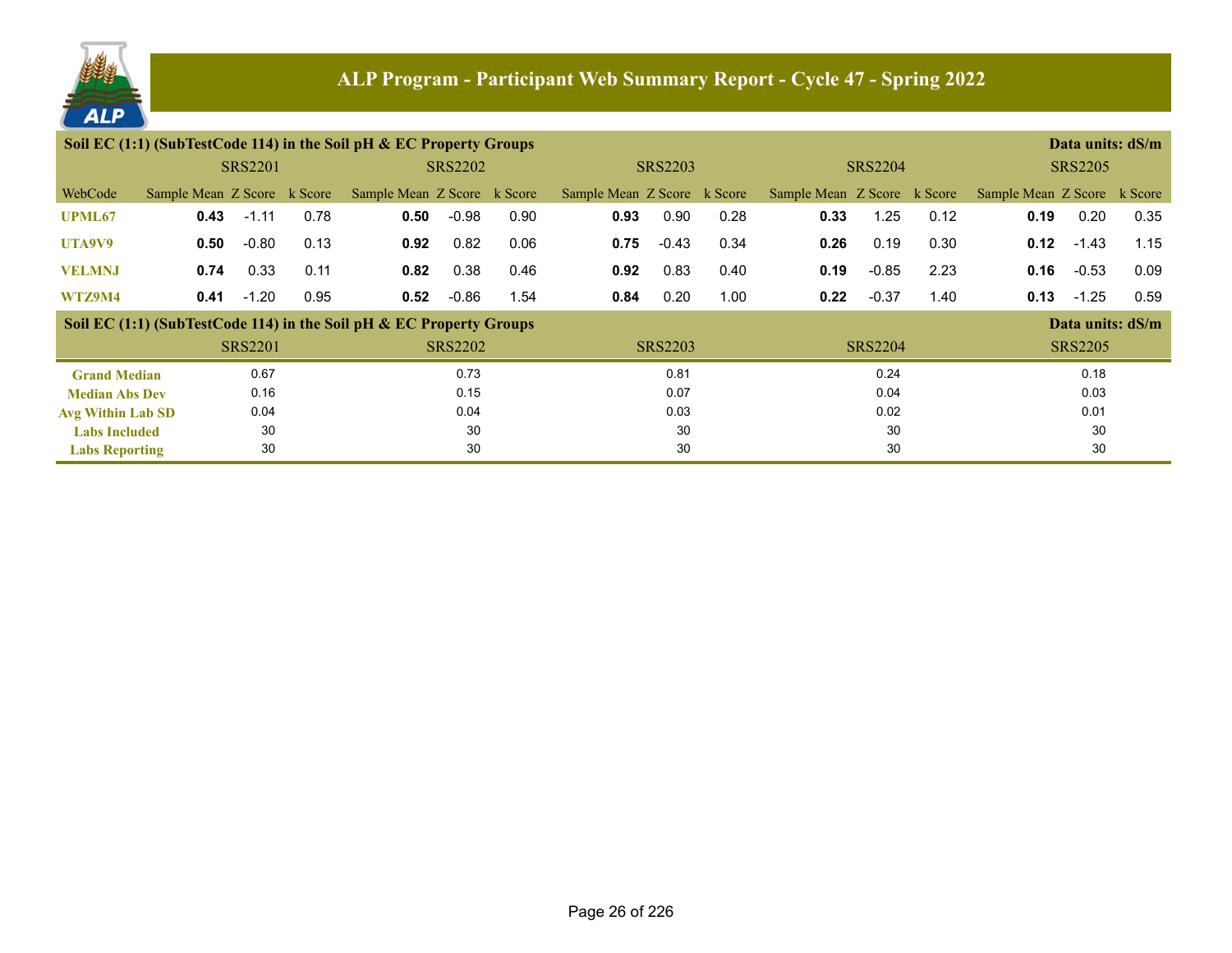## ALP Program - Participant Web Summary Report - Cycle 47 - Spring 2022

**Soil EC (1:1) (SubTestCode 114) in the Soil pH & EC Property Groups** — Data units: dS/m

| | SRS2201 | | | SRS2202 | | | SRS2203 | | | SRS2204 | | | SRS2205 | | |
|---|---|---|---|---|---|---|---|---|---|---|---|---|---|---|---|
| WebCode | Sample Mean | Z Score | k Score | Sample Mean | Z Score | k Score | Sample Mean | Z Score | k Score | Sample Mean | Z Score | k Score | Sample Mean | Z Score | k Score |
| UPML67 | **0.43** | -1.11 | 0.78 | **0.50** | -0.98 | 0.90 | **0.93** | 0.90 | 0.28 | **0.33** | 1.25 | 0.12 | **0.19** | 0.20 | 0.35 |
| UTA9V9 | **0.50** | -0.80 | 0.13 | **0.92** | 0.82 | 0.06 | **0.75** | -0.43 | 0.34 | **0.26** | 0.19 | 0.30 | **0.12** | -1.43 | 1.15 |
| VELMNJ | **0.74** | 0.33 | 0.11 | **0.82** | 0.38 | 0.46 | **0.92** | 0.83 | 0.40 | **0.19** | -0.85 | 2.23 | **0.16** | -0.53 | 0.09 |
| WTZ9M4 | **0.41** | -1.20 | 0.95 | **0.52** | -0.86 | 1.54 | **0.84** | 0.20 | 1.00 | **0.22** | -0.37 | 1.40 | **0.13** | -1.25 | 0.59 |

**Soil EC (1:1) (SubTestCode 114) in the Soil pH & EC Property Groups** — Data units: dS/m

| | SRS2201 | SRS2202 | SRS2203 | SRS2204 | SRS2205 |
|---|---|---|---|---|---|
| Grand Median | 0.67 | 0.73 | 0.81 | 0.24 | 0.18 |
| Median Abs Dev | 0.16 | 0.15 | 0.07 | 0.04 | 0.03 |
| Avg Within Lab SD | 0.04 | 0.04 | 0.03 | 0.02 | 0.01 |
| Labs Included | 30 | 30 | 30 | 30 | 30 |
| Labs Reporting | 30 | 30 | 30 | 30 | 30 |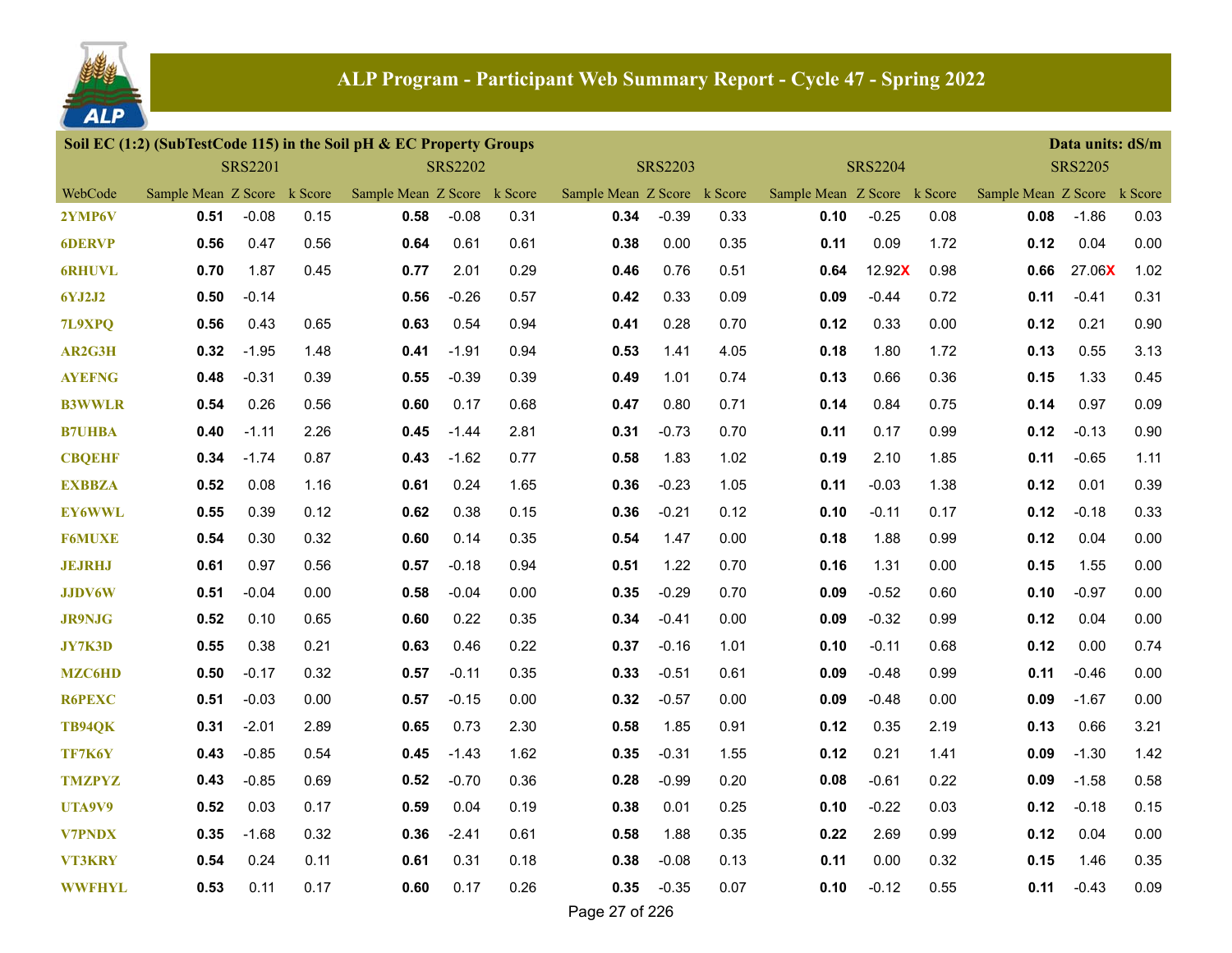# ALP Program - Participant Web Summary Report - Cycle 47 - Spring 2022

## Soil EC (1:2) (SubTestCode 115) in the Soil pH & EC Property Groups

Data units: dS/m

| WebCode | SRS2201 Sample Mean | SRS2201 Z Score | SRS2201 k Score | SRS2202 Sample Mean | SRS2202 Z Score | SRS2202 k Score | SRS2203 Sample Mean | SRS2203 Z Score | SRS2203 k Score | SRS2204 Sample Mean | SRS2204 Z Score | SRS2204 k Score | SRS2205 Sample Mean | SRS2205 Z Score | SRS2205 k Score |
|---|---|---|---|---|---|---|---|---|---|---|---|---|---|---|---|
| 2YMP6V | **0.51** | -0.08 | 0.15 | **0.58** | -0.08 | 0.31 | **0.34** | -0.39 | 0.33 | **0.10** | -0.25 | 0.08 | **0.08** | -1.86 | 0.03 |
| 6DERVP | **0.56** | 0.47 | 0.56 | **0.64** | 0.61 | 0.61 | **0.38** | 0.00 | 0.35 | **0.11** | 0.09 | 1.72 | **0.12** | 0.04 | 0.00 |
| 6RHUVL | **0.70** | 1.87 | 0.45 | **0.77** | 2.01 | 0.29 | **0.46** | 0.76 | 0.51 | **0.64** | 12.92X | 0.98 | **0.66** | 27.06X | 1.02 |
| 6YJ2J2 | **0.50** | -0.14 | | **0.56** | -0.26 | 0.57 | **0.42** | 0.33 | 0.09 | **0.09** | -0.44 | 0.72 | **0.11** | -0.41 | 0.31 |
| 7L9XPQ | **0.56** | 0.43 | 0.65 | **0.63** | 0.54 | 0.94 | **0.41** | 0.28 | 0.70 | **0.12** | 0.33 | 0.00 | **0.12** | 0.21 | 0.90 |
| AR2G3H | **0.32** | -1.95 | 1.48 | **0.41** | -1.91 | 0.94 | **0.53** | 1.41 | 4.05 | **0.18** | 1.80 | 1.72 | **0.13** | 0.55 | 3.13 |
| AYEFNG | **0.48** | -0.31 | 0.39 | **0.55** | -0.39 | 0.39 | **0.49** | 1.01 | 0.74 | **0.13** | 0.66 | 0.36 | **0.15** | 1.33 | 0.45 |
| B3WWLR | **0.54** | 0.26 | 0.56 | **0.60** | 0.17 | 0.68 | **0.47** | 0.80 | 0.71 | **0.14** | 0.84 | 0.75 | **0.14** | 0.97 | 0.09 |
| B7UHBA | **0.40** | -1.11 | 2.26 | **0.45** | -1.44 | 2.81 | **0.31** | -0.73 | 0.70 | **0.11** | 0.17 | 0.99 | **0.12** | -0.13 | 0.90 |
| CBQEHF | **0.34** | -1.74 | 0.87 | **0.43** | -1.62 | 0.77 | **0.58** | 1.83 | 1.02 | **0.19** | 2.10 | 1.85 | **0.11** | -0.65 | 1.11 |
| EXBBZA | **0.52** | 0.08 | 1.16 | **0.61** | 0.24 | 1.65 | **0.36** | -0.23 | 1.05 | **0.11** | -0.03 | 1.38 | **0.12** | 0.01 | 0.39 |
| EY6WWL | **0.55** | 0.39 | 0.12 | **0.62** | 0.38 | 0.15 | **0.36** | -0.21 | 0.12 | **0.10** | -0.11 | 0.17 | **0.12** | -0.18 | 0.33 |
| F6MUXE | **0.54** | 0.30 | 0.32 | **0.60** | 0.14 | 0.35 | **0.54** | 1.47 | 0.00 | **0.18** | 1.88 | 0.99 | **0.12** | 0.04 | 0.00 |
| JEJRHJ | **0.61** | 0.97 | 0.56 | **0.57** | -0.18 | 0.94 | **0.51** | 1.22 | 0.70 | **0.16** | 1.31 | 0.00 | **0.15** | 1.55 | 0.00 |
| JJDV6W | **0.51** | -0.04 | 0.00 | **0.58** | -0.04 | 0.00 | **0.35** | -0.29 | 0.70 | **0.09** | -0.52 | 0.60 | **0.10** | -0.97 | 0.00 |
| JR9NJG | **0.52** | 0.10 | 0.65 | **0.60** | 0.22 | 0.35 | **0.34** | -0.41 | 0.00 | **0.09** | -0.32 | 0.99 | **0.12** | 0.04 | 0.00 |
| JY7K3D | **0.55** | 0.38 | 0.21 | **0.63** | 0.46 | 0.22 | **0.37** | -0.16 | 1.01 | **0.10** | -0.11 | 0.68 | **0.12** | 0.00 | 0.74 |
| MZC6HD | **0.50** | -0.17 | 0.32 | **0.57** | -0.11 | 0.35 | **0.33** | -0.51 | 0.61 | **0.09** | -0.48 | 0.99 | **0.11** | -0.46 | 0.00 |
| R6PEXC | **0.51** | -0.03 | 0.00 | **0.57** | -0.15 | 0.00 | **0.32** | -0.57 | 0.00 | **0.09** | -0.48 | 0.00 | **0.09** | -1.67 | 0.00 |
| TB94QK | **0.31** | -2.01 | 2.89 | **0.65** | 0.73 | 2.30 | **0.58** | 1.85 | 0.91 | **0.12** | 0.35 | 2.19 | **0.13** | 0.66 | 3.21 |
| TF7K6Y | **0.43** | -0.85 | 0.54 | **0.45** | -1.43 | 1.62 | **0.35** | -0.31 | 1.55 | **0.12** | 0.21 | 1.41 | **0.09** | -1.30 | 1.42 |
| TMZPYZ | **0.43** | -0.85 | 0.69 | **0.52** | -0.70 | 0.36 | **0.28** | -0.99 | 0.20 | **0.08** | -0.61 | 0.22 | **0.09** | -1.58 | 0.58 |
| UTA9V9 | **0.52** | 0.03 | 0.17 | **0.59** | 0.04 | 0.19 | **0.38** | 0.01 | 0.25 | **0.10** | -0.22 | 0.03 | **0.12** | -0.18 | 0.15 |
| V7PNDX | **0.35** | -1.68 | 0.32 | **0.36** | -2.41 | 0.61 | **0.58** | 1.88 | 0.35 | **0.22** | 2.69 | 0.99 | **0.12** | 0.04 | 0.00 |
| VT3KRY | **0.54** | 0.24 | 0.11 | **0.61** | 0.31 | 0.18 | **0.38** | -0.08 | 0.13 | **0.11** | 0.00 | 0.32 | **0.15** | 1.46 | 0.35 |
| WWFHYL | **0.53** | 0.11 | 0.17 | **0.60** | 0.17 | 0.26 | **0.35** | -0.35 | 0.07 | **0.10** | -0.12 | 0.55 | **0.11** | -0.43 | 0.09 |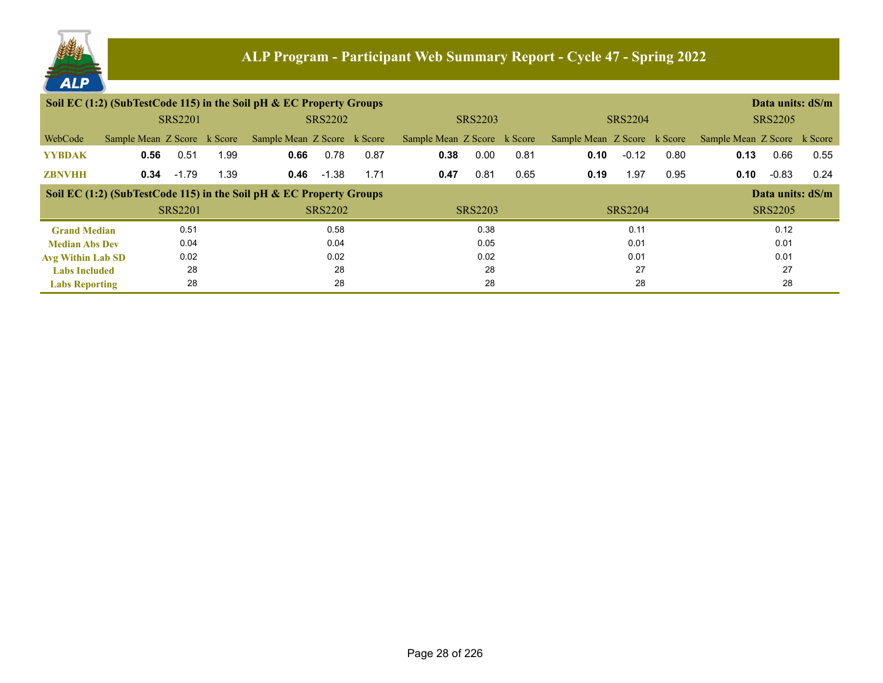# ALP Program - Participant Web Summary Report - Cycle 47 - Spring 2022

## Soil EC (1:2) (SubTestCode 115) in the Soil pH & EC Property Groups

Data units: dS/m

| | SRS2201 | | | SRS2202 | | | SRS2203 | | | SRS2204 | | | SRS2205 | | |
|---|---|---|---|---|---|---|---|---|---|---|---|---|---|---|---|
| WebCode | Sample Mean | Z Score | k Score | Sample Mean | Z Score | k Score | Sample Mean | Z Score | k Score | Sample Mean | Z Score | k Score | Sample Mean | Z Score | k Score |
| YYBDAK | **0.56** | 0.51 | 1.99 | **0.66** | 0.78 | 0.87 | **0.38** | 0.00 | 0.81 | **0.10** | -0.12 | 0.80 | **0.13** | 0.66 | 0.55 |
| ZBNVHH | **0.34** | -1.79 | 1.39 | **0.46** | -1.38 | 1.71 | **0.47** | 0.81 | 0.65 | **0.19** | 1.97 | 0.95 | **0.10** | -0.83 | 0.24 |

## Soil EC (1:2) (SubTestCode 115) in the Soil pH & EC Property Groups

Data units: dS/m

| | SRS2201 | SRS2202 | SRS2203 | SRS2204 | SRS2205 |
|---|---|---|---|---|---|
| Grand Median | 0.51 | 0.58 | 0.38 | 0.11 | 0.12 |
| Median Abs Dev | 0.04 | 0.04 | 0.05 | 0.01 | 0.01 |
| Avg Within Lab SD | 0.02 | 0.02 | 0.02 | 0.01 | 0.01 |
| Labs Included | 28 | 28 | 28 | 27 | 27 |
| Labs Reporting | 28 | 28 | 28 | 28 | 28 |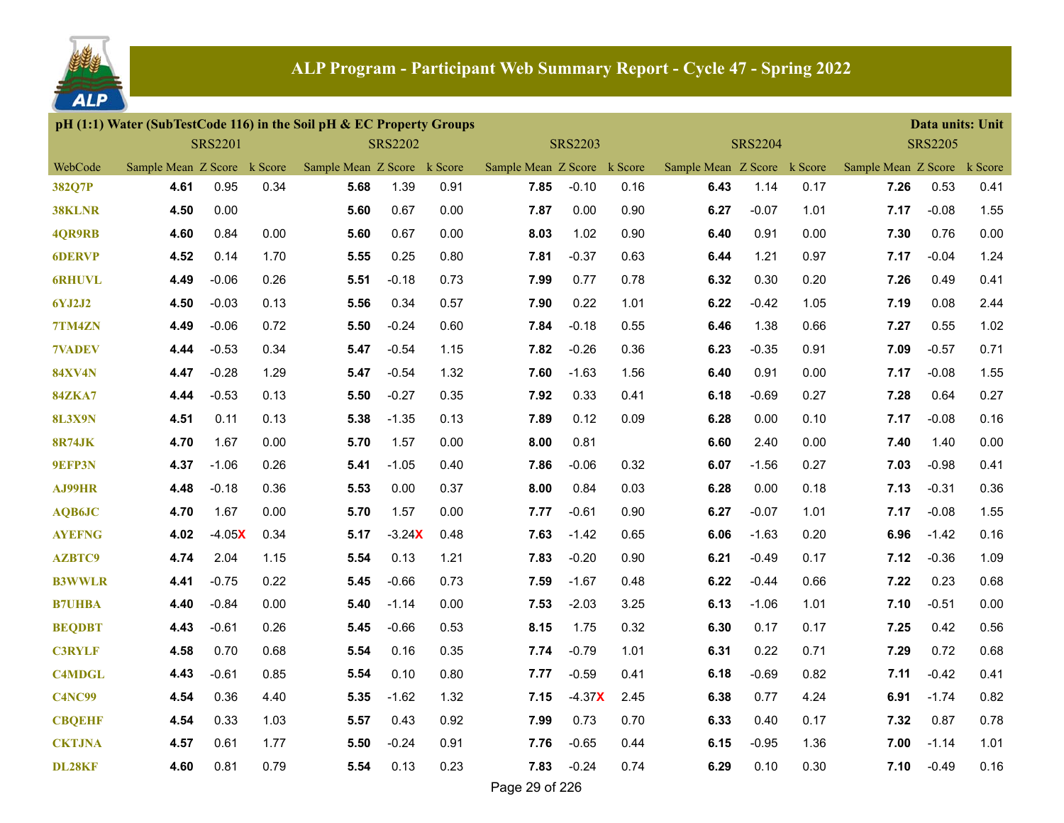# ALP Program - Participant Web Summary Report - Cycle 47 - Spring 2022

## pH (1:1) Water (SubTestCode 116) in the Soil pH & EC Property Groups

Data units: Unit

| | SRS2201 | | | SRS2202 | | | SRS2203 | | | SRS2204 | | | SRS2205 | | |
|---|---|---|---|---|---|---|---|---|---|---|---|---|---|---|---|
| WebCode | Sample Mean | Z Score | k Score | Sample Mean | Z Score | k Score | Sample Mean | Z Score | k Score | Sample Mean | Z Score | k Score | Sample Mean | Z Score | k Score |
| 382Q7P | **4.61** | 0.95 | 0.34 | **5.68** | 1.39 | 0.91 | **7.85** | -0.10 | 0.16 | **6.43** | 1.14 | 0.17 | **7.26** | 0.53 | 0.41 |
| 38KLNR | **4.50** | 0.00 | | **5.60** | 0.67 | 0.00 | **7.87** | 0.00 | 0.90 | **6.27** | -0.07 | 1.01 | **7.17** | -0.08 | 1.55 |
| 4QR9RB | **4.60** | 0.84 | 0.00 | **5.60** | 0.67 | 0.00 | **8.03** | 1.02 | 0.90 | **6.40** | 0.91 | 0.00 | **7.30** | 0.76 | 0.00 |
| 6DERVP | **4.52** | 0.14 | 1.70 | **5.55** | 0.25 | 0.80 | **7.81** | -0.37 | 0.63 | **6.44** | 1.21 | 0.97 | **7.17** | -0.04 | 1.24 |
| 6RHUVL | **4.49** | -0.06 | 0.26 | **5.51** | -0.18 | 0.73 | **7.99** | 0.77 | 0.78 | **6.32** | 0.30 | 0.20 | **7.26** | 0.49 | 0.41 |
| 6YJ2J2 | **4.50** | -0.03 | 0.13 | **5.56** | 0.34 | 0.57 | **7.90** | 0.22 | 1.01 | **6.22** | -0.42 | 1.05 | **7.19** | 0.08 | 2.44 |
| 7TM4ZN | **4.49** | -0.06 | 0.72 | **5.50** | -0.24 | 0.60 | **7.84** | -0.18 | 0.55 | **6.46** | 1.38 | 0.66 | **7.27** | 0.55 | 1.02 |
| 7VADEV | **4.44** | -0.53 | 0.34 | **5.47** | -0.54 | 1.15 | **7.82** | -0.26 | 0.36 | **6.23** | -0.35 | 0.91 | **7.09** | -0.57 | 0.71 |
| 84XV4N | **4.47** | -0.28 | 1.29 | **5.47** | -0.54 | 1.32 | **7.60** | -1.63 | 1.56 | **6.40** | 0.91 | 0.00 | **7.17** | -0.08 | 1.55 |
| 84ZKA7 | **4.44** | -0.53 | 0.13 | **5.50** | -0.27 | 0.35 | **7.92** | 0.33 | 0.41 | **6.18** | -0.69 | 0.27 | **7.28** | 0.64 | 0.27 |
| 8L3X9N | **4.51** | 0.11 | 0.13 | **5.38** | -1.35 | 0.13 | **7.89** | 0.12 | 0.09 | **6.28** | 0.00 | 0.10 | **7.17** | -0.08 | 0.16 |
| 8R74JK | **4.70** | 1.67 | 0.00 | **5.70** | 1.57 | 0.00 | **8.00** | 0.81 | | **6.60** | 2.40 | 0.00 | **7.40** | 1.40 | 0.00 |
| 9EFP3N | **4.37** | -1.06 | 0.26 | **5.41** | -1.05 | 0.40 | **7.86** | -0.06 | 0.32 | **6.07** | -1.56 | 0.27 | **7.03** | -0.98 | 0.41 |
| AJ99HR | **4.48** | -0.18 | 0.36 | **5.53** | 0.00 | 0.37 | **8.00** | 0.84 | 0.03 | **6.28** | 0.00 | 0.18 | **7.13** | -0.31 | 0.36 |
| AQB6JC | **4.70** | 1.67 | 0.00 | **5.70** | 1.57 | 0.00 | **7.77** | -0.61 | 0.90 | **6.27** | -0.07 | 1.01 | **7.17** | -0.08 | 1.55 |
| AYEFNG | **4.02** | -4.05X | 0.34 | **5.17** | -3.24X | 0.48 | **7.63** | -1.42 | 0.65 | **6.06** | -1.63 | 0.20 | **6.96** | -1.42 | 0.16 |
| AZBTC9 | **4.74** | 2.04 | 1.15 | **5.54** | 0.13 | 1.21 | **7.83** | -0.20 | 0.90 | **6.21** | -0.49 | 0.17 | **7.12** | -0.36 | 1.09 |
| B3WWLR | **4.41** | -0.75 | 0.22 | **5.45** | -0.66 | 0.73 | **7.59** | -1.67 | 0.48 | **6.22** | -0.44 | 0.66 | **7.22** | 0.23 | 0.68 |
| B7UHBA | **4.40** | -0.84 | 0.00 | **5.40** | -1.14 | 0.00 | **7.53** | -2.03 | 3.25 | **6.13** | -1.06 | 1.01 | **7.10** | -0.51 | 0.00 |
| BEQDBT | **4.43** | -0.61 | 0.26 | **5.45** | -0.66 | 0.53 | **8.15** | 1.75 | 0.32 | **6.30** | 0.17 | 0.17 | **7.25** | 0.42 | 0.56 |
| C3RYLF | **4.58** | 0.70 | 0.68 | **5.54** | 0.16 | 0.35 | **7.74** | -0.79 | 1.01 | **6.31** | 0.22 | 0.71 | **7.29** | 0.72 | 0.68 |
| C4MDGL | **4.43** | -0.61 | 0.85 | **5.54** | 0.10 | 0.80 | **7.77** | -0.59 | 0.41 | **6.18** | -0.69 | 0.82 | **7.11** | -0.42 | 0.41 |
| C4NC99 | **4.54** | 0.36 | 4.40 | **5.35** | -1.62 | 1.32 | **7.15** | -4.37X | 2.45 | **6.38** | 0.77 | 4.24 | **6.91** | -1.74 | 0.82 |
| CBQEHF | **4.54** | 0.33 | 1.03 | **5.57** | 0.43 | 0.92 | **7.99** | 0.73 | 0.70 | **6.33** | 0.40 | 0.17 | **7.32** | 0.87 | 0.78 |
| CKTJNA | **4.57** | 0.61 | 1.77 | **5.50** | -0.24 | 0.91 | **7.76** | -0.65 | 0.44 | **6.15** | -0.95 | 1.36 | **7.00** | -1.14 | 1.01 |
| DL28KF | **4.60** | 0.81 | 0.79 | **5.54** | 0.13 | 0.23 | **7.83** | -0.24 | 0.74 | **6.29** | 0.10 | 0.30 | **7.10** | -0.49 | 0.16 |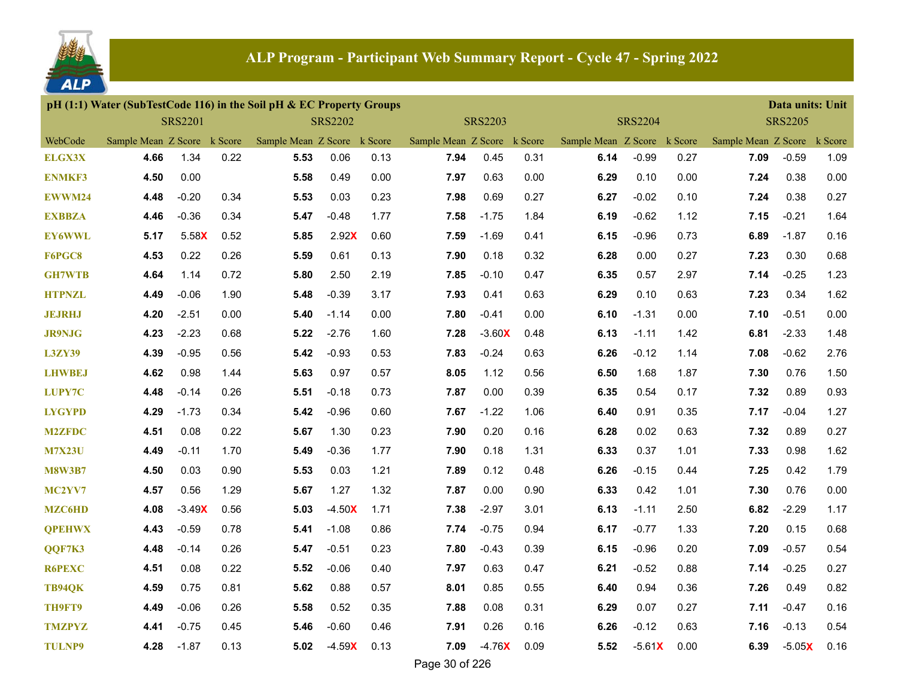## ALP Program - Participant Web Summary Report - Cycle 47 - Spring 2022

**pH (1:1) Water (SubTestCode 116) in the Soil pH & EC Property Groups** — Data units: Unit

| WebCode | SRS2201 Sample Mean | SRS2201 Z Score | SRS2201 k Score | SRS2202 Sample Mean | SRS2202 Z Score | SRS2202 k Score | SRS2203 Sample Mean | SRS2203 Z Score | SRS2203 k Score | SRS2204 Sample Mean | SRS2204 Z Score | SRS2204 k Score | SRS2205 Sample Mean | SRS2205 Z Score | SRS2205 k Score |
|---|---|---|---|---|---|---|---|---|---|---|---|---|---|---|---|
| ELGX3X | **4.66** | 1.34 | 0.22 | **5.53** | 0.06 | 0.13 | **7.94** | 0.45 | 0.31 | **6.14** | -0.99 | 0.27 | **7.09** | -0.59 | 1.09 |
| ENMKF3 | **4.50** | 0.00 | | **5.58** | 0.49 | 0.00 | **7.97** | 0.63 | 0.00 | **6.29** | 0.10 | 0.00 | **7.24** | 0.38 | 0.00 |
| EWWM24 | **4.48** | -0.20 | 0.34 | **5.53** | 0.03 | 0.23 | **7.98** | 0.69 | 0.27 | **6.27** | -0.02 | 0.10 | **7.24** | 0.38 | 0.27 |
| EXBBZA | **4.46** | -0.36 | 0.34 | **5.47** | -0.48 | 1.77 | **7.58** | -1.75 | 1.84 | **6.19** | -0.62 | 1.12 | **7.15** | -0.21 | 1.64 |
| EY6WWL | **5.17** | 5.58X | 0.52 | **5.85** | 2.92X | 0.60 | **7.59** | -1.69 | 0.41 | **6.15** | -0.96 | 0.73 | **6.89** | -1.87 | 0.16 |
| F6PGC8 | **4.53** | 0.22 | 0.26 | **5.59** | 0.61 | 0.13 | **7.90** | 0.18 | 0.32 | **6.28** | 0.00 | 0.27 | **7.23** | 0.30 | 0.68 |
| GH7WTB | **4.64** | 1.14 | 0.72 | **5.80** | 2.50 | 2.19 | **7.85** | -0.10 | 0.47 | **6.35** | 0.57 | 2.97 | **7.14** | -0.25 | 1.23 |
| HTPNZL | **4.49** | -0.06 | 1.90 | **5.48** | -0.39 | 3.17 | **7.93** | 0.41 | 0.63 | **6.29** | 0.10 | 0.63 | **7.23** | 0.34 | 1.62 |
| JEJRHJ | **4.20** | -2.51 | 0.00 | **5.40** | -1.14 | 0.00 | **7.80** | -0.41 | 0.00 | **6.10** | -1.31 | 0.00 | **7.10** | -0.51 | 0.00 |
| JR9NJG | **4.23** | -2.23 | 0.68 | **5.22** | -2.76 | 1.60 | **7.28** | -3.60X | 0.48 | **6.13** | -1.11 | 1.42 | **6.81** | -2.33 | 1.48 |
| L3ZY39 | **4.39** | -0.95 | 0.56 | **5.42** | -0.93 | 0.53 | **7.83** | -0.24 | 0.63 | **6.26** | -0.12 | 1.14 | **7.08** | -0.62 | 2.76 |
| LHWBEJ | **4.62** | 0.98 | 1.44 | **5.63** | 0.97 | 0.57 | **8.05** | 1.12 | 0.56 | **6.50** | 1.68 | 1.87 | **7.30** | 0.76 | 1.50 |
| LUPY7C | **4.48** | -0.14 | 0.26 | **5.51** | -0.18 | 0.73 | **7.87** | 0.00 | 0.39 | **6.35** | 0.54 | 0.17 | **7.32** | 0.89 | 0.93 |
| LYGYPD | **4.29** | -1.73 | 0.34 | **5.42** | -0.96 | 0.60 | **7.67** | -1.22 | 1.06 | **6.40** | 0.91 | 0.35 | **7.17** | -0.04 | 1.27 |
| M2ZFDC | **4.51** | 0.08 | 0.22 | **5.67** | 1.30 | 0.23 | **7.90** | 0.20 | 0.16 | **6.28** | 0.02 | 0.63 | **7.32** | 0.89 | 0.27 |
| M7X23U | **4.49** | -0.11 | 1.70 | **5.49** | -0.36 | 1.77 | **7.90** | 0.18 | 1.31 | **6.33** | 0.37 | 1.01 | **7.33** | 0.98 | 1.62 |
| M8W3B7 | **4.50** | 0.03 | 0.90 | **5.53** | 0.03 | 1.21 | **7.89** | 0.12 | 0.48 | **6.26** | -0.15 | 0.44 | **7.25** | 0.42 | 1.79 |
| MC2YV7 | **4.57** | 0.56 | 1.29 | **5.67** | 1.27 | 1.32 | **7.87** | 0.00 | 0.90 | **6.33** | 0.42 | 1.01 | **7.30** | 0.76 | 0.00 |
| MZC6HD | **4.08** | -3.49X | 0.56 | **5.03** | -4.50X | 1.71 | **7.38** | -2.97 | 3.01 | **6.13** | -1.11 | 2.50 | **6.82** | -2.29 | 1.17 |
| QPEHWX | **4.43** | -0.59 | 0.78 | **5.41** | -1.08 | 0.86 | **7.74** | -0.75 | 0.94 | **6.17** | -0.77 | 1.33 | **7.20** | 0.15 | 0.68 |
| QQF7K3 | **4.48** | -0.14 | 0.26 | **5.47** | -0.51 | 0.23 | **7.80** | -0.43 | 0.39 | **6.15** | -0.96 | 0.20 | **7.09** | -0.57 | 0.54 |
| R6PEXC | **4.51** | 0.08 | 0.22 | **5.52** | -0.06 | 0.40 | **7.97** | 0.63 | 0.47 | **6.21** | -0.52 | 0.88 | **7.14** | -0.25 | 0.27 |
| TB94QK | **4.59** | 0.75 | 0.81 | **5.62** | 0.88 | 0.57 | **8.01** | 0.85 | 0.55 | **6.40** | 0.94 | 0.36 | **7.26** | 0.49 | 0.82 |
| TH9FT9 | **4.49** | -0.06 | 0.26 | **5.58** | 0.52 | 0.35 | **7.88** | 0.08 | 0.31 | **6.29** | 0.07 | 0.27 | **7.11** | -0.47 | 0.16 |
| TMZPYZ | **4.41** | -0.75 | 0.45 | **5.46** | -0.60 | 0.46 | **7.91** | 0.26 | 0.16 | **6.26** | -0.12 | 0.63 | **7.16** | -0.13 | 0.54 |
| TULNP9 | **4.28** | -1.87 | 0.13 | **5.02** | -4.59X | 0.13 | **7.09** | -4.76X | 0.09 | **5.52** | -5.61X | 0.00 | **6.39** | -5.05X | 0.16 |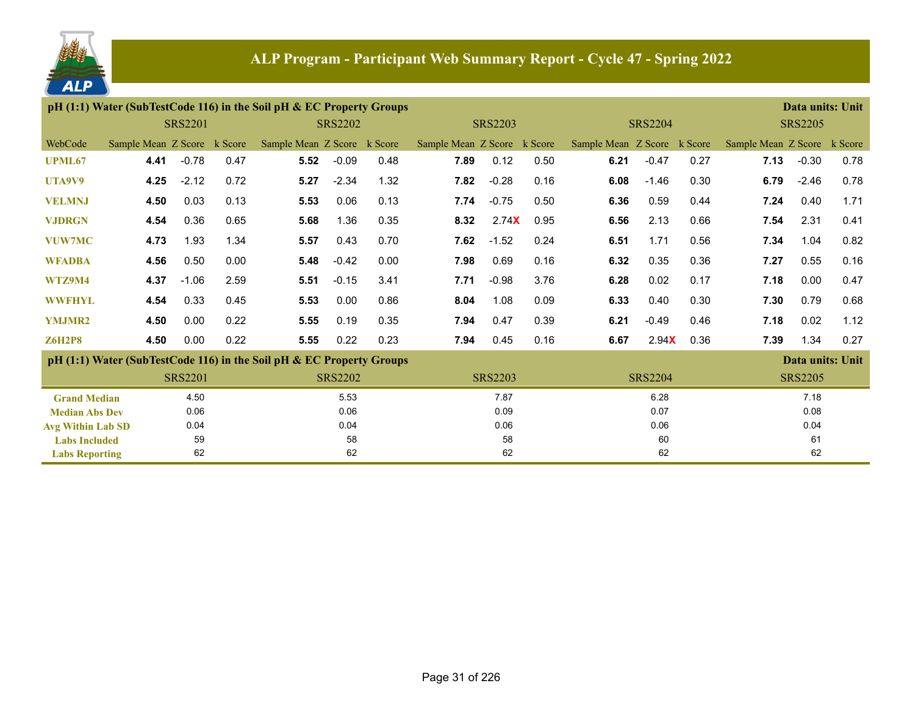## ALP Program - Participant Web Summary Report - Cycle 47 - Spring 2022

### pH (1:1) Water (SubTestCode 116) in the Soil pH & EC Property Groups

Data units: Unit

| WebCode | SRS2201 Sample Mean | SRS2201 Z Score | SRS2201 k Score | SRS2202 Sample Mean | SRS2202 Z Score | SRS2202 k Score | SRS2203 Sample Mean | SRS2203 Z Score | SRS2203 k Score | SRS2204 Sample Mean | SRS2204 Z Score | SRS2204 k Score | SRS2205 Sample Mean | SRS2205 Z Score | SRS2205 k Score |
|---|---|---|---|---|---|---|---|---|---|---|---|---|---|---|---|
| UPML67 | **4.41** | -0.78 | 0.47 | **5.52** | -0.09 | 0.48 | **7.89** | 0.12 | 0.50 | **6.21** | -0.47 | 0.27 | **7.13** | -0.30 | 0.78 |
| UTA9V9 | **4.25** | -2.12 | 0.72 | **5.27** | -2.34 | 1.32 | **7.82** | -0.28 | 0.16 | **6.08** | -1.46 | 0.30 | **6.79** | -2.46 | 0.78 |
| VELMNJ | **4.50** | 0.03 | 0.13 | **5.53** | 0.06 | 0.13 | **7.74** | -0.75 | 0.50 | **6.36** | 0.59 | 0.44 | **7.24** | 0.40 | 1.71 |
| VJDRGN | **4.54** | 0.36 | 0.65 | **5.68** | 1.36 | 0.35 | **8.32** | 2.74X | 0.95 | **6.56** | 2.13 | 0.66 | **7.54** | 2.31 | 0.41 |
| VUW7MC | **4.73** | 1.93 | 1.34 | **5.57** | 0.43 | 0.70 | **7.62** | -1.52 | 0.24 | **6.51** | 1.71 | 0.56 | **7.34** | 1.04 | 0.82 |
| WFADBA | **4.56** | 0.50 | 0.00 | **5.48** | -0.42 | 0.00 | **7.98** | 0.69 | 0.16 | **6.32** | 0.35 | 0.36 | **7.27** | 0.55 | 0.16 |
| WTZ9M4 | **4.37** | -1.06 | 2.59 | **5.51** | -0.15 | 3.41 | **7.71** | -0.98 | 3.76 | **6.28** | 0.02 | 0.17 | **7.18** | 0.00 | 0.47 |
| WWFHYL | **4.54** | 0.33 | 0.45 | **5.53** | 0.00 | 0.86 | **8.04** | 1.08 | 0.09 | **6.33** | 0.40 | 0.30 | **7.30** | 0.79 | 0.68 |
| YMJMR2 | **4.50** | 0.00 | 0.22 | **5.55** | 0.19 | 0.35 | **7.94** | 0.47 | 0.39 | **6.21** | -0.49 | 0.46 | **7.18** | 0.02 | 1.12 |
| Z6H2P8 | **4.50** | 0.00 | 0.22 | **5.55** | 0.22 | 0.23 | **7.94** | 0.45 | 0.16 | **6.67** | 2.94X | 0.36 | **7.39** | 1.34 | 0.27 |

### pH (1:1) Water (SubTestCode 116) in the Soil pH & EC Property Groups

Data units: Unit

| | SRS2201 | SRS2202 | SRS2203 | SRS2204 | SRS2205 |
|---|---|---|---|---|---|
| Grand Median | 4.50 | 5.53 | 7.87 | 6.28 | 7.18 |
| Median Abs Dev | 0.06 | 0.06 | 0.09 | 0.07 | 0.08 |
| Avg Within Lab SD | 0.04 | 0.04 | 0.06 | 0.06 | 0.04 |
| Labs Included | 59 | 58 | 58 | 60 | 61 |
| Labs Reporting | 62 | 62 | 62 | 62 | 62 |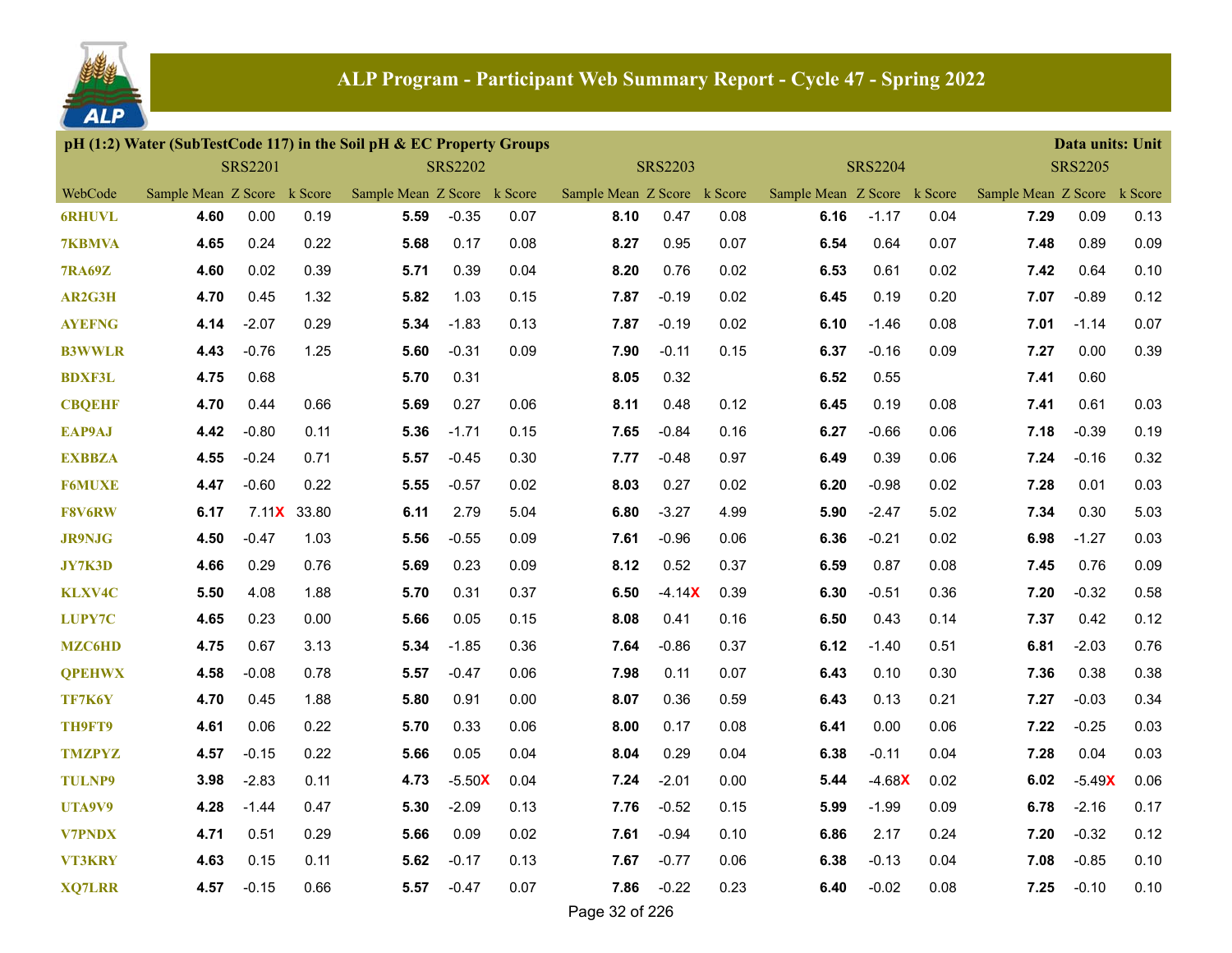## ALP Program - Participant Web Summary Report - Cycle 47 - Spring 2022

**pH (1:2) Water (SubTestCode 117) in the Soil pH & EC Property Groups** — Data units: Unit

| WebCode | SRS2201 Sample Mean | SRS2201 Z Score | SRS2201 k Score | SRS2202 Sample Mean | SRS2202 Z Score | SRS2202 k Score | SRS2203 Sample Mean | SRS2203 Z Score | SRS2203 k Score | SRS2204 Sample Mean | SRS2204 Z Score | SRS2204 k Score | SRS2205 Sample Mean | SRS2205 Z Score | SRS2205 k Score |
|---|---|---|---|---|---|---|---|---|---|---|---|---|---|---|---|
| 6RHUVL | **4.60** | 0.00 | 0.19 | **5.59** | -0.35 | 0.07 | **8.10** | 0.47 | 0.08 | **6.16** | -1.17 | 0.04 | **7.29** | 0.09 | 0.13 |
| 7KBMVA | **4.65** | 0.24 | 0.22 | **5.68** | 0.17 | 0.08 | **8.27** | 0.95 | 0.07 | **6.54** | 0.64 | 0.07 | **7.48** | 0.89 | 0.09 |
| 7RA69Z | **4.60** | 0.02 | 0.39 | **5.71** | 0.39 | 0.04 | **8.20** | 0.76 | 0.02 | **6.53** | 0.61 | 0.02 | **7.42** | 0.64 | 0.10 |
| AR2G3H | **4.70** | 0.45 | 1.32 | **5.82** | 1.03 | 0.15 | **7.87** | -0.19 | 0.02 | **6.45** | 0.19 | 0.20 | **7.07** | -0.89 | 0.12 |
| AYEFNG | **4.14** | -2.07 | 0.29 | **5.34** | -1.83 | 0.13 | **7.87** | -0.19 | 0.02 | **6.10** | -1.46 | 0.08 | **7.01** | -1.14 | 0.07 |
| B3WWLR | **4.43** | -0.76 | 1.25 | **5.60** | -0.31 | 0.09 | **7.90** | -0.11 | 0.15 | **6.37** | -0.16 | 0.09 | **7.27** | 0.00 | 0.39 |
| BDXF3L | **4.75** | 0.68 | | **5.70** | 0.31 | | **8.05** | 0.32 | | **6.52** | 0.55 | | **7.41** | 0.60 | |
| CBQEHF | **4.70** | 0.44 | 0.66 | **5.69** | 0.27 | 0.06 | **8.11** | 0.48 | 0.12 | **6.45** | 0.19 | 0.08 | **7.41** | 0.61 | 0.03 |
| EAP9AJ | **4.42** | -0.80 | 0.11 | **5.36** | -1.71 | 0.15 | **7.65** | -0.84 | 0.16 | **6.27** | -0.66 | 0.06 | **7.18** | -0.39 | 0.19 |
| EXBBZA | **4.55** | -0.24 | 0.71 | **5.57** | -0.45 | 0.30 | **7.77** | -0.48 | 0.97 | **6.49** | 0.39 | 0.06 | **7.24** | -0.16 | 0.32 |
| F6MUXE | **4.47** | -0.60 | 0.22 | **5.55** | -0.57 | 0.02 | **8.03** | 0.27 | 0.02 | **6.20** | -0.98 | 0.02 | **7.28** | 0.01 | 0.03 |
| F8V6RW | **6.17** | 7.11X | 33.80 | **6.11** | 2.79 | 5.04 | **6.80** | -3.27 | 4.99 | **5.90** | -2.47 | 5.02 | **7.34** | 0.30 | 5.03 |
| JR9NJG | **4.50** | -0.47 | 1.03 | **5.56** | -0.55 | 0.09 | **7.61** | -0.96 | 0.06 | **6.36** | -0.21 | 0.02 | **6.98** | -1.27 | 0.03 |
| JY7K3D | **4.66** | 0.29 | 0.76 | **5.69** | 0.23 | 0.09 | **8.12** | 0.52 | 0.37 | **6.59** | 0.87 | 0.08 | **7.45** | 0.76 | 0.09 |
| KLXV4C | **5.50** | 4.08 | 1.88 | **5.70** | 0.31 | 0.37 | **6.50** | -4.14X | 0.39 | **6.30** | -0.51 | 0.36 | **7.20** | -0.32 | 0.58 |
| LUPY7C | **4.65** | 0.23 | 0.00 | **5.66** | 0.05 | 0.15 | **8.08** | 0.41 | 0.16 | **6.50** | 0.43 | 0.14 | **7.37** | 0.42 | 0.12 |
| MZC6HD | **4.75** | 0.67 | 3.13 | **5.34** | -1.85 | 0.36 | **7.64** | -0.86 | 0.37 | **6.12** | -1.40 | 0.51 | **6.81** | -2.03 | 0.76 |
| QPEHWX | **4.58** | -0.08 | 0.78 | **5.57** | -0.47 | 0.06 | **7.98** | 0.11 | 0.07 | **6.43** | 0.10 | 0.30 | **7.36** | 0.38 | 0.38 |
| TF7K6Y | **4.70** | 0.45 | 1.88 | **5.80** | 0.91 | 0.00 | **8.07** | 0.36 | 0.59 | **6.43** | 0.13 | 0.21 | **7.27** | -0.03 | 0.34 |
| TH9FT9 | **4.61** | 0.06 | 0.22 | **5.70** | 0.33 | 0.06 | **8.00** | 0.17 | 0.08 | **6.41** | 0.00 | 0.06 | **7.22** | -0.25 | 0.03 |
| TMZPYZ | **4.57** | -0.15 | 0.22 | **5.66** | 0.05 | 0.04 | **8.04** | 0.29 | 0.04 | **6.38** | -0.11 | 0.04 | **7.28** | 0.04 | 0.03 |
| TULNP9 | **3.98** | -2.83 | 0.11 | **4.73** | -5.50X | 0.04 | **7.24** | -2.01 | 0.00 | **5.44** | -4.68X | 0.02 | **6.02** | -5.49X | 0.06 |
| UTA9V9 | **4.28** | -1.44 | 0.47 | **5.30** | -2.09 | 0.13 | **7.76** | -0.52 | 0.15 | **5.99** | -1.99 | 0.09 | **6.78** | -2.16 | 0.17 |
| V7PNDX | **4.71** | 0.51 | 0.29 | **5.66** | 0.09 | 0.02 | **7.61** | -0.94 | 0.10 | **6.86** | 2.17 | 0.24 | **7.20** | -0.32 | 0.12 |
| VT3KRY | **4.63** | 0.15 | 0.11 | **5.62** | -0.17 | 0.13 | **7.67** | -0.77 | 0.06 | **6.38** | -0.13 | 0.04 | **7.08** | -0.85 | 0.10 |
| XQ7LRR | **4.57** | -0.15 | 0.66 | **5.57** | -0.47 | 0.07 | **7.86** | -0.22 | 0.23 | **6.40** | -0.02 | 0.08 | **7.25** | -0.10 | 0.10 |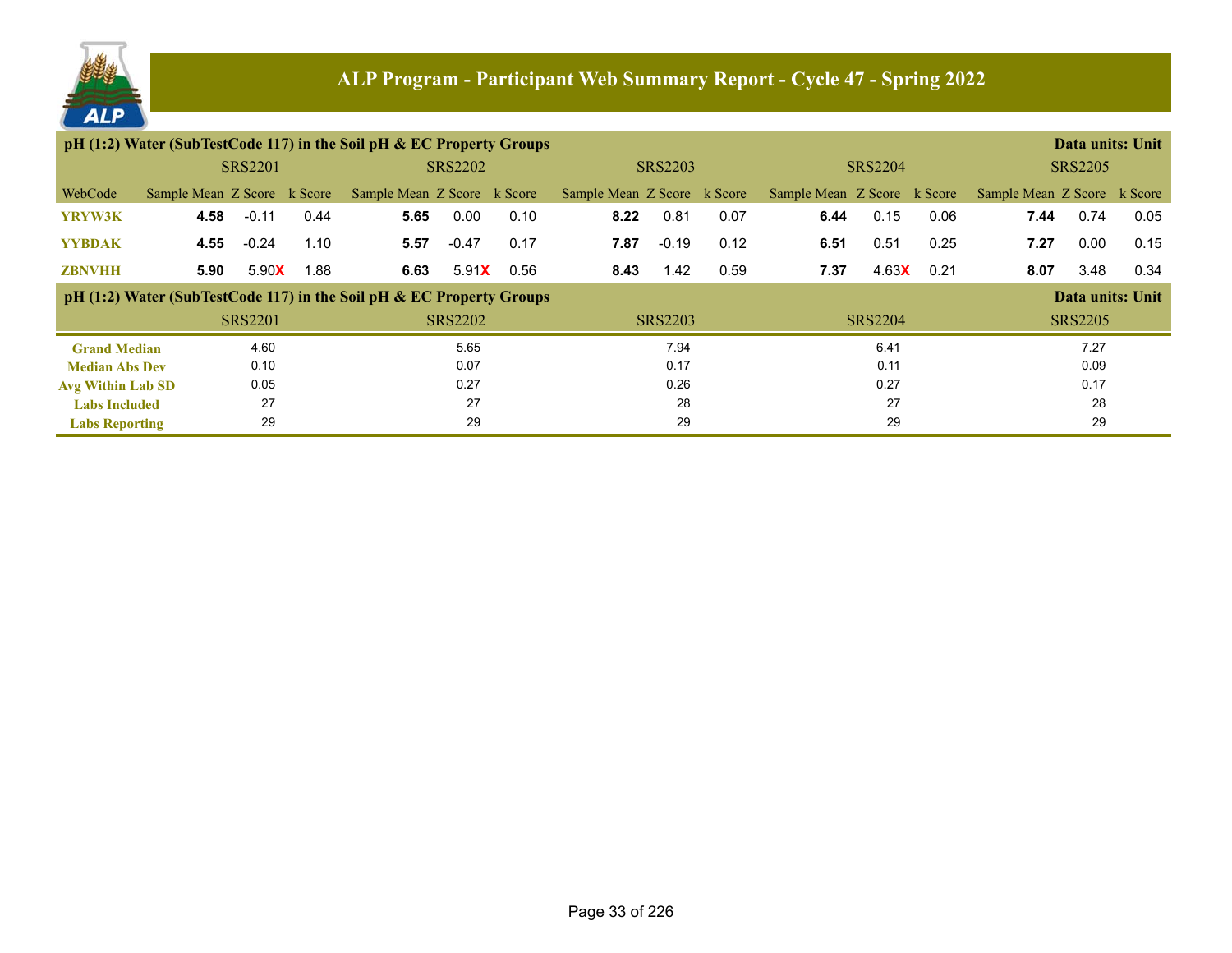# ALP Program - Participant Web Summary Report - Cycle 47 - Spring 2022

## pH (1:2) Water (SubTestCode 117) in the Soil pH & EC Property Groups

Data units: Unit

| WebCode | SRS2201 Sample Mean | SRS2201 Z Score | SRS2201 k Score | SRS2202 Sample Mean | SRS2202 Z Score | SRS2202 k Score | SRS2203 Sample Mean | SRS2203 Z Score | SRS2203 k Score | SRS2204 Sample Mean | SRS2204 Z Score | SRS2204 k Score | SRS2205 Sample Mean | SRS2205 Z Score | SRS2205 k Score |
|---|---|---|---|---|---|---|---|---|---|---|---|---|---|---|---|
| YRYW3K | **4.58** | -0.11 | 0.44 | **5.65** | 0.00 | 0.10 | **8.22** | 0.81 | 0.07 | **6.44** | 0.15 | 0.06 | **7.44** | 0.74 | 0.05 |
| YYBDAK | **4.55** | -0.24 | 1.10 | **5.57** | -0.47 | 0.17 | **7.87** | -0.19 | 0.12 | **6.51** | 0.51 | 0.25 | **7.27** | 0.00 | 0.15 |
| ZBNVHH | **5.90** | 5.90X | 1.88 | **6.63** | 5.91X | 0.56 | **8.43** | 1.42 | 0.59 | **7.37** | 4.63X | 0.21 | **8.07** | 3.48 | 0.34 |

## pH (1:2) Water (SubTestCode 117) in the Soil pH & EC Property Groups

Data units: Unit

| | SRS2201 | SRS2202 | SRS2203 | SRS2204 | SRS2205 |
|---|---|---|---|---|---|
| Grand Median | 4.60 | 5.65 | 7.94 | 6.41 | 7.27 |
| Median Abs Dev | 0.10 | 0.07 | 0.17 | 0.11 | 0.09 |
| Avg Within Lab SD | 0.05 | 0.27 | 0.26 | 0.27 | 0.17 |
| Labs Included | 27 | 27 | 28 | 27 | 28 |
| Labs Reporting | 29 | 29 | 29 | 29 | 29 |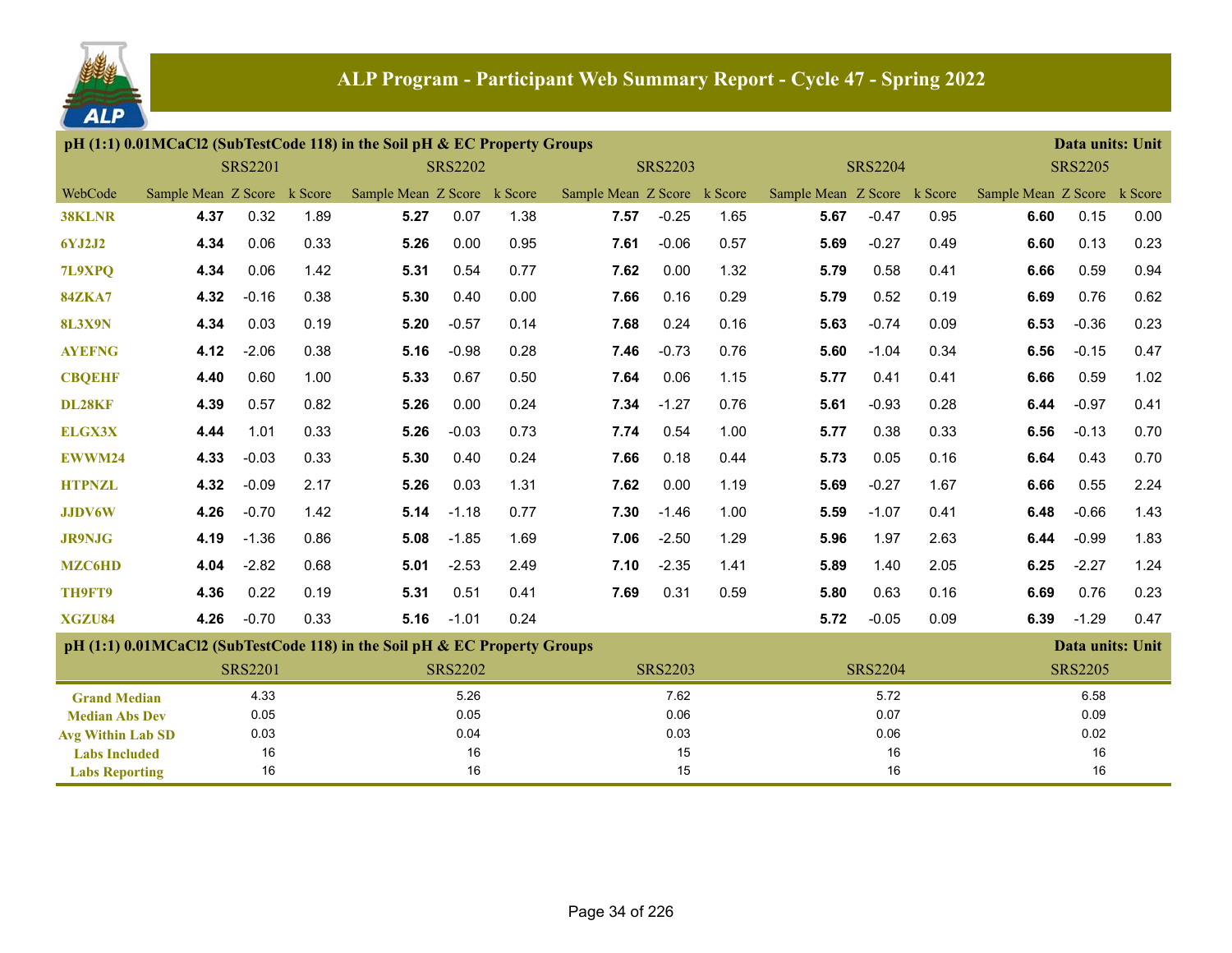# ALP Program - Participant Web Summary Report - Cycle 47 - Spring 2022

## pH (1:1) 0.01MCaCl2 (SubTestCode 118) in the Soil pH & EC Property Groups

Data units: Unit

| WebCode | SRS2201 Sample Mean | SRS2201 Z Score | SRS2201 k Score | SRS2202 Sample Mean | SRS2202 Z Score | SRS2202 k Score | SRS2203 Sample Mean | SRS2203 Z Score | SRS2203 k Score | SRS2204 Sample Mean | SRS2204 Z Score | SRS2204 k Score | SRS2205 Sample Mean | SRS2205 Z Score | SRS2205 k Score |
|---|---|---|---|---|---|---|---|---|---|---|---|---|---|---|---|
| 38KLNR | **4.37** | 0.32 | 1.89 | **5.27** | 0.07 | 1.38 | **7.57** | -0.25 | 1.65 | **5.67** | -0.47 | 0.95 | **6.60** | 0.15 | 0.00 |
| 6YJ2J2 | **4.34** | 0.06 | 0.33 | **5.26** | 0.00 | 0.95 | **7.61** | -0.06 | 0.57 | **5.69** | -0.27 | 0.49 | **6.60** | 0.13 | 0.23 |
| 7L9XPQ | **4.34** | 0.06 | 1.42 | **5.31** | 0.54 | 0.77 | **7.62** | 0.00 | 1.32 | **5.79** | 0.58 | 0.41 | **6.66** | 0.59 | 0.94 |
| 84ZKA7 | **4.32** | -0.16 | 0.38 | **5.30** | 0.40 | 0.00 | **7.66** | 0.16 | 0.29 | **5.79** | 0.52 | 0.19 | **6.69** | 0.76 | 0.62 |
| 8L3X9N | **4.34** | 0.03 | 0.19 | **5.20** | -0.57 | 0.14 | **7.68** | 0.24 | 0.16 | **5.63** | -0.74 | 0.09 | **6.53** | -0.36 | 0.23 |
| AYEFNG | **4.12** | -2.06 | 0.38 | **5.16** | -0.98 | 0.28 | **7.46** | -0.73 | 0.76 | **5.60** | -1.04 | 0.34 | **6.56** | -0.15 | 0.47 |
| CBQEHF | **4.40** | 0.60 | 1.00 | **5.33** | 0.67 | 0.50 | **7.64** | 0.06 | 1.15 | **5.77** | 0.41 | 0.41 | **6.66** | 0.59 | 1.02 |
| DL28KF | **4.39** | 0.57 | 0.82 | **5.26** | 0.00 | 0.24 | **7.34** | -1.27 | 0.76 | **5.61** | -0.93 | 0.28 | **6.44** | -0.97 | 0.41 |
| ELGX3X | **4.44** | 1.01 | 0.33 | **5.26** | -0.03 | 0.73 | **7.74** | 0.54 | 1.00 | **5.77** | 0.38 | 0.33 | **6.56** | -0.13 | 0.70 |
| EWWM24 | **4.33** | -0.03 | 0.33 | **5.30** | 0.40 | 0.24 | **7.66** | 0.18 | 0.44 | **5.73** | 0.05 | 0.16 | **6.64** | 0.43 | 0.70 |
| HTPNZL | **4.32** | -0.09 | 2.17 | **5.26** | 0.03 | 1.31 | **7.62** | 0.00 | 1.19 | **5.69** | -0.27 | 1.67 | **6.66** | 0.55 | 2.24 |
| JJDV6W | **4.26** | -0.70 | 1.42 | **5.14** | -1.18 | 0.77 | **7.30** | -1.46 | 1.00 | **5.59** | -1.07 | 0.41 | **6.48** | -0.66 | 1.43 |
| JR9NJG | **4.19** | -1.36 | 0.86 | **5.08** | -1.85 | 1.69 | **7.06** | -2.50 | 1.29 | **5.96** | 1.97 | 2.63 | **6.44** | -0.99 | 1.83 |
| MZC6HD | **4.04** | -2.82 | 0.68 | **5.01** | -2.53 | 2.49 | **7.10** | -2.35 | 1.41 | **5.89** | 1.40 | 2.05 | **6.25** | -2.27 | 1.24 |
| TH9FT9 | **4.36** | 0.22 | 0.19 | **5.31** | 0.51 | 0.41 | **7.69** | 0.31 | 0.59 | **5.80** | 0.63 | 0.16 | **6.69** | 0.76 | 0.23 |
| XGZU84 | **4.26** | -0.70 | 0.33 | **5.16** | -1.01 | 0.24 | | | | **5.72** | -0.05 | 0.09 | **6.39** | -1.29 | 0.47 |

## pH (1:1) 0.01MCaCl2 (SubTestCode 118) in the Soil pH & EC Property Groups

Data units: Unit

| | SRS2201 | SRS2202 | SRS2203 | SRS2204 | SRS2205 |
|---|---|---|---|---|---|
| Grand Median | 4.33 | 5.26 | 7.62 | 5.72 | 6.58 |
| Median Abs Dev | 0.05 | 0.05 | 0.06 | 0.07 | 0.09 |
| Avg Within Lab SD | 0.03 | 0.04 | 0.03 | 0.06 | 0.02 |
| Labs Included | 16 | 16 | 15 | 16 | 16 |
| Labs Reporting | 16 | 16 | 15 | 16 | 16 |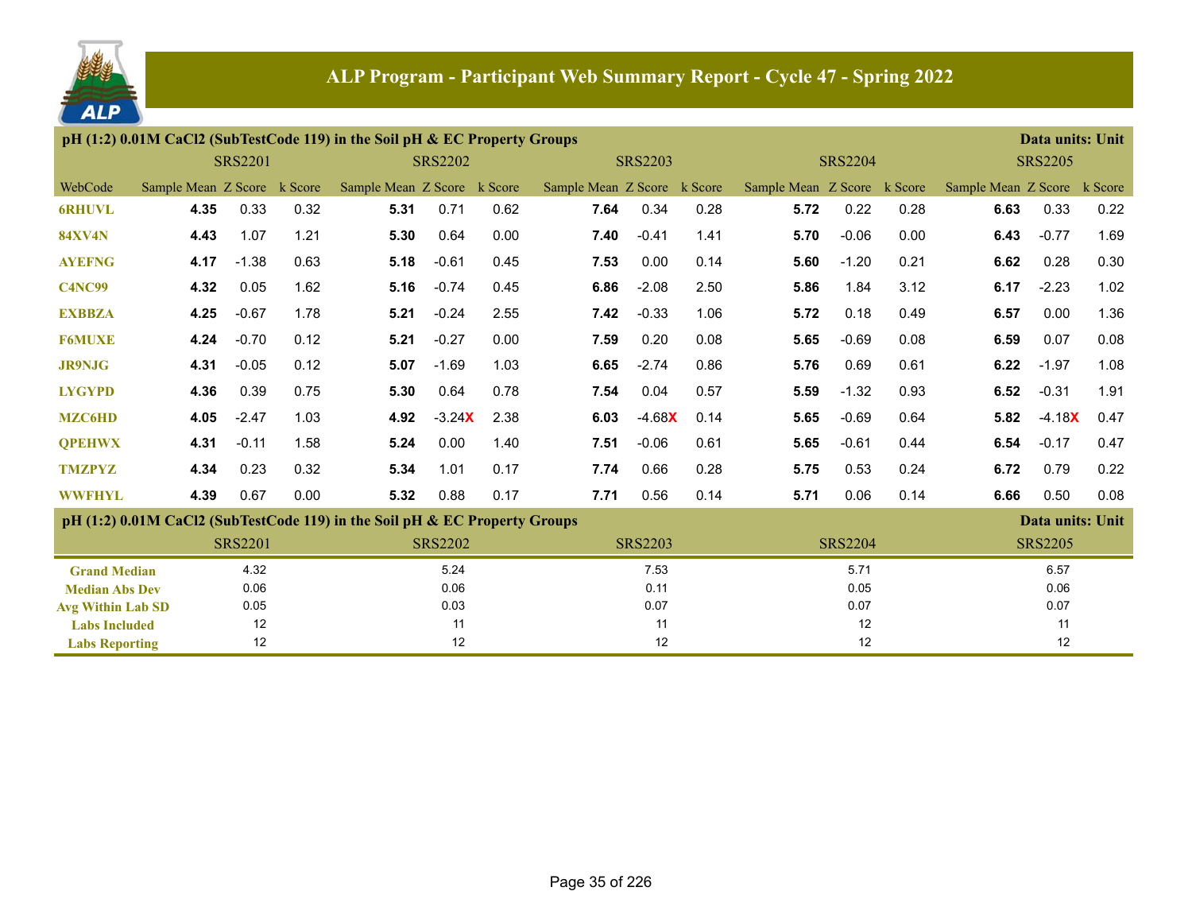# ALP Program - Participant Web Summary Report - Cycle 47 - Spring 2022

## pH (1:2) 0.01M CaCl2 (SubTestCode 119) in the Soil pH & EC Property Groups

Data units: Unit

| | SRS2201 | | | SRS2202 | | | SRS2203 | | | SRS2204 | | | SRS2205 | | |
|---|---|---|---|---|---|---|---|---|---|---|---|---|---|---|---|
| WebCode | Sample Mean | Z Score | k Score | Sample Mean | Z Score | k Score | Sample Mean | Z Score | k Score | Sample Mean | Z Score | k Score | Sample Mean | Z Score | k Score |
| 6RHUVL | **4.35** | 0.33 | 0.32 | **5.31** | 0.71 | 0.62 | **7.64** | 0.34 | 0.28 | **5.72** | 0.22 | 0.28 | **6.63** | 0.33 | 0.22 |
| 84XV4N | **4.43** | 1.07 | 1.21 | **5.30** | 0.64 | 0.00 | **7.40** | -0.41 | 1.41 | **5.70** | -0.06 | 0.00 | **6.43** | -0.77 | 1.69 |
| AYEFNG | **4.17** | -1.38 | 0.63 | **5.18** | -0.61 | 0.45 | **7.53** | 0.00 | 0.14 | **5.60** | -1.20 | 0.21 | **6.62** | 0.28 | 0.30 |
| C4NC99 | **4.32** | 0.05 | 1.62 | **5.16** | -0.74 | 0.45 | **6.86** | -2.08 | 2.50 | **5.86** | 1.84 | 3.12 | **6.17** | -2.23 | 1.02 |
| EXBBZA | **4.25** | -0.67 | 1.78 | **5.21** | -0.24 | 2.55 | **7.42** | -0.33 | 1.06 | **5.72** | 0.18 | 0.49 | **6.57** | 0.00 | 1.36 |
| F6MUXE | **4.24** | -0.70 | 0.12 | **5.21** | -0.27 | 0.00 | **7.59** | 0.20 | 0.08 | **5.65** | -0.69 | 0.08 | **6.59** | 0.07 | 0.08 |
| JR9NJG | **4.31** | -0.05 | 0.12 | **5.07** | -1.69 | 1.03 | **6.65** | -2.74 | 0.86 | **5.76** | 0.69 | 0.61 | **6.22** | -1.97 | 1.08 |
| LYGYPD | **4.36** | 0.39 | 0.75 | **5.30** | 0.64 | 0.78 | **7.54** | 0.04 | 0.57 | **5.59** | -1.32 | 0.93 | **6.52** | -0.31 | 1.91 |
| MZC6HD | **4.05** | -2.47 | 1.03 | **4.92** | -3.24X | 2.38 | **6.03** | -4.68X | 0.14 | **5.65** | -0.69 | 0.64 | **5.82** | -4.18X | 0.47 |
| QPEHWX | **4.31** | -0.11 | 1.58 | **5.24** | 0.00 | 1.40 | **7.51** | -0.06 | 0.61 | **5.65** | -0.61 | 0.44 | **6.54** | -0.17 | 0.47 |
| TMZPYZ | **4.34** | 0.23 | 0.32 | **5.34** | 1.01 | 0.17 | **7.74** | 0.66 | 0.28 | **5.75** | 0.53 | 0.24 | **6.72** | 0.79 | 0.22 |
| WWFHYL | **4.39** | 0.67 | 0.00 | **5.32** | 0.88 | 0.17 | **7.71** | 0.56 | 0.14 | **5.71** | 0.06 | 0.14 | **6.66** | 0.50 | 0.08 |

## pH (1:2) 0.01M CaCl2 (SubTestCode 119) in the Soil pH & EC Property Groups

Data units: Unit

| | SRS2201 | SRS2202 | SRS2203 | SRS2204 | SRS2205 |
|---|---|---|---|---|---|
| Grand Median | 4.32 | 5.24 | 7.53 | 5.71 | 6.57 |
| Median Abs Dev | 0.06 | 0.06 | 0.11 | 0.05 | 0.06 |
| Avg Within Lab SD | 0.05 | 0.03 | 0.07 | 0.07 | 0.07 |
| Labs Included | 12 | 11 | 11 | 12 | 11 |
| Labs Reporting | 12 | 12 | 12 | 12 | 12 |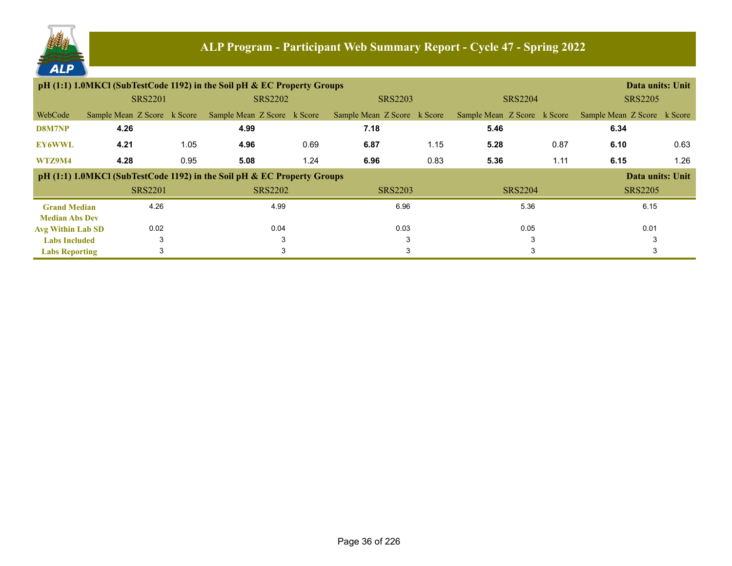# ALP Program - Participant Web Summary Report - Cycle 47 - Spring 2022

## pH (1:1) 1.0MKCl (SubTestCode 1192) in the Soil pH & EC Property Groups

Data units: Unit

| | SRS2201 | | | SRS2202 | | | SRS2203 | | | SRS2204 | | | SRS2205 | | |
|---|---|---|---|---|---|---|---|---|---|---|---|---|---|---|---|
| WebCode | Sample Mean | Z Score | k Score | Sample Mean | Z Score | k Score | Sample Mean | Z Score | k Score | Sample Mean | Z Score | k Score | Sample Mean | Z Score | k Score |
| D8M7NP | **4.26** | | | **4.99** | | | **7.18** | | | **5.46** | | | **6.34** | | |
| EY6WWL | **4.21** | | 1.05 | **4.96** | | 0.69 | **6.87** | | 1.15 | **5.28** | | 0.87 | **6.10** | | 0.63 |
| WTZ9M4 | **4.28** | | 0.95 | **5.08** | | 1.24 | **6.96** | | 0.83 | **5.36** | | 1.11 | **6.15** | | 1.26 |

## pH (1:1) 1.0MKCl (SubTestCode 1192) in the Soil pH & EC Property Groups

Data units: Unit

| | SRS2201 | SRS2202 | SRS2203 | SRS2204 | SRS2205 |
|---|---|---|---|---|---|
| Grand Median | 4.26 | 4.99 | 6.96 | 5.36 | 6.15 |
| Median Abs Dev | | | | | |
| Avg Within Lab SD | 0.02 | 0.04 | 0.03 | 0.05 | 0.01 |
| Labs Included | 3 | 3 | 3 | 3 | 3 |
| Labs Reporting | 3 | 3 | 3 | 3 | 3 |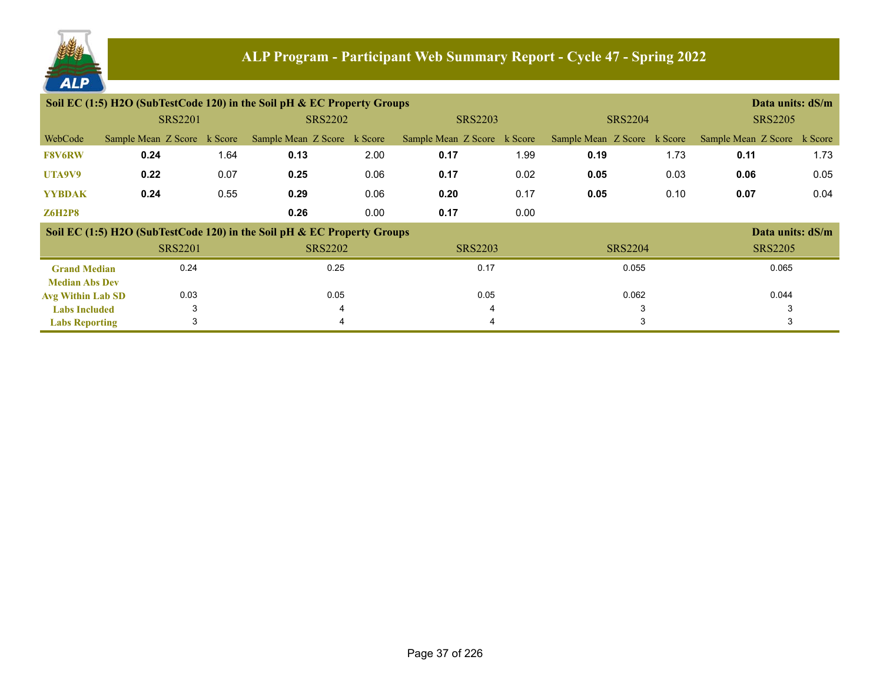# ALP Program - Participant Web Summary Report - Cycle 47 - Spring 2022

## Soil EC (1:5) H2O (SubTestCode 120) in the Soil pH & EC Property Groups

Data units: dS/m

| | SRS2201 | | | SRS2202 | | | SRS2203 | | | SRS2204 | | | SRS2205 | | |
|---|---|---|---|---|---|---|---|---|---|---|---|---|---|---|---|
| WebCode | Sample Mean | Z Score | k Score | Sample Mean | Z Score | k Score | Sample Mean | Z Score | k Score | Sample Mean | Z Score | k Score | Sample Mean | Z Score | k Score |
| **F8V6RW** | **0.24** | | 1.64 | **0.13** | | 2.00 | **0.17** | | 1.99 | **0.19** | | 1.73 | **0.11** | | 1.73 |
| **UTA9V9** | **0.22** | | 0.07 | **0.25** | | 0.06 | **0.17** | | 0.02 | **0.05** | | 0.03 | **0.06** | | 0.05 |
| **YYBDAK** | **0.24** | | 0.55 | **0.29** | | 0.06 | **0.20** | | 0.17 | **0.05** | | 0.10 | **0.07** | | 0.04 |
| **Z6H2P8** | | | | **0.26** | | 0.00 | **0.17** | | 0.00 | | | | | | |

## Soil EC (1:5) H2O (SubTestCode 120) in the Soil pH & EC Property Groups

Data units: dS/m

| | SRS2201 | SRS2202 | SRS2203 | SRS2204 | SRS2205 |
|---|---|---|---|---|---|
| **Grand Median** | 0.24 | 0.25 | 0.17 | 0.055 | 0.065 |
| **Median Abs Dev** | | | | | |
| **Avg Within Lab SD** | 0.03 | 0.05 | 0.05 | 0.062 | 0.044 |
| **Labs Included** | 3 | 4 | 4 | 3 | 3 |
| **Labs Reporting** | 3 | 4 | 4 | 3 | 3 |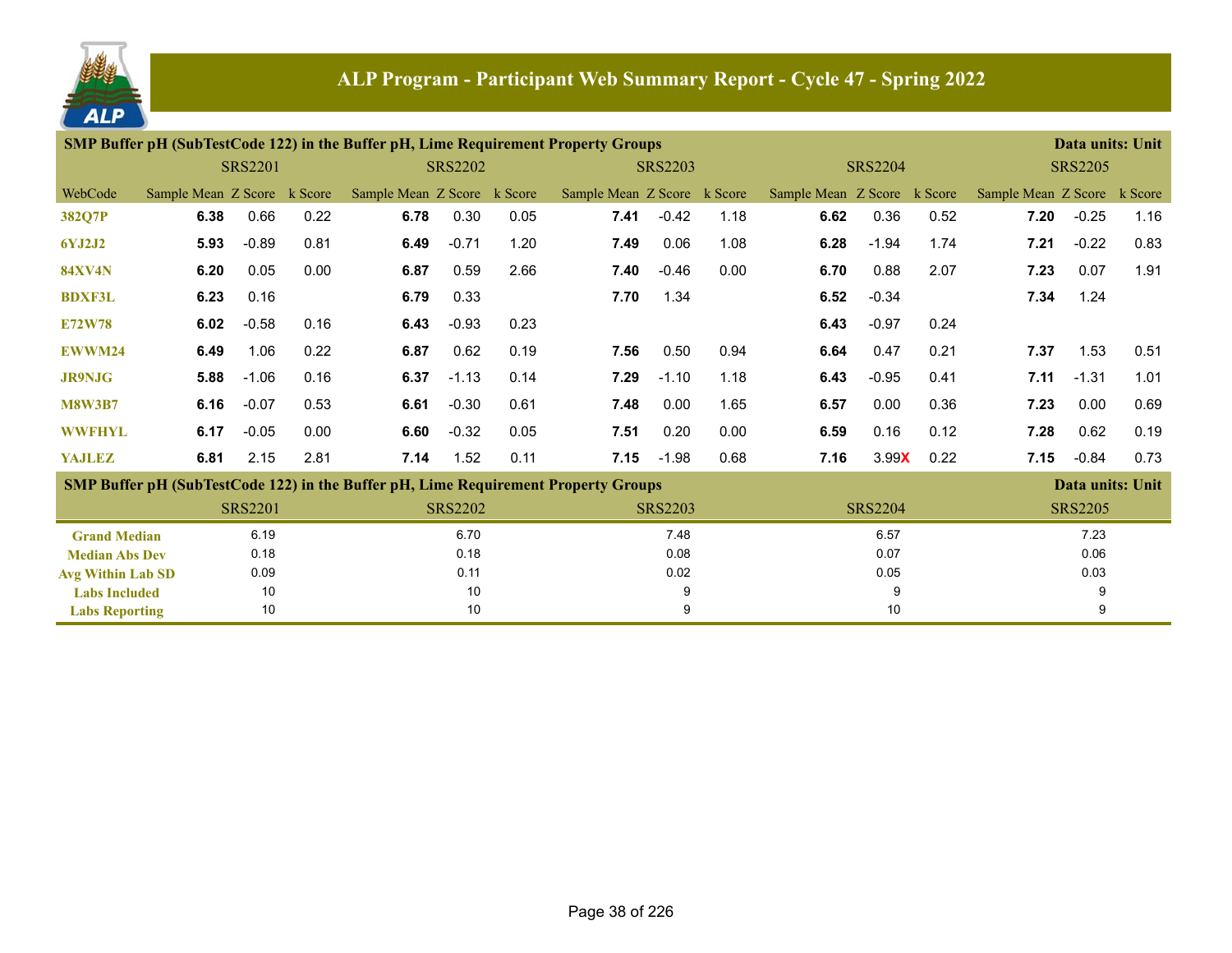# ALP Program - Participant Web Summary Report - Cycle 47 - Spring 2022

## SMP Buffer pH (SubTestCode 122) in the Buffer pH, Lime Requirement Property Groups

Data units: Unit

| | SRS2201 | | | SRS2202 | | | SRS2203 | | | SRS2204 | | | SRS2205 | | |
|---|---|---|---|---|---|---|---|---|---|---|---|---|---|---|---|
| WebCode | Sample Mean | Z Score | k Score | Sample Mean | Z Score | k Score | Sample Mean | Z Score | k Score | Sample Mean | Z Score | k Score | Sample Mean | Z Score | k Score |
| 382Q7P | **6.38** | 0.66 | 0.22 | **6.78** | 0.30 | 0.05 | **7.41** | -0.42 | 1.18 | **6.62** | 0.36 | 0.52 | **7.20** | -0.25 | 1.16 |
| 6YJ2J2 | **5.93** | -0.89 | 0.81 | **6.49** | -0.71 | 1.20 | **7.49** | 0.06 | 1.08 | **6.28** | -1.94 | 1.74 | **7.21** | -0.22 | 0.83 |
| 84XV4N | **6.20** | 0.05 | 0.00 | **6.87** | 0.59 | 2.66 | **7.40** | -0.46 | 0.00 | **6.70** | 0.88 | 2.07 | **7.23** | 0.07 | 1.91 |
| BDXF3L | **6.23** | 0.16 | | **6.79** | 0.33 | | **7.70** | 1.34 | | **6.52** | -0.34 | | **7.34** | 1.24 | |
| E72W78 | **6.02** | -0.58 | 0.16 | **6.43** | -0.93 | 0.23 | | | | **6.43** | -0.97 | 0.24 | | | |
| EWWM24 | **6.49** | 1.06 | 0.22 | **6.87** | 0.62 | 0.19 | **7.56** | 0.50 | 0.94 | **6.64** | 0.47 | 0.21 | **7.37** | 1.53 | 0.51 |
| JR9NJG | **5.88** | -1.06 | 0.16 | **6.37** | -1.13 | 0.14 | **7.29** | -1.10 | 1.18 | **6.43** | -0.95 | 0.41 | **7.11** | -1.31 | 1.01 |
| M8W3B7 | **6.16** | -0.07 | 0.53 | **6.61** | -0.30 | 0.61 | **7.48** | 0.00 | 1.65 | **6.57** | 0.00 | 0.36 | **7.23** | 0.00 | 0.69 |
| WWFHYL | **6.17** | -0.05 | 0.00 | **6.60** | -0.32 | 0.05 | **7.51** | 0.20 | 0.00 | **6.59** | 0.16 | 0.12 | **7.28** | 0.62 | 0.19 |
| YAJLEZ | **6.81** | 2.15 | 2.81 | **7.14** | 1.52 | 0.11 | **7.15** | -1.98 | 0.68 | **7.16** | 3.99X | 0.22 | **7.15** | -0.84 | 0.73 |

## SMP Buffer pH (SubTestCode 122) in the Buffer pH, Lime Requirement Property Groups

Data units: Unit

| | SRS2201 | SRS2202 | SRS2203 | SRS2204 | SRS2205 |
|---|---|---|---|---|---|
| Grand Median | 6.19 | 6.70 | 7.48 | 6.57 | 7.23 |
| Median Abs Dev | 0.18 | 0.18 | 0.08 | 0.07 | 0.06 |
| Avg Within Lab SD | 0.09 | 0.11 | 0.02 | 0.05 | 0.03 |
| Labs Included | 10 | 10 | 9 | 9 | 9 |
| Labs Reporting | 10 | 10 | 9 | 10 | 9 |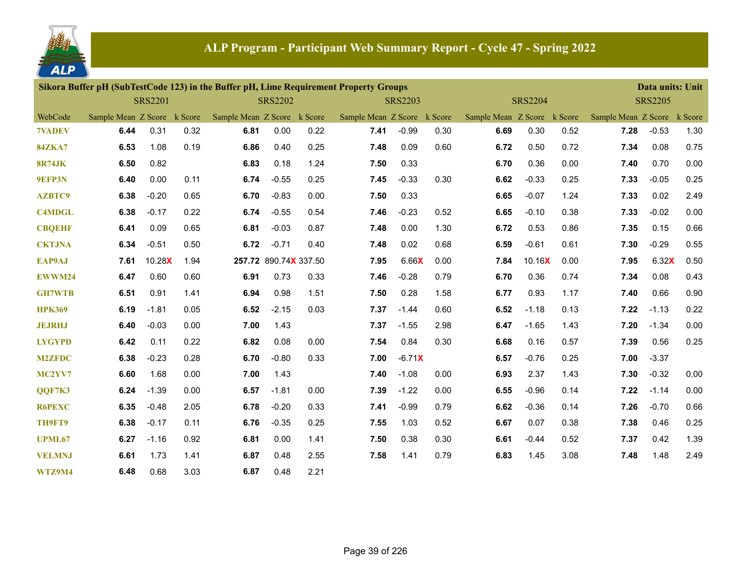# ALP Program - Participant Web Summary Report - Cycle 47 - Spring 2022

**Sikora Buffer pH (SubTestCode 123) in the Buffer pH, Lime Requirement Property Groups** — **Data units: Unit**

| | SRS2201 | | | SRS2202 | | | SRS2203 | | | SRS2204 | | | SRS2205 | | |
|---|---|---|---|---|---|---|---|---|---|---|---|---|---|---|---|
| WebCode | Sample Mean | Z Score | k Score | Sample Mean | Z Score | k Score | Sample Mean | Z Score | k Score | Sample Mean | Z Score | k Score | Sample Mean | Z Score | k Score |
| 7VADEV | **6.44** | 0.31 | 0.32 | **6.81** | 0.00 | 0.22 | **7.41** | -0.99 | 0.30 | **6.69** | 0.30 | 0.52 | **7.28** | -0.53 | 1.30 |
| 84ZKA7 | **6.53** | 1.08 | 0.19 | **6.86** | 0.40 | 0.25 | **7.48** | 0.09 | 0.60 | **6.72** | 0.50 | 0.72 | **7.34** | 0.08 | 0.75 |
| 8R74JK | **6.50** | 0.82 | | **6.83** | 0.18 | 1.24 | **7.50** | 0.33 | | **6.70** | 0.36 | 0.00 | **7.40** | 0.70 | 0.00 |
| 9EFP3N | **6.40** | 0.00 | 0.11 | **6.74** | -0.55 | 0.25 | **7.45** | -0.33 | 0.30 | **6.62** | -0.33 | 0.25 | **7.33** | -0.05 | 0.25 |
| AZBTC9 | **6.38** | -0.20 | 0.65 | **6.70** | -0.83 | 0.00 | **7.50** | 0.33 | | **6.65** | -0.07 | 1.24 | **7.33** | 0.02 | 2.49 |
| C4MDGL | **6.38** | -0.17 | 0.22 | **6.74** | -0.55 | 0.54 | **7.46** | -0.23 | 0.52 | **6.65** | -0.10 | 0.38 | **7.33** | -0.02 | 0.00 |
| CBQEHF | **6.41** | 0.09 | 0.65 | **6.81** | -0.03 | 0.87 | **7.48** | 0.00 | 1.30 | **6.72** | 0.53 | 0.86 | **7.35** | 0.15 | 0.66 |
| CKTJNA | **6.34** | -0.51 | 0.50 | **6.72** | -0.71 | 0.40 | **7.48** | 0.02 | 0.68 | **6.59** | -0.61 | 0.61 | **7.30** | -0.29 | 0.55 |
| EAP9AJ | **7.61** | 10.28X | 1.94 | **257.72** | 890.74X | 337.50 | **7.95** | 6.66X | 0.00 | **7.84** | 10.16X | 0.00 | **7.95** | 6.32X | 0.50 |
| EWWM24 | **6.47** | 0.60 | 0.60 | **6.91** | 0.73 | 0.33 | **7.46** | -0.28 | 0.79 | **6.70** | 0.36 | 0.74 | **7.34** | 0.08 | 0.43 |
| GH7WTB | **6.51** | 0.91 | 1.41 | **6.94** | 0.98 | 1.51 | **7.50** | 0.28 | 1.58 | **6.77** | 0.93 | 1.17 | **7.40** | 0.66 | 0.90 |
| HPK369 | **6.19** | -1.81 | 0.05 | **6.52** | -2.15 | 0.03 | **7.37** | -1.44 | 0.60 | **6.52** | -1.18 | 0.13 | **7.22** | -1.13 | 0.22 |
| JEJRHJ | **6.40** | -0.03 | 0.00 | **7.00** | 1.43 | | **7.37** | -1.55 | 2.98 | **6.47** | -1.65 | 1.43 | **7.20** | -1.34 | 0.00 |
| LYGYPD | **6.42** | 0.11 | 0.22 | **6.82** | 0.08 | 0.00 | **7.54** | 0.84 | 0.30 | **6.68** | 0.16 | 0.57 | **7.39** | 0.56 | 0.25 |
| M2ZFDC | **6.38** | -0.23 | 0.28 | **6.70** | -0.80 | 0.33 | **7.00** | -6.71X | | **6.57** | -0.76 | 0.25 | **7.00** | -3.37 | |
| MC2YV7 | **6.60** | 1.68 | 0.00 | **7.00** | 1.43 | | **7.40** | -1.08 | 0.00 | **6.93** | 2.37 | 1.43 | **7.30** | -0.32 | 0.00 |
| QQF7K3 | **6.24** | -1.39 | 0.00 | **6.57** | -1.81 | 0.00 | **7.39** | -1.22 | 0.00 | **6.55** | -0.96 | 0.14 | **7.22** | -1.14 | 0.00 |
| R6PEXC | **6.35** | -0.48 | 2.05 | **6.78** | -0.20 | 0.33 | **7.41** | -0.99 | 0.79 | **6.62** | -0.36 | 0.14 | **7.26** | -0.70 | 0.66 |
| TH9FT9 | **6.38** | -0.17 | 0.11 | **6.76** | -0.35 | 0.25 | **7.55** | 1.03 | 0.52 | **6.67** | 0.07 | 0.38 | **7.38** | 0.46 | 0.25 |
| UPML67 | **6.27** | -1.16 | 0.92 | **6.81** | 0.00 | 1.41 | **7.50** | 0.38 | 0.30 | **6.61** | -0.44 | 0.52 | **7.37** | 0.42 | 1.39 |
| VELMNJ | **6.61** | 1.73 | 1.41 | **6.87** | 0.48 | 2.55 | **7.58** | 1.41 | 0.79 | **6.83** | 1.45 | 3.08 | **7.48** | 1.48 | 2.49 |
| WTZ9M4 | **6.48** | 0.68 | 3.03 | **6.87** | 0.48 | 2.21 | | | | | | | | | |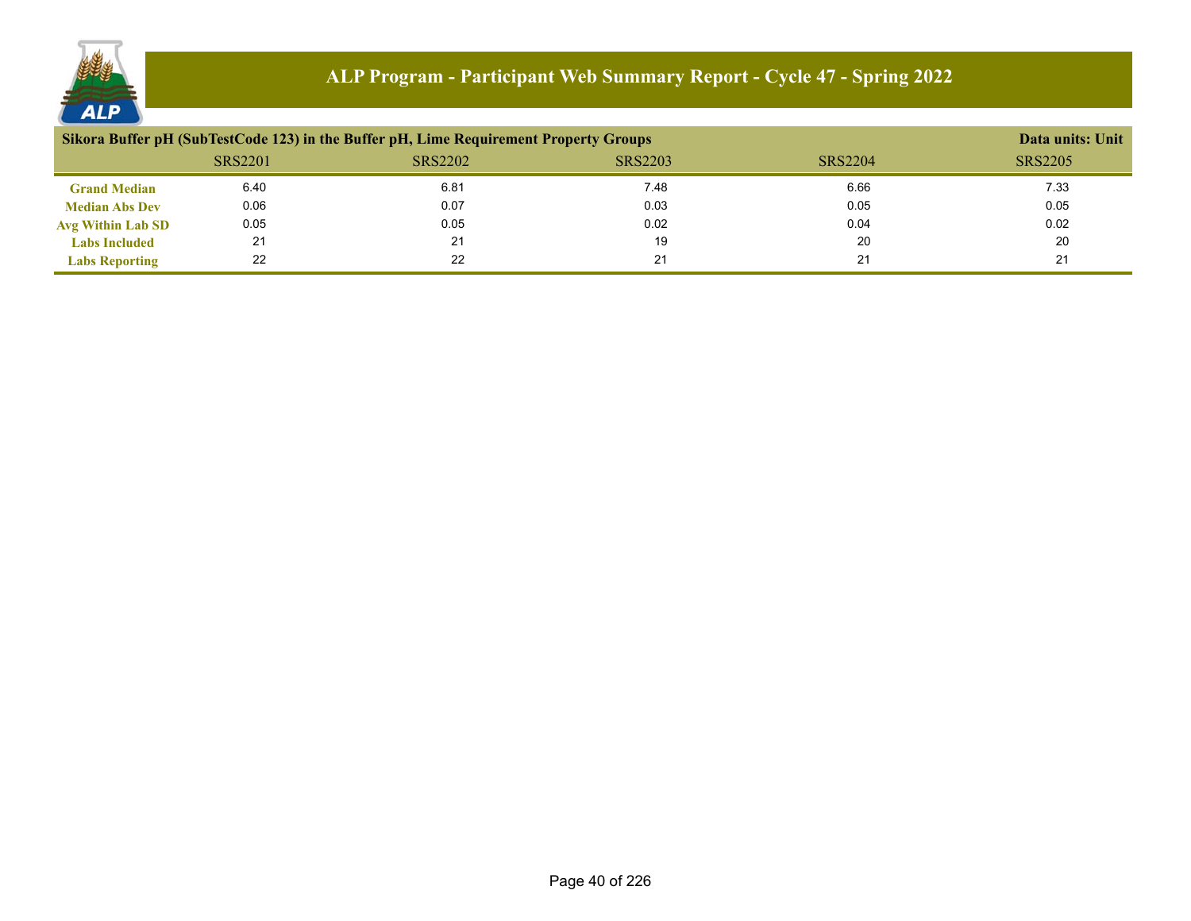# ALP Program - Participant Web Summary Report - Cycle 47 - Spring 2022

## Sikora Buffer pH (SubTestCode 123) in the Buffer pH, Lime Requirement Property Groups

Data units: Unit

| | SRS2201 | SRS2202 | SRS2203 | SRS2204 | SRS2205 |
|---|---|---|---|---|---|
| **Grand Median** | 6.40 | 6.81 | 7.48 | 6.66 | 7.33 |
| **Median Abs Dev** | 0.06 | 0.07 | 0.03 | 0.05 | 0.05 |
| **Avg Within Lab SD** | 0.05 | 0.05 | 0.02 | 0.04 | 0.02 |
| **Labs Included** | 21 | 21 | 19 | 20 | 20 |
| **Labs Reporting** | 22 | 22 | 21 | 21 | 21 |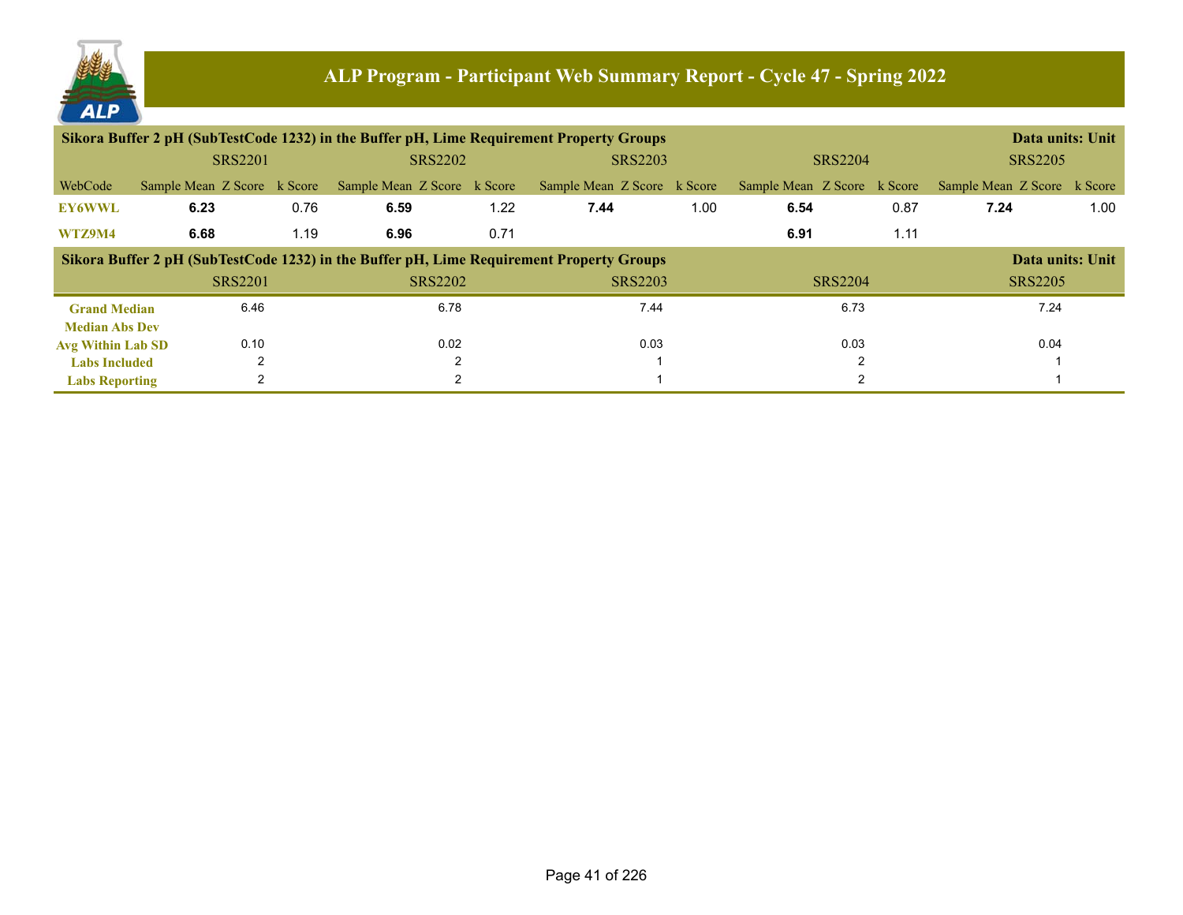# ALP Program - Participant Web Summary Report - Cycle 47 - Spring 2022

**Sikora Buffer 2 pH (SubTestCode 1232) in the Buffer pH, Lime Requirement Property Groups** — Data units: Unit

| WebCode | SRS2201 Sample Mean | SRS2201 Z Score | SRS2201 k Score | SRS2202 Sample Mean | SRS2202 Z Score | SRS2202 k Score | SRS2203 Sample Mean | SRS2203 Z Score | SRS2203 k Score | SRS2204 Sample Mean | SRS2204 Z Score | SRS2204 k Score | SRS2205 Sample Mean | SRS2205 Z Score | SRS2205 k Score |
|---|---|---|---|---|---|---|---|---|---|---|---|---|---|---|---|
| EY6WWL | **6.23** | | 0.76 | **6.59** | | 1.22 | **7.44** | | 1.00 | **6.54** | | 0.87 | **7.24** | | 1.00 |
| WTZ9M4 | **6.68** | | 1.19 | **6.96** | | 0.71 | | | | **6.91** | | 1.11 | | | |

**Sikora Buffer 2 pH (SubTestCode 1232) in the Buffer pH, Lime Requirement Property Groups** — Data units: Unit

| | SRS2201 | SRS2202 | SRS2203 | SRS2204 | SRS2205 |
|---|---|---|---|---|---|
| Grand Median | 6.46 | 6.78 | 7.44 | 6.73 | 7.24 |
| Median Abs Dev | | | | | |
| Avg Within Lab SD | 0.10 | 0.02 | 0.03 | 0.03 | 0.04 |
| Labs Included | 2 | 2 | 1 | 2 | 1 |
| Labs Reporting | 2 | 2 | 1 | 2 | 1 |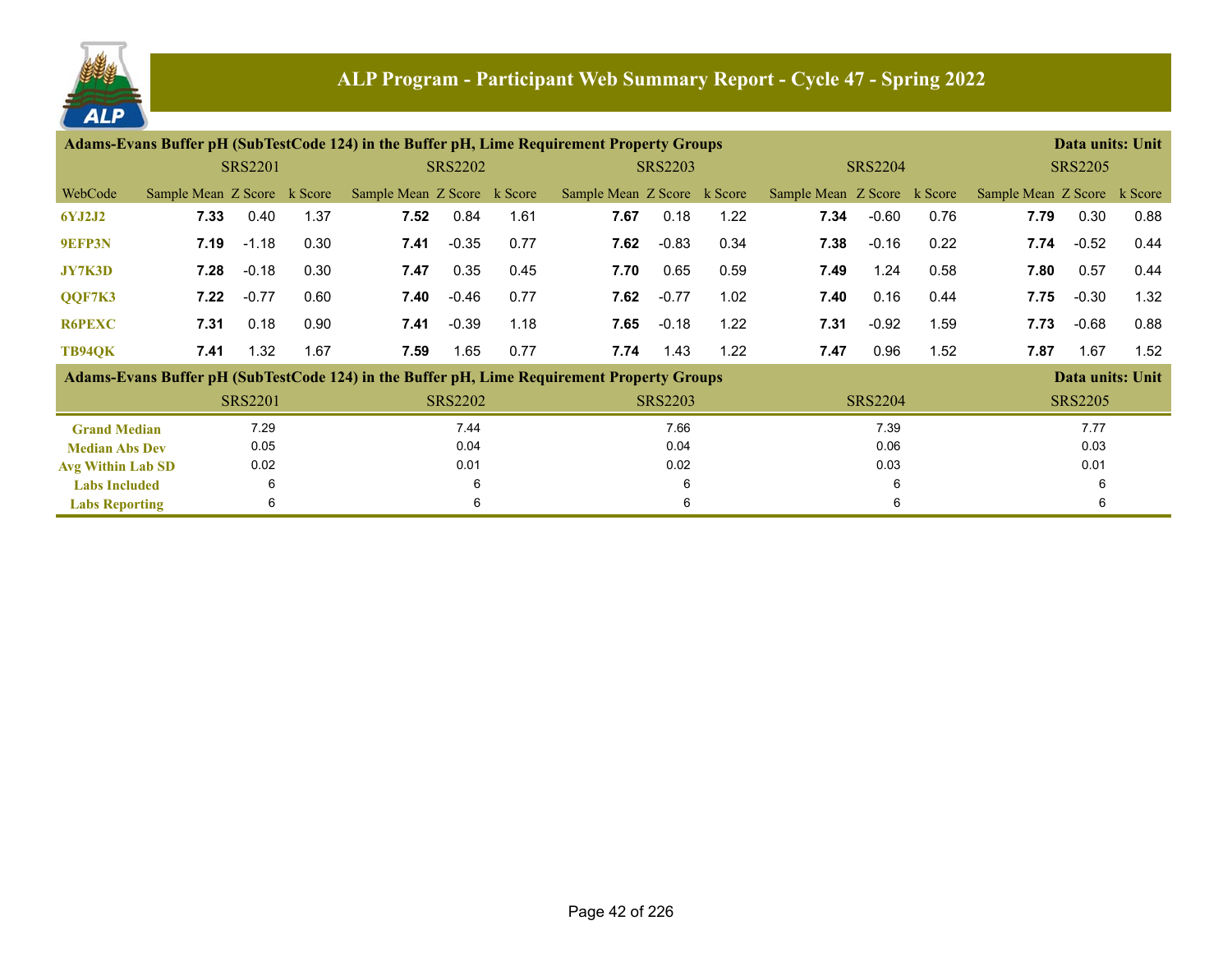# ALP Program - Participant Web Summary Report - Cycle 47 - Spring 2022

**Adams-Evans Buffer pH (SubTestCode 124) in the Buffer pH, Lime Requirement Property Groups** — Data units: Unit

| | SRS2201 | | | SRS2202 | | | SRS2203 | | | SRS2204 | | | SRS2205 | | |
|---|---|---|---|---|---|---|---|---|---|---|---|---|---|---|---|
| WebCode | Sample Mean | Z Score | k Score | Sample Mean | Z Score | k Score | Sample Mean | Z Score | k Score | Sample Mean | Z Score | k Score | Sample Mean | Z Score | k Score |
| 6YJ2J2 | **7.33** | 0.40 | 1.37 | **7.52** | 0.84 | 1.61 | **7.67** | 0.18 | 1.22 | **7.34** | -0.60 | 0.76 | **7.79** | 0.30 | 0.88 |
| 9EFP3N | **7.19** | -1.18 | 0.30 | **7.41** | -0.35 | 0.77 | **7.62** | -0.83 | 0.34 | **7.38** | -0.16 | 0.22 | **7.74** | -0.52 | 0.44 |
| JY7K3D | **7.28** | -0.18 | 0.30 | **7.47** | 0.35 | 0.45 | **7.70** | 0.65 | 0.59 | **7.49** | 1.24 | 0.58 | **7.80** | 0.57 | 0.44 |
| QQF7K3 | **7.22** | -0.77 | 0.60 | **7.40** | -0.46 | 0.77 | **7.62** | -0.77 | 1.02 | **7.40** | 0.16 | 0.44 | **7.75** | -0.30 | 1.32 |
| R6PEXC | **7.31** | 0.18 | 0.90 | **7.41** | -0.39 | 1.18 | **7.65** | -0.18 | 1.22 | **7.31** | -0.92 | 1.59 | **7.73** | -0.68 | 0.88 |
| TB94QK | **7.41** | 1.32 | 1.67 | **7.59** | 1.65 | 0.77 | **7.74** | 1.43 | 1.22 | **7.47** | 0.96 | 1.52 | **7.87** | 1.67 | 1.52 |

**Adams-Evans Buffer pH (SubTestCode 124) in the Buffer pH, Lime Requirement Property Groups** — Data units: Unit

| | SRS2201 | SRS2202 | SRS2203 | SRS2204 | SRS2205 |
|---|---|---|---|---|---|
| Grand Median | 7.29 | 7.44 | 7.66 | 7.39 | 7.77 |
| Median Abs Dev | 0.05 | 0.04 | 0.04 | 0.06 | 0.03 |
| Avg Within Lab SD | 0.02 | 0.01 | 0.02 | 0.03 | 0.01 |
| Labs Included | 6 | 6 | 6 | 6 | 6 |
| Labs Reporting | 6 | 6 | 6 | 6 | 6 |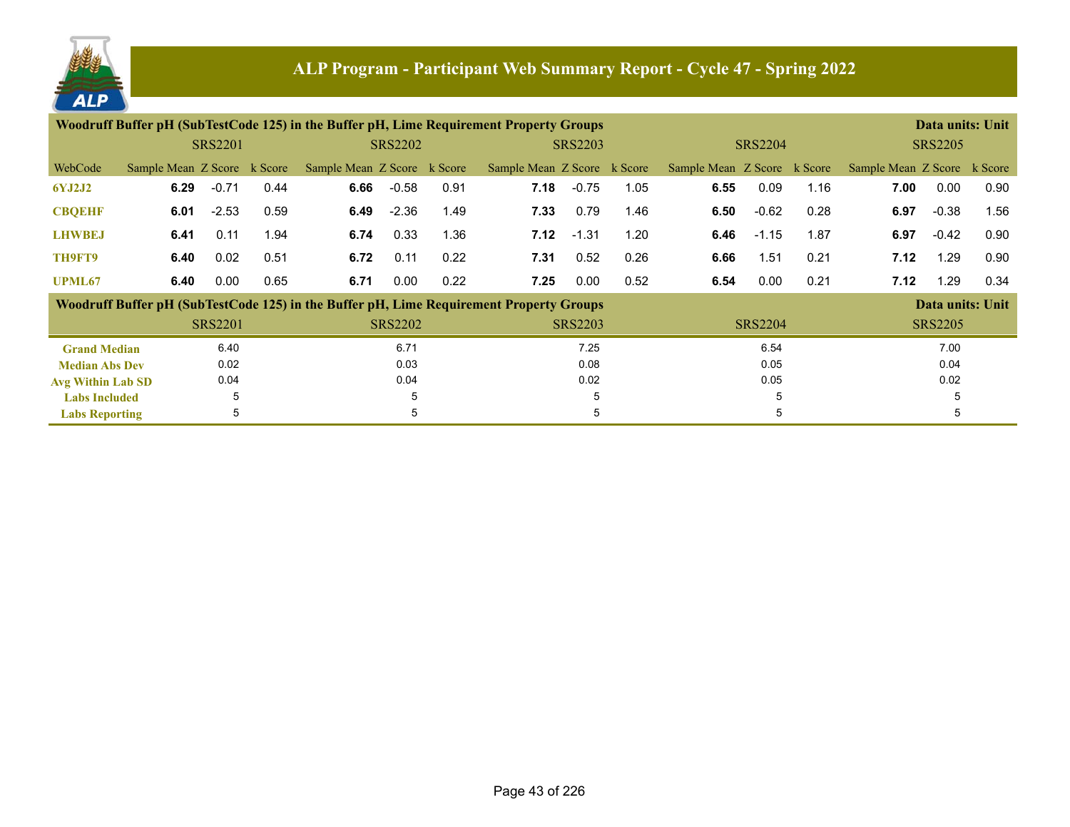## ALP Program - Participant Web Summary Report - Cycle 47 - Spring 2022

### Woodruff Buffer pH (SubTestCode 125) in the Buffer pH, Lime Requirement Property Groups

Data units: Unit

| WebCode | SRS2201 Sample Mean | SRS2201 Z Score | SRS2201 k Score | SRS2202 Sample Mean | SRS2202 Z Score | SRS2202 k Score | SRS2203 Sample Mean | SRS2203 Z Score | SRS2203 k Score | SRS2204 Sample Mean | SRS2204 Z Score | SRS2204 k Score | SRS2205 Sample Mean | SRS2205 Z Score | SRS2205 k Score |
|---|---|---|---|---|---|---|---|---|---|---|---|---|---|---|---|
| 6YJ2J2 | **6.29** | -0.71 | 0.44 | **6.66** | -0.58 | 0.91 | **7.18** | -0.75 | 1.05 | **6.55** | 0.09 | 1.16 | **7.00** | 0.00 | 0.90 |
| CBQEHF | **6.01** | -2.53 | 0.59 | **6.49** | -2.36 | 1.49 | **7.33** | 0.79 | 1.46 | **6.50** | -0.62 | 0.28 | **6.97** | -0.38 | 1.56 |
| LHWBEJ | **6.41** | 0.11 | 1.94 | **6.74** | 0.33 | 1.36 | **7.12** | -1.31 | 1.20 | **6.46** | -1.15 | 1.87 | **6.97** | -0.42 | 0.90 |
| TH9FT9 | **6.40** | 0.02 | 0.51 | **6.72** | 0.11 | 0.22 | **7.31** | 0.52 | 0.26 | **6.66** | 1.51 | 0.21 | **7.12** | 1.29 | 0.90 |
| UPML67 | **6.40** | 0.00 | 0.65 | **6.71** | 0.00 | 0.22 | **7.25** | 0.00 | 0.52 | **6.54** | 0.00 | 0.21 | **7.12** | 1.29 | 0.34 |

### Woodruff Buffer pH (SubTestCode 125) in the Buffer pH, Lime Requirement Property Groups

Data units: Unit

| | SRS2201 | SRS2202 | SRS2203 | SRS2204 | SRS2205 |
|---|---|---|---|---|---|
| Grand Median | 6.40 | 6.71 | 7.25 | 6.54 | 7.00 |
| Median Abs Dev | 0.02 | 0.03 | 0.08 | 0.05 | 0.04 |
| Avg Within Lab SD | 0.04 | 0.04 | 0.02 | 0.05 | 0.02 |
| Labs Included | 5 | 5 | 5 | 5 | 5 |
| Labs Reporting | 5 | 5 | 5 | 5 | 5 |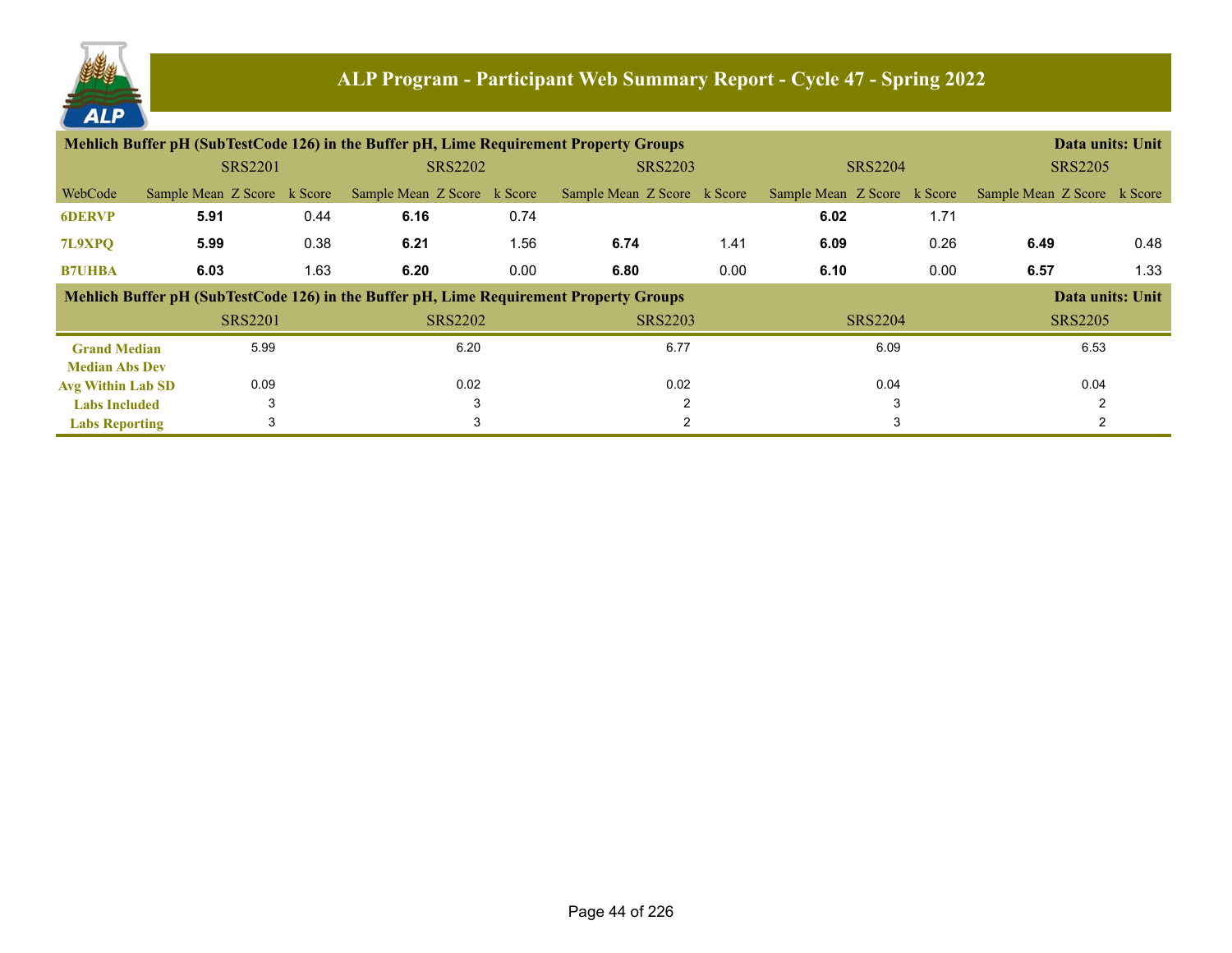# ALP Program - Participant Web Summary Report - Cycle 47 - Spring 2022

## Mehlich Buffer pH (SubTestCode 126) in the Buffer pH, Lime Requirement Property Groups

Data units: Unit

| WebCode | SRS2201 Sample Mean | SRS2201 Z Score | SRS2201 k Score | SRS2202 Sample Mean | SRS2202 Z Score | SRS2202 k Score | SRS2203 Sample Mean | SRS2203 Z Score | SRS2203 k Score | SRS2204 Sample Mean | SRS2204 Z Score | SRS2204 k Score | SRS2205 Sample Mean | SRS2205 Z Score | SRS2205 k Score |
|---|---|---|---|---|---|---|---|---|---|---|---|---|---|---|---|
| 6DERVP | **5.91** | | 0.44 | **6.16** | | 0.74 | | | | **6.02** | | 1.71 | | | |
| 7L9XPQ | **5.99** | | 0.38 | **6.21** | | 1.56 | **6.74** | | 1.41 | **6.09** | | 0.26 | **6.49** | | 0.48 |
| B7UHBA | **6.03** | | 1.63 | **6.20** | | 0.00 | **6.80** | | 0.00 | **6.10** | | 0.00 | **6.57** | | 1.33 |

## Mehlich Buffer pH (SubTestCode 126) in the Buffer pH, Lime Requirement Property Groups

Data units: Unit

| | SRS2201 | SRS2202 | SRS2203 | SRS2204 | SRS2205 |
|---|---|---|---|---|---|
| Grand Median | 5.99 | 6.20 | 6.77 | 6.09 | 6.53 |
| Median Abs Dev | | | | | |
| Avg Within Lab SD | 0.09 | 0.02 | 0.02 | 0.04 | 0.04 |
| Labs Included | 3 | 3 | 2 | 3 | 2 |
| Labs Reporting | 3 | 3 | 2 | 3 | 2 |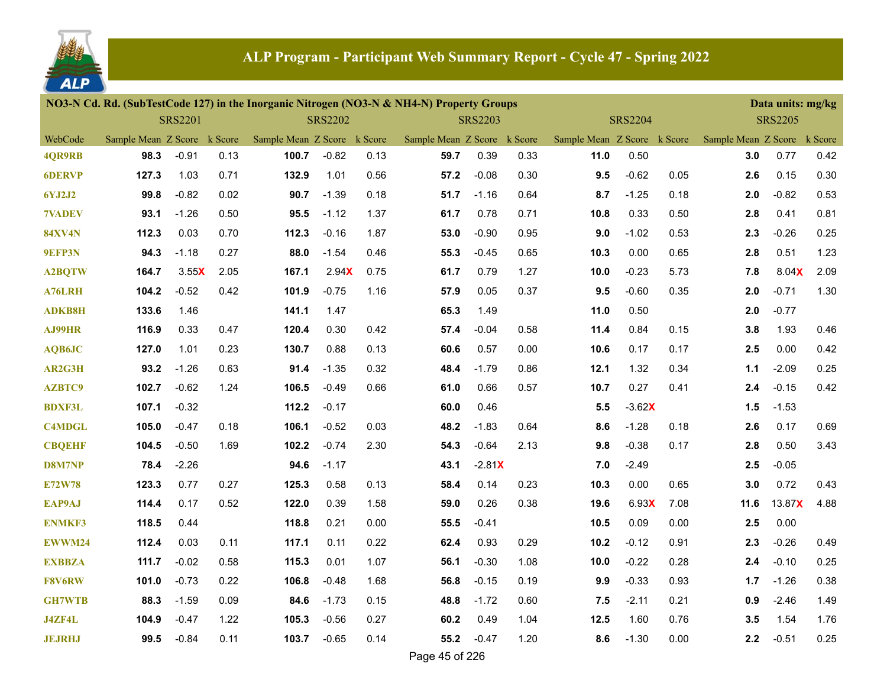# ALP Program - Participant Web Summary Report - Cycle 47 - Spring 2022

**NO3-N Cd. Rd. (SubTestCode 127) in the Inorganic Nitrogen (NO3-N & NH4-N) Property Groups** — Data units: mg/kg

| WebCode | SRS2201 Sample Mean | SRS2201 Z Score | SRS2201 k Score | SRS2202 Sample Mean | SRS2202 Z Score | SRS2202 k Score | SRS2203 Sample Mean | SRS2203 Z Score | SRS2203 k Score | SRS2204 Sample Mean | SRS2204 Z Score | SRS2204 k Score | SRS2205 Sample Mean | SRS2205 Z Score | SRS2205 k Score |
|---|---|---|---|---|---|---|---|---|---|---|---|---|---|---|---|
| 4QR9RB | **98.3** | -0.91 | 0.13 | **100.7** | -0.82 | 0.13 | **59.7** | 0.39 | 0.33 | **11.0** | 0.50 | | **3.0** | 0.77 | 0.42 |
| 6DERVP | **127.3** | 1.03 | 0.71 | **132.9** | 1.01 | 0.56 | **57.2** | -0.08 | 0.30 | **9.5** | -0.62 | 0.05 | **2.6** | 0.15 | 0.30 |
| 6YJ2J2 | **99.8** | -0.82 | 0.02 | **90.7** | -1.39 | 0.18 | **51.7** | -1.16 | 0.64 | **8.7** | -1.25 | 0.18 | **2.0** | -0.82 | 0.53 |
| 7VADEV | **93.1** | -1.26 | 0.50 | **95.5** | -1.12 | 1.37 | **61.7** | 0.78 | 0.71 | **10.8** | 0.33 | 0.50 | **2.8** | 0.41 | 0.81 |
| 84XV4N | **112.3** | 0.03 | 0.70 | **112.3** | -0.16 | 1.87 | **53.0** | -0.90 | 0.95 | **9.0** | -1.02 | 0.53 | **2.3** | -0.26 | 0.25 |
| 9EFP3N | **94.3** | -1.18 | 0.27 | **88.0** | -1.54 | 0.46 | **55.3** | -0.45 | 0.65 | **10.3** | 0.00 | 0.65 | **2.8** | 0.51 | 1.23 |
| A2BQTW | **164.7** | 3.55X | 2.05 | **167.1** | 2.94X | 0.75 | **61.7** | 0.79 | 1.27 | **10.0** | -0.23 | 5.73 | **7.8** | 8.04X | 2.09 |
| A76LRH | **104.2** | -0.52 | 0.42 | **101.9** | -0.75 | 1.16 | **57.9** | 0.05 | 0.37 | **9.5** | -0.60 | 0.35 | **2.0** | -0.71 | 1.30 |
| ADKB8H | **133.6** | 1.46 | | **141.1** | 1.47 | | **65.3** | 1.49 | | **11.0** | 0.50 | | **2.0** | -0.77 | |
| AJ99HR | **116.9** | 0.33 | 0.47 | **120.4** | 0.30 | 0.42 | **57.4** | -0.04 | 0.58 | **11.4** | 0.84 | 0.15 | **3.8** | 1.93 | 0.46 |
| AQB6JC | **127.0** | 1.01 | 0.23 | **130.7** | 0.88 | 0.13 | **60.6** | 0.57 | 0.00 | **10.6** | 0.17 | 0.17 | **2.5** | 0.00 | 0.42 |
| AR2G3H | **93.2** | -1.26 | 0.63 | **91.4** | -1.35 | 0.32 | **48.4** | -1.79 | 0.86 | **12.1** | 1.32 | 0.34 | **1.1** | -2.09 | 0.25 |
| AZBTC9 | **102.7** | -0.62 | 1.24 | **106.5** | -0.49 | 0.66 | **61.0** | 0.66 | 0.57 | **10.7** | 0.27 | 0.41 | **2.4** | -0.15 | 0.42 |
| BDXF3L | **107.1** | -0.32 | | **112.2** | -0.17 | | **60.0** | 0.46 | | **5.5** | -3.62X | | **1.5** | -1.53 | |
| C4MDGL | **105.0** | -0.47 | 0.18 | **106.1** | -0.52 | 0.03 | **48.2** | -1.83 | 0.64 | **8.6** | -1.28 | 0.18 | **2.6** | 0.17 | 0.69 |
| CBQEHF | **104.5** | -0.50 | 1.69 | **102.2** | -0.74 | 2.30 | **54.3** | -0.64 | 2.13 | **9.8** | -0.38 | 0.17 | **2.8** | 0.50 | 3.43 |
| D8M7NP | **78.4** | -2.26 | | **94.6** | -1.17 | | **43.1** | -2.81X | | **7.0** | -2.49 | | **2.5** | -0.05 | |
| E72W78 | **123.3** | 0.77 | 0.27 | **125.3** | 0.58 | 0.13 | **58.4** | 0.14 | 0.23 | **10.3** | 0.00 | 0.65 | **3.0** | 0.72 | 0.43 |
| EAP9AJ | **114.4** | 0.17 | 0.52 | **122.0** | 0.39 | 1.58 | **59.0** | 0.26 | 0.38 | **19.6** | 6.93X | 7.08 | **11.6** | 13.87X | 4.88 |
| ENMKF3 | **118.5** | 0.44 | | **118.8** | 0.21 | 0.00 | **55.5** | -0.41 | | **10.5** | 0.09 | 0.00 | **2.5** | 0.00 | |
| EWWM24 | **112.4** | 0.03 | 0.11 | **117.1** | 0.11 | 0.22 | **62.4** | 0.93 | 0.29 | **10.2** | -0.12 | 0.91 | **2.3** | -0.26 | 0.49 |
| EXBBZA | **111.7** | -0.02 | 0.58 | **115.3** | 0.01 | 1.07 | **56.1** | -0.30 | 1.08 | **10.0** | -0.22 | 0.28 | **2.4** | -0.10 | 0.25 |
| F8V6RW | **101.0** | -0.73 | 0.22 | **106.8** | -0.48 | 1.68 | **56.8** | -0.15 | 0.19 | **9.9** | -0.33 | 0.93 | **1.7** | -1.26 | 0.38 |
| GH7WTB | **88.3** | -1.59 | 0.09 | **84.6** | -1.73 | 0.15 | **48.8** | -1.72 | 0.60 | **7.5** | -2.11 | 0.21 | **0.9** | -2.46 | 1.49 |
| J4ZF4L | **104.9** | -0.47 | 1.22 | **105.3** | -0.56 | 0.27 | **60.2** | 0.49 | 1.04 | **12.5** | 1.60 | 0.76 | **3.5** | 1.54 | 1.76 |
| JEJRHJ | **99.5** | -0.84 | 0.11 | **103.7** | -0.65 | 0.14 | **55.2** | -0.47 | 1.20 | **8.6** | -1.30 | 0.00 | **2.2** | -0.51 | 0.25 |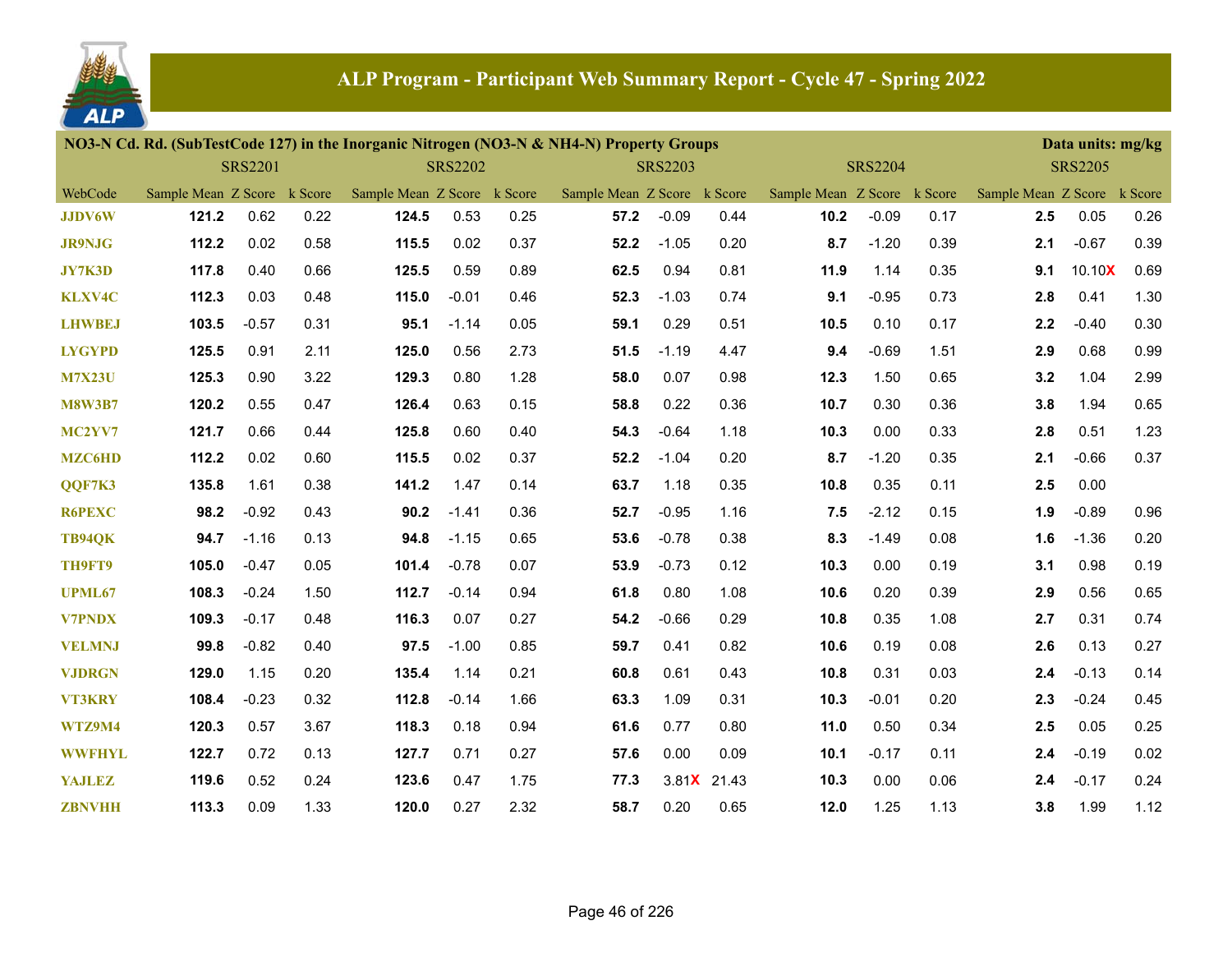# ALP Program - Participant Web Summary Report - Cycle 47 - Spring 2022

**NO3-N Cd. Rd. (SubTestCode 127) in the Inorganic Nitrogen (NO3-N & NH4-N) Property Groups** — Data units: mg/kg

| WebCode | SRS2201 Sample Mean | SRS2201 Z Score | SRS2201 k Score | SRS2202 Sample Mean | SRS2202 Z Score | SRS2202 k Score | SRS2203 Sample Mean | SRS2203 Z Score | SRS2203 k Score | SRS2204 Sample Mean | SRS2204 Z Score | SRS2204 k Score | SRS2205 Sample Mean | SRS2205 Z Score | SRS2205 k Score |
|---|---|---|---|---|---|---|---|---|---|---|---|---|---|---|---|
| JJDV6W | **121.2** | 0.62 | 0.22 | **124.5** | 0.53 | 0.25 | **57.2** | -0.09 | 0.44 | **10.2** | -0.09 | 0.17 | **2.5** | 0.05 | 0.26 |
| JR9NJG | **112.2** | 0.02 | 0.58 | **115.5** | 0.02 | 0.37 | **52.2** | -1.05 | 0.20 | **8.7** | -1.20 | 0.39 | **2.1** | -0.67 | 0.39 |
| JY7K3D | **117.8** | 0.40 | 0.66 | **125.5** | 0.59 | 0.89 | **62.5** | 0.94 | 0.81 | **11.9** | 1.14 | 0.35 | **9.1** | 10.10X | 0.69 |
| KLXV4C | **112.3** | 0.03 | 0.48 | **115.0** | -0.01 | 0.46 | **52.3** | -1.03 | 0.74 | **9.1** | -0.95 | 0.73 | **2.8** | 0.41 | 1.30 |
| LHWBEJ | **103.5** | -0.57 | 0.31 | **95.1** | -1.14 | 0.05 | **59.1** | 0.29 | 0.51 | **10.5** | 0.10 | 0.17 | **2.2** | -0.40 | 0.30 |
| LYGYPD | **125.5** | 0.91 | 2.11 | **125.0** | 0.56 | 2.73 | **51.5** | -1.19 | 4.47 | **9.4** | -0.69 | 1.51 | **2.9** | 0.68 | 0.99 |
| M7X23U | **125.3** | 0.90 | 3.22 | **129.3** | 0.80 | 1.28 | **58.0** | 0.07 | 0.98 | **12.3** | 1.50 | 0.65 | **3.2** | 1.04 | 2.99 |
| M8W3B7 | **120.2** | 0.55 | 0.47 | **126.4** | 0.63 | 0.15 | **58.8** | 0.22 | 0.36 | **10.7** | 0.30 | 0.36 | **3.8** | 1.94 | 0.65 |
| MC2YV7 | **121.7** | 0.66 | 0.44 | **125.8** | 0.60 | 0.40 | **54.3** | -0.64 | 1.18 | **10.3** | 0.00 | 0.33 | **2.8** | 0.51 | 1.23 |
| MZC6HD | **112.2** | 0.02 | 0.60 | **115.5** | 0.02 | 0.37 | **52.2** | -1.04 | 0.20 | **8.7** | -1.20 | 0.35 | **2.1** | -0.66 | 0.37 |
| QQF7K3 | **135.8** | 1.61 | 0.38 | **141.2** | 1.47 | 0.14 | **63.7** | 1.18 | 0.35 | **10.8** | 0.35 | 0.11 | **2.5** | 0.00 | |
| R6PEXC | **98.2** | -0.92 | 0.43 | **90.2** | -1.41 | 0.36 | **52.7** | -0.95 | 1.16 | **7.5** | -2.12 | 0.15 | **1.9** | -0.89 | 0.96 |
| TB94QK | **94.7** | -1.16 | 0.13 | **94.8** | -1.15 | 0.65 | **53.6** | -0.78 | 0.38 | **8.3** | -1.49 | 0.08 | **1.6** | -1.36 | 0.20 |
| TH9FT9 | **105.0** | -0.47 | 0.05 | **101.4** | -0.78 | 0.07 | **53.9** | -0.73 | 0.12 | **10.3** | 0.00 | 0.19 | **3.1** | 0.98 | 0.19 |
| UPML67 | **108.3** | -0.24 | 1.50 | **112.7** | -0.14 | 0.94 | **61.8** | 0.80 | 1.08 | **10.6** | 0.20 | 0.39 | **2.9** | 0.56 | 0.65 |
| V7PNDX | **109.3** | -0.17 | 0.48 | **116.3** | 0.07 | 0.27 | **54.2** | -0.66 | 0.29 | **10.8** | 0.35 | 1.08 | **2.7** | 0.31 | 0.74 |
| VELMNJ | **99.8** | -0.82 | 0.40 | **97.5** | -1.00 | 0.85 | **59.7** | 0.41 | 0.82 | **10.6** | 0.19 | 0.08 | **2.6** | 0.13 | 0.27 |
| VJDRGN | **129.0** | 1.15 | 0.20 | **135.4** | 1.14 | 0.21 | **60.8** | 0.61 | 0.43 | **10.8** | 0.31 | 0.03 | **2.4** | -0.13 | 0.14 |
| VT3KRY | **108.4** | -0.23 | 0.32 | **112.8** | -0.14 | 1.66 | **63.3** | 1.09 | 0.31 | **10.3** | -0.01 | 0.20 | **2.3** | -0.24 | 0.45 |
| WTZ9M4 | **120.3** | 0.57 | 3.67 | **118.3** | 0.18 | 0.94 | **61.6** | 0.77 | 0.80 | **11.0** | 0.50 | 0.34 | **2.5** | 0.05 | 0.25 |
| WWFHYL | **122.7** | 0.72 | 0.13 | **127.7** | 0.71 | 0.27 | **57.6** | 0.00 | 0.09 | **10.1** | -0.17 | 0.11 | **2.4** | -0.19 | 0.02 |
| YAJLEZ | **119.6** | 0.52 | 0.24 | **123.6** | 0.47 | 1.75 | **77.3** | 3.81X | 21.43 | **10.3** | 0.00 | 0.06 | **2.4** | -0.17 | 0.24 |
| ZBNVHH | **113.3** | 0.09 | 1.33 | **120.0** | 0.27 | 2.32 | **58.7** | 0.20 | 0.65 | **12.0** | 1.25 | 1.13 | **3.8** | 1.99 | 1.12 |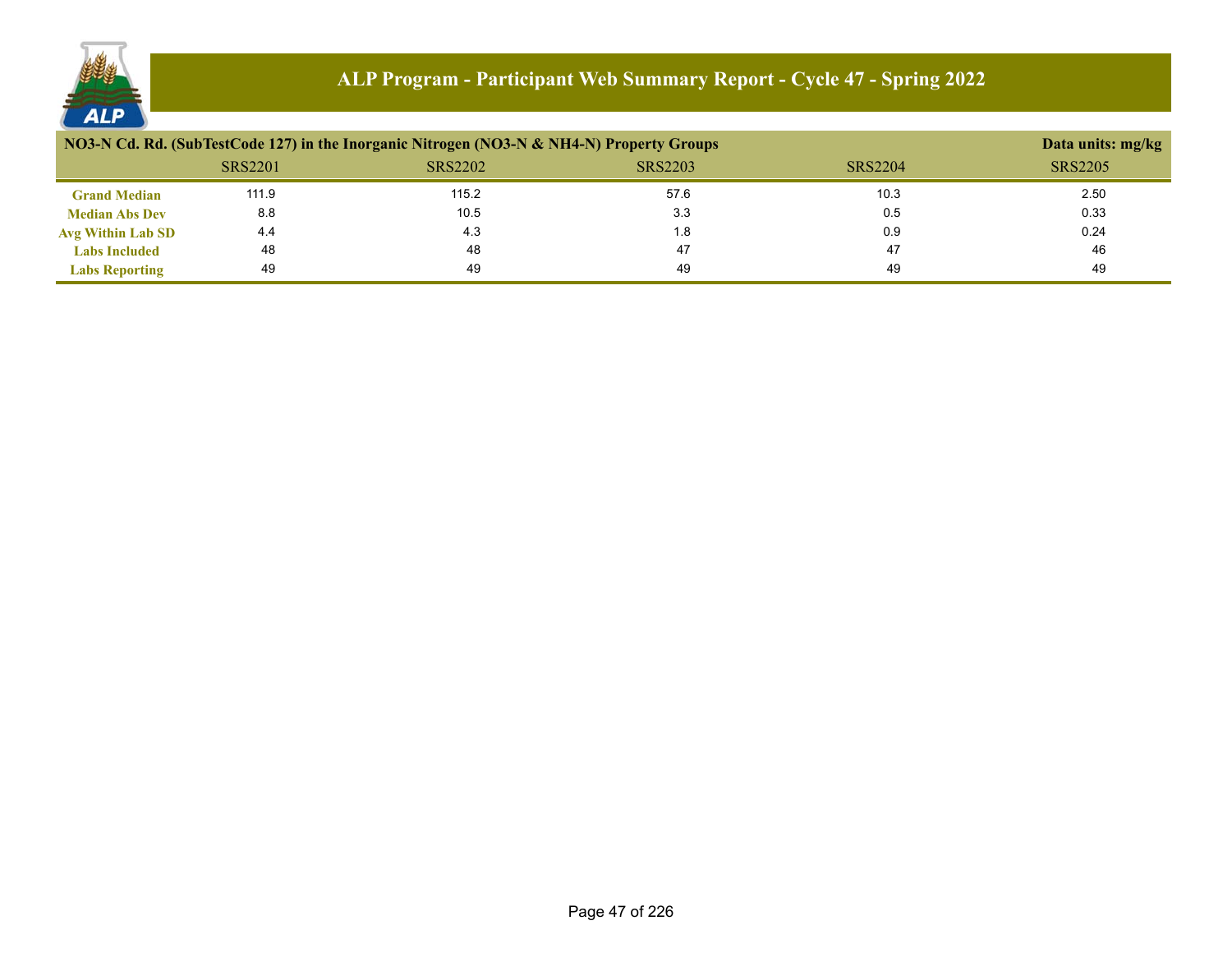# ALP Program - Participant Web Summary Report - Cycle 47 - Spring 2022

| NO3-N Cd. Rd. (SubTestCode 127) in the Inorganic Nitrogen (NO3-N & NH4-N) Property Groups | | | | | Data units: mg/kg |
|---|---|---|---|---|---|
| | SRS2201 | SRS2202 | SRS2203 | SRS2204 | SRS2205 |
| **Grand Median** | 111.9 | 115.2 | 57.6 | 10.3 | 2.50 |
| **Median Abs Dev** | 8.8 | 10.5 | 3.3 | 0.5 | 0.33 |
| **Avg Within Lab SD** | 4.4 | 4.3 | 1.8 | 0.9 | 0.24 |
| **Labs Included** | 48 | 48 | 47 | 47 | 46 |
| **Labs Reporting** | 49 | 49 | 49 | 49 | 49 |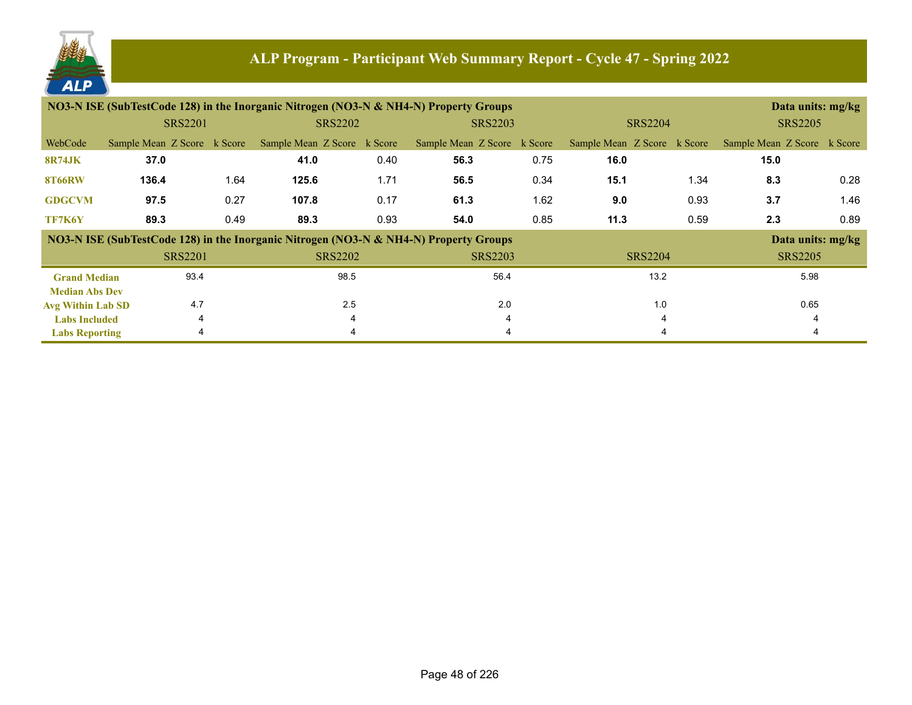# ALP Program - Participant Web Summary Report - Cycle 47 - Spring 2022

**NO3-N ISE (SubTestCode 128) in the Inorganic Nitrogen (NO3-N & NH4-N) Property Groups** — Data units: mg/kg

| WebCode | SRS2201 Sample Mean | SRS2201 Z Score | SRS2201 k Score | SRS2202 Sample Mean | SRS2202 Z Score | SRS2202 k Score | SRS2203 Sample Mean | SRS2203 Z Score | SRS2203 k Score | SRS2204 Sample Mean | SRS2204 Z Score | SRS2204 k Score | SRS2205 Sample Mean | SRS2205 Z Score | SRS2205 k Score |
|---|---|---|---|---|---|---|---|---|---|---|---|---|---|---|---|
| 8R74JK | **37.0** | | | **41.0** | | 0.40 | **56.3** | | 0.75 | **16.0** | | | **15.0** | | |
| 8T66RW | **136.4** | | 1.64 | **125.6** | | 1.71 | **56.5** | | 0.34 | **15.1** | | 1.34 | **8.3** | | 0.28 |
| GDGCVM | **97.5** | | 0.27 | **107.8** | | 0.17 | **61.3** | | 1.62 | **9.0** | | 0.93 | **3.7** | | 1.46 |
| TF7K6Y | **89.3** | | 0.49 | **89.3** | | 0.93 | **54.0** | | 0.85 | **11.3** | | 0.59 | **2.3** | | 0.89 |

**NO3-N ISE (SubTestCode 128) in the Inorganic Nitrogen (NO3-N & NH4-N) Property Groups** — Data units: mg/kg

| | SRS2201 | SRS2202 | SRS2203 | SRS2204 | SRS2205 |
|---|---|---|---|---|---|
| Grand Median | 93.4 | 98.5 | 56.4 | 13.2 | 5.98 |
| Median Abs Dev | | | | | |
| Avg Within Lab SD | 4.7 | 2.5 | 2.0 | 1.0 | 0.65 |
| Labs Included | 4 | 4 | 4 | 4 | 4 |
| Labs Reporting | 4 | 4 | 4 | 4 | 4 |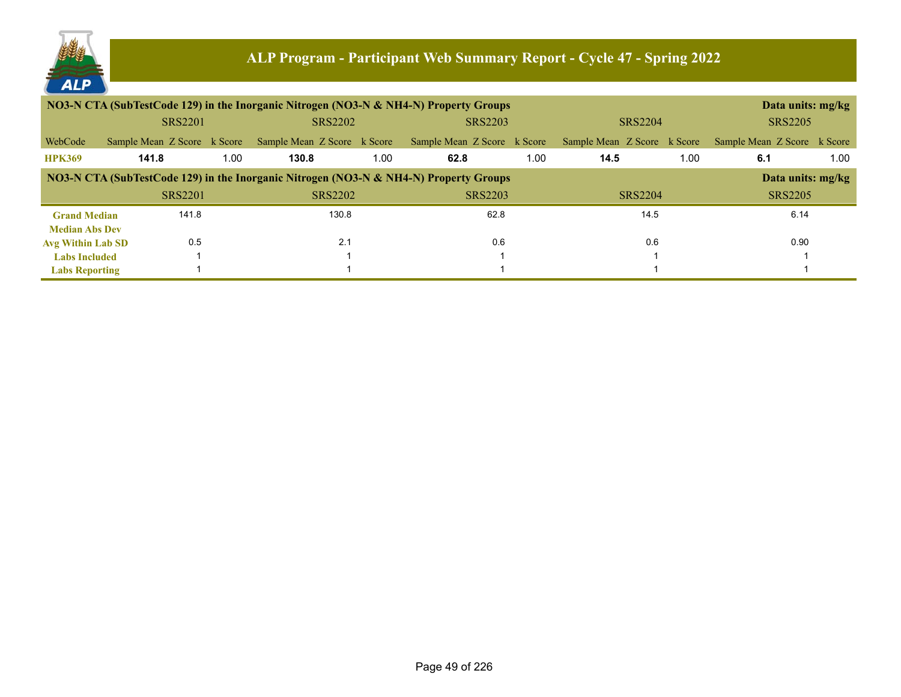# ALP Program - Participant Web Summary Report - Cycle 47 - Spring 2022

**NO3-N CTA (SubTestCode 129) in the Inorganic Nitrogen (NO3-N & NH4-N) Property Groups** — Data units: mg/kg

| WebCode | SRS2201 Sample Mean | SRS2201 Z Score | SRS2201 k Score | SRS2202 Sample Mean | SRS2202 Z Score | SRS2202 k Score | SRS2203 Sample Mean | SRS2203 Z Score | SRS2203 k Score | SRS2204 Sample Mean | SRS2204 Z Score | SRS2204 k Score | SRS2205 Sample Mean | SRS2205 Z Score | SRS2205 k Score |
|---|---|---|---|---|---|---|---|---|---|---|---|---|---|---|---|
| **HPK369** | **141.8** | | 1.00 | **130.8** | | 1.00 | **62.8** | | 1.00 | **14.5** | | 1.00 | **6.1** | | 1.00 |

**NO3-N CTA (SubTestCode 129) in the Inorganic Nitrogen (NO3-N & NH4-N) Property Groups** — Data units: mg/kg

| | SRS2201 | SRS2202 | SRS2203 | SRS2204 | SRS2205 |
|---|---|---|---|---|---|
| **Grand Median** | 141.8 | 130.8 | 62.8 | 14.5 | 6.14 |
| **Median Abs Dev** | | | | | |
| **Avg Within Lab SD** | 0.5 | 2.1 | 0.6 | 0.6 | 0.90 |
| **Labs Included** | 1 | 1 | 1 | 1 | 1 |
| **Labs Reporting** | 1 | 1 | 1 | 1 | 1 |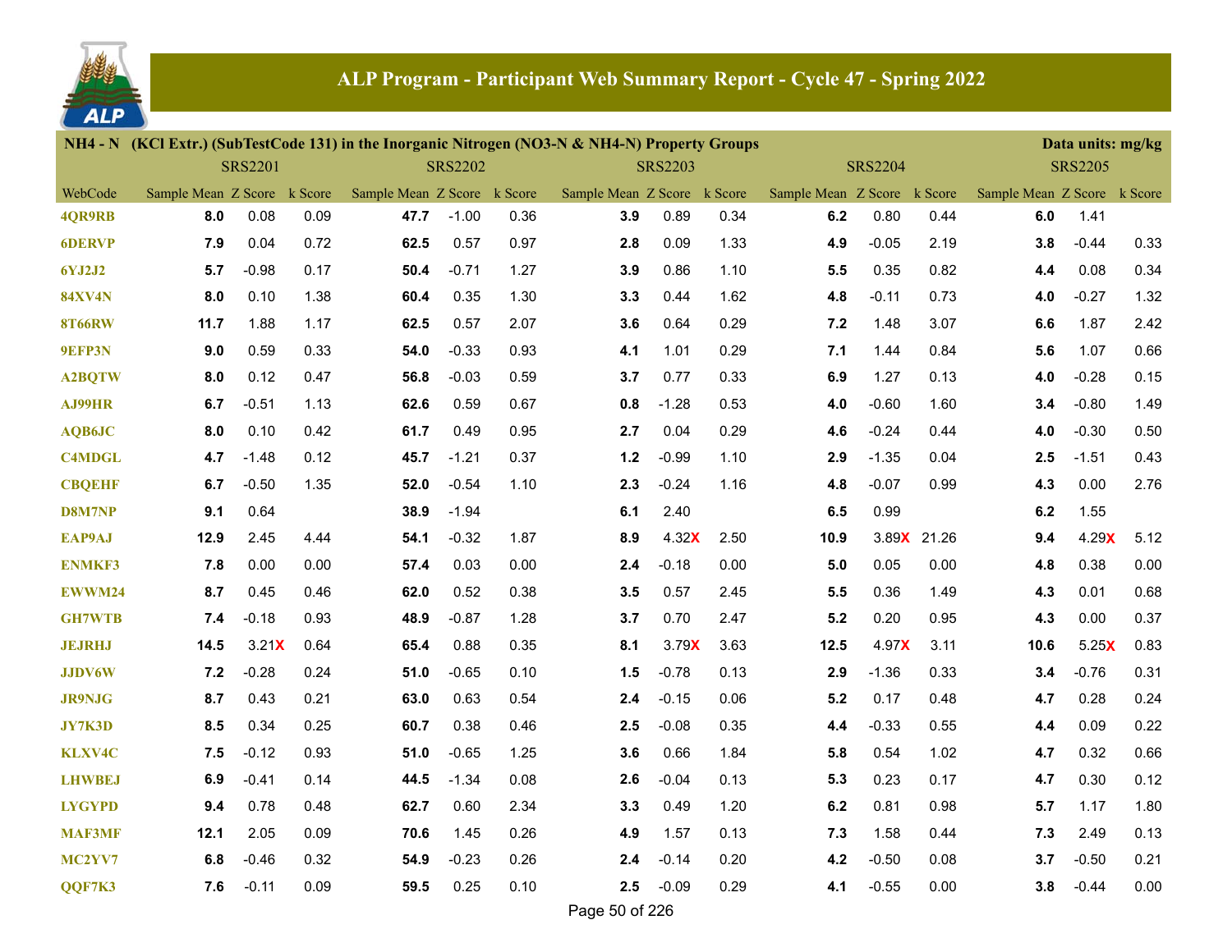# ALP Program - Participant Web Summary Report - Cycle 47 - Spring 2022

**NH4 - N (KCl Extr.) (SubTestCode 131) in the Inorganic Nitrogen (NO3-N & NH4-N) Property Groups** — Data units: mg/kg

| | SRS2201 | | | SRS2202 | | | SRS2203 | | | SRS2204 | | | SRS2205 | | |
|---|---|---|---|---|---|---|---|---|---|---|---|---|---|---|---|
| WebCode | Sample Mean | Z Score | k Score | Sample Mean | Z Score | k Score | Sample Mean | Z Score | k Score | Sample Mean | Z Score | k Score | Sample Mean | Z Score | k Score |
| 4QR9RB | **8.0** | 0.08 | 0.09 | **47.7** | -1.00 | 0.36 | **3.9** | 0.89 | 0.34 | **6.2** | 0.80 | 0.44 | **6.0** | 1.41 | |
| 6DERVP | **7.9** | 0.04 | 0.72 | **62.5** | 0.57 | 0.97 | **2.8** | 0.09 | 1.33 | **4.9** | -0.05 | 2.19 | **3.8** | -0.44 | 0.33 |
| 6YJ2J2 | **5.7** | -0.98 | 0.17 | **50.4** | -0.71 | 1.27 | **3.9** | 0.86 | 1.10 | **5.5** | 0.35 | 0.82 | **4.4** | 0.08 | 0.34 |
| 84XV4N | **8.0** | 0.10 | 1.38 | **60.4** | 0.35 | 1.30 | **3.3** | 0.44 | 1.62 | **4.8** | -0.11 | 0.73 | **4.0** | -0.27 | 1.32 |
| 8T66RW | **11.7** | 1.88 | 1.17 | **62.5** | 0.57 | 2.07 | **3.6** | 0.64 | 0.29 | **7.2** | 1.48 | 3.07 | **6.6** | 1.87 | 2.42 |
| 9EFP3N | **9.0** | 0.59 | 0.33 | **54.0** | -0.33 | 0.93 | **4.1** | 1.01 | 0.29 | **7.1** | 1.44 | 0.84 | **5.6** | 1.07 | 0.66 |
| A2BQTW | **8.0** | 0.12 | 0.47 | **56.8** | -0.03 | 0.59 | **3.7** | 0.77 | 0.33 | **6.9** | 1.27 | 0.13 | **4.0** | -0.28 | 0.15 |
| AJ99HR | **6.7** | -0.51 | 1.13 | **62.6** | 0.59 | 0.67 | **0.8** | -1.28 | 0.53 | **4.0** | -0.60 | 1.60 | **3.4** | -0.80 | 1.49 |
| AQB6JC | **8.0** | 0.10 | 0.42 | **61.7** | 0.49 | 0.95 | **2.7** | 0.04 | 0.29 | **4.6** | -0.24 | 0.44 | **4.0** | -0.30 | 0.50 |
| C4MDGL | **4.7** | -1.48 | 0.12 | **45.7** | -1.21 | 0.37 | **1.2** | -0.99 | 1.10 | **2.9** | -1.35 | 0.04 | **2.5** | -1.51 | 0.43 |
| CBQEHF | **6.7** | -0.50 | 1.35 | **52.0** | -0.54 | 1.10 | **2.3** | -0.24 | 1.16 | **4.8** | -0.07 | 0.99 | **4.3** | 0.00 | 2.76 |
| D8M7NP | **9.1** | 0.64 | | **38.9** | -1.94 | | **6.1** | 2.40 | | **6.5** | 0.99 | | **6.2** | 1.55 | |
| EAP9AJ | **12.9** | 2.45 | 4.44 | **54.1** | -0.32 | 1.87 | **8.9** | 4.32X | 2.50 | **10.9** | 3.89X | 21.26 | **9.4** | 4.29X | 5.12 |
| ENMKF3 | **7.8** | 0.00 | 0.00 | **57.4** | 0.03 | 0.00 | **2.4** | -0.18 | 0.00 | **5.0** | 0.05 | 0.00 | **4.8** | 0.38 | 0.00 |
| EWWM24 | **8.7** | 0.45 | 0.46 | **62.0** | 0.52 | 0.38 | **3.5** | 0.57 | 2.45 | **5.5** | 0.36 | 1.49 | **4.3** | 0.01 | 0.68 |
| GH7WTB | **7.4** | -0.18 | 0.93 | **48.9** | -0.87 | 1.28 | **3.7** | 0.70 | 2.47 | **5.2** | 0.20 | 0.95 | **4.3** | 0.00 | 0.37 |
| JEJRHJ | **14.5** | 3.21X | 0.64 | **65.4** | 0.88 | 0.35 | **8.1** | 3.79X | 3.63 | **12.5** | 4.97X | 3.11 | **10.6** | 5.25X | 0.83 |
| JJDV6W | **7.2** | -0.28 | 0.24 | **51.0** | -0.65 | 0.10 | **1.5** | -0.78 | 0.13 | **2.9** | -1.36 | 0.33 | **3.4** | -0.76 | 0.31 |
| JR9NJG | **8.7** | 0.43 | 0.21 | **63.0** | 0.63 | 0.54 | **2.4** | -0.15 | 0.06 | **5.2** | 0.17 | 0.48 | **4.7** | 0.28 | 0.24 |
| JY7K3D | **8.5** | 0.34 | 0.25 | **60.7** | 0.38 | 0.46 | **2.5** | -0.08 | 0.35 | **4.4** | -0.33 | 0.55 | **4.4** | 0.09 | 0.22 |
| KLXV4C | **7.5** | -0.12 | 0.93 | **51.0** | -0.65 | 1.25 | **3.6** | 0.66 | 1.84 | **5.8** | 0.54 | 1.02 | **4.7** | 0.32 | 0.66 |
| LHWBEJ | **6.9** | -0.41 | 0.14 | **44.5** | -1.34 | 0.08 | **2.6** | -0.04 | 0.13 | **5.3** | 0.23 | 0.17 | **4.7** | 0.30 | 0.12 |
| LYGYPD | **9.4** | 0.78 | 0.48 | **62.7** | 0.60 | 2.34 | **3.3** | 0.49 | 1.20 | **6.2** | 0.81 | 0.98 | **5.7** | 1.17 | 1.80 |
| MAF3MF | **12.1** | 2.05 | 0.09 | **70.6** | 1.45 | 0.26 | **4.9** | 1.57 | 0.13 | **7.3** | 1.58 | 0.44 | **7.3** | 2.49 | 0.13 |
| MC2YV7 | **6.8** | -0.46 | 0.32 | **54.9** | -0.23 | 0.26 | **2.4** | -0.14 | 0.20 | **4.2** | -0.50 | 0.08 | **3.7** | -0.50 | 0.21 |
| QQF7K3 | **7.6** | -0.11 | 0.09 | **59.5** | 0.25 | 0.10 | **2.5** | -0.09 | 0.29 | **4.1** | -0.55 | 0.00 | **3.8** | -0.44 | 0.00 |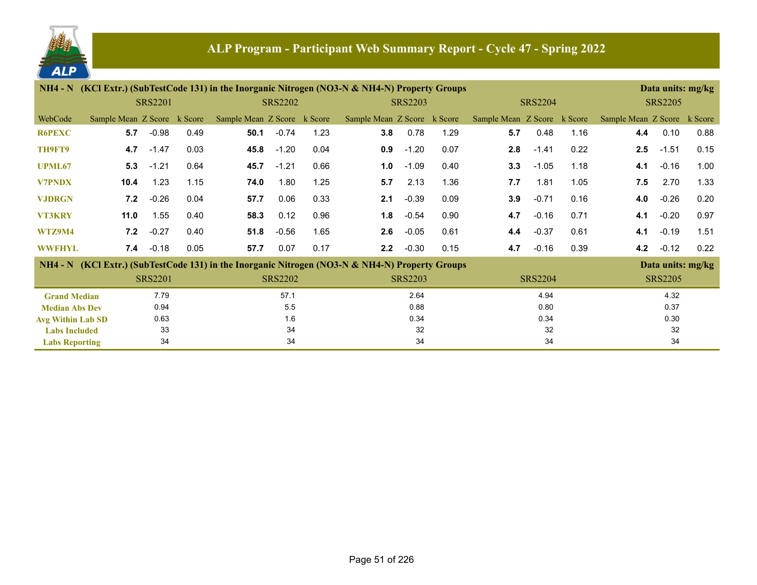# ALP Program - Participant Web Summary Report - Cycle 47 - Spring 2022

**NH4 - N (KCl Extr.) (SubTestCode 131) in the Inorganic Nitrogen (NO3-N & NH4-N) Property Groups** — Data units: mg/kg

| WebCode | SRS2201 Sample Mean | SRS2201 Z Score | SRS2201 k Score | SRS2202 Sample Mean | SRS2202 Z Score | SRS2202 k Score | SRS2203 Sample Mean | SRS2203 Z Score | SRS2203 k Score | SRS2204 Sample Mean | SRS2204 Z Score | SRS2204 k Score | SRS2205 Sample Mean | SRS2205 Z Score | SRS2205 k Score |
|---|---|---|---|---|---|---|---|---|---|---|---|---|---|---|---|
| R6PEXC | **5.7** | -0.98 | 0.49 | **50.1** | -0.74 | 1.23 | **3.8** | 0.78 | 1.29 | **5.7** | 0.48 | 1.16 | **4.4** | 0.10 | 0.88 |
| TH9FT9 | **4.7** | -1.47 | 0.03 | **45.8** | -1.20 | 0.04 | **0.9** | -1.20 | 0.07 | **2.8** | -1.41 | 0.22 | **2.5** | -1.51 | 0.15 |
| UPML67 | **5.3** | -1.21 | 0.64 | **45.7** | -1.21 | 0.66 | **1.0** | -1.09 | 0.40 | **3.3** | -1.05 | 1.18 | **4.1** | -0.16 | 1.00 |
| V7PNDX | **10.4** | 1.23 | 1.15 | **74.0** | 1.80 | 1.25 | **5.7** | 2.13 | 1.36 | **7.7** | 1.81 | 1.05 | **7.5** | 2.70 | 1.33 |
| VJDRGN | **7.2** | -0.26 | 0.04 | **57.7** | 0.06 | 0.33 | **2.1** | -0.39 | 0.09 | **3.9** | -0.71 | 0.16 | **4.0** | -0.26 | 0.20 |
| VT3KRY | **11.0** | 1.55 | 0.40 | **58.3** | 0.12 | 0.96 | **1.8** | -0.54 | 0.90 | **4.7** | -0.16 | 0.71 | **4.1** | -0.20 | 0.97 |
| WTZ9M4 | **7.2** | -0.27 | 0.40 | **51.8** | -0.56 | 1.65 | **2.6** | -0.05 | 0.61 | **4.4** | -0.37 | 0.61 | **4.1** | -0.19 | 1.51 |
| WWFHYL | **7.4** | -0.18 | 0.05 | **57.7** | 0.07 | 0.17 | **2.2** | -0.30 | 0.15 | **4.7** | -0.16 | 0.39 | **4.2** | -0.12 | 0.22 |

**NH4 - N (KCl Extr.) (SubTestCode 131) in the Inorganic Nitrogen (NO3-N & NH4-N) Property Groups** — Data units: mg/kg

| | SRS2201 | SRS2202 | SRS2203 | SRS2204 | SRS2205 |
|---|---|---|---|---|---|
| Grand Median | 7.79 | 57.1 | 2.64 | 4.94 | 4.32 |
| Median Abs Dev | 0.94 | 5.5 | 0.88 | 0.80 | 0.37 |
| Avg Within Lab SD | 0.63 | 1.6 | 0.34 | 0.34 | 0.30 |
| Labs Included | 33 | 34 | 32 | 32 | 32 |
| Labs Reporting | 34 | 34 | 34 | 34 | 34 |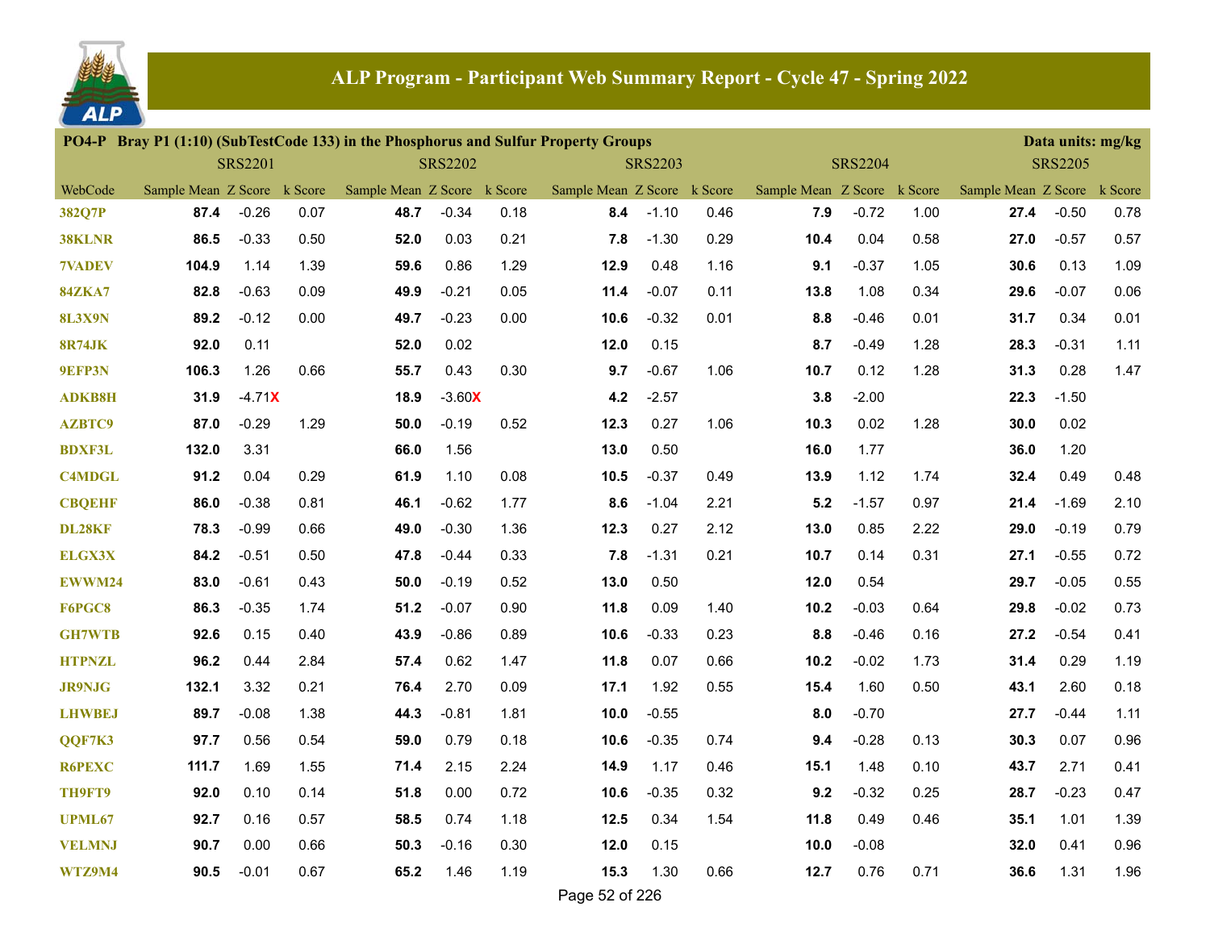# ALP Program - Participant Web Summary Report - Cycle 47 - Spring 2022

**PO4-P Bray P1 (1:10) (SubTestCode 133) in the Phosphorus and Sulfur Property Groups** — Data units: mg/kg

| | SRS2201 | | | SRS2202 | | | SRS2203 | | | SRS2204 | | | SRS2205 | | |
|---|---|---|---|---|---|---|---|---|---|---|---|---|---|---|---|
| WebCode | Sample Mean | Z Score | k Score | Sample Mean | Z Score | k Score | Sample Mean | Z Score | k Score | Sample Mean | Z Score | k Score | Sample Mean | Z Score | k Score |
| 382Q7P | **87.4** | -0.26 | 0.07 | **48.7** | -0.34 | 0.18 | **8.4** | -1.10 | 0.46 | **7.9** | -0.72 | 1.00 | **27.4** | -0.50 | 0.78 |
| 38KLNR | **86.5** | -0.33 | 0.50 | **52.0** | 0.03 | 0.21 | **7.8** | -1.30 | 0.29 | **10.4** | 0.04 | 0.58 | **27.0** | -0.57 | 0.57 |
| 7VADEV | **104.9** | 1.14 | 1.39 | **59.6** | 0.86 | 1.29 | **12.9** | 0.48 | 1.16 | **9.1** | -0.37 | 1.05 | **30.6** | 0.13 | 1.09 |
| 84ZKA7 | **82.8** | -0.63 | 0.09 | **49.9** | -0.21 | 0.05 | **11.4** | -0.07 | 0.11 | **13.8** | 1.08 | 0.34 | **29.6** | -0.07 | 0.06 |
| 8L3X9N | **89.2** | -0.12 | 0.00 | **49.7** | -0.23 | 0.00 | **10.6** | -0.32 | 0.01 | **8.8** | -0.46 | 0.01 | **31.7** | 0.34 | 0.01 |
| 8R74JK | **92.0** | 0.11 | | **52.0** | 0.02 | | **12.0** | 0.15 | | **8.7** | -0.49 | 1.28 | **28.3** | -0.31 | 1.11 |
| 9EFP3N | **106.3** | 1.26 | 0.66 | **55.7** | 0.43 | 0.30 | **9.7** | -0.67 | 1.06 | **10.7** | 0.12 | 1.28 | **31.3** | 0.28 | 1.47 |
| ADKB8H | **31.9** | -4.71X | | **18.9** | -3.60X | | **4.2** | -2.57 | | **3.8** | -2.00 | | **22.3** | -1.50 | |
| AZBTC9 | **87.0** | -0.29 | 1.29 | **50.0** | -0.19 | 0.52 | **12.3** | 0.27 | 1.06 | **10.3** | 0.02 | 1.28 | **30.0** | 0.02 | |
| BDXF3L | **132.0** | 3.31 | | **66.0** | 1.56 | | **13.0** | 0.50 | | **16.0** | 1.77 | | **36.0** | 1.20 | |
| C4MDGL | **91.2** | 0.04 | 0.29 | **61.9** | 1.10 | 0.08 | **10.5** | -0.37 | 0.49 | **13.9** | 1.12 | 1.74 | **32.4** | 0.49 | 0.48 |
| CBQEHF | **86.0** | -0.38 | 0.81 | **46.1** | -0.62 | 1.77 | **8.6** | -1.04 | 2.21 | **5.2** | -1.57 | 0.97 | **21.4** | -1.69 | 2.10 |
| DL28KF | **78.3** | -0.99 | 0.66 | **49.0** | -0.30 | 1.36 | **12.3** | 0.27 | 2.12 | **13.0** | 0.85 | 2.22 | **29.0** | -0.19 | 0.79 |
| ELGX3X | **84.2** | -0.51 | 0.50 | **47.8** | -0.44 | 0.33 | **7.8** | -1.31 | 0.21 | **10.7** | 0.14 | 0.31 | **27.1** | -0.55 | 0.72 |
| EWWM24 | **83.0** | -0.61 | 0.43 | **50.0** | -0.19 | 0.52 | **13.0** | 0.50 | | **12.0** | 0.54 | | **29.7** | -0.05 | 0.55 |
| F6PGC8 | **86.3** | -0.35 | 1.74 | **51.2** | -0.07 | 0.90 | **11.8** | 0.09 | 1.40 | **10.2** | -0.03 | 0.64 | **29.8** | -0.02 | 0.73 |
| GH7WTB | **92.6** | 0.15 | 0.40 | **43.9** | -0.86 | 0.89 | **10.6** | -0.33 | 0.23 | **8.8** | -0.46 | 0.16 | **27.2** | -0.54 | 0.41 |
| HTPNZL | **96.2** | 0.44 | 2.84 | **57.4** | 0.62 | 1.47 | **11.8** | 0.07 | 0.66 | **10.2** | -0.02 | 1.73 | **31.4** | 0.29 | 1.19 |
| JR9NJG | **132.1** | 3.32 | 0.21 | **76.4** | 2.70 | 0.09 | **17.1** | 1.92 | 0.55 | **15.4** | 1.60 | 0.50 | **43.1** | 2.60 | 0.18 |
| LHWBEJ | **89.7** | -0.08 | 1.38 | **44.3** | -0.81 | 1.81 | **10.0** | -0.55 | | **8.0** | -0.70 | | **27.7** | -0.44 | 1.11 |
| QQF7K3 | **97.7** | 0.56 | 0.54 | **59.0** | 0.79 | 0.18 | **10.6** | -0.35 | 0.74 | **9.4** | -0.28 | 0.13 | **30.3** | 0.07 | 0.96 |
| R6PEXC | **111.7** | 1.69 | 1.55 | **71.4** | 2.15 | 2.24 | **14.9** | 1.17 | 0.46 | **15.1** | 1.48 | 0.10 | **43.7** | 2.71 | 0.41 |
| TH9FT9 | **92.0** | 0.10 | 0.14 | **51.8** | 0.00 | 0.72 | **10.6** | -0.35 | 0.32 | **9.2** | -0.32 | 0.25 | **28.7** | -0.23 | 0.47 |
| UPML67 | **92.7** | 0.16 | 0.57 | **58.5** | 0.74 | 1.18 | **12.5** | 0.34 | 1.54 | **11.8** | 0.49 | 0.46 | **35.1** | 1.01 | 1.39 |
| VELMNJ | **90.7** | 0.00 | 0.66 | **50.3** | -0.16 | 0.30 | **12.0** | 0.15 | | **10.0** | -0.08 | | **32.0** | 0.41 | 0.96 |
| WTZ9M4 | **90.5** | -0.01 | 0.67 | **65.2** | 1.46 | 1.19 | **15.3** | 1.30 | 0.66 | **12.7** | 0.76 | 0.71 | **36.6** | 1.31 | 1.96 |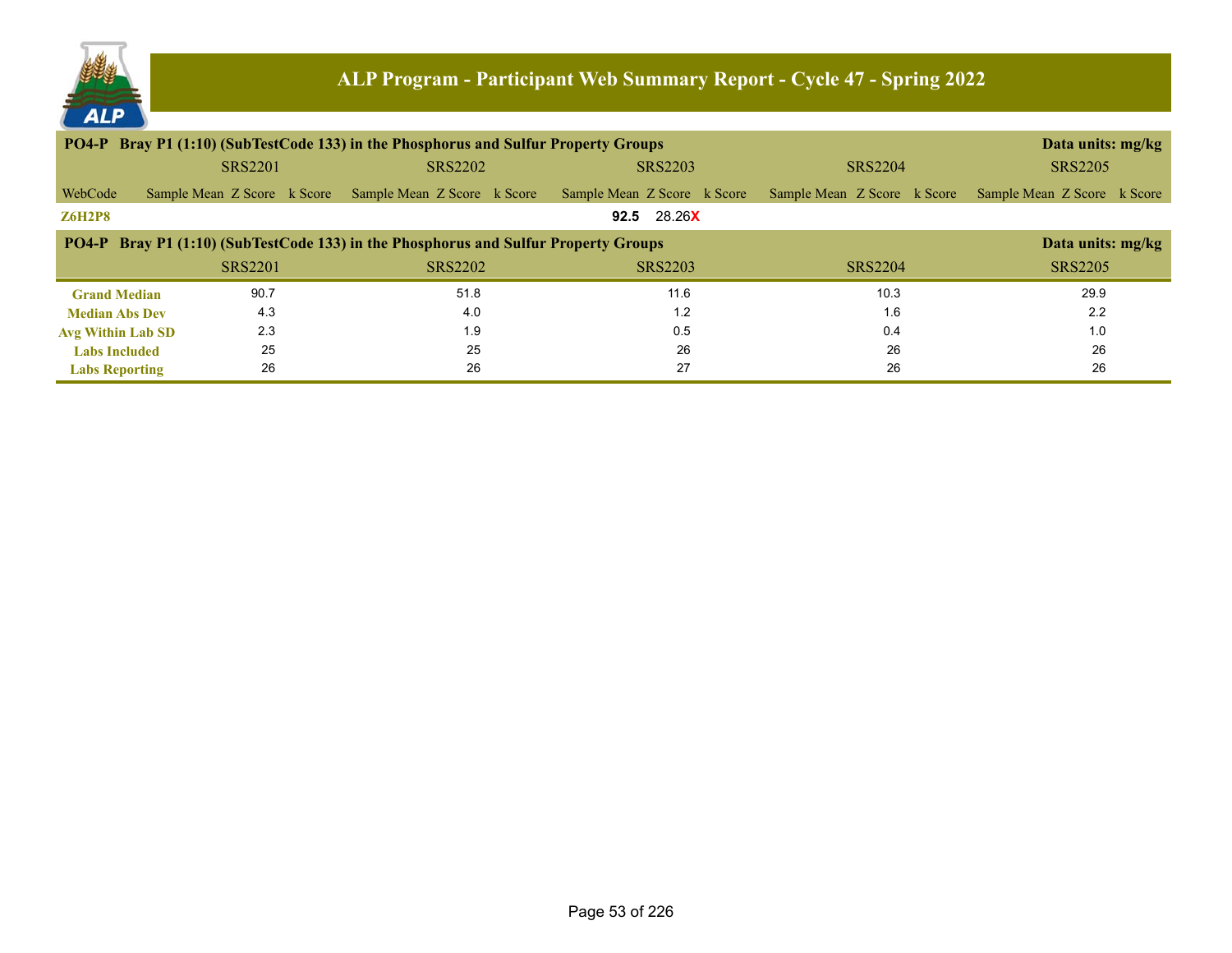# ALP Program - Participant Web Summary Report - Cycle 47 - Spring 2022

**PO4-P Bray P1 (1:10) (SubTestCode 133) in the Phosphorus and Sulfur Property Groups** — Data units: mg/kg

| | SRS2201 | | | SRS2202 | | | SRS2203 | | | SRS2204 | | | SRS2205 | | |
|---|---|---|---|---|---|---|---|---|---|---|---|---|---|---|---|
| WebCode | Sample Mean | Z Score | k Score | Sample Mean | Z Score | k Score | Sample Mean | Z Score | k Score | Sample Mean | Z Score | k Score | Sample Mean | Z Score | k Score |
| **Z6H2P8** | | | | | | | **92.5** | 28.26**X** | | | | | | | |

**PO4-P Bray P1 (1:10) (SubTestCode 133) in the Phosphorus and Sulfur Property Groups** — Data units: mg/kg

| | SRS2201 | SRS2202 | SRS2203 | SRS2204 | SRS2205 |
|---|---|---|---|---|---|
| **Grand Median** | 90.7 | 51.8 | 11.6 | 10.3 | 29.9 |
| **Median Abs Dev** | 4.3 | 4.0 | 1.2 | 1.6 | 2.2 |
| **Avg Within Lab SD** | 2.3 | 1.9 | 0.5 | 0.4 | 1.0 |
| **Labs Included** | 25 | 25 | 26 | 26 | 26 |
| **Labs Reporting** | 26 | 26 | 27 | 26 | 26 |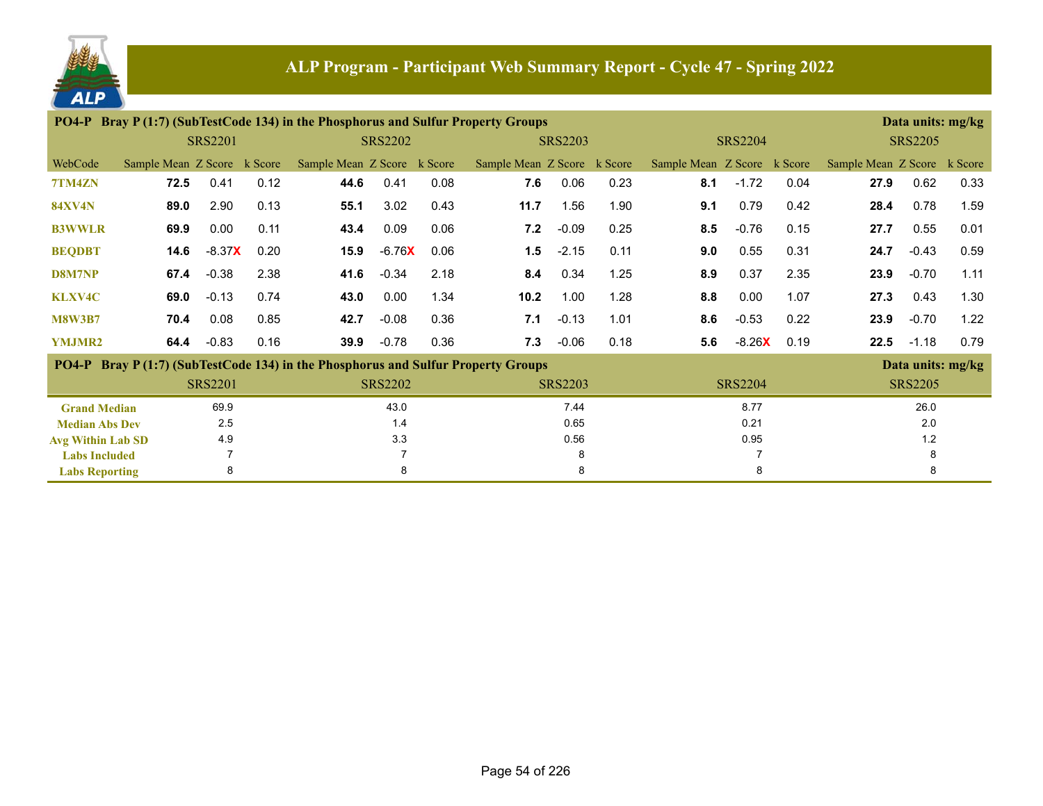# ALP Program - Participant Web Summary Report - Cycle 47 - Spring 2022

**PO4-P Bray P (1:7) (SubTestCode 134) in the Phosphorus and Sulfur Property Groups** — Data units: mg/kg

| | SRS2201 | | | SRS2202 | | | SRS2203 | | | SRS2204 | | | SRS2205 | | |
|---|---|---|---|---|---|---|---|---|---|---|---|---|---|---|---|
| WebCode | Sample Mean | Z Score | k Score | Sample Mean | Z Score | k Score | Sample Mean | Z Score | k Score | Sample Mean | Z Score | k Score | Sample Mean | Z Score | k Score |
| 7TM4ZN | **72.5** | 0.41 | 0.12 | **44.6** | 0.41 | 0.08 | **7.6** | 0.06 | 0.23 | **8.1** | -1.72 | 0.04 | **27.9** | 0.62 | 0.33 |
| 84XV4N | **89.0** | 2.90 | 0.13 | **55.1** | 3.02 | 0.43 | **11.7** | 1.56 | 1.90 | **9.1** | 0.79 | 0.42 | **28.4** | 0.78 | 1.59 |
| B3WWLR | **69.9** | 0.00 | 0.11 | **43.4** | 0.09 | 0.06 | **7.2** | -0.09 | 0.25 | **8.5** | -0.76 | 0.15 | **27.7** | 0.55 | 0.01 |
| BEQDBT | **14.6** | -8.37X | 0.20 | **15.9** | -6.76X | 0.06 | **1.5** | -2.15 | 0.11 | **9.0** | 0.55 | 0.31 | **24.7** | -0.43 | 0.59 |
| D8M7NP | **67.4** | -0.38 | 2.38 | **41.6** | -0.34 | 2.18 | **8.4** | 0.34 | 1.25 | **8.9** | 0.37 | 2.35 | **23.9** | -0.70 | 1.11 |
| KLXV4C | **69.0** | -0.13 | 0.74 | **43.0** | 0.00 | 1.34 | **10.2** | 1.00 | 1.28 | **8.8** | 0.00 | 1.07 | **27.3** | 0.43 | 1.30 |
| M8W3B7 | **70.4** | 0.08 | 0.85 | **42.7** | -0.08 | 0.36 | **7.1** | -0.13 | 1.01 | **8.6** | -0.53 | 0.22 | **23.9** | -0.70 | 1.22 |
| YMJMR2 | **64.4** | -0.83 | 0.16 | **39.9** | -0.78 | 0.36 | **7.3** | -0.06 | 0.18 | **5.6** | -8.26X | 0.19 | **22.5** | -1.18 | 0.79 |

**PO4-P Bray P (1:7) (SubTestCode 134) in the Phosphorus and Sulfur Property Groups** — Data units: mg/kg

| | SRS2201 | SRS2202 | SRS2203 | SRS2204 | SRS2205 |
|---|---|---|---|---|---|
| Grand Median | 69.9 | 43.0 | 7.44 | 8.77 | 26.0 |
| Median Abs Dev | 2.5 | 1.4 | 0.65 | 0.21 | 2.0 |
| Avg Within Lab SD | 4.9 | 3.3 | 0.56 | 0.95 | 1.2 |
| Labs Included | 7 | 7 | 8 | 7 | 8 |
| Labs Reporting | 8 | 8 | 8 | 8 | 8 |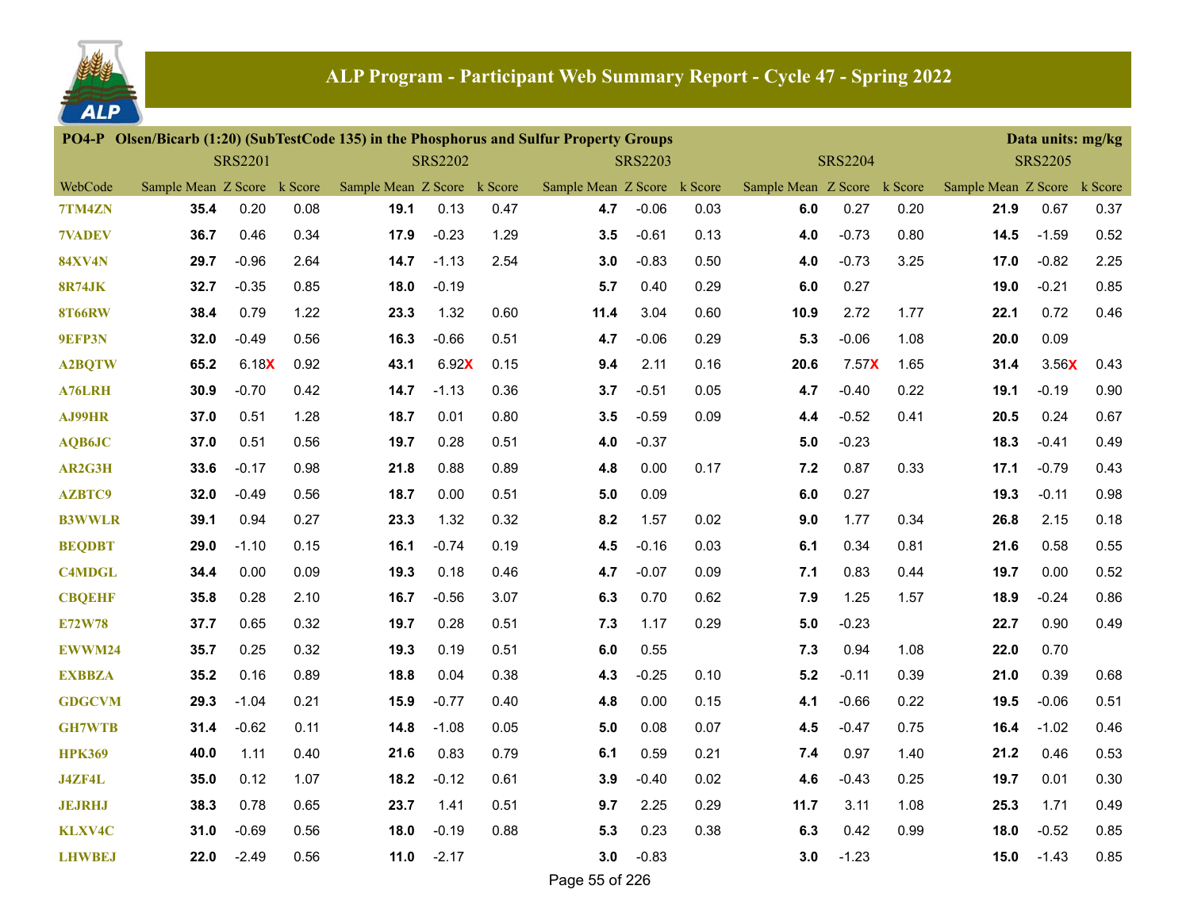# ALP Program - Participant Web Summary Report - Cycle 47 - Spring 2022

**PO4-P Olsen/Bicarb (1:20) (SubTestCode 135) in the Phosphorus and Sulfur Property Groups** — Data units: mg/kg

| | SRS2201 | | | SRS2202 | | | SRS2203 | | | SRS2204 | | | SRS2205 | | |
|---|---|---|---|---|---|---|---|---|---|---|---|---|---|---|---|
| WebCode | Sample Mean | Z Score | k Score | Sample Mean | Z Score | k Score | Sample Mean | Z Score | k Score | Sample Mean | Z Score | k Score | Sample Mean | Z Score | k Score |
| 7TM4ZN | **35.4** | 0.20 | 0.08 | **19.1** | 0.13 | 0.47 | **4.7** | -0.06 | 0.03 | **6.0** | 0.27 | 0.20 | **21.9** | 0.67 | 0.37 |
| 7VADEV | **36.7** | 0.46 | 0.34 | **17.9** | -0.23 | 1.29 | **3.5** | -0.61 | 0.13 | **4.0** | -0.73 | 0.80 | **14.5** | -1.59 | 0.52 |
| 84XV4N | **29.7** | -0.96 | 2.64 | **14.7** | -1.13 | 2.54 | **3.0** | -0.83 | 0.50 | **4.0** | -0.73 | 3.25 | **17.0** | -0.82 | 2.25 |
| 8R74JK | **32.7** | -0.35 | 0.85 | **18.0** | -0.19 | | **5.7** | 0.40 | 0.29 | **6.0** | 0.27 | | **19.0** | -0.21 | 0.85 |
| 8T66RW | **38.4** | 0.79 | 1.22 | **23.3** | 1.32 | 0.60 | **11.4** | 3.04 | 0.60 | **10.9** | 2.72 | 1.77 | **22.1** | 0.72 | 0.46 |
| 9EFP3N | **32.0** | -0.49 | 0.56 | **16.3** | -0.66 | 0.51 | **4.7** | -0.06 | 0.29 | **5.3** | -0.06 | 1.08 | **20.0** | 0.09 | |
| A2BQTW | **65.2** | 6.18X | 0.92 | **43.1** | 6.92X | 0.15 | **9.4** | 2.11 | 0.16 | **20.6** | 7.57X | 1.65 | **31.4** | 3.56X | 0.43 |
| A76LRH | **30.9** | -0.70 | 0.42 | **14.7** | -1.13 | 0.36 | **3.7** | -0.51 | 0.05 | **4.7** | -0.40 | 0.22 | **19.1** | -0.19 | 0.90 |
| AJ99HR | **37.0** | 0.51 | 1.28 | **18.7** | 0.01 | 0.80 | **3.5** | -0.59 | 0.09 | **4.4** | -0.52 | 0.41 | **20.5** | 0.24 | 0.67 |
| AQB6JC | **37.0** | 0.51 | 0.56 | **19.7** | 0.28 | 0.51 | **4.0** | -0.37 | | **5.0** | -0.23 | | **18.3** | -0.41 | 0.49 |
| AR2G3H | **33.6** | -0.17 | 0.98 | **21.8** | 0.88 | 0.89 | **4.8** | 0.00 | 0.17 | **7.2** | 0.87 | 0.33 | **17.1** | -0.79 | 0.43 |
| AZBTC9 | **32.0** | -0.49 | 0.56 | **18.7** | 0.00 | 0.51 | **5.0** | 0.09 | | **6.0** | 0.27 | | **19.3** | -0.11 | 0.98 |
| B3WWLR | **39.1** | 0.94 | 0.27 | **23.3** | 1.32 | 0.32 | **8.2** | 1.57 | 0.02 | **9.0** | 1.77 | 0.34 | **26.8** | 2.15 | 0.18 |
| BEQDBT | **29.0** | -1.10 | 0.15 | **16.1** | -0.74 | 0.19 | **4.5** | -0.16 | 0.03 | **6.1** | 0.34 | 0.81 | **21.6** | 0.58 | 0.55 |
| C4MDGL | **34.4** | 0.00 | 0.09 | **19.3** | 0.18 | 0.46 | **4.7** | -0.07 | 0.09 | **7.1** | 0.83 | 0.44 | **19.7** | 0.00 | 0.52 |
| CBQEHF | **35.8** | 0.28 | 2.10 | **16.7** | -0.56 | 3.07 | **6.3** | 0.70 | 0.62 | **7.9** | 1.25 | 1.57 | **18.9** | -0.24 | 0.86 |
| E72W78 | **37.7** | 0.65 | 0.32 | **19.7** | 0.28 | 0.51 | **7.3** | 1.17 | 0.29 | **5.0** | -0.23 | | **22.7** | 0.90 | 0.49 |
| EWWM24 | **35.7** | 0.25 | 0.32 | **19.3** | 0.19 | 0.51 | **6.0** | 0.55 | | **7.3** | 0.94 | 1.08 | **22.0** | 0.70 | |
| EXBBZA | **35.2** | 0.16 | 0.89 | **18.8** | 0.04 | 0.38 | **4.3** | -0.25 | 0.10 | **5.2** | -0.11 | 0.39 | **21.0** | 0.39 | 0.68 |
| GDGCVM | **29.3** | -1.04 | 0.21 | **15.9** | -0.77 | 0.40 | **4.8** | 0.00 | 0.15 | **4.1** | -0.66 | 0.22 | **19.5** | -0.06 | 0.51 |
| GH7WTB | **31.4** | -0.62 | 0.11 | **14.8** | -1.08 | 0.05 | **5.0** | 0.08 | 0.07 | **4.5** | -0.47 | 0.75 | **16.4** | -1.02 | 0.46 |
| HPK369 | **40.0** | 1.11 | 0.40 | **21.6** | 0.83 | 0.79 | **6.1** | 0.59 | 0.21 | **7.4** | 0.97 | 1.40 | **21.2** | 0.46 | 0.53 |
| J4ZF4L | **35.0** | 0.12 | 1.07 | **18.2** | -0.12 | 0.61 | **3.9** | -0.40 | 0.02 | **4.6** | -0.43 | 0.25 | **19.7** | 0.01 | 0.30 |
| JEJRHJ | **38.3** | 0.78 | 0.65 | **23.7** | 1.41 | 0.51 | **9.7** | 2.25 | 0.29 | **11.7** | 3.11 | 1.08 | **25.3** | 1.71 | 0.49 |
| KLXV4C | **31.0** | -0.69 | 0.56 | **18.0** | -0.19 | 0.88 | **5.3** | 0.23 | 0.38 | **6.3** | 0.42 | 0.99 | **18.0** | -0.52 | 0.85 |
| LHWBEJ | **22.0** | -2.49 | 0.56 | **11.0** | -2.17 | | **3.0** | -0.83 | | **3.0** | -1.23 | | **15.0** | -1.43 | 0.85 |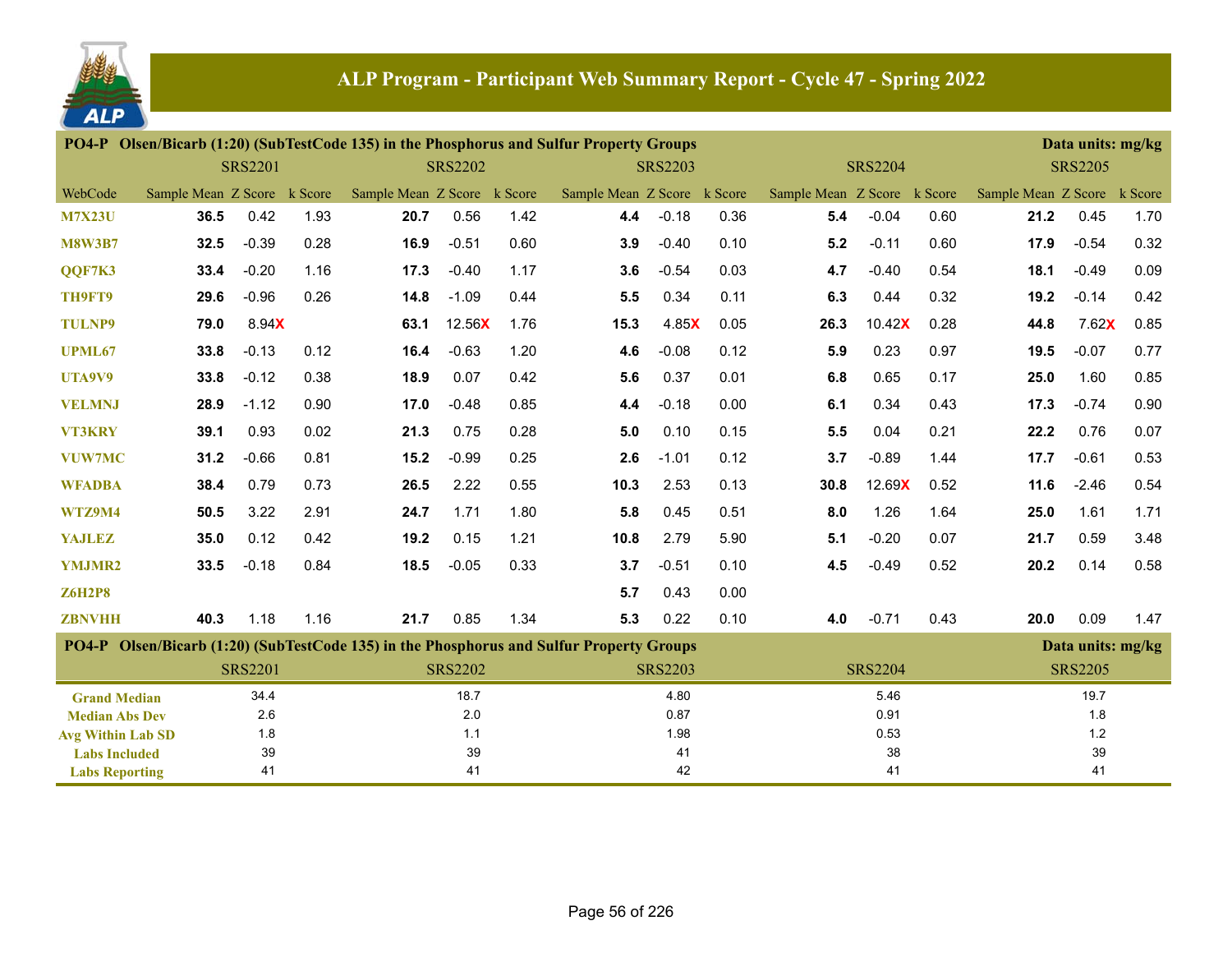## ALP Program - Participant Web Summary Report - Cycle 47 - Spring 2022

**PO4-P Olsen/Bicarb (1:20) (SubTestCode 135) in the Phosphorus and Sulfur Property Groups** — Data units: mg/kg

| | SRS2201 | | | SRS2202 | | | SRS2203 | | | SRS2204 | | | SRS2205 | | |
|---|---|---|---|---|---|---|---|---|---|---|---|---|---|---|---|
| WebCode | Sample Mean | Z Score | k Score | Sample Mean | Z Score | k Score | Sample Mean | Z Score | k Score | Sample Mean | Z Score | k Score | Sample Mean | Z Score | k Score |
| M7X23U | **36.5** | 0.42 | 1.93 | **20.7** | 0.56 | 1.42 | **4.4** | -0.18 | 0.36 | **5.4** | -0.04 | 0.60 | **21.2** | 0.45 | 1.70 |
| M8W3B7 | **32.5** | -0.39 | 0.28 | **16.9** | -0.51 | 0.60 | **3.9** | -0.40 | 0.10 | **5.2** | -0.11 | 0.60 | **17.9** | -0.54 | 0.32 |
| QQF7K3 | **33.4** | -0.20 | 1.16 | **17.3** | -0.40 | 1.17 | **3.6** | -0.54 | 0.03 | **4.7** | -0.40 | 0.54 | **18.1** | -0.49 | 0.09 |
| TH9FT9 | **29.6** | -0.96 | 0.26 | **14.8** | -1.09 | 0.44 | **5.5** | 0.34 | 0.11 | **6.3** | 0.44 | 0.32 | **19.2** | -0.14 | 0.42 |
| TULNP9 | **79.0** | 8.94X | | **63.1** | 12.56X | 1.76 | **15.3** | 4.85X | 0.05 | **26.3** | 10.42X | 0.28 | **44.8** | 7.62X | 0.85 |
| UPML67 | **33.8** | -0.13 | 0.12 | **16.4** | -0.63 | 1.20 | **4.6** | -0.08 | 0.12 | **5.9** | 0.23 | 0.97 | **19.5** | -0.07 | 0.77 |
| UTA9V9 | **33.8** | -0.12 | 0.38 | **18.9** | 0.07 | 0.42 | **5.6** | 0.37 | 0.01 | **6.8** | 0.65 | 0.17 | **25.0** | 1.60 | 0.85 |
| VELMNJ | **28.9** | -1.12 | 0.90 | **17.0** | -0.48 | 0.85 | **4.4** | -0.18 | 0.00 | **6.1** | 0.34 | 0.43 | **17.3** | -0.74 | 0.90 |
| VT3KRY | **39.1** | 0.93 | 0.02 | **21.3** | 0.75 | 0.28 | **5.0** | 0.10 | 0.15 | **5.5** | 0.04 | 0.21 | **22.2** | 0.76 | 0.07 |
| VUW7MC | **31.2** | -0.66 | 0.81 | **15.2** | -0.99 | 0.25 | **2.6** | -1.01 | 0.12 | **3.7** | -0.89 | 1.44 | **17.7** | -0.61 | 0.53 |
| WFADBA | **38.4** | 0.79 | 0.73 | **26.5** | 2.22 | 0.55 | **10.3** | 2.53 | 0.13 | **30.8** | 12.69X | 0.52 | **11.6** | -2.46 | 0.54 |
| WTZ9M4 | **50.5** | 3.22 | 2.91 | **24.7** | 1.71 | 1.80 | **5.8** | 0.45 | 0.51 | **8.0** | 1.26 | 1.64 | **25.0** | 1.61 | 1.71 |
| YAJLEZ | **35.0** | 0.12 | 0.42 | **19.2** | 0.15 | 1.21 | **10.8** | 2.79 | 5.90 | **5.1** | -0.20 | 0.07 | **21.7** | 0.59 | 3.48 |
| YMJMR2 | **33.5** | -0.18 | 0.84 | **18.5** | -0.05 | 0.33 | **3.7** | -0.51 | 0.10 | **4.5** | -0.49 | 0.52 | **20.2** | 0.14 | 0.58 |
| Z6H2P8 | | | | | | | **5.7** | 0.43 | 0.00 | | | | | | |
| ZBNVHH | **40.3** | 1.18 | 1.16 | **21.7** | 0.85 | 1.34 | **5.3** | 0.22 | 0.10 | **4.0** | -0.71 | 0.43 | **20.0** | 0.09 | 1.47 |

**PO4-P Olsen/Bicarb (1:20) (SubTestCode 135) in the Phosphorus and Sulfur Property Groups** — Data units: mg/kg

| | SRS2201 | SRS2202 | SRS2203 | SRS2204 | SRS2205 |
|---|---|---|---|---|---|
| Grand Median | 34.4 | 18.7 | 4.80 | 5.46 | 19.7 |
| Median Abs Dev | 2.6 | 2.0 | 0.87 | 0.91 | 1.8 |
| Avg Within Lab SD | 1.8 | 1.1 | 1.98 | 0.53 | 1.2 |
| Labs Included | 39 | 39 | 41 | 38 | 39 |
| Labs Reporting | 41 | 41 | 42 | 41 | 41 |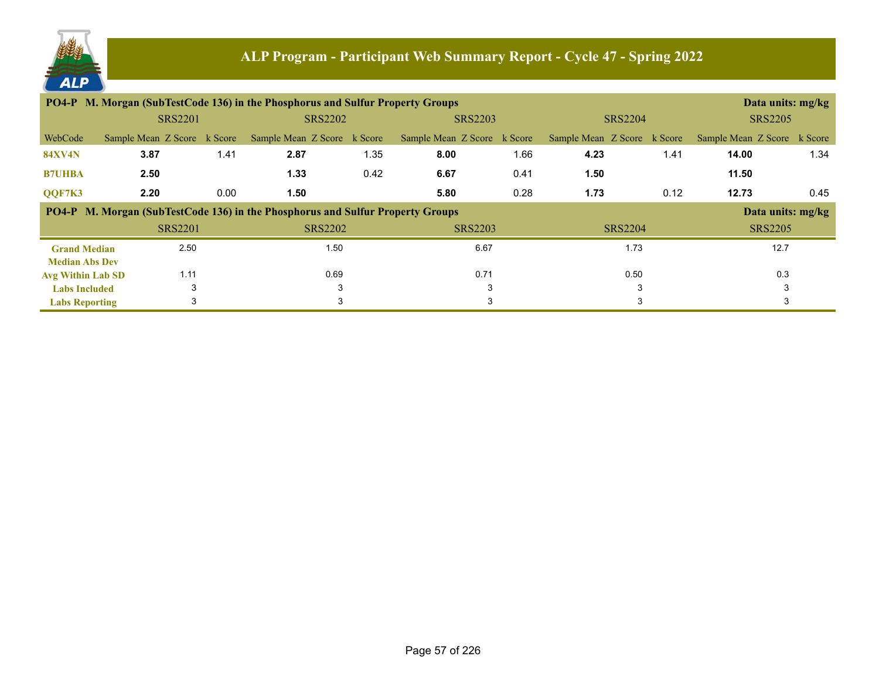# ALP Program - Participant Web Summary Report - Cycle 47 - Spring 2022

**PO4-P M. Morgan (SubTestCode 136) in the Phosphorus and Sulfur Property Groups** — Data units: mg/kg

| | SRS2201 | | | SRS2202 | | | SRS2203 | | | SRS2204 | | | SRS2205 | | |
|---|---|---|---|---|---|---|---|---|---|---|---|---|---|---|---|
| WebCode | Sample Mean | Z Score | k Score | Sample Mean | Z Score | k Score | Sample Mean | Z Score | k Score | Sample Mean | Z Score | k Score | Sample Mean | Z Score | k Score |
| 84XV4N | **3.87** | | 1.41 | **2.87** | | 1.35 | **8.00** | | 1.66 | **4.23** | | 1.41 | **14.00** | | 1.34 |
| B7UHBA | **2.50** | | | **1.33** | | 0.42 | **6.67** | | 0.41 | **1.50** | | | **11.50** | | |
| QQF7K3 | **2.20** | | 0.00 | **1.50** | | | **5.80** | | 0.28 | **1.73** | | 0.12 | **12.73** | | 0.45 |

**PO4-P M. Morgan (SubTestCode 136) in the Phosphorus and Sulfur Property Groups** — Data units: mg/kg

| | SRS2201 | SRS2202 | SRS2203 | SRS2204 | SRS2205 |
|---|---|---|---|---|---|
| Grand Median | 2.50 | 1.50 | 6.67 | 1.73 | 12.7 |
| Median Abs Dev | | | | | |
| Avg Within Lab SD | 1.11 | 0.69 | 0.71 | 0.50 | 0.3 |
| Labs Included | 3 | 3 | 3 | 3 | 3 |
| Labs Reporting | 3 | 3 | 3 | 3 | 3 |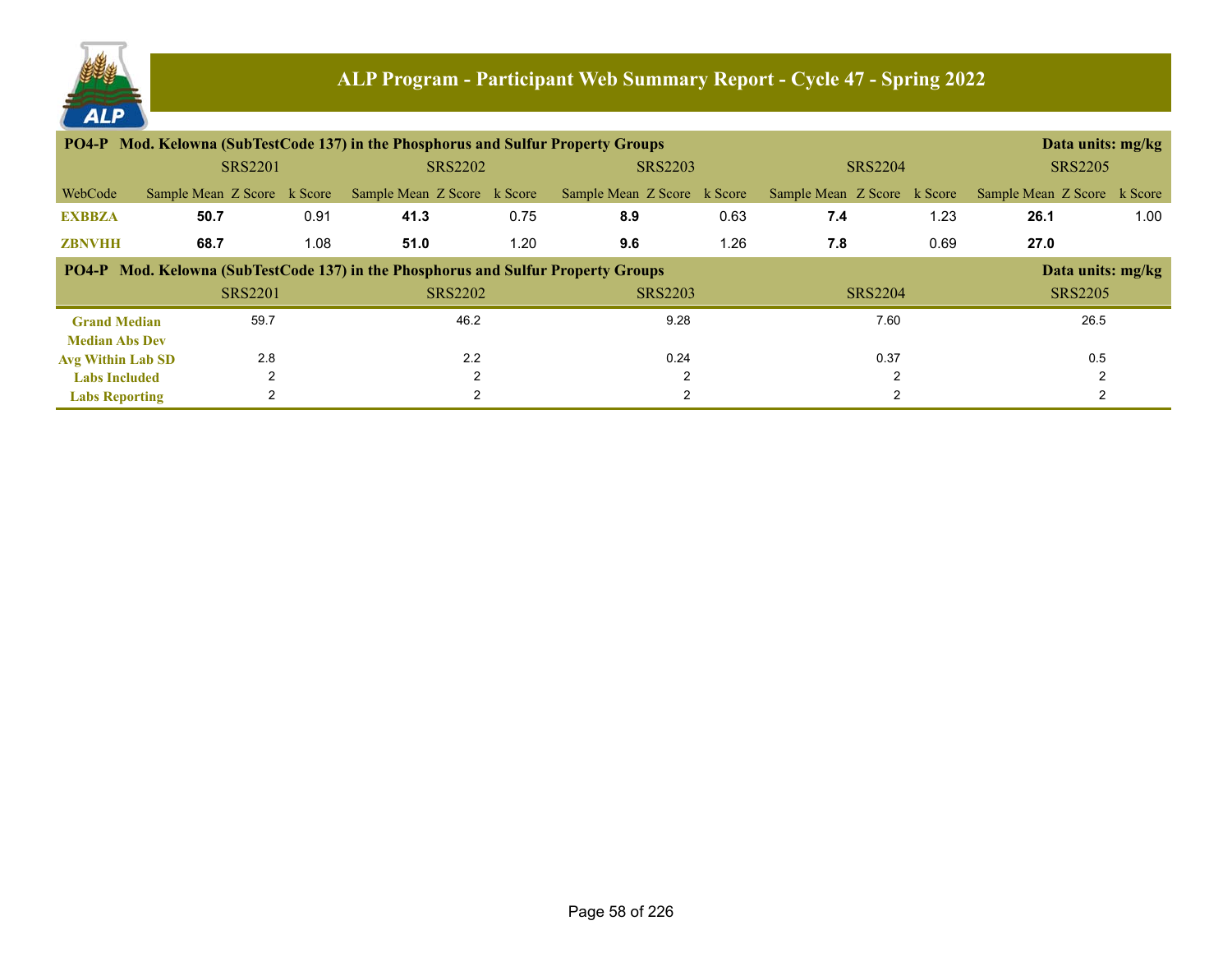# ALP Program - Participant Web Summary Report - Cycle 47 - Spring 2022

**PO4-P Mod. Kelowna (SubTestCode 137) in the Phosphorus and Sulfur Property Groups** — Data units: mg/kg

| | SRS2201 | | | SRS2202 | | | SRS2203 | | | SRS2204 | | | SRS2205 | | |
|---|---|---|---|---|---|---|---|---|---|---|---|---|---|---|---|
| WebCode | Sample Mean | Z Score | k Score | Sample Mean | Z Score | k Score | Sample Mean | Z Score | k Score | Sample Mean | Z Score | k Score | Sample Mean | Z Score | k Score |
| **EXBBZA** | **50.7** | | 0.91 | **41.3** | | 0.75 | **8.9** | | 0.63 | **7.4** | | 1.23 | **26.1** | | 1.00 |
| **ZBNVHH** | **68.7** | | 1.08 | **51.0** | | 1.20 | **9.6** | | 1.26 | **7.8** | | 0.69 | **27.0** | | |

**PO4-P Mod. Kelowna (SubTestCode 137) in the Phosphorus and Sulfur Property Groups** — Data units: mg/kg

| | SRS2201 | SRS2202 | SRS2203 | SRS2204 | SRS2205 |
|---|---|---|---|---|---|
| **Grand Median** | 59.7 | 46.2 | 9.28 | 7.60 | 26.5 |
| **Median Abs Dev** | | | | | |
| **Avg Within Lab SD** | 2.8 | 2.2 | 0.24 | 0.37 | 0.5 |
| **Labs Included** | 2 | 2 | 2 | 2 | 2 |
| **Labs Reporting** | 2 | 2 | 2 | 2 | 2 |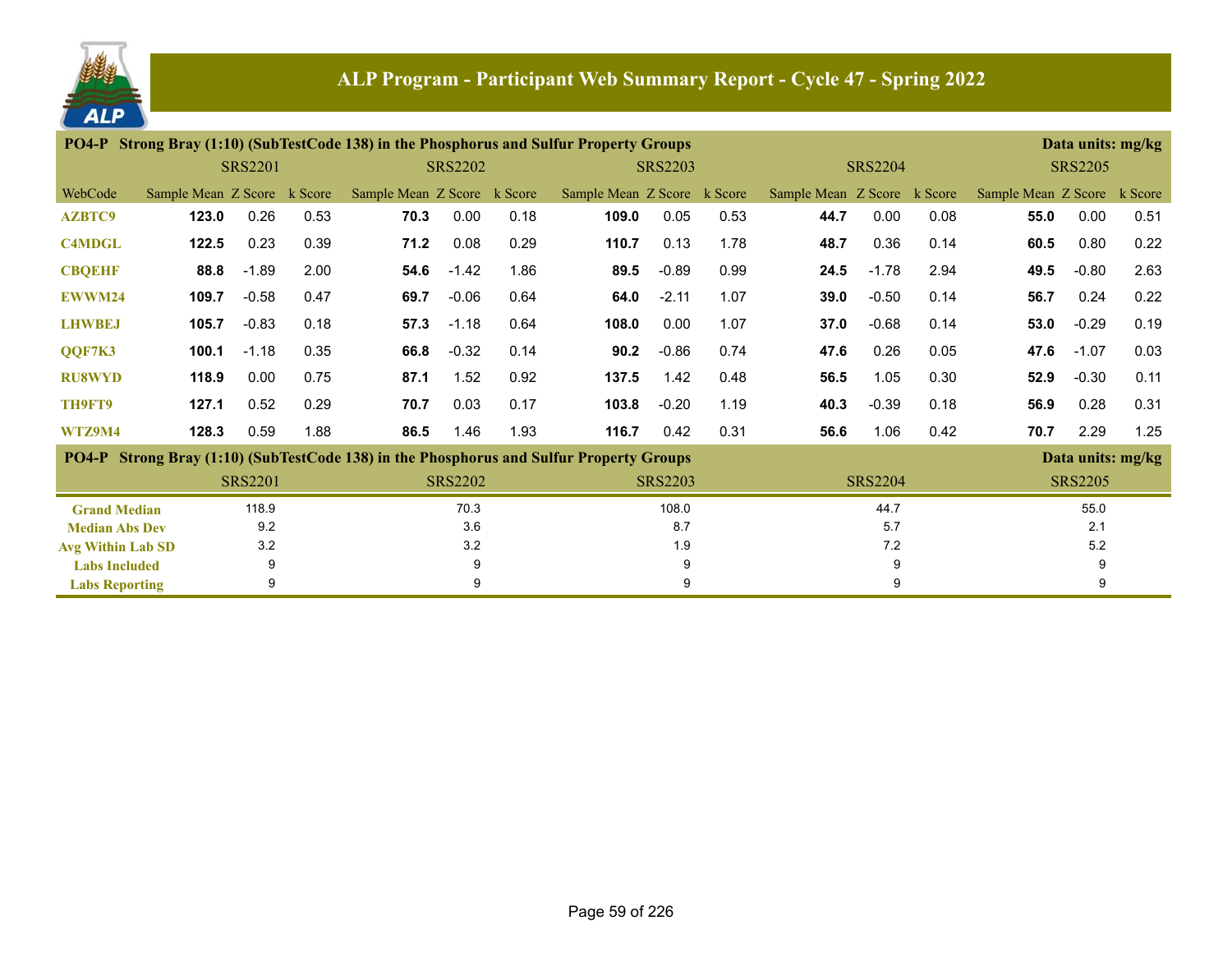# ALP Program - Participant Web Summary Report - Cycle 47 - Spring 2022

**PO4-P Strong Bray (1:10) (SubTestCode 138) in the Phosphorus and Sulfur Property Groups** — Data units: mg/kg

| | SRS2201 | | | SRS2202 | | | SRS2203 | | | SRS2204 | | | SRS2205 | | |
|---|---|---|---|---|---|---|---|---|---|---|---|---|---|---|---|
| WebCode | Sample Mean | Z Score | k Score | Sample Mean | Z Score | k Score | Sample Mean | Z Score | k Score | Sample Mean | Z Score | k Score | Sample Mean | Z Score | k Score |
| AZBTC9 | **123.0** | 0.26 | 0.53 | **70.3** | 0.00 | 0.18 | **109.0** | 0.05 | 0.53 | **44.7** | 0.00 | 0.08 | **55.0** | 0.00 | 0.51 |
| C4MDGL | **122.5** | 0.23 | 0.39 | **71.2** | 0.08 | 0.29 | **110.7** | 0.13 | 1.78 | **48.7** | 0.36 | 0.14 | **60.5** | 0.80 | 0.22 |
| CBQEHF | **88.8** | -1.89 | 2.00 | **54.6** | -1.42 | 1.86 | **89.5** | -0.89 | 0.99 | **24.5** | -1.78 | 2.94 | **49.5** | -0.80 | 2.63 |
| EWWM24 | **109.7** | -0.58 | 0.47 | **69.7** | -0.06 | 0.64 | **64.0** | -2.11 | 1.07 | **39.0** | -0.50 | 0.14 | **56.7** | 0.24 | 0.22 |
| LHWBEJ | **105.7** | -0.83 | 0.18 | **57.3** | -1.18 | 0.64 | **108.0** | 0.00 | 1.07 | **37.0** | -0.68 | 0.14 | **53.0** | -0.29 | 0.19 |
| QQF7K3 | **100.1** | -1.18 | 0.35 | **66.8** | -0.32 | 0.14 | **90.2** | -0.86 | 0.74 | **47.6** | 0.26 | 0.05 | **47.6** | -1.07 | 0.03 |
| RU8WYD | **118.9** | 0.00 | 0.75 | **87.1** | 1.52 | 0.92 | **137.5** | 1.42 | 0.48 | **56.5** | 1.05 | 0.30 | **52.9** | -0.30 | 0.11 |
| TH9FT9 | **127.1** | 0.52 | 0.29 | **70.7** | 0.03 | 0.17 | **103.8** | -0.20 | 1.19 | **40.3** | -0.39 | 0.18 | **56.9** | 0.28 | 0.31 |
| WTZ9M4 | **128.3** | 0.59 | 1.88 | **86.5** | 1.46 | 1.93 | **116.7** | 0.42 | 0.31 | **56.6** | 1.06 | 0.42 | **70.7** | 2.29 | 1.25 |

**PO4-P Strong Bray (1:10) (SubTestCode 138) in the Phosphorus and Sulfur Property Groups** — Data units: mg/kg

| | SRS2201 | SRS2202 | SRS2203 | SRS2204 | SRS2205 |
|---|---|---|---|---|---|
| Grand Median | 118.9 | 70.3 | 108.0 | 44.7 | 55.0 |
| Median Abs Dev | 9.2 | 3.6 | 8.7 | 5.7 | 2.1 |
| Avg Within Lab SD | 3.2 | 3.2 | 1.9 | 7.2 | 5.2 |
| Labs Included | 9 | 9 | 9 | 9 | 9 |
| Labs Reporting | 9 | 9 | 9 | 9 | 9 |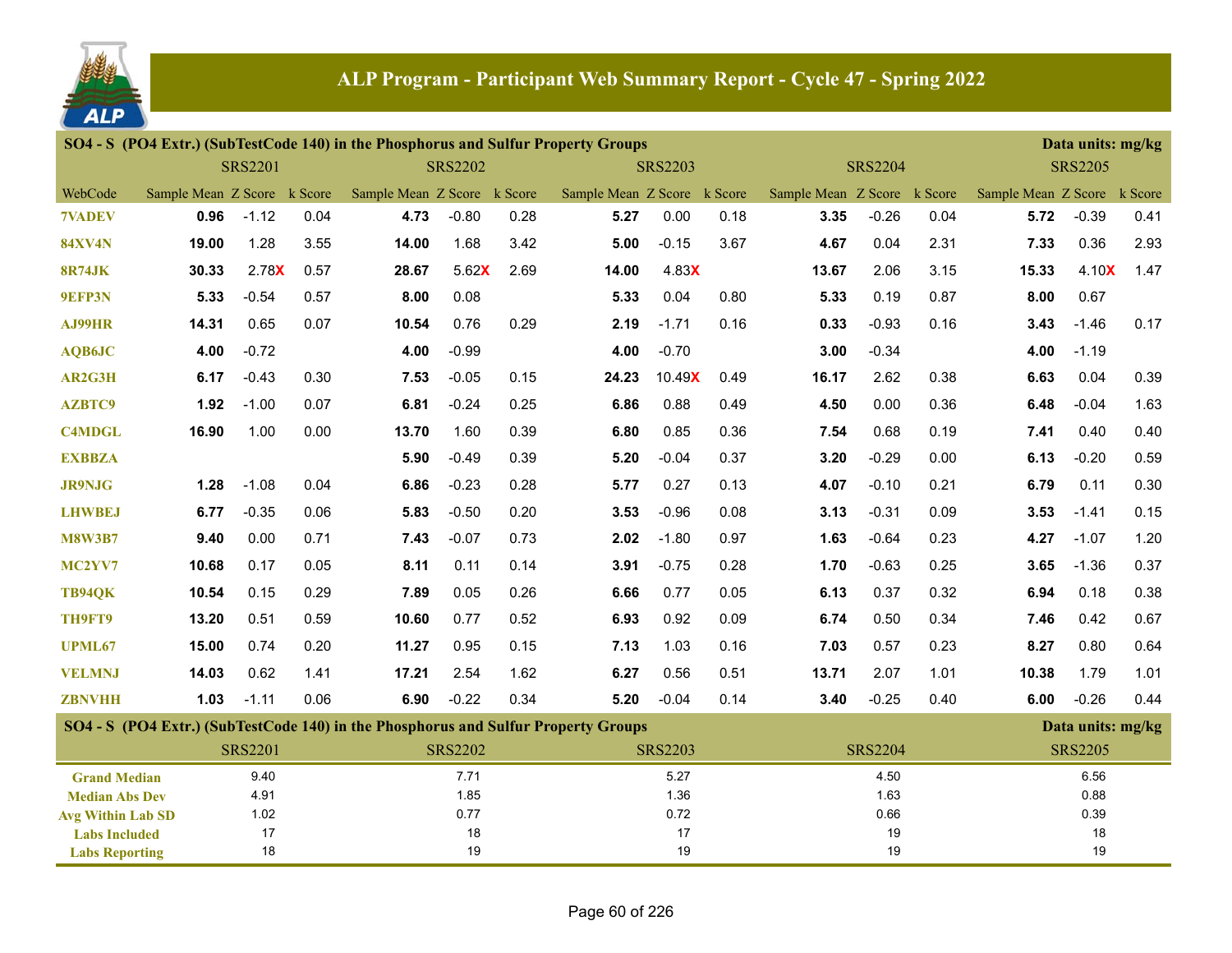# ALP Program - Participant Web Summary Report - Cycle 47 - Spring 2022

## SO4 - S (PO4 Extr.) (SubTestCode 140) in the Phosphorus and Sulfur Property Groups

Data units: mg/kg

| WebCode | SRS2201 Sample Mean | SRS2201 Z Score | SRS2201 k Score | SRS2202 Sample Mean | SRS2202 Z Score | SRS2202 k Score | SRS2203 Sample Mean | SRS2203 Z Score | SRS2203 k Score | SRS2204 Sample Mean | SRS2204 Z Score | SRS2204 k Score | SRS2205 Sample Mean | SRS2205 Z Score | SRS2205 k Score |
|---|---|---|---|---|---|---|---|---|---|---|---|---|---|---|---|
| 7VADEV | **0.96** | -1.12 | 0.04 | **4.73** | -0.80 | 0.28 | **5.27** | 0.00 | 0.18 | **3.35** | -0.26 | 0.04 | **5.72** | -0.39 | 0.41 |
| 84XV4N | **19.00** | 1.28 | 3.55 | **14.00** | 1.68 | 3.42 | **5.00** | -0.15 | 3.67 | **4.67** | 0.04 | 2.31 | **7.33** | 0.36 | 2.93 |
| 8R74JK | **30.33** | 2.78X | 0.57 | **28.67** | 5.62X | 2.69 | **14.00** | 4.83X | | **13.67** | 2.06 | 3.15 | **15.33** | 4.10X | 1.47 |
| 9EFP3N | **5.33** | -0.54 | 0.57 | **8.00** | 0.08 | | **5.33** | 0.04 | 0.80 | **5.33** | 0.19 | 0.87 | **8.00** | 0.67 | |
| AJ99HR | **14.31** | 0.65 | 0.07 | **10.54** | 0.76 | 0.29 | **2.19** | -1.71 | 0.16 | **0.33** | -0.93 | 0.16 | **3.43** | -1.46 | 0.17 |
| AQB6JC | **4.00** | -0.72 | | **4.00** | -0.99 | | **4.00** | -0.70 | | **3.00** | -0.34 | | **4.00** | -1.19 | |
| AR2G3H | **6.17** | -0.43 | 0.30 | **7.53** | -0.05 | 0.15 | **24.23** | 10.49X | 0.49 | **16.17** | 2.62 | 0.38 | **6.63** | 0.04 | 0.39 |
| AZBTC9 | **1.92** | -1.00 | 0.07 | **6.81** | -0.24 | 0.25 | **6.86** | 0.88 | 0.49 | **4.50** | 0.00 | 0.36 | **6.48** | -0.04 | 1.63 |
| C4MDGL | **16.90** | 1.00 | 0.00 | **13.70** | 1.60 | 0.39 | **6.80** | 0.85 | 0.36 | **7.54** | 0.68 | 0.19 | **7.41** | 0.40 | 0.40 |
| EXBBZA | | | | **5.90** | -0.49 | 0.39 | **5.20** | -0.04 | 0.37 | **3.20** | -0.29 | 0.00 | **6.13** | -0.20 | 0.59 |
| JR9NJG | **1.28** | -1.08 | 0.04 | **6.86** | -0.23 | 0.28 | **5.77** | 0.27 | 0.13 | **4.07** | -0.10 | 0.21 | **6.79** | 0.11 | 0.30 |
| LHWBEJ | **6.77** | -0.35 | 0.06 | **5.83** | -0.50 | 0.20 | **3.53** | -0.96 | 0.08 | **3.13** | -0.31 | 0.09 | **3.53** | -1.41 | 0.15 |
| M8W3B7 | **9.40** | 0.00 | 0.71 | **7.43** | -0.07 | 0.73 | **2.02** | -1.80 | 0.97 | **1.63** | -0.64 | 0.23 | **4.27** | -1.07 | 1.20 |
| MC2YV7 | **10.68** | 0.17 | 0.05 | **8.11** | 0.11 | 0.14 | **3.91** | -0.75 | 0.28 | **1.70** | -0.63 | 0.25 | **3.65** | -1.36 | 0.37 |
| TB94QK | **10.54** | 0.15 | 0.29 | **7.89** | 0.05 | 0.26 | **6.66** | 0.77 | 0.05 | **6.13** | 0.37 | 0.32 | **6.94** | 0.18 | 0.38 |
| TH9FT9 | **13.20** | 0.51 | 0.59 | **10.60** | 0.77 | 0.52 | **6.93** | 0.92 | 0.09 | **6.74** | 0.50 | 0.34 | **7.46** | 0.42 | 0.67 |
| UPML67 | **15.00** | 0.74 | 0.20 | **11.27** | 0.95 | 0.15 | **7.13** | 1.03 | 0.16 | **7.03** | 0.57 | 0.23 | **8.27** | 0.80 | 0.64 |
| VELMNJ | **14.03** | 0.62 | 1.41 | **17.21** | 2.54 | 1.62 | **6.27** | 0.56 | 0.51 | **13.71** | 2.07 | 1.01 | **10.38** | 1.79 | 1.01 |
| ZBNVHH | **1.03** | -1.11 | 0.06 | **6.90** | -0.22 | 0.34 | **5.20** | -0.04 | 0.14 | **3.40** | -0.25 | 0.40 | **6.00** | -0.26 | 0.44 |

## SO4 - S (PO4 Extr.) (SubTestCode 140) in the Phosphorus and Sulfur Property Groups

Data units: mg/kg

| | SRS2201 | SRS2202 | SRS2203 | SRS2204 | SRS2205 |
|---|---|---|---|---|---|
| Grand Median | 9.40 | 7.71 | 5.27 | 4.50 | 6.56 |
| Median Abs Dev | 4.91 | 1.85 | 1.36 | 1.63 | 0.88 |
| Avg Within Lab SD | 1.02 | 0.77 | 0.72 | 0.66 | 0.39 |
| Labs Included | 17 | 18 | 17 | 19 | 18 |
| Labs Reporting | 18 | 19 | 19 | 19 | 19 |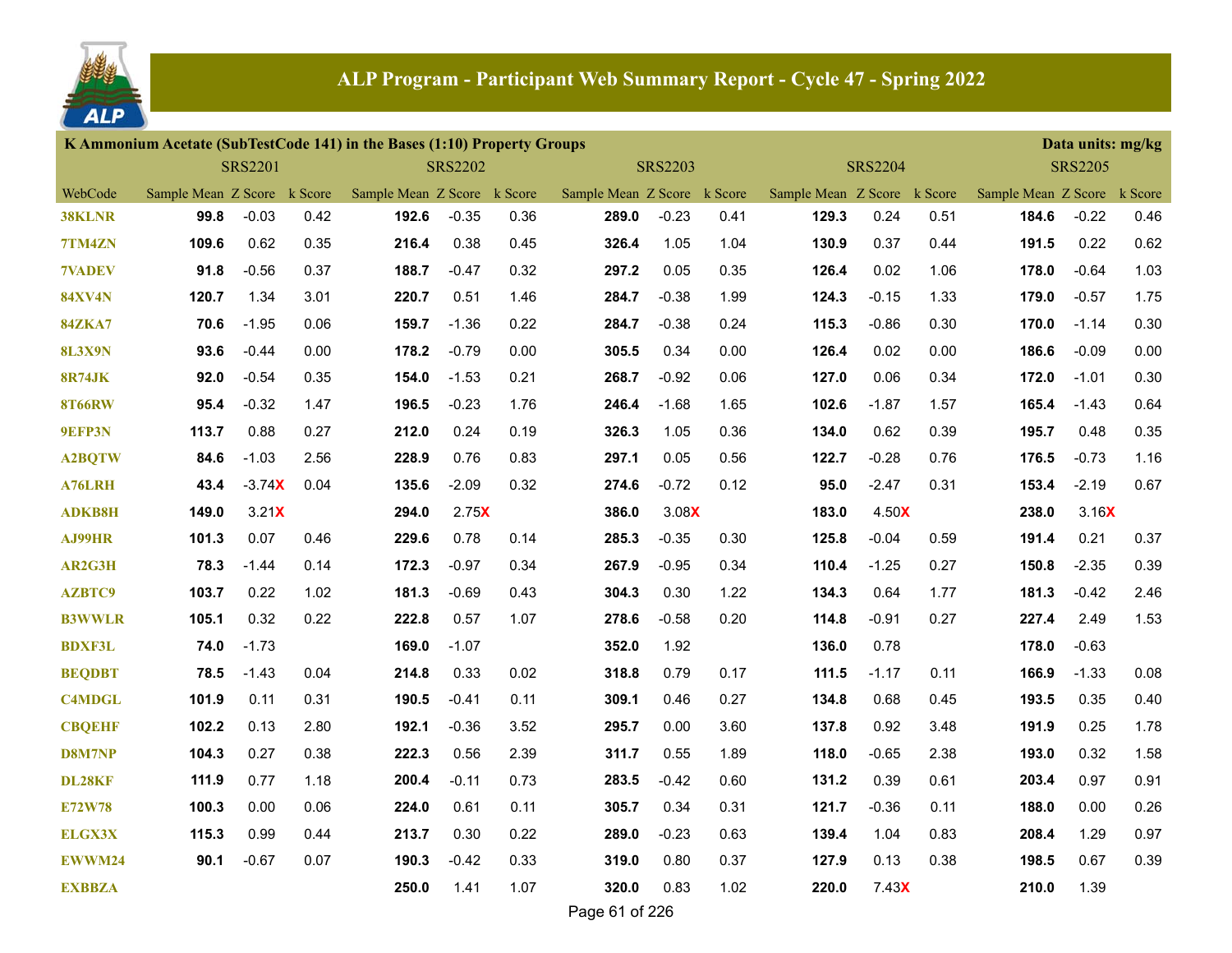## ALP Program - Participant Web Summary Report - Cycle 47 - Spring 2022

**K Ammonium Acetate (SubTestCode 141) in the Bases (1:10) Property Groups** — Data units: mg/kg

| | SRS2201 | | | SRS2202 | | | SRS2203 | | | SRS2204 | | | SRS2205 | | |
|---|---|---|---|---|---|---|---|---|---|---|---|---|---|---|---|
| WebCode | Sample Mean | Z Score | k Score | Sample Mean | Z Score | k Score | Sample Mean | Z Score | k Score | Sample Mean | Z Score | k Score | Sample Mean | Z Score | k Score |
| 38KLNR | **99.8** | -0.03 | 0.42 | **192.6** | -0.35 | 0.36 | **289.0** | -0.23 | 0.41 | **129.3** | 0.24 | 0.51 | **184.6** | -0.22 | 0.46 |
| 7TM4ZN | **109.6** | 0.62 | 0.35 | **216.4** | 0.38 | 0.45 | **326.4** | 1.05 | 1.04 | **130.9** | 0.37 | 0.44 | **191.5** | 0.22 | 0.62 |
| 7VADEV | **91.8** | -0.56 | 0.37 | **188.7** | -0.47 | 0.32 | **297.2** | 0.05 | 0.35 | **126.4** | 0.02 | 1.06 | **178.0** | -0.64 | 1.03 |
| 84XV4N | **120.7** | 1.34 | 3.01 | **220.7** | 0.51 | 1.46 | **284.7** | -0.38 | 1.99 | **124.3** | -0.15 | 1.33 | **179.0** | -0.57 | 1.75 |
| 84ZKA7 | **70.6** | -1.95 | 0.06 | **159.7** | -1.36 | 0.22 | **284.7** | -0.38 | 0.24 | **115.3** | -0.86 | 0.30 | **170.0** | -1.14 | 0.30 |
| 8L3X9N | **93.6** | -0.44 | 0.00 | **178.2** | -0.79 | 0.00 | **305.5** | 0.34 | 0.00 | **126.4** | 0.02 | 0.00 | **186.6** | -0.09 | 0.00 |
| 8R74JK | **92.0** | -0.54 | 0.35 | **154.0** | -1.53 | 0.21 | **268.7** | -0.92 | 0.06 | **127.0** | 0.06 | 0.34 | **172.0** | -1.01 | 0.30 |
| 8T66RW | **95.4** | -0.32 | 1.47 | **196.5** | -0.23 | 1.76 | **246.4** | -1.68 | 1.65 | **102.6** | -1.87 | 1.57 | **165.4** | -1.43 | 0.64 |
| 9EFP3N | **113.7** | 0.88 | 0.27 | **212.0** | 0.24 | 0.19 | **326.3** | 1.05 | 0.36 | **134.0** | 0.62 | 0.39 | **195.7** | 0.48 | 0.35 |
| A2BQTW | **84.6** | -1.03 | 2.56 | **228.9** | 0.76 | 0.83 | **297.1** | 0.05 | 0.56 | **122.7** | -0.28 | 0.76 | **176.5** | -0.73 | 1.16 |
| A76LRH | **43.4** | -3.74X | 0.04 | **135.6** | -2.09 | 0.32 | **274.6** | -0.72 | 0.12 | **95.0** | -2.47 | 0.31 | **153.4** | -2.19 | 0.67 |
| ADKB8H | **149.0** | 3.21X | | **294.0** | 2.75X | | **386.0** | 3.08X | | **183.0** | 4.50X | | **238.0** | 3.16X | |
| AJ99HR | **101.3** | 0.07 | 0.46 | **229.6** | 0.78 | 0.14 | **285.3** | -0.35 | 0.30 | **125.8** | -0.04 | 0.59 | **191.4** | 0.21 | 0.37 |
| AR2G3H | **78.3** | -1.44 | 0.14 | **172.3** | -0.97 | 0.34 | **267.9** | -0.95 | 0.34 | **110.4** | -1.25 | 0.27 | **150.8** | -2.35 | 0.39 |
| AZBTC9 | **103.7** | 0.22 | 1.02 | **181.3** | -0.69 | 0.43 | **304.3** | 0.30 | 1.22 | **134.3** | 0.64 | 1.77 | **181.3** | -0.42 | 2.46 |
| B3WWLR | **105.1** | 0.32 | 0.22 | **222.8** | 0.57 | 1.07 | **278.6** | -0.58 | 0.20 | **114.8** | -0.91 | 0.27 | **227.4** | 2.49 | 1.53 |
| BDXF3L | **74.0** | -1.73 | | **169.0** | -1.07 | | **352.0** | 1.92 | | **136.0** | 0.78 | | **178.0** | -0.63 | |
| BEQDBT | **78.5** | -1.43 | 0.04 | **214.8** | 0.33 | 0.02 | **318.8** | 0.79 | 0.17 | **111.5** | -1.17 | 0.11 | **166.9** | -1.33 | 0.08 |
| C4MDGL | **101.9** | 0.11 | 0.31 | **190.5** | -0.41 | 0.11 | **309.1** | 0.46 | 0.27 | **134.8** | 0.68 | 0.45 | **193.5** | 0.35 | 0.40 |
| CBQEHF | **102.2** | 0.13 | 2.80 | **192.1** | -0.36 | 3.52 | **295.7** | 0.00 | 3.60 | **137.8** | 0.92 | 3.48 | **191.9** | 0.25 | 1.78 |
| D8M7NP | **104.3** | 0.27 | 0.38 | **222.3** | 0.56 | 2.39 | **311.7** | 0.55 | 1.89 | **118.0** | -0.65 | 2.38 | **193.0** | 0.32 | 1.58 |
| DL28KF | **111.9** | 0.77 | 1.18 | **200.4** | -0.11 | 0.73 | **283.5** | -0.42 | 0.60 | **131.2** | 0.39 | 0.61 | **203.4** | 0.97 | 0.91 |
| E72W78 | **100.3** | 0.00 | 0.06 | **224.0** | 0.61 | 0.11 | **305.7** | 0.34 | 0.31 | **121.7** | -0.36 | 0.11 | **188.0** | 0.00 | 0.26 |
| ELGX3X | **115.3** | 0.99 | 0.44 | **213.7** | 0.30 | 0.22 | **289.0** | -0.23 | 0.63 | **139.4** | 1.04 | 0.83 | **208.4** | 1.29 | 0.97 |
| EWWM24 | **90.1** | -0.67 | 0.07 | **190.3** | -0.42 | 0.33 | **319.0** | 0.80 | 0.37 | **127.9** | 0.13 | 0.38 | **198.5** | 0.67 | 0.39 |
| EXBBZA | | | | **250.0** | 1.41 | 1.07 | **320.0** | 0.83 | 1.02 | **220.0** | 7.43X | | **210.0** | 1.39 | |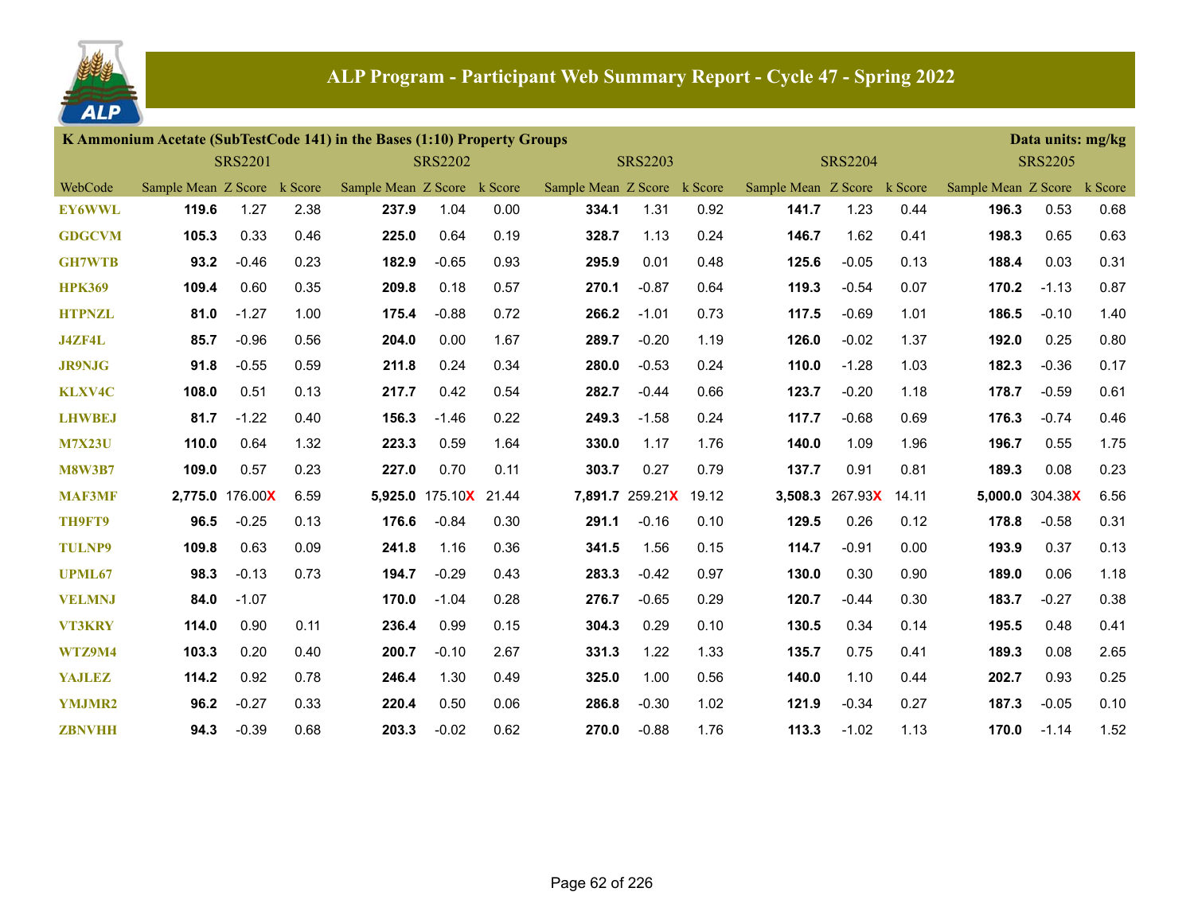## ALP Program - Participant Web Summary Report - Cycle 47 - Spring 2022

### K Ammonium Acetate (SubTestCode 141) in the Bases (1:10) Property Groups

Data units: mg/kg

| | SRS2201 | | | SRS2202 | | | SRS2203 | | | SRS2204 | | | SRS2205 | | |
|---|---|---|---|---|---|---|---|---|---|---|---|---|---|---|---|
| WebCode | Sample Mean | Z Score | k Score | Sample Mean | Z Score | k Score | Sample Mean | Z Score | k Score | Sample Mean | Z Score | k Score | Sample Mean | Z Score | k Score |
| EY6WWL | **119.6** | 1.27 | 2.38 | **237.9** | 1.04 | 0.00 | **334.1** | 1.31 | 0.92 | **141.7** | 1.23 | 0.44 | **196.3** | 0.53 | 0.68 |
| GDGCVM | **105.3** | 0.33 | 0.46 | **225.0** | 0.64 | 0.19 | **328.7** | 1.13 | 0.24 | **146.7** | 1.62 | 0.41 | **198.3** | 0.65 | 0.63 |
| GH7WTB | **93.2** | -0.46 | 0.23 | **182.9** | -0.65 | 0.93 | **295.9** | 0.01 | 0.48 | **125.6** | -0.05 | 0.13 | **188.4** | 0.03 | 0.31 |
| HPK369 | **109.4** | 0.60 | 0.35 | **209.8** | 0.18 | 0.57 | **270.1** | -0.87 | 0.64 | **119.3** | -0.54 | 0.07 | **170.2** | -1.13 | 0.87 |
| HTPNZL | **81.0** | -1.27 | 1.00 | **175.4** | -0.88 | 0.72 | **266.2** | -1.01 | 0.73 | **117.5** | -0.69 | 1.01 | **186.5** | -0.10 | 1.40 |
| J4ZF4L | **85.7** | -0.96 | 0.56 | **204.0** | 0.00 | 1.67 | **289.7** | -0.20 | 1.19 | **126.0** | -0.02 | 1.37 | **192.0** | 0.25 | 0.80 |
| JR9NJG | **91.8** | -0.55 | 0.59 | **211.8** | 0.24 | 0.34 | **280.0** | -0.53 | 0.24 | **110.0** | -1.28 | 1.03 | **182.3** | -0.36 | 0.17 |
| KLXV4C | **108.0** | 0.51 | 0.13 | **217.7** | 0.42 | 0.54 | **282.7** | -0.44 | 0.66 | **123.7** | -0.20 | 1.18 | **178.7** | -0.59 | 0.61 |
| LHWBEJ | **81.7** | -1.22 | 0.40 | **156.3** | -1.46 | 0.22 | **249.3** | -1.58 | 0.24 | **117.7** | -0.68 | 0.69 | **176.3** | -0.74 | 0.46 |
| M7X23U | **110.0** | 0.64 | 1.32 | **223.3** | 0.59 | 1.64 | **330.0** | 1.17 | 1.76 | **140.0** | 1.09 | 1.96 | **196.7** | 0.55 | 1.75 |
| M8W3B7 | **109.0** | 0.57 | 0.23 | **227.0** | 0.70 | 0.11 | **303.7** | 0.27 | 0.79 | **137.7** | 0.91 | 0.81 | **189.3** | 0.08 | 0.23 |
| MAF3MF | **2,775.0** | 176.00X | 6.59 | **5,925.0** | 175.10X | 21.44 | **7,891.7** | 259.21X | 19.12 | **3,508.3** | 267.93X | 14.11 | **5,000.0** | 304.38X | 6.56 |
| TH9FT9 | **96.5** | -0.25 | 0.13 | **176.6** | -0.84 | 0.30 | **291.1** | -0.16 | 0.10 | **129.5** | 0.26 | 0.12 | **178.8** | -0.58 | 0.31 |
| TULNP9 | **109.8** | 0.63 | 0.09 | **241.8** | 1.16 | 0.36 | **341.5** | 1.56 | 0.15 | **114.7** | -0.91 | 0.00 | **193.9** | 0.37 | 0.13 |
| UPML67 | **98.3** | -0.13 | 0.73 | **194.7** | -0.29 | 0.43 | **283.3** | -0.42 | 0.97 | **130.0** | 0.30 | 0.90 | **189.0** | 0.06 | 1.18 |
| VELMNJ | **84.0** | -1.07 | | **170.0** | -1.04 | 0.28 | **276.7** | -0.65 | 0.29 | **120.7** | -0.44 | 0.30 | **183.7** | -0.27 | 0.38 |
| VT3KRY | **114.0** | 0.90 | 0.11 | **236.4** | 0.99 | 0.15 | **304.3** | 0.29 | 0.10 | **130.5** | 0.34 | 0.14 | **195.5** | 0.48 | 0.41 |
| WTZ9M4 | **103.3** | 0.20 | 0.40 | **200.7** | -0.10 | 2.67 | **331.3** | 1.22 | 1.33 | **135.7** | 0.75 | 0.41 | **189.3** | 0.08 | 2.65 |
| YAJLEZ | **114.2** | 0.92 | 0.78 | **246.4** | 1.30 | 0.49 | **325.0** | 1.00 | 0.56 | **140.0** | 1.10 | 0.44 | **202.7** | 0.93 | 0.25 |
| YMJMR2 | **96.2** | -0.27 | 0.33 | **220.4** | 0.50 | 0.06 | **286.8** | -0.30 | 1.02 | **121.9** | -0.34 | 0.27 | **187.3** | -0.05 | 0.10 |
| ZBNVHH | **94.3** | -0.39 | 0.68 | **203.3** | -0.02 | 0.62 | **270.0** | -0.88 | 1.76 | **113.3** | -1.02 | 1.13 | **170.0** | -1.14 | 1.52 |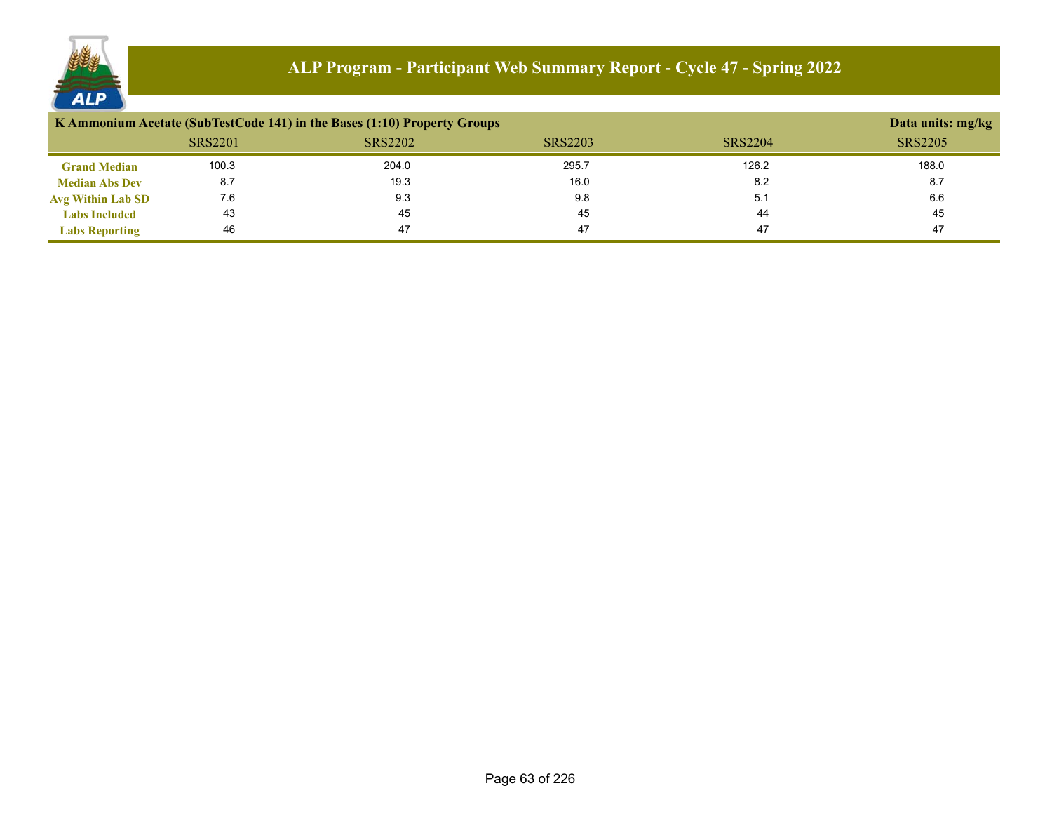# ALP Program - Participant Web Summary Report - Cycle 47 - Spring 2022

| K Ammonium Acetate (SubTestCode 141) in the Bases (1:10) Property Groups | | | | | Data units: mg/kg |
|---|---|---|---|---|---|
| | SRS2201 | SRS2202 | SRS2203 | SRS2204 | SRS2205 |
| **Grand Median** | 100.3 | 204.0 | 295.7 | 126.2 | 188.0 |
| **Median Abs Dev** | 8.7 | 19.3 | 16.0 | 8.2 | 8.7 |
| **Avg Within Lab SD** | 7.6 | 9.3 | 9.8 | 5.1 | 6.6 |
| **Labs Included** | 43 | 45 | 45 | 44 | 45 |
| **Labs Reporting** | 46 | 47 | 47 | 47 | 47 |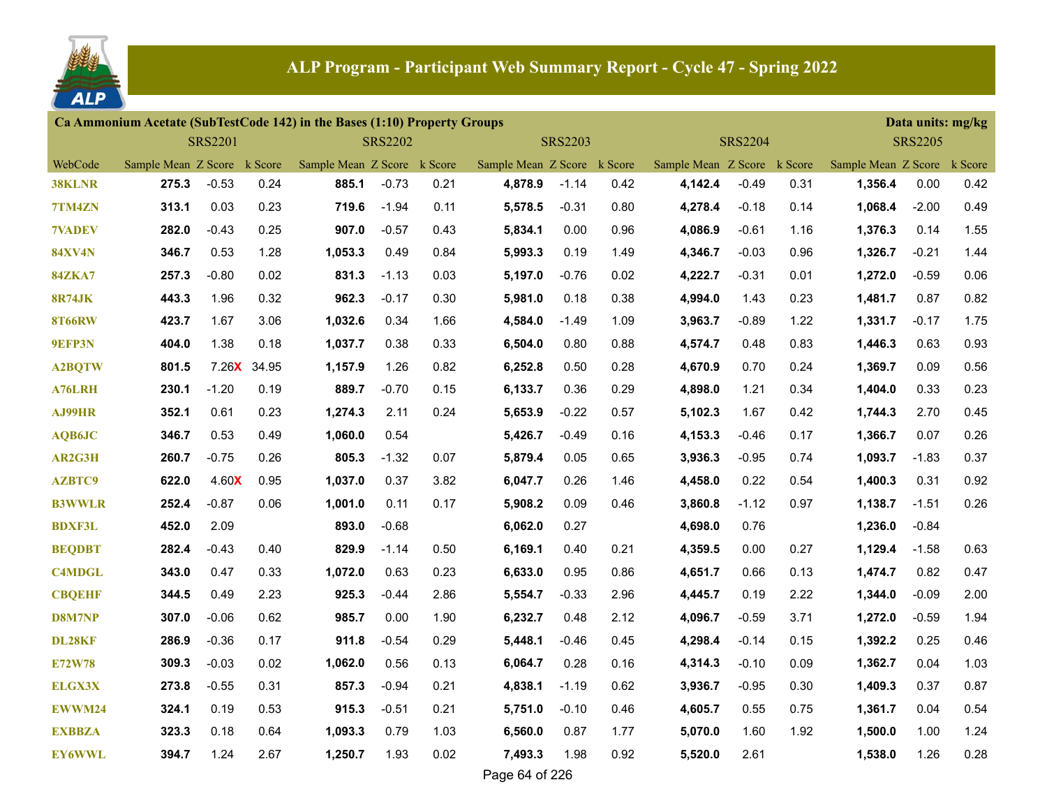## ALP Program - Participant Web Summary Report - Cycle 47 - Spring 2022

**Ca Ammonium Acetate (SubTestCode 142) in the Bases (1:10) Property Groups** — Data units: mg/kg

| WebCode | SRS2201 Sample Mean | SRS2201 Z Score | SRS2201 k Score | SRS2202 Sample Mean | SRS2202 Z Score | SRS2202 k Score | SRS2203 Sample Mean | SRS2203 Z Score | SRS2203 k Score | SRS2204 Sample Mean | SRS2204 Z Score | SRS2204 k Score | SRS2205 Sample Mean | SRS2205 Z Score | SRS2205 k Score |
|---|---|---|---|---|---|---|---|---|---|---|---|---|---|---|---|
| 38KLNR | **275.3** | -0.53 | 0.24 | **885.1** | -0.73 | 0.21 | **4,878.9** | -1.14 | 0.42 | **4,142.4** | -0.49 | 0.31 | **1,356.4** | 0.00 | 0.42 |
| 7TM4ZN | **313.1** | 0.03 | 0.23 | **719.6** | -1.94 | 0.11 | **5,578.5** | -0.31 | 0.80 | **4,278.4** | -0.18 | 0.14 | **1,068.4** | -2.00 | 0.49 |
| 7VADEV | **282.0** | -0.43 | 0.25 | **907.0** | -0.57 | 0.43 | **5,834.1** | 0.00 | 0.96 | **4,086.9** | -0.61 | 1.16 | **1,376.3** | 0.14 | 1.55 |
| 84XV4N | **346.7** | 0.53 | 1.28 | **1,053.3** | 0.49 | 0.84 | **5,993.3** | 0.19 | 1.49 | **4,346.7** | -0.03 | 0.96 | **1,326.7** | -0.21 | 1.44 |
| 84ZKA7 | **257.3** | -0.80 | 0.02 | **831.3** | -1.13 | 0.03 | **5,197.0** | -0.76 | 0.02 | **4,222.7** | -0.31 | 0.01 | **1,272.0** | -0.59 | 0.06 |
| 8R74JK | **443.3** | 1.96 | 0.32 | **962.3** | -0.17 | 0.30 | **5,981.0** | 0.18 | 0.38 | **4,994.0** | 1.43 | 0.23 | **1,481.7** | 0.87 | 0.82 |
| 8T66RW | **423.7** | 1.67 | 3.06 | **1,032.6** | 0.34 | 1.66 | **4,584.0** | -1.49 | 1.09 | **3,963.7** | -0.89 | 1.22 | **1,331.7** | -0.17 | 1.75 |
| 9EFP3N | **404.0** | 1.38 | 0.18 | **1,037.7** | 0.38 | 0.33 | **6,504.0** | 0.80 | 0.88 | **4,574.7** | 0.48 | 0.83 | **1,446.3** | 0.63 | 0.93 |
| A2BQTW | **801.5** | 7.26X | 34.95 | **1,157.9** | 1.26 | 0.82 | **6,252.8** | 0.50 | 0.28 | **4,670.9** | 0.70 | 0.24 | **1,369.7** | 0.09 | 0.56 |
| A76LRH | **230.1** | -1.20 | 0.19 | **889.7** | -0.70 | 0.15 | **6,133.7** | 0.36 | 0.29 | **4,898.0** | 1.21 | 0.34 | **1,404.0** | 0.33 | 0.23 |
| AJ99HR | **352.1** | 0.61 | 0.23 | **1,274.3** | 2.11 | 0.24 | **5,653.9** | -0.22 | 0.57 | **5,102.3** | 1.67 | 0.42 | **1,744.3** | 2.70 | 0.45 |
| AQB6JC | **346.7** | 0.53 | 0.49 | **1,060.0** | 0.54 | | **5,426.7** | -0.49 | 0.16 | **4,153.3** | -0.46 | 0.17 | **1,366.7** | 0.07 | 0.26 |
| AR2G3H | **260.7** | -0.75 | 0.26 | **805.3** | -1.32 | 0.07 | **5,879.4** | 0.05 | 0.65 | **3,936.3** | -0.95 | 0.74 | **1,093.7** | -1.83 | 0.37 |
| AZBTC9 | **622.0** | 4.60X | 0.95 | **1,037.0** | 0.37 | 3.82 | **6,047.7** | 0.26 | 1.46 | **4,458.0** | 0.22 | 0.54 | **1,400.3** | 0.31 | 0.92 |
| B3WWLR | **252.4** | -0.87 | 0.06 | **1,001.0** | 0.11 | 0.17 | **5,908.2** | 0.09 | 0.46 | **3,860.8** | -1.12 | 0.97 | **1,138.7** | -1.51 | 0.26 |
| BDXF3L | **452.0** | 2.09 | | **893.0** | -0.68 | | **6,062.0** | 0.27 | | **4,698.0** | 0.76 | | **1,236.0** | -0.84 | |
| BEQDBT | **282.4** | -0.43 | 0.40 | **829.9** | -1.14 | 0.50 | **6,169.1** | 0.40 | 0.21 | **4,359.5** | 0.00 | 0.27 | **1,129.4** | -1.58 | 0.63 |
| C4MDGL | **343.0** | 0.47 | 0.33 | **1,072.0** | 0.63 | 0.23 | **6,633.0** | 0.95 | 0.86 | **4,651.7** | 0.66 | 0.13 | **1,474.7** | 0.82 | 0.47 |
| CBQEHF | **344.5** | 0.49 | 2.23 | **925.3** | -0.44 | 2.86 | **5,554.7** | -0.33 | 2.96 | **4,445.7** | 0.19 | 2.22 | **1,344.0** | -0.09 | 2.00 |
| D8M7NP | **307.0** | -0.06 | 0.62 | **985.7** | 0.00 | 1.90 | **6,232.7** | 0.48 | 2.12 | **4,096.7** | -0.59 | 3.71 | **1,272.0** | -0.59 | 1.94 |
| DL28KF | **286.9** | -0.36 | 0.17 | **911.8** | -0.54 | 0.29 | **5,448.1** | -0.46 | 0.45 | **4,298.4** | -0.14 | 0.15 | **1,392.2** | 0.25 | 0.46 |
| E72W78 | **309.3** | -0.03 | 0.02 | **1,062.0** | 0.56 | 0.13 | **6,064.7** | 0.28 | 0.16 | **4,314.3** | -0.10 | 0.09 | **1,362.7** | 0.04 | 1.03 |
| ELGX3X | **273.8** | -0.55 | 0.31 | **857.3** | -0.94 | 0.21 | **4,838.1** | -1.19 | 0.62 | **3,936.7** | -0.95 | 0.30 | **1,409.3** | 0.37 | 0.87 |
| EWWM24 | **324.1** | 0.19 | 0.53 | **915.3** | -0.51 | 0.21 | **5,751.0** | -0.10 | 0.46 | **4,605.7** | 0.55 | 0.75 | **1,361.7** | 0.04 | 0.54 |
| EXBBZA | **323.3** | 0.18 | 0.64 | **1,093.3** | 0.79 | 1.03 | **6,560.0** | 0.87 | 1.77 | **5,070.0** | 1.60 | 1.92 | **1,500.0** | 1.00 | 1.24 |
| EY6WWL | **394.7** | 1.24 | 2.67 | **1,250.7** | 1.93 | 0.02 | **7,493.3** | 1.98 | 0.92 | **5,520.0** | 2.61 | | **1,538.0** | 1.26 | 0.28 |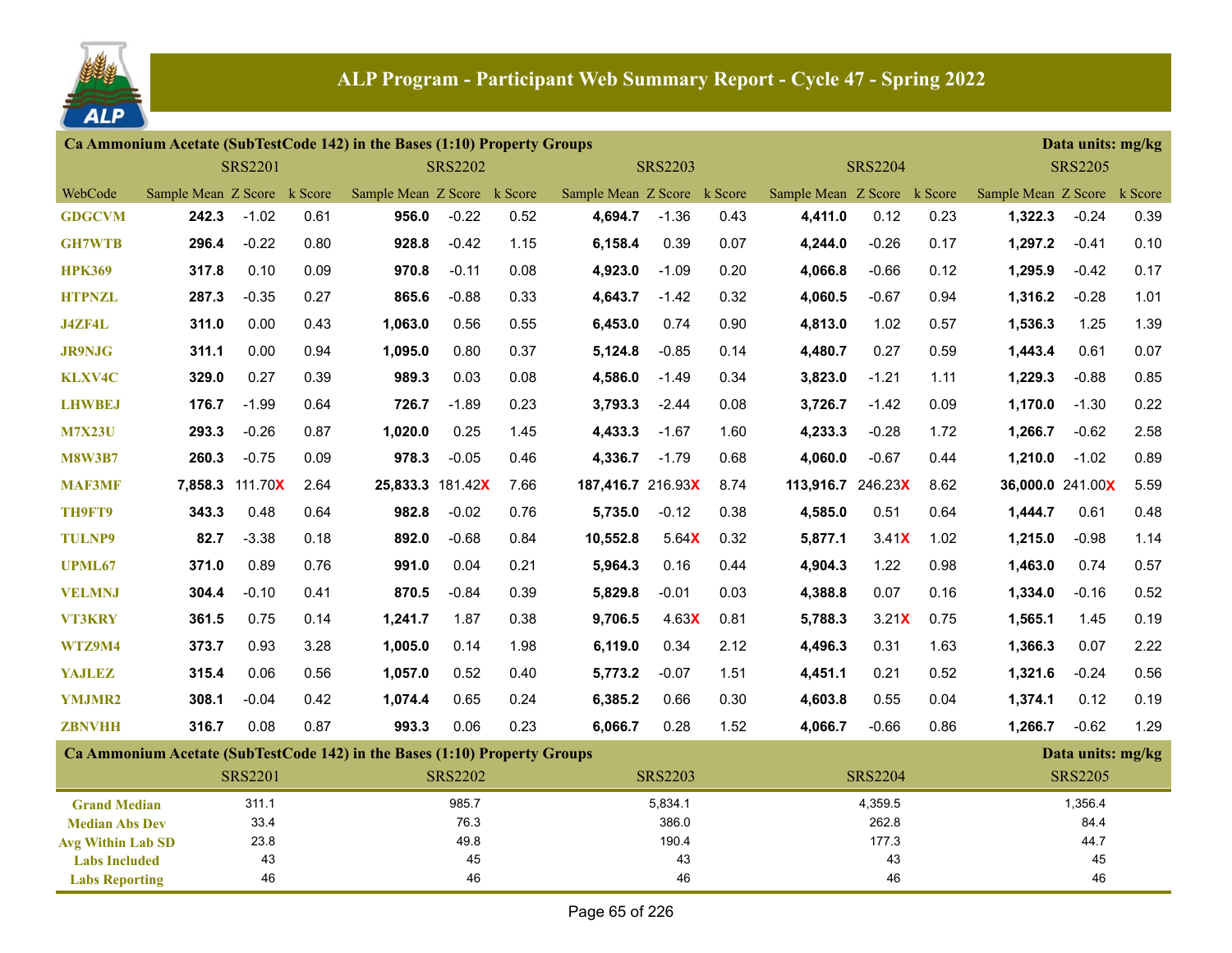# ALP Program - Participant Web Summary Report - Cycle 47 - Spring 2022

## Ca Ammonium Acetate (SubTestCode 142) in the Bases (1:10) Property Groups

Data units: mg/kg

| WebCode | SRS2201 Sample Mean | SRS2201 Z Score | SRS2201 k Score | SRS2202 Sample Mean | SRS2202 Z Score | SRS2202 k Score | SRS2203 Sample Mean | SRS2203 Z Score | SRS2203 k Score | SRS2204 Sample Mean | SRS2204 Z Score | SRS2204 k Score | SRS2205 Sample Mean | SRS2205 Z Score | SRS2205 k Score |
|---|---|---|---|---|---|---|---|---|---|---|---|---|---|---|---|
| GDGCVM | **242.3** | -1.02 | 0.61 | **956.0** | -0.22 | 0.52 | **4,694.7** | -1.36 | 0.43 | **4,411.0** | 0.12 | 0.23 | **1,322.3** | -0.24 | 0.39 |
| GH7WTB | **296.4** | -0.22 | 0.80 | **928.8** | -0.42 | 1.15 | **6,158.4** | 0.39 | 0.07 | **4,244.0** | -0.26 | 0.17 | **1,297.2** | -0.41 | 0.10 |
| HPK369 | **317.8** | 0.10 | 0.09 | **970.8** | -0.11 | 0.08 | **4,923.0** | -1.09 | 0.20 | **4,066.8** | -0.66 | 0.12 | **1,295.9** | -0.42 | 0.17 |
| HTPNZL | **287.3** | -0.35 | 0.27 | **865.6** | -0.88 | 0.33 | **4,643.7** | -1.42 | 0.32 | **4,060.5** | -0.67 | 0.94 | **1,316.2** | -0.28 | 1.01 |
| J4ZF4L | **311.0** | 0.00 | 0.43 | **1,063.0** | 0.56 | 0.55 | **6,453.0** | 0.74 | 0.90 | **4,813.0** | 1.02 | 0.57 | **1,536.3** | 1.25 | 1.39 |
| JR9NJG | **311.1** | 0.00 | 0.94 | **1,095.0** | 0.80 | 0.37 | **5,124.8** | -0.85 | 0.14 | **4,480.7** | 0.27 | 0.59 | **1,443.4** | 0.61 | 0.07 |
| KLXV4C | **329.0** | 0.27 | 0.39 | **989.3** | 0.03 | 0.08 | **4,586.0** | -1.49 | 0.34 | **3,823.0** | -1.21 | 1.11 | **1,229.3** | -0.88 | 0.85 |
| LHWBEJ | **176.7** | -1.99 | 0.64 | **726.7** | -1.89 | 0.23 | **3,793.3** | -2.44 | 0.08 | **3,726.7** | -1.42 | 0.09 | **1,170.0** | -1.30 | 0.22 |
| M7X23U | **293.3** | -0.26 | 0.87 | **1,020.0** | 0.25 | 1.45 | **4,433.3** | -1.67 | 1.60 | **4,233.3** | -0.28 | 1.72 | **1,266.7** | -0.62 | 2.58 |
| M8W3B7 | **260.3** | -0.75 | 0.09 | **978.3** | -0.05 | 0.46 | **4,336.7** | -1.79 | 0.68 | **4,060.0** | -0.67 | 0.44 | **1,210.0** | -1.02 | 0.89 |
| MAF3MF | **7,858.3** | 111.70X | 2.64 | **25,833.3** | 181.42X | 7.66 | **187,416.7** | 216.93X | 8.74 | **113,916.7** | 246.23X | 8.62 | **36,000.0** | 241.00X | 5.59 |
| TH9FT9 | **343.3** | 0.48 | 0.64 | **982.8** | -0.02 | 0.76 | **5,735.0** | -0.12 | 0.38 | **4,585.0** | 0.51 | 0.64 | **1,444.7** | 0.61 | 0.48 |
| TULNP9 | **82.7** | -3.38 | 0.18 | **892.0** | -0.68 | 0.84 | **10,552.8** | 5.64X | 0.32 | **5,877.1** | 3.41X | 1.02 | **1,215.0** | -0.98 | 1.14 |
| UPML67 | **371.0** | 0.89 | 0.76 | **991.0** | 0.04 | 0.21 | **5,964.3** | 0.16 | 0.44 | **4,904.3** | 1.22 | 0.98 | **1,463.0** | 0.74 | 0.57 |
| VELMNJ | **304.4** | -0.10 | 0.41 | **870.5** | -0.84 | 0.39 | **5,829.8** | -0.01 | 0.03 | **4,388.8** | 0.07 | 0.16 | **1,334.0** | -0.16 | 0.52 |
| VT3KRY | **361.5** | 0.75 | 0.14 | **1,241.7** | 1.87 | 0.38 | **9,706.5** | 4.63X | 0.81 | **5,788.3** | 3.21X | 0.75 | **1,565.1** | 1.45 | 0.19 |
| WTZ9M4 | **373.7** | 0.93 | 3.28 | **1,005.0** | 0.14 | 1.98 | **6,119.0** | 0.34 | 2.12 | **4,496.3** | 0.31 | 1.63 | **1,366.3** | 0.07 | 2.22 |
| YAJLEZ | **315.4** | 0.06 | 0.56 | **1,057.0** | 0.52 | 0.40 | **5,773.2** | -0.07 | 1.51 | **4,451.1** | 0.21 | 0.52 | **1,321.6** | -0.24 | 0.56 |
| YMJMR2 | **308.1** | -0.04 | 0.42 | **1,074.4** | 0.65 | 0.24 | **6,385.2** | 0.66 | 0.30 | **4,603.8** | 0.55 | 0.04 | **1,374.1** | 0.12 | 0.19 |
| ZBNVHH | **316.7** | 0.08 | 0.87 | **993.3** | 0.06 | 0.23 | **6,066.7** | 0.28 | 1.52 | **4,066.7** | -0.66 | 0.86 | **1,266.7** | -0.62 | 1.29 |

## Ca Ammonium Acetate (SubTestCode 142) in the Bases (1:10) Property Groups

Data units: mg/kg

| | SRS2201 | SRS2202 | SRS2203 | SRS2204 | SRS2205 |
|---|---|---|---|---|---|
| Grand Median | 311.1 | 985.7 | 5,834.1 | 4,359.5 | 1,356.4 |
| Median Abs Dev | 33.4 | 76.3 | 386.0 | 262.8 | 84.4 |
| Avg Within Lab SD | 23.8 | 49.8 | 190.4 | 177.3 | 44.7 |
| Labs Included | 43 | 45 | 43 | 43 | 45 |
| Labs Reporting | 46 | 46 | 46 | 46 | 46 |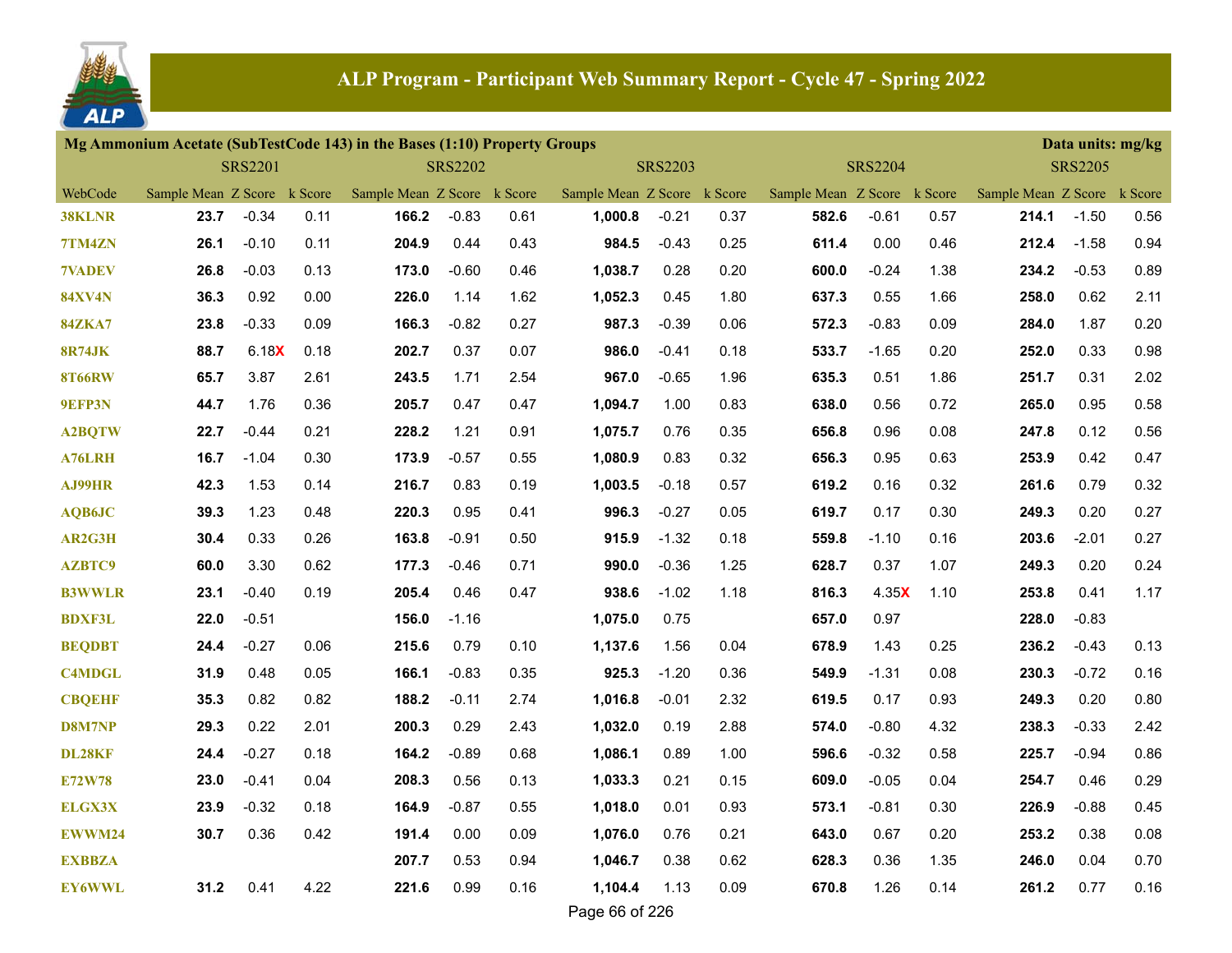## ALP Program - Participant Web Summary Report - Cycle 47 - Spring 2022

**Mg Ammonium Acetate (SubTestCode 143) in the Bases (1:10) Property Groups** — Data units: mg/kg

| WebCode | SRS2201 Sample Mean | SRS2201 Z Score | SRS2201 k Score | SRS2202 Sample Mean | SRS2202 Z Score | SRS2202 k Score | SRS2203 Sample Mean | SRS2203 Z Score | SRS2203 k Score | SRS2204 Sample Mean | SRS2204 Z Score | SRS2204 k Score | SRS2205 Sample Mean | SRS2205 Z Score | SRS2205 k Score |
|---|---|---|---|---|---|---|---|---|---|---|---|---|---|---|---|
| 38KLNR | 23.7 | -0.34 | 0.11 | 166.2 | -0.83 | 0.61 | 1,000.8 | -0.21 | 0.37 | 582.6 | -0.61 | 0.57 | 214.1 | -1.50 | 0.56 |
| 7TM4ZN | 26.1 | -0.10 | 0.11 | 204.9 | 0.44 | 0.43 | 984.5 | -0.43 | 0.25 | 611.4 | 0.00 | 0.46 | 212.4 | -1.58 | 0.94 |
| 7VADEV | 26.8 | -0.03 | 0.13 | 173.0 | -0.60 | 0.46 | 1,038.7 | 0.28 | 0.20 | 600.0 | -0.24 | 1.38 | 234.2 | -0.53 | 0.89 |
| 84XV4N | 36.3 | 0.92 | 0.00 | 226.0 | 1.14 | 1.62 | 1,052.3 | 0.45 | 1.80 | 637.3 | 0.55 | 1.66 | 258.0 | 0.62 | 2.11 |
| 84ZKA7 | 23.8 | -0.33 | 0.09 | 166.3 | -0.82 | 0.27 | 987.3 | -0.39 | 0.06 | 572.3 | -0.83 | 0.09 | 284.0 | 1.87 | 0.20 |
| 8R74JK | 88.7 | 6.18X | 0.18 | 202.7 | 0.37 | 0.07 | 986.0 | -0.41 | 0.18 | 533.7 | -1.65 | 0.20 | 252.0 | 0.33 | 0.98 |
| 8T66RW | 65.7 | 3.87 | 2.61 | 243.5 | 1.71 | 2.54 | 967.0 | -0.65 | 1.96 | 635.3 | 0.51 | 1.86 | 251.7 | 0.31 | 2.02 |
| 9EFP3N | 44.7 | 1.76 | 0.36 | 205.7 | 0.47 | 0.47 | 1,094.7 | 1.00 | 0.83 | 638.0 | 0.56 | 0.72 | 265.0 | 0.95 | 0.58 |
| A2BQTW | 22.7 | -0.44 | 0.21 | 228.2 | 1.21 | 0.91 | 1,075.7 | 0.76 | 0.35 | 656.8 | 0.96 | 0.08 | 247.8 | 0.12 | 0.56 |
| A76LRH | 16.7 | -1.04 | 0.30 | 173.9 | -0.57 | 0.55 | 1,080.9 | 0.83 | 0.32 | 656.3 | 0.95 | 0.63 | 253.9 | 0.42 | 0.47 |
| AJ99HR | 42.3 | 1.53 | 0.14 | 216.7 | 0.83 | 0.19 | 1,003.5 | -0.18 | 0.57 | 619.2 | 0.16 | 0.32 | 261.6 | 0.79 | 0.32 |
| AQB6JC | 39.3 | 1.23 | 0.48 | 220.3 | 0.95 | 0.41 | 996.3 | -0.27 | 0.05 | 619.7 | 0.17 | 0.30 | 249.3 | 0.20 | 0.27 |
| AR2G3H | 30.4 | 0.33 | 0.26 | 163.8 | -0.91 | 0.50 | 915.9 | -1.32 | 0.18 | 559.8 | -1.10 | 0.16 | 203.6 | -2.01 | 0.27 |
| AZBTC9 | 60.0 | 3.30 | 0.62 | 177.3 | -0.46 | 0.71 | 990.0 | -0.36 | 1.25 | 628.7 | 0.37 | 1.07 | 249.3 | 0.20 | 0.24 |
| B3WWLR | 23.1 | -0.40 | 0.19 | 205.4 | 0.46 | 0.47 | 938.6 | -1.02 | 1.18 | 816.3 | 4.35X | 1.10 | 253.8 | 0.41 | 1.17 |
| BDXF3L | 22.0 | -0.51 | | 156.0 | -1.16 | | 1,075.0 | 0.75 | | 657.0 | 0.97 | | 228.0 | -0.83 | |
| BEQDBT | 24.4 | -0.27 | 0.06 | 215.6 | 0.79 | 0.10 | 1,137.6 | 1.56 | 0.04 | 678.9 | 1.43 | 0.25 | 236.2 | -0.43 | 0.13 |
| C4MDGL | 31.9 | 0.48 | 0.05 | 166.1 | -0.83 | 0.35 | 925.3 | -1.20 | 0.36 | 549.9 | -1.31 | 0.08 | 230.3 | -0.72 | 0.16 |
| CBQEHF | 35.3 | 0.82 | 0.82 | 188.2 | -0.11 | 2.74 | 1,016.8 | -0.01 | 2.32 | 619.5 | 0.17 | 0.93 | 249.3 | 0.20 | 0.80 |
| D8M7NP | 29.3 | 0.22 | 2.01 | 200.3 | 0.29 | 2.43 | 1,032.0 | 0.19 | 2.88 | 574.0 | -0.80 | 4.32 | 238.3 | -0.33 | 2.42 |
| DL28KF | 24.4 | -0.27 | 0.18 | 164.2 | -0.89 | 0.68 | 1,086.1 | 0.89 | 1.00 | 596.6 | -0.32 | 0.58 | 225.7 | -0.94 | 0.86 |
| E72W78 | 23.0 | -0.41 | 0.04 | 208.3 | 0.56 | 0.13 | 1,033.3 | 0.21 | 0.15 | 609.0 | -0.05 | 0.04 | 254.7 | 0.46 | 0.29 |
| ELGX3X | 23.9 | -0.32 | 0.18 | 164.9 | -0.87 | 0.55 | 1,018.0 | 0.01 | 0.93 | 573.1 | -0.81 | 0.30 | 226.9 | -0.88 | 0.45 |
| EWWM24 | 30.7 | 0.36 | 0.42 | 191.4 | 0.00 | 0.09 | 1,076.0 | 0.76 | 0.21 | 643.0 | 0.67 | 0.20 | 253.2 | 0.38 | 0.08 |
| EXBBZA | | | | 207.7 | 0.53 | 0.94 | 1,046.7 | 0.38 | 0.62 | 628.3 | 0.36 | 1.35 | 246.0 | 0.04 | 0.70 |
| EY6WWL | 31.2 | 0.41 | 4.22 | 221.6 | 0.99 | 0.16 | 1,104.4 | 1.13 | 0.09 | 670.8 | 1.26 | 0.14 | 261.2 | 0.77 | 0.16 |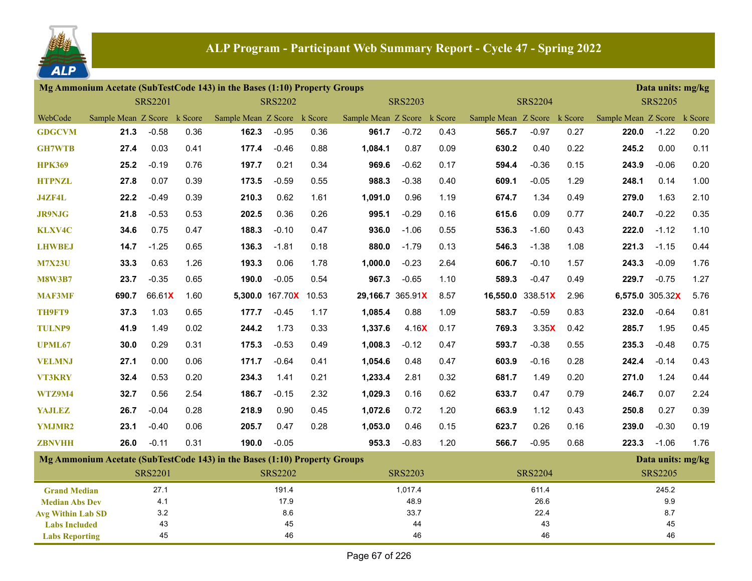# ALP Program - Participant Web Summary Report - Cycle 47 - Spring 2022

## Mg Ammonium Acetate (SubTestCode 143) in the Bases (1:10) Property Groups

Data units: mg/kg

| WebCode | SRS2201 Sample Mean | SRS2201 Z Score | SRS2201 k Score | SRS2202 Sample Mean | SRS2202 Z Score | SRS2202 k Score | SRS2203 Sample Mean | SRS2203 Z Score | SRS2203 k Score | SRS2204 Sample Mean | SRS2204 Z Score | SRS2204 k Score | SRS2205 Sample Mean | SRS2205 Z Score | SRS2205 k Score |
|---|---|---|---|---|---|---|---|---|---|---|---|---|---|---|---|
| GDGCVM | 21.3 | -0.58 | 0.36 | 162.3 | -0.95 | 0.36 | 961.7 | -0.72 | 0.43 | 565.7 | -0.97 | 0.27 | 220.0 | -1.22 | 0.20 |
| GH7WTB | 27.4 | 0.03 | 0.41 | 177.4 | -0.46 | 0.88 | 1,084.1 | 0.87 | 0.09 | 630.2 | 0.40 | 0.22 | 245.2 | 0.00 | 0.11 |
| HPK369 | 25.2 | -0.19 | 0.76 | 197.7 | 0.21 | 0.34 | 969.6 | -0.62 | 0.17 | 594.4 | -0.36 | 0.15 | 243.9 | -0.06 | 0.20 |
| HTPNZL | 27.8 | 0.07 | 0.39 | 173.5 | -0.59 | 0.55 | 988.3 | -0.38 | 0.40 | 609.1 | -0.05 | 1.29 | 248.1 | 0.14 | 1.00 |
| J4ZF4L | 22.2 | -0.49 | 0.39 | 210.3 | 0.62 | 1.61 | 1,091.0 | 0.96 | 1.19 | 674.7 | 1.34 | 0.49 | 279.0 | 1.63 | 2.10 |
| JR9NJG | 21.8 | -0.53 | 0.53 | 202.5 | 0.36 | 0.26 | 995.1 | -0.29 | 0.16 | 615.6 | 0.09 | 0.77 | 240.7 | -0.22 | 0.35 |
| KLXV4C | 34.6 | 0.75 | 0.47 | 188.3 | -0.10 | 0.47 | 936.0 | -1.06 | 0.55 | 536.3 | -1.60 | 0.43 | 222.0 | -1.12 | 1.10 |
| LHWBEJ | 14.7 | -1.25 | 0.65 | 136.3 | -1.81 | 0.18 | 880.0 | -1.79 | 0.13 | 546.3 | -1.38 | 1.08 | 221.3 | -1.15 | 0.44 |
| M7X23U | 33.3 | 0.63 | 1.26 | 193.3 | 0.06 | 1.78 | 1,000.0 | -0.23 | 2.64 | 606.7 | -0.10 | 1.57 | 243.3 | -0.09 | 1.76 |
| M8W3B7 | 23.7 | -0.35 | 0.65 | 190.0 | -0.05 | 0.54 | 967.3 | -0.65 | 1.10 | 589.3 | -0.47 | 0.49 | 229.7 | -0.75 | 1.27 |
| MAF3MF | 690.7 | 66.61X | 1.60 | 5,300.0 | 167.70X | 10.53 | 29,166.7 | 365.91X | 8.57 | 16,550.0 | 338.51X | 2.96 | 6,575.0 | 305.32X | 5.76 |
| TH9FT9 | 37.3 | 1.03 | 0.65 | 177.7 | -0.45 | 1.17 | 1,085.4 | 0.88 | 1.09 | 583.7 | -0.59 | 0.83 | 232.0 | -0.64 | 0.81 |
| TULNP9 | 41.9 | 1.49 | 0.02 | 244.2 | 1.73 | 0.33 | 1,337.6 | 4.16X | 0.17 | 769.3 | 3.35X | 0.42 | 285.7 | 1.95 | 0.45 |
| UPML67 | 30.0 | 0.29 | 0.31 | 175.3 | -0.53 | 0.49 | 1,008.3 | -0.12 | 0.47 | 593.7 | -0.38 | 0.55 | 235.3 | -0.48 | 0.75 |
| VELMNJ | 27.1 | 0.00 | 0.06 | 171.7 | -0.64 | 0.41 | 1,054.6 | 0.48 | 0.47 | 603.9 | -0.16 | 0.28 | 242.4 | -0.14 | 0.43 |
| VT3KRY | 32.4 | 0.53 | 0.20 | 234.3 | 1.41 | 0.21 | 1,233.4 | 2.81 | 0.32 | 681.7 | 1.49 | 0.20 | 271.0 | 1.24 | 0.44 |
| WTZ9M4 | 32.7 | 0.56 | 2.54 | 186.7 | -0.15 | 2.32 | 1,029.3 | 0.16 | 0.62 | 633.7 | 0.47 | 0.79 | 246.7 | 0.07 | 2.24 |
| YAJLEZ | 26.7 | -0.04 | 0.28 | 218.9 | 0.90 | 0.45 | 1,072.6 | 0.72 | 1.20 | 663.9 | 1.12 | 0.43 | 250.8 | 0.27 | 0.39 |
| YMJMR2 | 23.1 | -0.40 | 0.06 | 205.7 | 0.47 | 0.28 | 1,053.0 | 0.46 | 0.15 | 623.7 | 0.26 | 0.16 | 239.0 | -0.30 | 0.19 |
| ZBNVHH | 26.0 | -0.11 | 0.31 | 190.0 | -0.05 | | 953.3 | -0.83 | 1.20 | 566.7 | -0.95 | 0.68 | 223.3 | -1.06 | 1.76 |

## Mg Ammonium Acetate (SubTestCode 143) in the Bases (1:10) Property Groups

Data units: mg/kg

| | SRS2201 | SRS2202 | SRS2203 | SRS2204 | SRS2205 |
|---|---|---|---|---|---|
| Grand Median | 27.1 | 191.4 | 1,017.4 | 611.4 | 245.2 |
| Median Abs Dev | 4.1 | 17.9 | 48.9 | 26.6 | 9.9 |
| Avg Within Lab SD | 3.2 | 8.6 | 33.7 | 22.4 | 8.7 |
| Labs Included | 43 | 45 | 44 | 43 | 45 |
| Labs Reporting | 45 | 46 | 46 | 46 | 46 |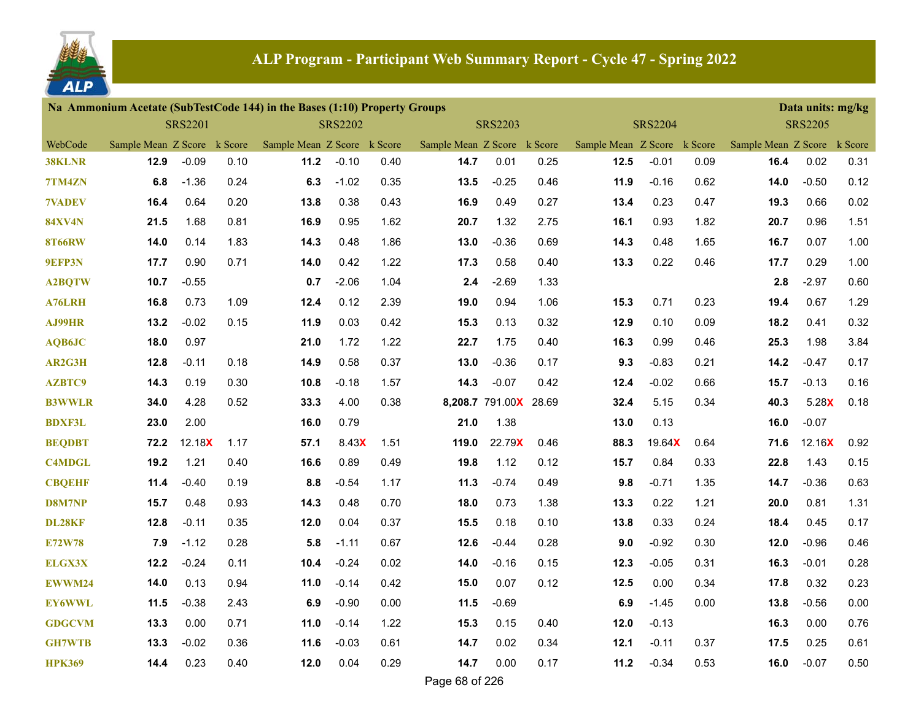# ALP Program - Participant Web Summary Report - Cycle 47 - Spring 2022

**Na Ammonium Acetate (SubTestCode 144) in the Bases (1:10) Property Groups** — Data units: mg/kg

| WebCode | SRS2201 Sample Mean | SRS2201 Z Score | SRS2201 k Score | SRS2202 Sample Mean | SRS2202 Z Score | SRS2202 k Score | SRS2203 Sample Mean | SRS2203 Z Score | SRS2203 k Score | SRS2204 Sample Mean | SRS2204 Z Score | SRS2204 k Score | SRS2205 Sample Mean | SRS2205 Z Score | SRS2205 k Score |
|---|---|---|---|---|---|---|---|---|---|---|---|---|---|---|---|
| 38KLNR | **12.9** | -0.09 | 0.10 | **11.2** | -0.10 | 0.40 | **14.7** | 0.01 | 0.25 | **12.5** | -0.01 | 0.09 | **16.4** | 0.02 | 0.31 |
| 7TM4ZN | **6.8** | -1.36 | 0.24 | **6.3** | -1.02 | 0.35 | **13.5** | -0.25 | 0.46 | **11.9** | -0.16 | 0.62 | **14.0** | -0.50 | 0.12 |
| 7VADEV | **16.4** | 0.64 | 0.20 | **13.8** | 0.38 | 0.43 | **16.9** | 0.49 | 0.27 | **13.4** | 0.23 | 0.47 | **19.3** | 0.66 | 0.02 |
| 84XV4N | **21.5** | 1.68 | 0.81 | **16.9** | 0.95 | 1.62 | **20.7** | 1.32 | 2.75 | **16.1** | 0.93 | 1.82 | **20.7** | 0.96 | 1.51 |
| 8T66RW | **14.0** | 0.14 | 1.83 | **14.3** | 0.48 | 1.86 | **13.0** | -0.36 | 0.69 | **14.3** | 0.48 | 1.65 | **16.7** | 0.07 | 1.00 |
| 9EFP3N | **17.7** | 0.90 | 0.71 | **14.0** | 0.42 | 1.22 | **17.3** | 0.58 | 0.40 | **13.3** | 0.22 | 0.46 | **17.7** | 0.29 | 1.00 |
| A2BQTW | **10.7** | -0.55 | | **0.7** | -2.06 | 1.04 | **2.4** | -2.69 | 1.33 | | | | **2.8** | -2.97 | 0.60 |
| A76LRH | **16.8** | 0.73 | 1.09 | **12.4** | 0.12 | 2.39 | **19.0** | 0.94 | 1.06 | **15.3** | 0.71 | 0.23 | **19.4** | 0.67 | 1.29 |
| AJ99HR | **13.2** | -0.02 | 0.15 | **11.9** | 0.03 | 0.42 | **15.3** | 0.13 | 0.32 | **12.9** | 0.10 | 0.09 | **18.2** | 0.41 | 0.32 |
| AQB6JC | **18.0** | 0.97 | | **21.0** | 1.72 | 1.22 | **22.7** | 1.75 | 0.40 | **16.3** | 0.99 | 0.46 | **25.3** | 1.98 | 3.84 |
| AR2G3H | **12.8** | -0.11 | 0.18 | **14.9** | 0.58 | 0.37 | **13.0** | -0.36 | 0.17 | **9.3** | -0.83 | 0.21 | **14.2** | -0.47 | 0.17 |
| AZBTC9 | **14.3** | 0.19 | 0.30 | **10.8** | -0.18 | 1.57 | **14.3** | -0.07 | 0.42 | **12.4** | -0.02 | 0.66 | **15.7** | -0.13 | 0.16 |
| B3WWLR | **34.0** | 4.28 | 0.52 | **33.3** | 4.00 | 0.38 | **8,208.7** | 791.00X | 28.69 | **32.4** | 5.15 | 0.34 | **40.3** | 5.28X | 0.18 |
| BDXF3L | **23.0** | 2.00 | | **16.0** | 0.79 | | **21.0** | 1.38 | | **13.0** | 0.13 | | **16.0** | -0.07 | |
| BEQDBT | **72.2** | 12.18X | 1.17 | **57.1** | 8.43X | 1.51 | **119.0** | 22.79X | 0.46 | **88.3** | 19.64X | 0.64 | **71.6** | 12.16X | 0.92 |
| C4MDGL | **19.2** | 1.21 | 0.40 | **16.6** | 0.89 | 0.49 | **19.8** | 1.12 | 0.12 | **15.7** | 0.84 | 0.33 | **22.8** | 1.43 | 0.15 |
| CBQEHF | **11.4** | -0.40 | 0.19 | **8.8** | -0.54 | 1.17 | **11.3** | -0.74 | 0.49 | **9.8** | -0.71 | 1.35 | **14.7** | -0.36 | 0.63 |
| D8M7NP | **15.7** | 0.48 | 0.93 | **14.3** | 0.48 | 0.70 | **18.0** | 0.73 | 1.38 | **13.3** | 0.22 | 1.21 | **20.0** | 0.81 | 1.31 |
| DL28KF | **12.8** | -0.11 | 0.35 | **12.0** | 0.04 | 0.37 | **15.5** | 0.18 | 0.10 | **13.8** | 0.33 | 0.24 | **18.4** | 0.45 | 0.17 |
| E72W78 | **7.9** | -1.12 | 0.28 | **5.8** | -1.11 | 0.67 | **12.6** | -0.44 | 0.28 | **9.0** | -0.92 | 0.30 | **12.0** | -0.96 | 0.46 |
| ELGX3X | **12.2** | -0.24 | 0.11 | **10.4** | -0.24 | 0.02 | **14.0** | -0.16 | 0.15 | **12.3** | -0.05 | 0.31 | **16.3** | -0.01 | 0.28 |
| EWWM24 | **14.0** | 0.13 | 0.94 | **11.0** | -0.14 | 0.42 | **15.0** | 0.07 | 0.12 | **12.5** | 0.00 | 0.34 | **17.8** | 0.32 | 0.23 |
| EY6WWL | **11.5** | -0.38 | 2.43 | **6.9** | -0.90 | 0.00 | **11.5** | -0.69 | | **6.9** | -1.45 | 0.00 | **13.8** | -0.56 | 0.00 |
| GDGCVM | **13.3** | 0.00 | 0.71 | **11.0** | -0.14 | 1.22 | **15.3** | 0.15 | 0.40 | **12.0** | -0.13 | | **16.3** | 0.00 | 0.76 |
| GH7WTB | **13.3** | -0.02 | 0.36 | **11.6** | -0.03 | 0.61 | **14.7** | 0.02 | 0.34 | **12.1** | -0.11 | 0.37 | **17.5** | 0.25 | 0.61 |
| HPK369 | **14.4** | 0.23 | 0.40 | **12.0** | 0.04 | 0.29 | **14.7** | 0.00 | 0.17 | **11.2** | -0.34 | 0.53 | **16.0** | -0.07 | 0.50 |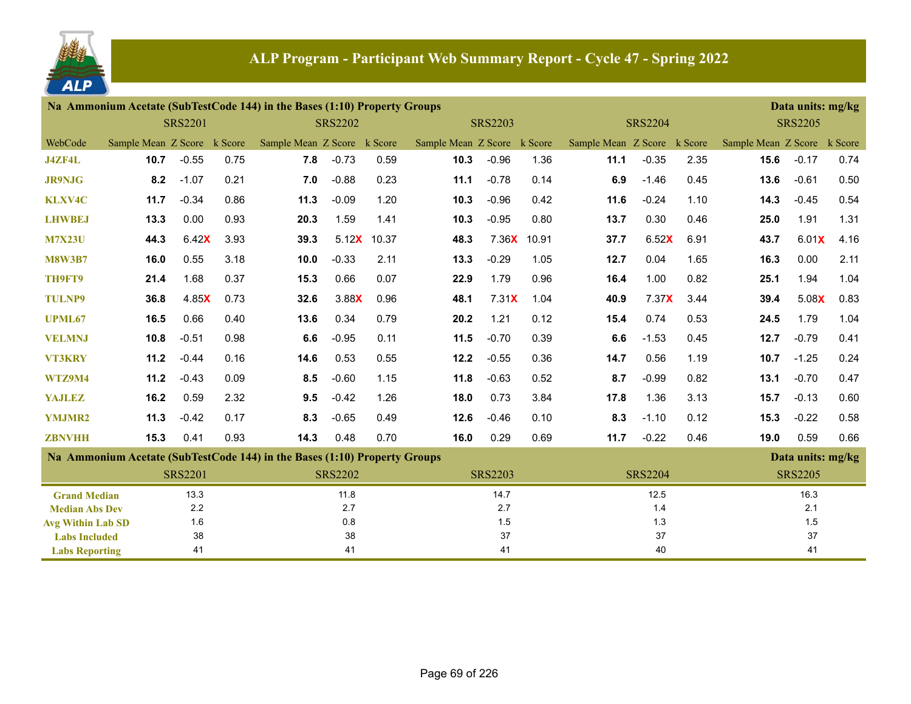# ALP Program - Participant Web Summary Report - Cycle 47 - Spring 2022

## Na Ammonium Acetate (SubTestCode 144) in the Bases (1:10) Property Groups

Data units: mg/kg

| WebCode | SRS2201 Sample Mean | SRS2201 Z Score | SRS2201 k Score | SRS2202 Sample Mean | SRS2202 Z Score | SRS2202 k Score | SRS2203 Sample Mean | SRS2203 Z Score | SRS2203 k Score | SRS2204 Sample Mean | SRS2204 Z Score | SRS2204 k Score | SRS2205 Sample Mean | SRS2205 Z Score | SRS2205 k Score |
|---|---|---|---|---|---|---|---|---|---|---|---|---|---|---|---|
| J4ZF4L | **10.7** | -0.55 | 0.75 | **7.8** | -0.73 | 0.59 | **10.3** | -0.96 | 1.36 | **11.1** | -0.35 | 2.35 | **15.6** | -0.17 | 0.74 |
| JR9NJG | **8.2** | -1.07 | 0.21 | **7.0** | -0.88 | 0.23 | **11.1** | -0.78 | 0.14 | **6.9** | -1.46 | 0.45 | **13.6** | -0.61 | 0.50 |
| KLXV4C | **11.7** | -0.34 | 0.86 | **11.3** | -0.09 | 1.20 | **10.3** | -0.96 | 0.42 | **11.6** | -0.24 | 1.10 | **14.3** | -0.45 | 0.54 |
| LHWBEJ | **13.3** | 0.00 | 0.93 | **20.3** | 1.59 | 1.41 | **10.3** | -0.95 | 0.80 | **13.7** | 0.30 | 0.46 | **25.0** | 1.91 | 1.31 |
| M7X23U | **44.3** | 6.42X | 3.93 | **39.3** | 5.12X | 10.37 | **48.3** | 7.36X | 10.91 | **37.7** | 6.52X | 6.91 | **43.7** | 6.01X | 4.16 |
| M8W3B7 | **16.0** | 0.55 | 3.18 | **10.0** | -0.33 | 2.11 | **13.3** | -0.29 | 1.05 | **12.7** | 0.04 | 1.65 | **16.3** | 0.00 | 2.11 |
| TH9FT9 | **21.4** | 1.68 | 0.37 | **15.3** | 0.66 | 0.07 | **22.9** | 1.79 | 0.96 | **16.4** | 1.00 | 0.82 | **25.1** | 1.94 | 1.04 |
| TULNP9 | **36.8** | 4.85X | 0.73 | **32.6** | 3.88X | 0.96 | **48.1** | 7.31X | 1.04 | **40.9** | 7.37X | 3.44 | **39.4** | 5.08X | 0.83 |
| UPML67 | **16.5** | 0.66 | 0.40 | **13.6** | 0.34 | 0.79 | **20.2** | 1.21 | 0.12 | **15.4** | 0.74 | 0.53 | **24.5** | 1.79 | 1.04 |
| VELMNJ | **10.8** | -0.51 | 0.98 | **6.6** | -0.95 | 0.11 | **11.5** | -0.70 | 0.39 | **6.6** | -1.53 | 0.45 | **12.7** | -0.79 | 0.41 |
| VT3KRY | **11.2** | -0.44 | 0.16 | **14.6** | 0.53 | 0.55 | **12.2** | -0.55 | 0.36 | **14.7** | 0.56 | 1.19 | **10.7** | -1.25 | 0.24 |
| WTZ9M4 | **11.2** | -0.43 | 0.09 | **8.5** | -0.60 | 1.15 | **11.8** | -0.63 | 0.52 | **8.7** | -0.99 | 0.82 | **13.1** | -0.70 | 0.47 |
| YAJLEZ | **16.2** | 0.59 | 2.32 | **9.5** | -0.42 | 1.26 | **18.0** | 0.73 | 3.84 | **17.8** | 1.36 | 3.13 | **15.7** | -0.13 | 0.60 |
| YMJMR2 | **11.3** | -0.42 | 0.17 | **8.3** | -0.65 | 0.49 | **12.6** | -0.46 | 0.10 | **8.3** | -1.10 | 0.12 | **15.3** | -0.22 | 0.58 |
| ZBNVHH | **15.3** | 0.41 | 0.93 | **14.3** | 0.48 | 0.70 | **16.0** | 0.29 | 0.69 | **11.7** | -0.22 | 0.46 | **19.0** | 0.59 | 0.66 |

## Na Ammonium Acetate (SubTestCode 144) in the Bases (1:10) Property Groups

Data units: mg/kg

| | SRS2201 | SRS2202 | SRS2203 | SRS2204 | SRS2205 |
|---|---|---|---|---|---|
| Grand Median | 13.3 | 11.8 | 14.7 | 12.5 | 16.3 |
| Median Abs Dev | 2.2 | 2.7 | 2.7 | 1.4 | 2.1 |
| Avg Within Lab SD | 1.6 | 0.8 | 1.5 | 1.3 | 1.5 |
| Labs Included | 38 | 38 | 37 | 37 | 37 |
| Labs Reporting | 41 | 41 | 41 | 40 | 41 |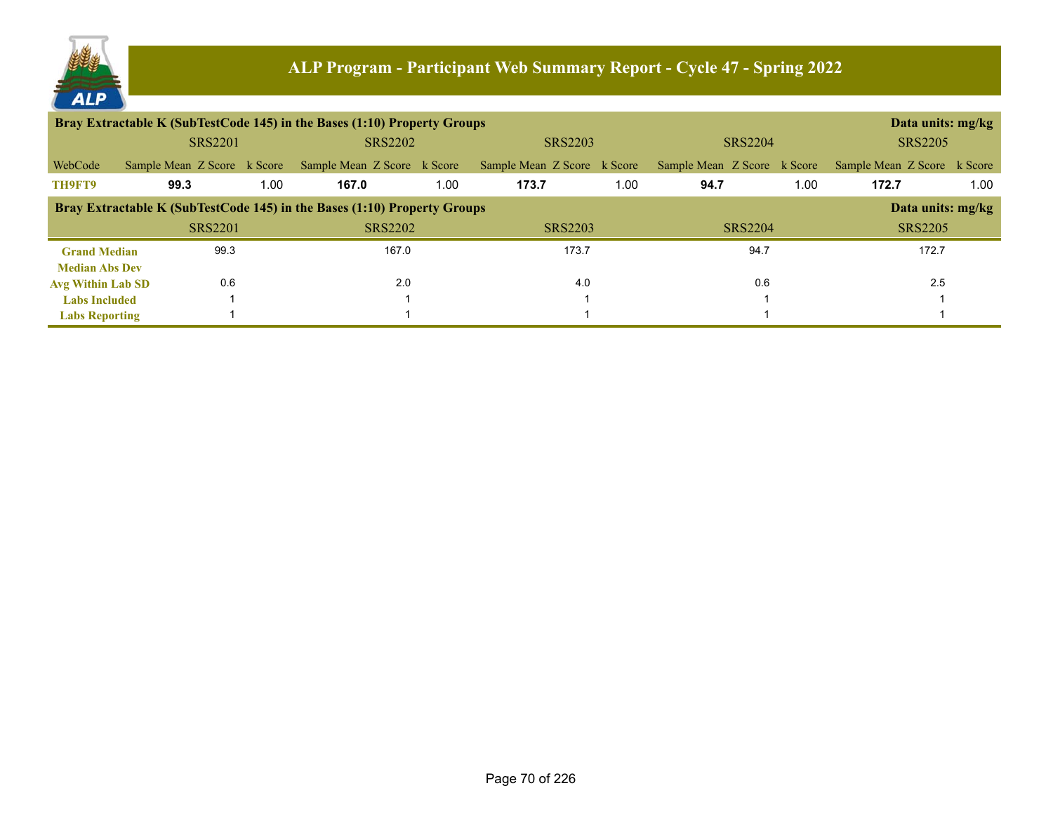# ALP Program - Participant Web Summary Report - Cycle 47 - Spring 2022

## Bray Extractable K (SubTestCode 145) in the Bases (1:10) Property Groups

Data units: mg/kg

| WebCode | SRS2201 Sample Mean | SRS2201 Z Score | SRS2201 k Score | SRS2202 Sample Mean | SRS2202 Z Score | SRS2202 k Score | SRS2203 Sample Mean | SRS2203 Z Score | SRS2203 k Score | SRS2204 Sample Mean | SRS2204 Z Score | SRS2204 k Score | SRS2205 Sample Mean | SRS2205 Z Score | SRS2205 k Score |
|---|---|---|---|---|---|---|---|---|---|---|---|---|---|---|---|
| **TH9FT9** | **99.3** | | 1.00 | **167.0** | | 1.00 | **173.7** | | 1.00 | **94.7** | | 1.00 | **172.7** | | 1.00 |

## Bray Extractable K (SubTestCode 145) in the Bases (1:10) Property Groups

Data units: mg/kg

| | SRS2201 | SRS2202 | SRS2203 | SRS2204 | SRS2205 |
|---|---|---|---|---|---|
| **Grand Median** | 99.3 | 167.0 | 173.7 | 94.7 | 172.7 |
| **Median Abs Dev** | | | | | |
| **Avg Within Lab SD** | 0.6 | 2.0 | 4.0 | 0.6 | 2.5 |
| **Labs Included** | 1 | 1 | 1 | 1 | 1 |
| **Labs Reporting** | 1 | 1 | 1 | 1 | 1 |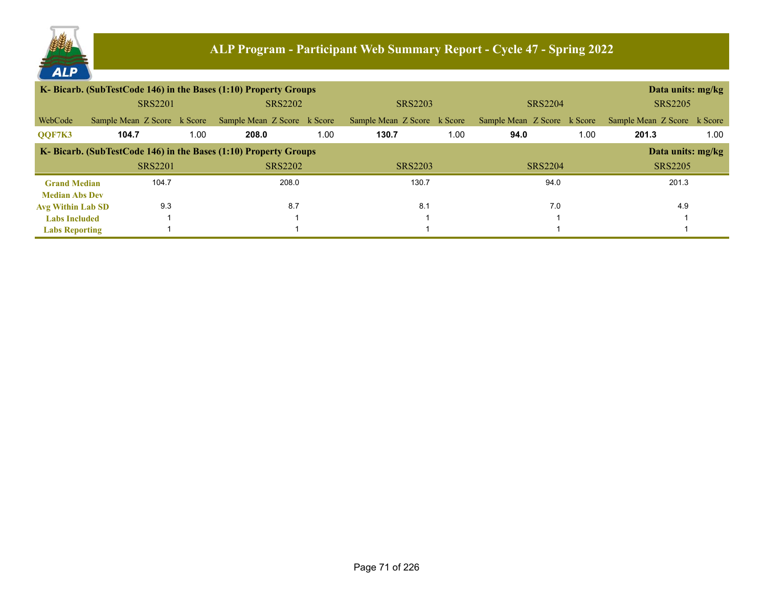## ALP Program - Participant Web Summary Report - Cycle 47 - Spring 2022

### K- Bicarb. (SubTestCode 146) in the Bases (1:10) Property Groups

Data units: mg/kg

| | SRS2201 | | | SRS2202 | | | SRS2203 | | | SRS2204 | | | SRS2205 | | |
|---|---|---|---|---|---|---|---|---|---|---|---|---|---|---|---|
| WebCode | Sample Mean | Z Score | k Score | Sample Mean | Z Score | k Score | Sample Mean | Z Score | k Score | Sample Mean | Z Score | k Score | Sample Mean | Z Score | k Score |
| QQF7K3 | **104.7** | | 1.00 | **208.0** | | 1.00 | **130.7** | | 1.00 | **94.0** | | 1.00 | **201.3** | | 1.00 |

### K- Bicarb. (SubTestCode 146) in the Bases (1:10) Property Groups

Data units: mg/kg

| | SRS2201 | SRS2202 | SRS2203 | SRS2204 | SRS2205 |
|---|---|---|---|---|---|
| Grand Median | 104.7 | 208.0 | 130.7 | 94.0 | 201.3 |
| Median Abs Dev | | | | | |
| Avg Within Lab SD | 9.3 | 8.7 | 8.1 | 7.0 | 4.9 |
| Labs Included | 1 | 1 | 1 | 1 | 1 |
| Labs Reporting | 1 | 1 | 1 | 1 | 1 |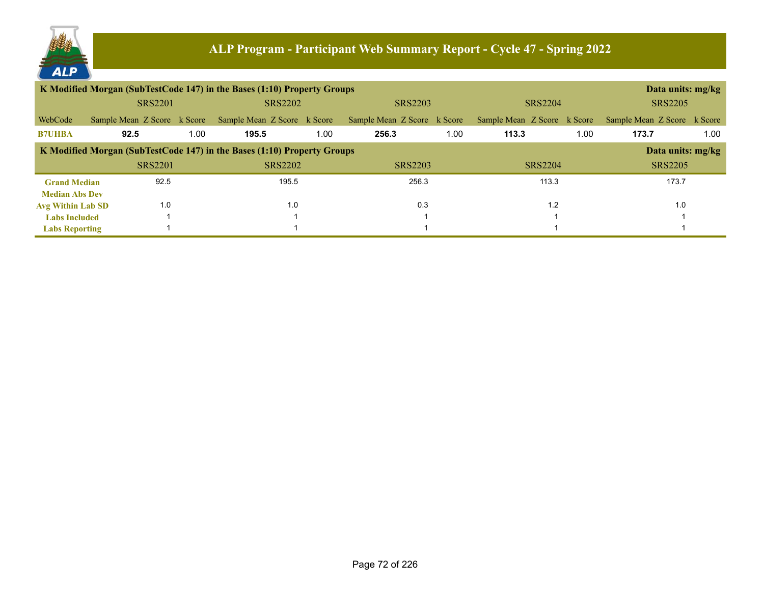# ALP Program - Participant Web Summary Report - Cycle 47 - Spring 2022

**K Modified Morgan (SubTestCode 147) in the Bases (1:10) Property Groups** — **Data units: mg/kg**

| | SRS2201 | | | SRS2202 | | | SRS2203 | | | SRS2204 | | | SRS2205 | | |
|---|---|---|---|---|---|---|---|---|---|---|---|---|---|---|---|
| WebCode | Sample Mean | Z Score | k Score | Sample Mean | Z Score | k Score | Sample Mean | Z Score | k Score | Sample Mean | Z Score | k Score | Sample Mean | Z Score | k Score |
| **B7UHBA** | **92.5** | | 1.00 | **195.5** | | 1.00 | **256.3** | | 1.00 | **113.3** | | 1.00 | **173.7** | | 1.00 |

**K Modified Morgan (SubTestCode 147) in the Bases (1:10) Property Groups** — **Data units: mg/kg**

| | SRS2201 | SRS2202 | SRS2203 | SRS2204 | SRS2205 |
|---|---|---|---|---|---|
| **Grand Median** | 92.5 | 195.5 | 256.3 | 113.3 | 173.7 |
| **Median Abs Dev** | | | | | |
| **Avg Within Lab SD** | 1.0 | 1.0 | 0.3 | 1.2 | 1.0 |
| **Labs Included** | 1 | 1 | 1 | 1 | 1 |
| **Labs Reporting** | 1 | 1 | 1 | 1 | 1 |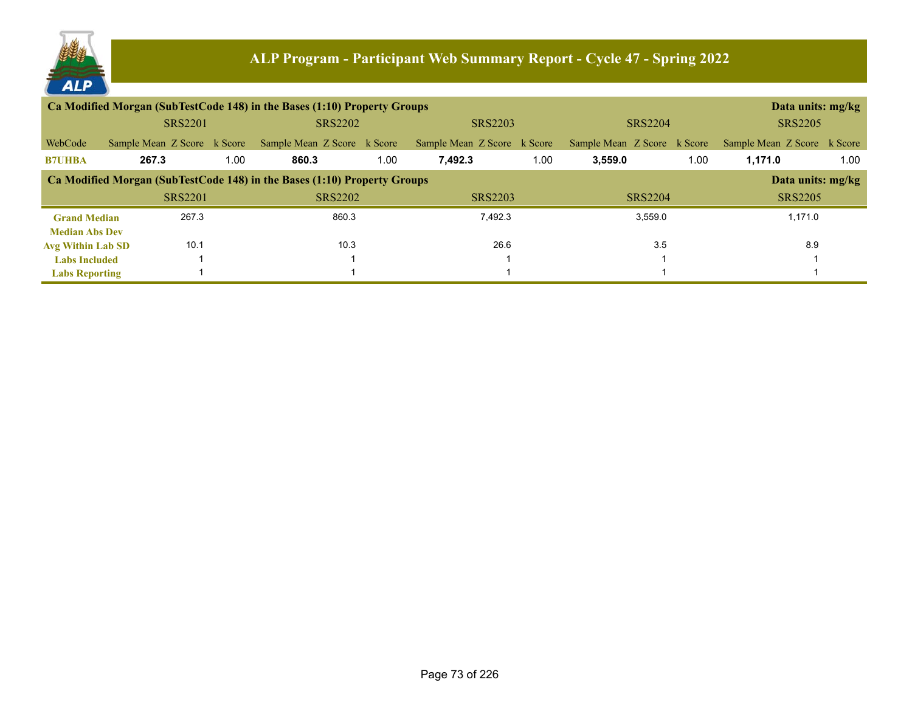# ALP Program - Participant Web Summary Report - Cycle 47 - Spring 2022

## Ca Modified Morgan (SubTestCode 148) in the Bases (1:10) Property Groups

Data units: mg/kg

| | SRS2201 | | | SRS2202 | | | SRS2203 | | | SRS2204 | | | SRS2205 | | |
|---|---|---|---|---|---|---|---|---|---|---|---|---|---|---|---|
| WebCode | Sample Mean | Z Score | k Score | Sample Mean | Z Score | k Score | Sample Mean | Z Score | k Score | Sample Mean | Z Score | k Score | Sample Mean | Z Score | k Score |
| **B7UHBA** | **267.3** | | 1.00 | **860.3** | | 1.00 | **7,492.3** | | 1.00 | **3,559.0** | | 1.00 | **1,171.0** | | 1.00 |

## Ca Modified Morgan (SubTestCode 148) in the Bases (1:10) Property Groups

Data units: mg/kg

| | SRS2201 | SRS2202 | SRS2203 | SRS2204 | SRS2205 |
|---|---|---|---|---|---|
| **Grand Median** | 267.3 | 860.3 | 7,492.3 | 3,559.0 | 1,171.0 |
| **Median Abs Dev** | | | | | |
| **Avg Within Lab SD** | 10.1 | 10.3 | 26.6 | 3.5 | 8.9 |
| **Labs Included** | 1 | 1 | 1 | 1 | 1 |
| **Labs Reporting** | 1 | 1 | 1 | 1 | 1 |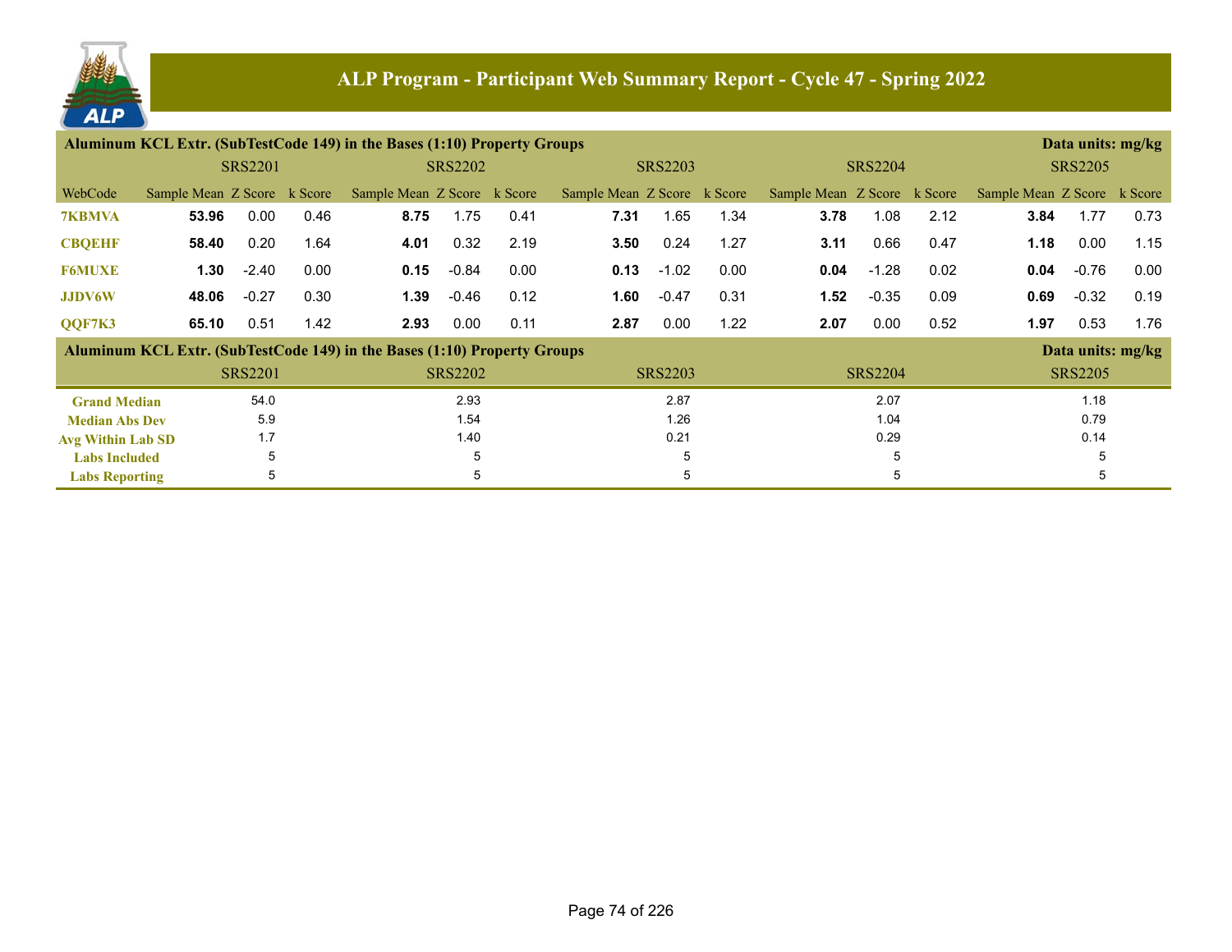# ALP Program - Participant Web Summary Report - Cycle 47 - Spring 2022

## Aluminum KCL Extr. (SubTestCode 149) in the Bases (1:10) Property Groups

Data units: mg/kg

| | SRS2201 | | | SRS2202 | | | SRS2203 | | | SRS2204 | | | SRS2205 | | |
|---|---|---|---|---|---|---|---|---|---|---|---|---|---|---|---|
| WebCode | Sample Mean | Z Score | k Score | Sample Mean | Z Score | k Score | Sample Mean | Z Score | k Score | Sample Mean | Z Score | k Score | Sample Mean | Z Score | k Score |
| 7KBMVA | **53.96** | 0.00 | 0.46 | **8.75** | 1.75 | 0.41 | **7.31** | 1.65 | 1.34 | **3.78** | 1.08 | 2.12 | **3.84** | 1.77 | 0.73 |
| CBQEHF | **58.40** | 0.20 | 1.64 | **4.01** | 0.32 | 2.19 | **3.50** | 0.24 | 1.27 | **3.11** | 0.66 | 0.47 | **1.18** | 0.00 | 1.15 |
| F6MUXE | **1.30** | -2.40 | 0.00 | **0.15** | -0.84 | 0.00 | **0.13** | -1.02 | 0.00 | **0.04** | -1.28 | 0.02 | **0.04** | -0.76 | 0.00 |
| JJDV6W | **48.06** | -0.27 | 0.30 | **1.39** | -0.46 | 0.12 | **1.60** | -0.47 | 0.31 | **1.52** | -0.35 | 0.09 | **0.69** | -0.32 | 0.19 |
| QQF7K3 | **65.10** | 0.51 | 1.42 | **2.93** | 0.00 | 0.11 | **2.87** | 0.00 | 1.22 | **2.07** | 0.00 | 0.52 | **1.97** | 0.53 | 1.76 |

## Aluminum KCL Extr. (SubTestCode 149) in the Bases (1:10) Property Groups

Data units: mg/kg

| | SRS2201 | SRS2202 | SRS2203 | SRS2204 | SRS2205 |
|---|---|---|---|---|---|
| Grand Median | 54.0 | 2.93 | 2.87 | 2.07 | 1.18 |
| Median Abs Dev | 5.9 | 1.54 | 1.26 | 1.04 | 0.79 |
| Avg Within Lab SD | 1.7 | 1.40 | 0.21 | 0.29 | 0.14 |
| Labs Included | 5 | 5 | 5 | 5 | 5 |
| Labs Reporting | 5 | 5 | 5 | 5 | 5 |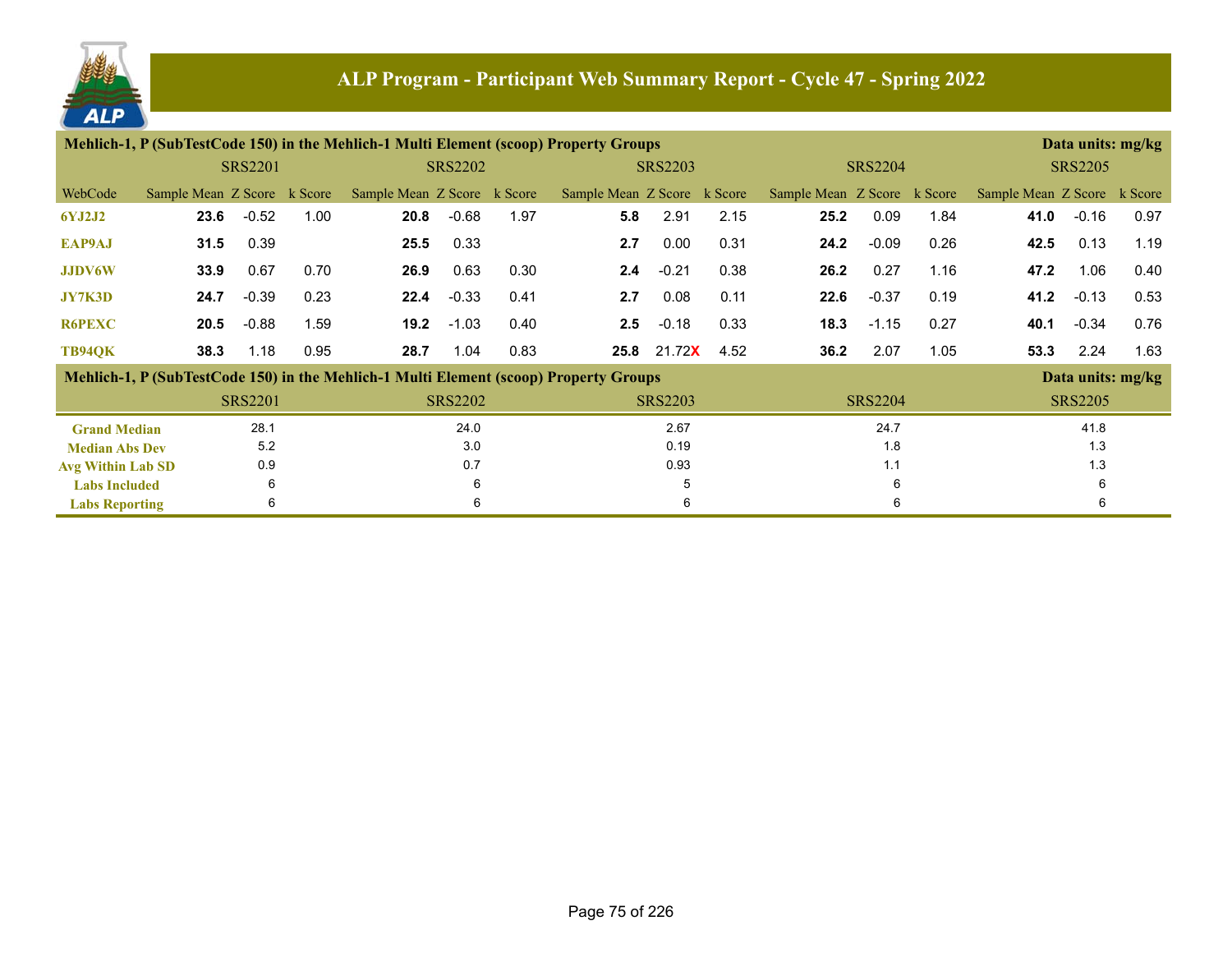## ALP Program - Participant Web Summary Report - Cycle 47 - Spring 2022

### Mehlich-1, P (SubTestCode 150) in the Mehlich-1 Multi Element (scoop) Property Groups

Data units: mg/kg

| WebCode | SRS2201 Sample Mean | SRS2201 Z Score | SRS2201 k Score | SRS2202 Sample Mean | SRS2202 Z Score | SRS2202 k Score | SRS2203 Sample Mean | SRS2203 Z Score | SRS2203 k Score | SRS2204 Sample Mean | SRS2204 Z Score | SRS2204 k Score | SRS2205 Sample Mean | SRS2205 Z Score | SRS2205 k Score |
|---|---|---|---|---|---|---|---|---|---|---|---|---|---|---|---|
| 6YJ2J2 | **23.6** | -0.52 | 1.00 | **20.8** | -0.68 | 1.97 | **5.8** | 2.91 | 2.15 | **25.2** | 0.09 | 1.84 | **41.0** | -0.16 | 0.97 |
| EAP9AJ | **31.5** | 0.39 | | **25.5** | 0.33 | | **2.7** | 0.00 | 0.31 | **24.2** | -0.09 | 0.26 | **42.5** | 0.13 | 1.19 |
| JJDV6W | **33.9** | 0.67 | 0.70 | **26.9** | 0.63 | 0.30 | **2.4** | -0.21 | 0.38 | **26.2** | 0.27 | 1.16 | **47.2** | 1.06 | 0.40 |
| JY7K3D | **24.7** | -0.39 | 0.23 | **22.4** | -0.33 | 0.41 | **2.7** | 0.08 | 0.11 | **22.6** | -0.37 | 0.19 | **41.2** | -0.13 | 0.53 |
| R6PEXC | **20.5** | -0.88 | 1.59 | **19.2** | -1.03 | 0.40 | **2.5** | -0.18 | 0.33 | **18.3** | -1.15 | 0.27 | **40.1** | -0.34 | 0.76 |
| TB94QK | **38.3** | 1.18 | 0.95 | **28.7** | 1.04 | 0.83 | **25.8** | 21.72X | 4.52 | **36.2** | 2.07 | 1.05 | **53.3** | 2.24 | 1.63 |

### Mehlich-1, P (SubTestCode 150) in the Mehlich-1 Multi Element (scoop) Property Groups

Data units: mg/kg

| | SRS2201 | SRS2202 | SRS2203 | SRS2204 | SRS2205 |
|---|---|---|---|---|---|
| Grand Median | 28.1 | 24.0 | 2.67 | 24.7 | 41.8 |
| Median Abs Dev | 5.2 | 3.0 | 0.19 | 1.8 | 1.3 |
| Avg Within Lab SD | 0.9 | 0.7 | 0.93 | 1.1 | 1.3 |
| Labs Included | 6 | 6 | 5 | 6 | 6 |
| Labs Reporting | 6 | 6 | 6 | 6 | 6 |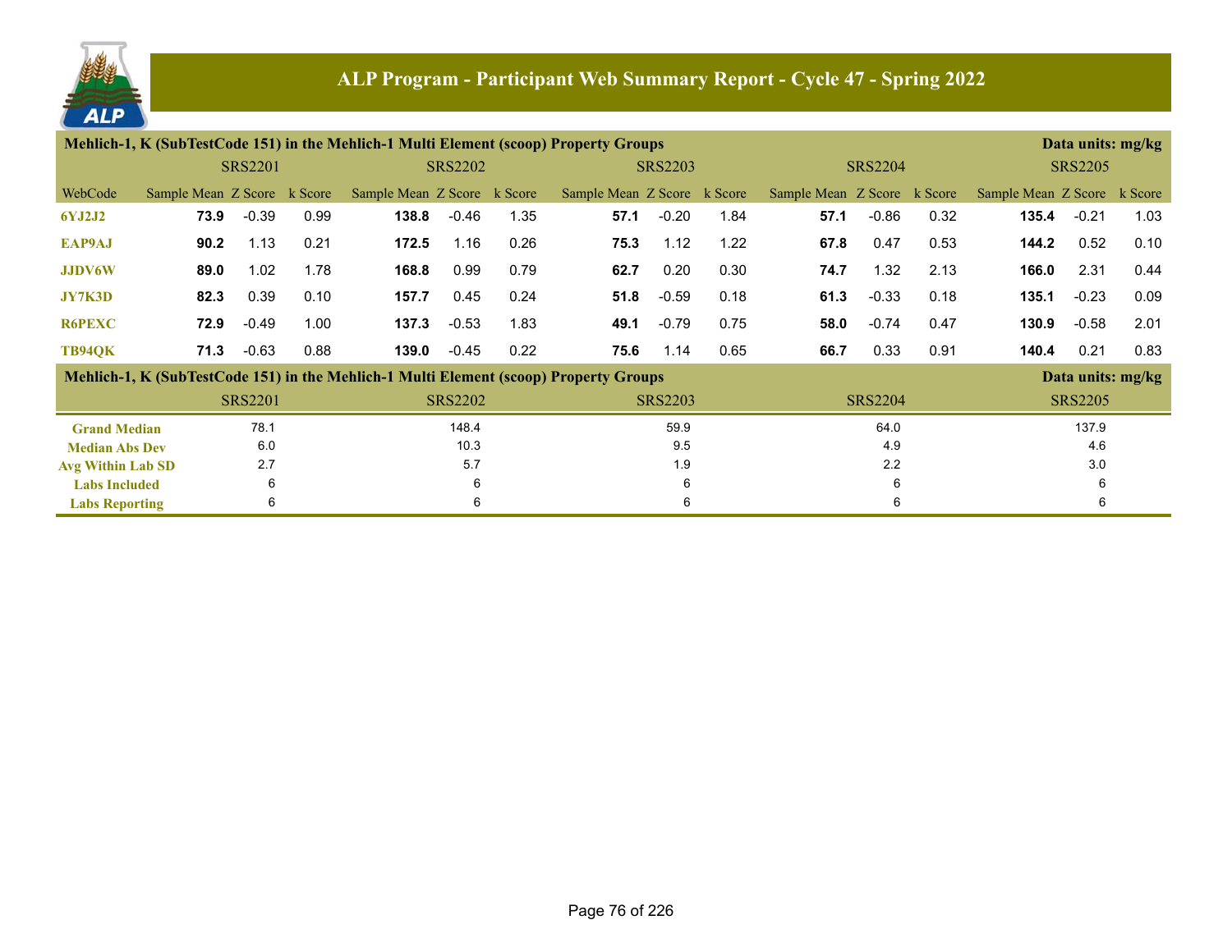# ALP Program - Participant Web Summary Report - Cycle 47 - Spring 2022

## Mehlich-1, K (SubTestCode 151) in the Mehlich-1 Multi Element (scoop) Property Groups

Data units: mg/kg

| WebCode | SRS2201 Sample Mean | SRS2201 Z Score | SRS2201 k Score | SRS2202 Sample Mean | SRS2202 Z Score | SRS2202 k Score | SRS2203 Sample Mean | SRS2203 Z Score | SRS2203 k Score | SRS2204 Sample Mean | SRS2204 Z Score | SRS2204 k Score | SRS2205 Sample Mean | SRS2205 Z Score | SRS2205 k Score |
|---|---|---|---|---|---|---|---|---|---|---|---|---|---|---|---|
| 6YJ2J2 | **73.9** | -0.39 | 0.99 | **138.8** | -0.46 | 1.35 | **57.1** | -0.20 | 1.84 | **57.1** | -0.86 | 0.32 | **135.4** | -0.21 | 1.03 |
| EAP9AJ | **90.2** | 1.13 | 0.21 | **172.5** | 1.16 | 0.26 | **75.3** | 1.12 | 1.22 | **67.8** | 0.47 | 0.53 | **144.2** | 0.52 | 0.10 |
| JJDV6W | **89.0** | 1.02 | 1.78 | **168.8** | 0.99 | 0.79 | **62.7** | 0.20 | 0.30 | **74.7** | 1.32 | 2.13 | **166.0** | 2.31 | 0.44 |
| JY7K3D | **82.3** | 0.39 | 0.10 | **157.7** | 0.45 | 0.24 | **51.8** | -0.59 | 0.18 | **61.3** | -0.33 | 0.18 | **135.1** | -0.23 | 0.09 |
| R6PEXC | **72.9** | -0.49 | 1.00 | **137.3** | -0.53 | 1.83 | **49.1** | -0.79 | 0.75 | **58.0** | -0.74 | 0.47 | **130.9** | -0.58 | 2.01 |
| TB94QK | **71.3** | -0.63 | 0.88 | **139.0** | -0.45 | 0.22 | **75.6** | 1.14 | 0.65 | **66.7** | 0.33 | 0.91 | **140.4** | 0.21 | 0.83 |

## Mehlich-1, K (SubTestCode 151) in the Mehlich-1 Multi Element (scoop) Property Groups

Data units: mg/kg

| | SRS2201 | SRS2202 | SRS2203 | SRS2204 | SRS2205 |
|---|---|---|---|---|---|
| Grand Median | 78.1 | 148.4 | 59.9 | 64.0 | 137.9 |
| Median Abs Dev | 6.0 | 10.3 | 9.5 | 4.9 | 4.6 |
| Avg Within Lab SD | 2.7 | 5.7 | 1.9 | 2.2 | 3.0 |
| Labs Included | 6 | 6 | 6 | 6 | 6 |
| Labs Reporting | 6 | 6 | 6 | 6 | 6 |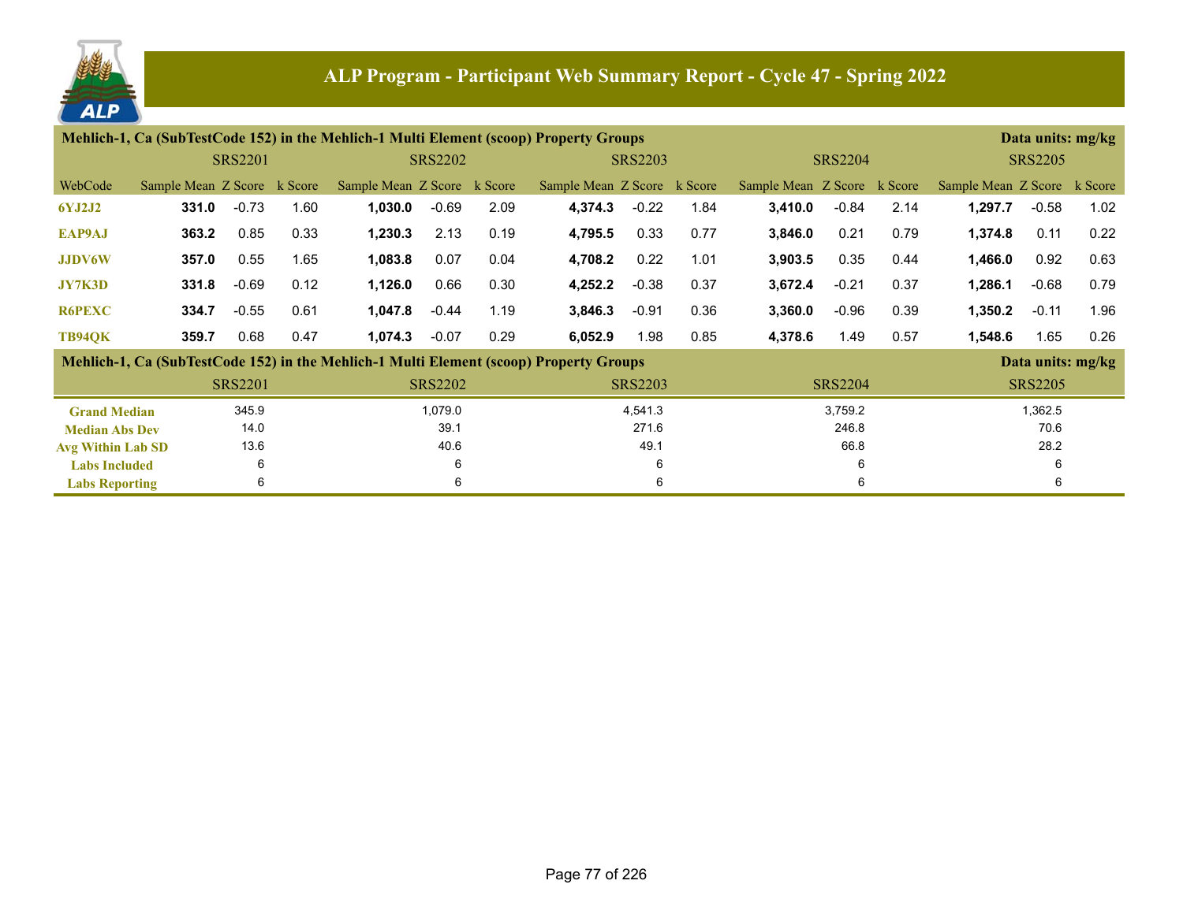# ALP Program - Participant Web Summary Report - Cycle 47 - Spring 2022

**Mehlich-1, Ca (SubTestCode 152) in the Mehlich-1 Multi Element (scoop) Property Groups** — Data units: mg/kg

| WebCode | SRS2201 Sample Mean | SRS2201 Z Score | SRS2201 k Score | SRS2202 Sample Mean | SRS2202 Z Score | SRS2202 k Score | SRS2203 Sample Mean | SRS2203 Z Score | SRS2203 k Score | SRS2204 Sample Mean | SRS2204 Z Score | SRS2204 k Score | SRS2205 Sample Mean | SRS2205 Z Score | SRS2205 k Score |
|---|---|---|---|---|---|---|---|---|---|---|---|---|---|---|---|
| 6YJ2J2 | **331.0** | -0.73 | 1.60 | **1,030.0** | -0.69 | 2.09 | **4,374.3** | -0.22 | 1.84 | **3,410.0** | -0.84 | 2.14 | **1,297.7** | -0.58 | 1.02 |
| EAP9AJ | **363.2** | 0.85 | 0.33 | **1,230.3** | 2.13 | 0.19 | **4,795.5** | 0.33 | 0.77 | **3,846.0** | 0.21 | 0.79 | **1,374.8** | 0.11 | 0.22 |
| JJDV6W | **357.0** | 0.55 | 1.65 | **1,083.8** | 0.07 | 0.04 | **4,708.2** | 0.22 | 1.01 | **3,903.5** | 0.35 | 0.44 | **1,466.0** | 0.92 | 0.63 |
| JY7K3D | **331.8** | -0.69 | 0.12 | **1,126.0** | 0.66 | 0.30 | **4,252.2** | -0.38 | 0.37 | **3,672.4** | -0.21 | 0.37 | **1,286.1** | -0.68 | 0.79 |
| R6PEXC | **334.7** | -0.55 | 0.61 | **1,047.8** | -0.44 | 1.19 | **3,846.3** | -0.91 | 0.36 | **3,360.0** | -0.96 | 0.39 | **1,350.2** | -0.11 | 1.96 |
| TB94QK | **359.7** | 0.68 | 0.47 | **1,074.3** | -0.07 | 0.29 | **6,052.9** | 1.98 | 0.85 | **4,378.6** | 1.49 | 0.57 | **1,548.6** | 1.65 | 0.26 |

**Mehlich-1, Ca (SubTestCode 152) in the Mehlich-1 Multi Element (scoop) Property Groups** — Data units: mg/kg

| | SRS2201 | SRS2202 | SRS2203 | SRS2204 | SRS2205 |
|---|---|---|---|---|---|
| Grand Median | 345.9 | 1,079.0 | 4,541.3 | 3,759.2 | 1,362.5 |
| Median Abs Dev | 14.0 | 39.1 | 271.6 | 246.8 | 70.6 |
| Avg Within Lab SD | 13.6 | 40.6 | 49.1 | 66.8 | 28.2 |
| Labs Included | 6 | 6 | 6 | 6 | 6 |
| Labs Reporting | 6 | 6 | 6 | 6 | 6 |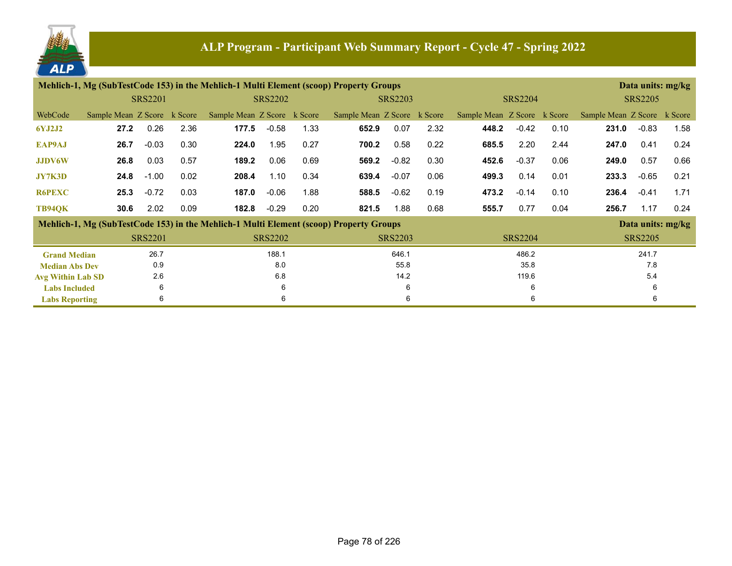# ALP Program - Participant Web Summary Report - Cycle 47 - Spring 2022

**Mehlich-1, Mg (SubTestCode 153) in the Mehlich-1 Multi Element (scoop) Property Groups** — Data units: mg/kg

| WebCode | SRS2201 Sample Mean | SRS2201 Z Score | SRS2201 k Score | SRS2202 Sample Mean | SRS2202 Z Score | SRS2202 k Score | SRS2203 Sample Mean | SRS2203 Z Score | SRS2203 k Score | SRS2204 Sample Mean | SRS2204 Z Score | SRS2204 k Score | SRS2205 Sample Mean | SRS2205 Z Score | SRS2205 k Score |
|---|---|---|---|---|---|---|---|---|---|---|---|---|---|---|---|
| 6YJ2J2 | **27.2** | 0.26 | 2.36 | **177.5** | -0.58 | 1.33 | **652.9** | 0.07 | 2.32 | **448.2** | -0.42 | 0.10 | **231.0** | -0.83 | 1.58 |
| EAP9AJ | **26.7** | -0.03 | 0.30 | **224.0** | 1.95 | 0.27 | **700.2** | 0.58 | 0.22 | **685.5** | 2.20 | 2.44 | **247.0** | 0.41 | 0.24 |
| JJDV6W | **26.8** | 0.03 | 0.57 | **189.2** | 0.06 | 0.69 | **569.2** | -0.82 | 0.30 | **452.6** | -0.37 | 0.06 | **249.0** | 0.57 | 0.66 |
| JY7K3D | **24.8** | -1.00 | 0.02 | **208.4** | 1.10 | 0.34 | **639.4** | -0.07 | 0.06 | **499.3** | 0.14 | 0.01 | **233.3** | -0.65 | 0.21 |
| R6PEXC | **25.3** | -0.72 | 0.03 | **187.0** | -0.06 | 1.88 | **588.5** | -0.62 | 0.19 | **473.2** | -0.14 | 0.10 | **236.4** | -0.41 | 1.71 |
| TB94QK | **30.6** | 2.02 | 0.09 | **182.8** | -0.29 | 0.20 | **821.5** | 1.88 | 0.68 | **555.7** | 0.77 | 0.04 | **256.7** | 1.17 | 0.24 |

**Mehlich-1, Mg (SubTestCode 153) in the Mehlich-1 Multi Element (scoop) Property Groups** — Data units: mg/kg

| | SRS2201 | SRS2202 | SRS2203 | SRS2204 | SRS2205 |
|---|---|---|---|---|---|
| Grand Median | 26.7 | 188.1 | 646.1 | 486.2 | 241.7 |
| Median Abs Dev | 0.9 | 8.0 | 55.8 | 35.8 | 7.8 |
| Avg Within Lab SD | 2.6 | 6.8 | 14.2 | 119.6 | 5.4 |
| Labs Included | 6 | 6 | 6 | 6 | 6 |
| Labs Reporting | 6 | 6 | 6 | 6 | 6 |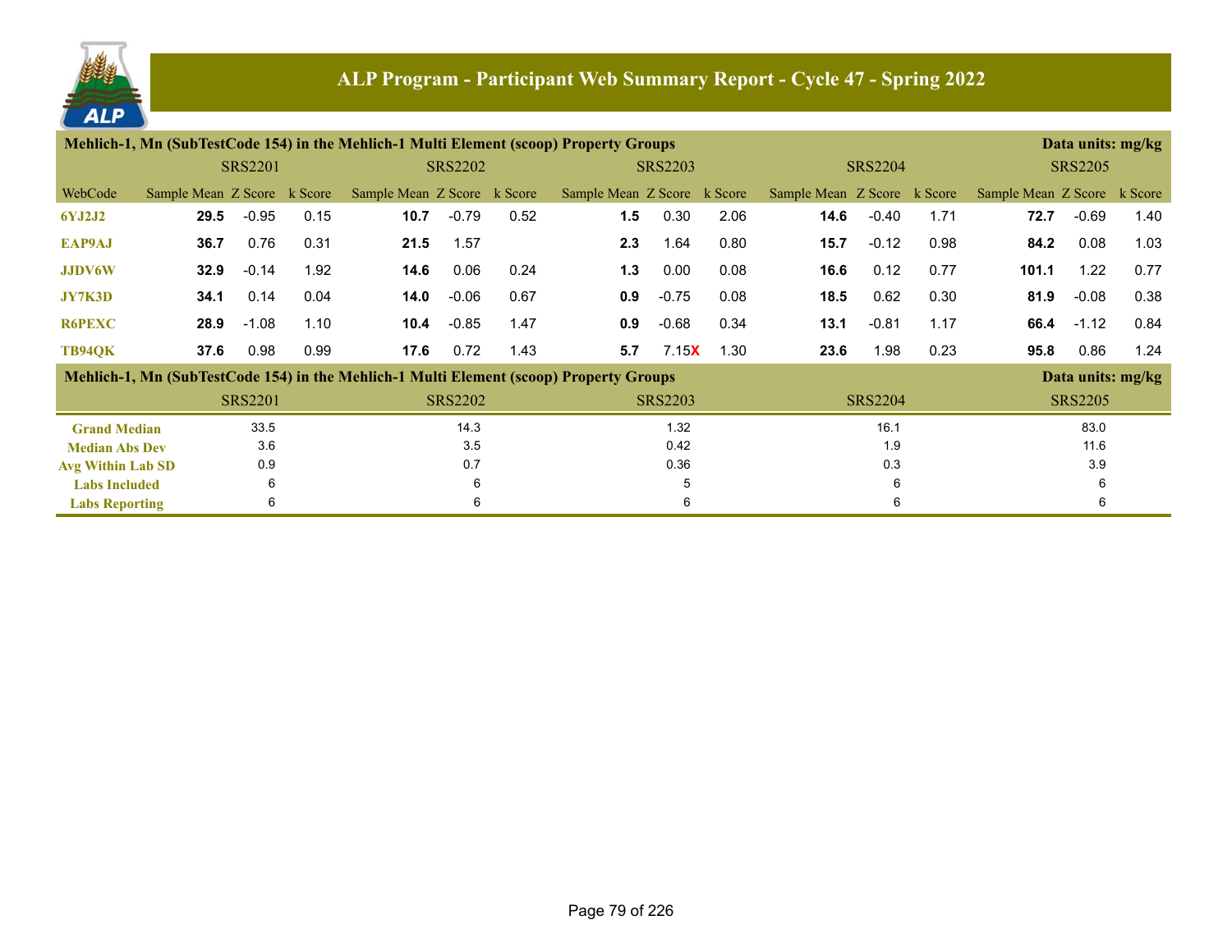# ALP Program - Participant Web Summary Report - Cycle 47 - Spring 2022

## Mehlich-1, Mn (SubTestCode 154) in the Mehlich-1 Multi Element (scoop) Property Groups

Data units: mg/kg

| | SRS2201 | | | SRS2202 | | | SRS2203 | | | SRS2204 | | | SRS2205 | | |
|---|---|---|---|---|---|---|---|---|---|---|---|---|---|---|---|
| WebCode | Sample Mean | Z Score | k Score | Sample Mean | Z Score | k Score | Sample Mean | Z Score | k Score | Sample Mean | Z Score | k Score | Sample Mean | Z Score | k Score |
| 6YJ2J2 | **29.5** | -0.95 | 0.15 | **10.7** | -0.79 | 0.52 | **1.5** | 0.30 | 2.06 | **14.6** | -0.40 | 1.71 | **72.7** | -0.69 | 1.40 |
| EAP9AJ | **36.7** | 0.76 | 0.31 | **21.5** | 1.57 | | **2.3** | 1.64 | 0.80 | **15.7** | -0.12 | 0.98 | **84.2** | 0.08 | 1.03 |
| JJDV6W | **32.9** | -0.14 | 1.92 | **14.6** | 0.06 | 0.24 | **1.3** | 0.00 | 0.08 | **16.6** | 0.12 | 0.77 | **101.1** | 1.22 | 0.77 |
| JY7K3D | **34.1** | 0.14 | 0.04 | **14.0** | -0.06 | 0.67 | **0.9** | -0.75 | 0.08 | **18.5** | 0.62 | 0.30 | **81.9** | -0.08 | 0.38 |
| R6PEXC | **28.9** | -1.08 | 1.10 | **10.4** | -0.85 | 1.47 | **0.9** | -0.68 | 0.34 | **13.1** | -0.81 | 1.17 | **66.4** | -1.12 | 0.84 |
| TB94QK | **37.6** | 0.98 | 0.99 | **17.6** | 0.72 | 1.43 | **5.7** | 7.15**X** | 1.30 | **23.6** | 1.98 | 0.23 | **95.8** | 0.86 | 1.24 |

## Mehlich-1, Mn (SubTestCode 154) in the Mehlich-1 Multi Element (scoop) Property Groups

Data units: mg/kg

| | SRS2201 | SRS2202 | SRS2203 | SRS2204 | SRS2205 |
|---|---|---|---|---|---|
| Grand Median | 33.5 | 14.3 | 1.32 | 16.1 | 83.0 |
| Median Abs Dev | 3.6 | 3.5 | 0.42 | 1.9 | 11.6 |
| Avg Within Lab SD | 0.9 | 0.7 | 0.36 | 0.3 | 3.9 |
| Labs Included | 6 | 6 | 5 | 6 | 6 |
| Labs Reporting | 6 | 6 | 6 | 6 | 6 |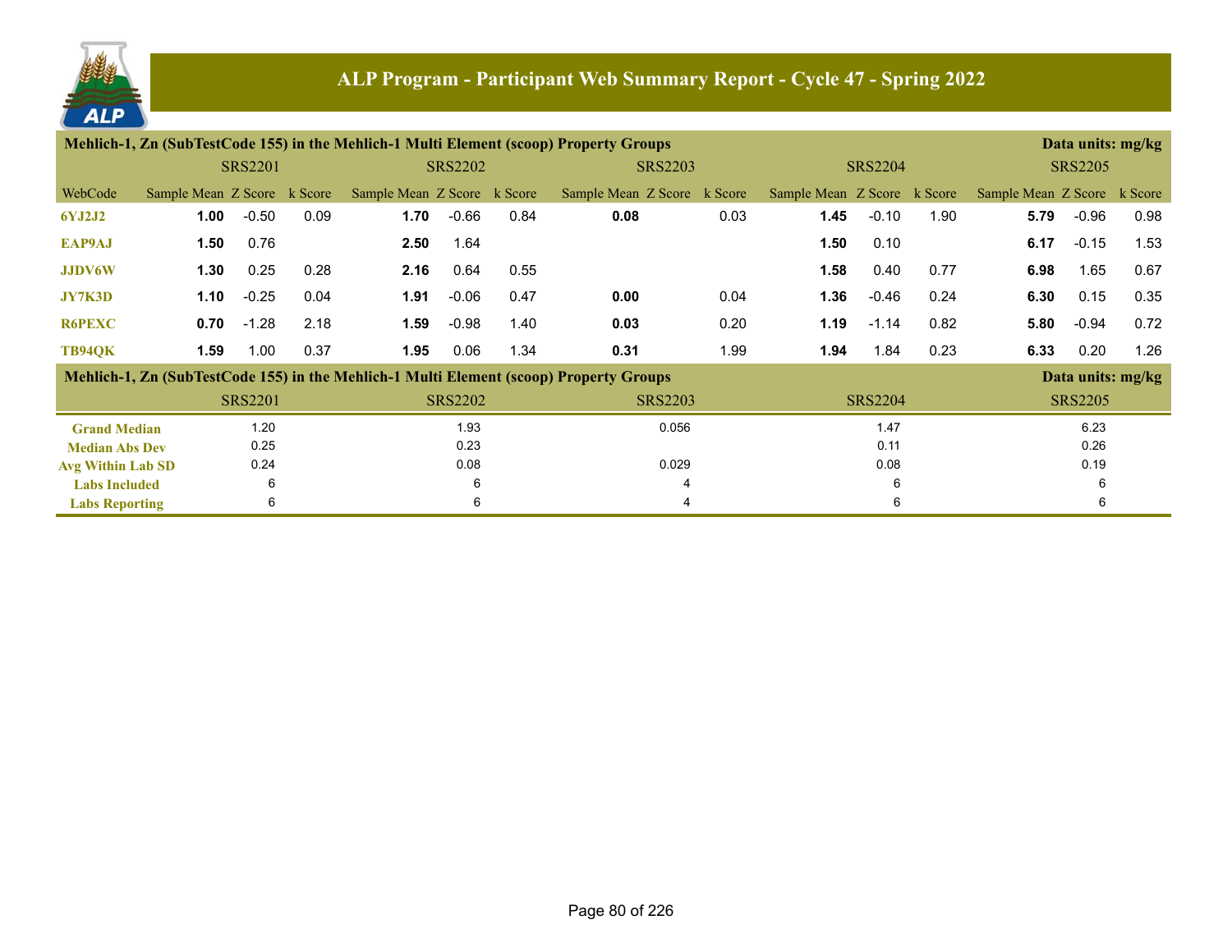# ALP Program - Participant Web Summary Report - Cycle 47 - Spring 2022

## Mehlich-1, Zn (SubTestCode 155) in the Mehlich-1 Multi Element (scoop) Property Groups

Data units: mg/kg

| WebCode | SRS2201 Sample Mean | SRS2201 Z Score | SRS2201 k Score | SRS2202 Sample Mean | SRS2202 Z Score | SRS2202 k Score | SRS2203 Sample Mean | SRS2203 Z Score | SRS2203 k Score | SRS2204 Sample Mean | SRS2204 Z Score | SRS2204 k Score | SRS2205 Sample Mean | SRS2205 Z Score | SRS2205 k Score |
|---|---|---|---|---|---|---|---|---|---|---|---|---|---|---|---|
| 6YJ2J2 | **1.00** | -0.50 | 0.09 | **1.70** | -0.66 | 0.84 | **0.08** | | 0.03 | **1.45** | -0.10 | 1.90 | **5.79** | -0.96 | 0.98 |
| EAP9AJ | **1.50** | 0.76 | | **2.50** | 1.64 | | | | | **1.50** | 0.10 | | **6.17** | -0.15 | 1.53 |
| JJDV6W | **1.30** | 0.25 | 0.28 | **2.16** | 0.64 | 0.55 | | | | **1.58** | 0.40 | 0.77 | **6.98** | 1.65 | 0.67 |
| JY7K3D | **1.10** | -0.25 | 0.04 | **1.91** | -0.06 | 0.47 | **0.00** | | 0.04 | **1.36** | -0.46 | 0.24 | **6.30** | 0.15 | 0.35 |
| R6PEXC | **0.70** | -1.28 | 2.18 | **1.59** | -0.98 | 1.40 | **0.03** | | 0.20 | **1.19** | -1.14 | 0.82 | **5.80** | -0.94 | 0.72 |
| TB94QK | **1.59** | 1.00 | 0.37 | **1.95** | 0.06 | 1.34 | **0.31** | | 1.99 | **1.94** | 1.84 | 0.23 | **6.33** | 0.20 | 1.26 |

## Mehlich-1, Zn (SubTestCode 155) in the Mehlich-1 Multi Element (scoop) Property Groups

Data units: mg/kg

| | SRS2201 | SRS2202 | SRS2203 | SRS2204 | SRS2205 |
|---|---|---|---|---|---|
| Grand Median | 1.20 | 1.93 | 0.056 | 1.47 | 6.23 |
| Median Abs Dev | 0.25 | 0.23 | | 0.11 | 0.26 |
| Avg Within Lab SD | 0.24 | 0.08 | 0.029 | 0.08 | 0.19 |
| Labs Included | 6 | 6 | 4 | 6 | 6 |
| Labs Reporting | 6 | 6 | 4 | 6 | 6 |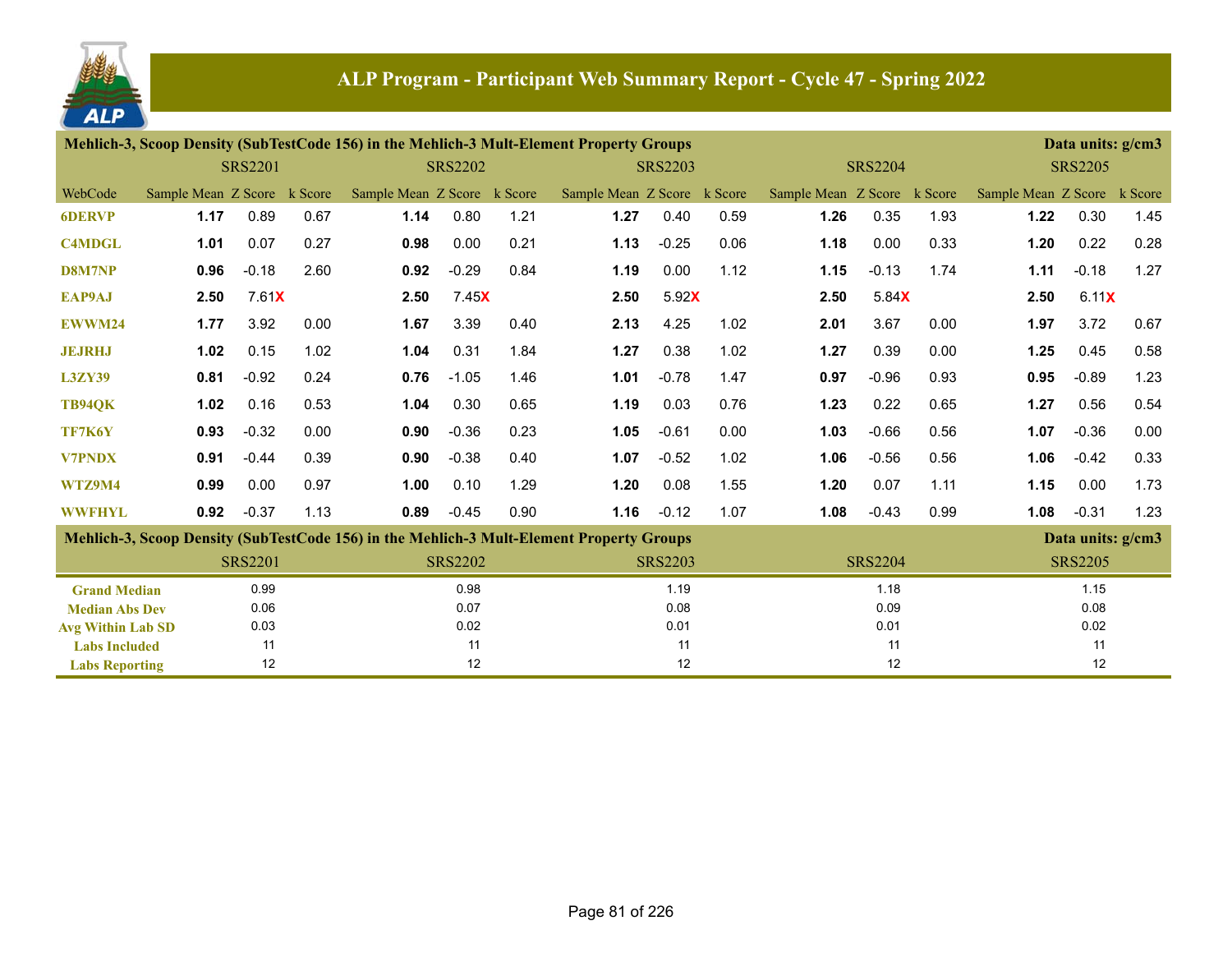# ALP Program - Participant Web Summary Report - Cycle 47 - Spring 2022

## Mehlich-3, Scoop Density (SubTestCode 156) in the Mehlich-3 Mult-Element Property Groups

Data units: g/cm3

| WebCode | SRS2201 Sample Mean | SRS2201 Z Score | SRS2201 k Score | SRS2202 Sample Mean | SRS2202 Z Score | SRS2202 k Score | SRS2203 Sample Mean | SRS2203 Z Score | SRS2203 k Score | SRS2204 Sample Mean | SRS2204 Z Score | SRS2204 k Score | SRS2205 Sample Mean | SRS2205 Z Score | SRS2205 k Score |
|---|---|---|---|---|---|---|---|---|---|---|---|---|---|---|---|
| 6DERVP | **1.17** | 0.89 | 0.67 | **1.14** | 0.80 | 1.21 | **1.27** | 0.40 | 0.59 | **1.26** | 0.35 | 1.93 | **1.22** | 0.30 | 1.45 |
| C4MDGL | **1.01** | 0.07 | 0.27 | **0.98** | 0.00 | 0.21 | **1.13** | -0.25 | 0.06 | **1.18** | 0.00 | 0.33 | **1.20** | 0.22 | 0.28 |
| D8M7NP | **0.96** | -0.18 | 2.60 | **0.92** | -0.29 | 0.84 | **1.19** | 0.00 | 1.12 | **1.15** | -0.13 | 1.74 | **1.11** | -0.18 | 1.27 |
| EAP9AJ | **2.50** | 7.61 X | | **2.50** | 7.45 X | | **2.50** | 5.92 X | | **2.50** | 5.84 X | | **2.50** | 6.11 X | |
| EWWM24 | **1.77** | 3.92 | 0.00 | **1.67** | 3.39 | 0.40 | **2.13** | 4.25 | 1.02 | **2.01** | 3.67 | 0.00 | **1.97** | 3.72 | 0.67 |
| JEJRHJ | **1.02** | 0.15 | 1.02 | **1.04** | 0.31 | 1.84 | **1.27** | 0.38 | 1.02 | **1.27** | 0.39 | 0.00 | **1.25** | 0.45 | 0.58 |
| L3ZY39 | **0.81** | -0.92 | 0.24 | **0.76** | -1.05 | 1.46 | **1.01** | -0.78 | 1.47 | **0.97** | -0.96 | 0.93 | **0.95** | -0.89 | 1.23 |
| TB94QK | **1.02** | 0.16 | 0.53 | **1.04** | 0.30 | 0.65 | **1.19** | 0.03 | 0.76 | **1.23** | 0.22 | 0.65 | **1.27** | 0.56 | 0.54 |
| TF7K6Y | **0.93** | -0.32 | 0.00 | **0.90** | -0.36 | 0.23 | **1.05** | -0.61 | 0.00 | **1.03** | -0.66 | 0.56 | **1.07** | -0.36 | 0.00 |
| V7PNDX | **0.91** | -0.44 | 0.39 | **0.90** | -0.38 | 0.40 | **1.07** | -0.52 | 1.02 | **1.06** | -0.56 | 0.56 | **1.06** | -0.42 | 0.33 |
| WTZ9M4 | **0.99** | 0.00 | 0.97 | **1.00** | 0.10 | 1.29 | **1.20** | 0.08 | 1.55 | **1.20** | 0.07 | 1.11 | **1.15** | 0.00 | 1.73 |
| WWFHYL | **0.92** | -0.37 | 1.13 | **0.89** | -0.45 | 0.90 | **1.16** | -0.12 | 1.07 | **1.08** | -0.43 | 0.99 | **1.08** | -0.31 | 1.23 |

## Mehlich-3, Scoop Density (SubTestCode 156) in the Mehlich-3 Mult-Element Property Groups

Data units: g/cm3

| | SRS2201 | SRS2202 | SRS2203 | SRS2204 | SRS2205 |
|---|---|---|---|---|---|
| Grand Median | 0.99 | 0.98 | 1.19 | 1.18 | 1.15 |
| Median Abs Dev | 0.06 | 0.07 | 0.08 | 0.09 | 0.08 |
| Avg Within Lab SD | 0.03 | 0.02 | 0.01 | 0.01 | 0.02 |
| Labs Included | 11 | 11 | 11 | 11 | 11 |
| Labs Reporting | 12 | 12 | 12 | 12 | 12 |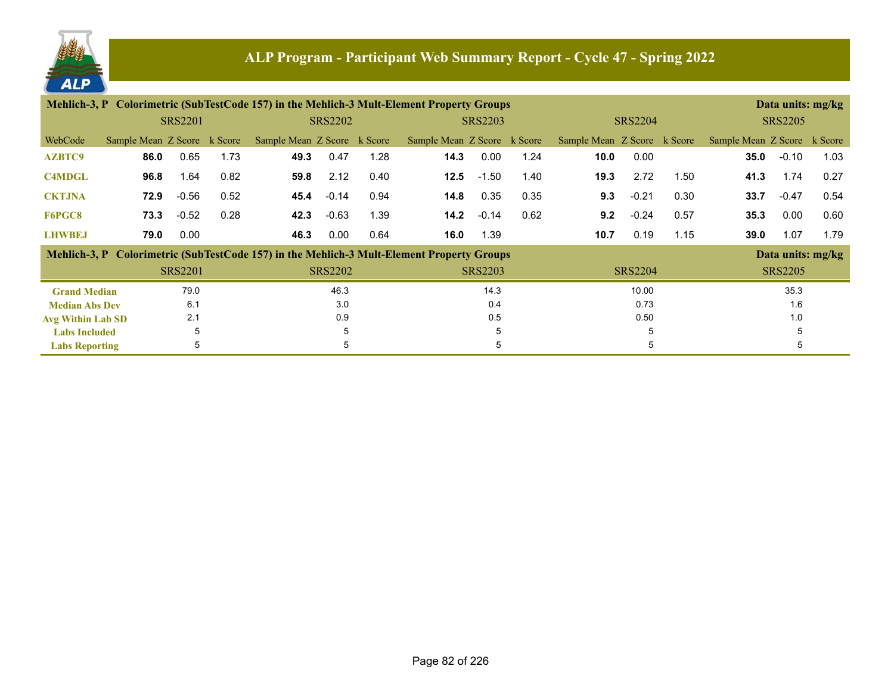## ALP Program - Participant Web Summary Report - Cycle 47 - Spring 2022

### Mehlich-3, P Colorimetric (SubTestCode 157) in the Mehlich-3 Mult-Element Property Groups

Data units: mg/kg

| | SRS2201 | | | SRS2202 | | | SRS2203 | | | SRS2204 | | | SRS2205 | | |
|---|---|---|---|---|---|---|---|---|---|---|---|---|---|---|---|
| WebCode | Sample Mean | Z Score | k Score | Sample Mean | Z Score | k Score | Sample Mean | Z Score | k Score | Sample Mean | Z Score | k Score | Sample Mean | Z Score | k Score |
| AZBTC9 | **86.0** | 0.65 | 1.73 | **49.3** | 0.47 | 1.28 | **14.3** | 0.00 | 1.24 | **10.0** | 0.00 | | **35.0** | -0.10 | 1.03 |
| C4MDGL | **96.8** | 1.64 | 0.82 | **59.8** | 2.12 | 0.40 | **12.5** | -1.50 | 1.40 | **19.3** | 2.72 | 1.50 | **41.3** | 1.74 | 0.27 |
| CKTJNA | **72.9** | -0.56 | 0.52 | **45.4** | -0.14 | 0.94 | **14.8** | 0.35 | 0.35 | **9.3** | -0.21 | 0.30 | **33.7** | -0.47 | 0.54 |
| F6PGC8 | **73.3** | -0.52 | 0.28 | **42.3** | -0.63 | 1.39 | **14.2** | -0.14 | 0.62 | **9.2** | -0.24 | 0.57 | **35.3** | 0.00 | 0.60 |
| LHWBEJ | **79.0** | 0.00 | | **46.3** | 0.00 | 0.64 | **16.0** | 1.39 | | **10.7** | 0.19 | 1.15 | **39.0** | 1.07 | 1.79 |

### Mehlich-3, P Colorimetric (SubTestCode 157) in the Mehlich-3 Mult-Element Property Groups

Data units: mg/kg

| | SRS2201 | SRS2202 | SRS2203 | SRS2204 | SRS2205 |
|---|---|---|---|---|---|
| Grand Median | 79.0 | 46.3 | 14.3 | 10.00 | 35.3 |
| Median Abs Dev | 6.1 | 3.0 | 0.4 | 0.73 | 1.6 |
| Avg Within Lab SD | 2.1 | 0.9 | 0.5 | 0.50 | 1.0 |
| Labs Included | 5 | 5 | 5 | 5 | 5 |
| Labs Reporting | 5 | 5 | 5 | 5 | 5 |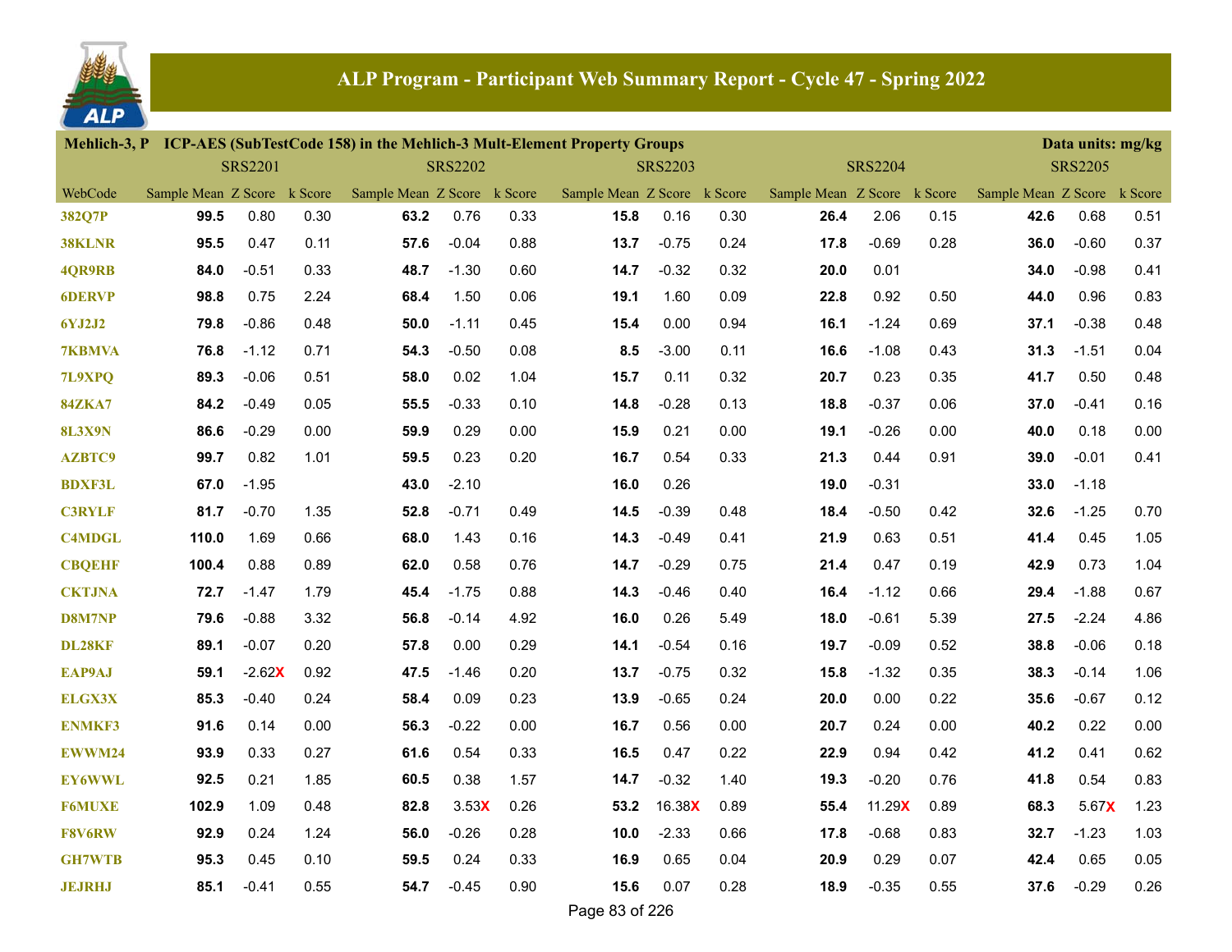## ALP Program - Participant Web Summary Report - Cycle 47 - Spring 2022

**Mehlich-3, P ICP-AES (SubTestCode 158) in the Mehlich-3 Mult-Element Property Groups** — Data units: mg/kg

| | SRS2201 | | | SRS2202 | | | SRS2203 | | | SRS2204 | | | SRS2205 | | |
|---|---|---|---|---|---|---|---|---|---|---|---|---|---|---|---|
| WebCode | Sample Mean | Z Score | k Score | Sample Mean | Z Score | k Score | Sample Mean | Z Score | k Score | Sample Mean | Z Score | k Score | Sample Mean | Z Score | k Score |
| 382Q7P | 99.5 | 0.80 | 0.30 | 63.2 | 0.76 | 0.33 | 15.8 | 0.16 | 0.30 | 26.4 | 2.06 | 0.15 | 42.6 | 0.68 | 0.51 |
| 38KLNR | 95.5 | 0.47 | 0.11 | 57.6 | -0.04 | 0.88 | 13.7 | -0.75 | 0.24 | 17.8 | -0.69 | 0.28 | 36.0 | -0.60 | 0.37 |
| 4QR9RB | 84.0 | -0.51 | 0.33 | 48.7 | -1.30 | 0.60 | 14.7 | -0.32 | 0.32 | 20.0 | 0.01 | | 34.0 | -0.98 | 0.41 |
| 6DERVP | 98.8 | 0.75 | 2.24 | 68.4 | 1.50 | 0.06 | 19.1 | 1.60 | 0.09 | 22.8 | 0.92 | 0.50 | 44.0 | 0.96 | 0.83 |
| 6YJ2J2 | 79.8 | -0.86 | 0.48 | 50.0 | -1.11 | 0.45 | 15.4 | 0.00 | 0.94 | 16.1 | -1.24 | 0.69 | 37.1 | -0.38 | 0.48 |
| 7KBMVA | 76.8 | -1.12 | 0.71 | 54.3 | -0.50 | 0.08 | 8.5 | -3.00 | 0.11 | 16.6 | -1.08 | 0.43 | 31.3 | -1.51 | 0.04 |
| 7L9XPQ | 89.3 | -0.06 | 0.51 | 58.0 | 0.02 | 1.04 | 15.7 | 0.11 | 0.32 | 20.7 | 0.23 | 0.35 | 41.7 | 0.50 | 0.48 |
| 84ZKA7 | 84.2 | -0.49 | 0.05 | 55.5 | -0.33 | 0.10 | 14.8 | -0.28 | 0.13 | 18.8 | -0.37 | 0.06 | 37.0 | -0.41 | 0.16 |
| 8L3X9N | 86.6 | -0.29 | 0.00 | 59.9 | 0.29 | 0.00 | 15.9 | 0.21 | 0.00 | 19.1 | -0.26 | 0.00 | 40.0 | 0.18 | 0.00 |
| AZBTC9 | 99.7 | 0.82 | 1.01 | 59.5 | 0.23 | 0.20 | 16.7 | 0.54 | 0.33 | 21.3 | 0.44 | 0.91 | 39.0 | -0.01 | 0.41 |
| BDXF3L | 67.0 | -1.95 | | 43.0 | -2.10 | | 16.0 | 0.26 | | 19.0 | -0.31 | | 33.0 | -1.18 | |
| C3RYLF | 81.7 | -0.70 | 1.35 | 52.8 | -0.71 | 0.49 | 14.5 | -0.39 | 0.48 | 18.4 | -0.50 | 0.42 | 32.6 | -1.25 | 0.70 |
| C4MDGL | 110.0 | 1.69 | 0.66 | 68.0 | 1.43 | 0.16 | 14.3 | -0.49 | 0.41 | 21.9 | 0.63 | 0.51 | 41.4 | 0.45 | 1.05 |
| CBQEHF | 100.4 | 0.88 | 0.89 | 62.0 | 0.58 | 0.76 | 14.7 | -0.29 | 0.75 | 21.4 | 0.47 | 0.19 | 42.9 | 0.73 | 1.04 |
| CKTJNA | 72.7 | -1.47 | 1.79 | 45.4 | -1.75 | 0.88 | 14.3 | -0.46 | 0.40 | 16.4 | -1.12 | 0.66 | 29.4 | -1.88 | 0.67 |
| D8M7NP | 79.6 | -0.88 | 3.32 | 56.8 | -0.14 | 4.92 | 16.0 | 0.26 | 5.49 | 18.0 | -0.61 | 5.39 | 27.5 | -2.24 | 4.86 |
| DL28KF | 89.1 | -0.07 | 0.20 | 57.8 | 0.00 | 0.29 | 14.1 | -0.54 | 0.16 | 19.7 | -0.09 | 0.52 | 38.8 | -0.06 | 0.18 |
| EAP9AJ | 59.1 | -2.62X | 0.92 | 47.5 | -1.46 | 0.20 | 13.7 | -0.75 | 0.32 | 15.8 | -1.32 | 0.35 | 38.3 | -0.14 | 1.06 |
| ELGX3X | 85.3 | -0.40 | 0.24 | 58.4 | 0.09 | 0.23 | 13.9 | -0.65 | 0.24 | 20.0 | 0.00 | 0.22 | 35.6 | -0.67 | 0.12 |
| ENMKF3 | 91.6 | 0.14 | 0.00 | 56.3 | -0.22 | 0.00 | 16.7 | 0.56 | 0.00 | 20.7 | 0.24 | 0.00 | 40.2 | 0.22 | 0.00 |
| EWWM24 | 93.9 | 0.33 | 0.27 | 61.6 | 0.54 | 0.33 | 16.5 | 0.47 | 0.22 | 22.9 | 0.94 | 0.42 | 41.2 | 0.41 | 0.62 |
| EY6WWL | 92.5 | 0.21 | 1.85 | 60.5 | 0.38 | 1.57 | 14.7 | -0.32 | 1.40 | 19.3 | -0.20 | 0.76 | 41.8 | 0.54 | 0.83 |
| F6MUXE | 102.9 | 1.09 | 0.48 | 82.8 | 3.53X | 0.26 | 53.2 | 16.38X | 0.89 | 55.4 | 11.29X | 0.89 | 68.3 | 5.67X | 1.23 |
| F8V6RW | 92.9 | 0.24 | 1.24 | 56.0 | -0.26 | 0.28 | 10.0 | -2.33 | 0.66 | 17.8 | -0.68 | 0.83 | 32.7 | -1.23 | 1.03 |
| GH7WTB | 95.3 | 0.45 | 0.10 | 59.5 | 0.24 | 0.33 | 16.9 | 0.65 | 0.04 | 20.9 | 0.29 | 0.07 | 42.4 | 0.65 | 0.05 |
| JEJRHJ | 85.1 | -0.41 | 0.55 | 54.7 | -0.45 | 0.90 | 15.6 | 0.07 | 0.28 | 18.9 | -0.35 | 0.55 | 37.6 | -0.29 | 0.26 |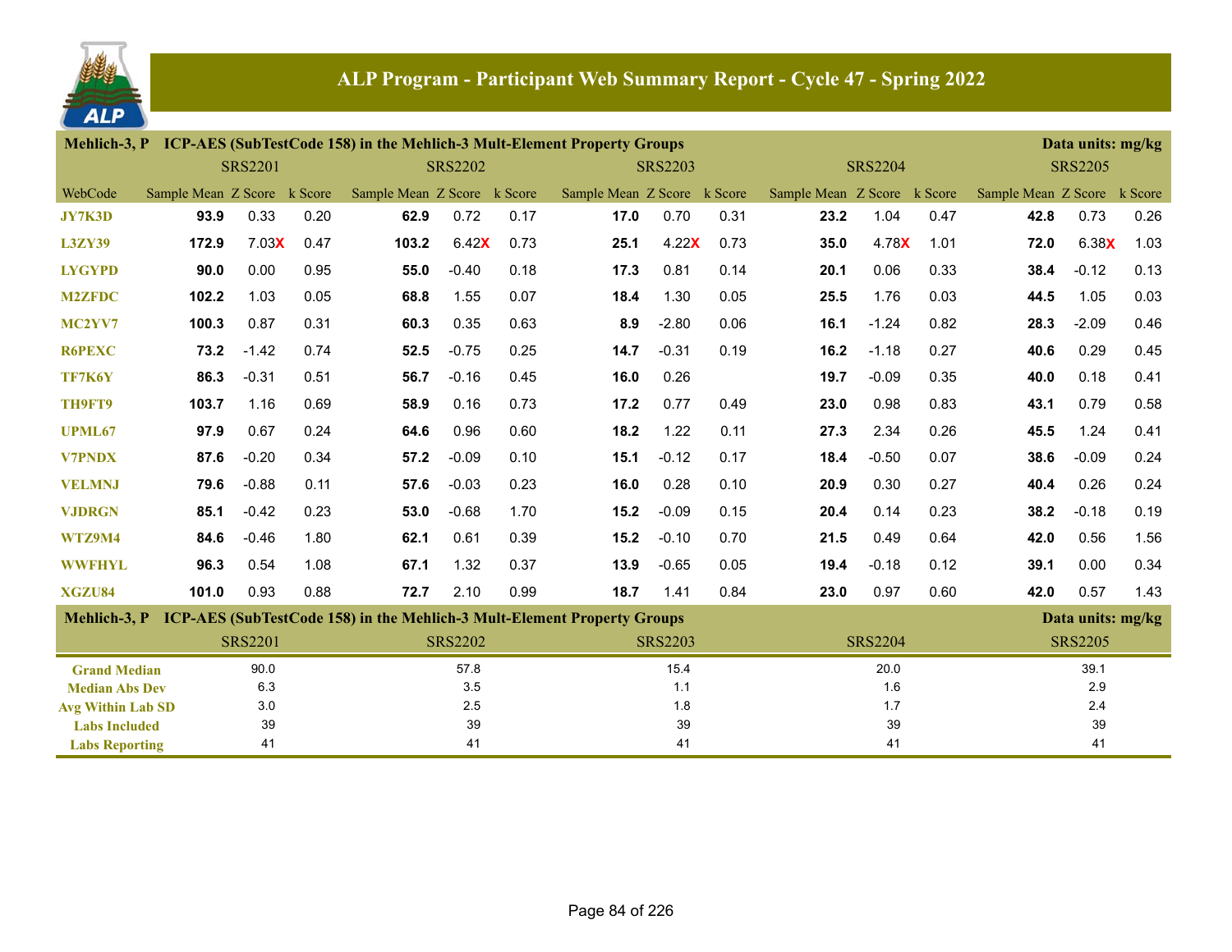# ALP Program - Participant Web Summary Report - Cycle 47 - Spring 2022

**Mehlich-3, P ICP-AES (SubTestCode 158) in the Mehlich-3 Mult-Element Property Groups** — Data units: mg/kg

| WebCode | SRS2201 Sample Mean | SRS2201 Z Score | SRS2201 k Score | SRS2202 Sample Mean | SRS2202 Z Score | SRS2202 k Score | SRS2203 Sample Mean | SRS2203 Z Score | SRS2203 k Score | SRS2204 Sample Mean | SRS2204 Z Score | SRS2204 k Score | SRS2205 Sample Mean | SRS2205 Z Score | SRS2205 k Score |
|---|---|---|---|---|---|---|---|---|---|---|---|---|---|---|---|
| JY7K3D | **93.9** | 0.33 | 0.20 | **62.9** | 0.72 | 0.17 | **17.0** | 0.70 | 0.31 | **23.2** | 1.04 | 0.47 | **42.8** | 0.73 | 0.26 |
| L3ZY39 | **172.9** | 7.03X | 0.47 | **103.2** | 6.42X | 0.73 | **25.1** | 4.22X | 0.73 | **35.0** | 4.78X | 1.01 | **72.0** | 6.38X | 1.03 |
| LYGYPD | **90.0** | 0.00 | 0.95 | **55.0** | -0.40 | 0.18 | **17.3** | 0.81 | 0.14 | **20.1** | 0.06 | 0.33 | **38.4** | -0.12 | 0.13 |
| M2ZFDC | **102.2** | 1.03 | 0.05 | **68.8** | 1.55 | 0.07 | **18.4** | 1.30 | 0.05 | **25.5** | 1.76 | 0.03 | **44.5** | 1.05 | 0.03 |
| MC2YV7 | **100.3** | 0.87 | 0.31 | **60.3** | 0.35 | 0.63 | **8.9** | -2.80 | 0.06 | **16.1** | -1.24 | 0.82 | **28.3** | -2.09 | 0.46 |
| R6PEXC | **73.2** | -1.42 | 0.74 | **52.5** | -0.75 | 0.25 | **14.7** | -0.31 | 0.19 | **16.2** | -1.18 | 0.27 | **40.6** | 0.29 | 0.45 |
| TF7K6Y | **86.3** | -0.31 | 0.51 | **56.7** | -0.16 | 0.45 | **16.0** | 0.26 | | **19.7** | -0.09 | 0.35 | **40.0** | 0.18 | 0.41 |
| TH9FT9 | **103.7** | 1.16 | 0.69 | **58.9** | 0.16 | 0.73 | **17.2** | 0.77 | 0.49 | **23.0** | 0.98 | 0.83 | **43.1** | 0.79 | 0.58 |
| UPML67 | **97.9** | 0.67 | 0.24 | **64.6** | 0.96 | 0.60 | **18.2** | 1.22 | 0.11 | **27.3** | 2.34 | 0.26 | **45.5** | 1.24 | 0.41 |
| V7PNDX | **87.6** | -0.20 | 0.34 | **57.2** | -0.09 | 0.10 | **15.1** | -0.12 | 0.17 | **18.4** | -0.50 | 0.07 | **38.6** | -0.09 | 0.24 |
| VELMNJ | **79.6** | -0.88 | 0.11 | **57.6** | -0.03 | 0.23 | **16.0** | 0.28 | 0.10 | **20.9** | 0.30 | 0.27 | **40.4** | 0.26 | 0.24 |
| VJDRGN | **85.1** | -0.42 | 0.23 | **53.0** | -0.68 | 1.70 | **15.2** | -0.09 | 0.15 | **20.4** | 0.14 | 0.23 | **38.2** | -0.18 | 0.19 |
| WTZ9M4 | **84.6** | -0.46 | 1.80 | **62.1** | 0.61 | 0.39 | **15.2** | -0.10 | 0.70 | **21.5** | 0.49 | 0.64 | **42.0** | 0.56 | 1.56 |
| WWFHYL | **96.3** | 0.54 | 1.08 | **67.1** | 1.32 | 0.37 | **13.9** | -0.65 | 0.05 | **19.4** | -0.18 | 0.12 | **39.1** | 0.00 | 0.34 |
| XGZU84 | **101.0** | 0.93 | 0.88 | **72.7** | 2.10 | 0.99 | **18.7** | 1.41 | 0.84 | **23.0** | 0.97 | 0.60 | **42.0** | 0.57 | 1.43 |

**Mehlich-3, P ICP-AES (SubTestCode 158) in the Mehlich-3 Mult-Element Property Groups** — Data units: mg/kg

| | SRS2201 | SRS2202 | SRS2203 | SRS2204 | SRS2205 |
|---|---|---|---|---|---|
| Grand Median | 90.0 | 57.8 | 15.4 | 20.0 | 39.1 |
| Median Abs Dev | 6.3 | 3.5 | 1.1 | 1.6 | 2.9 |
| Avg Within Lab SD | 3.0 | 2.5 | 1.8 | 1.7 | 2.4 |
| Labs Included | 39 | 39 | 39 | 39 | 39 |
| Labs Reporting | 41 | 41 | 41 | 41 | 41 |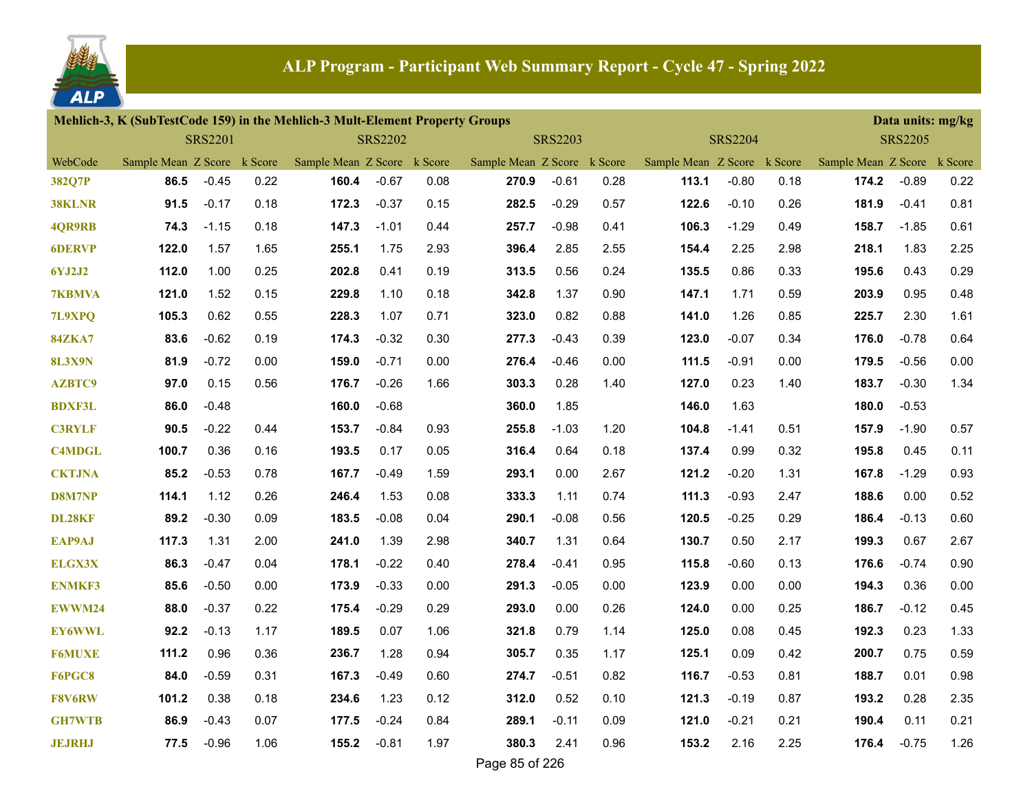## ALP Program - Participant Web Summary Report - Cycle 47 - Spring 2022

**Mehlich-3, K (SubTestCode 159) in the Mehlich-3 Mult-Element Property Groups** — Data units: mg/kg

| | SRS2201 | | | SRS2202 | | | SRS2203 | | | SRS2204 | | | SRS2205 | | |
|---|---|---|---|---|---|---|---|---|---|---|---|---|---|---|---|
| WebCode | Sample Mean | Z Score | k Score | Sample Mean | Z Score | k Score | Sample Mean | Z Score | k Score | Sample Mean | Z Score | k Score | Sample Mean | Z Score | k Score |
| 382Q7P | 86.5 | -0.45 | 0.22 | 160.4 | -0.67 | 0.08 | 270.9 | -0.61 | 0.28 | 113.1 | -0.80 | 0.18 | 174.2 | -0.89 | 0.22 |
| 38KLNR | 91.5 | -0.17 | 0.18 | 172.3 | -0.37 | 0.15 | 282.5 | -0.29 | 0.57 | 122.6 | -0.10 | 0.26 | 181.9 | -0.41 | 0.81 |
| 4QR9RB | 74.3 | -1.15 | 0.18 | 147.3 | -1.01 | 0.44 | 257.7 | -0.98 | 0.41 | 106.3 | -1.29 | 0.49 | 158.7 | -1.85 | 0.61 |
| 6DERVP | 122.0 | 1.57 | 1.65 | 255.1 | 1.75 | 2.93 | 396.4 | 2.85 | 2.55 | 154.4 | 2.25 | 2.98 | 218.1 | 1.83 | 2.25 |
| 6YJ2J2 | 112.0 | 1.00 | 0.25 | 202.8 | 0.41 | 0.19 | 313.5 | 0.56 | 0.24 | 135.5 | 0.86 | 0.33 | 195.6 | 0.43 | 0.29 |
| 7KBMVA | 121.0 | 1.52 | 0.15 | 229.8 | 1.10 | 0.18 | 342.8 | 1.37 | 0.90 | 147.1 | 1.71 | 0.59 | 203.9 | 0.95 | 0.48 |
| 7L9XPQ | 105.3 | 0.62 | 0.55 | 228.3 | 1.07 | 0.71 | 323.0 | 0.82 | 0.88 | 141.0 | 1.26 | 0.85 | 225.7 | 2.30 | 1.61 |
| 84ZKA7 | 83.6 | -0.62 | 0.19 | 174.3 | -0.32 | 0.30 | 277.3 | -0.43 | 0.39 | 123.0 | -0.07 | 0.34 | 176.0 | -0.78 | 0.64 |
| 8L3X9N | 81.9 | -0.72 | 0.00 | 159.0 | -0.71 | 0.00 | 276.4 | -0.46 | 0.00 | 111.5 | -0.91 | 0.00 | 179.5 | -0.56 | 0.00 |
| AZBTC9 | 97.0 | 0.15 | 0.56 | 176.7 | -0.26 | 1.66 | 303.3 | 0.28 | 1.40 | 127.0 | 0.23 | 1.40 | 183.7 | -0.30 | 1.34 |
| BDXF3L | 86.0 | -0.48 | | 160.0 | -0.68 | | 360.0 | 1.85 | | 146.0 | 1.63 | | 180.0 | -0.53 | |
| C3RYLF | 90.5 | -0.22 | 0.44 | 153.7 | -0.84 | 0.93 | 255.8 | -1.03 | 1.20 | 104.8 | -1.41 | 0.51 | 157.9 | -1.90 | 0.57 |
| C4MDGL | 100.7 | 0.36 | 0.16 | 193.5 | 0.17 | 0.05 | 316.4 | 0.64 | 0.18 | 137.4 | 0.99 | 0.32 | 195.8 | 0.45 | 0.11 |
| CKTJNA | 85.2 | -0.53 | 0.78 | 167.7 | -0.49 | 1.59 | 293.1 | 0.00 | 2.67 | 121.2 | -0.20 | 1.31 | 167.8 | -1.29 | 0.93 |
| D8M7NP | 114.1 | 1.12 | 0.26 | 246.4 | 1.53 | 0.08 | 333.3 | 1.11 | 0.74 | 111.3 | -0.93 | 2.47 | 188.6 | 0.00 | 0.52 |
| DL28KF | 89.2 | -0.30 | 0.09 | 183.5 | -0.08 | 0.04 | 290.1 | -0.08 | 0.56 | 120.5 | -0.25 | 0.29 | 186.4 | -0.13 | 0.60 |
| EAP9AJ | 117.3 | 1.31 | 2.00 | 241.0 | 1.39 | 2.98 | 340.7 | 1.31 | 0.64 | 130.7 | 0.50 | 2.17 | 199.3 | 0.67 | 2.67 |
| ELGX3X | 86.3 | -0.47 | 0.04 | 178.1 | -0.22 | 0.40 | 278.4 | -0.41 | 0.95 | 115.8 | -0.60 | 0.13 | 176.6 | -0.74 | 0.90 |
| ENMKF3 | 85.6 | -0.50 | 0.00 | 173.9 | -0.33 | 0.00 | 291.3 | -0.05 | 0.00 | 123.9 | 0.00 | 0.00 | 194.3 | 0.36 | 0.00 |
| EWWM24 | 88.0 | -0.37 | 0.22 | 175.4 | -0.29 | 0.29 | 293.0 | 0.00 | 0.26 | 124.0 | 0.00 | 0.25 | 186.7 | -0.12 | 0.45 |
| EY6WWL | 92.2 | -0.13 | 1.17 | 189.5 | 0.07 | 1.06 | 321.8 | 0.79 | 1.14 | 125.0 | 0.08 | 0.45 | 192.3 | 0.23 | 1.33 |
| F6MUXE | 111.2 | 0.96 | 0.36 | 236.7 | 1.28 | 0.94 | 305.7 | 0.35 | 1.17 | 125.1 | 0.09 | 0.42 | 200.7 | 0.75 | 0.59 |
| F6PGC8 | 84.0 | -0.59 | 0.31 | 167.3 | -0.49 | 0.60 | 274.7 | -0.51 | 0.82 | 116.7 | -0.53 | 0.81 | 188.7 | 0.01 | 0.98 |
| F8V6RW | 101.2 | 0.38 | 0.18 | 234.6 | 1.23 | 0.12 | 312.0 | 0.52 | 0.10 | 121.3 | -0.19 | 0.87 | 193.2 | 0.28 | 2.35 |
| GH7WTB | 86.9 | -0.43 | 0.07 | 177.5 | -0.24 | 0.84 | 289.1 | -0.11 | 0.09 | 121.0 | -0.21 | 0.21 | 190.4 | 0.11 | 0.21 |
| JEJRHJ | 77.5 | -0.96 | 1.06 | 155.2 | -0.81 | 1.97 | 380.3 | 2.41 | 0.96 | 153.2 | 2.16 | 2.25 | 176.4 | -0.75 | 1.26 |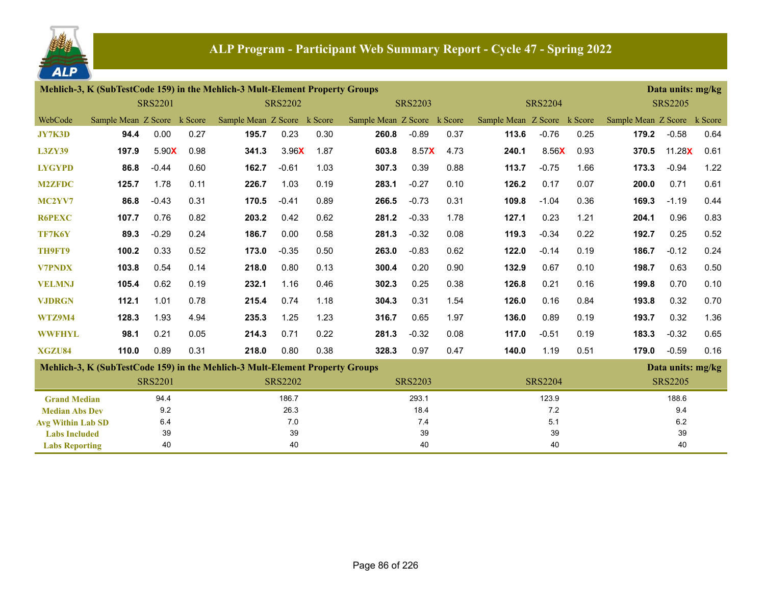## ALP Program - Participant Web Summary Report - Cycle 47 - Spring 2022

**Mehlich-3, K (SubTestCode 159) in the Mehlich-3 Mult-Element Property Groups** — Data units: mg/kg

| | SRS2201 | | | SRS2202 | | | SRS2203 | | | SRS2204 | | | SRS2205 | | |
|---|---|---|---|---|---|---|---|---|---|---|---|---|---|---|---|
| WebCode | Sample Mean | Z Score | k Score | Sample Mean | Z Score | k Score | Sample Mean | Z Score | k Score | Sample Mean | Z Score | k Score | Sample Mean | Z Score | k Score |
| JY7K3D | **94.4** | 0.00 | 0.27 | **195.7** | 0.23 | 0.30 | **260.8** | -0.89 | 0.37 | **113.6** | -0.76 | 0.25 | **179.2** | -0.58 | 0.64 |
| L3ZY39 | **197.9** | 5.90X | 0.98 | **341.3** | 3.96X | 1.87 | **603.8** | 8.57X | 4.73 | **240.1** | 8.56X | 0.93 | **370.5** | 11.28X | 0.61 |
| LYGYPD | **86.8** | -0.44 | 0.60 | **162.7** | -0.61 | 1.03 | **307.3** | 0.39 | 0.88 | **113.7** | -0.75 | 1.66 | **173.3** | -0.94 | 1.22 |
| M2ZFDC | **125.7** | 1.78 | 0.11 | **226.7** | 1.03 | 0.19 | **283.1** | -0.27 | 0.10 | **126.2** | 0.17 | 0.07 | **200.0** | 0.71 | 0.61 |
| MC2YV7 | **86.8** | -0.43 | 0.31 | **170.5** | -0.41 | 0.89 | **266.5** | -0.73 | 0.31 | **109.8** | -1.04 | 0.36 | **169.3** | -1.19 | 0.44 |
| R6PEXC | **107.7** | 0.76 | 0.82 | **203.2** | 0.42 | 0.62 | **281.2** | -0.33 | 1.78 | **127.1** | 0.23 | 1.21 | **204.1** | 0.96 | 0.83 |
| TF7K6Y | **89.3** | -0.29 | 0.24 | **186.7** | 0.00 | 0.58 | **281.3** | -0.32 | 0.08 | **119.3** | -0.34 | 0.22 | **192.7** | 0.25 | 0.52 |
| TH9FT9 | **100.2** | 0.33 | 0.52 | **173.0** | -0.35 | 0.50 | **263.0** | -0.83 | 0.62 | **122.0** | -0.14 | 0.19 | **186.7** | -0.12 | 0.24 |
| V7PNDX | **103.8** | 0.54 | 0.14 | **218.0** | 0.80 | 0.13 | **300.4** | 0.20 | 0.90 | **132.9** | 0.67 | 0.10 | **198.7** | 0.63 | 0.50 |
| VELMNJ | **105.4** | 0.62 | 0.19 | **232.1** | 1.16 | 0.46 | **302.3** | 0.25 | 0.38 | **126.8** | 0.21 | 0.16 | **199.8** | 0.70 | 0.10 |
| VJDRGN | **112.1** | 1.01 | 0.78 | **215.4** | 0.74 | 1.18 | **304.3** | 0.31 | 1.54 | **126.0** | 0.16 | 0.84 | **193.8** | 0.32 | 0.70 |
| WTZ9M4 | **128.3** | 1.93 | 4.94 | **235.3** | 1.25 | 1.23 | **316.7** | 0.65 | 1.97 | **136.0** | 0.89 | 0.19 | **193.7** | 0.32 | 1.36 |
| WWFHYL | **98.1** | 0.21 | 0.05 | **214.3** | 0.71 | 0.22 | **281.3** | -0.32 | 0.08 | **117.0** | -0.51 | 0.19 | **183.3** | -0.32 | 0.65 |
| XGZU84 | **110.0** | 0.89 | 0.31 | **218.0** | 0.80 | 0.38 | **328.3** | 0.97 | 0.47 | **140.0** | 1.19 | 0.51 | **179.0** | -0.59 | 0.16 |

**Mehlich-3, K (SubTestCode 159) in the Mehlich-3 Mult-Element Property Groups** — Data units: mg/kg

| | SRS2201 | SRS2202 | SRS2203 | SRS2204 | SRS2205 |
|---|---|---|---|---|---|
| Grand Median | 94.4 | 186.7 | 293.1 | 123.9 | 188.6 |
| Median Abs Dev | 9.2 | 26.3 | 18.4 | 7.2 | 9.4 |
| Avg Within Lab SD | 6.4 | 7.0 | 7.4 | 5.1 | 6.2 |
| Labs Included | 39 | 39 | 39 | 39 | 39 |
| Labs Reporting | 40 | 40 | 40 | 40 | 40 |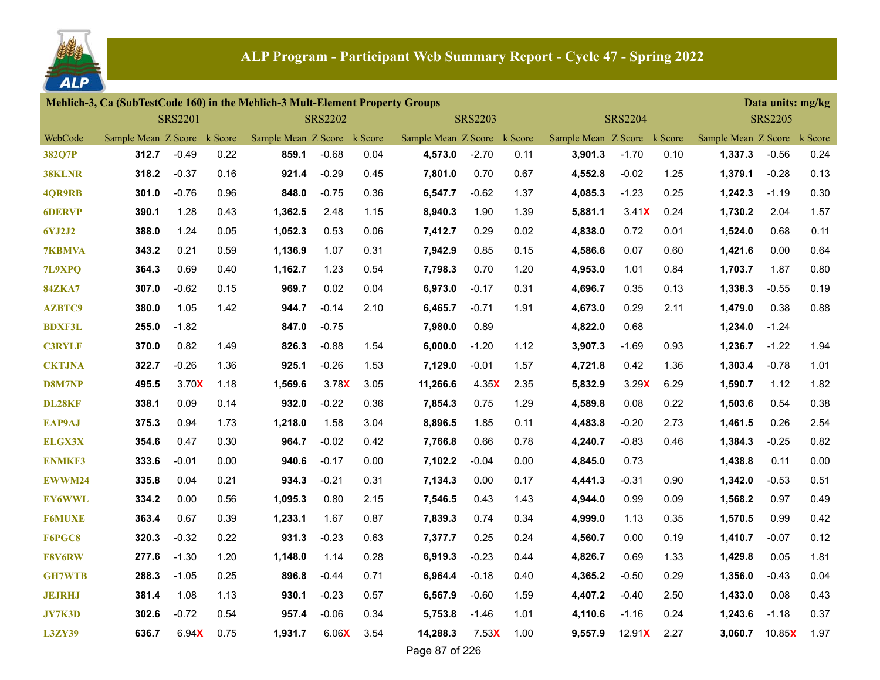# ALP Program - Participant Web Summary Report - Cycle 47 - Spring 2022

| Mehlich-3, Ca (SubTestCode 160) in the Mehlich-3 Mult-Element Property Groups | | | | | | | | | | | | | | | Data units: mg/kg |
|---|---|---|---|---|---|---|---|---|---|---|---|---|---|---|---|
| | SRS2201 | | | SRS2202 | | | SRS2203 | | | SRS2204 | | | SRS2205 | | |
| WebCode | Sample Mean | Z Score | k Score | Sample Mean | Z Score | k Score | Sample Mean | Z Score | k Score | Sample Mean | Z Score | k Score | Sample Mean | Z Score | k Score |
| 382Q7P | **312.7** | -0.49 | 0.22 | **859.1** | -0.68 | 0.04 | **4,573.0** | -2.70 | 0.11 | **3,901.3** | -1.70 | 0.10 | **1,337.3** | -0.56 | 0.24 |
| 38KLNR | **318.2** | -0.37 | 0.16 | **921.4** | -0.29 | 0.45 | **7,801.0** | 0.70 | 0.67 | **4,552.8** | -0.02 | 1.25 | **1,379.1** | -0.28 | 0.13 |
| 4QR9RB | **301.0** | -0.76 | 0.96 | **848.0** | -0.75 | 0.36 | **6,547.7** | -0.62 | 1.37 | **4,085.3** | -1.23 | 0.25 | **1,242.3** | -1.19 | 0.30 |
| 6DERVP | **390.1** | 1.28 | 0.43 | **1,362.5** | 2.48 | 1.15 | **8,940.3** | 1.90 | 1.39 | **5,881.1** | 3.41X | 0.24 | **1,730.2** | 2.04 | 1.57 |
| 6YJ2J2 | **388.0** | 1.24 | 0.05 | **1,052.3** | 0.53 | 0.06 | **7,412.7** | 0.29 | 0.02 | **4,838.0** | 0.72 | 0.01 | **1,524.0** | 0.68 | 0.11 |
| 7KBMVA | **343.2** | 0.21 | 0.59 | **1,136.9** | 1.07 | 0.31 | **7,942.9** | 0.85 | 0.15 | **4,586.6** | 0.07 | 0.60 | **1,421.6** | 0.00 | 0.64 |
| 7L9XPQ | **364.3** | 0.69 | 0.40 | **1,162.7** | 1.23 | 0.54 | **7,798.3** | 0.70 | 1.20 | **4,953.0** | 1.01 | 0.84 | **1,703.7** | 1.87 | 0.80 |
| 84ZKA7 | **307.0** | -0.62 | 0.15 | **969.7** | 0.02 | 0.04 | **6,973.0** | -0.17 | 0.31 | **4,696.7** | 0.35 | 0.13 | **1,338.3** | -0.55 | 0.19 |
| AZBTC9 | **380.0** | 1.05 | 1.42 | **944.7** | -0.14 | 2.10 | **6,465.7** | -0.71 | 1.91 | **4,673.0** | 0.29 | 2.11 | **1,479.0** | 0.38 | 0.88 |
| BDXF3L | **255.0** | -1.82 | | **847.0** | -0.75 | | **7,980.0** | 0.89 | | **4,822.0** | 0.68 | | **1,234.0** | -1.24 | |
| C3RYLF | **370.0** | 0.82 | 1.49 | **826.3** | -0.88 | 1.54 | **6,000.0** | -1.20 | 1.12 | **3,907.3** | -1.69 | 0.93 | **1,236.7** | -1.22 | 1.94 |
| CKTJNA | **322.7** | -0.26 | 1.36 | **925.1** | -0.26 | 1.53 | **7,129.0** | -0.01 | 1.57 | **4,721.8** | 0.42 | 1.36 | **1,303.4** | -0.78 | 1.01 |
| D8M7NP | **495.5** | 3.70X | 1.18 | **1,569.6** | 3.78X | 3.05 | **11,266.6** | 4.35X | 2.35 | **5,832.9** | 3.29X | 6.29 | **1,590.7** | 1.12 | 1.82 |
| DL28KF | **338.1** | 0.09 | 0.14 | **932.0** | -0.22 | 0.36 | **7,854.3** | 0.75 | 1.29 | **4,589.8** | 0.08 | 0.22 | **1,503.6** | 0.54 | 0.38 |
| EAP9AJ | **375.3** | 0.94 | 1.73 | **1,218.0** | 1.58 | 3.04 | **8,896.5** | 1.85 | 0.11 | **4,483.8** | -0.20 | 2.73 | **1,461.5** | 0.26 | 2.54 |
| ELGX3X | **354.6** | 0.47 | 0.30 | **964.7** | -0.02 | 0.42 | **7,766.8** | 0.66 | 0.78 | **4,240.7** | -0.83 | 0.46 | **1,384.3** | -0.25 | 0.82 |
| ENMKF3 | **333.6** | -0.01 | 0.00 | **940.6** | -0.17 | 0.00 | **7,102.2** | -0.04 | 0.00 | **4,845.0** | 0.73 | | **1,438.8** | 0.11 | 0.00 |
| EWWM24 | **335.8** | 0.04 | 0.21 | **934.3** | -0.21 | 0.31 | **7,134.3** | 0.00 | 0.17 | **4,441.3** | -0.31 | 0.90 | **1,342.0** | -0.53 | 0.51 |
| EY6WWL | **334.2** | 0.00 | 0.56 | **1,095.3** | 0.80 | 2.15 | **7,546.5** | 0.43 | 1.43 | **4,944.0** | 0.99 | 0.09 | **1,568.2** | 0.97 | 0.49 |
| F6MUXE | **363.4** | 0.67 | 0.39 | **1,233.1** | 1.67 | 0.87 | **7,839.3** | 0.74 | 0.34 | **4,999.0** | 1.13 | 0.35 | **1,570.5** | 0.99 | 0.42 |
| F6PGC8 | **320.3** | -0.32 | 0.22 | **931.3** | -0.23 | 0.63 | **7,377.7** | 0.25 | 0.24 | **4,560.7** | 0.00 | 0.19 | **1,410.7** | -0.07 | 0.12 |
| F8V6RW | **277.6** | -1.30 | 1.20 | **1,148.0** | 1.14 | 0.28 | **6,919.3** | -0.23 | 0.44 | **4,826.7** | 0.69 | 1.33 | **1,429.8** | 0.05 | 1.81 |
| GH7WTB | **288.3** | -1.05 | 0.25 | **896.8** | -0.44 | 0.71 | **6,964.4** | -0.18 | 0.40 | **4,365.2** | -0.50 | 0.29 | **1,356.0** | -0.43 | 0.04 |
| JEJRHJ | **381.4** | 1.08 | 1.13 | **930.1** | -0.23 | 0.57 | **6,567.9** | -0.60 | 1.59 | **4,407.2** | -0.40 | 2.50 | **1,433.0** | 0.08 | 0.43 |
| JY7K3D | **302.6** | -0.72 | 0.54 | **957.4** | -0.06 | 0.34 | **5,753.8** | -1.46 | 1.01 | **4,110.6** | -1.16 | 0.24 | **1,243.6** | -1.18 | 0.37 |
| L3ZY39 | **636.7** | 6.94X | 0.75 | **1,931.7** | 6.06X | 3.54 | **14,288.3** | 7.53X | 1.00 | **9,557.9** | 12.91X | 2.27 | **3,060.7** | 10.85X | 1.97 |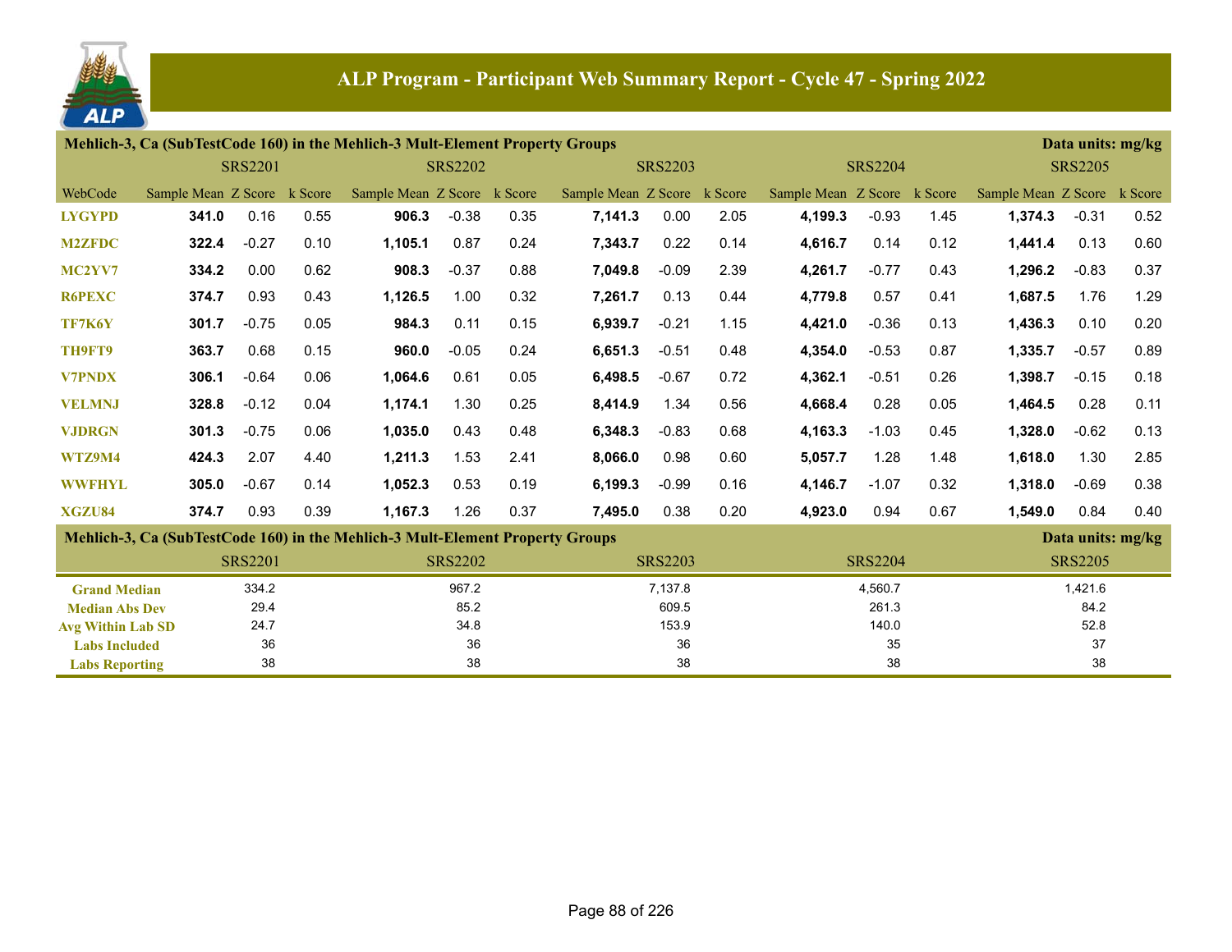# ALP Program - Participant Web Summary Report - Cycle 47 - Spring 2022

**Mehlich-3, Ca (SubTestCode 160) in the Mehlich-3 Mult-Element Property Groups** — Data units: mg/kg

| | SRS2201 | | | SRS2202 | | | SRS2203 | | | SRS2204 | | | SRS2205 | | |
|---|---|---|---|---|---|---|---|---|---|---|---|---|---|---|---|
| WebCode | Sample Mean | Z Score | k Score | Sample Mean | Z Score | k Score | Sample Mean | Z Score | k Score | Sample Mean | Z Score | k Score | Sample Mean | Z Score | k Score |
| LYGYPD | **341.0** | 0.16 | 0.55 | **906.3** | -0.38 | 0.35 | **7,141.3** | 0.00 | 2.05 | **4,199.3** | -0.93 | 1.45 | **1,374.3** | -0.31 | 0.52 |
| M2ZFDC | **322.4** | -0.27 | 0.10 | **1,105.1** | 0.87 | 0.24 | **7,343.7** | 0.22 | 0.14 | **4,616.7** | 0.14 | 0.12 | **1,441.4** | 0.13 | 0.60 |
| MC2YV7 | **334.2** | 0.00 | 0.62 | **908.3** | -0.37 | 0.88 | **7,049.8** | -0.09 | 2.39 | **4,261.7** | -0.77 | 0.43 | **1,296.2** | -0.83 | 0.37 |
| R6PEXC | **374.7** | 0.93 | 0.43 | **1,126.5** | 1.00 | 0.32 | **7,261.7** | 0.13 | 0.44 | **4,779.8** | 0.57 | 0.41 | **1,687.5** | 1.76 | 1.29 |
| TF7K6Y | **301.7** | -0.75 | 0.05 | **984.3** | 0.11 | 0.15 | **6,939.7** | -0.21 | 1.15 | **4,421.0** | -0.36 | 0.13 | **1,436.3** | 0.10 | 0.20 |
| TH9FT9 | **363.7** | 0.68 | 0.15 | **960.0** | -0.05 | 0.24 | **6,651.3** | -0.51 | 0.48 | **4,354.0** | -0.53 | 0.87 | **1,335.7** | -0.57 | 0.89 |
| V7PNDX | **306.1** | -0.64 | 0.06 | **1,064.6** | 0.61 | 0.05 | **6,498.5** | -0.67 | 0.72 | **4,362.1** | -0.51 | 0.26 | **1,398.7** | -0.15 | 0.18 |
| VELMNJ | **328.8** | -0.12 | 0.04 | **1,174.1** | 1.30 | 0.25 | **8,414.9** | 1.34 | 0.56 | **4,668.4** | 0.28 | 0.05 | **1,464.5** | 0.28 | 0.11 |
| VJDRGN | **301.3** | -0.75 | 0.06 | **1,035.0** | 0.43 | 0.48 | **6,348.3** | -0.83 | 0.68 | **4,163.3** | -1.03 | 0.45 | **1,328.0** | -0.62 | 0.13 |
| WTZ9M4 | **424.3** | 2.07 | 4.40 | **1,211.3** | 1.53 | 2.41 | **8,066.0** | 0.98 | 0.60 | **5,057.7** | 1.28 | 1.48 | **1,618.0** | 1.30 | 2.85 |
| WWFHYL | **305.0** | -0.67 | 0.14 | **1,052.3** | 0.53 | 0.19 | **6,199.3** | -0.99 | 0.16 | **4,146.7** | -1.07 | 0.32 | **1,318.0** | -0.69 | 0.38 |
| XGZU84 | **374.7** | 0.93 | 0.39 | **1,167.3** | 1.26 | 0.37 | **7,495.0** | 0.38 | 0.20 | **4,923.0** | 0.94 | 0.67 | **1,549.0** | 0.84 | 0.40 |

**Mehlich-3, Ca (SubTestCode 160) in the Mehlich-3 Mult-Element Property Groups** — Data units: mg/kg

| | SRS2201 | SRS2202 | SRS2203 | SRS2204 | SRS2205 |
|---|---|---|---|---|---|
| Grand Median | 334.2 | 967.2 | 7,137.8 | 4,560.7 | 1,421.6 |
| Median Abs Dev | 29.4 | 85.2 | 609.5 | 261.3 | 84.2 |
| Avg Within Lab SD | 24.7 | 34.8 | 153.9 | 140.0 | 52.8 |
| Labs Included | 36 | 36 | 36 | 35 | 37 |
| Labs Reporting | 38 | 38 | 38 | 38 | 38 |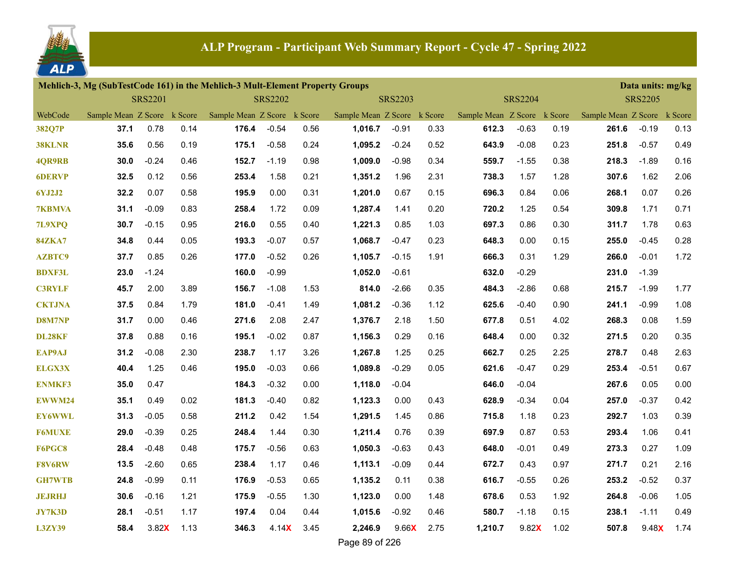# ALP Program - Participant Web Summary Report - Cycle 47 - Spring 2022

**Mehlich-3, Mg (SubTestCode 161) in the Mehlich-3 Mult-Element Property Groups** — Data units: mg/kg

| | SRS2201 | | | SRS2202 | | | SRS2203 | | | SRS2204 | | | SRS2205 | | |
|---|---|---|---|---|---|---|---|---|---|---|---|---|---|---|---|
| WebCode | Sample Mean | Z Score | k Score | Sample Mean | Z Score | k Score | Sample Mean | Z Score | k Score | Sample Mean | Z Score | k Score | Sample Mean | Z Score | k Score |
| 382Q7P | 37.1 | 0.78 | 0.14 | 176.4 | -0.54 | 0.56 | 1,016.7 | -0.91 | 0.33 | 612.3 | -0.63 | 0.19 | 261.6 | -0.19 | 0.13 |
| 38KLNR | 35.6 | 0.56 | 0.19 | 175.1 | -0.58 | 0.24 | 1,095.2 | -0.24 | 0.52 | 643.9 | -0.08 | 0.23 | 251.8 | -0.57 | 0.49 |
| 4QR9RB | 30.0 | -0.24 | 0.46 | 152.7 | -1.19 | 0.98 | 1,009.0 | -0.98 | 0.34 | 559.7 | -1.55 | 0.38 | 218.3 | -1.89 | 0.16 |
| 6DERVP | 32.5 | 0.12 | 0.56 | 253.4 | 1.58 | 0.21 | 1,351.2 | 1.96 | 2.31 | 738.3 | 1.57 | 1.28 | 307.6 | 1.62 | 2.06 |
| 6YJ2J2 | 32.2 | 0.07 | 0.58 | 195.9 | 0.00 | 0.31 | 1,201.0 | 0.67 | 0.15 | 696.3 | 0.84 | 0.06 | 268.1 | 0.07 | 0.26 |
| 7KBMVA | 31.1 | -0.09 | 0.83 | 258.4 | 1.72 | 0.09 | 1,287.4 | 1.41 | 0.20 | 720.2 | 1.25 | 0.54 | 309.8 | 1.71 | 0.71 |
| 7L9XPQ | 30.7 | -0.15 | 0.95 | 216.0 | 0.55 | 0.40 | 1,221.3 | 0.85 | 1.03 | 697.3 | 0.86 | 0.30 | 311.7 | 1.78 | 0.63 |
| 84ZKA7 | 34.8 | 0.44 | 0.05 | 193.3 | -0.07 | 0.57 | 1,068.7 | -0.47 | 0.23 | 648.3 | 0.00 | 0.15 | 255.0 | -0.45 | 0.28 |
| AZBTC9 | 37.7 | 0.85 | 0.26 | 177.0 | -0.52 | 0.26 | 1,105.7 | -0.15 | 1.91 | 666.3 | 0.31 | 1.29 | 266.0 | -0.01 | 1.72 |
| BDXF3L | 23.0 | -1.24 | | 160.0 | -0.99 | | 1,052.0 | -0.61 | | 632.0 | -0.29 | | 231.0 | -1.39 | |
| C3RYLF | 45.7 | 2.00 | 3.89 | 156.7 | -1.08 | 1.53 | 814.0 | -2.66 | 0.35 | 484.3 | -2.86 | 0.68 | 215.7 | -1.99 | 1.77 |
| CKTJNA | 37.5 | 0.84 | 1.79 | 181.0 | -0.41 | 1.49 | 1,081.2 | -0.36 | 1.12 | 625.6 | -0.40 | 0.90 | 241.1 | -0.99 | 1.08 |
| D8M7NP | 31.7 | 0.00 | 0.46 | 271.6 | 2.08 | 2.47 | 1,376.7 | 2.18 | 1.50 | 677.8 | 0.51 | 4.02 | 268.3 | 0.08 | 1.59 |
| DL28KF | 37.8 | 0.88 | 0.16 | 195.1 | -0.02 | 0.87 | 1,156.3 | 0.29 | 0.16 | 648.4 | 0.00 | 0.32 | 271.5 | 0.20 | 0.35 |
| EAP9AJ | 31.2 | -0.08 | 2.30 | 238.7 | 1.17 | 3.26 | 1,267.8 | 1.25 | 0.25 | 662.7 | 0.25 | 2.25 | 278.7 | 0.48 | 2.63 |
| ELGX3X | 40.4 | 1.25 | 0.46 | 195.0 | -0.03 | 0.66 | 1,089.8 | -0.29 | 0.05 | 621.6 | -0.47 | 0.29 | 253.4 | -0.51 | 0.67 |
| ENMKF3 | 35.0 | 0.47 | | 184.3 | -0.32 | 0.00 | 1,118.0 | -0.04 | | 646.0 | -0.04 | | 267.6 | 0.05 | 0.00 |
| EWWM24 | 35.1 | 0.49 | 0.02 | 181.3 | -0.40 | 0.82 | 1,123.3 | 0.00 | 0.43 | 628.9 | -0.34 | 0.04 | 257.0 | -0.37 | 0.42 |
| EY6WWL | 31.3 | -0.05 | 0.58 | 211.2 | 0.42 | 1.54 | 1,291.5 | 1.45 | 0.86 | 715.8 | 1.18 | 0.23 | 292.7 | 1.03 | 0.39 |
| F6MUXE | 29.0 | -0.39 | 0.25 | 248.4 | 1.44 | 0.30 | 1,211.4 | 0.76 | 0.39 | 697.9 | 0.87 | 0.53 | 293.4 | 1.06 | 0.41 |
| F6PGC8 | 28.4 | -0.48 | 0.48 | 175.7 | -0.56 | 0.63 | 1,050.3 | -0.63 | 0.43 | 648.0 | -0.01 | 0.49 | 273.3 | 0.27 | 1.09 |
| F8V6RW | 13.5 | -2.60 | 0.65 | 238.4 | 1.17 | 0.46 | 1,113.1 | -0.09 | 0.44 | 672.7 | 0.43 | 0.97 | 271.7 | 0.21 | 2.16 |
| GH7WTB | 24.8 | -0.99 | 0.11 | 176.9 | -0.53 | 0.65 | 1,135.2 | 0.11 | 0.38 | 616.7 | -0.55 | 0.26 | 253.2 | -0.52 | 0.37 |
| JEJRHJ | 30.6 | -0.16 | 1.21 | 175.9 | -0.55 | 1.30 | 1,123.0 | 0.00 | 1.48 | 678.6 | 0.53 | 1.92 | 264.8 | -0.06 | 1.05 |
| JY7K3D | 28.1 | -0.51 | 1.17 | 197.4 | 0.04 | 0.44 | 1,015.6 | -0.92 | 0.46 | 580.7 | -1.18 | 0.15 | 238.1 | -1.11 | 0.49 |
| L3ZY39 | 58.4 | 3.82X | 1.13 | 346.3 | 4.14X | 3.45 | 2,246.9 | 9.66X | 2.75 | 1,210.7 | 9.82X | 1.02 | 507.8 | 9.48X | 1.74 |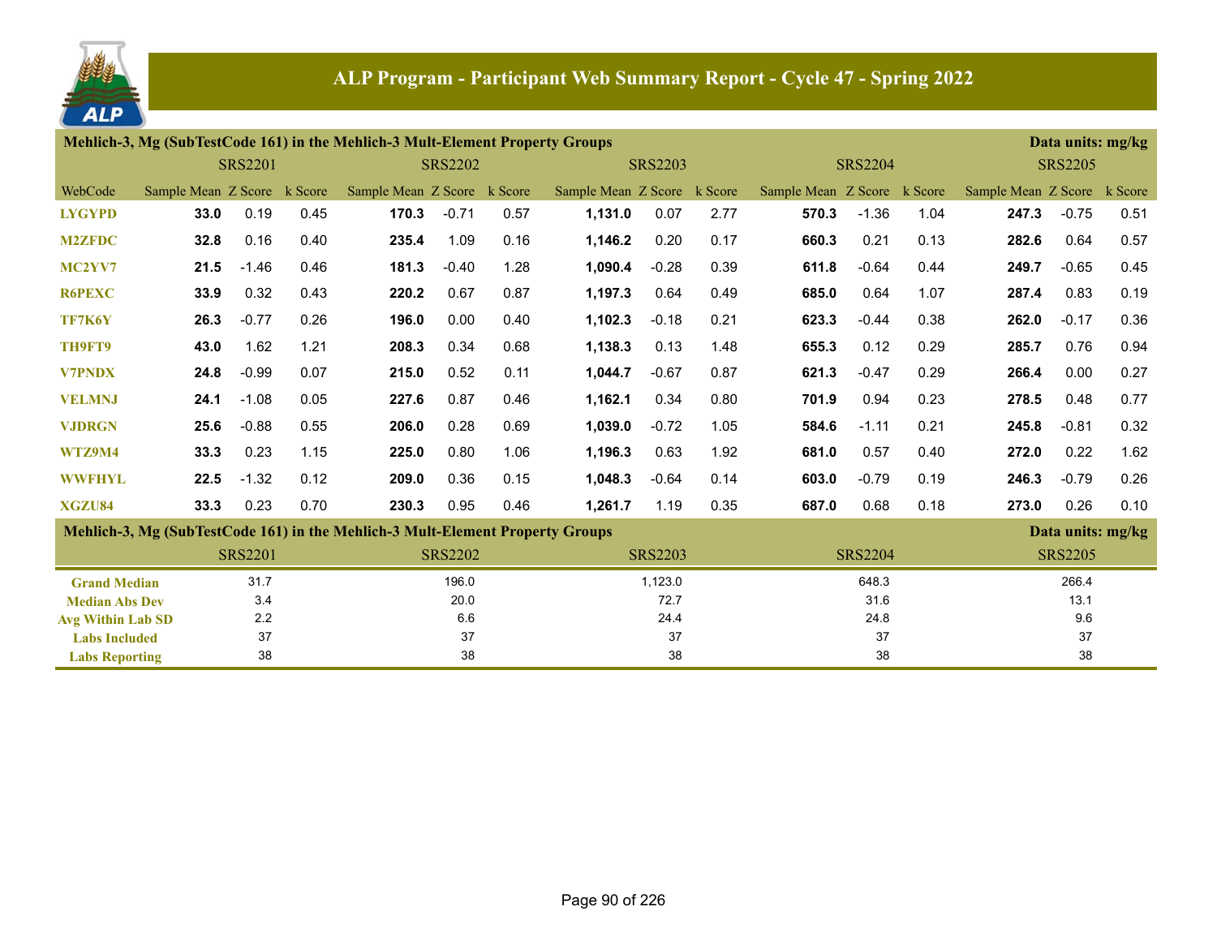# ALP Program - Participant Web Summary Report - Cycle 47 - Spring 2022

## Mehlich-3, Mg (SubTestCode 161) in the Mehlich-3 Mult-Element Property Groups

Data units: mg/kg

| WebCode | SRS2201 Sample Mean | SRS2201 Z Score | SRS2201 k Score | SRS2202 Sample Mean | SRS2202 Z Score | SRS2202 k Score | SRS2203 Sample Mean | SRS2203 Z Score | SRS2203 k Score | SRS2204 Sample Mean | SRS2204 Z Score | SRS2204 k Score | SRS2205 Sample Mean | SRS2205 Z Score | SRS2205 k Score |
|---|---|---|---|---|---|---|---|---|---|---|---|---|---|---|---|
| LYGYPD | **33.0** | 0.19 | 0.45 | **170.3** | -0.71 | 0.57 | **1,131.0** | 0.07 | 2.77 | **570.3** | -1.36 | 1.04 | **247.3** | -0.75 | 0.51 |
| M2ZFDC | **32.8** | 0.16 | 0.40 | **235.4** | 1.09 | 0.16 | **1,146.2** | 0.20 | 0.17 | **660.3** | 0.21 | 0.13 | **282.6** | 0.64 | 0.57 |
| MC2YV7 | **21.5** | -1.46 | 0.46 | **181.3** | -0.40 | 1.28 | **1,090.4** | -0.28 | 0.39 | **611.8** | -0.64 | 0.44 | **249.7** | -0.65 | 0.45 |
| R6PEXC | **33.9** | 0.32 | 0.43 | **220.2** | 0.67 | 0.87 | **1,197.3** | 0.64 | 0.49 | **685.0** | 0.64 | 1.07 | **287.4** | 0.83 | 0.19 |
| TF7K6Y | **26.3** | -0.77 | 0.26 | **196.0** | 0.00 | 0.40 | **1,102.3** | -0.18 | 0.21 | **623.3** | -0.44 | 0.38 | **262.0** | -0.17 | 0.36 |
| TH9FT9 | **43.0** | 1.62 | 1.21 | **208.3** | 0.34 | 0.68 | **1,138.3** | 0.13 | 1.48 | **655.3** | 0.12 | 0.29 | **285.7** | 0.76 | 0.94 |
| V7PNDX | **24.8** | -0.99 | 0.07 | **215.0** | 0.52 | 0.11 | **1,044.7** | -0.67 | 0.87 | **621.3** | -0.47 | 0.29 | **266.4** | 0.00 | 0.27 |
| VELMNJ | **24.1** | -1.08 | 0.05 | **227.6** | 0.87 | 0.46 | **1,162.1** | 0.34 | 0.80 | **701.9** | 0.94 | 0.23 | **278.5** | 0.48 | 0.77 |
| VJDRGN | **25.6** | -0.88 | 0.55 | **206.0** | 0.28 | 0.69 | **1,039.0** | -0.72 | 1.05 | **584.6** | -1.11 | 0.21 | **245.8** | -0.81 | 0.32 |
| WTZ9M4 | **33.3** | 0.23 | 1.15 | **225.0** | 0.80 | 1.06 | **1,196.3** | 0.63 | 1.92 | **681.0** | 0.57 | 0.40 | **272.0** | 0.22 | 1.62 |
| WWFHYL | **22.5** | -1.32 | 0.12 | **209.0** | 0.36 | 0.15 | **1,048.3** | -0.64 | 0.14 | **603.0** | -0.79 | 0.19 | **246.3** | -0.79 | 0.26 |
| XGZU84 | **33.3** | 0.23 | 0.70 | **230.3** | 0.95 | 0.46 | **1,261.7** | 1.19 | 0.35 | **687.0** | 0.68 | 0.18 | **273.0** | 0.26 | 0.10 |

## Mehlich-3, Mg (SubTestCode 161) in the Mehlich-3 Mult-Element Property Groups

Data units: mg/kg

| | SRS2201 | SRS2202 | SRS2203 | SRS2204 | SRS2205 |
|---|---|---|---|---|---|
| Grand Median | 31.7 | 196.0 | 1,123.0 | 648.3 | 266.4 |
| Median Abs Dev | 3.4 | 20.0 | 72.7 | 31.6 | 13.1 |
| Avg Within Lab SD | 2.2 | 6.6 | 24.4 | 24.8 | 9.6 |
| Labs Included | 37 | 37 | 37 | 37 | 37 |
| Labs Reporting | 38 | 38 | 38 | 38 | 38 |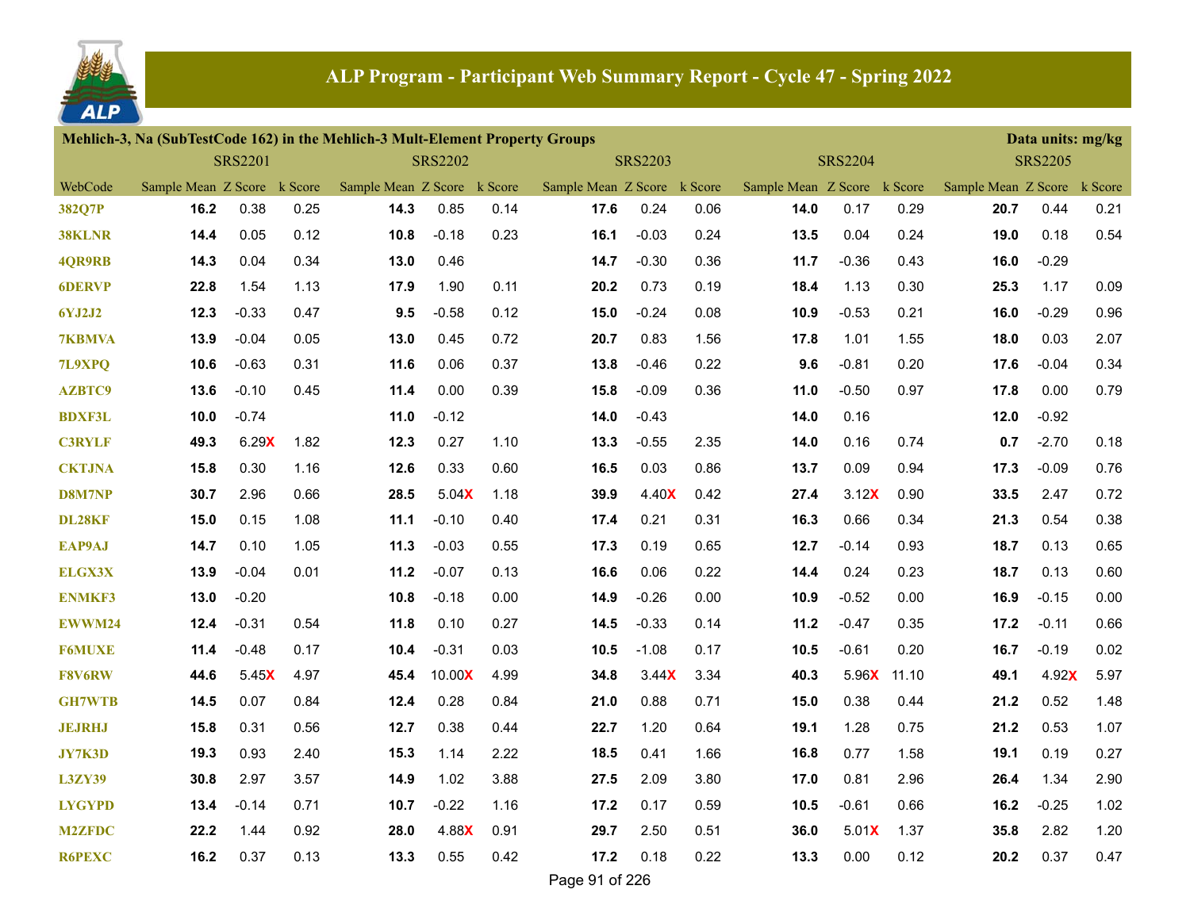# ALP Program - Participant Web Summary Report - Cycle 47 - Spring 2022

**Mehlich-3, Na (SubTestCode 162) in the Mehlich-3 Mult-Element Property Groups** — Data units: mg/kg

| WebCode | SRS2201 | | | SRS2202 | | | SRS2203 | | | SRS2204 | | | SRS2205 | | |
|---|---|---|---|---|---|---|---|---|---|---|---|---|---|---|---|
| | Sample Mean | Z Score | k Score | Sample Mean | Z Score | k Score | Sample Mean | Z Score | k Score | Sample Mean | Z Score | k Score | Sample Mean | Z Score | k Score |
| 382Q7P | **16.2** | 0.38 | 0.25 | **14.3** | 0.85 | 0.14 | **17.6** | 0.24 | 0.06 | **14.0** | 0.17 | 0.29 | **20.7** | 0.44 | 0.21 |
| 38KLNR | **14.4** | 0.05 | 0.12 | **10.8** | -0.18 | 0.23 | **16.1** | -0.03 | 0.24 | **13.5** | 0.04 | 0.24 | **19.0** | 0.18 | 0.54 |
| 4QR9RB | **14.3** | 0.04 | 0.34 | **13.0** | 0.46 | | **14.7** | -0.30 | 0.36 | **11.7** | -0.36 | 0.43 | **16.0** | -0.29 | |
| 6DERVP | **22.8** | 1.54 | 1.13 | **17.9** | 1.90 | 0.11 | **20.2** | 0.73 | 0.19 | **18.4** | 1.13 | 0.30 | **25.3** | 1.17 | 0.09 |
| 6YJ2J2 | **12.3** | -0.33 | 0.47 | **9.5** | -0.58 | 0.12 | **15.0** | -0.24 | 0.08 | **10.9** | -0.53 | 0.21 | **16.0** | -0.29 | 0.96 |
| 7KBMVA | **13.9** | -0.04 | 0.05 | **13.0** | 0.45 | 0.72 | **20.7** | 0.83 | 1.56 | **17.8** | 1.01 | 1.55 | **18.0** | 0.03 | 2.07 |
| 7L9XPQ | **10.6** | -0.63 | 0.31 | **11.6** | 0.06 | 0.37 | **13.8** | -0.46 | 0.22 | **9.6** | -0.81 | 0.20 | **17.6** | -0.04 | 0.34 |
| AZBTC9 | **13.6** | -0.10 | 0.45 | **11.4** | 0.00 | 0.39 | **15.8** | -0.09 | 0.36 | **11.0** | -0.50 | 0.97 | **17.8** | 0.00 | 0.79 |
| BDXF3L | **10.0** | -0.74 | | **11.0** | -0.12 | | **14.0** | -0.43 | | **14.0** | 0.16 | | **12.0** | -0.92 | |
| C3RYLF | **49.3** | 6.29X | 1.82 | **12.3** | 0.27 | 1.10 | **13.3** | -0.55 | 2.35 | **14.0** | 0.16 | 0.74 | **0.7** | -2.70 | 0.18 |
| CKTJNA | **15.8** | 0.30 | 1.16 | **12.6** | 0.33 | 0.60 | **16.5** | 0.03 | 0.86 | **13.7** | 0.09 | 0.94 | **17.3** | -0.09 | 0.76 |
| D8M7NP | **30.7** | 2.96 | 0.66 | **28.5** | 5.04X | 1.18 | **39.9** | 4.40X | 0.42 | **27.4** | 3.12X | 0.90 | **33.5** | 2.47 | 0.72 |
| DL28KF | **15.0** | 0.15 | 1.08 | **11.1** | -0.10 | 0.40 | **17.4** | 0.21 | 0.31 | **16.3** | 0.66 | 0.34 | **21.3** | 0.54 | 0.38 |
| EAP9AJ | **14.7** | 0.10 | 1.05 | **11.3** | -0.03 | 0.55 | **17.3** | 0.19 | 0.65 | **12.7** | -0.14 | 0.93 | **18.7** | 0.13 | 0.65 |
| ELGX3X | **13.9** | -0.04 | 0.01 | **11.2** | -0.07 | 0.13 | **16.6** | 0.06 | 0.22 | **14.4** | 0.24 | 0.23 | **18.7** | 0.13 | 0.60 |
| ENMKF3 | **13.0** | -0.20 | | **10.8** | -0.18 | 0.00 | **14.9** | -0.26 | 0.00 | **10.9** | -0.52 | 0.00 | **16.9** | -0.15 | 0.00 |
| EWWM24 | **12.4** | -0.31 | 0.54 | **11.8** | 0.10 | 0.27 | **14.5** | -0.33 | 0.14 | **11.2** | -0.47 | 0.35 | **17.2** | -0.11 | 0.66 |
| F6MUXE | **11.4** | -0.48 | 0.17 | **10.4** | -0.31 | 0.03 | **10.5** | -1.08 | 0.17 | **10.5** | -0.61 | 0.20 | **16.7** | -0.19 | 0.02 |
| F8V6RW | **44.6** | 5.45X | 4.97 | **45.4** | 10.00X | 4.99 | **34.8** | 3.44X | 3.34 | **40.3** | 5.96X | 11.10 | **49.1** | 4.92X | 5.97 |
| GH7WTB | **14.5** | 0.07 | 0.84 | **12.4** | 0.28 | 0.84 | **21.0** | 0.88 | 0.71 | **15.0** | 0.38 | 0.44 | **21.2** | 0.52 | 1.48 |
| JEJRHJ | **15.8** | 0.31 | 0.56 | **12.7** | 0.38 | 0.44 | **22.7** | 1.20 | 0.64 | **19.1** | 1.28 | 0.75 | **21.2** | 0.53 | 1.07 |
| JY7K3D | **19.3** | 0.93 | 2.40 | **15.3** | 1.14 | 2.22 | **18.5** | 0.41 | 1.66 | **16.8** | 0.77 | 1.58 | **19.1** | 0.19 | 0.27 |
| L3ZY39 | **30.8** | 2.97 | 3.57 | **14.9** | 1.02 | 3.88 | **27.5** | 2.09 | 3.80 | **17.0** | 0.81 | 2.96 | **26.4** | 1.34 | 2.90 |
| LYGYPD | **13.4** | -0.14 | 0.71 | **10.7** | -0.22 | 1.16 | **17.2** | 0.17 | 0.59 | **10.5** | -0.61 | 0.66 | **16.2** | -0.25 | 1.02 |
| M2ZFDC | **22.2** | 1.44 | 0.92 | **28.0** | 4.88X | 0.91 | **29.7** | 2.50 | 0.51 | **36.0** | 5.01X | 1.37 | **35.8** | 2.82 | 1.20 |
| R6PEXC | **16.2** | 0.37 | 0.13 | **13.3** | 0.55 | 0.42 | **17.2** | 0.18 | 0.22 | **13.3** | 0.00 | 0.12 | **20.2** | 0.37 | 0.47 |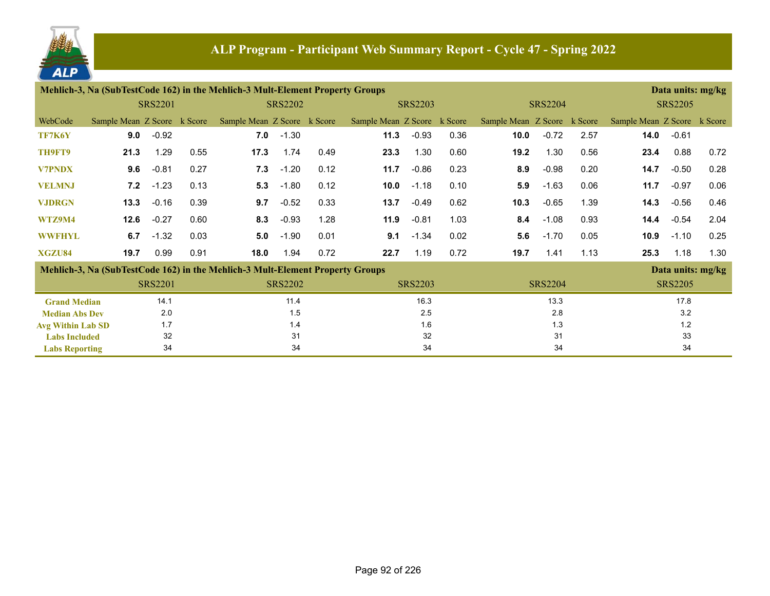# ALP Program - Participant Web Summary Report - Cycle 47 - Spring 2022

## Mehlich-3, Na (SubTestCode 162) in the Mehlich-3 Mult-Element Property Groups

Data units: mg/kg

| | SRS2201 | | | SRS2202 | | | SRS2203 | | | SRS2204 | | | SRS2205 | | |
|---|---|---|---|---|---|---|---|---|---|---|---|---|---|---|---|
| WebCode | Sample Mean | Z Score | k Score | Sample Mean | Z Score | k Score | Sample Mean | Z Score | k Score | Sample Mean | Z Score | k Score | Sample Mean | Z Score | k Score |
| TF7K6Y | **9.0** | -0.92 | | **7.0** | -1.30 | | **11.3** | -0.93 | 0.36 | **10.0** | -0.72 | 2.57 | **14.0** | -0.61 | |
| TH9FT9 | **21.3** | 1.29 | 0.55 | **17.3** | 1.74 | 0.49 | **23.3** | 1.30 | 0.60 | **19.2** | 1.30 | 0.56 | **23.4** | 0.88 | 0.72 |
| V7PNDX | **9.6** | -0.81 | 0.27 | **7.3** | -1.20 | 0.12 | **11.7** | -0.86 | 0.23 | **8.9** | -0.98 | 0.20 | **14.7** | -0.50 | 0.28 |
| VELMNJ | **7.2** | -1.23 | 0.13 | **5.3** | -1.80 | 0.12 | **10.0** | -1.18 | 0.10 | **5.9** | -1.63 | 0.06 | **11.7** | -0.97 | 0.06 |
| VJDRGN | **13.3** | -0.16 | 0.39 | **9.7** | -0.52 | 0.33 | **13.7** | -0.49 | 0.62 | **10.3** | -0.65 | 1.39 | **14.3** | -0.56 | 0.46 |
| WTZ9M4 | **12.6** | -0.27 | 0.60 | **8.3** | -0.93 | 1.28 | **11.9** | -0.81 | 1.03 | **8.4** | -1.08 | 0.93 | **14.4** | -0.54 | 2.04 |
| WWFHYL | **6.7** | -1.32 | 0.03 | **5.0** | -1.90 | 0.01 | **9.1** | -1.34 | 0.02 | **5.6** | -1.70 | 0.05 | **10.9** | -1.10 | 0.25 |
| XGZU84 | **19.7** | 0.99 | 0.91 | **18.0** | 1.94 | 0.72 | **22.7** | 1.19 | 0.72 | **19.7** | 1.41 | 1.13 | **25.3** | 1.18 | 1.30 |

## Mehlich-3, Na (SubTestCode 162) in the Mehlich-3 Mult-Element Property Groups

Data units: mg/kg

| | SRS2201 | SRS2202 | SRS2203 | SRS2204 | SRS2205 |
|---|---|---|---|---|---|
| Grand Median | 14.1 | 11.4 | 16.3 | 13.3 | 17.8 |
| Median Abs Dev | 2.0 | 1.5 | 2.5 | 2.8 | 3.2 |
| Avg Within Lab SD | 1.7 | 1.4 | 1.6 | 1.3 | 1.2 |
| Labs Included | 32 | 31 | 32 | 31 | 33 |
| Labs Reporting | 34 | 34 | 34 | 34 | 34 |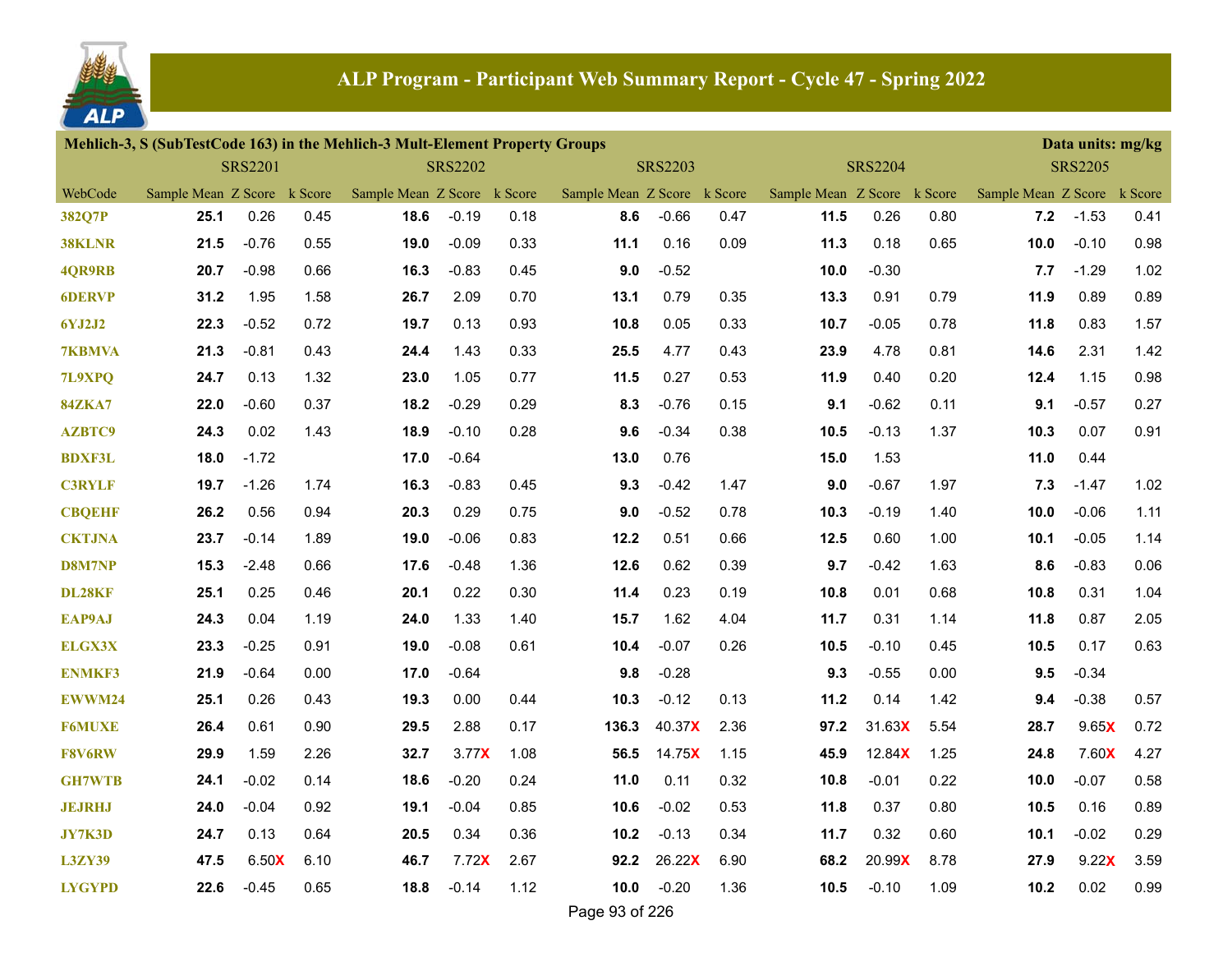# ALP Program - Participant Web Summary Report - Cycle 47 - Spring 2022

**Mehlich-3, S (SubTestCode 163) in the Mehlich-3 Mult-Element Property Groups** — Data units: mg/kg

| WebCode | SRS2201 Sample Mean | SRS2201 Z Score | SRS2201 k Score | SRS2202 Sample Mean | SRS2202 Z Score | SRS2202 k Score | SRS2203 Sample Mean | SRS2203 Z Score | SRS2203 k Score | SRS2204 Sample Mean | SRS2204 Z Score | SRS2204 k Score | SRS2205 Sample Mean | SRS2205 Z Score | SRS2205 k Score |
|---|---|---|---|---|---|---|---|---|---|---|---|---|---|---|---|
| 382Q7P | **25.1** | 0.26 | 0.45 | **18.6** | -0.19 | 0.18 | **8.6** | -0.66 | 0.47 | **11.5** | 0.26 | 0.80 | **7.2** | -1.53 | 0.41 |
| 38KLNR | **21.5** | -0.76 | 0.55 | **19.0** | -0.09 | 0.33 | **11.1** | 0.16 | 0.09 | **11.3** | 0.18 | 0.65 | **10.0** | -0.10 | 0.98 |
| 4QR9RB | **20.7** | -0.98 | 0.66 | **16.3** | -0.83 | 0.45 | **9.0** | -0.52 | | **10.0** | -0.30 | | **7.7** | -1.29 | 1.02 |
| 6DERVP | **31.2** | 1.95 | 1.58 | **26.7** | 2.09 | 0.70 | **13.1** | 0.79 | 0.35 | **13.3** | 0.91 | 0.79 | **11.9** | 0.89 | 0.89 |
| 6YJ2J2 | **22.3** | -0.52 | 0.72 | **19.7** | 0.13 | 0.93 | **10.8** | 0.05 | 0.33 | **10.7** | -0.05 | 0.78 | **11.8** | 0.83 | 1.57 |
| 7KBMVA | **21.3** | -0.81 | 0.43 | **24.4** | 1.43 | 0.33 | **25.5** | 4.77 | 0.43 | **23.9** | 4.78 | 0.81 | **14.6** | 2.31 | 1.42 |
| 7L9XPQ | **24.7** | 0.13 | 1.32 | **23.0** | 1.05 | 0.77 | **11.5** | 0.27 | 0.53 | **11.9** | 0.40 | 0.20 | **12.4** | 1.15 | 0.98 |
| 84ZKA7 | **22.0** | -0.60 | 0.37 | **18.2** | -0.29 | 0.29 | **8.3** | -0.76 | 0.15 | **9.1** | -0.62 | 0.11 | **9.1** | -0.57 | 0.27 |
| AZBTC9 | **24.3** | 0.02 | 1.43 | **18.9** | -0.10 | 0.28 | **9.6** | -0.34 | 0.38 | **10.5** | -0.13 | 1.37 | **10.3** | 0.07 | 0.91 |
| BDXF3L | **18.0** | -1.72 | | **17.0** | -0.64 | | **13.0** | 0.76 | | **15.0** | 1.53 | | **11.0** | 0.44 | |
| C3RYLF | **19.7** | -1.26 | 1.74 | **16.3** | -0.83 | 0.45 | **9.3** | -0.42 | 1.47 | **9.0** | -0.67 | 1.97 | **7.3** | -1.47 | 1.02 |
| CBQEHF | **26.2** | 0.56 | 0.94 | **20.3** | 0.29 | 0.75 | **9.0** | -0.52 | 0.78 | **10.3** | -0.19 | 1.40 | **10.0** | -0.06 | 1.11 |
| CKTJNA | **23.7** | -0.14 | 1.89 | **19.0** | -0.06 | 0.83 | **12.2** | 0.51 | 0.66 | **12.5** | 0.60 | 1.00 | **10.1** | -0.05 | 1.14 |
| D8M7NP | **15.3** | -2.48 | 0.66 | **17.6** | -0.48 | 1.36 | **12.6** | 0.62 | 0.39 | **9.7** | -0.42 | 1.63 | **8.6** | -0.83 | 0.06 |
| DL28KF | **25.1** | 0.25 | 0.46 | **20.1** | 0.22 | 0.30 | **11.4** | 0.23 | 0.19 | **10.8** | 0.01 | 0.68 | **10.8** | 0.31 | 1.04 |
| EAP9AJ | **24.3** | 0.04 | 1.19 | **24.0** | 1.33 | 1.40 | **15.7** | 1.62 | 4.04 | **11.7** | 0.31 | 1.14 | **11.8** | 0.87 | 2.05 |
| ELGX3X | **23.3** | -0.25 | 0.91 | **19.0** | -0.08 | 0.61 | **10.4** | -0.07 | 0.26 | **10.5** | -0.10 | 0.45 | **10.5** | 0.17 | 0.63 |
| ENMKF3 | **21.9** | -0.64 | 0.00 | **17.0** | -0.64 | | **9.8** | -0.28 | | **9.3** | -0.55 | 0.00 | **9.5** | -0.34 | |
| EWWM24 | **25.1** | 0.26 | 0.43 | **19.3** | 0.00 | 0.44 | **10.3** | -0.12 | 0.13 | **11.2** | 0.14 | 1.42 | **9.4** | -0.38 | 0.57 |
| F6MUXE | **26.4** | 0.61 | 0.90 | **29.5** | 2.88 | 0.17 | **136.3** | 40.37X | 2.36 | **97.2** | 31.63X | 5.54 | **28.7** | 9.65X | 0.72 |
| F8V6RW | **29.9** | 1.59 | 2.26 | **32.7** | 3.77X | 1.08 | **56.5** | 14.75X | 1.15 | **45.9** | 12.84X | 1.25 | **24.8** | 7.60X | 4.27 |
| GH7WTB | **24.1** | -0.02 | 0.14 | **18.6** | -0.20 | 0.24 | **11.0** | 0.11 | 0.32 | **10.8** | -0.01 | 0.22 | **10.0** | -0.07 | 0.58 |
| JEJRHJ | **24.0** | -0.04 | 0.92 | **19.1** | -0.04 | 0.85 | **10.6** | -0.02 | 0.53 | **11.8** | 0.37 | 0.80 | **10.5** | 0.16 | 0.89 |
| JY7K3D | **24.7** | 0.13 | 0.64 | **20.5** | 0.34 | 0.36 | **10.2** | -0.13 | 0.34 | **11.7** | 0.32 | 0.60 | **10.1** | -0.02 | 0.29 |
| L3ZY39 | **47.5** | 6.50X | 6.10 | **46.7** | 7.72X | 2.67 | **92.2** | 26.22X | 6.90 | **68.2** | 20.99X | 8.78 | **27.9** | 9.22X | 3.59 |
| LYGYPD | **22.6** | -0.45 | 0.65 | **18.8** | -0.14 | 1.12 | **10.0** | -0.20 | 1.36 | **10.5** | -0.10 | 1.09 | **10.2** | 0.02 | 0.99 |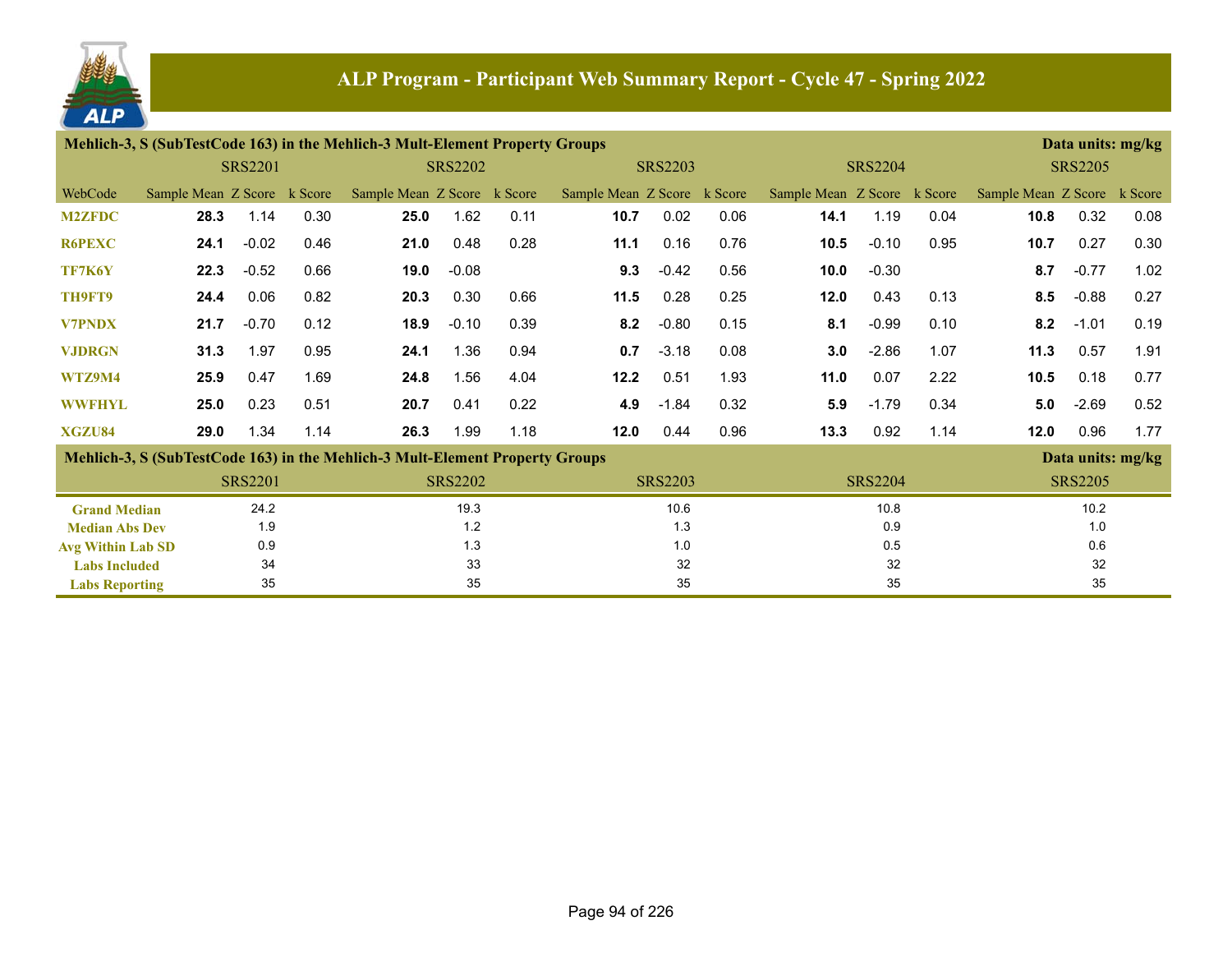## ALP Program - Participant Web Summary Report - Cycle 47 - Spring 2022

**Mehlich-3, S (SubTestCode 163) in the Mehlich-3 Mult-Element Property Groups** — Data units: mg/kg

| | SRS2201 | | | SRS2202 | | | SRS2203 | | | SRS2204 | | | SRS2205 | | |
|---|---|---|---|---|---|---|---|---|---|---|---|---|---|---|---|
| WebCode | Sample Mean | Z Score | k Score | Sample Mean | Z Score | k Score | Sample Mean | Z Score | k Score | Sample Mean | Z Score | k Score | Sample Mean | Z Score | k Score |
| M2ZFDC | **28.3** | 1.14 | 0.30 | **25.0** | 1.62 | 0.11 | **10.7** | 0.02 | 0.06 | **14.1** | 1.19 | 0.04 | **10.8** | 0.32 | 0.08 |
| R6PEXC | **24.1** | -0.02 | 0.46 | **21.0** | 0.48 | 0.28 | **11.1** | 0.16 | 0.76 | **10.5** | -0.10 | 0.95 | **10.7** | 0.27 | 0.30 |
| TF7K6Y | **22.3** | -0.52 | 0.66 | **19.0** | -0.08 | | **9.3** | -0.42 | 0.56 | **10.0** | -0.30 | | **8.7** | -0.77 | 1.02 |
| TH9FT9 | **24.4** | 0.06 | 0.82 | **20.3** | 0.30 | 0.66 | **11.5** | 0.28 | 0.25 | **12.0** | 0.43 | 0.13 | **8.5** | -0.88 | 0.27 |
| V7PNDX | **21.7** | -0.70 | 0.12 | **18.9** | -0.10 | 0.39 | **8.2** | -0.80 | 0.15 | **8.1** | -0.99 | 0.10 | **8.2** | -1.01 | 0.19 |
| VJDRGN | **31.3** | 1.97 | 0.95 | **24.1** | 1.36 | 0.94 | **0.7** | -3.18 | 0.08 | **3.0** | -2.86 | 1.07 | **11.3** | 0.57 | 1.91 |
| WTZ9M4 | **25.9** | 0.47 | 1.69 | **24.8** | 1.56 | 4.04 | **12.2** | 0.51 | 1.93 | **11.0** | 0.07 | 2.22 | **10.5** | 0.18 | 0.77 |
| WWFHYL | **25.0** | 0.23 | 0.51 | **20.7** | 0.41 | 0.22 | **4.9** | -1.84 | 0.32 | **5.9** | -1.79 | 0.34 | **5.0** | -2.69 | 0.52 |
| XGZU84 | **29.0** | 1.34 | 1.14 | **26.3** | 1.99 | 1.18 | **12.0** | 0.44 | 0.96 | **13.3** | 0.92 | 1.14 | **12.0** | 0.96 | 1.77 |

**Mehlich-3, S (SubTestCode 163) in the Mehlich-3 Mult-Element Property Groups** — Data units: mg/kg

| | SRS2201 | SRS2202 | SRS2203 | SRS2204 | SRS2205 |
|---|---|---|---|---|---|
| Grand Median | 24.2 | 19.3 | 10.6 | 10.8 | 10.2 |
| Median Abs Dev | 1.9 | 1.2 | 1.3 | 0.9 | 1.0 |
| Avg Within Lab SD | 0.9 | 1.3 | 1.0 | 0.5 | 0.6 |
| Labs Included | 34 | 33 | 32 | 32 | 32 |
| Labs Reporting | 35 | 35 | 35 | 35 | 35 |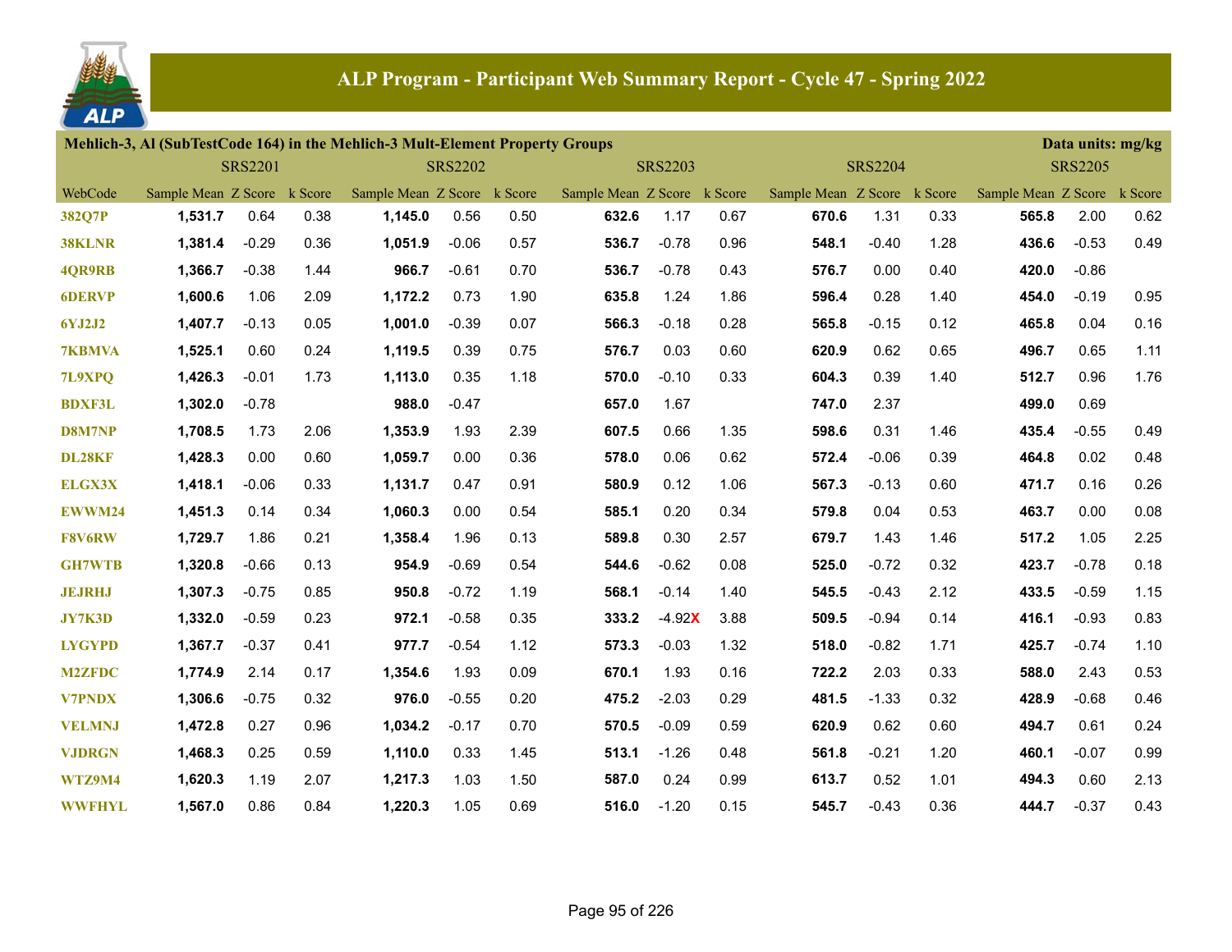# ALP Program - Participant Web Summary Report - Cycle 47 - Spring 2022

**Mehlich-3, Al (SubTestCode 164) in the Mehlich-3 Mult-Element Property Groups** — Data units: mg/kg

| WebCode | SRS2201 Sample Mean | SRS2201 Z Score | SRS2201 k Score | SRS2202 Sample Mean | SRS2202 Z Score | SRS2202 k Score | SRS2203 Sample Mean | SRS2203 Z Score | SRS2203 k Score | SRS2204 Sample Mean | SRS2204 Z Score | SRS2204 k Score | SRS2205 Sample Mean | SRS2205 Z Score | SRS2205 k Score |
|---|---|---|---|---|---|---|---|---|---|---|---|---|---|---|---|
| 382Q7P | 1,531.7 | 0.64 | 0.38 | 1,145.0 | 0.56 | 0.50 | 632.6 | 1.17 | 0.67 | 670.6 | 1.31 | 0.33 | 565.8 | 2.00 | 0.62 |
| 38KLNR | 1,381.4 | -0.29 | 0.36 | 1,051.9 | -0.06 | 0.57 | 536.7 | -0.78 | 0.96 | 548.1 | -0.40 | 1.28 | 436.6 | -0.53 | 0.49 |
| 4QR9RB | 1,366.7 | -0.38 | 1.44 | 966.7 | -0.61 | 0.70 | 536.7 | -0.78 | 0.43 | 576.7 | 0.00 | 0.40 | 420.0 | -0.86 | |
| 6DERVP | 1,600.6 | 1.06 | 2.09 | 1,172.2 | 0.73 | 1.90 | 635.8 | 1.24 | 1.86 | 596.4 | 0.28 | 1.40 | 454.0 | -0.19 | 0.95 |
| 6YJ2J2 | 1,407.7 | -0.13 | 0.05 | 1,001.0 | -0.39 | 0.07 | 566.3 | -0.18 | 0.28 | 565.8 | -0.15 | 0.12 | 465.8 | 0.04 | 0.16 |
| 7KBMVA | 1,525.1 | 0.60 | 0.24 | 1,119.5 | 0.39 | 0.75 | 576.7 | 0.03 | 0.60 | 620.9 | 0.62 | 0.65 | 496.7 | 0.65 | 1.11 |
| 7L9XPQ | 1,426.3 | -0.01 | 1.73 | 1,113.0 | 0.35 | 1.18 | 570.0 | -0.10 | 0.33 | 604.3 | 0.39 | 1.40 | 512.7 | 0.96 | 1.76 |
| BDXF3L | 1,302.0 | -0.78 | | 988.0 | -0.47 | | 657.0 | 1.67 | | 747.0 | 2.37 | | 499.0 | 0.69 | |
| D8M7NP | 1,708.5 | 1.73 | 2.06 | 1,353.9 | 1.93 | 2.39 | 607.5 | 0.66 | 1.35 | 598.6 | 0.31 | 1.46 | 435.4 | -0.55 | 0.49 |
| DL28KF | 1,428.3 | 0.00 | 0.60 | 1,059.7 | 0.00 | 0.36 | 578.0 | 0.06 | 0.62 | 572.4 | -0.06 | 0.39 | 464.8 | 0.02 | 0.48 |
| ELGX3X | 1,418.1 | -0.06 | 0.33 | 1,131.7 | 0.47 | 0.91 | 580.9 | 0.12 | 1.06 | 567.3 | -0.13 | 0.60 | 471.7 | 0.16 | 0.26 |
| EWWM24 | 1,451.3 | 0.14 | 0.34 | 1,060.3 | 0.00 | 0.54 | 585.1 | 0.20 | 0.34 | 579.8 | 0.04 | 0.53 | 463.7 | 0.00 | 0.08 |
| F8V6RW | 1,729.7 | 1.86 | 0.21 | 1,358.4 | 1.96 | 0.13 | 589.8 | 0.30 | 2.57 | 679.7 | 1.43 | 1.46 | 517.2 | 1.05 | 2.25 |
| GH7WTB | 1,320.8 | -0.66 | 0.13 | 954.9 | -0.69 | 0.54 | 544.6 | -0.62 | 0.08 | 525.0 | -0.72 | 0.32 | 423.7 | -0.78 | 0.18 |
| JEJRHJ | 1,307.3 | -0.75 | 0.85 | 950.8 | -0.72 | 1.19 | 568.1 | -0.14 | 1.40 | 545.5 | -0.43 | 2.12 | 433.5 | -0.59 | 1.15 |
| JY7K3D | 1,332.0 | -0.59 | 0.23 | 972.1 | -0.58 | 0.35 | 333.2 | -4.92X | 3.88 | 509.5 | -0.94 | 0.14 | 416.1 | -0.93 | 0.83 |
| LYGYPD | 1,367.7 | -0.37 | 0.41 | 977.7 | -0.54 | 1.12 | 573.3 | -0.03 | 1.32 | 518.0 | -0.82 | 1.71 | 425.7 | -0.74 | 1.10 |
| M2ZFDC | 1,774.9 | 2.14 | 0.17 | 1,354.6 | 1.93 | 0.09 | 670.1 | 1.93 | 0.16 | 722.2 | 2.03 | 0.33 | 588.0 | 2.43 | 0.53 |
| V7PNDX | 1,306.6 | -0.75 | 0.32 | 976.0 | -0.55 | 0.20 | 475.2 | -2.03 | 0.29 | 481.5 | -1.33 | 0.32 | 428.9 | -0.68 | 0.46 |
| VELMNJ | 1,472.8 | 0.27 | 0.96 | 1,034.2 | -0.17 | 0.70 | 570.5 | -0.09 | 0.59 | 620.9 | 0.62 | 0.60 | 494.7 | 0.61 | 0.24 |
| VJDRGN | 1,468.3 | 0.25 | 0.59 | 1,110.0 | 0.33 | 1.45 | 513.1 | -1.26 | 0.48 | 561.8 | -0.21 | 1.20 | 460.1 | -0.07 | 0.99 |
| WTZ9M4 | 1,620.3 | 1.19 | 2.07 | 1,217.3 | 1.03 | 1.50 | 587.0 | 0.24 | 0.99 | 613.7 | 0.52 | 1.01 | 494.3 | 0.60 | 2.13 |
| WWFHYL | 1,567.0 | 0.86 | 0.84 | 1,220.3 | 1.05 | 0.69 | 516.0 | -1.20 | 0.15 | 545.7 | -0.43 | 0.36 | 444.7 | -0.37 | 0.43 |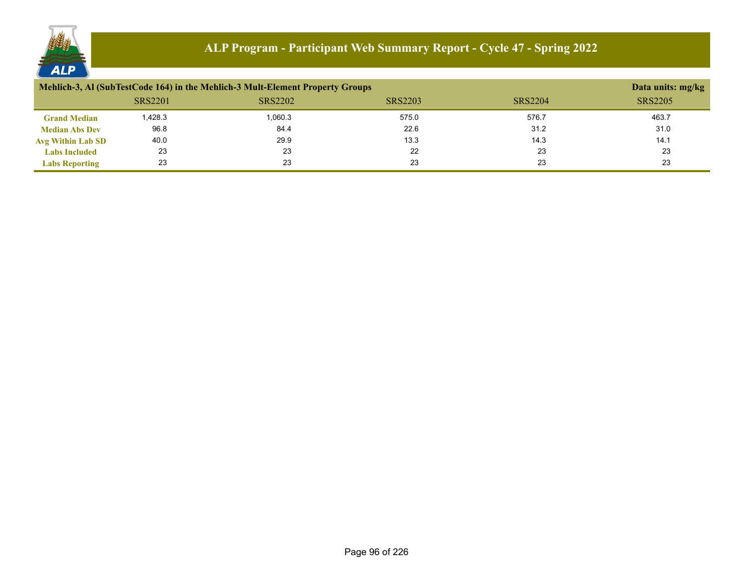# ALP Program - Participant Web Summary Report - Cycle 47 - Spring 2022

| Mehlich-3, Al (SubTestCode 164) in the Mehlich-3 Mult-Element Property Groups | | | | | Data units: mg/kg |
|---|---|---|---|---|---|
| | SRS2201 | SRS2202 | SRS2203 | SRS2204 | SRS2205 |
| **Grand Median** | 1,428.3 | 1,060.3 | 575.0 | 576.7 | 463.7 |
| **Median Abs Dev** | 96.8 | 84.4 | 22.6 | 31.2 | 31.0 |
| **Avg Within Lab SD** | 40.0 | 29.9 | 13.3 | 14.3 | 14.1 |
| **Labs Included** | 23 | 23 | 22 | 23 | 23 |
| **Labs Reporting** | 23 | 23 | 23 | 23 | 23 |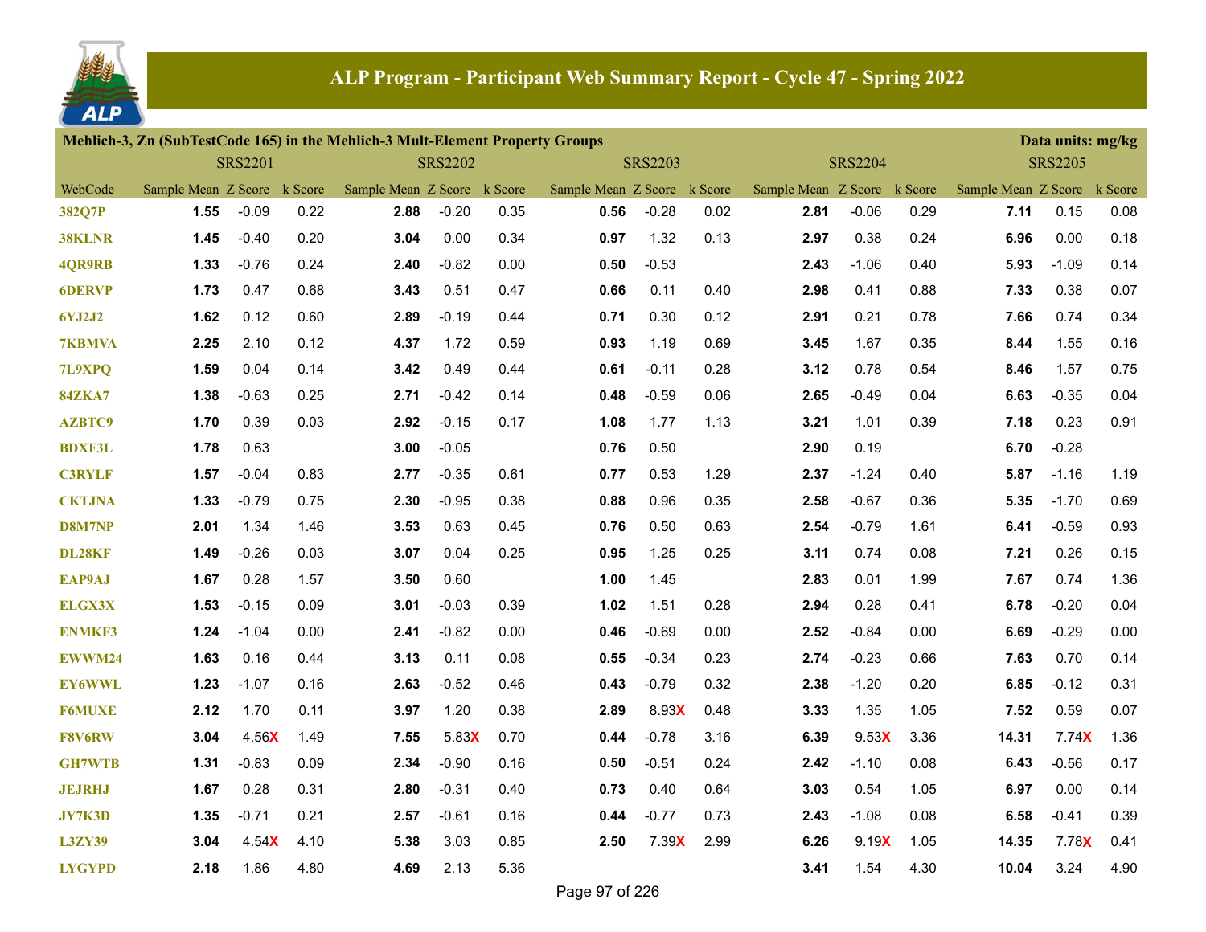## ALP Program - Participant Web Summary Report - Cycle 47 - Spring 2022

**Mehlich-3, Zn (SubTestCode 165) in the Mehlich-3 Mult-Element Property Groups** — Data units: mg/kg

| | SRS2201 | | | SRS2202 | | | SRS2203 | | | SRS2204 | | | SRS2205 | | |
|---|---|---|---|---|---|---|---|---|---|---|---|---|---|---|---|
| WebCode | Sample Mean | Z Score | k Score | Sample Mean | Z Score | k Score | Sample Mean | Z Score | k Score | Sample Mean | Z Score | k Score | Sample Mean | Z Score | k Score |
| 382Q7P | **1.55** | -0.09 | 0.22 | **2.88** | -0.20 | 0.35 | **0.56** | -0.28 | 0.02 | **2.81** | -0.06 | 0.29 | **7.11** | 0.15 | 0.08 |
| 38KLNR | **1.45** | -0.40 | 0.20 | **3.04** | 0.00 | 0.34 | **0.97** | 1.32 | 0.13 | **2.97** | 0.38 | 0.24 | **6.96** | 0.00 | 0.18 |
| 4QR9RB | **1.33** | -0.76 | 0.24 | **2.40** | -0.82 | 0.00 | **0.50** | -0.53 | | **2.43** | -1.06 | 0.40 | **5.93** | -1.09 | 0.14 |
| 6DERVP | **1.73** | 0.47 | 0.68 | **3.43** | 0.51 | 0.47 | **0.66** | 0.11 | 0.40 | **2.98** | 0.41 | 0.88 | **7.33** | 0.38 | 0.07 |
| 6YJ2J2 | **1.62** | 0.12 | 0.60 | **2.89** | -0.19 | 0.44 | **0.71** | 0.30 | 0.12 | **2.91** | 0.21 | 0.78 | **7.66** | 0.74 | 0.34 |
| 7KBMVA | **2.25** | 2.10 | 0.12 | **4.37** | 1.72 | 0.59 | **0.93** | 1.19 | 0.69 | **3.45** | 1.67 | 0.35 | **8.44** | 1.55 | 0.16 |
| 7L9XPQ | **1.59** | 0.04 | 0.14 | **3.42** | 0.49 | 0.44 | **0.61** | -0.11 | 0.28 | **3.12** | 0.78 | 0.54 | **8.46** | 1.57 | 0.75 |
| 84ZKA7 | **1.38** | -0.63 | 0.25 | **2.71** | -0.42 | 0.14 | **0.48** | -0.59 | 0.06 | **2.65** | -0.49 | 0.04 | **6.63** | -0.35 | 0.04 |
| AZBTC9 | **1.70** | 0.39 | 0.03 | **2.92** | -0.15 | 0.17 | **1.08** | 1.77 | 1.13 | **3.21** | 1.01 | 0.39 | **7.18** | 0.23 | 0.91 |
| BDXF3L | **1.78** | 0.63 | | **3.00** | -0.05 | | **0.76** | 0.50 | | **2.90** | 0.19 | | **6.70** | -0.28 | |
| C3RYLF | **1.57** | -0.04 | 0.83 | **2.77** | -0.35 | 0.61 | **0.77** | 0.53 | 1.29 | **2.37** | -1.24 | 0.40 | **5.87** | -1.16 | 1.19 |
| CKTJNA | **1.33** | -0.79 | 0.75 | **2.30** | -0.95 | 0.38 | **0.88** | 0.96 | 0.35 | **2.58** | -0.67 | 0.36 | **5.35** | -1.70 | 0.69 |
| D8M7NP | **2.01** | 1.34 | 1.46 | **3.53** | 0.63 | 0.45 | **0.76** | 0.50 | 0.63 | **2.54** | -0.79 | 1.61 | **6.41** | -0.59 | 0.93 |
| DL28KF | **1.49** | -0.26 | 0.03 | **3.07** | 0.04 | 0.25 | **0.95** | 1.25 | 0.25 | **3.11** | 0.74 | 0.08 | **7.21** | 0.26 | 0.15 |
| EAP9AJ | **1.67** | 0.28 | 1.57 | **3.50** | 0.60 | | **1.00** | 1.45 | | **2.83** | 0.01 | 1.99 | **7.67** | 0.74 | 1.36 |
| ELGX3X | **1.53** | -0.15 | 0.09 | **3.01** | -0.03 | 0.39 | **1.02** | 1.51 | 0.28 | **2.94** | 0.28 | 0.41 | **6.78** | -0.20 | 0.04 |
| ENMKF3 | **1.24** | -1.04 | 0.00 | **2.41** | -0.82 | 0.00 | **0.46** | -0.69 | 0.00 | **2.52** | -0.84 | 0.00 | **6.69** | -0.29 | 0.00 |
| EWWM24 | **1.63** | 0.16 | 0.44 | **3.13** | 0.11 | 0.08 | **0.55** | -0.34 | 0.23 | **2.74** | -0.23 | 0.66 | **7.63** | 0.70 | 0.14 |
| EY6WWL | **1.23** | -1.07 | 0.16 | **2.63** | -0.52 | 0.46 | **0.43** | -0.79 | 0.32 | **2.38** | -1.20 | 0.20 | **6.85** | -0.12 | 0.31 |
| F6MUXE | **2.12** | 1.70 | 0.11 | **3.97** | 1.20 | 0.38 | **2.89** | 8.93X | 0.48 | **3.33** | 1.35 | 1.05 | **7.52** | 0.59 | 0.07 |
| F8V6RW | **3.04** | 4.56X | 1.49 | **7.55** | 5.83X | 0.70 | **0.44** | -0.78 | 3.16 | **6.39** | 9.53X | 3.36 | **14.31** | 7.74X | 1.36 |
| GH7WTB | **1.31** | -0.83 | 0.09 | **2.34** | -0.90 | 0.16 | **0.50** | -0.51 | 0.24 | **2.42** | -1.10 | 0.08 | **6.43** | -0.56 | 0.17 |
| JEJRHJ | **1.67** | 0.28 | 0.31 | **2.80** | -0.31 | 0.40 | **0.73** | 0.40 | 0.64 | **3.03** | 0.54 | 1.05 | **6.97** | 0.00 | 0.14 |
| JY7K3D | **1.35** | -0.71 | 0.21 | **2.57** | -0.61 | 0.16 | **0.44** | -0.77 | 0.73 | **2.43** | -1.08 | 0.08 | **6.58** | -0.41 | 0.39 |
| L3ZY39 | **3.04** | 4.54X | 4.10 | **5.38** | 3.03 | 0.85 | **2.50** | 7.39X | 2.99 | **6.26** | 9.19X | 1.05 | **14.35** | 7.78X | 0.41 |
| LYGYPD | **2.18** | 1.86 | 4.80 | **4.69** | 2.13 | 5.36 | | | | **3.41** | 1.54 | 4.30 | **10.04** | 3.24 | 4.90 |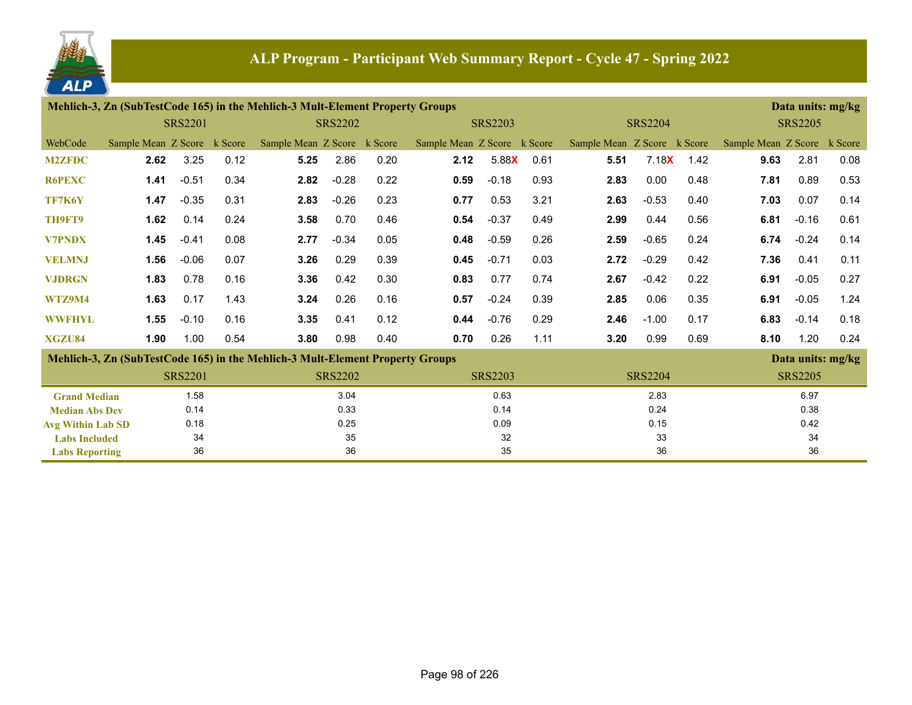# ALP Program - Participant Web Summary Report - Cycle 47 - Spring 2022

**Mehlich-3, Zn (SubTestCode 165) in the Mehlich-3 Mult-Element Property Groups** — Data units: mg/kg

| WebCode | SRS2201 Sample Mean | SRS2201 Z Score | SRS2201 k Score | SRS2202 Sample Mean | SRS2202 Z Score | SRS2202 k Score | SRS2203 Sample Mean | SRS2203 Z Score | SRS2203 k Score | SRS2204 Sample Mean | SRS2204 Z Score | SRS2204 k Score | SRS2205 Sample Mean | SRS2205 Z Score | SRS2205 k Score |
|---|---|---|---|---|---|---|---|---|---|---|---|---|---|---|---|
| M2ZFDC | **2.62** | 3.25 | 0.12 | **5.25** | 2.86 | 0.20 | **2.12** | 5.88X | 0.61 | **5.51** | 7.18X | 1.42 | **9.63** | 2.81 | 0.08 |
| R6PEXC | **1.41** | -0.51 | 0.34 | **2.82** | -0.28 | 0.22 | **0.59** | -0.18 | 0.93 | **2.83** | 0.00 | 0.48 | **7.81** | 0.89 | 0.53 |
| TF7K6Y | **1.47** | -0.35 | 0.31 | **2.83** | -0.26 | 0.23 | **0.77** | 0.53 | 3.21 | **2.63** | -0.53 | 0.40 | **7.03** | 0.07 | 0.14 |
| TH9FT9 | **1.62** | 0.14 | 0.24 | **3.58** | 0.70 | 0.46 | **0.54** | -0.37 | 0.49 | **2.99** | 0.44 | 0.56 | **6.81** | -0.16 | 0.61 |
| V7PNDX | **1.45** | -0.41 | 0.08 | **2.77** | -0.34 | 0.05 | **0.48** | -0.59 | 0.26 | **2.59** | -0.65 | 0.24 | **6.74** | -0.24 | 0.14 |
| VELMNJ | **1.56** | -0.06 | 0.07 | **3.26** | 0.29 | 0.39 | **0.45** | -0.71 | 0.03 | **2.72** | -0.29 | 0.42 | **7.36** | 0.41 | 0.11 |
| VJDRGN | **1.83** | 0.78 | 0.16 | **3.36** | 0.42 | 0.30 | **0.83** | 0.77 | 0.74 | **2.67** | -0.42 | 0.22 | **6.91** | -0.05 | 0.27 |
| WTZ9M4 | **1.63** | 0.17 | 1.43 | **3.24** | 0.26 | 0.16 | **0.57** | -0.24 | 0.39 | **2.85** | 0.06 | 0.35 | **6.91** | -0.05 | 1.24 |
| WWFHYL | **1.55** | -0.10 | 0.16 | **3.35** | 0.41 | 0.12 | **0.44** | -0.76 | 0.29 | **2.46** | -1.00 | 0.17 | **6.83** | -0.14 | 0.18 |
| XGZU84 | **1.90** | 1.00 | 0.54 | **3.80** | 0.98 | 0.40 | **0.70** | 0.26 | 1.11 | **3.20** | 0.99 | 0.69 | **8.10** | 1.20 | 0.24 |

**Mehlich-3, Zn (SubTestCode 165) in the Mehlich-3 Mult-Element Property Groups** — Data units: mg/kg

| | SRS2201 | SRS2202 | SRS2203 | SRS2204 | SRS2205 |
|---|---|---|---|---|---|
| Grand Median | 1.58 | 3.04 | 0.63 | 2.83 | 6.97 |
| Median Abs Dev | 0.14 | 0.33 | 0.14 | 0.24 | 0.38 |
| Avg Within Lab SD | 0.18 | 0.25 | 0.09 | 0.15 | 0.42 |
| Labs Included | 34 | 35 | 32 | 33 | 34 |
| Labs Reporting | 36 | 36 | 35 | 36 | 36 |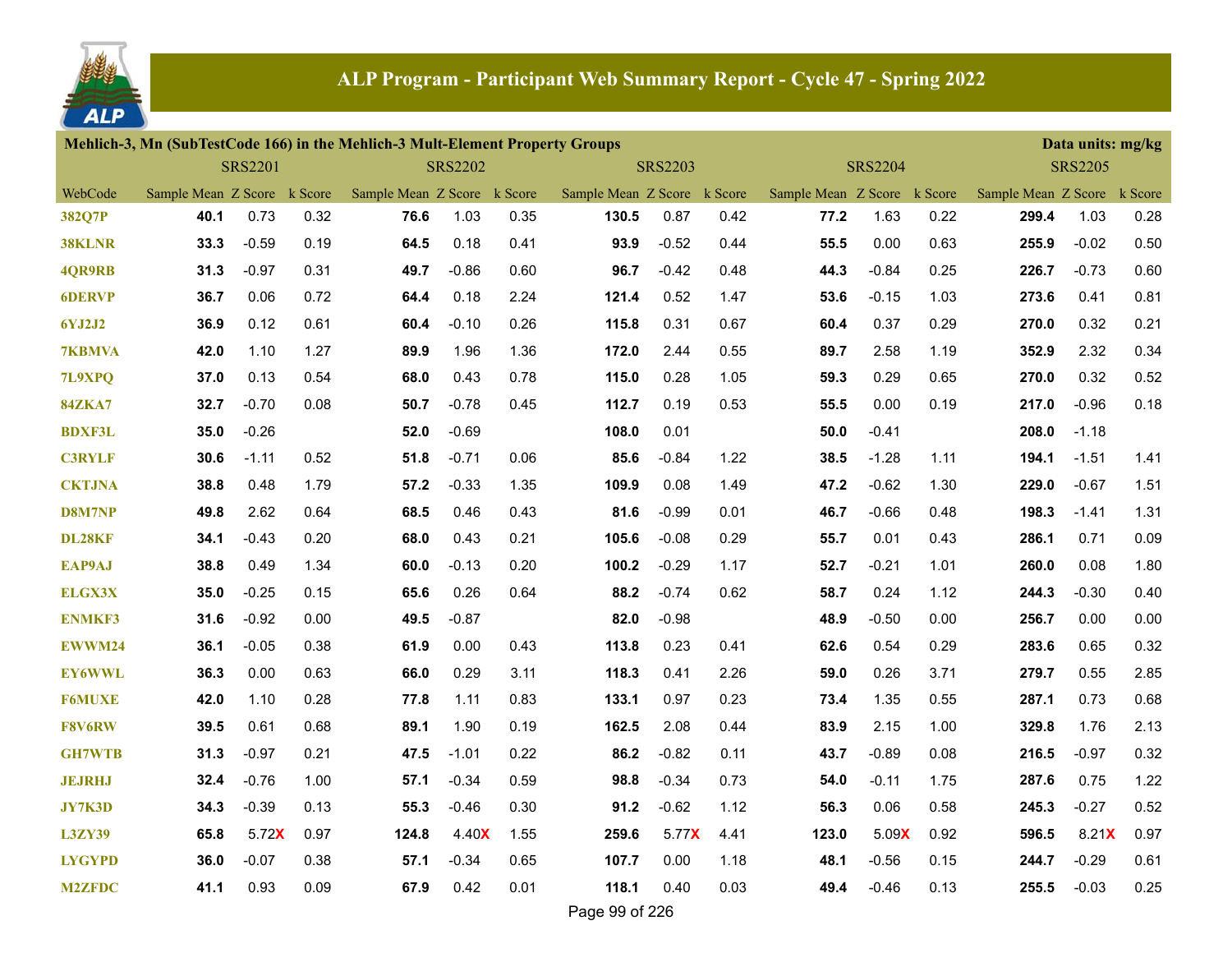# ALP Program - Participant Web Summary Report - Cycle 47 - Spring 2022

**Mehlich-3, Mn (SubTestCode 166) in the Mehlich-3 Mult-Element Property Groups** — Data units: mg/kg

| WebCode | SRS2201 Sample Mean | SRS2201 Z Score | SRS2201 k Score | SRS2202 Sample Mean | SRS2202 Z Score | SRS2202 k Score | SRS2203 Sample Mean | SRS2203 Z Score | SRS2203 k Score | SRS2204 Sample Mean | SRS2204 Z Score | SRS2204 k Score | SRS2205 Sample Mean | SRS2205 Z Score | SRS2205 k Score |
|---|---|---|---|---|---|---|---|---|---|---|---|---|---|---|---|
| 382Q7P | **40.1** | 0.73 | 0.32 | **76.6** | 1.03 | 0.35 | **130.5** | 0.87 | 0.42 | **77.2** | 1.63 | 0.22 | **299.4** | 1.03 | 0.28 |
| 38KLNR | **33.3** | -0.59 | 0.19 | **64.5** | 0.18 | 0.41 | **93.9** | -0.52 | 0.44 | **55.5** | 0.00 | 0.63 | **255.9** | -0.02 | 0.50 |
| 4QR9RB | **31.3** | -0.97 | 0.31 | **49.7** | -0.86 | 0.60 | **96.7** | -0.42 | 0.48 | **44.3** | -0.84 | 0.25 | **226.7** | -0.73 | 0.60 |
| 6DERVP | **36.7** | 0.06 | 0.72 | **64.4** | 0.18 | 2.24 | **121.4** | 0.52 | 1.47 | **53.6** | -0.15 | 1.03 | **273.6** | 0.41 | 0.81 |
| 6YJ2J2 | **36.9** | 0.12 | 0.61 | **60.4** | -0.10 | 0.26 | **115.8** | 0.31 | 0.67 | **60.4** | 0.37 | 0.29 | **270.0** | 0.32 | 0.21 |
| 7KBMVA | **42.0** | 1.10 | 1.27 | **89.9** | 1.96 | 1.36 | **172.0** | 2.44 | 0.55 | **89.7** | 2.58 | 1.19 | **352.9** | 2.32 | 0.34 |
| 7L9XPQ | **37.0** | 0.13 | 0.54 | **68.0** | 0.43 | 0.78 | **115.0** | 0.28 | 1.05 | **59.3** | 0.29 | 0.65 | **270.0** | 0.32 | 0.52 |
| 84ZKA7 | **32.7** | -0.70 | 0.08 | **50.7** | -0.78 | 0.45 | **112.7** | 0.19 | 0.53 | **55.5** | 0.00 | 0.19 | **217.0** | -0.96 | 0.18 |
| BDXF3L | **35.0** | -0.26 | | **52.0** | -0.69 | | **108.0** | 0.01 | | **50.0** | -0.41 | | **208.0** | -1.18 | |
| C3RYLF | **30.6** | -1.11 | 0.52 | **51.8** | -0.71 | 0.06 | **85.6** | -0.84 | 1.22 | **38.5** | -1.28 | 1.11 | **194.1** | -1.51 | 1.41 |
| CKTJNA | **38.8** | 0.48 | 1.79 | **57.2** | -0.33 | 1.35 | **109.9** | 0.08 | 1.49 | **47.2** | -0.62 | 1.30 | **229.0** | -0.67 | 1.51 |
| D8M7NP | **49.8** | 2.62 | 0.64 | **68.5** | 0.46 | 0.43 | **81.6** | -0.99 | 0.01 | **46.7** | -0.66 | 0.48 | **198.3** | -1.41 | 1.31 |
| DL28KF | **34.1** | -0.43 | 0.20 | **68.0** | 0.43 | 0.21 | **105.6** | -0.08 | 0.29 | **55.7** | 0.01 | 0.43 | **286.1** | 0.71 | 0.09 |
| EAP9AJ | **38.8** | 0.49 | 1.34 | **60.0** | -0.13 | 0.20 | **100.2** | -0.29 | 1.17 | **52.7** | -0.21 | 1.01 | **260.0** | 0.08 | 1.80 |
| ELGX3X | **35.0** | -0.25 | 0.15 | **65.6** | 0.26 | 0.64 | **88.2** | -0.74 | 0.62 | **58.7** | 0.24 | 1.12 | **244.3** | -0.30 | 0.40 |
| ENMKF3 | **31.6** | -0.92 | 0.00 | **49.5** | -0.87 | | **82.0** | -0.98 | | **48.9** | -0.50 | 0.00 | **256.7** | 0.00 | 0.00 |
| EWWM24 | **36.1** | -0.05 | 0.38 | **61.9** | 0.00 | 0.43 | **113.8** | 0.23 | 0.41 | **62.6** | 0.54 | 0.29 | **283.6** | 0.65 | 0.32 |
| EY6WWL | **36.3** | 0.00 | 0.63 | **66.0** | 0.29 | 3.11 | **118.3** | 0.41 | 2.26 | **59.0** | 0.26 | 3.71 | **279.7** | 0.55 | 2.85 |
| F6MUXE | **42.0** | 1.10 | 0.28 | **77.8** | 1.11 | 0.83 | **133.1** | 0.97 | 0.23 | **73.4** | 1.35 | 0.55 | **287.1** | 0.73 | 0.68 |
| F8V6RW | **39.5** | 0.61 | 0.68 | **89.1** | 1.90 | 0.19 | **162.5** | 2.08 | 0.44 | **83.9** | 2.15 | 1.00 | **329.8** | 1.76 | 2.13 |
| GH7WTB | **31.3** | -0.97 | 0.21 | **47.5** | -1.01 | 0.22 | **86.2** | -0.82 | 0.11 | **43.7** | -0.89 | 0.08 | **216.5** | -0.97 | 0.32 |
| JEJRHJ | **32.4** | -0.76 | 1.00 | **57.1** | -0.34 | 0.59 | **98.8** | -0.34 | 0.73 | **54.0** | -0.11 | 1.75 | **287.6** | 0.75 | 1.22 |
| JY7K3D | **34.3** | -0.39 | 0.13 | **55.3** | -0.46 | 0.30 | **91.2** | -0.62 | 1.12 | **56.3** | 0.06 | 0.58 | **245.3** | -0.27 | 0.52 |
| L3ZY39 | **65.8** | 5.72X | 0.97 | **124.8** | 4.40X | 1.55 | **259.6** | 5.77X | 4.41 | **123.0** | 5.09X | 0.92 | **596.5** | 8.21X | 0.97 |
| LYGYPD | **36.0** | -0.07 | 0.38 | **57.1** | -0.34 | 0.65 | **107.7** | 0.00 | 1.18 | **48.1** | -0.56 | 0.15 | **244.7** | -0.29 | 0.61 |
| M2ZFDC | **41.1** | 0.93 | 0.09 | **67.9** | 0.42 | 0.01 | **118.1** | 0.40 | 0.03 | **49.4** | -0.46 | 0.13 | **255.5** | -0.03 | 0.25 |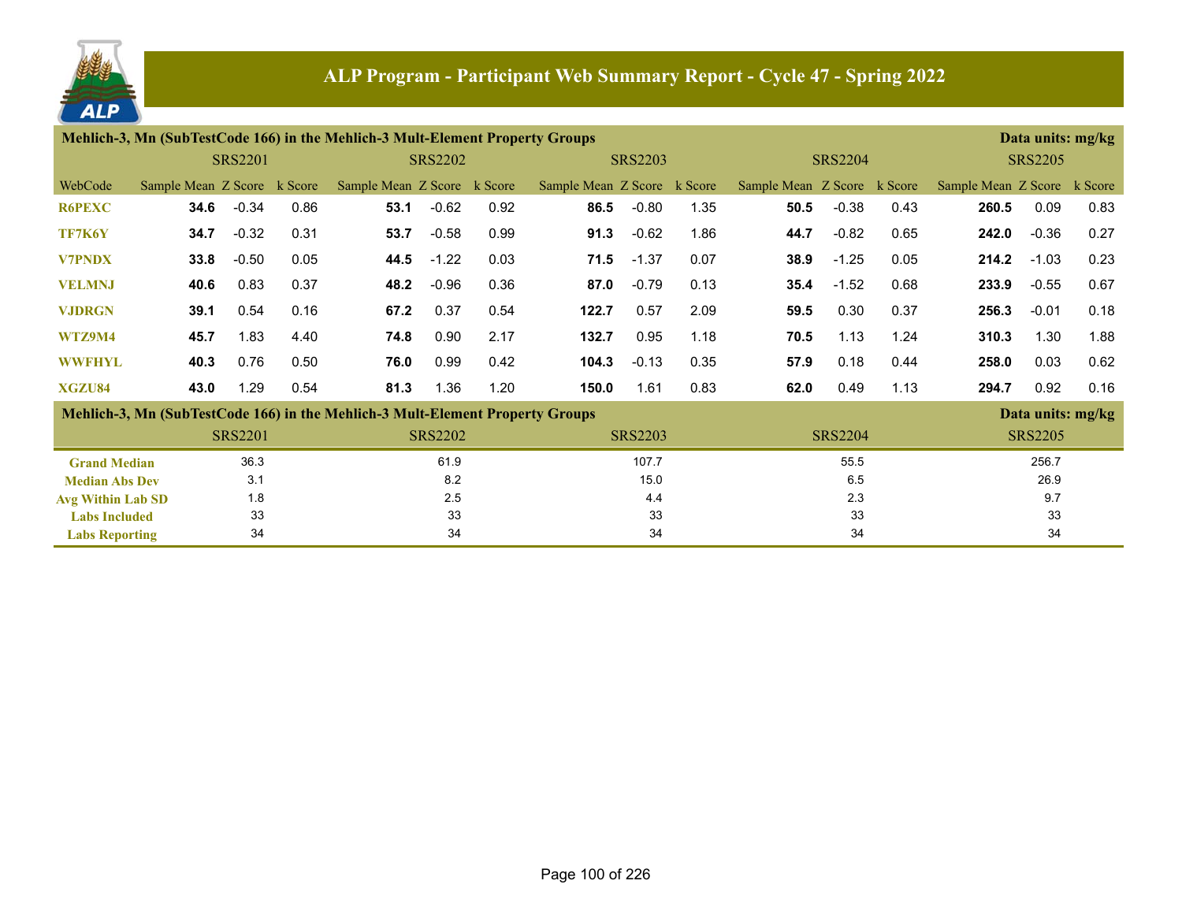# ALP Program - Participant Web Summary Report - Cycle 47 - Spring 2022

## Mehlich-3, Mn (SubTestCode 166) in the Mehlich-3 Mult-Element Property Groups

Data units: mg/kg

| | SRS2201 | | | SRS2202 | | | SRS2203 | | | SRS2204 | | | SRS2205 | | |
|---|---|---|---|---|---|---|---|---|---|---|---|---|---|---|---|
| WebCode | Sample Mean | Z Score | k Score | Sample Mean | Z Score | k Score | Sample Mean | Z Score | k Score | Sample Mean | Z Score | k Score | Sample Mean | Z Score | k Score |
| R6PEXC | **34.6** | -0.34 | 0.86 | **53.1** | -0.62 | 0.92 | **86.5** | -0.80 | 1.35 | **50.5** | -0.38 | 0.43 | **260.5** | 0.09 | 0.83 |
| TF7K6Y | **34.7** | -0.32 | 0.31 | **53.7** | -0.58 | 0.99 | **91.3** | -0.62 | 1.86 | **44.7** | -0.82 | 0.65 | **242.0** | -0.36 | 0.27 |
| V7PNDX | **33.8** | -0.50 | 0.05 | **44.5** | -1.22 | 0.03 | **71.5** | -1.37 | 0.07 | **38.9** | -1.25 | 0.05 | **214.2** | -1.03 | 0.23 |
| VELMNJ | **40.6** | 0.83 | 0.37 | **48.2** | -0.96 | 0.36 | **87.0** | -0.79 | 0.13 | **35.4** | -1.52 | 0.68 | **233.9** | -0.55 | 0.67 |
| VJDRGN | **39.1** | 0.54 | 0.16 | **67.2** | 0.37 | 0.54 | **122.7** | 0.57 | 2.09 | **59.5** | 0.30 | 0.37 | **256.3** | -0.01 | 0.18 |
| WTZ9M4 | **45.7** | 1.83 | 4.40 | **74.8** | 0.90 | 2.17 | **132.7** | 0.95 | 1.18 | **70.5** | 1.13 | 1.24 | **310.3** | 1.30 | 1.88 |
| WWFHYL | **40.3** | 0.76 | 0.50 | **76.0** | 0.99 | 0.42 | **104.3** | -0.13 | 0.35 | **57.9** | 0.18 | 0.44 | **258.0** | 0.03 | 0.62 |
| XGZU84 | **43.0** | 1.29 | 0.54 | **81.3** | 1.36 | 1.20 | **150.0** | 1.61 | 0.83 | **62.0** | 0.49 | 1.13 | **294.7** | 0.92 | 0.16 |

## Mehlich-3, Mn (SubTestCode 166) in the Mehlich-3 Mult-Element Property Groups

Data units: mg/kg

| | SRS2201 | SRS2202 | SRS2203 | SRS2204 | SRS2205 |
|---|---|---|---|---|---|
| Grand Median | 36.3 | 61.9 | 107.7 | 55.5 | 256.7 |
| Median Abs Dev | 3.1 | 8.2 | 15.0 | 6.5 | 26.9 |
| Avg Within Lab SD | 1.8 | 2.5 | 4.4 | 2.3 | 9.7 |
| Labs Included | 33 | 33 | 33 | 33 | 33 |
| Labs Reporting | 34 | 34 | 34 | 34 | 34 |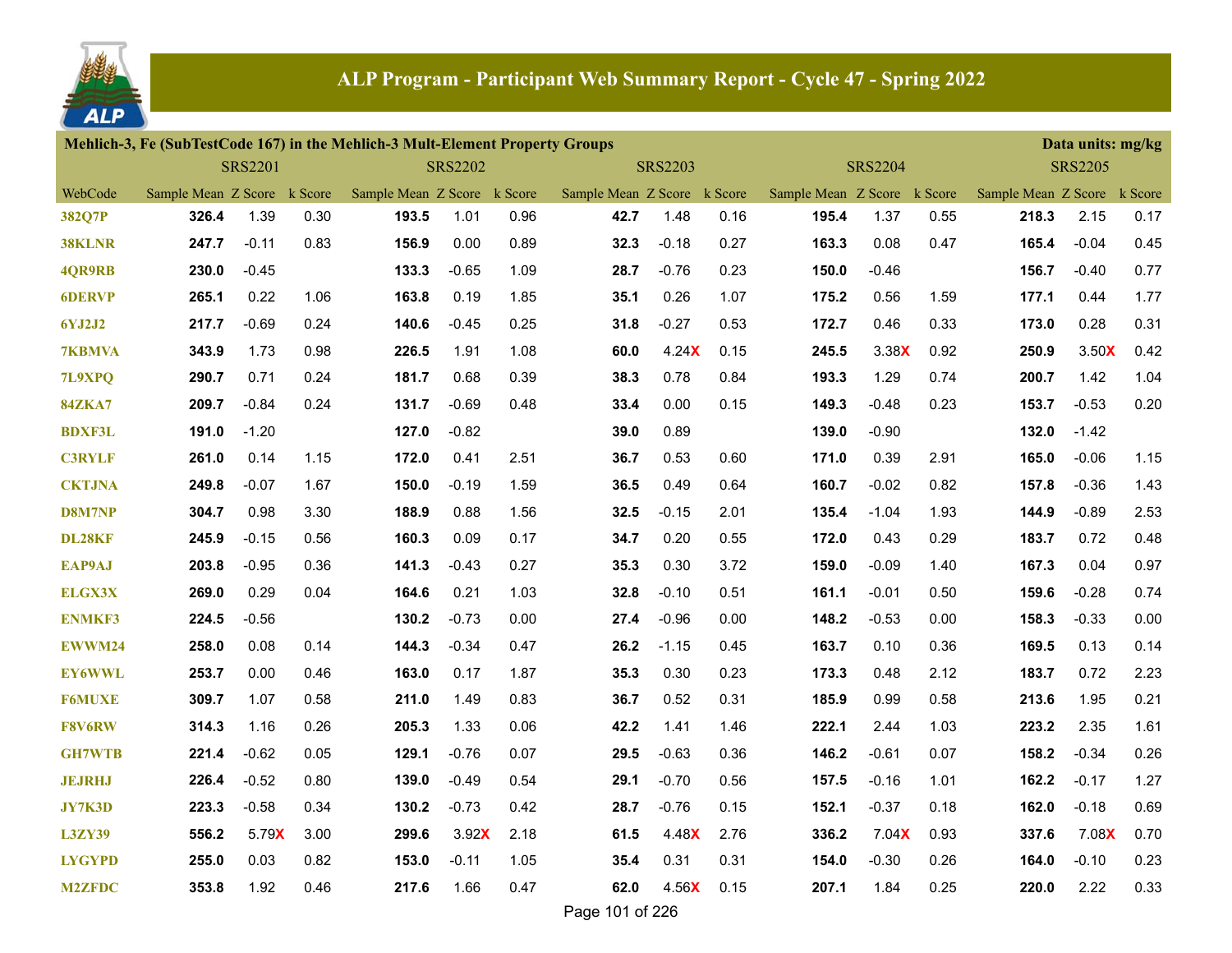## ALP Program - Participant Web Summary Report - Cycle 47 - Spring 2022

**Mehlich-3, Fe (SubTestCode 167) in the Mehlich-3 Mult-Element Property Groups** — Data units: mg/kg

| WebCode | SRS2201 Sample Mean | SRS2201 Z Score | SRS2201 k Score | SRS2202 Sample Mean | SRS2202 Z Score | SRS2202 k Score | SRS2203 Sample Mean | SRS2203 Z Score | SRS2203 k Score | SRS2204 Sample Mean | SRS2204 Z Score | SRS2204 k Score | SRS2205 Sample Mean | SRS2205 Z Score | SRS2205 k Score |
|---|---|---|---|---|---|---|---|---|---|---|---|---|---|---|---|
| 382Q7P | **326.4** | 1.39 | 0.30 | **193.5** | 1.01 | 0.96 | **42.7** | 1.48 | 0.16 | **195.4** | 1.37 | 0.55 | **218.3** | 2.15 | 0.17 |
| 38KLNR | **247.7** | -0.11 | 0.83 | **156.9** | 0.00 | 0.89 | **32.3** | -0.18 | 0.27 | **163.3** | 0.08 | 0.47 | **165.4** | -0.04 | 0.45 |
| 4QR9RB | **230.0** | -0.45 | | **133.3** | -0.65 | 1.09 | **28.7** | -0.76 | 0.23 | **150.0** | -0.46 | | **156.7** | -0.40 | 0.77 |
| 6DERVP | **265.1** | 0.22 | 1.06 | **163.8** | 0.19 | 1.85 | **35.1** | 0.26 | 1.07 | **175.2** | 0.56 | 1.59 | **177.1** | 0.44 | 1.77 |
| 6YJ2J2 | **217.7** | -0.69 | 0.24 | **140.6** | -0.45 | 0.25 | **31.8** | -0.27 | 0.53 | **172.7** | 0.46 | 0.33 | **173.0** | 0.28 | 0.31 |
| 7KBMVA | **343.9** | 1.73 | 0.98 | **226.5** | 1.91 | 1.08 | **60.0** | 4.24X | 0.15 | **245.5** | 3.38X | 0.92 | **250.9** | 3.50X | 0.42 |
| 7L9XPQ | **290.7** | 0.71 | 0.24 | **181.7** | 0.68 | 0.39 | **38.3** | 0.78 | 0.84 | **193.3** | 1.29 | 0.74 | **200.7** | 1.42 | 1.04 |
| 84ZKA7 | **209.7** | -0.84 | 0.24 | **131.7** | -0.69 | 0.48 | **33.4** | 0.00 | 0.15 | **149.3** | -0.48 | 0.23 | **153.7** | -0.53 | 0.20 |
| BDXF3L | **191.0** | -1.20 | | **127.0** | -0.82 | | **39.0** | 0.89 | | **139.0** | -0.90 | | **132.0** | -1.42 | |
| C3RYLF | **261.0** | 0.14 | 1.15 | **172.0** | 0.41 | 2.51 | **36.7** | 0.53 | 0.60 | **171.0** | 0.39 | 2.91 | **165.0** | -0.06 | 1.15 |
| CKTJNA | **249.8** | -0.07 | 1.67 | **150.0** | -0.19 | 1.59 | **36.5** | 0.49 | 0.64 | **160.7** | -0.02 | 0.82 | **157.8** | -0.36 | 1.43 |
| D8M7NP | **304.7** | 0.98 | 3.30 | **188.9** | 0.88 | 1.56 | **32.5** | -0.15 | 2.01 | **135.4** | -1.04 | 1.93 | **144.9** | -0.89 | 2.53 |
| DL28KF | **245.9** | -0.15 | 0.56 | **160.3** | 0.09 | 0.17 | **34.7** | 0.20 | 0.55 | **172.0** | 0.43 | 0.29 | **183.7** | 0.72 | 0.48 |
| EAP9AJ | **203.8** | -0.95 | 0.36 | **141.3** | -0.43 | 0.27 | **35.3** | 0.30 | 3.72 | **159.0** | -0.09 | 1.40 | **167.3** | 0.04 | 0.97 |
| ELGX3X | **269.0** | 0.29 | 0.04 | **164.6** | 0.21 | 1.03 | **32.8** | -0.10 | 0.51 | **161.1** | -0.01 | 0.50 | **159.6** | -0.28 | 0.74 |
| ENMKF3 | **224.5** | -0.56 | | **130.2** | -0.73 | 0.00 | **27.4** | -0.96 | 0.00 | **148.2** | -0.53 | 0.00 | **158.3** | -0.33 | 0.00 |
| EWWM24 | **258.0** | 0.08 | 0.14 | **144.3** | -0.34 | 0.47 | **26.2** | -1.15 | 0.45 | **163.7** | 0.10 | 0.36 | **169.5** | 0.13 | 0.14 |
| EY6WWL | **253.7** | 0.00 | 0.46 | **163.0** | 0.17 | 1.87 | **35.3** | 0.30 | 0.23 | **173.3** | 0.48 | 2.12 | **183.7** | 0.72 | 2.23 |
| F6MUXE | **309.7** | 1.07 | 0.58 | **211.0** | 1.49 | 0.83 | **36.7** | 0.52 | 0.31 | **185.9** | 0.99 | 0.58 | **213.6** | 1.95 | 0.21 |
| F8V6RW | **314.3** | 1.16 | 0.26 | **205.3** | 1.33 | 0.06 | **42.2** | 1.41 | 1.46 | **222.1** | 2.44 | 1.03 | **223.2** | 2.35 | 1.61 |
| GH7WTB | **221.4** | -0.62 | 0.05 | **129.1** | -0.76 | 0.07 | **29.5** | -0.63 | 0.36 | **146.2** | -0.61 | 0.07 | **158.2** | -0.34 | 0.26 |
| JEJRHJ | **226.4** | -0.52 | 0.80 | **139.0** | -0.49 | 0.54 | **29.1** | -0.70 | 0.56 | **157.5** | -0.16 | 1.01 | **162.2** | -0.17 | 1.27 |
| JY7K3D | **223.3** | -0.58 | 0.34 | **130.2** | -0.73 | 0.42 | **28.7** | -0.76 | 0.15 | **152.1** | -0.37 | 0.18 | **162.0** | -0.18 | 0.69 |
| L3ZY39 | **556.2** | 5.79X | 3.00 | **299.6** | 3.92X | 2.18 | **61.5** | 4.48X | 2.76 | **336.2** | 7.04X | 0.93 | **337.6** | 7.08X | 0.70 |
| LYGYPD | **255.0** | 0.03 | 0.82 | **153.0** | -0.11 | 1.05 | **35.4** | 0.31 | 0.31 | **154.0** | -0.30 | 0.26 | **164.0** | -0.10 | 0.23 |
| M2ZFDC | **353.8** | 1.92 | 0.46 | **217.6** | 1.66 | 0.47 | **62.0** | 4.56X | 0.15 | **207.1** | 1.84 | 0.25 | **220.0** | 2.22 | 0.33 |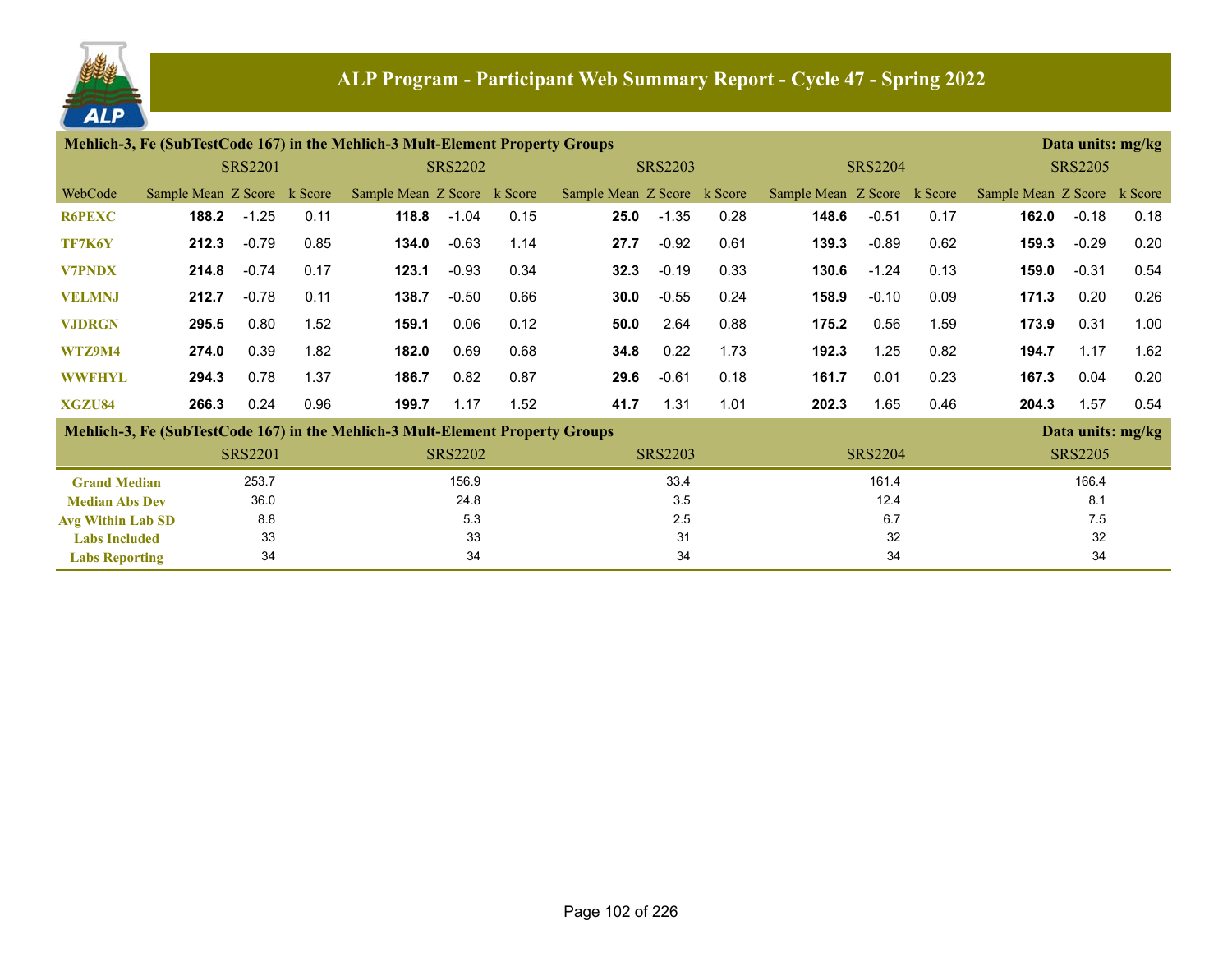# ALP Program - Participant Web Summary Report - Cycle 47 - Spring 2022

## Mehlich-3, Fe (SubTestCode 167) in the Mehlich-3 Mult-Element Property Groups

Data units: mg/kg

| | SRS2201 | | | SRS2202 | | | SRS2203 | | | SRS2204 | | | SRS2205 | | |
|---|---|---|---|---|---|---|---|---|---|---|---|---|---|---|---|
| WebCode | Sample Mean | Z Score | k Score | Sample Mean | Z Score | k Score | Sample Mean | Z Score | k Score | Sample Mean | Z Score | k Score | Sample Mean | Z Score | k Score |
| R6PEXC | **188.2** | -1.25 | 0.11 | **118.8** | -1.04 | 0.15 | **25.0** | -1.35 | 0.28 | **148.6** | -0.51 | 0.17 | **162.0** | -0.18 | 0.18 |
| TF7K6Y | **212.3** | -0.79 | 0.85 | **134.0** | -0.63 | 1.14 | **27.7** | -0.92 | 0.61 | **139.3** | -0.89 | 0.62 | **159.3** | -0.29 | 0.20 |
| V7PNDX | **214.8** | -0.74 | 0.17 | **123.1** | -0.93 | 0.34 | **32.3** | -0.19 | 0.33 | **130.6** | -1.24 | 0.13 | **159.0** | -0.31 | 0.54 |
| VELMNJ | **212.7** | -0.78 | 0.11 | **138.7** | -0.50 | 0.66 | **30.0** | -0.55 | 0.24 | **158.9** | -0.10 | 0.09 | **171.3** | 0.20 | 0.26 |
| VJDRGN | **295.5** | 0.80 | 1.52 | **159.1** | 0.06 | 0.12 | **50.0** | 2.64 | 0.88 | **175.2** | 0.56 | 1.59 | **173.9** | 0.31 | 1.00 |
| WTZ9M4 | **274.0** | 0.39 | 1.82 | **182.0** | 0.69 | 0.68 | **34.8** | 0.22 | 1.73 | **192.3** | 1.25 | 0.82 | **194.7** | 1.17 | 1.62 |
| WWFHYL | **294.3** | 0.78 | 1.37 | **186.7** | 0.82 | 0.87 | **29.6** | -0.61 | 0.18 | **161.7** | 0.01 | 0.23 | **167.3** | 0.04 | 0.20 |
| XGZU84 | **266.3** | 0.24 | 0.96 | **199.7** | 1.17 | 1.52 | **41.7** | 1.31 | 1.01 | **202.3** | 1.65 | 0.46 | **204.3** | 1.57 | 0.54 |

## Mehlich-3, Fe (SubTestCode 167) in the Mehlich-3 Mult-Element Property Groups

Data units: mg/kg

| | SRS2201 | SRS2202 | SRS2203 | SRS2204 | SRS2205 |
|---|---|---|---|---|---|
| Grand Median | 253.7 | 156.9 | 33.4 | 161.4 | 166.4 |
| Median Abs Dev | 36.0 | 24.8 | 3.5 | 12.4 | 8.1 |
| Avg Within Lab SD | 8.8 | 5.3 | 2.5 | 6.7 | 7.5 |
| Labs Included | 33 | 33 | 31 | 32 | 32 |
| Labs Reporting | 34 | 34 | 34 | 34 | 34 |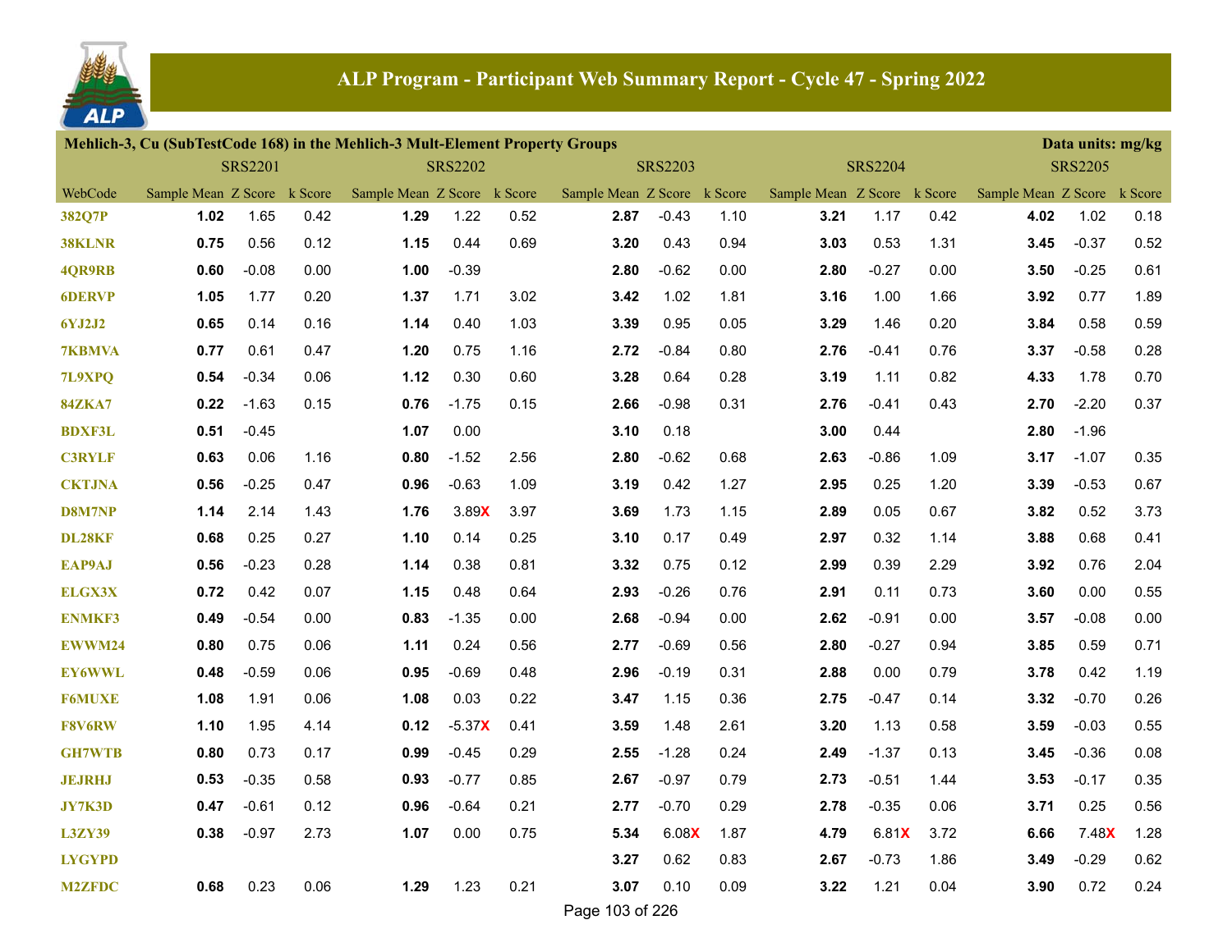# ALP Program - Participant Web Summary Report - Cycle 47 - Spring 2022

**Mehlich-3, Cu (SubTestCode 168) in the Mehlich-3 Mult-Element Property Groups** — Data units: mg/kg

| | SRS2201 | | | SRS2202 | | | SRS2203 | | | SRS2204 | | | SRS2205 | | |
|---|---|---|---|---|---|---|---|---|---|---|---|---|---|---|---|
| WebCode | Sample Mean | Z Score | k Score | Sample Mean | Z Score | k Score | Sample Mean | Z Score | k Score | Sample Mean | Z Score | k Score | Sample Mean | Z Score | k Score |
| 382Q7P | **1.02** | 1.65 | 0.42 | **1.29** | 1.22 | 0.52 | **2.87** | -0.43 | 1.10 | **3.21** | 1.17 | 0.42 | **4.02** | 1.02 | 0.18 |
| 38KLNR | **0.75** | 0.56 | 0.12 | **1.15** | 0.44 | 0.69 | **3.20** | 0.43 | 0.94 | **3.03** | 0.53 | 1.31 | **3.45** | -0.37 | 0.52 |
| 4QR9RB | **0.60** | -0.08 | 0.00 | **1.00** | -0.39 | | **2.80** | -0.62 | 0.00 | **2.80** | -0.27 | 0.00 | **3.50** | -0.25 | 0.61 |
| 6DERVP | **1.05** | 1.77 | 0.20 | **1.37** | 1.71 | 3.02 | **3.42** | 1.02 | 1.81 | **3.16** | 1.00 | 1.66 | **3.92** | 0.77 | 1.89 |
| 6YJ2J2 | **0.65** | 0.14 | 0.16 | **1.14** | 0.40 | 1.03 | **3.39** | 0.95 | 0.05 | **3.29** | 1.46 | 0.20 | **3.84** | 0.58 | 0.59 |
| 7KBMVA | **0.77** | 0.61 | 0.47 | **1.20** | 0.75 | 1.16 | **2.72** | -0.84 | 0.80 | **2.76** | -0.41 | 0.76 | **3.37** | -0.58 | 0.28 |
| 7L9XPQ | **0.54** | -0.34 | 0.06 | **1.12** | 0.30 | 0.60 | **3.28** | 0.64 | 0.28 | **3.19** | 1.11 | 0.82 | **4.33** | 1.78 | 0.70 |
| 84ZKA7 | **0.22** | -1.63 | 0.15 | **0.76** | -1.75 | 0.15 | **2.66** | -0.98 | 0.31 | **2.76** | -0.41 | 0.43 | **2.70** | -2.20 | 0.37 |
| BDXF3L | **0.51** | -0.45 | | **1.07** | 0.00 | | **3.10** | 0.18 | | **3.00** | 0.44 | | **2.80** | -1.96 | |
| C3RYLF | **0.63** | 0.06 | 1.16 | **0.80** | -1.52 | 2.56 | **2.80** | -0.62 | 0.68 | **2.63** | -0.86 | 1.09 | **3.17** | -1.07 | 0.35 |
| CKTJNA | **0.56** | -0.25 | 0.47 | **0.96** | -0.63 | 1.09 | **3.19** | 0.42 | 1.27 | **2.95** | 0.25 | 1.20 | **3.39** | -0.53 | 0.67 |
| D8M7NP | **1.14** | 2.14 | 1.43 | **1.76** | 3.89X | 3.97 | **3.69** | 1.73 | 1.15 | **2.89** | 0.05 | 0.67 | **3.82** | 0.52 | 3.73 |
| DL28KF | **0.68** | 0.25 | 0.27 | **1.10** | 0.14 | 0.25 | **3.10** | 0.17 | 0.49 | **2.97** | 0.32 | 1.14 | **3.88** | 0.68 | 0.41 |
| EAP9AJ | **0.56** | -0.23 | 0.28 | **1.14** | 0.38 | 0.81 | **3.32** | 0.75 | 0.12 | **2.99** | 0.39 | 2.29 | **3.92** | 0.76 | 2.04 |
| ELGX3X | **0.72** | 0.42 | 0.07 | **1.15** | 0.48 | 0.64 | **2.93** | -0.26 | 0.76 | **2.91** | 0.11 | 0.73 | **3.60** | 0.00 | 0.55 |
| ENMKF3 | **0.49** | -0.54 | 0.00 | **0.83** | -1.35 | 0.00 | **2.68** | -0.94 | 0.00 | **2.62** | -0.91 | 0.00 | **3.57** | -0.08 | 0.00 |
| EWWM24 | **0.80** | 0.75 | 0.06 | **1.11** | 0.24 | 0.56 | **2.77** | -0.69 | 0.56 | **2.80** | -0.27 | 0.94 | **3.85** | 0.59 | 0.71 |
| EY6WWL | **0.48** | -0.59 | 0.06 | **0.95** | -0.69 | 0.48 | **2.96** | -0.19 | 0.31 | **2.88** | 0.00 | 0.79 | **3.78** | 0.42 | 1.19 |
| F6MUXE | **1.08** | 1.91 | 0.06 | **1.08** | 0.03 | 0.22 | **3.47** | 1.15 | 0.36 | **2.75** | -0.47 | 0.14 | **3.32** | -0.70 | 0.26 |
| F8V6RW | **1.10** | 1.95 | 4.14 | **0.12** | -5.37X | 0.41 | **3.59** | 1.48 | 2.61 | **3.20** | 1.13 | 0.58 | **3.59** | -0.03 | 0.55 |
| GH7WTB | **0.80** | 0.73 | 0.17 | **0.99** | -0.45 | 0.29 | **2.55** | -1.28 | 0.24 | **2.49** | -1.37 | 0.13 | **3.45** | -0.36 | 0.08 |
| JEJRHJ | **0.53** | -0.35 | 0.58 | **0.93** | -0.77 | 0.85 | **2.67** | -0.97 | 0.79 | **2.73** | -0.51 | 1.44 | **3.53** | -0.17 | 0.35 |
| JY7K3D | **0.47** | -0.61 | 0.12 | **0.96** | -0.64 | 0.21 | **2.77** | -0.70 | 0.29 | **2.78** | -0.35 | 0.06 | **3.71** | 0.25 | 0.56 |
| L3ZY39 | **0.38** | -0.97 | 2.73 | **1.07** | 0.00 | 0.75 | **5.34** | 6.08X | 1.87 | **4.79** | 6.81X | 3.72 | **6.66** | 7.48X | 1.28 |
| LYGYPD | | | | | | | **3.27** | 0.62 | 0.83 | **2.67** | -0.73 | 1.86 | **3.49** | -0.29 | 0.62 |
| M2ZFDC | **0.68** | 0.23 | 0.06 | **1.29** | 1.23 | 0.21 | **3.07** | 0.10 | 0.09 | **3.22** | 1.21 | 0.04 | **3.90** | 0.72 | 0.24 |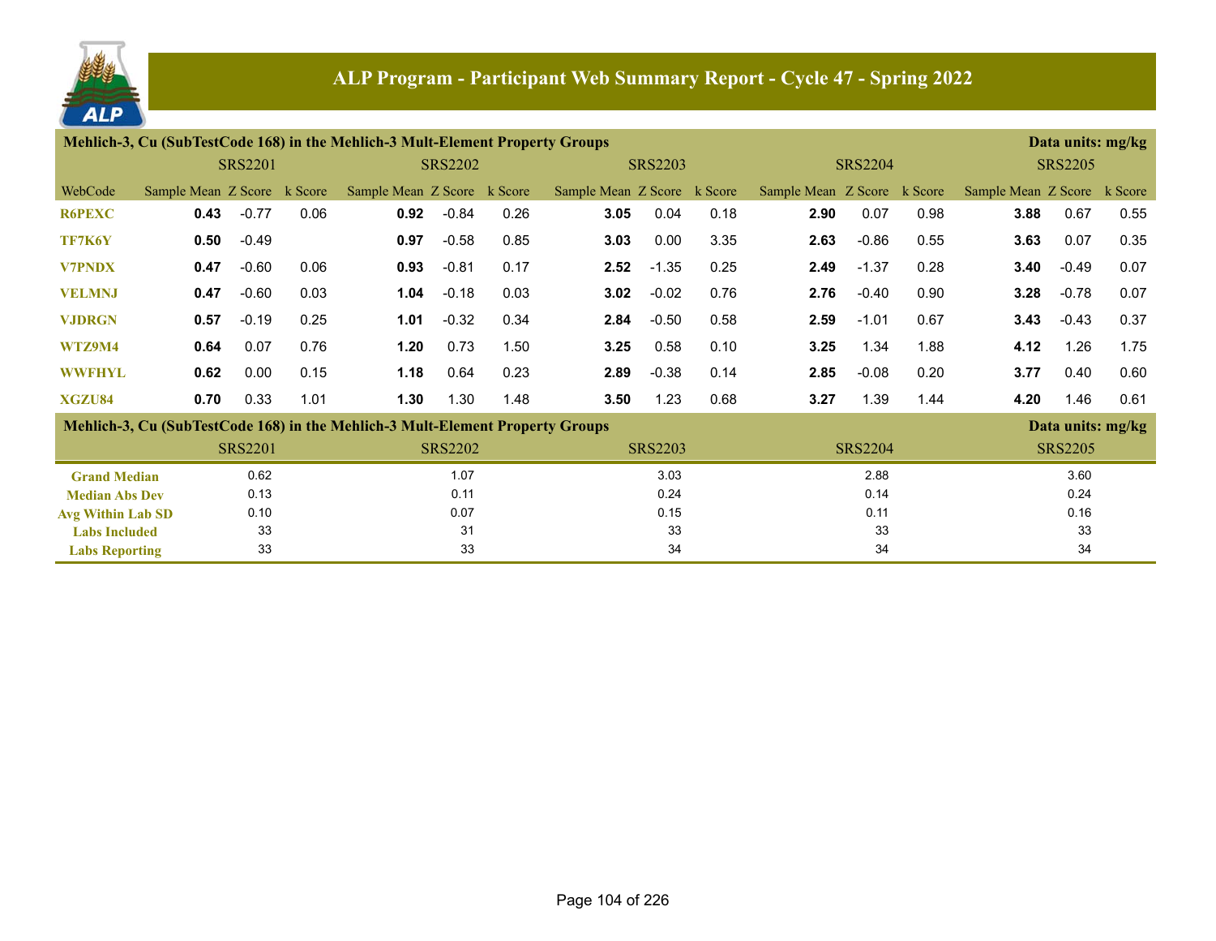# ALP Program - Participant Web Summary Report - Cycle 47 - Spring 2022

## Mehlich-3, Cu (SubTestCode 168) in the Mehlich-3 Mult-Element Property Groups

Data units: mg/kg

| | SRS2201 | | | SRS2202 | | | SRS2203 | | | SRS2204 | | | SRS2205 | | |
|---|---|---|---|---|---|---|---|---|---|---|---|---|---|---|---|
| WebCode | Sample Mean | Z Score | k Score | Sample Mean | Z Score | k Score | Sample Mean | Z Score | k Score | Sample Mean | Z Score | k Score | Sample Mean | Z Score | k Score |
| R6PEXC | **0.43** | -0.77 | 0.06 | **0.92** | -0.84 | 0.26 | **3.05** | 0.04 | 0.18 | **2.90** | 0.07 | 0.98 | **3.88** | 0.67 | 0.55 |
| TF7K6Y | **0.50** | -0.49 | | **0.97** | -0.58 | 0.85 | **3.03** | 0.00 | 3.35 | **2.63** | -0.86 | 0.55 | **3.63** | 0.07 | 0.35 |
| V7PNDX | **0.47** | -0.60 | 0.06 | **0.93** | -0.81 | 0.17 | **2.52** | -1.35 | 0.25 | **2.49** | -1.37 | 0.28 | **3.40** | -0.49 | 0.07 |
| VELMNJ | **0.47** | -0.60 | 0.03 | **1.04** | -0.18 | 0.03 | **3.02** | -0.02 | 0.76 | **2.76** | -0.40 | 0.90 | **3.28** | -0.78 | 0.07 |
| VJDRGN | **0.57** | -0.19 | 0.25 | **1.01** | -0.32 | 0.34 | **2.84** | -0.50 | 0.58 | **2.59** | -1.01 | 0.67 | **3.43** | -0.43 | 0.37 |
| WTZ9M4 | **0.64** | 0.07 | 0.76 | **1.20** | 0.73 | 1.50 | **3.25** | 0.58 | 0.10 | **3.25** | 1.34 | 1.88 | **4.12** | 1.26 | 1.75 |
| WWFHYL | **0.62** | 0.00 | 0.15 | **1.18** | 0.64 | 0.23 | **2.89** | -0.38 | 0.14 | **2.85** | -0.08 | 0.20 | **3.77** | 0.40 | 0.60 |
| XGZU84 | **0.70** | 0.33 | 1.01 | **1.30** | 1.30 | 1.48 | **3.50** | 1.23 | 0.68 | **3.27** | 1.39 | 1.44 | **4.20** | 1.46 | 0.61 |

## Mehlich-3, Cu (SubTestCode 168) in the Mehlich-3 Mult-Element Property Groups

Data units: mg/kg

| | SRS2201 | SRS2202 | SRS2203 | SRS2204 | SRS2205 |
|---|---|---|---|---|---|
| Grand Median | 0.62 | 1.07 | 3.03 | 2.88 | 3.60 |
| Median Abs Dev | 0.13 | 0.11 | 0.24 | 0.14 | 0.24 |
| Avg Within Lab SD | 0.10 | 0.07 | 0.15 | 0.11 | 0.16 |
| Labs Included | 33 | 31 | 33 | 33 | 33 |
| Labs Reporting | 33 | 33 | 34 | 34 | 34 |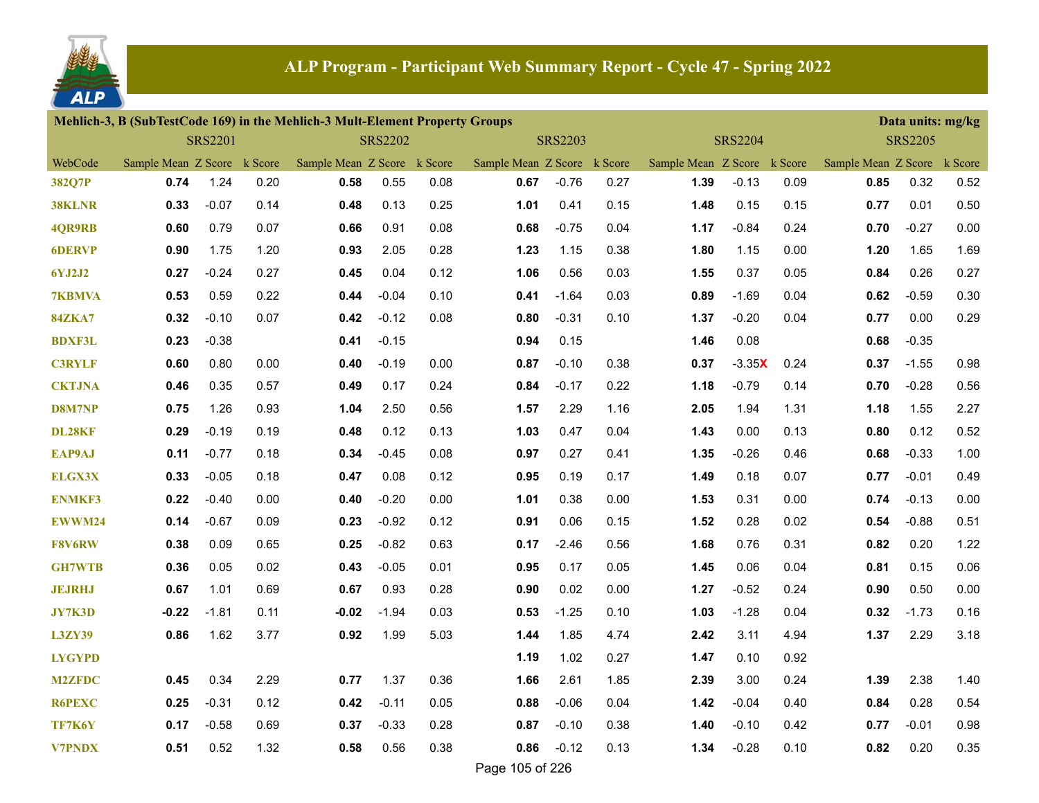# ALP Program - Participant Web Summary Report - Cycle 47 - Spring 2022

**Mehlich-3, B (SubTestCode 169) in the Mehlich-3 Mult-Element Property Groups** — Data units: mg/kg

| | SRS2201 | | | SRS2202 | | | SRS2203 | | | SRS2204 | | | SRS2205 | | |
|---|---|---|---|---|---|---|---|---|---|---|---|---|---|---|---|
| WebCode | Sample Mean | Z Score | k Score | Sample Mean | Z Score | k Score | Sample Mean | Z Score | k Score | Sample Mean | Z Score | k Score | Sample Mean | Z Score | k Score |
| 382Q7P | **0.74** | 1.24 | 0.20 | **0.58** | 0.55 | 0.08 | **0.67** | -0.76 | 0.27 | **1.39** | -0.13 | 0.09 | **0.85** | 0.32 | 0.52 |
| 38KLNR | **0.33** | -0.07 | 0.14 | **0.48** | 0.13 | 0.25 | **1.01** | 0.41 | 0.15 | **1.48** | 0.15 | 0.15 | **0.77** | 0.01 | 0.50 |
| 4QR9RB | **0.60** | 0.79 | 0.07 | **0.66** | 0.91 | 0.08 | **0.68** | -0.75 | 0.04 | **1.17** | -0.84 | 0.24 | **0.70** | -0.27 | 0.00 |
| 6DERVP | **0.90** | 1.75 | 1.20 | **0.93** | 2.05 | 0.28 | **1.23** | 1.15 | 0.38 | **1.80** | 1.15 | 0.00 | **1.20** | 1.65 | 1.69 |
| 6YJ2J2 | **0.27** | -0.24 | 0.27 | **0.45** | 0.04 | 0.12 | **1.06** | 0.56 | 0.03 | **1.55** | 0.37 | 0.05 | **0.84** | 0.26 | 0.27 |
| 7KBMVA | **0.53** | 0.59 | 0.22 | **0.44** | -0.04 | 0.10 | **0.41** | -1.64 | 0.03 | **0.89** | -1.69 | 0.04 | **0.62** | -0.59 | 0.30 |
| 84ZKA7 | **0.32** | -0.10 | 0.07 | **0.42** | -0.12 | 0.08 | **0.80** | -0.31 | 0.10 | **1.37** | -0.20 | 0.04 | **0.77** | 0.00 | 0.29 |
| BDXF3L | **0.23** | -0.38 | | **0.41** | -0.15 | | **0.94** | 0.15 | | **1.46** | 0.08 | | **0.68** | -0.35 | |
| C3RYLF | **0.60** | 0.80 | 0.00 | **0.40** | -0.19 | 0.00 | **0.87** | -0.10 | 0.38 | **0.37** | -3.35X | 0.24 | **0.37** | -1.55 | 0.98 |
| CKTJNA | **0.46** | 0.35 | 0.57 | **0.49** | 0.17 | 0.24 | **0.84** | -0.17 | 0.22 | **1.18** | -0.79 | 0.14 | **0.70** | -0.28 | 0.56 |
| D8M7NP | **0.75** | 1.26 | 0.93 | **1.04** | 2.50 | 0.56 | **1.57** | 2.29 | 1.16 | **2.05** | 1.94 | 1.31 | **1.18** | 1.55 | 2.27 |
| DL28KF | **0.29** | -0.19 | 0.19 | **0.48** | 0.12 | 0.13 | **1.03** | 0.47 | 0.04 | **1.43** | 0.00 | 0.13 | **0.80** | 0.12 | 0.52 |
| EAP9AJ | **0.11** | -0.77 | 0.18 | **0.34** | -0.45 | 0.08 | **0.97** | 0.27 | 0.41 | **1.35** | -0.26 | 0.46 | **0.68** | -0.33 | 1.00 |
| ELGX3X | **0.33** | -0.05 | 0.18 | **0.47** | 0.08 | 0.12 | **0.95** | 0.19 | 0.17 | **1.49** | 0.18 | 0.07 | **0.77** | -0.01 | 0.49 |
| ENMKF3 | **0.22** | -0.40 | 0.00 | **0.40** | -0.20 | 0.00 | **1.01** | 0.38 | 0.00 | **1.53** | 0.31 | 0.00 | **0.74** | -0.13 | 0.00 |
| EWWM24 | **0.14** | -0.67 | 0.09 | **0.23** | -0.92 | 0.12 | **0.91** | 0.06 | 0.15 | **1.52** | 0.28 | 0.02 | **0.54** | -0.88 | 0.51 |
| F8V6RW | **0.38** | 0.09 | 0.65 | **0.25** | -0.82 | 0.63 | **0.17** | -2.46 | 0.56 | **1.68** | 0.76 | 0.31 | **0.82** | 0.20 | 1.22 |
| GH7WTB | **0.36** | 0.05 | 0.02 | **0.43** | -0.05 | 0.01 | **0.95** | 0.17 | 0.05 | **1.45** | 0.06 | 0.04 | **0.81** | 0.15 | 0.06 |
| JEJRHJ | **0.67** | 1.01 | 0.69 | **0.67** | 0.93 | 0.28 | **0.90** | 0.02 | 0.00 | **1.27** | -0.52 | 0.24 | **0.90** | 0.50 | 0.00 |
| JY7K3D | **-0.22** | -1.81 | 0.11 | **-0.02** | -1.94 | 0.03 | **0.53** | -1.25 | 0.10 | **1.03** | -1.28 | 0.04 | **0.32** | -1.73 | 0.16 |
| L3ZY39 | **0.86** | 1.62 | 3.77 | **0.92** | 1.99 | 5.03 | **1.44** | 1.85 | 4.74 | **2.42** | 3.11 | 4.94 | **1.37** | 2.29 | 3.18 |
| LYGYPD | | | | | | | **1.19** | 1.02 | 0.27 | **1.47** | 0.10 | 0.92 | | | |
| M2ZFDC | **0.45** | 0.34 | 2.29 | **0.77** | 1.37 | 0.36 | **1.66** | 2.61 | 1.85 | **2.39** | 3.00 | 0.24 | **1.39** | 2.38 | 1.40 |
| R6PEXC | **0.25** | -0.31 | 0.12 | **0.42** | -0.11 | 0.05 | **0.88** | -0.06 | 0.04 | **1.42** | -0.04 | 0.40 | **0.84** | 0.28 | 0.54 |
| TF7K6Y | **0.17** | -0.58 | 0.69 | **0.37** | -0.33 | 0.28 | **0.87** | -0.10 | 0.38 | **1.40** | -0.10 | 0.42 | **0.77** | -0.01 | 0.98 |
| V7PNDX | **0.51** | 0.52 | 1.32 | **0.58** | 0.56 | 0.38 | **0.86** | -0.12 | 0.13 | **1.34** | -0.28 | 0.10 | **0.82** | 0.20 | 0.35 |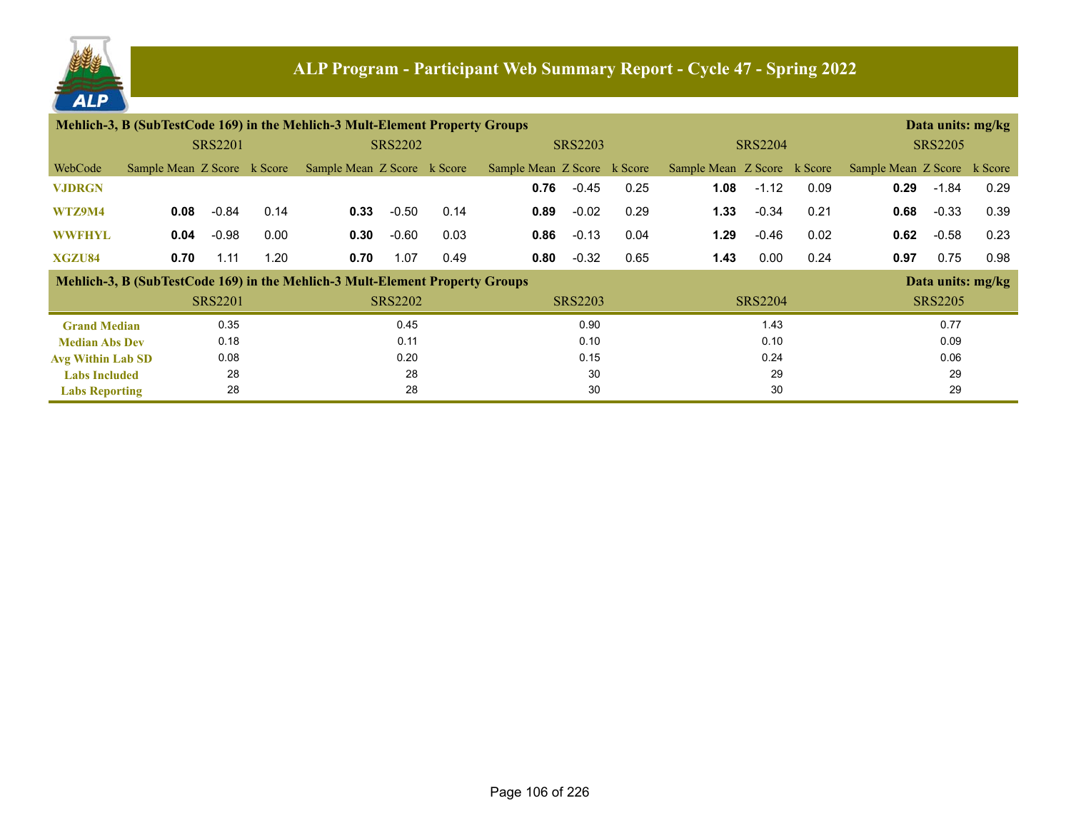# ALP Program - Participant Web Summary Report - Cycle 47 - Spring 2022

**Mehlich-3, B (SubTestCode 169) in the Mehlich-3 Mult-Element Property Groups** — Data units: mg/kg

| | SRS2201 | | | SRS2202 | | | SRS2203 | | | SRS2204 | | | SRS2205 | | |
|---|---|---|---|---|---|---|---|---|---|---|---|---|---|---|---|
| WebCode | Sample Mean | Z Score | k Score | Sample Mean | Z Score | k Score | Sample Mean | Z Score | k Score | Sample Mean | Z Score | k Score | Sample Mean | Z Score | k Score |
| VJDRGN | | | | | | | **0.76** | -0.45 | 0.25 | **1.08** | -1.12 | 0.09 | **0.29** | -1.84 | 0.29 |
| WTZ9M4 | **0.08** | -0.84 | 0.14 | **0.33** | -0.50 | 0.14 | **0.89** | -0.02 | 0.29 | **1.33** | -0.34 | 0.21 | **0.68** | -0.33 | 0.39 |
| WWFHYL | **0.04** | -0.98 | 0.00 | **0.30** | -0.60 | 0.03 | **0.86** | -0.13 | 0.04 | **1.29** | -0.46 | 0.02 | **0.62** | -0.58 | 0.23 |
| XGZU84 | **0.70** | 1.11 | 1.20 | **0.70** | 1.07 | 0.49 | **0.80** | -0.32 | 0.65 | **1.43** | 0.00 | 0.24 | **0.97** | 0.75 | 0.98 |

**Mehlich-3, B (SubTestCode 169) in the Mehlich-3 Mult-Element Property Groups** — Data units: mg/kg

| | SRS2201 | SRS2202 | SRS2203 | SRS2204 | SRS2205 |
|---|---|---|---|---|---|
| Grand Median | 0.35 | 0.45 | 0.90 | 1.43 | 0.77 |
| Median Abs Dev | 0.18 | 0.11 | 0.10 | 0.10 | 0.09 |
| Avg Within Lab SD | 0.08 | 0.20 | 0.15 | 0.24 | 0.06 |
| Labs Included | 28 | 28 | 30 | 29 | 29 |
| Labs Reporting | 28 | 28 | 30 | 30 | 29 |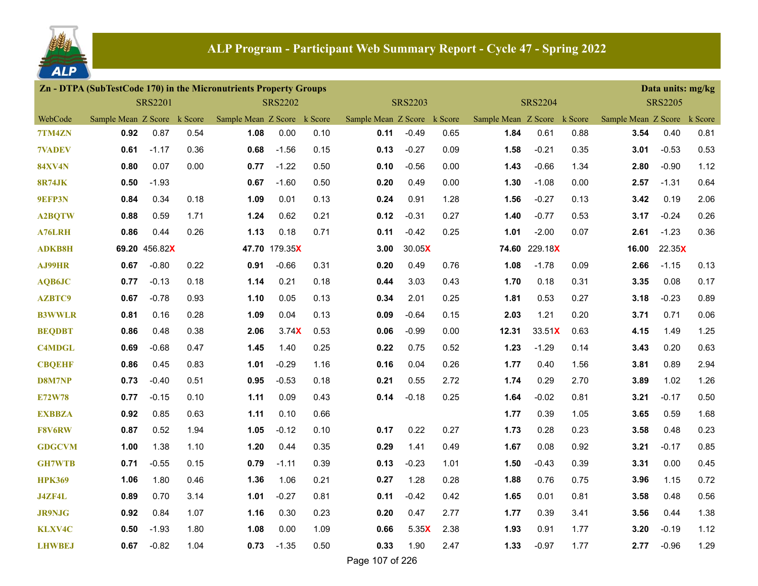# ALP Program - Participant Web Summary Report - Cycle 47 - Spring 2022

**Zn - DTPA (SubTestCode 170) in the Micronutrients Property Groups** — Data units: mg/kg

| WebCode | SRS2201 | | | SRS2202 | | | SRS2203 | | | SRS2204 | | | SRS2205 | | |
|---|---|---|---|---|---|---|---|---|---|---|---|---|---|---|---|
| | Sample Mean | Z Score | k Score | Sample Mean | Z Score | k Score | Sample Mean | Z Score | k Score | Sample Mean | Z Score | k Score | Sample Mean | Z Score | k Score |
| 7TM4ZN | **0.92** | 0.87 | 0.54 | **1.08** | 0.00 | 0.10 | **0.11** | -0.49 | 0.65 | **1.84** | 0.61 | 0.88 | **3.54** | 0.40 | 0.81 |
| 7VADEV | **0.61** | -1.17 | 0.36 | **0.68** | -1.56 | 0.15 | **0.13** | -0.27 | 0.09 | **1.58** | -0.21 | 0.35 | **3.01** | -0.53 | 0.53 |
| 84XV4N | **0.80** | 0.07 | 0.00 | **0.77** | -1.22 | 0.50 | **0.10** | -0.56 | 0.00 | **1.43** | -0.66 | 1.34 | **2.80** | -0.90 | 1.12 |
| 8R74JK | **0.50** | -1.93 | | **0.67** | -1.60 | 0.50 | **0.20** | 0.49 | 0.00 | **1.30** | -1.08 | 0.00 | **2.57** | -1.31 | 0.64 |
| 9EFP3N | **0.84** | 0.34 | 0.18 | **1.09** | 0.01 | 0.13 | **0.24** | 0.91 | 1.28 | **1.56** | -0.27 | 0.13 | **3.42** | 0.19 | 2.06 |
| A2BQTW | **0.88** | 0.59 | 1.71 | **1.24** | 0.62 | 0.21 | **0.12** | -0.31 | 0.27 | **1.40** | -0.77 | 0.53 | **3.17** | -0.24 | 0.26 |
| A76LRH | **0.86** | 0.44 | 0.26 | **1.13** | 0.18 | 0.71 | **0.11** | -0.42 | 0.25 | **1.01** | -2.00 | 0.07 | **2.61** | -1.23 | 0.36 |
| ADKB8H | **69.20** | 456.82X | | **47.70** | 179.35X | | **3.00** | 30.05X | | **74.60** | 229.18X | | **16.00** | 22.35X | |
| AJ99HR | **0.67** | -0.80 | 0.22 | **0.91** | -0.66 | 0.31 | **0.20** | 0.49 | 0.76 | **1.08** | -1.78 | 0.09 | **2.66** | -1.15 | 0.13 |
| AQB6JC | **0.77** | -0.13 | 0.18 | **1.14** | 0.21 | 0.18 | **0.44** | 3.03 | 0.43 | **1.70** | 0.18 | 0.31 | **3.35** | 0.08 | 0.17 |
| AZBTC9 | **0.67** | -0.78 | 0.93 | **1.10** | 0.05 | 0.13 | **0.34** | 2.01 | 0.25 | **1.81** | 0.53 | 0.27 | **3.18** | -0.23 | 0.89 |
| B3WWLR | **0.81** | 0.16 | 0.28 | **1.09** | 0.04 | 0.13 | **0.09** | -0.64 | 0.15 | **2.03** | 1.21 | 0.20 | **3.71** | 0.71 | 0.06 |
| BEQDBT | **0.86** | 0.48 | 0.38 | **2.06** | 3.74X | 0.53 | **0.06** | -0.99 | 0.00 | **12.31** | 33.51X | 0.63 | **4.15** | 1.49 | 1.25 |
| C4MDGL | **0.69** | -0.68 | 0.47 | **1.45** | 1.40 | 0.25 | **0.22** | 0.75 | 0.52 | **1.23** | -1.29 | 0.14 | **3.43** | 0.20 | 0.63 |
| CBQEHF | **0.86** | 0.45 | 0.83 | **1.01** | -0.29 | 1.16 | **0.16** | 0.04 | 0.26 | **1.77** | 0.40 | 1.56 | **3.81** | 0.89 | 2.94 |
| D8M7NP | **0.73** | -0.40 | 0.51 | **0.95** | -0.53 | 0.18 | **0.21** | 0.55 | 2.72 | **1.74** | 0.29 | 2.70 | **3.89** | 1.02 | 1.26 |
| E72W78 | **0.77** | -0.15 | 0.10 | **1.11** | 0.09 | 0.43 | **0.14** | -0.18 | 0.25 | **1.64** | -0.02 | 0.81 | **3.21** | -0.17 | 0.50 |
| EXBBZA | **0.92** | 0.85 | 0.63 | **1.11** | 0.10 | 0.66 | | | | **1.77** | 0.39 | 1.05 | **3.65** | 0.59 | 1.68 |
| F8V6RW | **0.87** | 0.52 | 1.94 | **1.05** | -0.12 | 0.10 | **0.17** | 0.22 | 0.27 | **1.73** | 0.28 | 0.23 | **3.58** | 0.48 | 0.23 |
| GDGCVM | **1.00** | 1.38 | 1.10 | **1.20** | 0.44 | 0.35 | **0.29** | 1.41 | 0.49 | **1.67** | 0.08 | 0.92 | **3.21** | -0.17 | 0.85 |
| GH7WTB | **0.71** | -0.55 | 0.15 | **0.79** | -1.11 | 0.39 | **0.13** | -0.23 | 1.01 | **1.50** | -0.43 | 0.39 | **3.31** | 0.00 | 0.45 |
| HPK369 | **1.06** | 1.80 | 0.46 | **1.36** | 1.06 | 0.21 | **0.27** | 1.28 | 0.28 | **1.88** | 0.76 | 0.75 | **3.96** | 1.15 | 0.72 |
| J4ZF4L | **0.89** | 0.70 | 3.14 | **1.01** | -0.27 | 0.81 | **0.11** | -0.42 | 0.42 | **1.65** | 0.01 | 0.81 | **3.58** | 0.48 | 0.56 |
| JR9NJG | **0.92** | 0.84 | 1.07 | **1.16** | 0.30 | 0.23 | **0.20** | 0.47 | 2.77 | **1.77** | 0.39 | 3.41 | **3.56** | 0.44 | 1.38 |
| KLXV4C | **0.50** | -1.93 | 1.80 | **1.08** | 0.00 | 1.09 | **0.66** | 5.35X | 2.38 | **1.93** | 0.91 | 1.77 | **3.20** | -0.19 | 1.12 |
| LHWBEJ | **0.67** | -0.82 | 1.04 | **0.73** | -1.35 | 0.50 | **0.33** | 1.90 | 2.47 | **1.33** | -0.97 | 1.77 | **2.77** | -0.96 | 1.29 |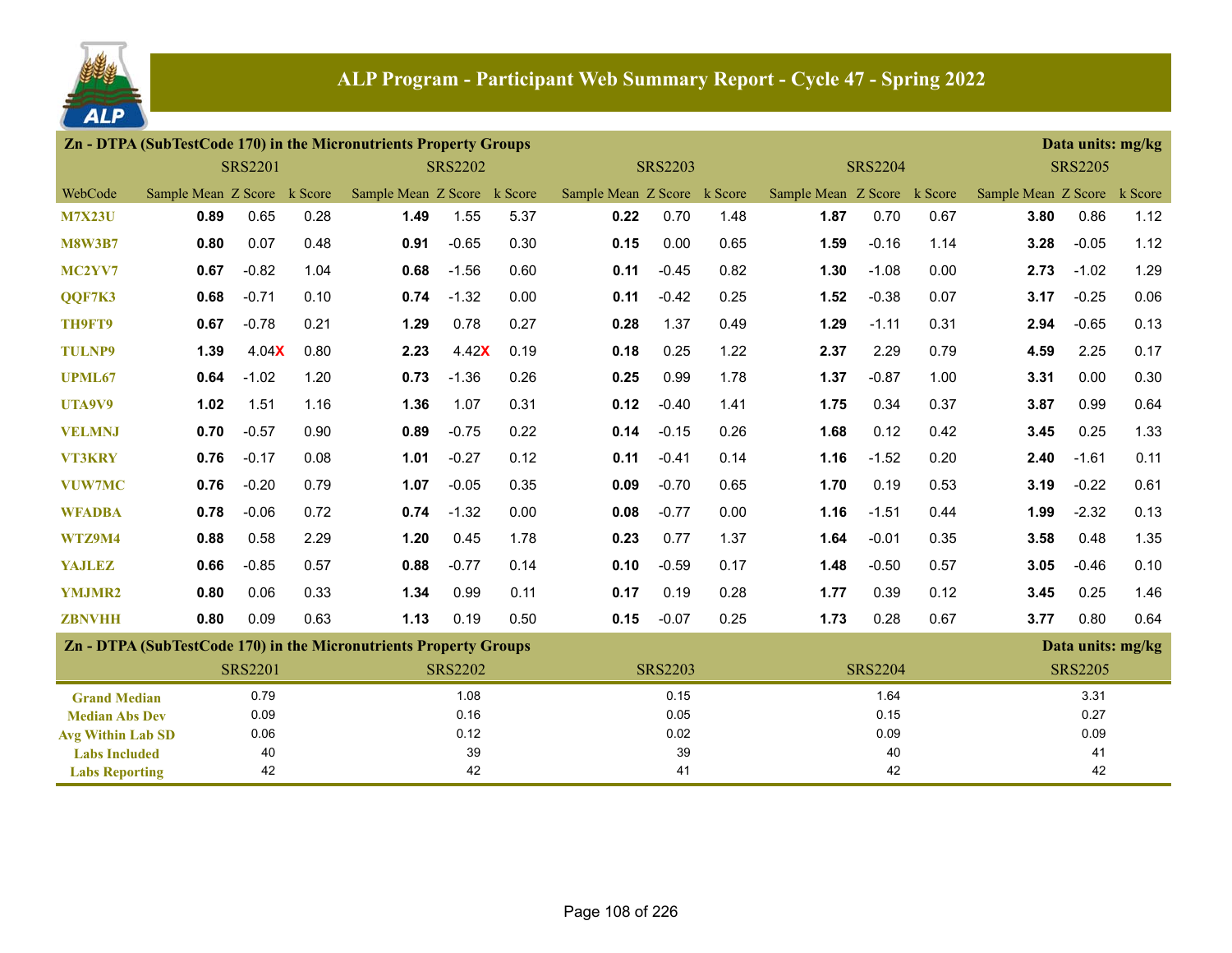# ALP Program - Participant Web Summary Report - Cycle 47 - Spring 2022

## Zn - DTPA (SubTestCode 170) in the Micronutrients Property Groups

Data units: mg/kg

| WebCode | SRS2201 Sample Mean | SRS2201 Z Score | SRS2201 k Score | SRS2202 Sample Mean | SRS2202 Z Score | SRS2202 k Score | SRS2203 Sample Mean | SRS2203 Z Score | SRS2203 k Score | SRS2204 Sample Mean | SRS2204 Z Score | SRS2204 k Score | SRS2205 Sample Mean | SRS2205 Z Score | SRS2205 k Score |
|---|---|---|---|---|---|---|---|---|---|---|---|---|---|---|---|
| M7X23U | **0.89** | 0.65 | 0.28 | **1.49** | 1.55 | 5.37 | **0.22** | 0.70 | 1.48 | **1.87** | 0.70 | 0.67 | **3.80** | 0.86 | 1.12 |
| M8W3B7 | **0.80** | 0.07 | 0.48 | **0.91** | -0.65 | 0.30 | **0.15** | 0.00 | 0.65 | **1.59** | -0.16 | 1.14 | **3.28** | -0.05 | 1.12 |
| MC2YV7 | **0.67** | -0.82 | 1.04 | **0.68** | -1.56 | 0.60 | **0.11** | -0.45 | 0.82 | **1.30** | -1.08 | 0.00 | **2.73** | -1.02 | 1.29 |
| QQF7K3 | **0.68** | -0.71 | 0.10 | **0.74** | -1.32 | 0.00 | **0.11** | -0.42 | 0.25 | **1.52** | -0.38 | 0.07 | **3.17** | -0.25 | 0.06 |
| TH9FT9 | **0.67** | -0.78 | 0.21 | **1.29** | 0.78 | 0.27 | **0.28** | 1.37 | 0.49 | **1.29** | -1.11 | 0.31 | **2.94** | -0.65 | 0.13 |
| TULNP9 | **1.39** | 4.04X | 0.80 | **2.23** | 4.42X | 0.19 | **0.18** | 0.25 | 1.22 | **2.37** | 2.29 | 0.79 | **4.59** | 2.25 | 0.17 |
| UPML67 | **0.64** | -1.02 | 1.20 | **0.73** | -1.36 | 0.26 | **0.25** | 0.99 | 1.78 | **1.37** | -0.87 | 1.00 | **3.31** | 0.00 | 0.30 |
| UTA9V9 | **1.02** | 1.51 | 1.16 | **1.36** | 1.07 | 0.31 | **0.12** | -0.40 | 1.41 | **1.75** | 0.34 | 0.37 | **3.87** | 0.99 | 0.64 |
| VELMNJ | **0.70** | -0.57 | 0.90 | **0.89** | -0.75 | 0.22 | **0.14** | -0.15 | 0.26 | **1.68** | 0.12 | 0.42 | **3.45** | 0.25 | 1.33 |
| VT3KRY | **0.76** | -0.17 | 0.08 | **1.01** | -0.27 | 0.12 | **0.11** | -0.41 | 0.14 | **1.16** | -1.52 | 0.20 | **2.40** | -1.61 | 0.11 |
| VUW7MC | **0.76** | -0.20 | 0.79 | **1.07** | -0.05 | 0.35 | **0.09** | -0.70 | 0.65 | **1.70** | 0.19 | 0.53 | **3.19** | -0.22 | 0.61 |
| WFADBA | **0.78** | -0.06 | 0.72 | **0.74** | -1.32 | 0.00 | **0.08** | -0.77 | 0.00 | **1.16** | -1.51 | 0.44 | **1.99** | -2.32 | 0.13 |
| WTZ9M4 | **0.88** | 0.58 | 2.29 | **1.20** | 0.45 | 1.78 | **0.23** | 0.77 | 1.37 | **1.64** | -0.01 | 0.35 | **3.58** | 0.48 | 1.35 |
| YAJLEZ | **0.66** | -0.85 | 0.57 | **0.88** | -0.77 | 0.14 | **0.10** | -0.59 | 0.17 | **1.48** | -0.50 | 0.57 | **3.05** | -0.46 | 0.10 |
| YMJMR2 | **0.80** | 0.06 | 0.33 | **1.34** | 0.99 | 0.11 | **0.17** | 0.19 | 0.28 | **1.77** | 0.39 | 0.12 | **3.45** | 0.25 | 1.46 |
| ZBNVHH | **0.80** | 0.09 | 0.63 | **1.13** | 0.19 | 0.50 | **0.15** | -0.07 | 0.25 | **1.73** | 0.28 | 0.67 | **3.77** | 0.80 | 0.64 |

## Zn - DTPA (SubTestCode 170) in the Micronutrients Property Groups

Data units: mg/kg

| | SRS2201 | SRS2202 | SRS2203 | SRS2204 | SRS2205 |
|---|---|---|---|---|---|
| Grand Median | 0.79 | 1.08 | 0.15 | 1.64 | 3.31 |
| Median Abs Dev | 0.09 | 0.16 | 0.05 | 0.15 | 0.27 |
| Avg Within Lab SD | 0.06 | 0.12 | 0.02 | 0.09 | 0.09 |
| Labs Included | 40 | 39 | 39 | 40 | 41 |
| Labs Reporting | 42 | 42 | 41 | 42 | 42 |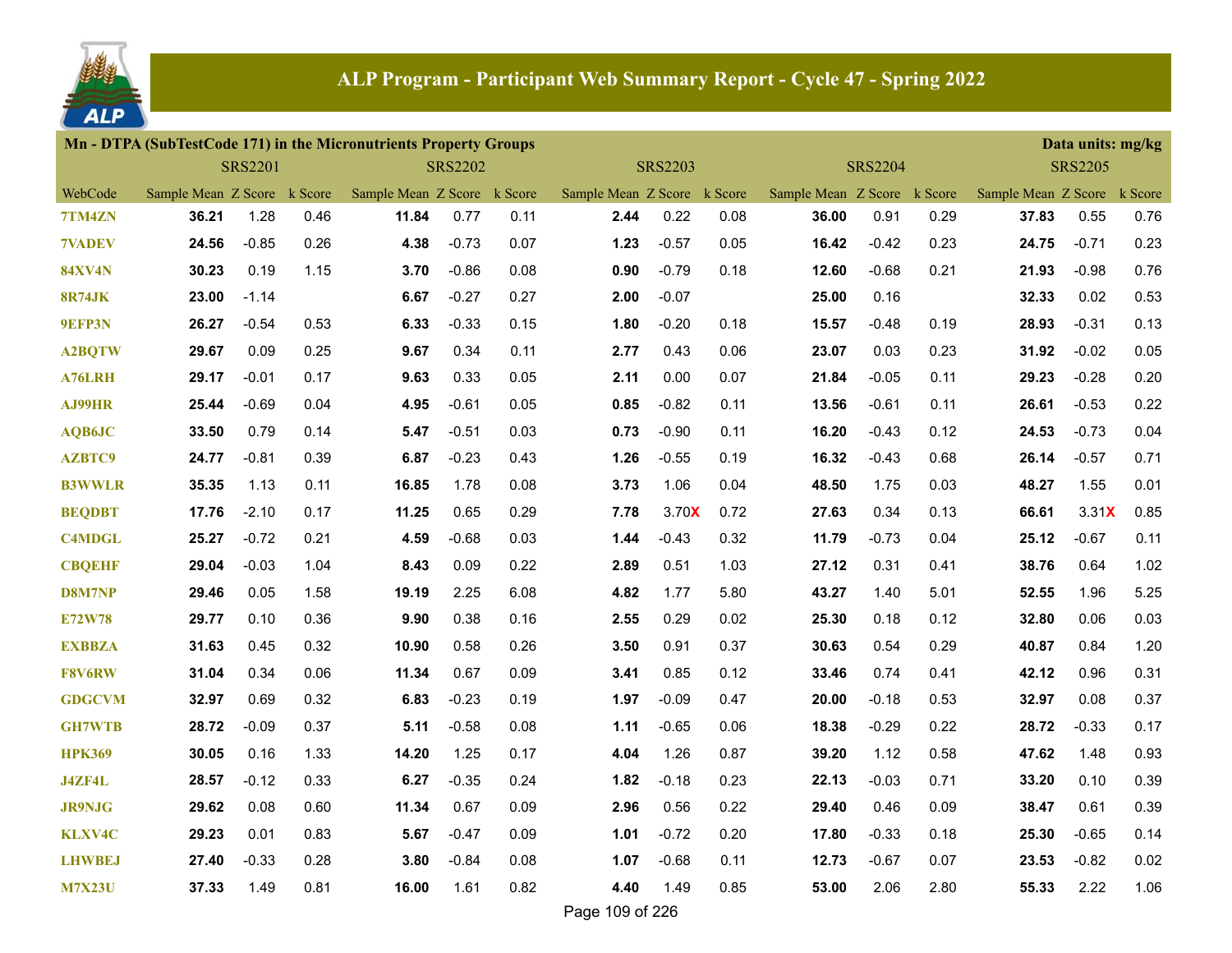# ALP Program - Participant Web Summary Report - Cycle 47 - Spring 2022

## Mn - DTPA (SubTestCode 171) in the Micronutrients Property Groups

Data units: mg/kg

| WebCode | SRS2201 | | | SRS2202 | | | SRS2203 | | | SRS2204 | | | SRS2205 | | |
|---|---|---|---|---|---|---|---|---|---|---|---|---|---|---|---|
| | Sample Mean | Z Score | k Score | Sample Mean | Z Score | k Score | Sample Mean | Z Score | k Score | Sample Mean | Z Score | k Score | Sample Mean | Z Score | k Score |
| 7TM4ZN | **36.21** | 1.28 | 0.46 | **11.84** | 0.77 | 0.11 | **2.44** | 0.22 | 0.08 | **36.00** | 0.91 | 0.29 | **37.83** | 0.55 | 0.76 |
| 7VADEV | **24.56** | -0.85 | 0.26 | **4.38** | -0.73 | 0.07 | **1.23** | -0.57 | 0.05 | **16.42** | -0.42 | 0.23 | **24.75** | -0.71 | 0.23 |
| 84XV4N | **30.23** | 0.19 | 1.15 | **3.70** | -0.86 | 0.08 | **0.90** | -0.79 | 0.18 | **12.60** | -0.68 | 0.21 | **21.93** | -0.98 | 0.76 |
| 8R74JK | **23.00** | -1.14 | | **6.67** | -0.27 | 0.27 | **2.00** | -0.07 | | **25.00** | 0.16 | | **32.33** | 0.02 | 0.53 |
| 9EFP3N | **26.27** | -0.54 | 0.53 | **6.33** | -0.33 | 0.15 | **1.80** | -0.20 | 0.18 | **15.57** | -0.48 | 0.19 | **28.93** | -0.31 | 0.13 |
| A2BQTW | **29.67** | 0.09 | 0.25 | **9.67** | 0.34 | 0.11 | **2.77** | 0.43 | 0.06 | **23.07** | 0.03 | 0.23 | **31.92** | -0.02 | 0.05 |
| A76LRH | **29.17** | -0.01 | 0.17 | **9.63** | 0.33 | 0.05 | **2.11** | 0.00 | 0.07 | **21.84** | -0.05 | 0.11 | **29.23** | -0.28 | 0.20 |
| AJ99HR | **25.44** | -0.69 | 0.04 | **4.95** | -0.61 | 0.05 | **0.85** | -0.82 | 0.11 | **13.56** | -0.61 | 0.11 | **26.61** | -0.53 | 0.22 |
| AQB6JC | **33.50** | 0.79 | 0.14 | **5.47** | -0.51 | 0.03 | **0.73** | -0.90 | 0.11 | **16.20** | -0.43 | 0.12 | **24.53** | -0.73 | 0.04 |
| AZBTC9 | **24.77** | -0.81 | 0.39 | **6.87** | -0.23 | 0.43 | **1.26** | -0.55 | 0.19 | **16.32** | -0.43 | 0.68 | **26.14** | -0.57 | 0.71 |
| B3WWLR | **35.35** | 1.13 | 0.11 | **16.85** | 1.78 | 0.08 | **3.73** | 1.06 | 0.04 | **48.50** | 1.75 | 0.03 | **48.27** | 1.55 | 0.01 |
| BEQDBT | **17.76** | -2.10 | 0.17 | **11.25** | 0.65 | 0.29 | **7.78** | 3.70X | 0.72 | **27.63** | 0.34 | 0.13 | **66.61** | 3.31X | 0.85 |
| C4MDGL | **25.27** | -0.72 | 0.21 | **4.59** | -0.68 | 0.03 | **1.44** | -0.43 | 0.32 | **11.79** | -0.73 | 0.04 | **25.12** | -0.67 | 0.11 |
| CBQEHF | **29.04** | -0.03 | 1.04 | **8.43** | 0.09 | 0.22 | **2.89** | 0.51 | 1.03 | **27.12** | 0.31 | 0.41 | **38.76** | 0.64 | 1.02 |
| D8M7NP | **29.46** | 0.05 | 1.58 | **19.19** | 2.25 | 6.08 | **4.82** | 1.77 | 5.80 | **43.27** | 1.40 | 5.01 | **52.55** | 1.96 | 5.25 |
| E72W78 | **29.77** | 0.10 | 0.36 | **9.90** | 0.38 | 0.16 | **2.55** | 0.29 | 0.02 | **25.30** | 0.18 | 0.12 | **32.80** | 0.06 | 0.03 |
| EXBBZA | **31.63** | 0.45 | 0.32 | **10.90** | 0.58 | 0.26 | **3.50** | 0.91 | 0.37 | **30.63** | 0.54 | 0.29 | **40.87** | 0.84 | 1.20 |
| F8V6RW | **31.04** | 0.34 | 0.06 | **11.34** | 0.67 | 0.09 | **3.41** | 0.85 | 0.12 | **33.46** | 0.74 | 0.41 | **42.12** | 0.96 | 0.31 |
| GDGCVM | **32.97** | 0.69 | 0.32 | **6.83** | -0.23 | 0.19 | **1.97** | -0.09 | 0.47 | **20.00** | -0.18 | 0.53 | **32.97** | 0.08 | 0.37 |
| GH7WTB | **28.72** | -0.09 | 0.37 | **5.11** | -0.58 | 0.08 | **1.11** | -0.65 | 0.06 | **18.38** | -0.29 | 0.22 | **28.72** | -0.33 | 0.17 |
| HPK369 | **30.05** | 0.16 | 1.33 | **14.20** | 1.25 | 0.17 | **4.04** | 1.26 | 0.87 | **39.20** | 1.12 | 0.58 | **47.62** | 1.48 | 0.93 |
| J4ZF4L | **28.57** | -0.12 | 0.33 | **6.27** | -0.35 | 0.24 | **1.82** | -0.18 | 0.23 | **22.13** | -0.03 | 0.71 | **33.20** | 0.10 | 0.39 |
| JR9NJG | **29.62** | 0.08 | 0.60 | **11.34** | 0.67 | 0.09 | **2.96** | 0.56 | 0.22 | **29.40** | 0.46 | 0.09 | **38.47** | 0.61 | 0.39 |
| KLXV4C | **29.23** | 0.01 | 0.83 | **5.67** | -0.47 | 0.09 | **1.01** | -0.72 | 0.20 | **17.80** | -0.33 | 0.18 | **25.30** | -0.65 | 0.14 |
| LHWBEJ | **27.40** | -0.33 | 0.28 | **3.80** | -0.84 | 0.08 | **1.07** | -0.68 | 0.11 | **12.73** | -0.67 | 0.07 | **23.53** | -0.82 | 0.02 |
| M7X23U | **37.33** | 1.49 | 0.81 | **16.00** | 1.61 | 0.82 | **4.40** | 1.49 | 0.85 | **53.00** | 2.06 | 2.80 | **55.33** | 2.22 | 1.06 |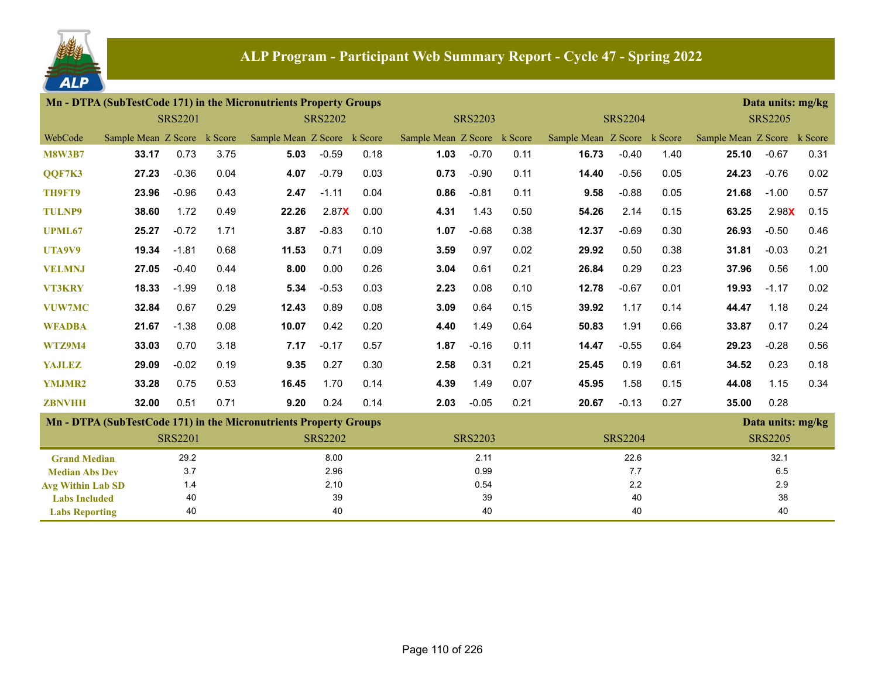# ALP Program - Participant Web Summary Report - Cycle 47 - Spring 2022

## Mn - DTPA (SubTestCode 171) in the Micronutrients Property Groups

Data units: mg/kg

| | SRS2201 | | | SRS2202 | | | SRS2203 | | | SRS2204 | | | SRS2205 | | |
|---|---|---|---|---|---|---|---|---|---|---|---|---|---|---|---|
| WebCode | Sample Mean | Z Score | k Score | Sample Mean | Z Score | k Score | Sample Mean | Z Score | k Score | Sample Mean | Z Score | k Score | Sample Mean | Z Score | k Score |
| M8W3B7 | **33.17** | 0.73 | 3.75 | **5.03** | -0.59 | 0.18 | **1.03** | -0.70 | 0.11 | **16.73** | -0.40 | 1.40 | **25.10** | -0.67 | 0.31 |
| QQF7K3 | **27.23** | -0.36 | 0.04 | **4.07** | -0.79 | 0.03 | **0.73** | -0.90 | 0.11 | **14.40** | -0.56 | 0.05 | **24.23** | -0.76 | 0.02 |
| TH9FT9 | **23.96** | -0.96 | 0.43 | **2.47** | -1.11 | 0.04 | **0.86** | -0.81 | 0.11 | **9.58** | -0.88 | 0.05 | **21.68** | -1.00 | 0.57 |
| TULNP9 | **38.60** | 1.72 | 0.49 | **22.26** | 2.87X | 0.00 | **4.31** | 1.43 | 0.50 | **54.26** | 2.14 | 0.15 | **63.25** | 2.98X | 0.15 |
| UPML67 | **25.27** | -0.72 | 1.71 | **3.87** | -0.83 | 0.10 | **1.07** | -0.68 | 0.38 | **12.37** | -0.69 | 0.30 | **26.93** | -0.50 | 0.46 |
| UTA9V9 | **19.34** | -1.81 | 0.68 | **11.53** | 0.71 | 0.09 | **3.59** | 0.97 | 0.02 | **29.92** | 0.50 | 0.38 | **31.81** | -0.03 | 0.21 |
| VELMNJ | **27.05** | -0.40 | 0.44 | **8.00** | 0.00 | 0.26 | **3.04** | 0.61 | 0.21 | **26.84** | 0.29 | 0.23 | **37.96** | 0.56 | 1.00 |
| VT3KRY | **18.33** | -1.99 | 0.18 | **5.34** | -0.53 | 0.03 | **2.23** | 0.08 | 0.10 | **12.78** | -0.67 | 0.01 | **19.93** | -1.17 | 0.02 |
| VUW7MC | **32.84** | 0.67 | 0.29 | **12.43** | 0.89 | 0.08 | **3.09** | 0.64 | 0.15 | **39.92** | 1.17 | 0.14 | **44.47** | 1.18 | 0.24 |
| WFADBA | **21.67** | -1.38 | 0.08 | **10.07** | 0.42 | 0.20 | **4.40** | 1.49 | 0.64 | **50.83** | 1.91 | 0.66 | **33.87** | 0.17 | 0.24 |
| WTZ9M4 | **33.03** | 0.70 | 3.18 | **7.17** | -0.17 | 0.57 | **1.87** | -0.16 | 0.11 | **14.47** | -0.55 | 0.64 | **29.23** | -0.28 | 0.56 |
| YAJLEZ | **29.09** | -0.02 | 0.19 | **9.35** | 0.27 | 0.30 | **2.58** | 0.31 | 0.21 | **25.45** | 0.19 | 0.61 | **34.52** | 0.23 | 0.18 |
| YMJMR2 | **33.28** | 0.75 | 0.53 | **16.45** | 1.70 | 0.14 | **4.39** | 1.49 | 0.07 | **45.95** | 1.58 | 0.15 | **44.08** | 1.15 | 0.34 |
| ZBNVHH | **32.00** | 0.51 | 0.71 | **9.20** | 0.24 | 0.14 | **2.03** | -0.05 | 0.21 | **20.67** | -0.13 | 0.27 | **35.00** | 0.28 | |

## Mn - DTPA (SubTestCode 171) in the Micronutrients Property Groups

Data units: mg/kg

| | SRS2201 | SRS2202 | SRS2203 | SRS2204 | SRS2205 |
|---|---|---|---|---|---|
| Grand Median | 29.2 | 8.00 | 2.11 | 22.6 | 32.1 |
| Median Abs Dev | 3.7 | 2.96 | 0.99 | 7.7 | 6.5 |
| Avg Within Lab SD | 1.4 | 2.10 | 0.54 | 2.2 | 2.9 |
| Labs Included | 40 | 39 | 39 | 40 | 38 |
| Labs Reporting | 40 | 40 | 40 | 40 | 40 |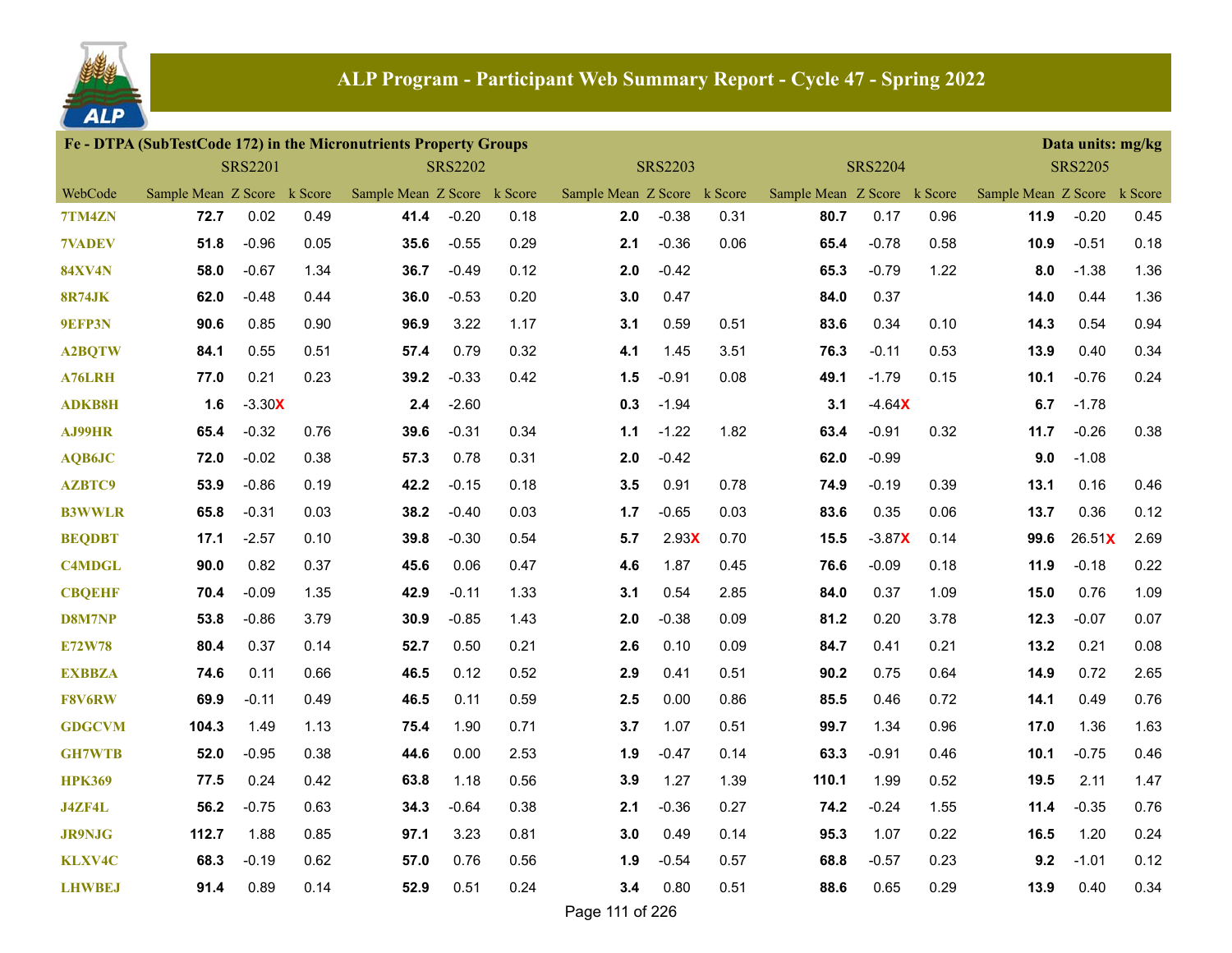# ALP Program - Participant Web Summary Report - Cycle 47 - Spring 2022

**Fe - DTPA (SubTestCode 172) in the Micronutrients Property Groups** — Data units: mg/kg

| WebCode | SRS2201 | | | SRS2202 | | | SRS2203 | | | SRS2204 | | | SRS2205 | | |
|---|---|---|---|---|---|---|---|---|---|---|---|---|---|---|---|
| | Sample Mean | Z Score | k Score | Sample Mean | Z Score | k Score | Sample Mean | Z Score | k Score | Sample Mean | Z Score | k Score | Sample Mean | Z Score | k Score |
| 7TM4ZN | **72.7** | 0.02 | 0.49 | **41.4** | -0.20 | 0.18 | **2.0** | -0.38 | 0.31 | **80.7** | 0.17 | 0.96 | **11.9** | -0.20 | 0.45 |
| 7VADEV | **51.8** | -0.96 | 0.05 | **35.6** | -0.55 | 0.29 | **2.1** | -0.36 | 0.06 | **65.4** | -0.78 | 0.58 | **10.9** | -0.51 | 0.18 |
| 84XV4N | **58.0** | -0.67 | 1.34 | **36.7** | -0.49 | 0.12 | **2.0** | -0.42 | | **65.3** | -0.79 | 1.22 | **8.0** | -1.38 | 1.36 |
| 8R74JK | **62.0** | -0.48 | 0.44 | **36.0** | -0.53 | 0.20 | **3.0** | 0.47 | | **84.0** | 0.37 | | **14.0** | 0.44 | 1.36 |
| 9EFP3N | **90.6** | 0.85 | 0.90 | **96.9** | 3.22 | 1.17 | **3.1** | 0.59 | 0.51 | **83.6** | 0.34 | 0.10 | **14.3** | 0.54 | 0.94 |
| A2BQTW | **84.1** | 0.55 | 0.51 | **57.4** | 0.79 | 0.32 | **4.1** | 1.45 | 3.51 | **76.3** | -0.11 | 0.53 | **13.9** | 0.40 | 0.34 |
| A76LRH | **77.0** | 0.21 | 0.23 | **39.2** | -0.33 | 0.42 | **1.5** | -0.91 | 0.08 | **49.1** | -1.79 | 0.15 | **10.1** | -0.76 | 0.24 |
| ADKB8H | **1.6** | -3.30X | | **2.4** | -2.60 | | **0.3** | -1.94 | | **3.1** | -4.64X | | **6.7** | -1.78 | |
| AJ99HR | **65.4** | -0.32 | 0.76 | **39.6** | -0.31 | 0.34 | **1.1** | -1.22 | 1.82 | **63.4** | -0.91 | 0.32 | **11.7** | -0.26 | 0.38 |
| AQB6JC | **72.0** | -0.02 | 0.38 | **57.3** | 0.78 | 0.31 | **2.0** | -0.42 | | **62.0** | -0.99 | | **9.0** | -1.08 | |
| AZBTC9 | **53.9** | -0.86 | 0.19 | **42.2** | -0.15 | 0.18 | **3.5** | 0.91 | 0.78 | **74.9** | -0.19 | 0.39 | **13.1** | 0.16 | 0.46 |
| B3WWLR | **65.8** | -0.31 | 0.03 | **38.2** | -0.40 | 0.03 | **1.7** | -0.65 | 0.03 | **83.6** | 0.35 | 0.06 | **13.7** | 0.36 | 0.12 |
| BEQDBT | **17.1** | -2.57 | 0.10 | **39.8** | -0.30 | 0.54 | **5.7** | 2.93X | 0.70 | **15.5** | -3.87X | 0.14 | **99.6** | 26.51X | 2.69 |
| C4MDGL | **90.0** | 0.82 | 0.37 | **45.6** | 0.06 | 0.47 | **4.6** | 1.87 | 0.45 | **76.6** | -0.09 | 0.18 | **11.9** | -0.18 | 0.22 |
| CBQEHF | **70.4** | -0.09 | 1.35 | **42.9** | -0.11 | 1.33 | **3.1** | 0.54 | 2.85 | **84.0** | 0.37 | 1.09 | **15.0** | 0.76 | 1.09 |
| D8M7NP | **53.8** | -0.86 | 3.79 | **30.9** | -0.85 | 1.43 | **2.0** | -0.38 | 0.09 | **81.2** | 0.20 | 3.78 | **12.3** | -0.07 | 0.07 |
| E72W78 | **80.4** | 0.37 | 0.14 | **52.7** | 0.50 | 0.21 | **2.6** | 0.10 | 0.09 | **84.7** | 0.41 | 0.21 | **13.2** | 0.21 | 0.08 |
| EXBBZA | **74.6** | 0.11 | 0.66 | **46.5** | 0.12 | 0.52 | **2.9** | 0.41 | 0.51 | **90.2** | 0.75 | 0.64 | **14.9** | 0.72 | 2.65 |
| F8V6RW | **69.9** | -0.11 | 0.49 | **46.5** | 0.11 | 0.59 | **2.5** | 0.00 | 0.86 | **85.5** | 0.46 | 0.72 | **14.1** | 0.49 | 0.76 |
| GDGCVM | **104.3** | 1.49 | 1.13 | **75.4** | 1.90 | 0.71 | **3.7** | 1.07 | 0.51 | **99.7** | 1.34 | 0.96 | **17.0** | 1.36 | 1.63 |
| GH7WTB | **52.0** | -0.95 | 0.38 | **44.6** | 0.00 | 2.53 | **1.9** | -0.47 | 0.14 | **63.3** | -0.91 | 0.46 | **10.1** | -0.75 | 0.46 |
| HPK369 | **77.5** | 0.24 | 0.42 | **63.8** | 1.18 | 0.56 | **3.9** | 1.27 | 1.39 | **110.1** | 1.99 | 0.52 | **19.5** | 2.11 | 1.47 |
| J4ZF4L | **56.2** | -0.75 | 0.63 | **34.3** | -0.64 | 0.38 | **2.1** | -0.36 | 0.27 | **74.2** | -0.24 | 1.55 | **11.4** | -0.35 | 0.76 |
| JR9NJG | **112.7** | 1.88 | 0.85 | **97.1** | 3.23 | 0.81 | **3.0** | 0.49 | 0.14 | **95.3** | 1.07 | 0.22 | **16.5** | 1.20 | 0.24 |
| KLXV4C | **68.3** | -0.19 | 0.62 | **57.0** | 0.76 | 0.56 | **1.9** | -0.54 | 0.57 | **68.8** | -0.57 | 0.23 | **9.2** | -1.01 | 0.12 |
| LHWBEJ | **91.4** | 0.89 | 0.14 | **52.9** | 0.51 | 0.24 | **3.4** | 0.80 | 0.51 | **88.6** | 0.65 | 0.29 | **13.9** | 0.40 | 0.34 |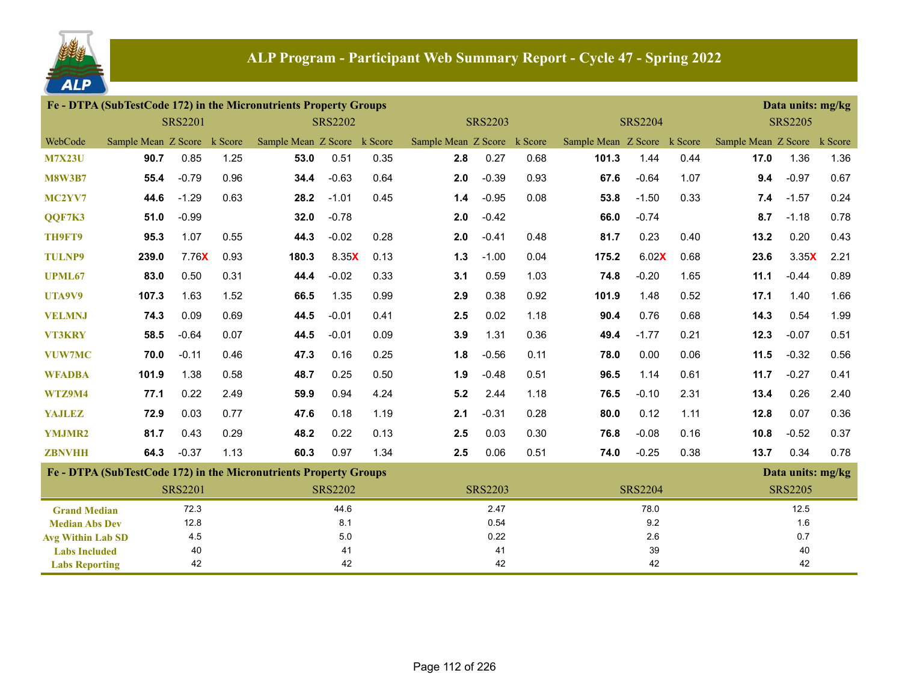# ALP Program - Participant Web Summary Report - Cycle 47 - Spring 2022

## Fe - DTPA (SubTestCode 172) in the Micronutrients Property Groups

Data units: mg/kg

| | SRS2201 | | | SRS2202 | | | SRS2203 | | | SRS2204 | | | SRS2205 | | |
|---|---|---|---|---|---|---|---|---|---|---|---|---|---|---|---|
| WebCode | Sample Mean | Z Score | k Score | Sample Mean | Z Score | k Score | Sample Mean | Z Score | k Score | Sample Mean | Z Score | k Score | Sample Mean | Z Score | k Score |
| M7X23U | **90.7** | 0.85 | 1.25 | **53.0** | 0.51 | 0.35 | **2.8** | 0.27 | 0.68 | **101.3** | 1.44 | 0.44 | **17.0** | 1.36 | 1.36 |
| M8W3B7 | **55.4** | -0.79 | 0.96 | **34.4** | -0.63 | 0.64 | **2.0** | -0.39 | 0.93 | **67.6** | -0.64 | 1.07 | **9.4** | -0.97 | 0.67 |
| MC2YV7 | **44.6** | -1.29 | 0.63 | **28.2** | -1.01 | 0.45 | **1.4** | -0.95 | 0.08 | **53.8** | -1.50 | 0.33 | **7.4** | -1.57 | 0.24 |
| QQF7K3 | **51.0** | -0.99 | | **32.0** | -0.78 | | **2.0** | -0.42 | | **66.0** | -0.74 | | **8.7** | -1.18 | 0.78 |
| TH9FT9 | **95.3** | 1.07 | 0.55 | **44.3** | -0.02 | 0.28 | **2.0** | -0.41 | 0.48 | **81.7** | 0.23 | 0.40 | **13.2** | 0.20 | 0.43 |
| TULNP9 | **239.0** | 7.76X | 0.93 | **180.3** | 8.35X | 0.13 | **1.3** | -1.00 | 0.04 | **175.2** | 6.02X | 0.68 | **23.6** | 3.35X | 2.21 |
| UPML67 | **83.0** | 0.50 | 0.31 | **44.4** | -0.02 | 0.33 | **3.1** | 0.59 | 1.03 | **74.8** | -0.20 | 1.65 | **11.1** | -0.44 | 0.89 |
| UTA9V9 | **107.3** | 1.63 | 1.52 | **66.5** | 1.35 | 0.99 | **2.9** | 0.38 | 0.92 | **101.9** | 1.48 | 0.52 | **17.1** | 1.40 | 1.66 |
| VELMNJ | **74.3** | 0.09 | 0.69 | **44.5** | -0.01 | 0.41 | **2.5** | 0.02 | 1.18 | **90.4** | 0.76 | 0.68 | **14.3** | 0.54 | 1.99 |
| VT3KRY | **58.5** | -0.64 | 0.07 | **44.5** | -0.01 | 0.09 | **3.9** | 1.31 | 0.36 | **49.4** | -1.77 | 0.21 | **12.3** | -0.07 | 0.51 |
| VUW7MC | **70.0** | -0.11 | 0.46 | **47.3** | 0.16 | 0.25 | **1.8** | -0.56 | 0.11 | **78.0** | 0.00 | 0.06 | **11.5** | -0.32 | 0.56 |
| WFADBA | **101.9** | 1.38 | 0.58 | **48.7** | 0.25 | 0.50 | **1.9** | -0.48 | 0.51 | **96.5** | 1.14 | 0.61 | **11.7** | -0.27 | 0.41 |
| WTZ9M4 | **77.1** | 0.22 | 2.49 | **59.9** | 0.94 | 4.24 | **5.2** | 2.44 | 1.18 | **76.5** | -0.10 | 2.31 | **13.4** | 0.26 | 2.40 |
| YAJLEZ | **72.9** | 0.03 | 0.77 | **47.6** | 0.18 | 1.19 | **2.1** | -0.31 | 0.28 | **80.0** | 0.12 | 1.11 | **12.8** | 0.07 | 0.36 |
| YMJMR2 | **81.7** | 0.43 | 0.29 | **48.2** | 0.22 | 0.13 | **2.5** | 0.03 | 0.30 | **76.8** | -0.08 | 0.16 | **10.8** | -0.52 | 0.37 |
| ZBNVHH | **64.3** | -0.37 | 1.13 | **60.3** | 0.97 | 1.34 | **2.5** | 0.06 | 0.51 | **74.0** | -0.25 | 0.38 | **13.7** | 0.34 | 0.78 |

## Fe - DTPA (SubTestCode 172) in the Micronutrients Property Groups

Data units: mg/kg

| | SRS2201 | SRS2202 | SRS2203 | SRS2204 | SRS2205 |
|---|---|---|---|---|---|
| Grand Median | 72.3 | 44.6 | 2.47 | 78.0 | 12.5 |
| Median Abs Dev | 12.8 | 8.1 | 0.54 | 9.2 | 1.6 |
| Avg Within Lab SD | 4.5 | 5.0 | 0.22 | 2.6 | 0.7 |
| Labs Included | 40 | 41 | 41 | 39 | 40 |
| Labs Reporting | 42 | 42 | 42 | 42 | 42 |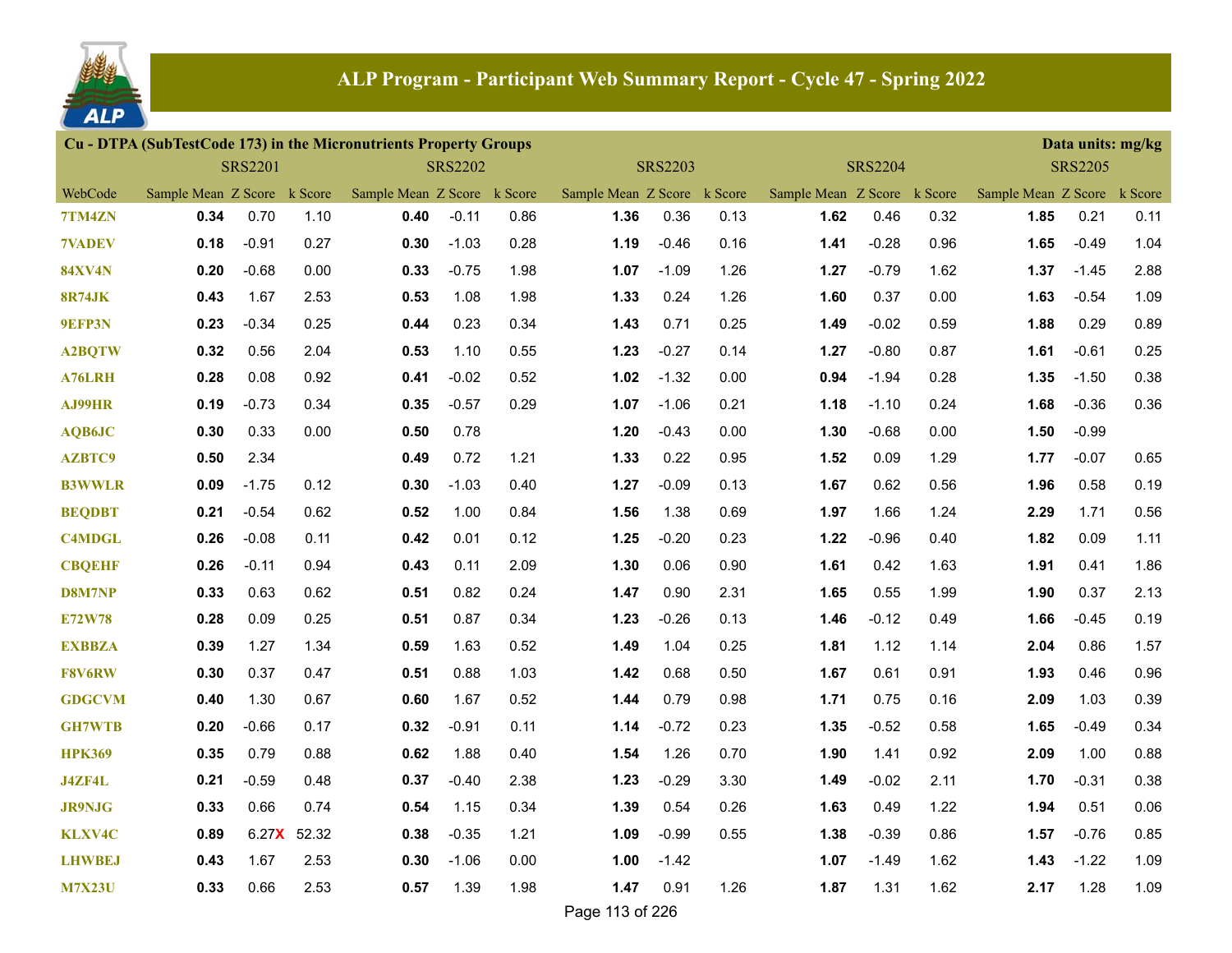# ALP Program - Participant Web Summary Report - Cycle 47 - Spring 2022

**Cu - DTPA (SubTestCode 173) in the Micronutrients Property Groups** — Data units: mg/kg

| | SRS2201 | | | SRS2202 | | | SRS2203 | | | SRS2204 | | | SRS2205 | | |
|---|---|---|---|---|---|---|---|---|---|---|---|---|---|---|---|
| WebCode | Sample Mean | Z Score | k Score | Sample Mean | Z Score | k Score | Sample Mean | Z Score | k Score | Sample Mean | Z Score | k Score | Sample Mean | Z Score | k Score |
| 7TM4ZN | **0.34** | 0.70 | 1.10 | **0.40** | -0.11 | 0.86 | **1.36** | 0.36 | 0.13 | **1.62** | 0.46 | 0.32 | **1.85** | 0.21 | 0.11 |
| 7VADEV | **0.18** | -0.91 | 0.27 | **0.30** | -1.03 | 0.28 | **1.19** | -0.46 | 0.16 | **1.41** | -0.28 | 0.96 | **1.65** | -0.49 | 1.04 |
| 84XV4N | **0.20** | -0.68 | 0.00 | **0.33** | -0.75 | 1.98 | **1.07** | -1.09 | 1.26 | **1.27** | -0.79 | 1.62 | **1.37** | -1.45 | 2.88 |
| 8R74JK | **0.43** | 1.67 | 2.53 | **0.53** | 1.08 | 1.98 | **1.33** | 0.24 | 1.26 | **1.60** | 0.37 | 0.00 | **1.63** | -0.54 | 1.09 |
| 9EFP3N | **0.23** | -0.34 | 0.25 | **0.44** | 0.23 | 0.34 | **1.43** | 0.71 | 0.25 | **1.49** | -0.02 | 0.59 | **1.88** | 0.29 | 0.89 |
| A2BQTW | **0.32** | 0.56 | 2.04 | **0.53** | 1.10 | 0.55 | **1.23** | -0.27 | 0.14 | **1.27** | -0.80 | 0.87 | **1.61** | -0.61 | 0.25 |
| A76LRH | **0.28** | 0.08 | 0.92 | **0.41** | -0.02 | 0.52 | **1.02** | -1.32 | 0.00 | **0.94** | -1.94 | 0.28 | **1.35** | -1.50 | 0.38 |
| AJ99HR | **0.19** | -0.73 | 0.34 | **0.35** | -0.57 | 0.29 | **1.07** | -1.06 | 0.21 | **1.18** | -1.10 | 0.24 | **1.68** | -0.36 | 0.36 |
| AQB6JC | **0.30** | 0.33 | 0.00 | **0.50** | 0.78 | | **1.20** | -0.43 | 0.00 | **1.30** | -0.68 | 0.00 | **1.50** | -0.99 | |
| AZBTC9 | **0.50** | 2.34 | | **0.49** | 0.72 | 1.21 | **1.33** | 0.22 | 0.95 | **1.52** | 0.09 | 1.29 | **1.77** | -0.07 | 0.65 |
| B3WWLR | **0.09** | -1.75 | 0.12 | **0.30** | -1.03 | 0.40 | **1.27** | -0.09 | 0.13 | **1.67** | 0.62 | 0.56 | **1.96** | 0.58 | 0.19 |
| BEQDBT | **0.21** | -0.54 | 0.62 | **0.52** | 1.00 | 0.84 | **1.56** | 1.38 | 0.69 | **1.97** | 1.66 | 1.24 | **2.29** | 1.71 | 0.56 |
| C4MDGL | **0.26** | -0.08 | 0.11 | **0.42** | 0.01 | 0.12 | **1.25** | -0.20 | 0.23 | **1.22** | -0.96 | 0.40 | **1.82** | 0.09 | 1.11 |
| CBQEHF | **0.26** | -0.11 | 0.94 | **0.43** | 0.11 | 2.09 | **1.30** | 0.06 | 0.90 | **1.61** | 0.42 | 1.63 | **1.91** | 0.41 | 1.86 |
| D8M7NP | **0.33** | 0.63 | 0.62 | **0.51** | 0.82 | 0.24 | **1.47** | 0.90 | 2.31 | **1.65** | 0.55 | 1.99 | **1.90** | 0.37 | 2.13 |
| E72W78 | **0.28** | 0.09 | 0.25 | **0.51** | 0.87 | 0.34 | **1.23** | -0.26 | 0.13 | **1.46** | -0.12 | 0.49 | **1.66** | -0.45 | 0.19 |
| EXBBZA | **0.39** | 1.27 | 1.34 | **0.59** | 1.63 | 0.52 | **1.49** | 1.04 | 0.25 | **1.81** | 1.12 | 1.14 | **2.04** | 0.86 | 1.57 |
| F8V6RW | **0.30** | 0.37 | 0.47 | **0.51** | 0.88 | 1.03 | **1.42** | 0.68 | 0.50 | **1.67** | 0.61 | 0.91 | **1.93** | 0.46 | 0.96 |
| GDGCVM | **0.40** | 1.30 | 0.67 | **0.60** | 1.67 | 0.52 | **1.44** | 0.79 | 0.98 | **1.71** | 0.75 | 0.16 | **2.09** | 1.03 | 0.39 |
| GH7WTB | **0.20** | -0.66 | 0.17 | **0.32** | -0.91 | 0.11 | **1.14** | -0.72 | 0.23 | **1.35** | -0.52 | 0.58 | **1.65** | -0.49 | 0.34 |
| HPK369 | **0.35** | 0.79 | 0.88 | **0.62** | 1.88 | 0.40 | **1.54** | 1.26 | 0.70 | **1.90** | 1.41 | 0.92 | **2.09** | 1.00 | 0.88 |
| J4ZF4L | **0.21** | -0.59 | 0.48 | **0.37** | -0.40 | 2.38 | **1.23** | -0.29 | 3.30 | **1.49** | -0.02 | 2.11 | **1.70** | -0.31 | 0.38 |
| JR9NJG | **0.33** | 0.66 | 0.74 | **0.54** | 1.15 | 0.34 | **1.39** | 0.54 | 0.26 | **1.63** | 0.49 | 1.22 | **1.94** | 0.51 | 0.06 |
| KLXV4C | **0.89** | 6.27X | 52.32 | **0.38** | -0.35 | 1.21 | **1.09** | -0.99 | 0.55 | **1.38** | -0.39 | 0.86 | **1.57** | -0.76 | 0.85 |
| LHWBEJ | **0.43** | 1.67 | 2.53 | **0.30** | -1.06 | 0.00 | **1.00** | -1.42 | | **1.07** | -1.49 | 1.62 | **1.43** | -1.22 | 1.09 |
| M7X23U | **0.33** | 0.66 | 2.53 | **0.57** | 1.39 | 1.98 | **1.47** | 0.91 | 1.26 | **1.87** | 1.31 | 1.62 | **2.17** | 1.28 | 1.09 |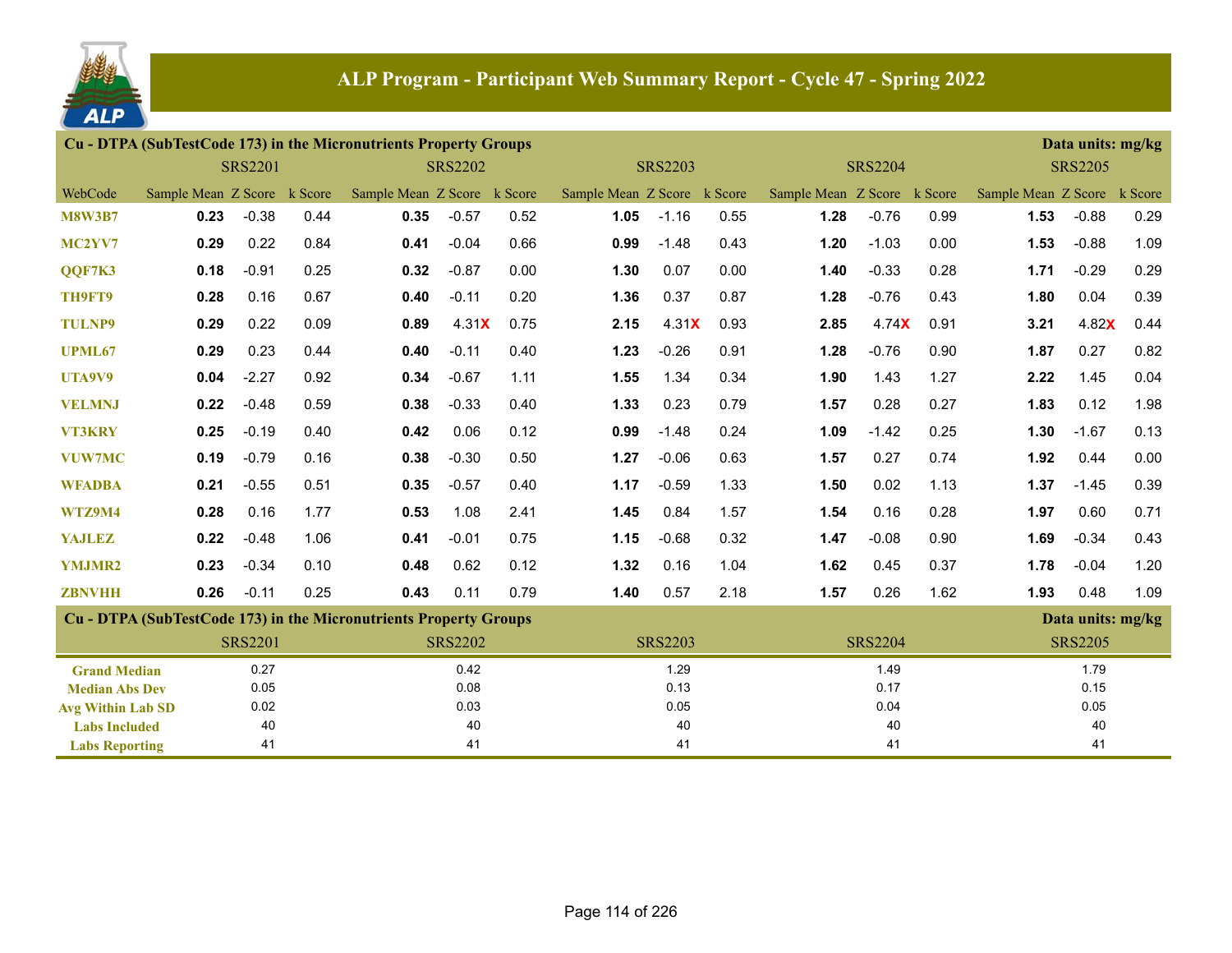# ALP Program - Participant Web Summary Report - Cycle 47 - Spring 2022

## Cu - DTPA (SubTestCode 173) in the Micronutrients Property Groups

Data units: mg/kg

| | SRS2201 | | | SRS2202 | | | SRS2203 | | | SRS2204 | | | SRS2205 | | |
|---|---|---|---|---|---|---|---|---|---|---|---|---|---|---|---|
| WebCode | Sample Mean | Z Score | k Score | Sample Mean | Z Score | k Score | Sample Mean | Z Score | k Score | Sample Mean | Z Score | k Score | Sample Mean | Z Score | k Score |
| M8W3B7 | **0.23** | -0.38 | 0.44 | **0.35** | -0.57 | 0.52 | **1.05** | -1.16 | 0.55 | **1.28** | -0.76 | 0.99 | **1.53** | -0.88 | 0.29 |
| MC2YV7 | **0.29** | 0.22 | 0.84 | **0.41** | -0.04 | 0.66 | **0.99** | -1.48 | 0.43 | **1.20** | -1.03 | 0.00 | **1.53** | -0.88 | 1.09 |
| QQF7K3 | **0.18** | -0.91 | 0.25 | **0.32** | -0.87 | 0.00 | **1.30** | 0.07 | 0.00 | **1.40** | -0.33 | 0.28 | **1.71** | -0.29 | 0.29 |
| TH9FT9 | **0.28** | 0.16 | 0.67 | **0.40** | -0.11 | 0.20 | **1.36** | 0.37 | 0.87 | **1.28** | -0.76 | 0.43 | **1.80** | 0.04 | 0.39 |
| TULNP9 | **0.29** | 0.22 | 0.09 | **0.89** | 4.31X | 0.75 | **2.15** | 4.31X | 0.93 | **2.85** | 4.74X | 0.91 | **3.21** | 4.82X | 0.44 |
| UPML67 | **0.29** | 0.23 | 0.44 | **0.40** | -0.11 | 0.40 | **1.23** | -0.26 | 0.91 | **1.28** | -0.76 | 0.90 | **1.87** | 0.27 | 0.82 |
| UTA9V9 | **0.04** | -2.27 | 0.92 | **0.34** | -0.67 | 1.11 | **1.55** | 1.34 | 0.34 | **1.90** | 1.43 | 1.27 | **2.22** | 1.45 | 0.04 |
| VELMNJ | **0.22** | -0.48 | 0.59 | **0.38** | -0.33 | 0.40 | **1.33** | 0.23 | 0.79 | **1.57** | 0.28 | 0.27 | **1.83** | 0.12 | 1.98 |
| VT3KRY | **0.25** | -0.19 | 0.40 | **0.42** | 0.06 | 0.12 | **0.99** | -1.48 | 0.24 | **1.09** | -1.42 | 0.25 | **1.30** | -1.67 | 0.13 |
| VUW7MC | **0.19** | -0.79 | 0.16 | **0.38** | -0.30 | 0.50 | **1.27** | -0.06 | 0.63 | **1.57** | 0.27 | 0.74 | **1.92** | 0.44 | 0.00 |
| WFADBA | **0.21** | -0.55 | 0.51 | **0.35** | -0.57 | 0.40 | **1.17** | -0.59 | 1.33 | **1.50** | 0.02 | 1.13 | **1.37** | -1.45 | 0.39 |
| WTZ9M4 | **0.28** | 0.16 | 1.77 | **0.53** | 1.08 | 2.41 | **1.45** | 0.84 | 1.57 | **1.54** | 0.16 | 0.28 | **1.97** | 0.60 | 0.71 |
| YAJLEZ | **0.22** | -0.48 | 1.06 | **0.41** | -0.01 | 0.75 | **1.15** | -0.68 | 0.32 | **1.47** | -0.08 | 0.90 | **1.69** | -0.34 | 0.43 |
| YMJMR2 | **0.23** | -0.34 | 0.10 | **0.48** | 0.62 | 0.12 | **1.32** | 0.16 | 1.04 | **1.62** | 0.45 | 0.37 | **1.78** | -0.04 | 1.20 |
| ZBNVHH | **0.26** | -0.11 | 0.25 | **0.43** | 0.11 | 0.79 | **1.40** | 0.57 | 2.18 | **1.57** | 0.26 | 1.62 | **1.93** | 0.48 | 1.09 |

## Cu - DTPA (SubTestCode 173) in the Micronutrients Property Groups

Data units: mg/kg

| | SRS2201 | SRS2202 | SRS2203 | SRS2204 | SRS2205 |
|---|---|---|---|---|---|
| Grand Median | 0.27 | 0.42 | 1.29 | 1.49 | 1.79 |
| Median Abs Dev | 0.05 | 0.08 | 0.13 | 0.17 | 0.15 |
| Avg Within Lab SD | 0.02 | 0.03 | 0.05 | 0.04 | 0.05 |
| Labs Included | 40 | 40 | 40 | 40 | 40 |
| Labs Reporting | 41 | 41 | 41 | 41 | 41 |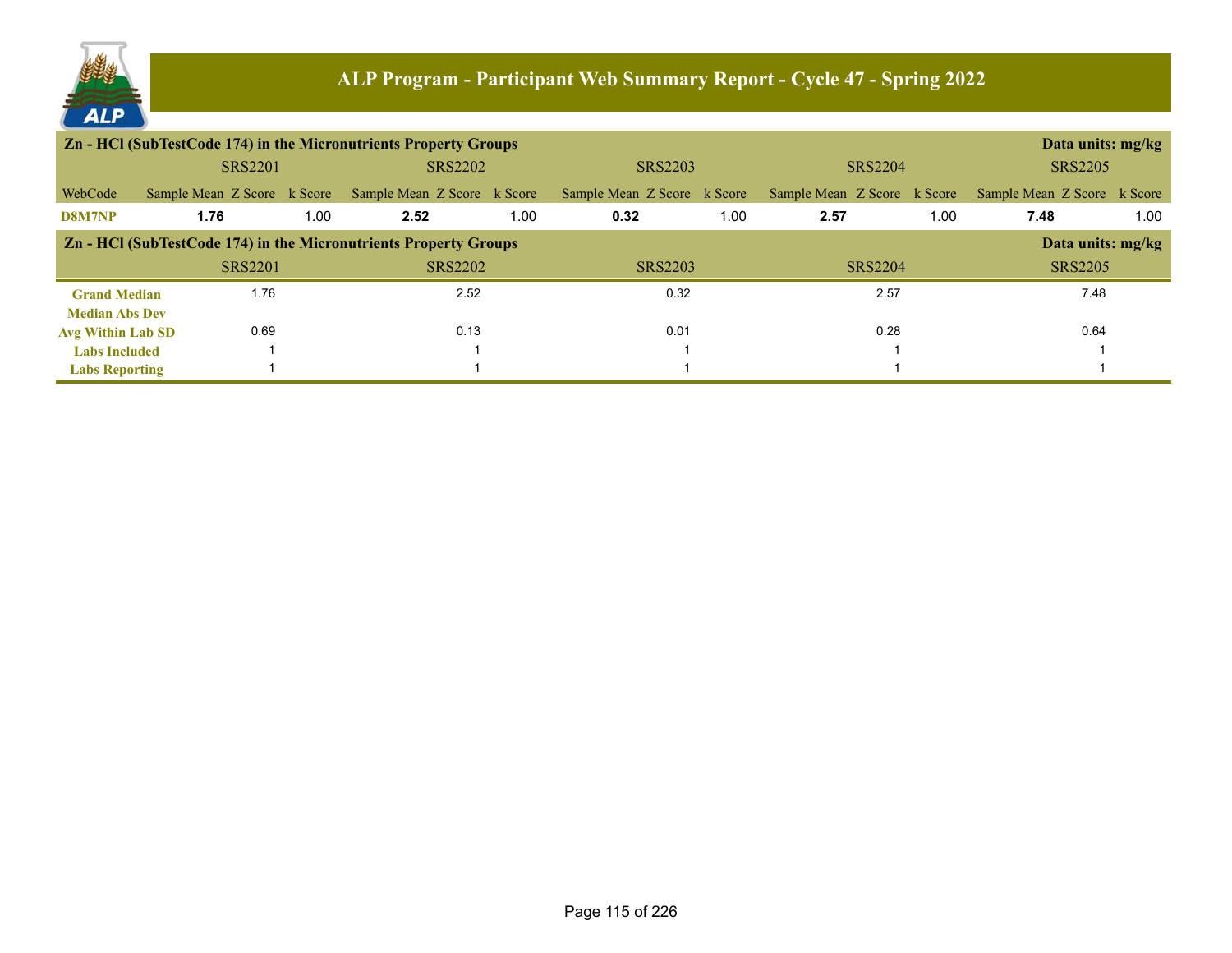# ALP Program - Participant Web Summary Report - Cycle 47 - Spring 2022

| Zn - HCl (SubTestCode 174) in the Micronutrients Property Groups | | | | | | | | | | | | | | | Data units: mg/kg |
|---|---|---|---|---|---|---|---|---|---|---|---|---|---|---|---|
| | SRS2201 | | | SRS2202 | | | SRS2203 | | | SRS2204 | | | SRS2205 | | |
| WebCode | Sample Mean | Z Score | k Score | Sample Mean | Z Score | k Score | Sample Mean | Z Score | k Score | Sample Mean | Z Score | k Score | Sample Mean | Z Score | k Score |
| **D8M7NP** | **1.76** | | 1.00 | **2.52** | | 1.00 | **0.32** | | 1.00 | **2.57** | | 1.00 | **7.48** | | 1.00 |

| Zn - HCl (SubTestCode 174) in the Micronutrients Property Groups | | | | | Data units: mg/kg |
|---|---|---|---|---|---|
| | SRS2201 | SRS2202 | SRS2203 | SRS2204 | SRS2205 |
| **Grand Median** | 1.76 | 2.52 | 0.32 | 2.57 | 7.48 |
| **Median Abs Dev** | | | | | |
| **Avg Within Lab SD** | 0.69 | 0.13 | 0.01 | 0.28 | 0.64 |
| **Labs Included** | 1 | 1 | 1 | 1 | 1 |
| **Labs Reporting** | 1 | 1 | 1 | 1 | 1 |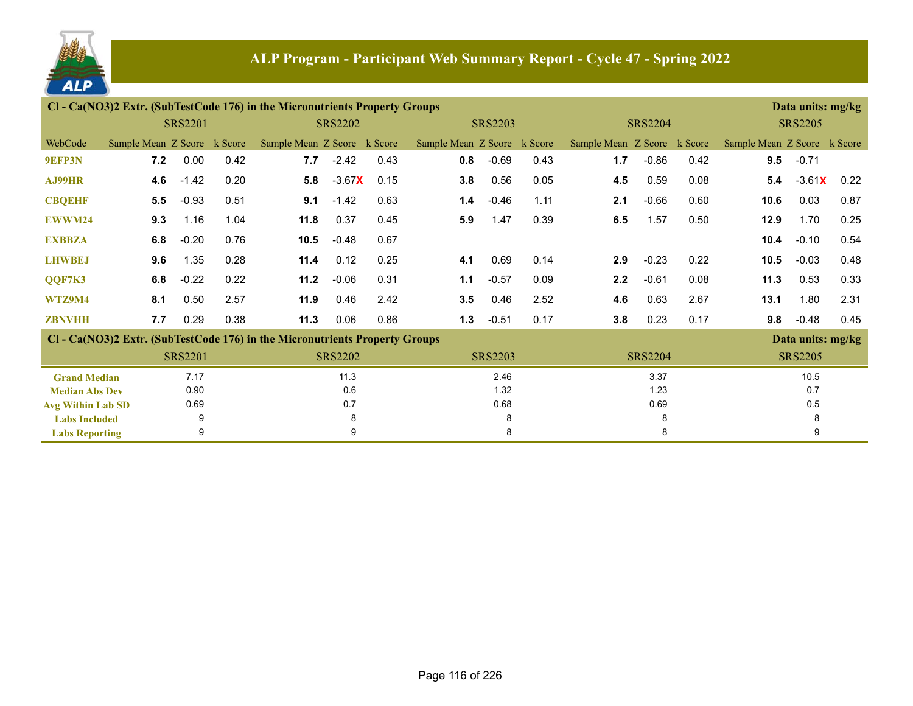# ALP Program - Participant Web Summary Report - Cycle 47 - Spring 2022

**Cl - Ca(NO3)2 Extr. (SubTestCode 176) in the Micronutrients Property Groups** — Data units: mg/kg

| WebCode | SRS2201 Sample Mean | SRS2201 Z Score | SRS2201 k Score | SRS2202 Sample Mean | SRS2202 Z Score | SRS2202 k Score | SRS2203 Sample Mean | SRS2203 Z Score | SRS2203 k Score | SRS2204 Sample Mean | SRS2204 Z Score | SRS2204 k Score | SRS2205 Sample Mean | SRS2205 Z Score | SRS2205 k Score |
|---|---|---|---|---|---|---|---|---|---|---|---|---|---|---|---|
| 9EFP3N | **7.2** | 0.00 | 0.42 | **7.7** | -2.42 | 0.43 | **0.8** | -0.69 | 0.43 | **1.7** | -0.86 | 0.42 | **9.5** | -0.71 | |
| AJ99HR | **4.6** | -1.42 | 0.20 | **5.8** | -3.67X | 0.15 | **3.8** | 0.56 | 0.05 | **4.5** | 0.59 | 0.08 | **5.4** | -3.61X | 0.22 |
| CBQEHF | **5.5** | -0.93 | 0.51 | **9.1** | -1.42 | 0.63 | **1.4** | -0.46 | 1.11 | **2.1** | -0.66 | 0.60 | **10.6** | 0.03 | 0.87 |
| EWWM24 | **9.3** | 1.16 | 1.04 | **11.8** | 0.37 | 0.45 | **5.9** | 1.47 | 0.39 | **6.5** | 1.57 | 0.50 | **12.9** | 1.70 | 0.25 |
| EXBBZA | **6.8** | -0.20 | 0.76 | **10.5** | -0.48 | 0.67 | | | | | | | **10.4** | -0.10 | 0.54 |
| LHWBEJ | **9.6** | 1.35 | 0.28 | **11.4** | 0.12 | 0.25 | **4.1** | 0.69 | 0.14 | **2.9** | -0.23 | 0.22 | **10.5** | -0.03 | 0.48 |
| QQF7K3 | **6.8** | -0.22 | 0.22 | **11.2** | -0.06 | 0.31 | **1.1** | -0.57 | 0.09 | **2.2** | -0.61 | 0.08 | **11.3** | 0.53 | 0.33 |
| WTZ9M4 | **8.1** | 0.50 | 2.57 | **11.9** | 0.46 | 2.42 | **3.5** | 0.46 | 2.52 | **4.6** | 0.63 | 2.67 | **13.1** | 1.80 | 2.31 |
| ZBNVHH | **7.7** | 0.29 | 0.38 | **11.3** | 0.06 | 0.86 | **1.3** | -0.51 | 0.17 | **3.8** | 0.23 | 0.17 | **9.8** | -0.48 | 0.45 |

**Cl - Ca(NO3)2 Extr. (SubTestCode 176) in the Micronutrients Property Groups** — Data units: mg/kg

| | SRS2201 | SRS2202 | SRS2203 | SRS2204 | SRS2205 |
|---|---|---|---|---|---|
| Grand Median | 7.17 | 11.3 | 2.46 | 3.37 | 10.5 |
| Median Abs Dev | 0.90 | 0.6 | 1.32 | 1.23 | 0.7 |
| Avg Within Lab SD | 0.69 | 0.7 | 0.68 | 0.69 | 0.5 |
| Labs Included | 9 | 8 | 8 | 8 | 8 |
| Labs Reporting | 9 | 9 | 8 | 8 | 9 |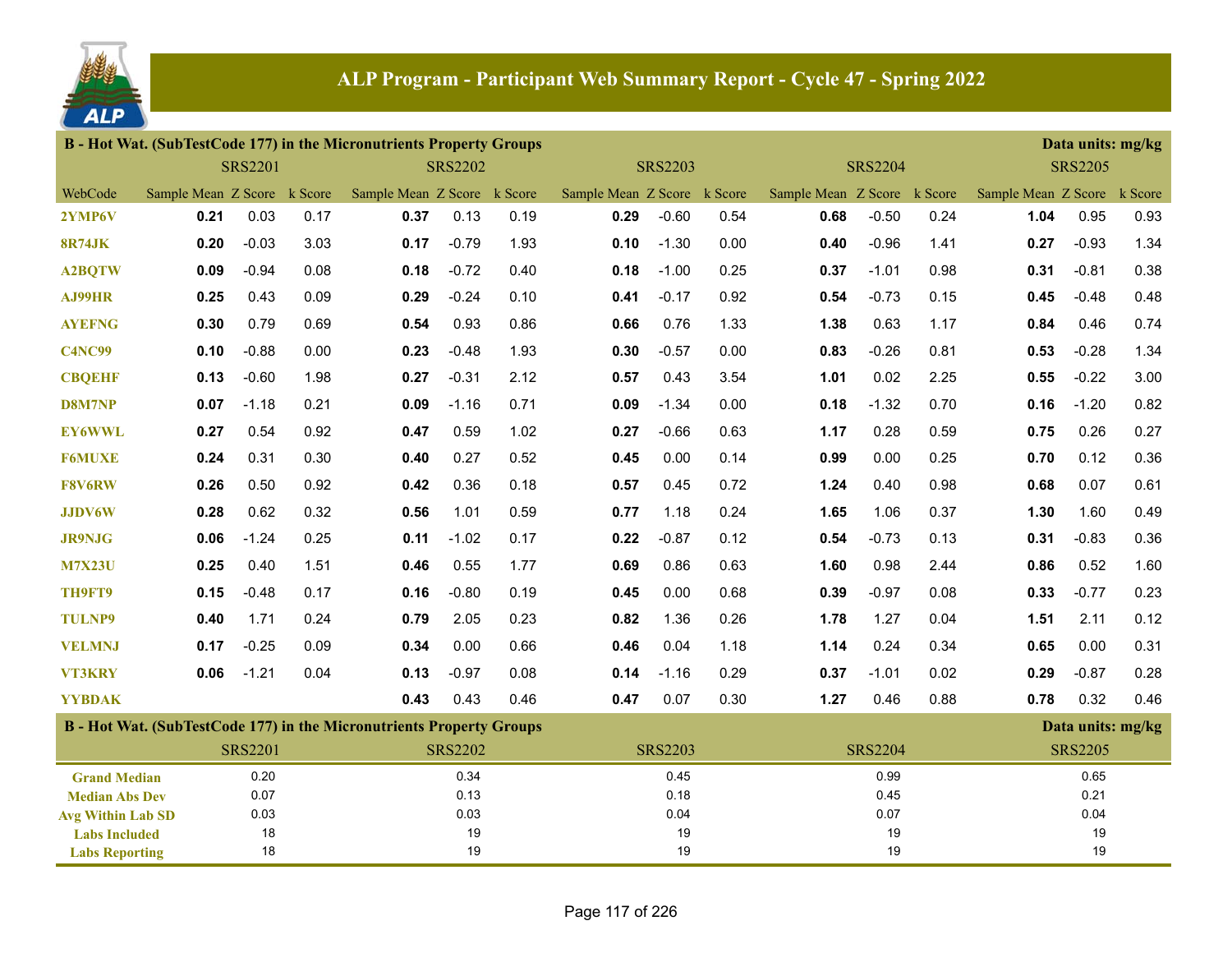# ALP Program - Participant Web Summary Report - Cycle 47 - Spring 2022

## B - Hot Wat. (SubTestCode 177) in the Micronutrients Property Groups

Data units: mg/kg

| | SRS2201 | | | SRS2202 | | | SRS2203 | | | SRS2204 | | | SRS2205 | | |
|---|---|---|---|---|---|---|---|---|---|---|---|---|---|---|---|
| WebCode | Sample Mean | Z Score | k Score | Sample Mean | Z Score | k Score | Sample Mean | Z Score | k Score | Sample Mean | Z Score | k Score | Sample Mean | Z Score | k Score |
| 2YMP6V | **0.21** | 0.03 | 0.17 | **0.37** | 0.13 | 0.19 | **0.29** | -0.60 | 0.54 | **0.68** | -0.50 | 0.24 | **1.04** | 0.95 | 0.93 |
| 8R74JK | **0.20** | -0.03 | 3.03 | **0.17** | -0.79 | 1.93 | **0.10** | -1.30 | 0.00 | **0.40** | -0.96 | 1.41 | **0.27** | -0.93 | 1.34 |
| A2BQTW | **0.09** | -0.94 | 0.08 | **0.18** | -0.72 | 0.40 | **0.18** | -1.00 | 0.25 | **0.37** | -1.01 | 0.98 | **0.31** | -0.81 | 0.38 |
| AJ99HR | **0.25** | 0.43 | 0.09 | **0.29** | -0.24 | 0.10 | **0.41** | -0.17 | 0.92 | **0.54** | -0.73 | 0.15 | **0.45** | -0.48 | 0.48 |
| AYEFNG | **0.30** | 0.79 | 0.69 | **0.54** | 0.93 | 0.86 | **0.66** | 0.76 | 1.33 | **1.38** | 0.63 | 1.17 | **0.84** | 0.46 | 0.74 |
| C4NC99 | **0.10** | -0.88 | 0.00 | **0.23** | -0.48 | 1.93 | **0.30** | -0.57 | 0.00 | **0.83** | -0.26 | 0.81 | **0.53** | -0.28 | 1.34 |
| CBQEHF | **0.13** | -0.60 | 1.98 | **0.27** | -0.31 | 2.12 | **0.57** | 0.43 | 3.54 | **1.01** | 0.02 | 2.25 | **0.55** | -0.22 | 3.00 |
| D8M7NP | **0.07** | -1.18 | 0.21 | **0.09** | -1.16 | 0.71 | **0.09** | -1.34 | 0.00 | **0.18** | -1.32 | 0.70 | **0.16** | -1.20 | 0.82 |
| EY6WWL | **0.27** | 0.54 | 0.92 | **0.47** | 0.59 | 1.02 | **0.27** | -0.66 | 0.63 | **1.17** | 0.28 | 0.59 | **0.75** | 0.26 | 0.27 |
| F6MUXE | **0.24** | 0.31 | 0.30 | **0.40** | 0.27 | 0.52 | **0.45** | 0.00 | 0.14 | **0.99** | 0.00 | 0.25 | **0.70** | 0.12 | 0.36 |
| F8V6RW | **0.26** | 0.50 | 0.92 | **0.42** | 0.36 | 0.18 | **0.57** | 0.45 | 0.72 | **1.24** | 0.40 | 0.98 | **0.68** | 0.07 | 0.61 |
| JJDV6W | **0.28** | 0.62 | 0.32 | **0.56** | 1.01 | 0.59 | **0.77** | 1.18 | 0.24 | **1.65** | 1.06 | 0.37 | **1.30** | 1.60 | 0.49 |
| JR9NJG | **0.06** | -1.24 | 0.25 | **0.11** | -1.02 | 0.17 | **0.22** | -0.87 | 0.12 | **0.54** | -0.73 | 0.13 | **0.31** | -0.83 | 0.36 |
| M7X23U | **0.25** | 0.40 | 1.51 | **0.46** | 0.55 | 1.77 | **0.69** | 0.86 | 0.63 | **1.60** | 0.98 | 2.44 | **0.86** | 0.52 | 1.60 |
| TH9FT9 | **0.15** | -0.48 | 0.17 | **0.16** | -0.80 | 0.19 | **0.45** | 0.00 | 0.68 | **0.39** | -0.97 | 0.08 | **0.33** | -0.77 | 0.23 |
| TULNP9 | **0.40** | 1.71 | 0.24 | **0.79** | 2.05 | 0.23 | **0.82** | 1.36 | 0.26 | **1.78** | 1.27 | 0.04 | **1.51** | 2.11 | 0.12 |
| VELMNJ | **0.17** | -0.25 | 0.09 | **0.34** | 0.00 | 0.66 | **0.46** | 0.04 | 1.18 | **1.14** | 0.24 | 0.34 | **0.65** | 0.00 | 0.31 |
| VT3KRY | **0.06** | -1.21 | 0.04 | **0.13** | -0.97 | 0.08 | **0.14** | -1.16 | 0.29 | **0.37** | -1.01 | 0.02 | **0.29** | -0.87 | 0.28 |
| YYBDAK | | | | **0.43** | 0.43 | 0.46 | **0.47** | 0.07 | 0.30 | **1.27** | 0.46 | 0.88 | **0.78** | 0.32 | 0.46 |

## B - Hot Wat. (SubTestCode 177) in the Micronutrients Property Groups

Data units: mg/kg

| | SRS2201 | SRS2202 | SRS2203 | SRS2204 | SRS2205 |
|---|---|---|---|---|---|
| Grand Median | 0.20 | 0.34 | 0.45 | 0.99 | 0.65 |
| Median Abs Dev | 0.07 | 0.13 | 0.18 | 0.45 | 0.21 |
| Avg Within Lab SD | 0.03 | 0.03 | 0.04 | 0.07 | 0.04 |
| Labs Included | 18 | 19 | 19 | 19 | 19 |
| Labs Reporting | 18 | 19 | 19 | 19 | 19 |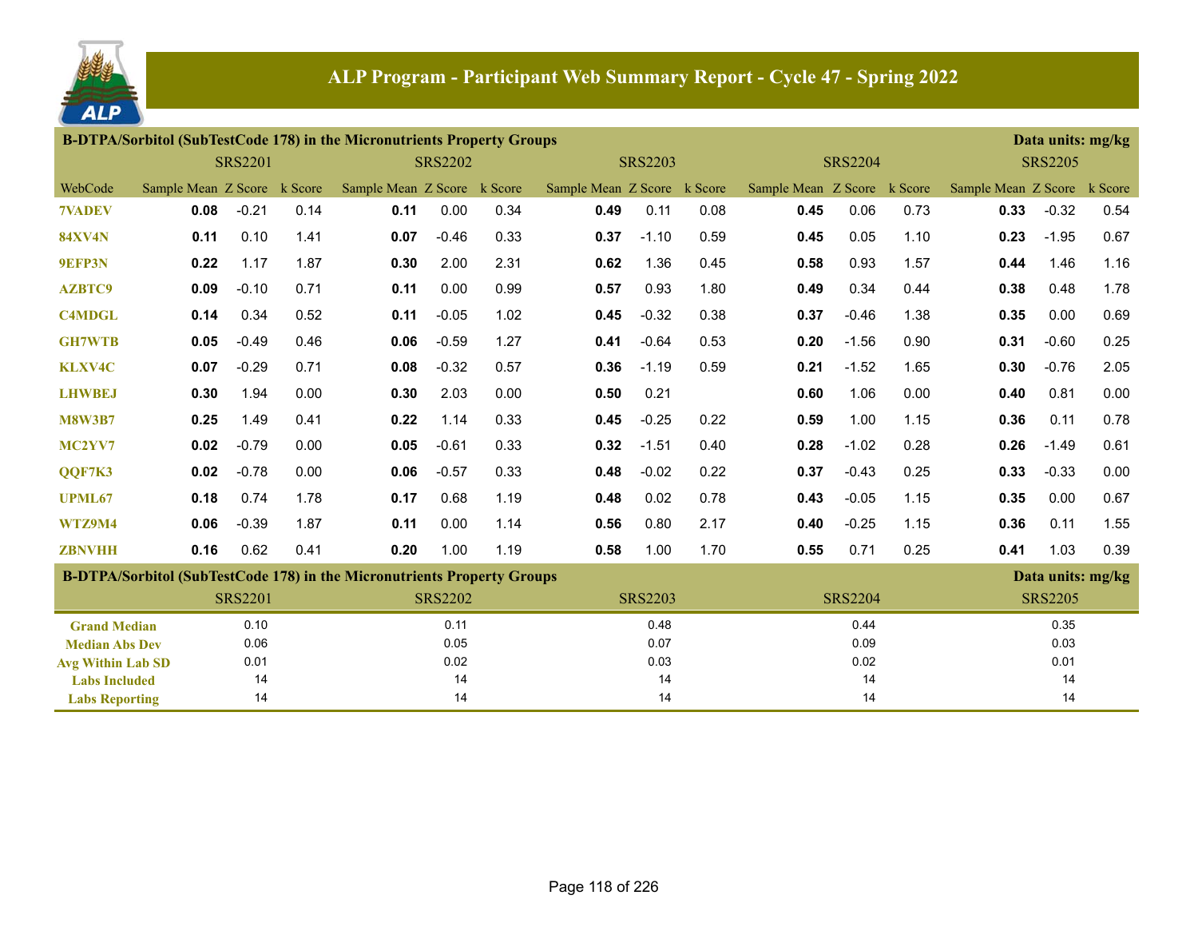# ALP Program - Participant Web Summary Report - Cycle 47 - Spring 2022

## B-DTPA/Sorbitol (SubTestCode 178) in the Micronutrients Property Groups

Data units: mg/kg

| WebCode | SRS2201 Sample Mean | SRS2201 Z Score | SRS2201 k Score | SRS2202 Sample Mean | SRS2202 Z Score | SRS2202 k Score | SRS2203 Sample Mean | SRS2203 Z Score | SRS2203 k Score | SRS2204 Sample Mean | SRS2204 Z Score | SRS2204 k Score | SRS2205 Sample Mean | SRS2205 Z Score | SRS2205 k Score |
|---|---|---|---|---|---|---|---|---|---|---|---|---|---|---|---|
| 7VADEV | **0.08** | -0.21 | 0.14 | **0.11** | 0.00 | 0.34 | **0.49** | 0.11 | 0.08 | **0.45** | 0.06 | 0.73 | **0.33** | -0.32 | 0.54 |
| 84XV4N | **0.11** | 0.10 | 1.41 | **0.07** | -0.46 | 0.33 | **0.37** | -1.10 | 0.59 | **0.45** | 0.05 | 1.10 | **0.23** | -1.95 | 0.67 |
| 9EFP3N | **0.22** | 1.17 | 1.87 | **0.30** | 2.00 | 2.31 | **0.62** | 1.36 | 0.45 | **0.58** | 0.93 | 1.57 | **0.44** | 1.46 | 1.16 |
| AZBTC9 | **0.09** | -0.10 | 0.71 | **0.11** | 0.00 | 0.99 | **0.57** | 0.93 | 1.80 | **0.49** | 0.34 | 0.44 | **0.38** | 0.48 | 1.78 |
| C4MDGL | **0.14** | 0.34 | 0.52 | **0.11** | -0.05 | 1.02 | **0.45** | -0.32 | 0.38 | **0.37** | -0.46 | 1.38 | **0.35** | 0.00 | 0.69 |
| GH7WTB | **0.05** | -0.49 | 0.46 | **0.06** | -0.59 | 1.27 | **0.41** | -0.64 | 0.53 | **0.20** | -1.56 | 0.90 | **0.31** | -0.60 | 0.25 |
| KLXV4C | **0.07** | -0.29 | 0.71 | **0.08** | -0.32 | 0.57 | **0.36** | -1.19 | 0.59 | **0.21** | -1.52 | 1.65 | **0.30** | -0.76 | 2.05 |
| LHWBEJ | **0.30** | 1.94 | 0.00 | **0.30** | 2.03 | 0.00 | **0.50** | 0.21 | | **0.60** | 1.06 | 0.00 | **0.40** | 0.81 | 0.00 |
| M8W3B7 | **0.25** | 1.49 | 0.41 | **0.22** | 1.14 | 0.33 | **0.45** | -0.25 | 0.22 | **0.59** | 1.00 | 1.15 | **0.36** | 0.11 | 0.78 |
| MC2YV7 | **0.02** | -0.79 | 0.00 | **0.05** | -0.61 | 0.33 | **0.32** | -1.51 | 0.40 | **0.28** | -1.02 | 0.28 | **0.26** | -1.49 | 0.61 |
| QQF7K3 | **0.02** | -0.78 | 0.00 | **0.06** | -0.57 | 0.33 | **0.48** | -0.02 | 0.22 | **0.37** | -0.43 | 0.25 | **0.33** | -0.33 | 0.00 |
| UPML67 | **0.18** | 0.74 | 1.78 | **0.17** | 0.68 | 1.19 | **0.48** | 0.02 | 0.78 | **0.43** | -0.05 | 1.15 | **0.35** | 0.00 | 0.67 |
| WTZ9M4 | **0.06** | -0.39 | 1.87 | **0.11** | 0.00 | 1.14 | **0.56** | 0.80 | 2.17 | **0.40** | -0.25 | 1.15 | **0.36** | 0.11 | 1.55 |
| ZBNVHH | **0.16** | 0.62 | 0.41 | **0.20** | 1.00 | 1.19 | **0.58** | 1.00 | 1.70 | **0.55** | 0.71 | 0.25 | **0.41** | 1.03 | 0.39 |

## B-DTPA/Sorbitol (SubTestCode 178) in the Micronutrients Property Groups

Data units: mg/kg

| | SRS2201 | SRS2202 | SRS2203 | SRS2204 | SRS2205 |
|---|---|---|---|---|---|
| Grand Median | 0.10 | 0.11 | 0.48 | 0.44 | 0.35 |
| Median Abs Dev | 0.06 | 0.05 | 0.07 | 0.09 | 0.03 |
| Avg Within Lab SD | 0.01 | 0.02 | 0.03 | 0.02 | 0.01 |
| Labs Included | 14 | 14 | 14 | 14 | 14 |
| Labs Reporting | 14 | 14 | 14 | 14 | 14 |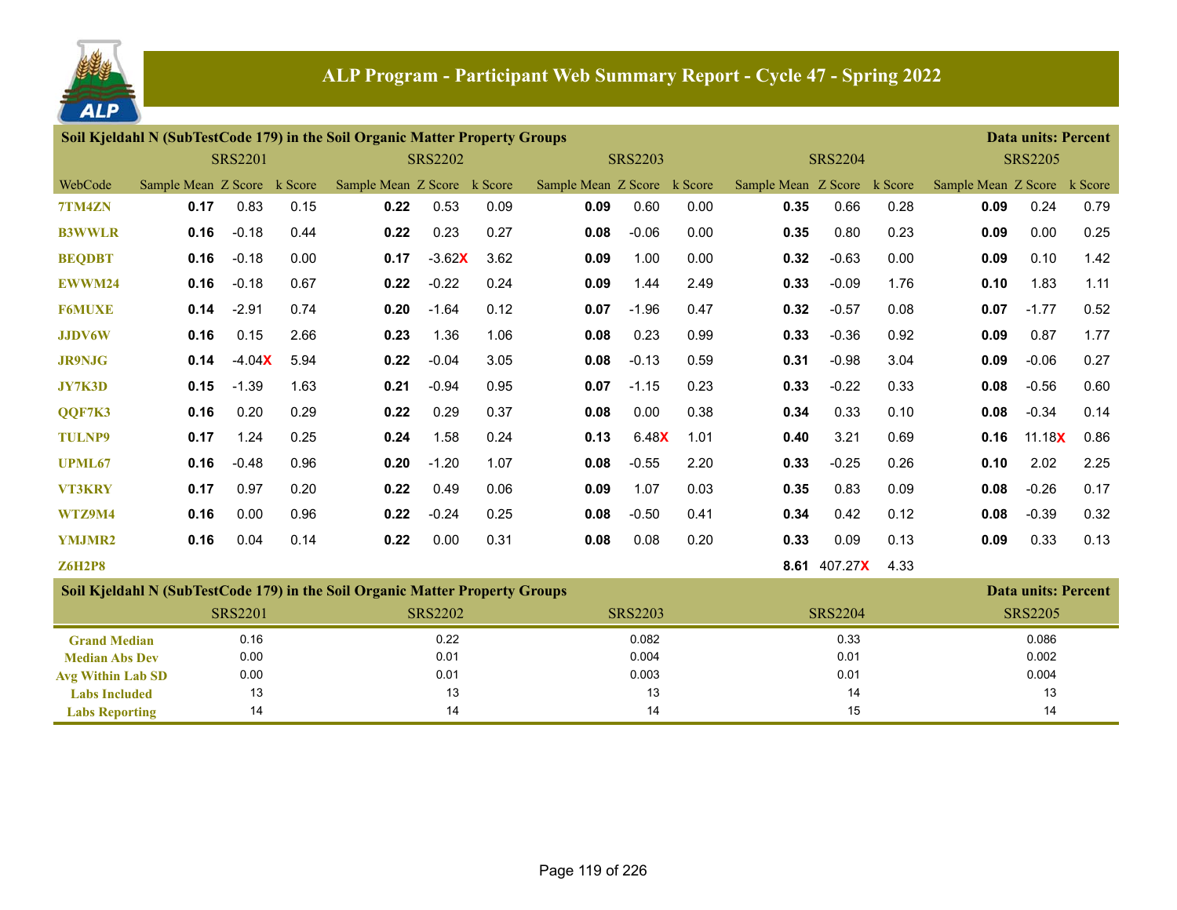# ALP Program - Participant Web Summary Report - Cycle 47 - Spring 2022

## Soil Kjeldahl N (SubTestCode 179) in the Soil Organic Matter Property Groups

Data units: Percent

| WebCode | SRS2201 Sample Mean | SRS2201 Z Score | SRS2201 k Score | SRS2202 Sample Mean | SRS2202 Z Score | SRS2202 k Score | SRS2203 Sample Mean | SRS2203 Z Score | SRS2203 k Score | SRS2204 Sample Mean | SRS2204 Z Score | SRS2204 k Score | SRS2205 Sample Mean | SRS2205 Z Score | SRS2205 k Score |
|---|---|---|---|---|---|---|---|---|---|---|---|---|---|---|---|
| 7TM4ZN | **0.17** | 0.83 | 0.15 | **0.22** | 0.53 | 0.09 | **0.09** | 0.60 | 0.00 | **0.35** | 0.66 | 0.28 | **0.09** | 0.24 | 0.79 |
| B3WWLR | **0.16** | -0.18 | 0.44 | **0.22** | 0.23 | 0.27 | **0.08** | -0.06 | 0.00 | **0.35** | 0.80 | 0.23 | **0.09** | 0.00 | 0.25 |
| BEQDBT | **0.16** | -0.18 | 0.00 | **0.17** | -3.62X | 3.62 | **0.09** | 1.00 | 0.00 | **0.32** | -0.63 | 0.00 | **0.09** | 0.10 | 1.42 |
| EWWM24 | **0.16** | -0.18 | 0.67 | **0.22** | -0.22 | 0.24 | **0.09** | 1.44 | 2.49 | **0.33** | -0.09 | 1.76 | **0.10** | 1.83 | 1.11 |
| F6MUXE | **0.14** | -2.91 | 0.74 | **0.20** | -1.64 | 0.12 | **0.07** | -1.96 | 0.47 | **0.32** | -0.57 | 0.08 | **0.07** | -1.77 | 0.52 |
| JJDV6W | **0.16** | 0.15 | 2.66 | **0.23** | 1.36 | 1.06 | **0.08** | 0.23 | 0.99 | **0.33** | -0.36 | 0.92 | **0.09** | 0.87 | 1.77 |
| JR9NJG | **0.14** | -4.04X | 5.94 | **0.22** | -0.04 | 3.05 | **0.08** | -0.13 | 0.59 | **0.31** | -0.98 | 3.04 | **0.09** | -0.06 | 0.27 |
| JY7K3D | **0.15** | -1.39 | 1.63 | **0.21** | -0.94 | 0.95 | **0.07** | -1.15 | 0.23 | **0.33** | -0.22 | 0.33 | **0.08** | -0.56 | 0.60 |
| QQF7K3 | **0.16** | 0.20 | 0.29 | **0.22** | 0.29 | 0.37 | **0.08** | 0.00 | 0.38 | **0.34** | 0.33 | 0.10 | **0.08** | -0.34 | 0.14 |
| TULNP9 | **0.17** | 1.24 | 0.25 | **0.24** | 1.58 | 0.24 | **0.13** | 6.48X | 1.01 | **0.40** | 3.21 | 0.69 | **0.16** | 11.18X | 0.86 |
| UPML67 | **0.16** | -0.48 | 0.96 | **0.20** | -1.20 | 1.07 | **0.08** | -0.55 | 2.20 | **0.33** | -0.25 | 0.26 | **0.10** | 2.02 | 2.25 |
| VT3KRY | **0.17** | 0.97 | 0.20 | **0.22** | 0.49 | 0.06 | **0.09** | 1.07 | 0.03 | **0.35** | 0.83 | 0.09 | **0.08** | -0.26 | 0.17 |
| WTZ9M4 | **0.16** | 0.00 | 0.96 | **0.22** | -0.24 | 0.25 | **0.08** | -0.50 | 0.41 | **0.34** | 0.42 | 0.12 | **0.08** | -0.39 | 0.32 |
| YMJMR2 | **0.16** | 0.04 | 0.14 | **0.22** | 0.00 | 0.31 | **0.08** | 0.08 | 0.20 | **0.33** | 0.09 | 0.13 | **0.09** | 0.33 | 0.13 |
| Z6H2P8 | | | | | | | | | | **8.61** | 407.27X | 4.33 | | | |

## Soil Kjeldahl N (SubTestCode 179) in the Soil Organic Matter Property Groups

Data units: Percent

| | SRS2201 | SRS2202 | SRS2203 | SRS2204 | SRS2205 |
|---|---|---|---|---|---|
| Grand Median | 0.16 | 0.22 | 0.082 | 0.33 | 0.086 |
| Median Abs Dev | 0.00 | 0.01 | 0.004 | 0.01 | 0.002 |
| Avg Within Lab SD | 0.00 | 0.01 | 0.003 | 0.01 | 0.004 |
| Labs Included | 13 | 13 | 13 | 14 | 13 |
| Labs Reporting | 14 | 14 | 14 | 15 | 14 |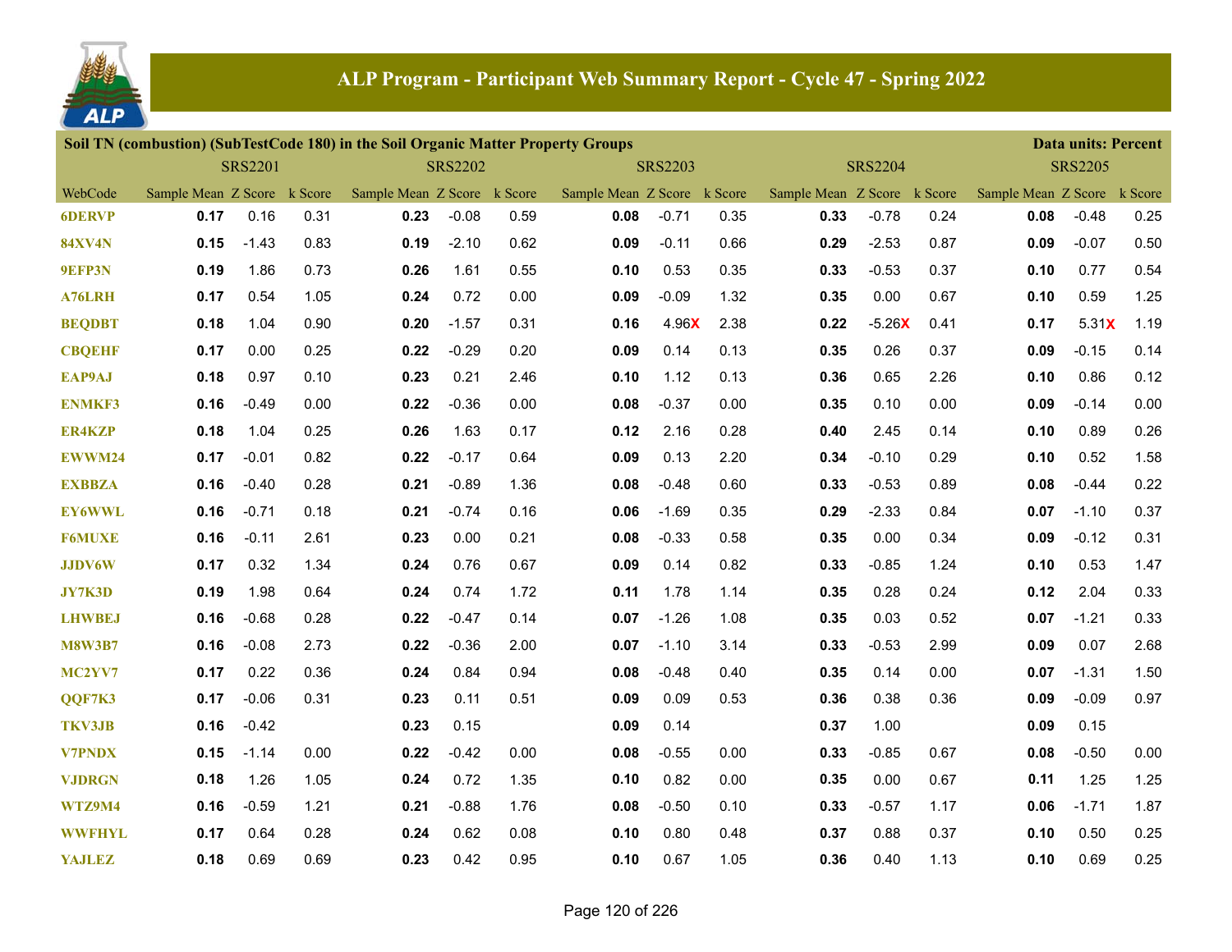## ALP Program - Participant Web Summary Report - Cycle 47 - Spring 2022

**Soil TN (combustion) (SubTestCode 180) in the Soil Organic Matter Property Groups** — Data units: Percent

| WebCode | SRS2201 | | | SRS2202 | | | SRS2203 | | | SRS2204 | | | SRS2205 | | |
|---|---|---|---|---|---|---|---|---|---|---|---|---|---|---|---|
| | Sample Mean | Z Score | k Score | Sample Mean | Z Score | k Score | Sample Mean | Z Score | k Score | Sample Mean | Z Score | k Score | Sample Mean | Z Score | k Score |
| 6DERVP | **0.17** | 0.16 | 0.31 | **0.23** | -0.08 | 0.59 | **0.08** | -0.71 | 0.35 | **0.33** | -0.78 | 0.24 | **0.08** | -0.48 | 0.25 |
| 84XV4N | **0.15** | -1.43 | 0.83 | **0.19** | -2.10 | 0.62 | **0.09** | -0.11 | 0.66 | **0.29** | -2.53 | 0.87 | **0.09** | -0.07 | 0.50 |
| 9EFP3N | **0.19** | 1.86 | 0.73 | **0.26** | 1.61 | 0.55 | **0.10** | 0.53 | 0.35 | **0.33** | -0.53 | 0.37 | **0.10** | 0.77 | 0.54 |
| A76LRH | **0.17** | 0.54 | 1.05 | **0.24** | 0.72 | 0.00 | **0.09** | -0.09 | 1.32 | **0.35** | 0.00 | 0.67 | **0.10** | 0.59 | 1.25 |
| BEQDBT | **0.18** | 1.04 | 0.90 | **0.20** | -1.57 | 0.31 | **0.16** | 4.96X | 2.38 | **0.22** | -5.26X | 0.41 | **0.17** | 5.31X | 1.19 |
| CBQEHF | **0.17** | 0.00 | 0.25 | **0.22** | -0.29 | 0.20 | **0.09** | 0.14 | 0.13 | **0.35** | 0.26 | 0.37 | **0.09** | -0.15 | 0.14 |
| EAP9AJ | **0.18** | 0.97 | 0.10 | **0.23** | 0.21 | 2.46 | **0.10** | 1.12 | 0.13 | **0.36** | 0.65 | 2.26 | **0.10** | 0.86 | 0.12 |
| ENMKF3 | **0.16** | -0.49 | 0.00 | **0.22** | -0.36 | 0.00 | **0.08** | -0.37 | 0.00 | **0.35** | 0.10 | 0.00 | **0.09** | -0.14 | 0.00 |
| ER4KZP | **0.18** | 1.04 | 0.25 | **0.26** | 1.63 | 0.17 | **0.12** | 2.16 | 0.28 | **0.40** | 2.45 | 0.14 | **0.10** | 0.89 | 0.26 |
| EWWM24 | **0.17** | -0.01 | 0.82 | **0.22** | -0.17 | 0.64 | **0.09** | 0.13 | 2.20 | **0.34** | -0.10 | 0.29 | **0.10** | 0.52 | 1.58 |
| EXBBZA | **0.16** | -0.40 | 0.28 | **0.21** | -0.89 | 1.36 | **0.08** | -0.48 | 0.60 | **0.33** | -0.53 | 0.89 | **0.08** | -0.44 | 0.22 |
| EY6WWL | **0.16** | -0.71 | 0.18 | **0.21** | -0.74 | 0.16 | **0.06** | -1.69 | 0.35 | **0.29** | -2.33 | 0.84 | **0.07** | -1.10 | 0.37 |
| F6MUXE | **0.16** | -0.11 | 2.61 | **0.23** | 0.00 | 0.21 | **0.08** | -0.33 | 0.58 | **0.35** | 0.00 | 0.34 | **0.09** | -0.12 | 0.31 |
| JJDV6W | **0.17** | 0.32 | 1.34 | **0.24** | 0.76 | 0.67 | **0.09** | 0.14 | 0.82 | **0.33** | -0.85 | 1.24 | **0.10** | 0.53 | 1.47 |
| JY7K3D | **0.19** | 1.98 | 0.64 | **0.24** | 0.74 | 1.72 | **0.11** | 1.78 | 1.14 | **0.35** | 0.28 | 0.24 | **0.12** | 2.04 | 0.33 |
| LHWBEJ | **0.16** | -0.68 | 0.28 | **0.22** | -0.47 | 0.14 | **0.07** | -1.26 | 1.08 | **0.35** | 0.03 | 0.52 | **0.07** | -1.21 | 0.33 |
| M8W3B7 | **0.16** | -0.08 | 2.73 | **0.22** | -0.36 | 2.00 | **0.07** | -1.10 | 3.14 | **0.33** | -0.53 | 2.99 | **0.09** | 0.07 | 2.68 |
| MC2YV7 | **0.17** | 0.22 | 0.36 | **0.24** | 0.84 | 0.94 | **0.08** | -0.48 | 0.40 | **0.35** | 0.14 | 0.00 | **0.07** | -1.31 | 1.50 |
| QQF7K3 | **0.17** | -0.06 | 0.31 | **0.23** | 0.11 | 0.51 | **0.09** | 0.09 | 0.53 | **0.36** | 0.38 | 0.36 | **0.09** | -0.09 | 0.97 |
| TKV3JB | **0.16** | -0.42 | | **0.23** | 0.15 | | **0.09** | 0.14 | | **0.37** | 1.00 | | **0.09** | 0.15 | |
| V7PNDX | **0.15** | -1.14 | 0.00 | **0.22** | -0.42 | 0.00 | **0.08** | -0.55 | 0.00 | **0.33** | -0.85 | 0.67 | **0.08** | -0.50 | 0.00 |
| VJDRGN | **0.18** | 1.26 | 1.05 | **0.24** | 0.72 | 1.35 | **0.10** | 0.82 | 0.00 | **0.35** | 0.00 | 0.67 | **0.11** | 1.25 | 1.25 |
| WTZ9M4 | **0.16** | -0.59 | 1.21 | **0.21** | -0.88 | 1.76 | **0.08** | -0.50 | 0.10 | **0.33** | -0.57 | 1.17 | **0.06** | -1.71 | 1.87 |
| WWFHYL | **0.17** | 0.64 | 0.28 | **0.24** | 0.62 | 0.08 | **0.10** | 0.80 | 0.48 | **0.37** | 0.88 | 0.37 | **0.10** | 0.50 | 0.25 |
| YAJLEZ | **0.18** | 0.69 | 0.69 | **0.23** | 0.42 | 0.95 | **0.10** | 0.67 | 1.05 | **0.36** | 0.40 | 1.13 | **0.10** | 0.69 | 0.25 |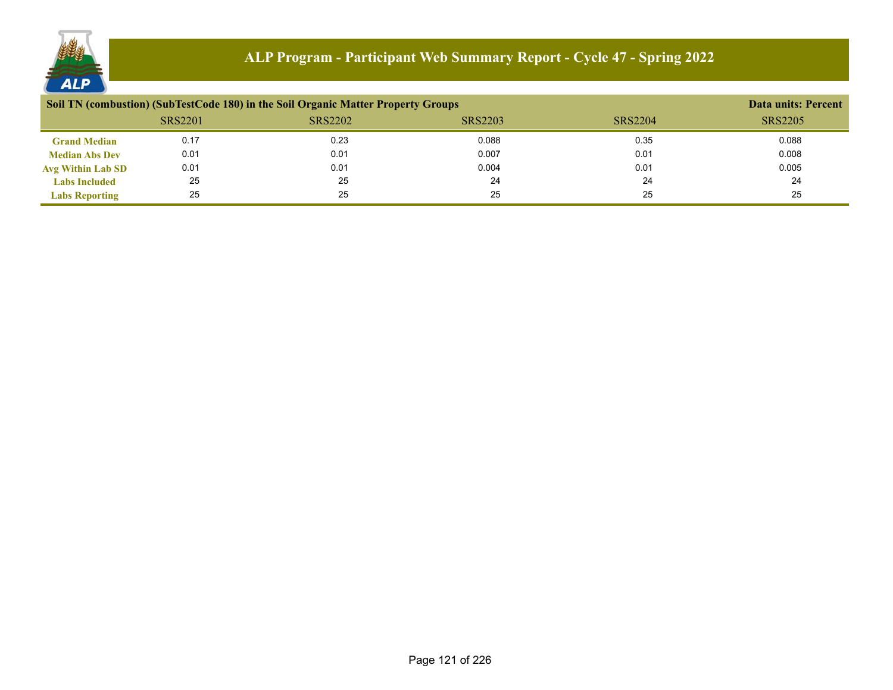# ALP Program - Participant Web Summary Report - Cycle 47 - Spring 2022

**Soil TN (combustion) (SubTestCode 180) in the Soil Organic Matter Property Groups** — **Data units: Percent**

| | SRS2201 | SRS2202 | SRS2203 | SRS2204 | SRS2205 |
|---|---|---|---|---|---|
| **Grand Median** | 0.17 | 0.23 | 0.088 | 0.35 | 0.088 |
| **Median Abs Dev** | 0.01 | 0.01 | 0.007 | 0.01 | 0.008 |
| **Avg Within Lab SD** | 0.01 | 0.01 | 0.004 | 0.01 | 0.005 |
| **Labs Included** | 25 | 25 | 24 | 24 | 24 |
| **Labs Reporting** | 25 | 25 | 25 | 25 | 25 |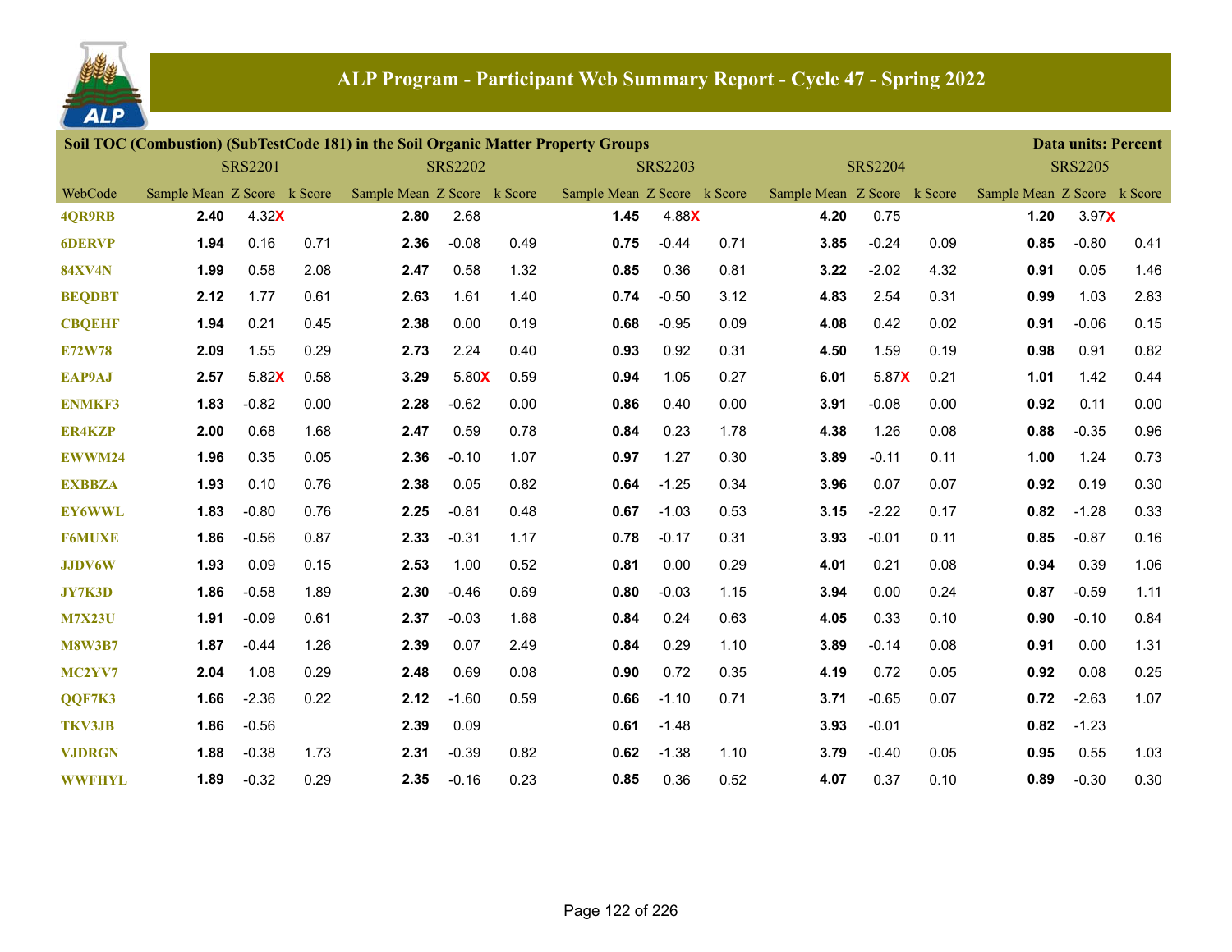# ALP Program - Participant Web Summary Report - Cycle 47 - Spring 2022

**Soil TOC (Combustion) (SubTestCode 181) in the Soil Organic Matter Property Groups** — **Data units: Percent**

| | SRS2201 | | | SRS2202 | | | SRS2203 | | | SRS2204 | | | SRS2205 | | |
|---|---|---|---|---|---|---|---|---|---|---|---|---|---|---|---|
| WebCode | Sample Mean | Z Score | k Score | Sample Mean | Z Score | k Score | Sample Mean | Z Score | k Score | Sample Mean | Z Score | k Score | Sample Mean | Z Score | k Score |
| 4QR9RB | **2.40** | 4.32X | | **2.80** | 2.68 | | **1.45** | 4.88X | | **4.20** | 0.75 | | **1.20** | 3.97X | |
| 6DERVP | **1.94** | 0.16 | 0.71 | **2.36** | -0.08 | 0.49 | **0.75** | -0.44 | 0.71 | **3.85** | -0.24 | 0.09 | **0.85** | -0.80 | 0.41 |
| 84XV4N | **1.99** | 0.58 | 2.08 | **2.47** | 0.58 | 1.32 | **0.85** | 0.36 | 0.81 | **3.22** | -2.02 | 4.32 | **0.91** | 0.05 | 1.46 |
| BEQDBT | **2.12** | 1.77 | 0.61 | **2.63** | 1.61 | 1.40 | **0.74** | -0.50 | 3.12 | **4.83** | 2.54 | 0.31 | **0.99** | 1.03 | 2.83 |
| CBQEHF | **1.94** | 0.21 | 0.45 | **2.38** | 0.00 | 0.19 | **0.68** | -0.95 | 0.09 | **4.08** | 0.42 | 0.02 | **0.91** | -0.06 | 0.15 |
| E72W78 | **2.09** | 1.55 | 0.29 | **2.73** | 2.24 | 0.40 | **0.93** | 0.92 | 0.31 | **4.50** | 1.59 | 0.19 | **0.98** | 0.91 | 0.82 |
| EAP9AJ | **2.57** | 5.82X | 0.58 | **3.29** | 5.80X | 0.59 | **0.94** | 1.05 | 0.27 | **6.01** | 5.87X | 0.21 | **1.01** | 1.42 | 0.44 |
| ENMKF3 | **1.83** | -0.82 | 0.00 | **2.28** | -0.62 | 0.00 | **0.86** | 0.40 | 0.00 | **3.91** | -0.08 | 0.00 | **0.92** | 0.11 | 0.00 |
| ER4KZP | **2.00** | 0.68 | 1.68 | **2.47** | 0.59 | 0.78 | **0.84** | 0.23 | 1.78 | **4.38** | 1.26 | 0.08 | **0.88** | -0.35 | 0.96 |
| EWWM24 | **1.96** | 0.35 | 0.05 | **2.36** | -0.10 | 1.07 | **0.97** | 1.27 | 0.30 | **3.89** | -0.11 | 0.11 | **1.00** | 1.24 | 0.73 |
| EXBBZA | **1.93** | 0.10 | 0.76 | **2.38** | 0.05 | 0.82 | **0.64** | -1.25 | 0.34 | **3.96** | 0.07 | 0.07 | **0.92** | 0.19 | 0.30 |
| EY6WWL | **1.83** | -0.80 | 0.76 | **2.25** | -0.81 | 0.48 | **0.67** | -1.03 | 0.53 | **3.15** | -2.22 | 0.17 | **0.82** | -1.28 | 0.33 |
| F6MUXE | **1.86** | -0.56 | 0.87 | **2.33** | -0.31 | 1.17 | **0.78** | -0.17 | 0.31 | **3.93** | -0.01 | 0.11 | **0.85** | -0.87 | 0.16 |
| JJDV6W | **1.93** | 0.09 | 0.15 | **2.53** | 1.00 | 0.52 | **0.81** | 0.00 | 0.29 | **4.01** | 0.21 | 0.08 | **0.94** | 0.39 | 1.06 |
| JY7K3D | **1.86** | -0.58 | 1.89 | **2.30** | -0.46 | 0.69 | **0.80** | -0.03 | 1.15 | **3.94** | 0.00 | 0.24 | **0.87** | -0.59 | 1.11 |
| M7X23U | **1.91** | -0.09 | 0.61 | **2.37** | -0.03 | 1.68 | **0.84** | 0.24 | 0.63 | **4.05** | 0.33 | 0.10 | **0.90** | -0.10 | 0.84 |
| M8W3B7 | **1.87** | -0.44 | 1.26 | **2.39** | 0.07 | 2.49 | **0.84** | 0.29 | 1.10 | **3.89** | -0.14 | 0.08 | **0.91** | 0.00 | 1.31 |
| MC2YV7 | **2.04** | 1.08 | 0.29 | **2.48** | 0.69 | 0.08 | **0.90** | 0.72 | 0.35 | **4.19** | 0.72 | 0.05 | **0.92** | 0.08 | 0.25 |
| QQF7K3 | **1.66** | -2.36 | 0.22 | **2.12** | -1.60 | 0.59 | **0.66** | -1.10 | 0.71 | **3.71** | -0.65 | 0.07 | **0.72** | -2.63 | 1.07 |
| TKV3JB | **1.86** | -0.56 | | **2.39** | 0.09 | | **0.61** | -1.48 | | **3.93** | -0.01 | | **0.82** | -1.23 | |
| VJDRGN | **1.88** | -0.38 | 1.73 | **2.31** | -0.39 | 0.82 | **0.62** | -1.38 | 1.10 | **3.79** | -0.40 | 0.05 | **0.95** | 0.55 | 1.03 |
| WWFHYL | **1.89** | -0.32 | 0.29 | **2.35** | -0.16 | 0.23 | **0.85** | 0.36 | 0.52 | **4.07** | 0.37 | 0.10 | **0.89** | -0.30 | 0.30 |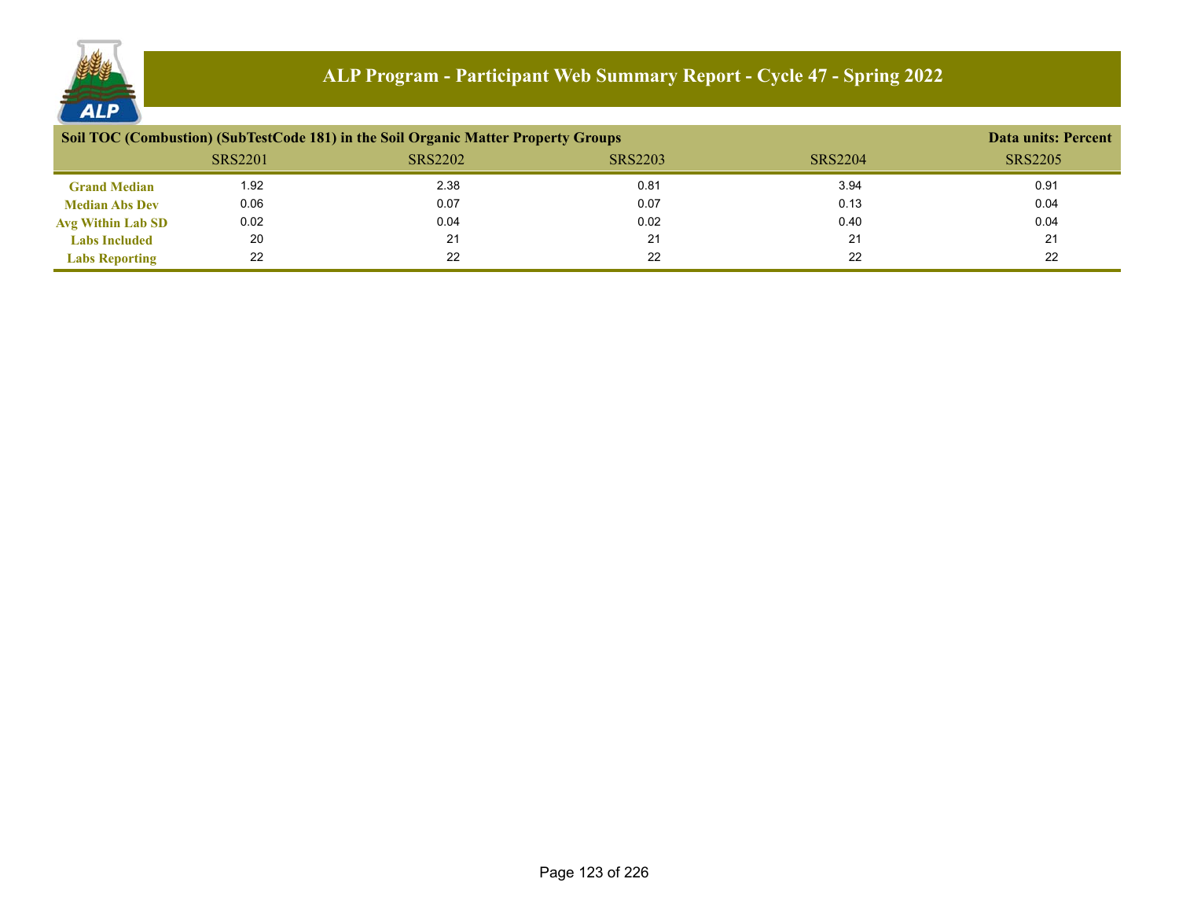# ALP Program - Participant Web Summary Report - Cycle 47 - Spring 2022

**Soil TOC (Combustion) (SubTestCode 181) in the Soil Organic Matter Property Groups** — **Data units: Percent**

| | SRS2201 | SRS2202 | SRS2203 | SRS2204 | SRS2205 |
|---|---|---|---|---|---|
| **Grand Median** | 1.92 | 2.38 | 0.81 | 3.94 | 0.91 |
| **Median Abs Dev** | 0.06 | 0.07 | 0.07 | 0.13 | 0.04 |
| **Avg Within Lab SD** | 0.02 | 0.04 | 0.02 | 0.40 | 0.04 |
| **Labs Included** | 20 | 21 | 21 | 21 | 21 |
| **Labs Reporting** | 22 | 22 | 22 | 22 | 22 |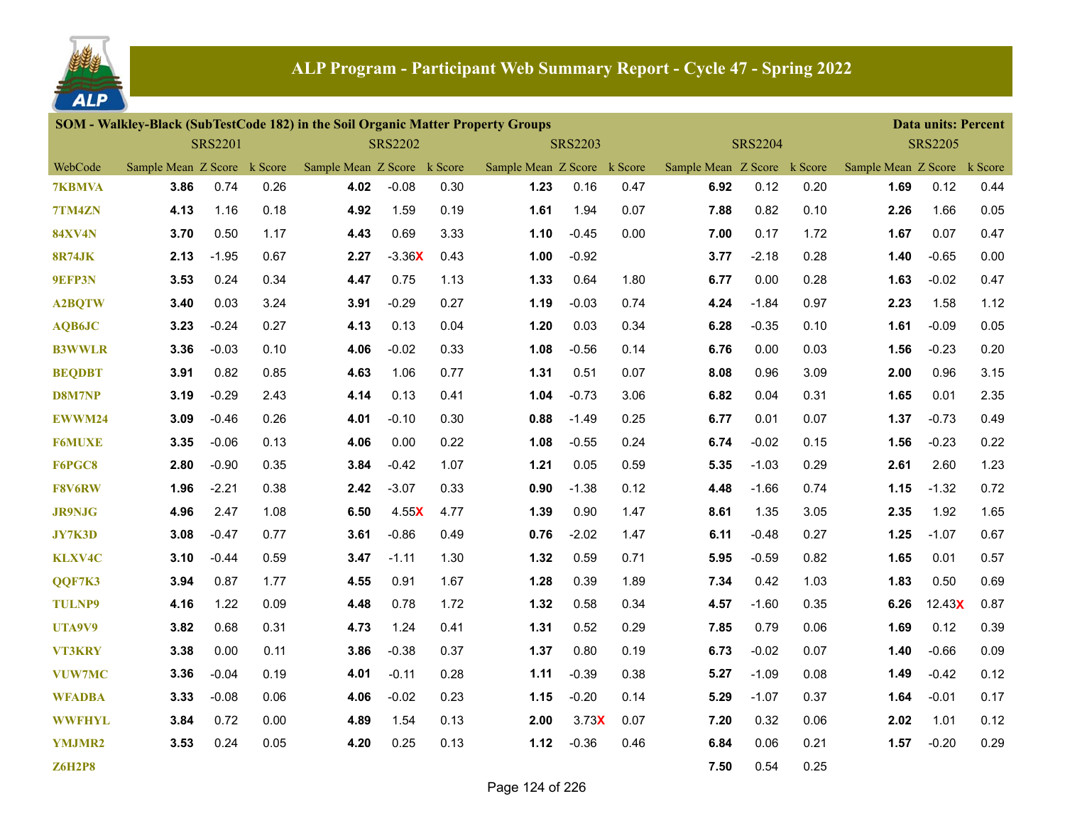# ALP Program - Participant Web Summary Report - Cycle 47 - Spring 2022

**SOM - Walkley-Black (SubTestCode 182) in the Soil Organic Matter Property Groups** — Data units: Percent

| | SRS2201 | | | SRS2202 | | | SRS2203 | | | SRS2204 | | | SRS2205 | | |
|---|---|---|---|---|---|---|---|---|---|---|---|---|---|---|---|
| WebCode | Sample Mean | Z Score | k Score | Sample Mean | Z Score | k Score | Sample Mean | Z Score | k Score | Sample Mean | Z Score | k Score | Sample Mean | Z Score | k Score |
| 7KBMVA | **3.86** | 0.74 | 0.26 | **4.02** | -0.08 | 0.30 | **1.23** | 0.16 | 0.47 | **6.92** | 0.12 | 0.20 | **1.69** | 0.12 | 0.44 |
| 7TM4ZN | **4.13** | 1.16 | 0.18 | **4.92** | 1.59 | 0.19 | **1.61** | 1.94 | 0.07 | **7.88** | 0.82 | 0.10 | **2.26** | 1.66 | 0.05 |
| 84XV4N | **3.70** | 0.50 | 1.17 | **4.43** | 0.69 | 3.33 | **1.10** | -0.45 | 0.00 | **7.00** | 0.17 | 1.72 | **1.67** | 0.07 | 0.47 |
| 8R74JK | **2.13** | -1.95 | 0.67 | **2.27** | -3.36X | 0.43 | **1.00** | -0.92 | | **3.77** | -2.18 | 0.28 | **1.40** | -0.65 | 0.00 |
| 9EFP3N | **3.53** | 0.24 | 0.34 | **4.47** | 0.75 | 1.13 | **1.33** | 0.64 | 1.80 | **6.77** | 0.00 | 0.28 | **1.63** | -0.02 | 0.47 |
| A2BQTW | **3.40** | 0.03 | 3.24 | **3.91** | -0.29 | 0.27 | **1.19** | -0.03 | 0.74 | **4.24** | -1.84 | 0.97 | **2.23** | 1.58 | 1.12 |
| AQB6JC | **3.23** | -0.24 | 0.27 | **4.13** | 0.13 | 0.04 | **1.20** | 0.03 | 0.34 | **6.28** | -0.35 | 0.10 | **1.61** | -0.09 | 0.05 |
| B3WWLR | **3.36** | -0.03 | 0.10 | **4.06** | -0.02 | 0.33 | **1.08** | -0.56 | 0.14 | **6.76** | 0.00 | 0.03 | **1.56** | -0.23 | 0.20 |
| BEQDBT | **3.91** | 0.82 | 0.85 | **4.63** | 1.06 | 0.77 | **1.31** | 0.51 | 0.07 | **8.08** | 0.96 | 3.09 | **2.00** | 0.96 | 3.15 |
| D8M7NP | **3.19** | -0.29 | 2.43 | **4.14** | 0.13 | 0.41 | **1.04** | -0.73 | 3.06 | **6.82** | 0.04 | 0.31 | **1.65** | 0.01 | 2.35 |
| EWWM24 | **3.09** | -0.46 | 0.26 | **4.01** | -0.10 | 0.30 | **0.88** | -1.49 | 0.25 | **6.77** | 0.01 | 0.07 | **1.37** | -0.73 | 0.49 |
| F6MUXE | **3.35** | -0.06 | 0.13 | **4.06** | 0.00 | 0.22 | **1.08** | -0.55 | 0.24 | **6.74** | -0.02 | 0.15 | **1.56** | -0.23 | 0.22 |
| F6PGC8 | **2.80** | -0.90 | 0.35 | **3.84** | -0.42 | 1.07 | **1.21** | 0.05 | 0.59 | **5.35** | -1.03 | 0.29 | **2.61** | 2.60 | 1.23 |
| F8V6RW | **1.96** | -2.21 | 0.38 | **2.42** | -3.07 | 0.33 | **0.90** | -1.38 | 0.12 | **4.48** | -1.66 | 0.74 | **1.15** | -1.32 | 0.72 |
| JR9NJG | **4.96** | 2.47 | 1.08 | **6.50** | 4.55X | 4.77 | **1.39** | 0.90 | 1.47 | **8.61** | 1.35 | 3.05 | **2.35** | 1.92 | 1.65 |
| JY7K3D | **3.08** | -0.47 | 0.77 | **3.61** | -0.86 | 0.49 | **0.76** | -2.02 | 1.47 | **6.11** | -0.48 | 0.27 | **1.25** | -1.07 | 0.67 |
| KLXV4C | **3.10** | -0.44 | 0.59 | **3.47** | -1.11 | 1.30 | **1.32** | 0.59 | 0.71 | **5.95** | -0.59 | 0.82 | **1.65** | 0.01 | 0.57 |
| QQF7K3 | **3.94** | 0.87 | 1.77 | **4.55** | 0.91 | 1.67 | **1.28** | 0.39 | 1.89 | **7.34** | 0.42 | 1.03 | **1.83** | 0.50 | 0.69 |
| TULNP9 | **4.16** | 1.22 | 0.09 | **4.48** | 0.78 | 1.72 | **1.32** | 0.58 | 0.34 | **4.57** | -1.60 | 0.35 | **6.26** | 12.43X | 0.87 |
| UTA9V9 | **3.82** | 0.68 | 0.31 | **4.73** | 1.24 | 0.41 | **1.31** | 0.52 | 0.29 | **7.85** | 0.79 | 0.06 | **1.69** | 0.12 | 0.39 |
| VT3KRY | **3.38** | 0.00 | 0.11 | **3.86** | -0.38 | 0.37 | **1.37** | 0.80 | 0.19 | **6.73** | -0.02 | 0.07 | **1.40** | -0.66 | 0.09 |
| VUW7MC | **3.36** | -0.04 | 0.19 | **4.01** | -0.11 | 0.28 | **1.11** | -0.39 | 0.38 | **5.27** | -1.09 | 0.08 | **1.49** | -0.42 | 0.12 |
| WFADBA | **3.33** | -0.08 | 0.06 | **4.06** | -0.02 | 0.23 | **1.15** | -0.20 | 0.14 | **5.29** | -1.07 | 0.37 | **1.64** | -0.01 | 0.17 |
| WWFHYL | **3.84** | 0.72 | 0.00 | **4.89** | 1.54 | 0.13 | **2.00** | 3.73X | 0.07 | **7.20** | 0.32 | 0.06 | **2.02** | 1.01 | 0.12 |
| YMJMR2 | **3.53** | 0.24 | 0.05 | **4.20** | 0.25 | 0.13 | **1.12** | -0.36 | 0.46 | **6.84** | 0.06 | 0.21 | **1.57** | -0.20 | 0.29 |
| Z6H2P8 | | | | | | | | | | **7.50** | 0.54 | 0.25 | | | |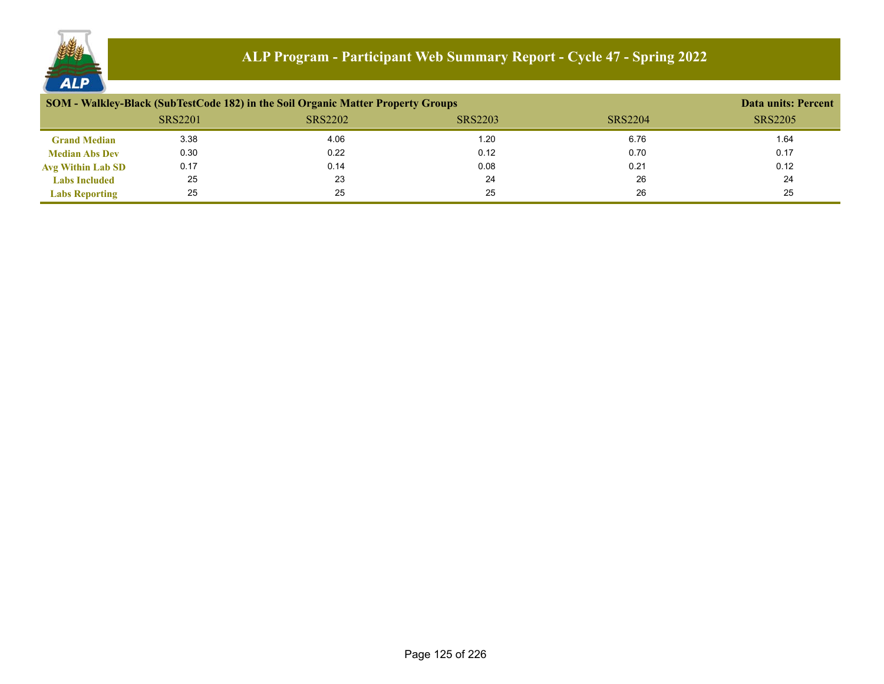# ALP Program - Participant Web Summary Report - Cycle 47 - Spring 2022

**SOM - Walkley-Black (SubTestCode 182) in the Soil Organic Matter Property Groups** — **Data units: Percent**

| | SRS2201 | SRS2202 | SRS2203 | SRS2204 | SRS2205 |
|---|---|---|---|---|---|
| **Grand Median** | 3.38 | 4.06 | 1.20 | 6.76 | 1.64 |
| **Median Abs Dev** | 0.30 | 0.22 | 0.12 | 0.70 | 0.17 |
| **Avg Within Lab SD** | 0.17 | 0.14 | 0.08 | 0.21 | 0.12 |
| **Labs Included** | 25 | 23 | 24 | 26 | 24 |
| **Labs Reporting** | 25 | 25 | 25 | 26 | 25 |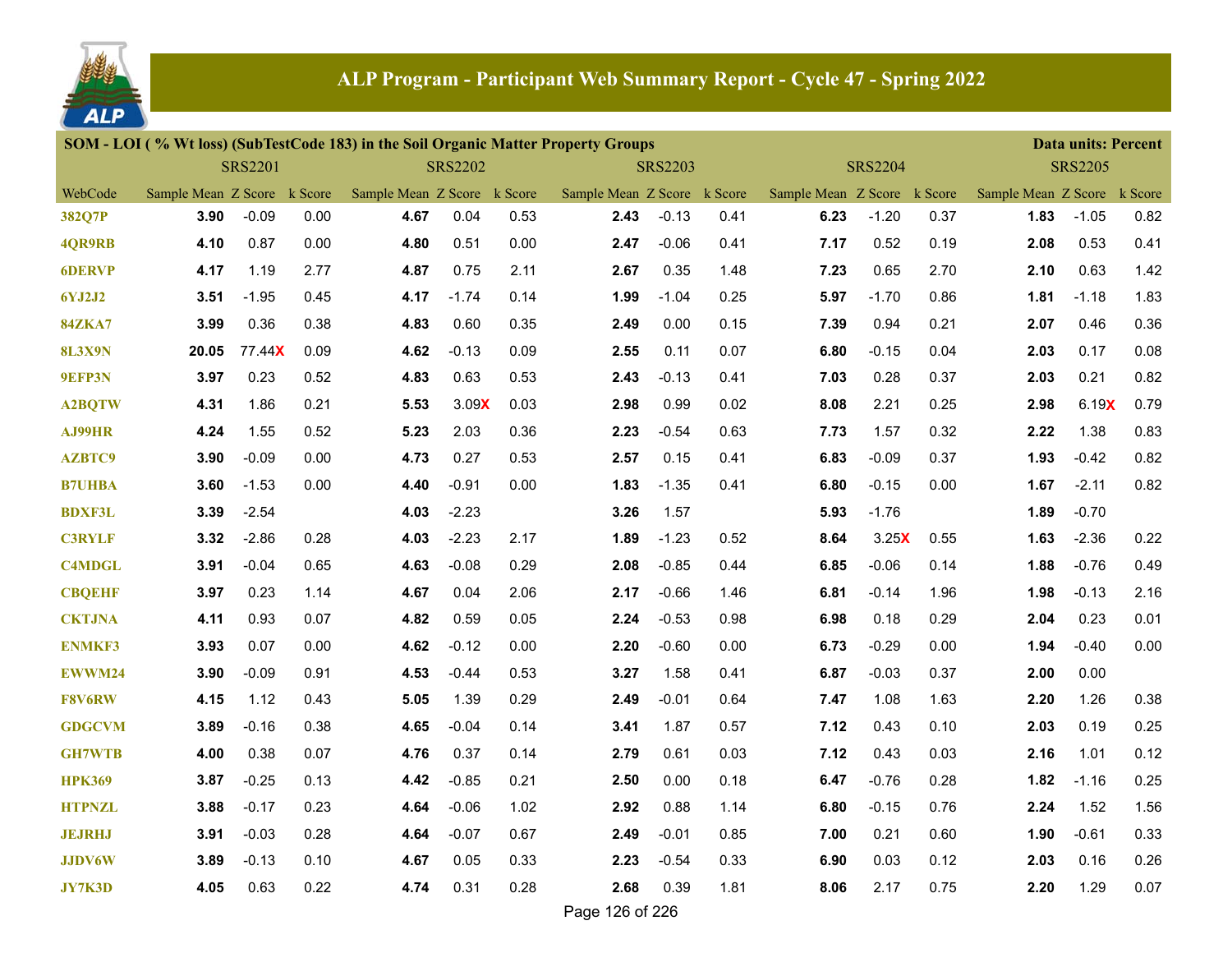## ALP Program - Participant Web Summary Report - Cycle 47 - Spring 2022

**SOM - LOI ( % Wt loss) (SubTestCode 183) in the Soil Organic Matter Property Groups** — Data units: Percent

| WebCode | SRS2201 | | | SRS2202 | | | SRS2203 | | | SRS2204 | | | SRS2205 | | |
|---|---|---|---|---|---|---|---|---|---|---|---|---|---|---|---|
| | Sample Mean | Z Score | k Score | Sample Mean | Z Score | k Score | Sample Mean | Z Score | k Score | Sample Mean | Z Score | k Score | Sample Mean | Z Score | k Score |
| 382Q7P | **3.90** | -0.09 | 0.00 | **4.67** | 0.04 | 0.53 | **2.43** | -0.13 | 0.41 | **6.23** | -1.20 | 0.37 | **1.83** | -1.05 | 0.82 |
| 4QR9RB | **4.10** | 0.87 | 0.00 | **4.80** | 0.51 | 0.00 | **2.47** | -0.06 | 0.41 | **7.17** | 0.52 | 0.19 | **2.08** | 0.53 | 0.41 |
| 6DERVP | **4.17** | 1.19 | 2.77 | **4.87** | 0.75 | 2.11 | **2.67** | 0.35 | 1.48 | **7.23** | 0.65 | 2.70 | **2.10** | 0.63 | 1.42 |
| 6YJ2J2 | **3.51** | -1.95 | 0.45 | **4.17** | -1.74 | 0.14 | **1.99** | -1.04 | 0.25 | **5.97** | -1.70 | 0.86 | **1.81** | -1.18 | 1.83 |
| 84ZKA7 | **3.99** | 0.36 | 0.38 | **4.83** | 0.60 | 0.35 | **2.49** | 0.00 | 0.15 | **7.39** | 0.94 | 0.21 | **2.07** | 0.46 | 0.36 |
| 8L3X9N | **20.05** | 77.44X | 0.09 | **4.62** | -0.13 | 0.09 | **2.55** | 0.11 | 0.07 | **6.80** | -0.15 | 0.04 | **2.03** | 0.17 | 0.08 |
| 9EFP3N | **3.97** | 0.23 | 0.52 | **4.83** | 0.63 | 0.53 | **2.43** | -0.13 | 0.41 | **7.03** | 0.28 | 0.37 | **2.03** | 0.21 | 0.82 |
| A2BQTW | **4.31** | 1.86 | 0.21 | **5.53** | 3.09X | 0.03 | **2.98** | 0.99 | 0.02 | **8.08** | 2.21 | 0.25 | **2.98** | 6.19X | 0.79 |
| AJ99HR | **4.24** | 1.55 | 0.52 | **5.23** | 2.03 | 0.36 | **2.23** | -0.54 | 0.63 | **7.73** | 1.57 | 0.32 | **2.22** | 1.38 | 0.83 |
| AZBTC9 | **3.90** | -0.09 | 0.00 | **4.73** | 0.27 | 0.53 | **2.57** | 0.15 | 0.41 | **6.83** | -0.09 | 0.37 | **1.93** | -0.42 | 0.82 |
| B7UHBA | **3.60** | -1.53 | 0.00 | **4.40** | -0.91 | 0.00 | **1.83** | -1.35 | 0.41 | **6.80** | -0.15 | 0.00 | **1.67** | -2.11 | 0.82 |
| BDXF3L | **3.39** | -2.54 | | **4.03** | -2.23 | | **3.26** | 1.57 | | **5.93** | -1.76 | | **1.89** | -0.70 | |
| C3RYLF | **3.32** | -2.86 | 0.28 | **4.03** | -2.23 | 2.17 | **1.89** | -1.23 | 0.52 | **8.64** | 3.25X | 0.55 | **1.63** | -2.36 | 0.22 |
| C4MDGL | **3.91** | -0.04 | 0.65 | **4.63** | -0.08 | 0.29 | **2.08** | -0.85 | 0.44 | **6.85** | -0.06 | 0.14 | **1.88** | -0.76 | 0.49 |
| CBQEHF | **3.97** | 0.23 | 1.14 | **4.67** | 0.04 | 2.06 | **2.17** | -0.66 | 1.46 | **6.81** | -0.14 | 1.96 | **1.98** | -0.13 | 2.16 |
| CKTJNA | **4.11** | 0.93 | 0.07 | **4.82** | 0.59 | 0.05 | **2.24** | -0.53 | 0.98 | **6.98** | 0.18 | 0.29 | **2.04** | 0.23 | 0.01 |
| ENMKF3 | **3.93** | 0.07 | 0.00 | **4.62** | -0.12 | 0.00 | **2.20** | -0.60 | 0.00 | **6.73** | -0.29 | 0.00 | **1.94** | -0.40 | 0.00 |
| EWWM24 | **3.90** | -0.09 | 0.91 | **4.53** | -0.44 | 0.53 | **3.27** | 1.58 | 0.41 | **6.87** | -0.03 | 0.37 | **2.00** | 0.00 | |
| F8V6RW | **4.15** | 1.12 | 0.43 | **5.05** | 1.39 | 0.29 | **2.49** | -0.01 | 0.64 | **7.47** | 1.08 | 1.63 | **2.20** | 1.26 | 0.38 |
| GDGCVM | **3.89** | -0.16 | 0.38 | **4.65** | -0.04 | 0.14 | **3.41** | 1.87 | 0.57 | **7.12** | 0.43 | 0.10 | **2.03** | 0.19 | 0.25 |
| GH7WTB | **4.00** | 0.38 | 0.07 | **4.76** | 0.37 | 0.14 | **2.79** | 0.61 | 0.03 | **7.12** | 0.43 | 0.03 | **2.16** | 1.01 | 0.12 |
| HPK369 | **3.87** | -0.25 | 0.13 | **4.42** | -0.85 | 0.21 | **2.50** | 0.00 | 0.18 | **6.47** | -0.76 | 0.28 | **1.82** | -1.16 | 0.25 |
| HTPNZL | **3.88** | -0.17 | 0.23 | **4.64** | -0.06 | 1.02 | **2.92** | 0.88 | 1.14 | **6.80** | -0.15 | 0.76 | **2.24** | 1.52 | 1.56 |
| JEJRHJ | **3.91** | -0.03 | 0.28 | **4.64** | -0.07 | 0.67 | **2.49** | -0.01 | 0.85 | **7.00** | 0.21 | 0.60 | **1.90** | -0.61 | 0.33 |
| JJDV6W | **3.89** | -0.13 | 0.10 | **4.67** | 0.05 | 0.33 | **2.23** | -0.54 | 0.33 | **6.90** | 0.03 | 0.12 | **2.03** | 0.16 | 0.26 |
| JY7K3D | **4.05** | 0.63 | 0.22 | **4.74** | 0.31 | 0.28 | **2.68** | 0.39 | 1.81 | **8.06** | 2.17 | 0.75 | **2.20** | 1.29 | 0.07 |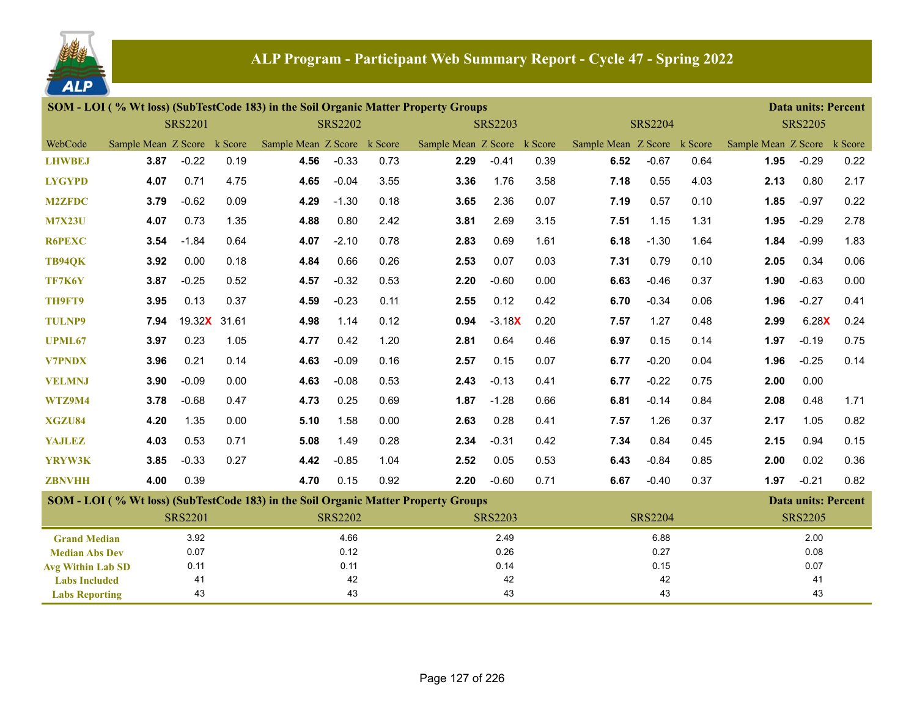## ALP Program - Participant Web Summary Report - Cycle 47 - Spring 2022

**SOM - LOI ( % Wt loss) (SubTestCode 183) in the Soil Organic Matter Property Groups** — Data units: Percent

| WebCode | SRS2201 Sample Mean | SRS2201 Z Score | SRS2201 k Score | SRS2202 Sample Mean | SRS2202 Z Score | SRS2202 k Score | SRS2203 Sample Mean | SRS2203 Z Score | SRS2203 k Score | SRS2204 Sample Mean | SRS2204 Z Score | SRS2204 k Score | SRS2205 Sample Mean | SRS2205 Z Score | SRS2205 k Score |
|---|---|---|---|---|---|---|---|---|---|---|---|---|---|---|---|
| LHWBEJ | **3.87** | -0.22 | 0.19 | **4.56** | -0.33 | 0.73 | **2.29** | -0.41 | 0.39 | **6.52** | -0.67 | 0.64 | **1.95** | -0.29 | 0.22 |
| LYGYPD | **4.07** | 0.71 | 4.75 | **4.65** | -0.04 | 3.55 | **3.36** | 1.76 | 3.58 | **7.18** | 0.55 | 4.03 | **2.13** | 0.80 | 2.17 |
| M2ZFDC | **3.79** | -0.62 | 0.09 | **4.29** | -1.30 | 0.18 | **3.65** | 2.36 | 0.07 | **7.19** | 0.57 | 0.10 | **1.85** | -0.97 | 0.22 |
| M7X23U | **4.07** | 0.73 | 1.35 | **4.88** | 0.80 | 2.42 | **3.81** | 2.69 | 3.15 | **7.51** | 1.15 | 1.31 | **1.95** | -0.29 | 2.78 |
| R6PEXC | **3.54** | -1.84 | 0.64 | **4.07** | -2.10 | 0.78 | **2.83** | 0.69 | 1.61 | **6.18** | -1.30 | 1.64 | **1.84** | -0.99 | 1.83 |
| TB94QK | **3.92** | 0.00 | 0.18 | **4.84** | 0.66 | 0.26 | **2.53** | 0.07 | 0.03 | **7.31** | 0.79 | 0.10 | **2.05** | 0.34 | 0.06 |
| TF7K6Y | **3.87** | -0.25 | 0.52 | **4.57** | -0.32 | 0.53 | **2.20** | -0.60 | 0.00 | **6.63** | -0.46 | 0.37 | **1.90** | -0.63 | 0.00 |
| TH9FT9 | **3.95** | 0.13 | 0.37 | **4.59** | -0.23 | 0.11 | **2.55** | 0.12 | 0.42 | **6.70** | -0.34 | 0.06 | **1.96** | -0.27 | 0.41 |
| TULNP9 | **7.94** | 19.32X | 31.61 | **4.98** | 1.14 | 0.12 | **0.94** | -3.18X | 0.20 | **7.57** | 1.27 | 0.48 | **2.99** | 6.28X | 0.24 |
| UPML67 | **3.97** | 0.23 | 1.05 | **4.77** | 0.42 | 1.20 | **2.81** | 0.64 | 0.46 | **6.97** | 0.15 | 0.14 | **1.97** | -0.19 | 0.75 |
| V7PNDX | **3.96** | 0.21 | 0.14 | **4.63** | -0.09 | 0.16 | **2.57** | 0.15 | 0.07 | **6.77** | -0.20 | 0.04 | **1.96** | -0.25 | 0.14 |
| VELMNJ | **3.90** | -0.09 | 0.00 | **4.63** | -0.08 | 0.53 | **2.43** | -0.13 | 0.41 | **6.77** | -0.22 | 0.75 | **2.00** | 0.00 | |
| WTZ9M4 | **3.78** | -0.68 | 0.47 | **4.73** | 0.25 | 0.69 | **1.87** | -1.28 | 0.66 | **6.81** | -0.14 | 0.84 | **2.08** | 0.48 | 1.71 |
| XGZU84 | **4.20** | 1.35 | 0.00 | **5.10** | 1.58 | 0.00 | **2.63** | 0.28 | 0.41 | **7.57** | 1.26 | 0.37 | **2.17** | 1.05 | 0.82 |
| YAJLEZ | **4.03** | 0.53 | 0.71 | **5.08** | 1.49 | 0.28 | **2.34** | -0.31 | 0.42 | **7.34** | 0.84 | 0.45 | **2.15** | 0.94 | 0.15 |
| YRYW3K | **3.85** | -0.33 | 0.27 | **4.42** | -0.85 | 1.04 | **2.52** | 0.05 | 0.53 | **6.43** | -0.84 | 0.85 | **2.00** | 0.02 | 0.36 |
| ZBNVHH | **4.00** | 0.39 | | **4.70** | 0.15 | 0.92 | **2.20** | -0.60 | 0.71 | **6.67** | -0.40 | 0.37 | **1.97** | -0.21 | 0.82 |

**SOM - LOI ( % Wt loss) (SubTestCode 183) in the Soil Organic Matter Property Groups** — Data units: Percent

| | SRS2201 | SRS2202 | SRS2203 | SRS2204 | SRS2205 |
|---|---|---|---|---|---|
| Grand Median | 3.92 | 4.66 | 2.49 | 6.88 | 2.00 |
| Median Abs Dev | 0.07 | 0.12 | 0.26 | 0.27 | 0.08 |
| Avg Within Lab SD | 0.11 | 0.11 | 0.14 | 0.15 | 0.07 |
| Labs Included | 41 | 42 | 42 | 42 | 41 |
| Labs Reporting | 43 | 43 | 43 | 43 | 43 |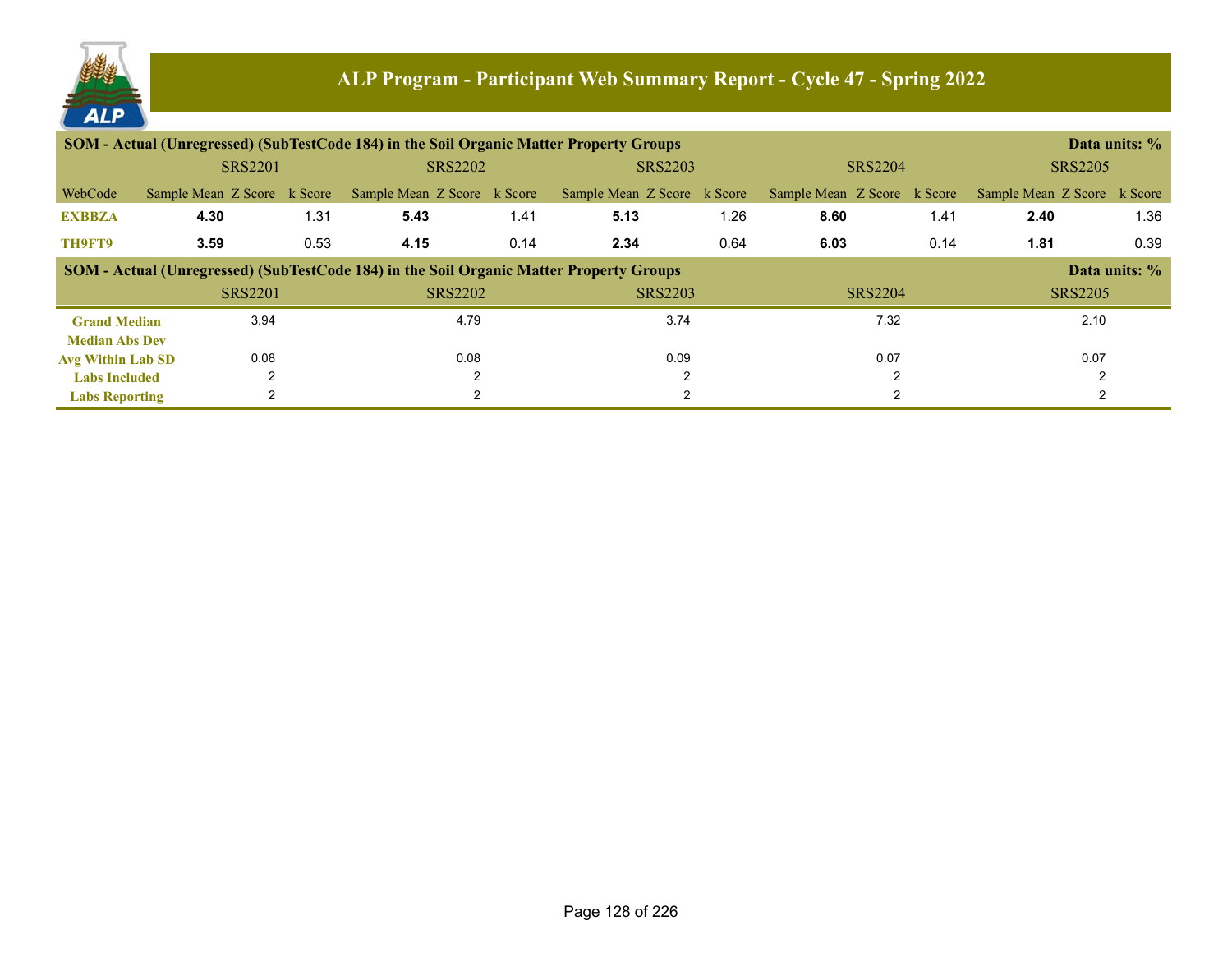## ALP Program - Participant Web Summary Report - Cycle 47 - Spring 2022

### SOM - Actual (Unregressed) (SubTestCode 184) in the Soil Organic Matter Property Groups

Data units: %

| WebCode | SRS2201 Sample Mean | Z Score | k Score | SRS2202 Sample Mean | Z Score | k Score | SRS2203 Sample Mean | Z Score | k Score | SRS2204 Sample Mean | Z Score | k Score | SRS2205 Sample Mean | Z Score | k Score |
|---|---|---|---|---|---|---|---|---|---|---|---|---|---|---|---|
| EXBBZA | **4.30** | | 1.31 | **5.43** | | 1.41 | **5.13** | | 1.26 | **8.60** | | 1.41 | **2.40** | | 1.36 |
| TH9FT9 | **3.59** | | 0.53 | **4.15** | | 0.14 | **2.34** | | 0.64 | **6.03** | | 0.14 | **1.81** | | 0.39 |

### SOM - Actual (Unregressed) (SubTestCode 184) in the Soil Organic Matter Property Groups

Data units: %

| | SRS2201 | SRS2202 | SRS2203 | SRS2204 | SRS2205 |
|---|---|---|---|---|---|
| Grand Median | 3.94 | 4.79 | 3.74 | 7.32 | 2.10 |
| Median Abs Dev | | | | | |
| Avg Within Lab SD | 0.08 | 0.08 | 0.09 | 0.07 | 0.07 |
| Labs Included | 2 | 2 | 2 | 2 | 2 |
| Labs Reporting | 2 | 2 | 2 | 2 | 2 |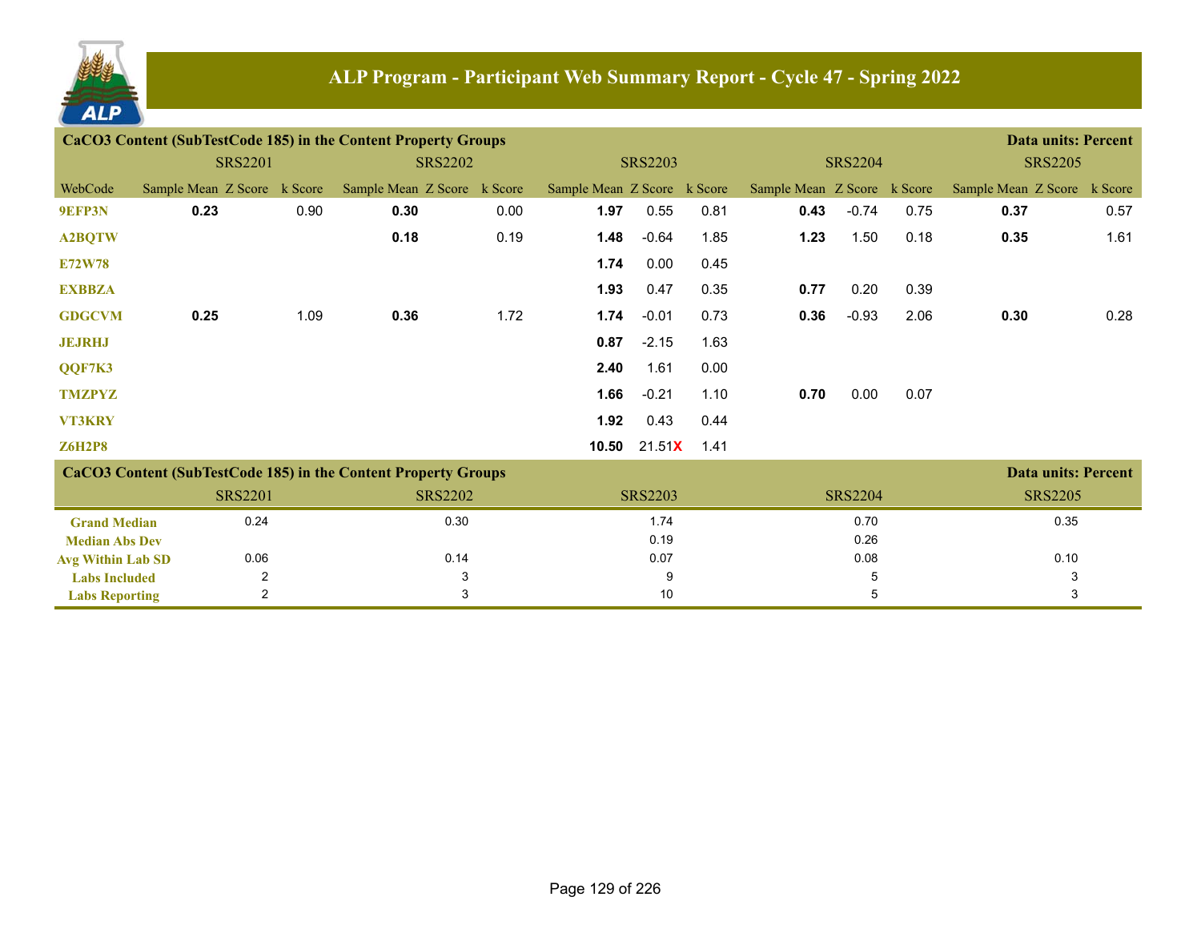# ALP Program - Participant Web Summary Report - Cycle 47 - Spring 2022

## CaCO3 Content (SubTestCode 185) in the Content Property Groups

Data units: Percent

| WebCode | SRS2201 Sample Mean | SRS2201 Z Score | SRS2201 k Score | SRS2202 Sample Mean | SRS2202 Z Score | SRS2202 k Score | SRS2203 Sample Mean | SRS2203 Z Score | SRS2203 k Score | SRS2204 Sample Mean | SRS2204 Z Score | SRS2204 k Score | SRS2205 Sample Mean | SRS2205 Z Score | SRS2205 k Score |
|---|---|---|---|---|---|---|---|---|---|---|---|---|---|---|---|
| 9EFP3N | **0.23** | | 0.90 | **0.30** | | 0.00 | **1.97** | 0.55 | 0.81 | **0.43** | -0.74 | 0.75 | **0.37** | | 0.57 |
| A2BQTW | | | | **0.18** | | 0.19 | **1.48** | -0.64 | 1.85 | **1.23** | 1.50 | 0.18 | **0.35** | | 1.61 |
| E72W78 | | | | | | | **1.74** | 0.00 | 0.45 | | | | | | |
| EXBBZA | | | | | | | **1.93** | 0.47 | 0.35 | **0.77** | 0.20 | 0.39 | | | |
| GDGCVM | **0.25** | | 1.09 | **0.36** | | 1.72 | **1.74** | -0.01 | 0.73 | **0.36** | -0.93 | 2.06 | **0.30** | | 0.28 |
| JEJRHJ | | | | | | | **0.87** | -2.15 | 1.63 | | | | | | |
| QQF7K3 | | | | | | | **2.40** | 1.61 | 0.00 | | | | | | |
| TMZPYZ | | | | | | | **1.66** | -0.21 | 1.10 | **0.70** | 0.00 | 0.07 | | | |
| VT3KRY | | | | | | | **1.92** | 0.43 | 0.44 | | | | | | |
| Z6H2P8 | | | | | | | **10.50** | 21.51X | 1.41 | | | | | | |

## CaCO3 Content (SubTestCode 185) in the Content Property Groups

Data units: Percent

| | SRS2201 | SRS2202 | SRS2203 | SRS2204 | SRS2205 |
|---|---|---|---|---|---|
| Grand Median | 0.24 | 0.30 | 1.74 | 0.70 | 0.35 |
| Median Abs Dev | | | 0.19 | 0.26 | |
| Avg Within Lab SD | 0.06 | 0.14 | 0.07 | 0.08 | 0.10 |
| Labs Included | 2 | 3 | 9 | 5 | 3 |
| Labs Reporting | 2 | 3 | 10 | 5 | 3 |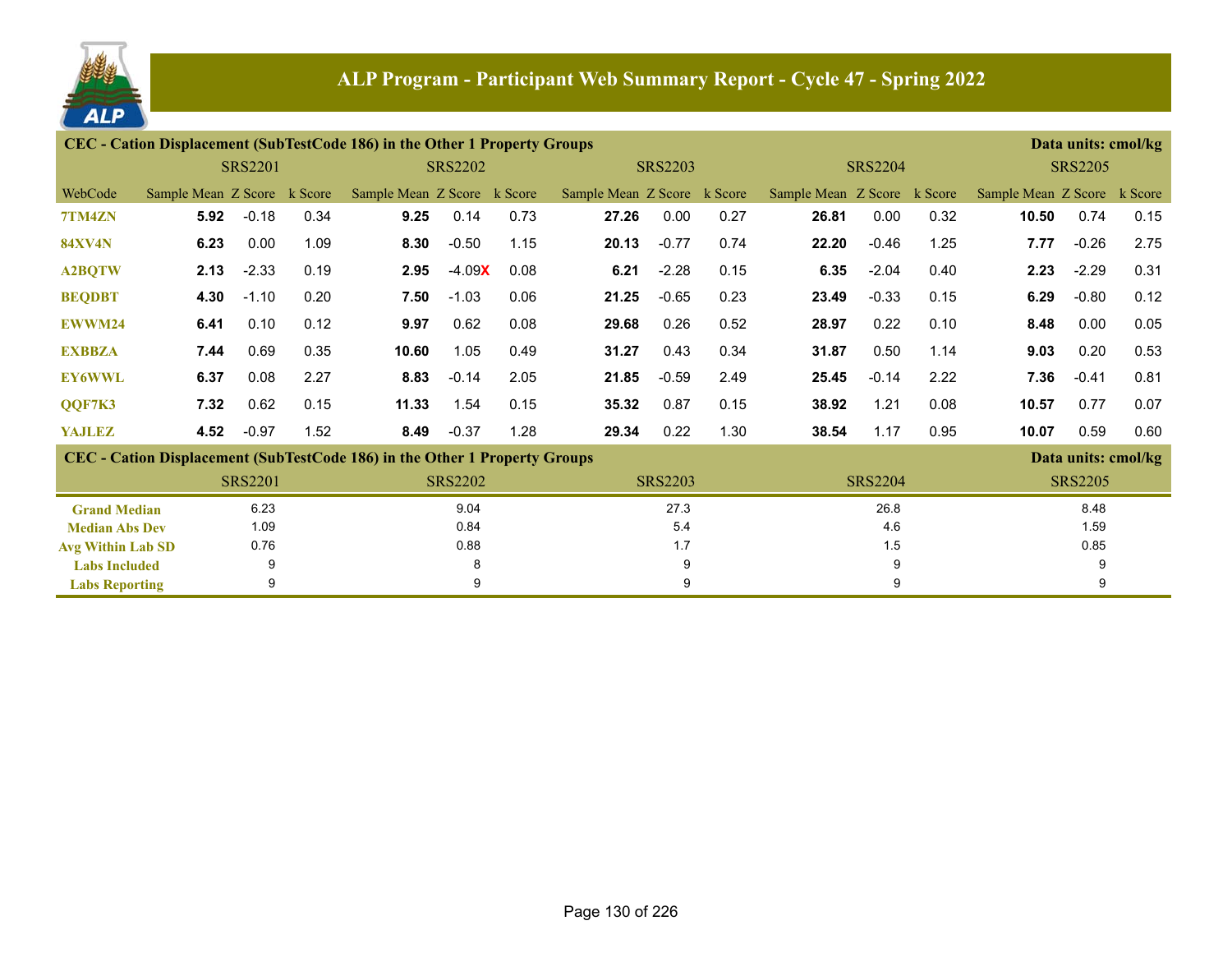## ALP Program - Participant Web Summary Report - Cycle 47 - Spring 2022

### CEC - Cation Displacement (SubTestCode 186) in the Other 1 Property Groups

Data units: cmol/kg

| | SRS2201 | | | SRS2202 | | | SRS2203 | | | SRS2204 | | | SRS2205 | | |
|---|---|---|---|---|---|---|---|---|---|---|---|---|---|---|---|
| WebCode | Sample Mean | Z Score | k Score | Sample Mean | Z Score | k Score | Sample Mean | Z Score | k Score | Sample Mean | Z Score | k Score | Sample Mean | Z Score | k Score |
| 7TM4ZN | **5.92** | -0.18 | 0.34 | **9.25** | 0.14 | 0.73 | **27.26** | 0.00 | 0.27 | **26.81** | 0.00 | 0.32 | **10.50** | 0.74 | 0.15 |
| 84XV4N | **6.23** | 0.00 | 1.09 | **8.30** | -0.50 | 1.15 | **20.13** | -0.77 | 0.74 | **22.20** | -0.46 | 1.25 | **7.77** | -0.26 | 2.75 |
| A2BQTW | **2.13** | -2.33 | 0.19 | **2.95** | -4.09X | 0.08 | **6.21** | -2.28 | 0.15 | **6.35** | -2.04 | 0.40 | **2.23** | -2.29 | 0.31 |
| BEQDBT | **4.30** | -1.10 | 0.20 | **7.50** | -1.03 | 0.06 | **21.25** | -0.65 | 0.23 | **23.49** | -0.33 | 0.15 | **6.29** | -0.80 | 0.12 |
| EWWM24 | **6.41** | 0.10 | 0.12 | **9.97** | 0.62 | 0.08 | **29.68** | 0.26 | 0.52 | **28.97** | 0.22 | 0.10 | **8.48** | 0.00 | 0.05 |
| EXBBZA | **7.44** | 0.69 | 0.35 | **10.60** | 1.05 | 0.49 | **31.27** | 0.43 | 0.34 | **31.87** | 0.50 | 1.14 | **9.03** | 0.20 | 0.53 |
| EY6WWL | **6.37** | 0.08 | 2.27 | **8.83** | -0.14 | 2.05 | **21.85** | -0.59 | 2.49 | **25.45** | -0.14 | 2.22 | **7.36** | -0.41 | 0.81 |
| QQF7K3 | **7.32** | 0.62 | 0.15 | **11.33** | 1.54 | 0.15 | **35.32** | 0.87 | 0.15 | **38.92** | 1.21 | 0.08 | **10.57** | 0.77 | 0.07 |
| YAJLEZ | **4.52** | -0.97 | 1.52 | **8.49** | -0.37 | 1.28 | **29.34** | 0.22 | 1.30 | **38.54** | 1.17 | 0.95 | **10.07** | 0.59 | 0.60 |

### CEC - Cation Displacement (SubTestCode 186) in the Other 1 Property Groups

Data units: cmol/kg

| | SRS2201 | SRS2202 | SRS2203 | SRS2204 | SRS2205 |
|---|---|---|---|---|---|
| Grand Median | 6.23 | 9.04 | 27.3 | 26.8 | 8.48 |
| Median Abs Dev | 1.09 | 0.84 | 5.4 | 4.6 | 1.59 |
| Avg Within Lab SD | 0.76 | 0.88 | 1.7 | 1.5 | 0.85 |
| Labs Included | 9 | 8 | 9 | 9 | 9 |
| Labs Reporting | 9 | 9 | 9 | 9 | 9 |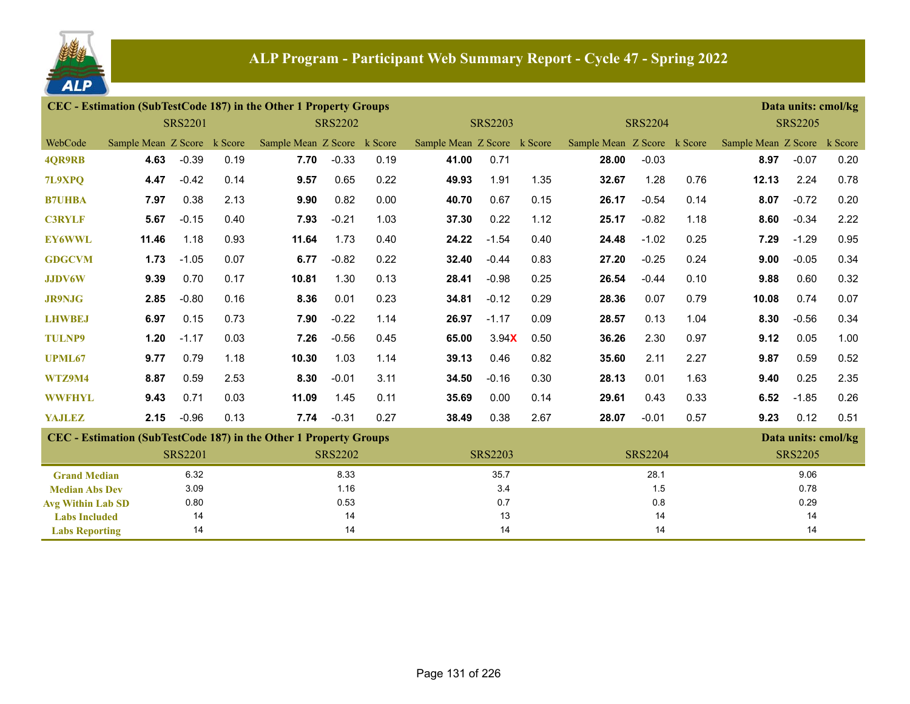# ALP Program - Participant Web Summary Report - Cycle 47 - Spring 2022

## CEC - Estimation (SubTestCode 187) in the Other 1 Property Groups

Data units: cmol/kg

| WebCode | SRS2201 Sample Mean | SRS2201 Z Score | SRS2201 k Score | SRS2202 Sample Mean | SRS2202 Z Score | SRS2202 k Score | SRS2203 Sample Mean | SRS2203 Z Score | SRS2203 k Score | SRS2204 Sample Mean | SRS2204 Z Score | SRS2204 k Score | SRS2205 Sample Mean | SRS2205 Z Score | SRS2205 k Score |
|---|---|---|---|---|---|---|---|---|---|---|---|---|---|---|---|
| 4QR9RB | **4.63** | -0.39 | 0.19 | **7.70** | -0.33 | 0.19 | **41.00** | 0.71 | | **28.00** | -0.03 | | **8.97** | -0.07 | 0.20 |
| 7L9XPQ | **4.47** | -0.42 | 0.14 | **9.57** | 0.65 | 0.22 | **49.93** | 1.91 | 1.35 | **32.67** | 1.28 | 0.76 | **12.13** | 2.24 | 0.78 |
| B7UHBA | **7.97** | 0.38 | 2.13 | **9.90** | 0.82 | 0.00 | **40.70** | 0.67 | 0.15 | **26.17** | -0.54 | 0.14 | **8.07** | -0.72 | 0.20 |
| C3RYLF | **5.67** | -0.15 | 0.40 | **7.93** | -0.21 | 1.03 | **37.30** | 0.22 | 1.12 | **25.17** | -0.82 | 1.18 | **8.60** | -0.34 | 2.22 |
| EY6WWL | **11.46** | 1.18 | 0.93 | **11.64** | 1.73 | 0.40 | **24.22** | -1.54 | 0.40 | **24.48** | -1.02 | 0.25 | **7.29** | -1.29 | 0.95 |
| GDGCVM | **1.73** | -1.05 | 0.07 | **6.77** | -0.82 | 0.22 | **32.40** | -0.44 | 0.83 | **27.20** | -0.25 | 0.24 | **9.00** | -0.05 | 0.34 |
| JJDV6W | **9.39** | 0.70 | 0.17 | **10.81** | 1.30 | 0.13 | **28.41** | -0.98 | 0.25 | **26.54** | -0.44 | 0.10 | **9.88** | 0.60 | 0.32 |
| JR9NJG | **2.85** | -0.80 | 0.16 | **8.36** | 0.01 | 0.23 | **34.81** | -0.12 | 0.29 | **28.36** | 0.07 | 0.79 | **10.08** | 0.74 | 0.07 |
| LHWBEJ | **6.97** | 0.15 | 0.73 | **7.90** | -0.22 | 1.14 | **26.97** | -1.17 | 0.09 | **28.57** | 0.13 | 1.04 | **8.30** | -0.56 | 0.34 |
| TULNP9 | **1.20** | -1.17 | 0.03 | **7.26** | -0.56 | 0.45 | **65.00** | 3.94**X** | 0.50 | **36.26** | 2.30 | 0.97 | **9.12** | 0.05 | 1.00 |
| UPML67 | **9.77** | 0.79 | 1.18 | **10.30** | 1.03 | 1.14 | **39.13** | 0.46 | 0.82 | **35.60** | 2.11 | 2.27 | **9.87** | 0.59 | 0.52 |
| WTZ9M4 | **8.87** | 0.59 | 2.53 | **8.30** | -0.01 | 3.11 | **34.50** | -0.16 | 0.30 | **28.13** | 0.01 | 1.63 | **9.40** | 0.25 | 2.35 |
| WWFHYL | **9.43** | 0.71 | 0.03 | **11.09** | 1.45 | 0.11 | **35.69** | 0.00 | 0.14 | **29.61** | 0.43 | 0.33 | **6.52** | -1.85 | 0.26 |
| YAJLEZ | **2.15** | -0.96 | 0.13 | **7.74** | -0.31 | 0.27 | **38.49** | 0.38 | 2.67 | **28.07** | -0.01 | 0.57 | **9.23** | 0.12 | 0.51 |

## CEC - Estimation (SubTestCode 187) in the Other 1 Property Groups

Data units: cmol/kg

| | SRS2201 | SRS2202 | SRS2203 | SRS2204 | SRS2205 |
|---|---|---|---|---|---|
| Grand Median | 6.32 | 8.33 | 35.7 | 28.1 | 9.06 |
| Median Abs Dev | 3.09 | 1.16 | 3.4 | 1.5 | 0.78 |
| Avg Within Lab SD | 0.80 | 0.53 | 0.7 | 0.8 | 0.29 |
| Labs Included | 14 | 14 | 13 | 14 | 14 |
| Labs Reporting | 14 | 14 | 14 | 14 | 14 |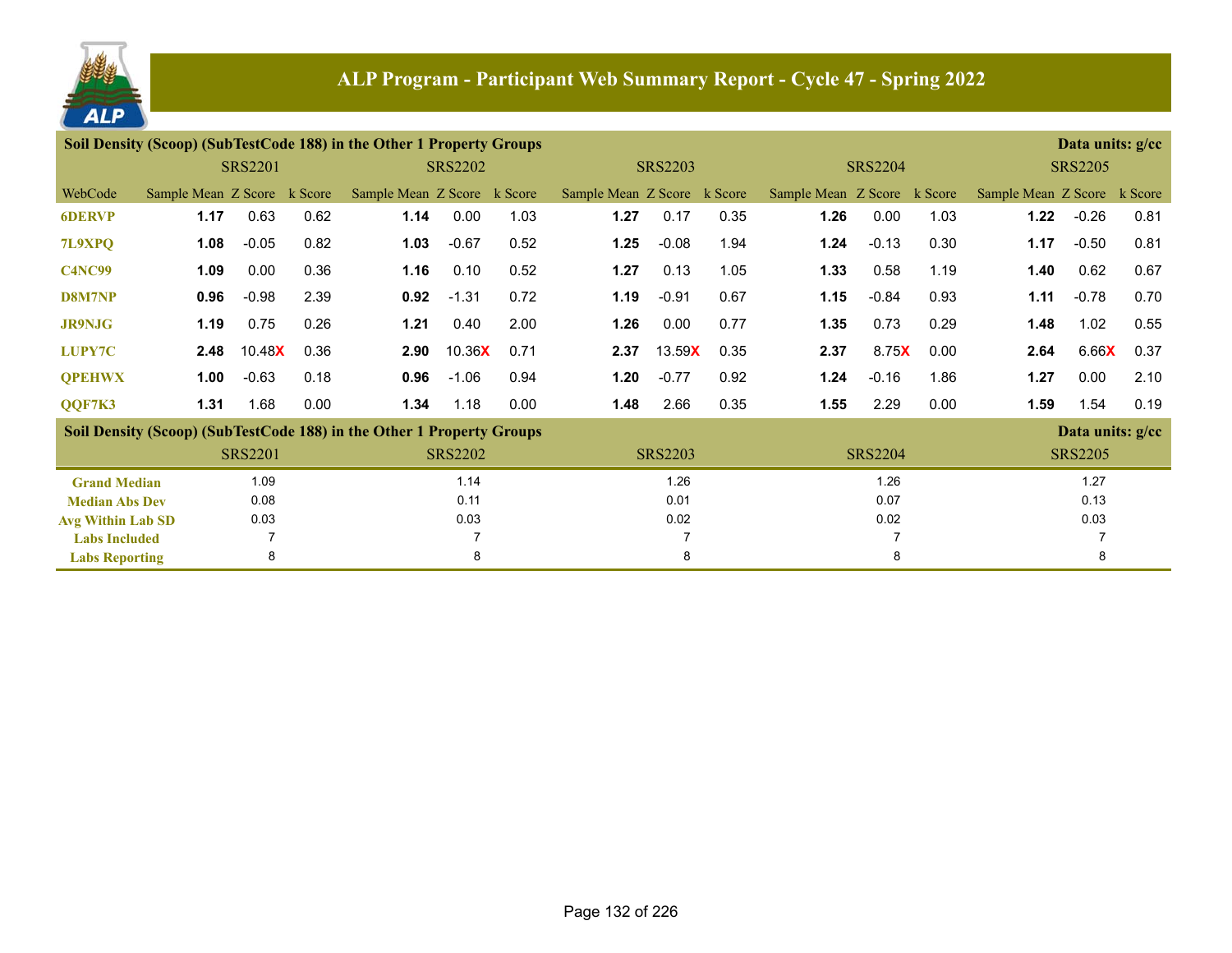# ALP Program - Participant Web Summary Report - Cycle 47 - Spring 2022

## Soil Density (Scoop) (SubTestCode 188) in the Other 1 Property Groups

Data units: g/cc

| WebCode | SRS2201 Sample Mean | SRS2201 Z Score | SRS2201 k Score | SRS2202 Sample Mean | SRS2202 Z Score | SRS2202 k Score | SRS2203 Sample Mean | SRS2203 Z Score | SRS2203 k Score | SRS2204 Sample Mean | SRS2204 Z Score | SRS2204 k Score | SRS2205 Sample Mean | SRS2205 Z Score | SRS2205 k Score |
|---|---|---|---|---|---|---|---|---|---|---|---|---|---|---|---|
| 6DERVP | **1.17** | 0.63 | 0.62 | **1.14** | 0.00 | 1.03 | **1.27** | 0.17 | 0.35 | **1.26** | 0.00 | 1.03 | **1.22** | -0.26 | 0.81 |
| 7L9XPQ | **1.08** | -0.05 | 0.82 | **1.03** | -0.67 | 0.52 | **1.25** | -0.08 | 1.94 | **1.24** | -0.13 | 0.30 | **1.17** | -0.50 | 0.81 |
| C4NC99 | **1.09** | 0.00 | 0.36 | **1.16** | 0.10 | 0.52 | **1.27** | 0.13 | 1.05 | **1.33** | 0.58 | 1.19 | **1.40** | 0.62 | 0.67 |
| D8M7NP | **0.96** | -0.98 | 2.39 | **0.92** | -1.31 | 0.72 | **1.19** | -0.91 | 0.67 | **1.15** | -0.84 | 0.93 | **1.11** | -0.78 | 0.70 |
| JR9NJG | **1.19** | 0.75 | 0.26 | **1.21** | 0.40 | 2.00 | **1.26** | 0.00 | 0.77 | **1.35** | 0.73 | 0.29 | **1.48** | 1.02 | 0.55 |
| LUPY7C | **2.48** | 10.48X | 0.36 | **2.90** | 10.36X | 0.71 | **2.37** | 13.59X | 0.35 | **2.37** | 8.75X | 0.00 | **2.64** | 6.66X | 0.37 |
| QPEHWX | **1.00** | -0.63 | 0.18 | **0.96** | -1.06 | 0.94 | **1.20** | -0.77 | 0.92 | **1.24** | -0.16 | 1.86 | **1.27** | 0.00 | 2.10 |
| QQF7K3 | **1.31** | 1.68 | 0.00 | **1.34** | 1.18 | 0.00 | **1.48** | 2.66 | 0.35 | **1.55** | 2.29 | 0.00 | **1.59** | 1.54 | 0.19 |

## Soil Density (Scoop) (SubTestCode 188) in the Other 1 Property Groups

Data units: g/cc

| | SRS2201 | SRS2202 | SRS2203 | SRS2204 | SRS2205 |
|---|---|---|---|---|---|
| Grand Median | 1.09 | 1.14 | 1.26 | 1.26 | 1.27 |
| Median Abs Dev | 0.08 | 0.11 | 0.01 | 0.07 | 0.13 |
| Avg Within Lab SD | 0.03 | 0.03 | 0.02 | 0.02 | 0.03 |
| Labs Included | 7 | 7 | 7 | 7 | 7 |
| Labs Reporting | 8 | 8 | 8 | 8 | 8 |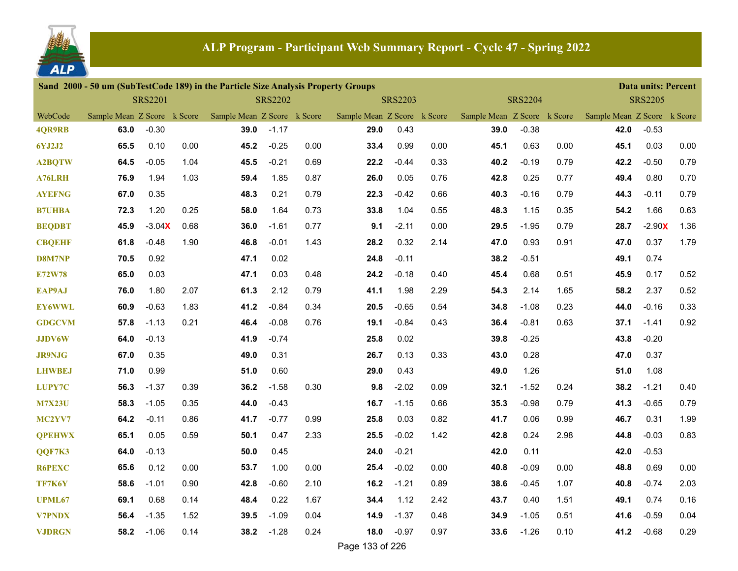# ALP Program - Participant Web Summary Report - Cycle 47 - Spring 2022

**Sand 2000 - 50 um (SubTestCode 189) in the Particle Size Analysis Property Groups** — **Data units: Percent**

| | SRS2201 | | | SRS2202 | | | SRS2203 | | | SRS2204 | | | SRS2205 | | |
|---|---|---|---|---|---|---|---|---|---|---|---|---|---|---|---|
| WebCode | Sample Mean | Z Score | k Score | Sample Mean | Z Score | k Score | Sample Mean | Z Score | k Score | Sample Mean | Z Score | k Score | Sample Mean | Z Score | k Score |
| 4QR9RB | 63.0 | -0.30 | | 39.0 | -1.17 | | 29.0 | 0.43 | | 39.0 | -0.38 | | 42.0 | -0.53 | |
| 6YJ2J2 | 65.5 | 0.10 | 0.00 | 45.2 | -0.25 | 0.00 | 33.4 | 0.99 | 0.00 | 45.1 | 0.63 | 0.00 | 45.1 | 0.03 | 0.00 |
| A2BQTW | 64.5 | -0.05 | 1.04 | 45.5 | -0.21 | 0.69 | 22.2 | -0.44 | 0.33 | 40.2 | -0.19 | 0.79 | 42.2 | -0.50 | 0.79 |
| A76LRH | 76.9 | 1.94 | 1.03 | 59.4 | 1.85 | 0.87 | 26.0 | 0.05 | 0.76 | 42.8 | 0.25 | 0.77 | 49.4 | 0.80 | 0.70 |
| AYEFNG | 67.0 | 0.35 | | 48.3 | 0.21 | 0.79 | 22.3 | -0.42 | 0.66 | 40.3 | -0.16 | 0.79 | 44.3 | -0.11 | 0.79 |
| B7UHBA | 72.3 | 1.20 | 0.25 | 58.0 | 1.64 | 0.73 | 33.8 | 1.04 | 0.55 | 48.3 | 1.15 | 0.35 | 54.2 | 1.66 | 0.63 |
| BEQDBT | 45.9 | -3.04X | 0.68 | 36.0 | -1.61 | 0.77 | 9.1 | -2.11 | 0.00 | 29.5 | -1.95 | 0.79 | 28.7 | -2.90X | 1.36 |
| CBQEHF | 61.8 | -0.48 | 1.90 | 46.8 | -0.01 | 1.43 | 28.2 | 0.32 | 2.14 | 47.0 | 0.93 | 0.91 | 47.0 | 0.37 | 1.79 |
| D8M7NP | 70.5 | 0.92 | | 47.1 | 0.02 | | 24.8 | -0.11 | | 38.2 | -0.51 | | 49.1 | 0.74 | |
| E72W78 | 65.0 | 0.03 | | 47.1 | 0.03 | 0.48 | 24.2 | -0.18 | 0.40 | 45.4 | 0.68 | 0.51 | 45.9 | 0.17 | 0.52 |
| EAP9AJ | 76.0 | 1.80 | 2.07 | 61.3 | 2.12 | 0.79 | 41.1 | 1.98 | 2.29 | 54.3 | 2.14 | 1.65 | 58.2 | 2.37 | 0.52 |
| EY6WWL | 60.9 | -0.63 | 1.83 | 41.2 | -0.84 | 0.34 | 20.5 | -0.65 | 0.54 | 34.8 | -1.08 | 0.23 | 44.0 | -0.16 | 0.33 |
| GDGCVM | 57.8 | -1.13 | 0.21 | 46.4 | -0.08 | 0.76 | 19.1 | -0.84 | 0.43 | 36.4 | -0.81 | 0.63 | 37.1 | -1.41 | 0.92 |
| JJDV6W | 64.0 | -0.13 | | 41.9 | -0.74 | | 25.8 | 0.02 | | 39.8 | -0.25 | | 43.8 | -0.20 | |
| JR9NJG | 67.0 | 0.35 | | 49.0 | 0.31 | | 26.7 | 0.13 | 0.33 | 43.0 | 0.28 | | 47.0 | 0.37 | |
| LHWBEJ | 71.0 | 0.99 | | 51.0 | 0.60 | | 29.0 | 0.43 | | 49.0 | 1.26 | | 51.0 | 1.08 | |
| LUPY7C | 56.3 | -1.37 | 0.39 | 36.2 | -1.58 | 0.30 | 9.8 | -2.02 | 0.09 | 32.1 | -1.52 | 0.24 | 38.2 | -1.21 | 0.40 |
| M7X23U | 58.3 | -1.05 | 0.35 | 44.0 | -0.43 | | 16.7 | -1.15 | 0.66 | 35.3 | -0.98 | 0.79 | 41.3 | -0.65 | 0.79 |
| MC2YV7 | 64.2 | -0.11 | 0.86 | 41.7 | -0.77 | 0.99 | 25.8 | 0.03 | 0.82 | 41.7 | 0.06 | 0.99 | 46.7 | 0.31 | 1.99 |
| QPEHWX | 65.1 | 0.05 | 0.59 | 50.1 | 0.47 | 2.33 | 25.5 | -0.02 | 1.42 | 42.8 | 0.24 | 2.98 | 44.8 | -0.03 | 0.83 |
| QQF7K3 | 64.0 | -0.13 | | 50.0 | 0.45 | | 24.0 | -0.21 | | 42.0 | 0.11 | | 42.0 | -0.53 | |
| R6PEXC | 65.6 | 0.12 | 0.00 | 53.7 | 1.00 | 0.00 | 25.4 | -0.02 | 0.00 | 40.8 | -0.09 | 0.00 | 48.8 | 0.69 | 0.00 |
| TF7K6Y | 58.6 | -1.01 | 0.90 | 42.8 | -0.60 | 2.10 | 16.2 | -1.21 | 0.89 | 38.6 | -0.45 | 1.07 | 40.8 | -0.74 | 2.03 |
| UPML67 | 69.1 | 0.68 | 0.14 | 48.4 | 0.22 | 1.67 | 34.4 | 1.12 | 2.42 | 43.7 | 0.40 | 1.51 | 49.1 | 0.74 | 0.16 |
| V7PNDX | 56.4 | -1.35 | 1.52 | 39.5 | -1.09 | 0.04 | 14.9 | -1.37 | 0.48 | 34.9 | -1.05 | 0.51 | 41.6 | -0.59 | 0.04 |
| VJDRGN | 58.2 | -1.06 | 0.14 | 38.2 | -1.28 | 0.24 | 18.0 | -0.97 | 0.97 | 33.6 | -1.26 | 0.10 | 41.2 | -0.68 | 0.29 |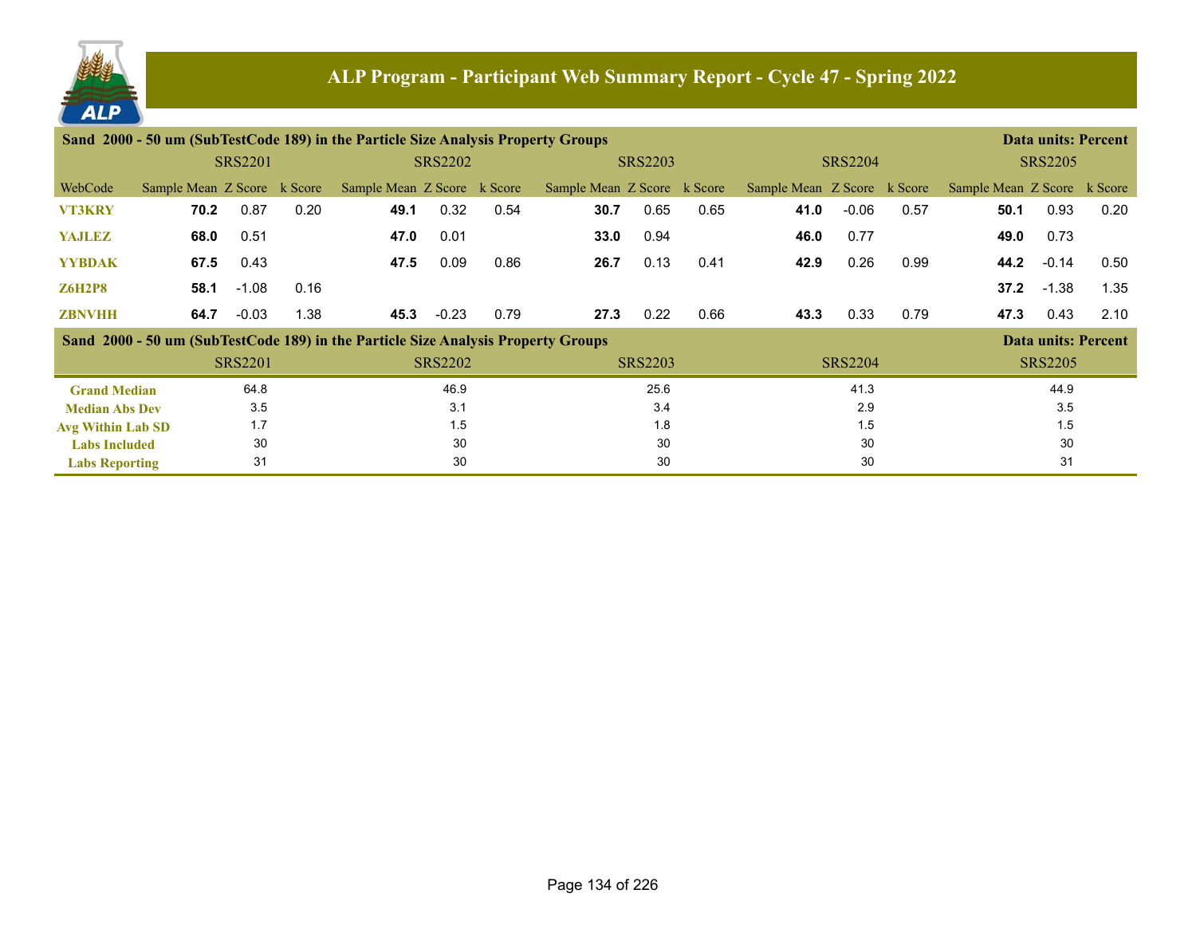# ALP Program - Participant Web Summary Report - Cycle 47 - Spring 2022

**Sand 2000 - 50 um (SubTestCode 189) in the Particle Size Analysis Property Groups** — **Data units: Percent**

| WebCode | SRS2201 Sample Mean | SRS2201 Z Score | SRS2201 k Score | SRS2202 Sample Mean | SRS2202 Z Score | SRS2202 k Score | SRS2203 Sample Mean | SRS2203 Z Score | SRS2203 k Score | SRS2204 Sample Mean | SRS2204 Z Score | SRS2204 k Score | SRS2205 Sample Mean | SRS2205 Z Score | SRS2205 k Score |
|---|---|---|---|---|---|---|---|---|---|---|---|---|---|---|---|
| VT3KRY | **70.2** | 0.87 | 0.20 | **49.1** | 0.32 | 0.54 | **30.7** | 0.65 | 0.65 | **41.0** | -0.06 | 0.57 | **50.1** | 0.93 | 0.20 |
| YAJLEZ | **68.0** | 0.51 | | **47.0** | 0.01 | | **33.0** | 0.94 | | **46.0** | 0.77 | | **49.0** | 0.73 | |
| YYBDAK | **67.5** | 0.43 | | **47.5** | 0.09 | 0.86 | **26.7** | 0.13 | 0.41 | **42.9** | 0.26 | 0.99 | **44.2** | -0.14 | 0.50 |
| Z6H2P8 | **58.1** | -1.08 | 0.16 | | | | | | | | | | **37.2** | -1.38 | 1.35 |
| ZBNVHH | **64.7** | -0.03 | 1.38 | **45.3** | -0.23 | 0.79 | **27.3** | 0.22 | 0.66 | **43.3** | 0.33 | 0.79 | **47.3** | 0.43 | 2.10 |

**Sand 2000 - 50 um (SubTestCode 189) in the Particle Size Analysis Property Groups** — **Data units: Percent**

| | SRS2201 | SRS2202 | SRS2203 | SRS2204 | SRS2205 |
|---|---|---|---|---|---|
| Grand Median | 64.8 | 46.9 | 25.6 | 41.3 | 44.9 |
| Median Abs Dev | 3.5 | 3.1 | 3.4 | 2.9 | 3.5 |
| Avg Within Lab SD | 1.7 | 1.5 | 1.8 | 1.5 | 1.5 |
| Labs Included | 30 | 30 | 30 | 30 | 30 |
| Labs Reporting | 31 | 30 | 30 | 30 | 31 |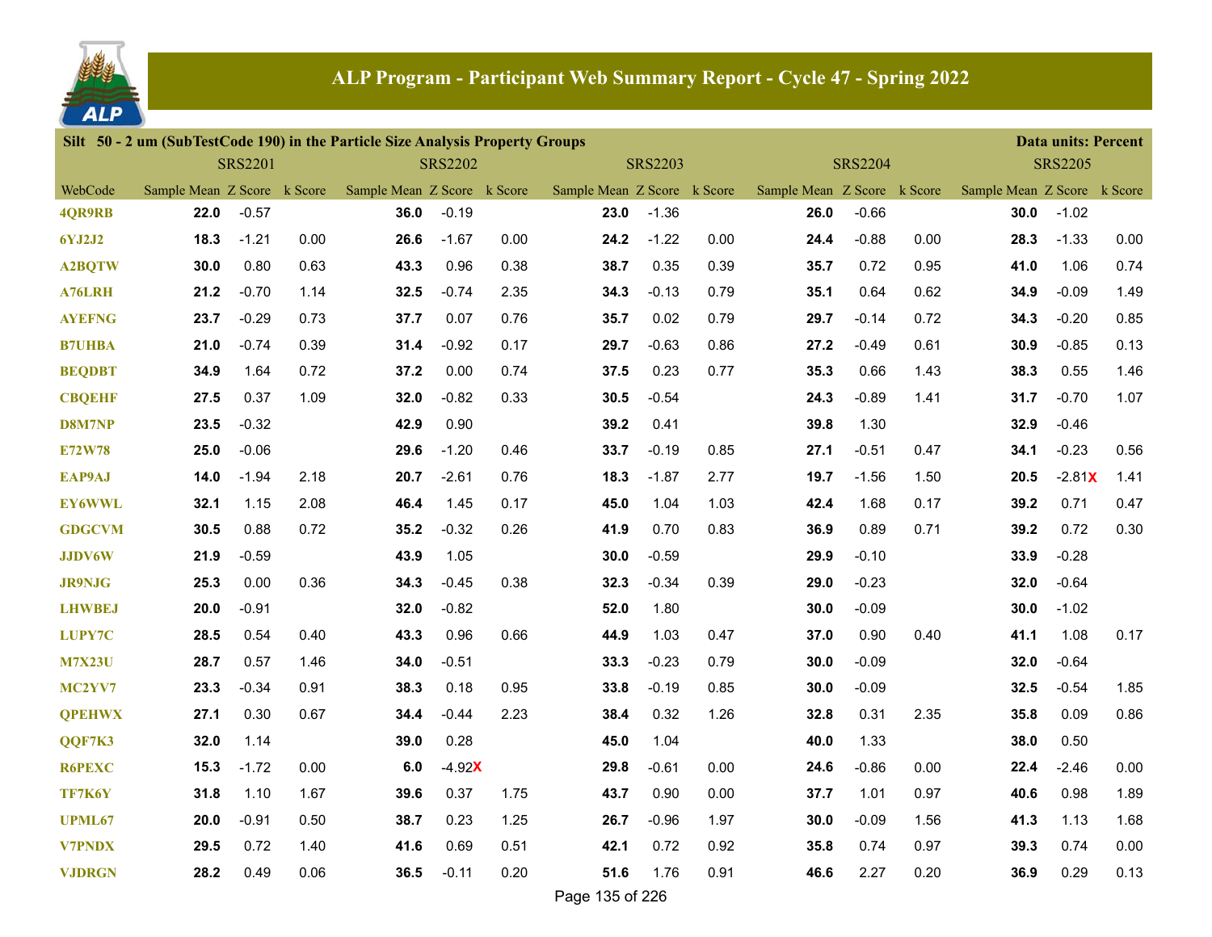# ALP Program - Participant Web Summary Report - Cycle 47 - Spring 2022

**Silt 50 - 2 um (SubTestCode 190) in the Particle Size Analysis Property Groups** — **Data units: Percent**

| | SRS2201 | | | SRS2202 | | | SRS2203 | | | SRS2204 | | | SRS2205 | | |
|---|---|---|---|---|---|---|---|---|---|---|---|---|---|---|---|
| WebCode | Sample Mean | Z Score | k Score | Sample Mean | Z Score | k Score | Sample Mean | Z Score | k Score | Sample Mean | Z Score | k Score | Sample Mean | Z Score | k Score |
| 4QR9RB | **22.0** | -0.57 | | **36.0** | -0.19 | | **23.0** | -1.36 | | **26.0** | -0.66 | | **30.0** | -1.02 | |
| 6YJ2J2 | **18.3** | -1.21 | 0.00 | **26.6** | -1.67 | 0.00 | **24.2** | -1.22 | 0.00 | **24.4** | -0.88 | 0.00 | **28.3** | -1.33 | 0.00 |
| A2BQTW | **30.0** | 0.80 | 0.63 | **43.3** | 0.96 | 0.38 | **38.7** | 0.35 | 0.39 | **35.7** | 0.72 | 0.95 | **41.0** | 1.06 | 0.74 |
| A76LRH | **21.2** | -0.70 | 1.14 | **32.5** | -0.74 | 2.35 | **34.3** | -0.13 | 0.79 | **35.1** | 0.64 | 0.62 | **34.9** | -0.09 | 1.49 |
| AYEFNG | **23.7** | -0.29 | 0.73 | **37.7** | 0.07 | 0.76 | **35.7** | 0.02 | 0.79 | **29.7** | -0.14 | 0.72 | **34.3** | -0.20 | 0.85 |
| B7UHBA | **21.0** | -0.74 | 0.39 | **31.4** | -0.92 | 0.17 | **29.7** | -0.63 | 0.86 | **27.2** | -0.49 | 0.61 | **30.9** | -0.85 | 0.13 |
| BEQDBT | **34.9** | 1.64 | 0.72 | **37.2** | 0.00 | 0.74 | **37.5** | 0.23 | 0.77 | **35.3** | 0.66 | 1.43 | **38.3** | 0.55 | 1.46 |
| CBQEHF | **27.5** | 0.37 | 1.09 | **32.0** | -0.82 | 0.33 | **30.5** | -0.54 | | **24.3** | -0.89 | 1.41 | **31.7** | -0.70 | 1.07 |
| D8M7NP | **23.5** | -0.32 | | **42.9** | 0.90 | | **39.2** | 0.41 | | **39.8** | 1.30 | | **32.9** | -0.46 | |
| E72W78 | **25.0** | -0.06 | | **29.6** | -1.20 | 0.46 | **33.7** | -0.19 | 0.85 | **27.1** | -0.51 | 0.47 | **34.1** | -0.23 | 0.56 |
| EAP9AJ | **14.0** | -1.94 | 2.18 | **20.7** | -2.61 | 0.76 | **18.3** | -1.87 | 2.77 | **19.7** | -1.56 | 1.50 | **20.5** | -2.81 X | 1.41 |
| EY6WWL | **32.1** | 1.15 | 2.08 | **46.4** | 1.45 | 0.17 | **45.0** | 1.04 | 1.03 | **42.4** | 1.68 | 0.17 | **39.2** | 0.71 | 0.47 |
| GDGCVM | **30.5** | 0.88 | 0.72 | **35.2** | -0.32 | 0.26 | **41.9** | 0.70 | 0.83 | **36.9** | 0.89 | 0.71 | **39.2** | 0.72 | 0.30 |
| JJDV6W | **21.9** | -0.59 | | **43.9** | 1.05 | | **30.0** | -0.59 | | **29.9** | -0.10 | | **33.9** | -0.28 | |
| JR9NJG | **25.3** | 0.00 | 0.36 | **34.3** | -0.45 | 0.38 | **32.3** | -0.34 | 0.39 | **29.0** | -0.23 | | **32.0** | -0.64 | |
| LHWBEJ | **20.0** | -0.91 | | **32.0** | -0.82 | | **52.0** | 1.80 | | **30.0** | -0.09 | | **30.0** | -1.02 | |
| LUPY7C | **28.5** | 0.54 | 0.40 | **43.3** | 0.96 | 0.66 | **44.9** | 1.03 | 0.47 | **37.0** | 0.90 | 0.40 | **41.1** | 1.08 | 0.17 |
| M7X23U | **28.7** | 0.57 | 1.46 | **34.0** | -0.51 | | **33.3** | -0.23 | 0.79 | **30.0** | -0.09 | | **32.0** | -0.64 | |
| MC2YV7 | **23.3** | -0.34 | 0.91 | **38.3** | 0.18 | 0.95 | **33.8** | -0.19 | 0.85 | **30.0** | -0.09 | | **32.5** | -0.54 | 1.85 |
| QPEHWX | **27.1** | 0.30 | 0.67 | **34.4** | -0.44 | 2.23 | **38.4** | 0.32 | 1.26 | **32.8** | 0.31 | 2.35 | **35.8** | 0.09 | 0.86 |
| QQF7K3 | **32.0** | 1.14 | | **39.0** | 0.28 | | **45.0** | 1.04 | | **40.0** | 1.33 | | **38.0** | 0.50 | |
| R6PEXC | **15.3** | -1.72 | 0.00 | **6.0** | -4.92 X | | **29.8** | -0.61 | 0.00 | **24.6** | -0.86 | 0.00 | **22.4** | -2.46 | 0.00 |
| TF7K6Y | **31.8** | 1.10 | 1.67 | **39.6** | 0.37 | 1.75 | **43.7** | 0.90 | 0.00 | **37.7** | 1.01 | 0.97 | **40.6** | 0.98 | 1.89 |
| UPML67 | **20.0** | -0.91 | 0.50 | **38.7** | 0.23 | 1.25 | **26.7** | -0.96 | 1.97 | **30.0** | -0.09 | 1.56 | **41.3** | 1.13 | 1.68 |
| V7PNDX | **29.5** | 0.72 | 1.40 | **41.6** | 0.69 | 0.51 | **42.1** | 0.72 | 0.92 | **35.8** | 0.74 | 0.97 | **39.3** | 0.74 | 0.00 |
| VJDRGN | **28.2** | 0.49 | 0.06 | **36.5** | -0.11 | 0.20 | **51.6** | 1.76 | 0.91 | **46.6** | 2.27 | 0.20 | **36.9** | 0.29 | 0.13 |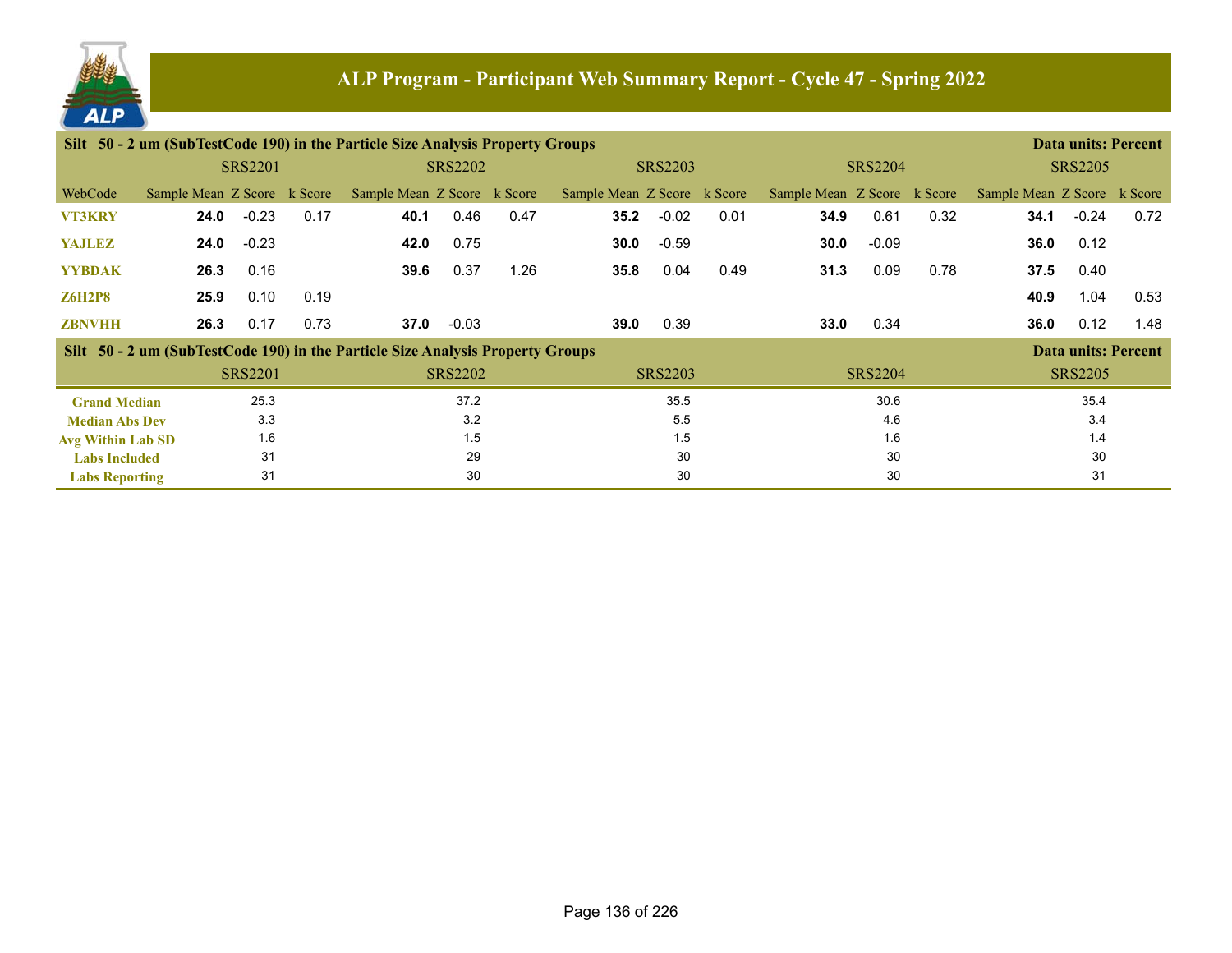# ALP Program - Participant Web Summary Report - Cycle 47 - Spring 2022

## Silt 50 - 2 um (SubTestCode 190) in the Particle Size Analysis Property Groups

Data units: Percent

| WebCode | SRS2201 Sample Mean | SRS2201 Z Score | SRS2201 k Score | SRS2202 Sample Mean | SRS2202 Z Score | SRS2202 k Score | SRS2203 Sample Mean | SRS2203 Z Score | SRS2203 k Score | SRS2204 Sample Mean | SRS2204 Z Score | SRS2204 k Score | SRS2205 Sample Mean | SRS2205 Z Score | SRS2205 k Score |
|---|---|---|---|---|---|---|---|---|---|---|---|---|---|---|---|
| VT3KRY | **24.0** | -0.23 | 0.17 | **40.1** | 0.46 | 0.47 | **35.2** | -0.02 | 0.01 | **34.9** | 0.61 | 0.32 | **34.1** | -0.24 | 0.72 |
| YAJLEZ | **24.0** | -0.23 | | **42.0** | 0.75 | | **30.0** | -0.59 | | **30.0** | -0.09 | | **36.0** | 0.12 | |
| YYBDAK | **26.3** | 0.16 | | **39.6** | 0.37 | 1.26 | **35.8** | 0.04 | 0.49 | **31.3** | 0.09 | 0.78 | **37.5** | 0.40 | |
| Z6H2P8 | **25.9** | 0.10 | 0.19 | | | | | | | | | | **40.9** | 1.04 | 0.53 |
| ZBNVHH | **26.3** | 0.17 | 0.73 | **37.0** | -0.03 | | **39.0** | 0.39 | | **33.0** | 0.34 | | **36.0** | 0.12 | 1.48 |

## Silt 50 - 2 um (SubTestCode 190) in the Particle Size Analysis Property Groups

Data units: Percent

| | SRS2201 | SRS2202 | SRS2203 | SRS2204 | SRS2205 |
|---|---|---|---|---|---|
| Grand Median | 25.3 | 37.2 | 35.5 | 30.6 | 35.4 |
| Median Abs Dev | 3.3 | 3.2 | 5.5 | 4.6 | 3.4 |
| Avg Within Lab SD | 1.6 | 1.5 | 1.5 | 1.6 | 1.4 |
| Labs Included | 31 | 29 | 30 | 30 | 30 |
| Labs Reporting | 31 | 30 | 30 | 30 | 31 |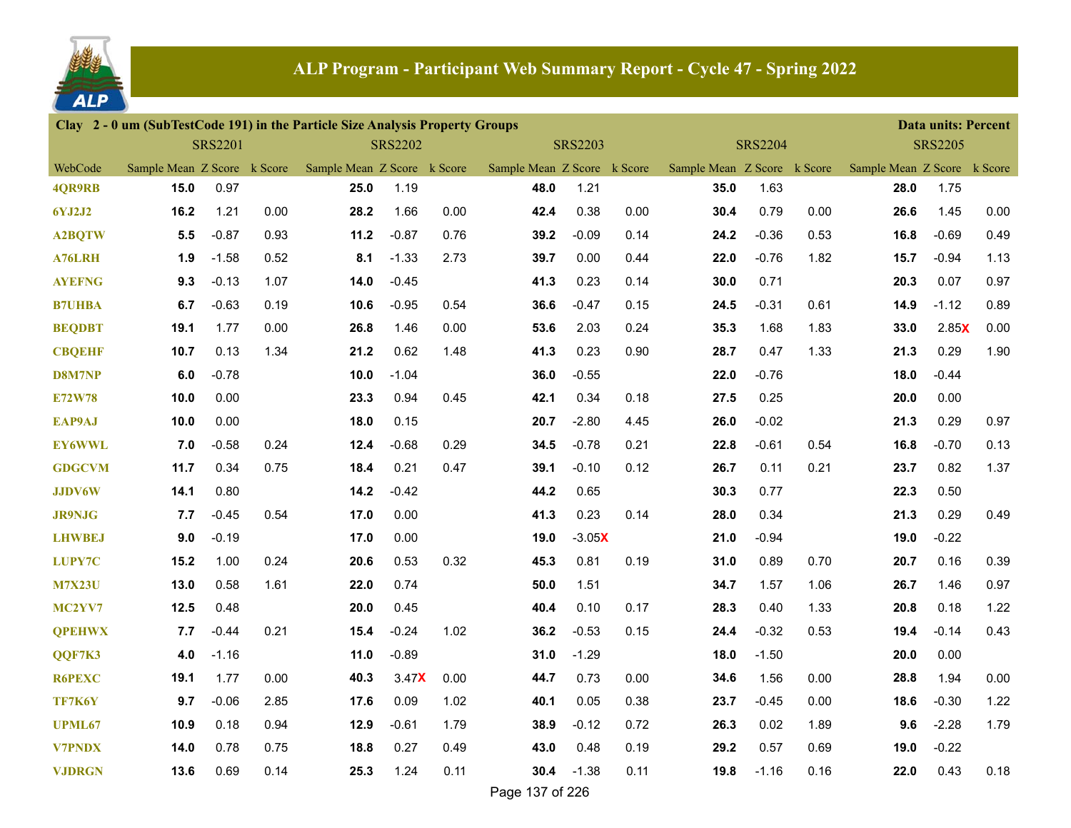# ALP Program - Participant Web Summary Report - Cycle 47 - Spring 2022

**Clay 2 - 0 um (SubTestCode 191) in the Particle Size Analysis Property Groups** — Data units: Percent

| | SRS2201 | | | SRS2202 | | | SRS2203 | | | SRS2204 | | | SRS2205 | | |
|---|---|---|---|---|---|---|---|---|---|---|---|---|---|---|---|
| WebCode | Sample Mean | Z Score | k Score | Sample Mean | Z Score | k Score | Sample Mean | Z Score | k Score | Sample Mean | Z Score | k Score | Sample Mean | Z Score | k Score |
| 4QR9RB | **15.0** | 0.97 | | **25.0** | 1.19 | | **48.0** | 1.21 | | **35.0** | 1.63 | | **28.0** | 1.75 | |
| 6YJ2J2 | **16.2** | 1.21 | 0.00 | **28.2** | 1.66 | 0.00 | **42.4** | 0.38 | 0.00 | **30.4** | 0.79 | 0.00 | **26.6** | 1.45 | 0.00 |
| A2BQTW | **5.5** | -0.87 | 0.93 | **11.2** | -0.87 | 0.76 | **39.2** | -0.09 | 0.14 | **24.2** | -0.36 | 0.53 | **16.8** | -0.69 | 0.49 |
| A76LRH | **1.9** | -1.58 | 0.52 | **8.1** | -1.33 | 2.73 | **39.7** | 0.00 | 0.44 | **22.0** | -0.76 | 1.82 | **15.7** | -0.94 | 1.13 |
| AYEFNG | **9.3** | -0.13 | 1.07 | **14.0** | -0.45 | | **41.3** | 0.23 | 0.14 | **30.0** | 0.71 | | **20.3** | 0.07 | 0.97 |
| B7UHBA | **6.7** | -0.63 | 0.19 | **10.6** | -0.95 | 0.54 | **36.6** | -0.47 | 0.15 | **24.5** | -0.31 | 0.61 | **14.9** | -1.12 | 0.89 |
| BEQDBT | **19.1** | 1.77 | 0.00 | **26.8** | 1.46 | 0.00 | **53.6** | 2.03 | 0.24 | **35.3** | 1.68 | 1.83 | **33.0** | 2.85X | 0.00 |
| CBQEHF | **10.7** | 0.13 | 1.34 | **21.2** | 0.62 | 1.48 | **41.3** | 0.23 | 0.90 | **28.7** | 0.47 | 1.33 | **21.3** | 0.29 | 1.90 |
| D8M7NP | **6.0** | -0.78 | | **10.0** | -1.04 | | **36.0** | -0.55 | | **22.0** | -0.76 | | **18.0** | -0.44 | |
| E72W78 | **10.0** | 0.00 | | **23.3** | 0.94 | 0.45 | **42.1** | 0.34 | 0.18 | **27.5** | 0.25 | | **20.0** | 0.00 | |
| EAP9AJ | **10.0** | 0.00 | | **18.0** | 0.15 | | **20.7** | -2.80 | 4.45 | **26.0** | -0.02 | | **21.3** | 0.29 | 0.97 |
| EY6WWL | **7.0** | -0.58 | 0.24 | **12.4** | -0.68 | 0.29 | **34.5** | -0.78 | 0.21 | **22.8** | -0.61 | 0.54 | **16.8** | -0.70 | 0.13 |
| GDGCVM | **11.7** | 0.34 | 0.75 | **18.4** | 0.21 | 0.47 | **39.1** | -0.10 | 0.12 | **26.7** | 0.11 | 0.21 | **23.7** | 0.82 | 1.37 |
| JJDV6W | **14.1** | 0.80 | | **14.2** | -0.42 | | **44.2** | 0.65 | | **30.3** | 0.77 | | **22.3** | 0.50 | |
| JR9NJG | **7.7** | -0.45 | 0.54 | **17.0** | 0.00 | | **41.3** | 0.23 | 0.14 | **28.0** | 0.34 | | **21.3** | 0.29 | 0.49 |
| LHWBEJ | **9.0** | -0.19 | | **17.0** | 0.00 | | **19.0** | -3.05X | | **21.0** | -0.94 | | **19.0** | -0.22 | |
| LUPY7C | **15.2** | 1.00 | 0.24 | **20.6** | 0.53 | 0.32 | **45.3** | 0.81 | 0.19 | **31.0** | 0.89 | 0.70 | **20.7** | 0.16 | 0.39 |
| M7X23U | **13.0** | 0.58 | 1.61 | **22.0** | 0.74 | | **50.0** | 1.51 | | **34.7** | 1.57 | 1.06 | **26.7** | 1.46 | 0.97 |
| MC2YV7 | **12.5** | 0.48 | | **20.0** | 0.45 | | **40.4** | 0.10 | 0.17 | **28.3** | 0.40 | 1.33 | **20.8** | 0.18 | 1.22 |
| QPEHWX | **7.7** | -0.44 | 0.21 | **15.4** | -0.24 | 1.02 | **36.2** | -0.53 | 0.15 | **24.4** | -0.32 | 0.53 | **19.4** | -0.14 | 0.43 |
| QQF7K3 | **4.0** | -1.16 | | **11.0** | -0.89 | | **31.0** | -1.29 | | **18.0** | -1.50 | | **20.0** | 0.00 | |
| R6PEXC | **19.1** | 1.77 | 0.00 | **40.3** | 3.47X | 0.00 | **44.7** | 0.73 | 0.00 | **34.6** | 1.56 | 0.00 | **28.8** | 1.94 | 0.00 |
| TF7K6Y | **9.7** | -0.06 | 2.85 | **17.6** | 0.09 | 1.02 | **40.1** | 0.05 | 0.38 | **23.7** | -0.45 | 0.00 | **18.6** | -0.30 | 1.22 |
| UPML67 | **10.9** | 0.18 | 0.94 | **12.9** | -0.61 | 1.79 | **38.9** | -0.12 | 0.72 | **26.3** | 0.02 | 1.89 | **9.6** | -2.28 | 1.79 |
| V7PNDX | **14.0** | 0.78 | 0.75 | **18.8** | 0.27 | 0.49 | **43.0** | 0.48 | 0.19 | **29.2** | 0.57 | 0.69 | **19.0** | -0.22 | |
| VJDRGN | **13.6** | 0.69 | 0.14 | **25.3** | 1.24 | 0.11 | **30.4** | -1.38 | 0.11 | **19.8** | -1.16 | 0.16 | **22.0** | 0.43 | 0.18 |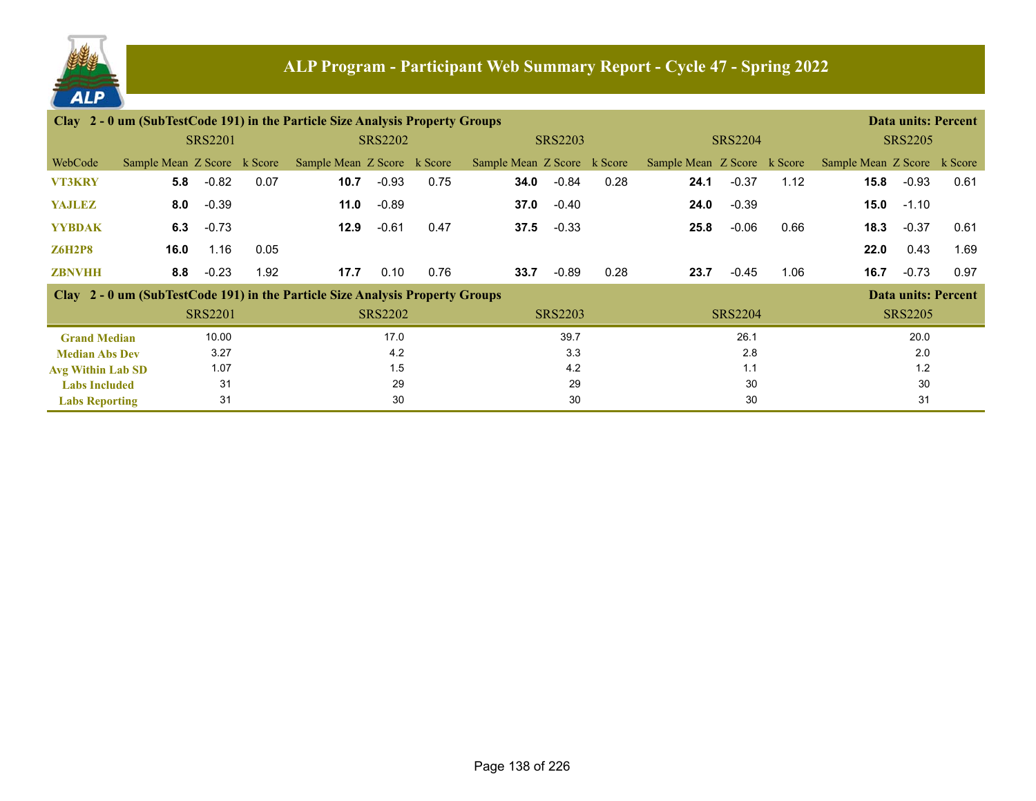# ALP Program - Participant Web Summary Report - Cycle 47 - Spring 2022

## Clay 2 - 0 um (SubTestCode 191) in the Particle Size Analysis Property Groups

Data units: Percent

| | SRS2201 | | | SRS2202 | | | SRS2203 | | | SRS2204 | | | SRS2205 | | |
|---|---|---|---|---|---|---|---|---|---|---|---|---|---|---|---|
| WebCode | Sample Mean | Z Score | k Score | Sample Mean | Z Score | k Score | Sample Mean | Z Score | k Score | Sample Mean | Z Score | k Score | Sample Mean | Z Score | k Score |
| VT3KRY | **5.8** | -0.82 | 0.07 | **10.7** | -0.93 | 0.75 | **34.0** | -0.84 | 0.28 | **24.1** | -0.37 | 1.12 | **15.8** | -0.93 | 0.61 |
| YAJLEZ | **8.0** | -0.39 | | **11.0** | -0.89 | | **37.0** | -0.40 | | **24.0** | -0.39 | | **15.0** | -1.10 | |
| YYBDAK | **6.3** | -0.73 | | **12.9** | -0.61 | 0.47 | **37.5** | -0.33 | | **25.8** | -0.06 | 0.66 | **18.3** | -0.37 | 0.61 |
| Z6H2P8 | **16.0** | 1.16 | 0.05 | | | | | | | | | | **22.0** | 0.43 | 1.69 |
| ZBNVHH | **8.8** | -0.23 | 1.92 | **17.7** | 0.10 | 0.76 | **33.7** | -0.89 | 0.28 | **23.7** | -0.45 | 1.06 | **16.7** | -0.73 | 0.97 |

## Clay 2 - 0 um (SubTestCode 191) in the Particle Size Analysis Property Groups

Data units: Percent

| | SRS2201 | SRS2202 | SRS2203 | SRS2204 | SRS2205 |
|---|---|---|---|---|---|
| Grand Median | 10.00 | 17.0 | 39.7 | 26.1 | 20.0 |
| Median Abs Dev | 3.27 | 4.2 | 3.3 | 2.8 | 2.0 |
| Avg Within Lab SD | 1.07 | 1.5 | 4.2 | 1.1 | 1.2 |
| Labs Included | 31 | 29 | 29 | 30 | 30 |
| Labs Reporting | 31 | 30 | 30 | 30 | 31 |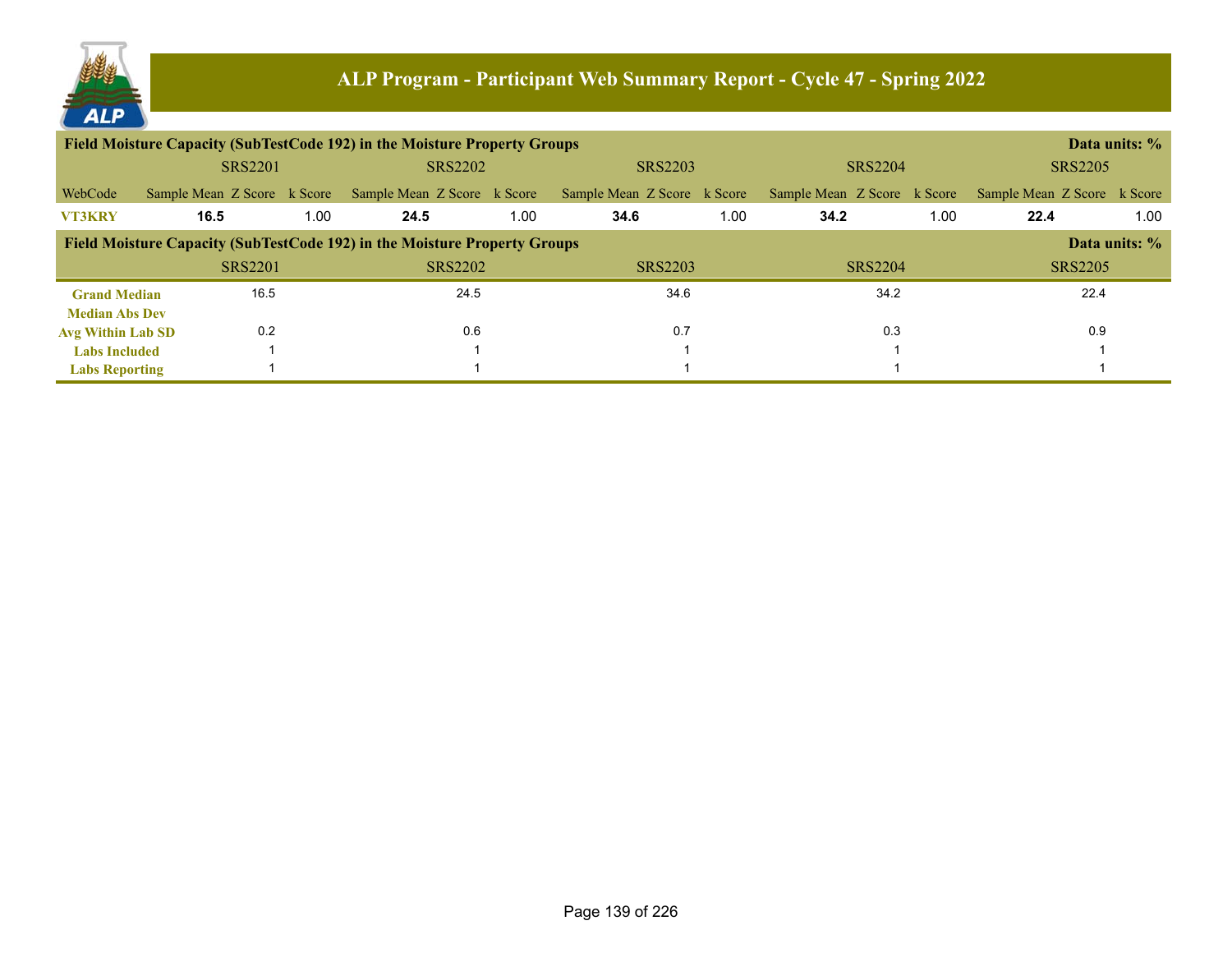# ALP Program - Participant Web Summary Report - Cycle 47 - Spring 2022

**Field Moisture Capacity (SubTestCode 192) in the Moisture Property Groups** — Data units: %

| | SRS2201 | | | SRS2202 | | | SRS2203 | | | SRS2204 | | | SRS2205 | | |
|---|---|---|---|---|---|---|---|---|---|---|---|---|---|---|---|
| WebCode | Sample Mean | Z Score | k Score | Sample Mean | Z Score | k Score | Sample Mean | Z Score | k Score | Sample Mean | Z Score | k Score | Sample Mean | Z Score | k Score |
| **VT3KRY** | **16.5** | | 1.00 | **24.5** | | 1.00 | **34.6** | | 1.00 | **34.2** | | 1.00 | **22.4** | | 1.00 |

**Field Moisture Capacity (SubTestCode 192) in the Moisture Property Groups** — Data units: %

| | SRS2201 | SRS2202 | SRS2203 | SRS2204 | SRS2205 |
|---|---|---|---|---|---|
| **Grand Median** | 16.5 | 24.5 | 34.6 | 34.2 | 22.4 |
| **Median Abs Dev** | | | | | |
| **Avg Within Lab SD** | 0.2 | 0.6 | 0.7 | 0.3 | 0.9 |
| **Labs Included** | 1 | 1 | 1 | 1 | 1 |
| **Labs Reporting** | 1 | 1 | 1 | 1 | 1 |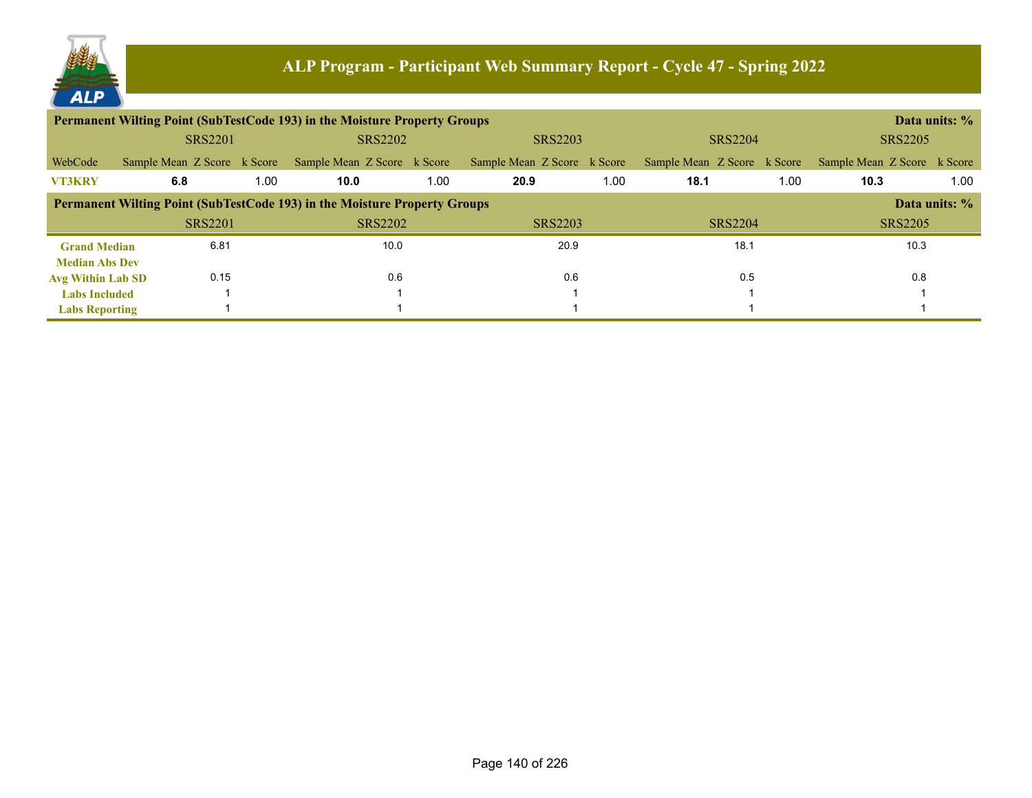# ALP Program - Participant Web Summary Report - Cycle 47 - Spring 2022

| Permanent Wilting Point (SubTestCode 193) in the Moisture Property Groups | | | | | | | | | | | | | | | Data units: % |
|---|---|---|---|---|---|---|---|---|---|---|---|---|---|---|---|
| | SRS2201 | | | SRS2202 | | | SRS2203 | | | SRS2204 | | | SRS2205 | | |
| WebCode | Sample Mean | Z Score | k Score | Sample Mean | Z Score | k Score | Sample Mean | Z Score | k Score | Sample Mean | Z Score | k Score | Sample Mean | Z Score | k Score |
| **VT3KRY** | **6.8** | | 1.00 | **10.0** | | 1.00 | **20.9** | | 1.00 | **18.1** | | 1.00 | **10.3** | | 1.00 |

| Permanent Wilting Point (SubTestCode 193) in the Moisture Property Groups | | | | | Data units: % |
|---|---|---|---|---|---|
| | SRS2201 | SRS2202 | SRS2203 | SRS2204 | SRS2205 |
| **Grand Median** | 6.81 | 10.0 | 20.9 | 18.1 | 10.3 |
| **Median Abs Dev** | | | | | |
| **Avg Within Lab SD** | 0.15 | 0.6 | 0.6 | 0.5 | 0.8 |
| **Labs Included** | 1 | 1 | 1 | 1 | 1 |
| **Labs Reporting** | 1 | 1 | 1 | 1 | 1 |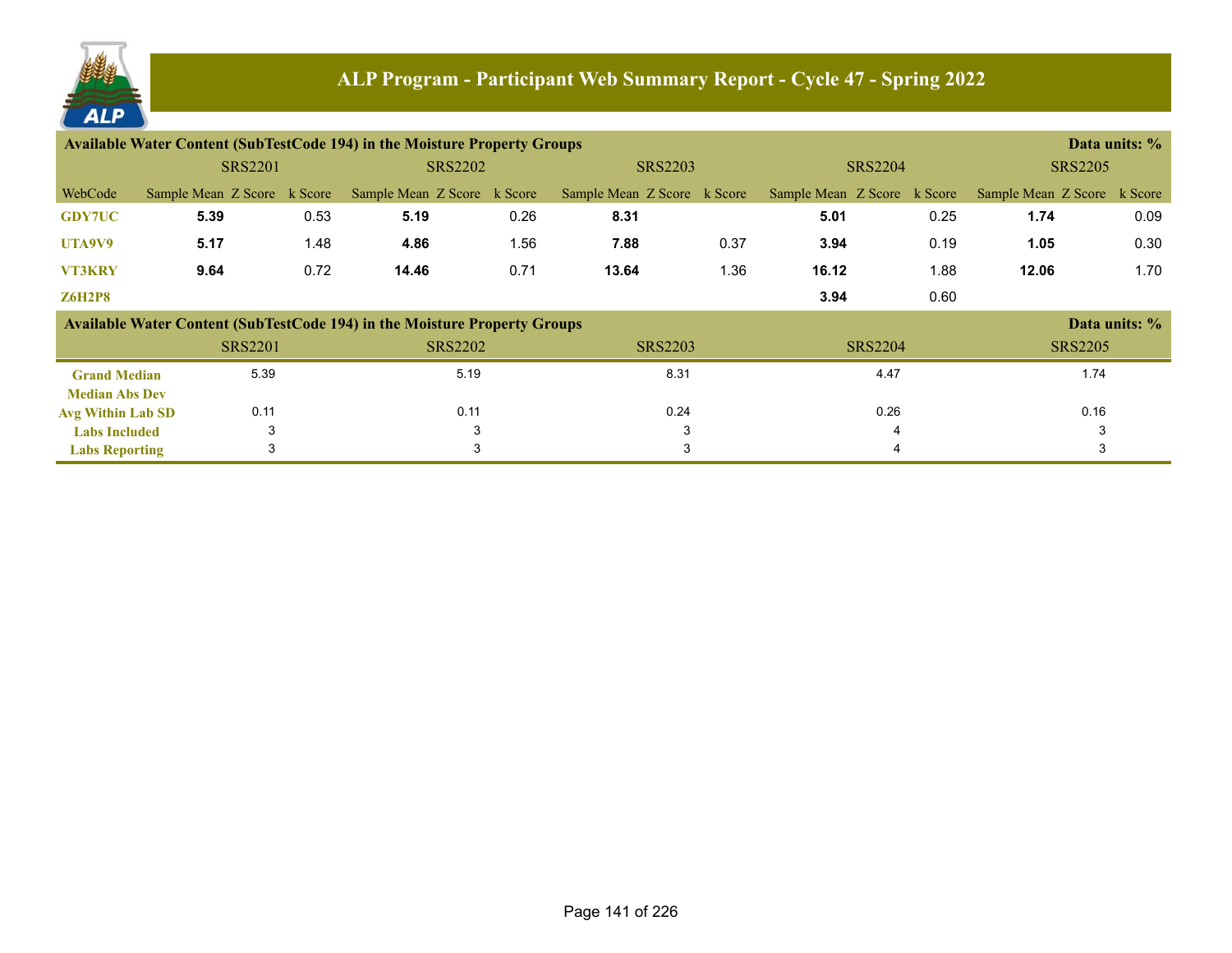# ALP Program - Participant Web Summary Report - Cycle 47 - Spring 2022

**Available Water Content (SubTestCode 194) in the Moisture Property Groups** — Data units: %

| | SRS2201 | | | SRS2202 | | | SRS2203 | | | SRS2204 | | | SRS2205 | | |
|---|---|---|---|---|---|---|---|---|---|---|---|---|---|---|---|
| WebCode | Sample Mean | Z Score | k Score | Sample Mean | Z Score | k Score | Sample Mean | Z Score | k Score | Sample Mean | Z Score | k Score | Sample Mean | Z Score | k Score |
| GDY7UC | **5.39** | | 0.53 | **5.19** | | 0.26 | **8.31** | | | **5.01** | | 0.25 | **1.74** | | 0.09 |
| UTA9V9 | **5.17** | | 1.48 | **4.86** | | 1.56 | **7.88** | | 0.37 | **3.94** | | 0.19 | **1.05** | | 0.30 |
| VT3KRY | **9.64** | | 0.72 | **14.46** | | 0.71 | **13.64** | | 1.36 | **16.12** | | 1.88 | **12.06** | | 1.70 |
| Z6H2P8 | | | | | | | | | | **3.94** | | 0.60 | | | |

**Available Water Content (SubTestCode 194) in the Moisture Property Groups** — Data units: %

| | SRS2201 | SRS2202 | SRS2203 | SRS2204 | SRS2205 |
|---|---|---|---|---|---|
| Grand Median | 5.39 | 5.19 | 8.31 | 4.47 | 1.74 |
| Median Abs Dev | | | | | |
| Avg Within Lab SD | 0.11 | 0.11 | 0.24 | 0.26 | 0.16 |
| Labs Included | 3 | 3 | 3 | 4 | 3 |
| Labs Reporting | 3 | 3 | 3 | 4 | 3 |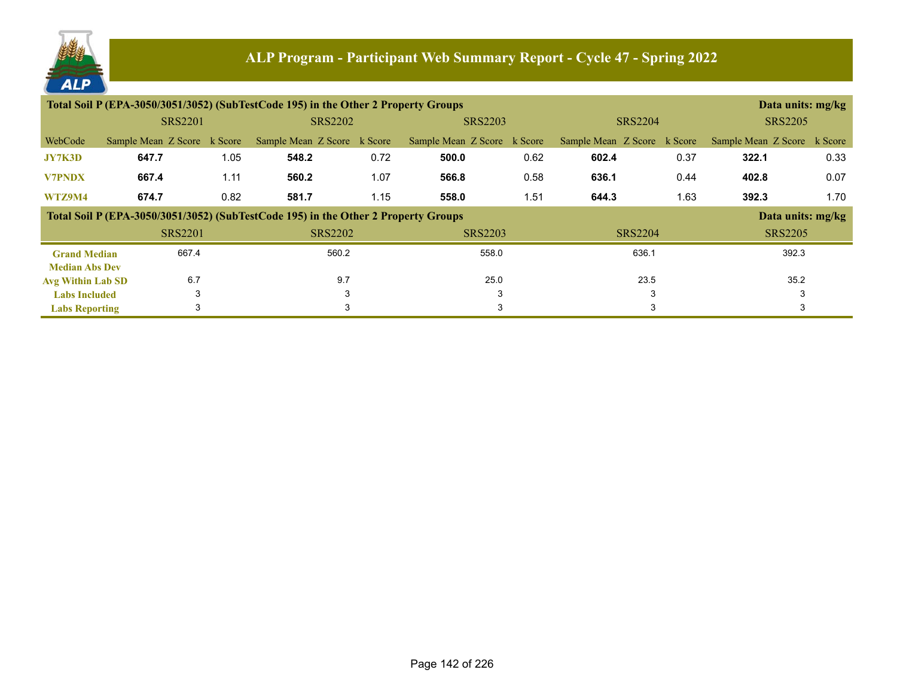# ALP Program - Participant Web Summary Report - Cycle 47 - Spring 2022

**Total Soil P (EPA-3050/3051/3052) (SubTestCode 195) in the Other 2 Property Groups** — Data units: mg/kg

| WebCode | SRS2201 Sample Mean | SRS2201 Z Score | SRS2201 k Score | SRS2202 Sample Mean | SRS2202 Z Score | SRS2202 k Score | SRS2203 Sample Mean | SRS2203 Z Score | SRS2203 k Score | SRS2204 Sample Mean | SRS2204 Z Score | SRS2204 k Score | SRS2205 Sample Mean | SRS2205 Z Score | SRS2205 k Score |
|---|---|---|---|---|---|---|---|---|---|---|---|---|---|---|---|
| JY7K3D | **647.7** | | 1.05 | **548.2** | | 0.72 | **500.0** | | 0.62 | **602.4** | | 0.37 | **322.1** | | 0.33 |
| V7PNDX | **667.4** | | 1.11 | **560.2** | | 1.07 | **566.8** | | 0.58 | **636.1** | | 0.44 | **402.8** | | 0.07 |
| WTZ9M4 | **674.7** | | 0.82 | **581.7** | | 1.15 | **558.0** | | 1.51 | **644.3** | | 1.63 | **392.3** | | 1.70 |

**Total Soil P (EPA-3050/3051/3052) (SubTestCode 195) in the Other 2 Property Groups** — Data units: mg/kg

| | SRS2201 | SRS2202 | SRS2203 | SRS2204 | SRS2205 |
|---|---|---|---|---|---|
| Grand Median | 667.4 | 560.2 | 558.0 | 636.1 | 392.3 |
| Median Abs Dev | | | | | |
| Avg Within Lab SD | 6.7 | 9.7 | 25.0 | 23.5 | 35.2 |
| Labs Included | 3 | 3 | 3 | 3 | 3 |
| Labs Reporting | 3 | 3 | 3 | 3 | 3 |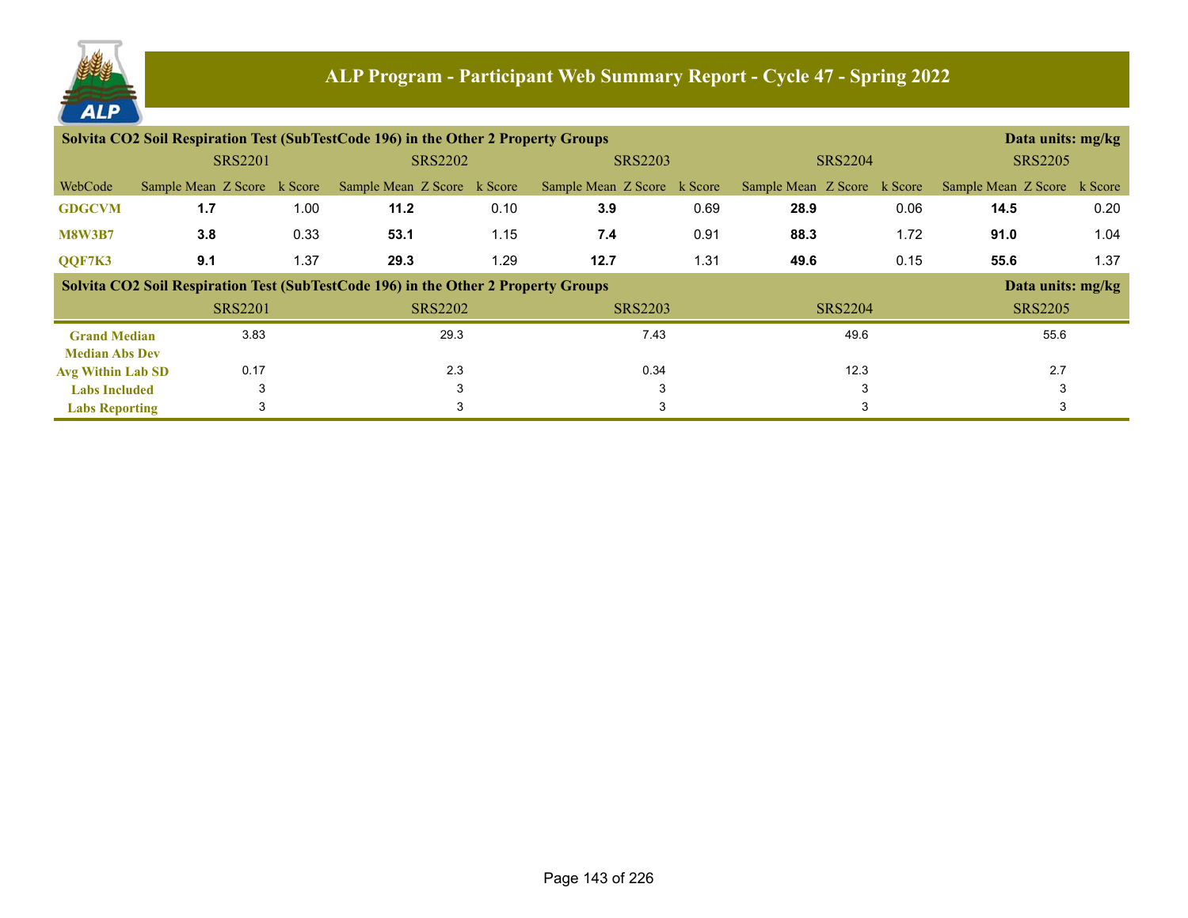# ALP Program - Participant Web Summary Report - Cycle 47 - Spring 2022

**Solvita CO2 Soil Respiration Test (SubTestCode 196) in the Other 2 Property Groups** — Data units: mg/kg

| WebCode | SRS2201 Sample Mean | SRS2201 Z Score | SRS2201 k Score | SRS2202 Sample Mean | SRS2202 Z Score | SRS2202 k Score | SRS2203 Sample Mean | SRS2203 Z Score | SRS2203 k Score | SRS2204 Sample Mean | SRS2204 Z Score | SRS2204 k Score | SRS2205 Sample Mean | SRS2205 Z Score | SRS2205 k Score |
|---|---|---|---|---|---|---|---|---|---|---|---|---|---|---|---|
| GDGCVM | **1.7** | | 1.00 | **11.2** | | 0.10 | **3.9** | | 0.69 | **28.9** | | 0.06 | **14.5** | | 0.20 |
| M8W3B7 | **3.8** | | 0.33 | **53.1** | | 1.15 | **7.4** | | 0.91 | **88.3** | | 1.72 | **91.0** | | 1.04 |
| QQF7K3 | **9.1** | | 1.37 | **29.3** | | 1.29 | **12.7** | | 1.31 | **49.6** | | 0.15 | **55.6** | | 1.37 |

**Solvita CO2 Soil Respiration Test (SubTestCode 196) in the Other 2 Property Groups** — Data units: mg/kg

| | SRS2201 | SRS2202 | SRS2203 | SRS2204 | SRS2205 |
|---|---|---|---|---|---|
| Grand Median | 3.83 | 29.3 | 7.43 | 49.6 | 55.6 |
| Median Abs Dev | | | | | |
| Avg Within Lab SD | 0.17 | 2.3 | 0.34 | 12.3 | 2.7 |
| Labs Included | 3 | 3 | 3 | 3 | 3 |
| Labs Reporting | 3 | 3 | 3 | 3 | 3 |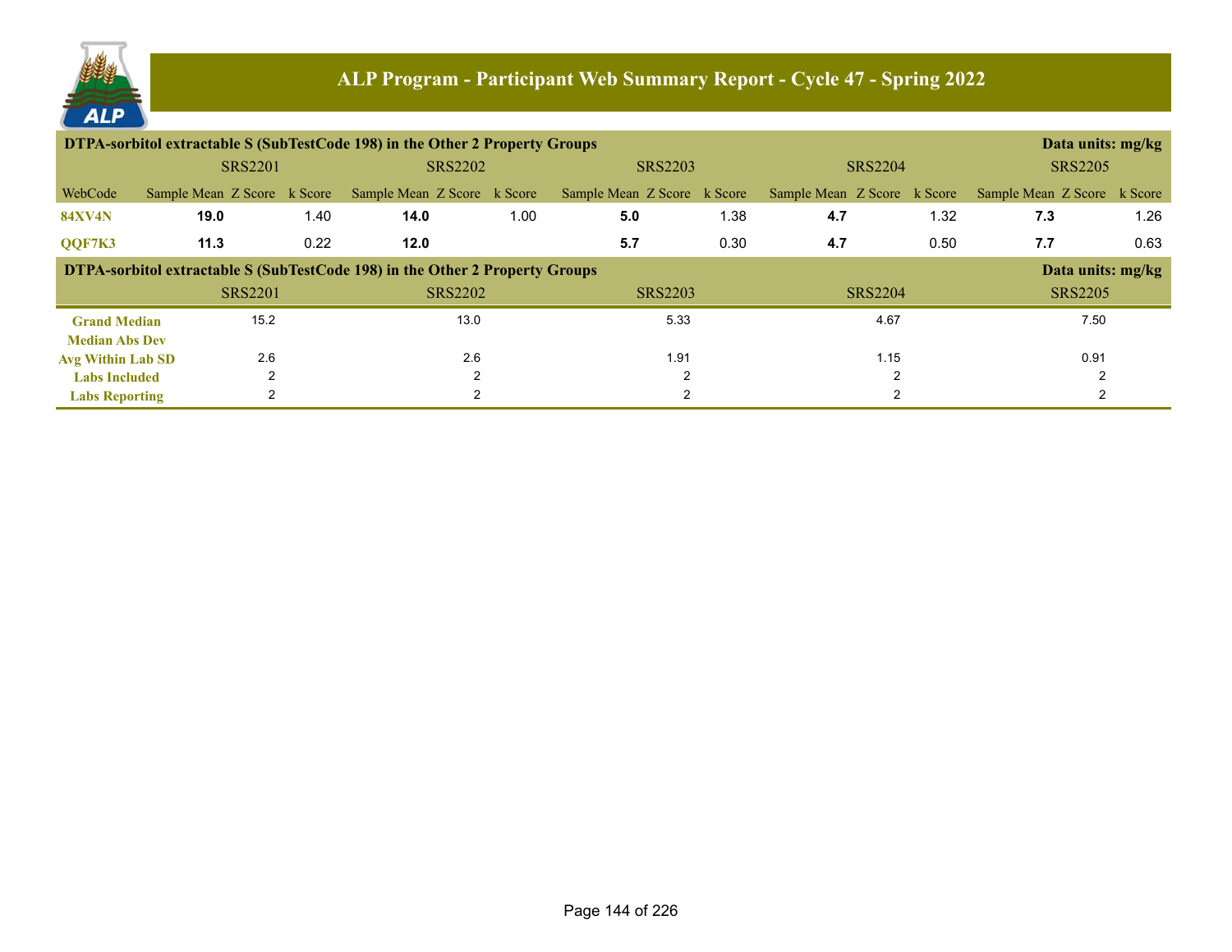# ALP Program - Participant Web Summary Report - Cycle 47 - Spring 2022

**DTPA-sorbitol extractable S (SubTestCode 198) in the Other 2 Property Groups** — Data units: mg/kg

| | SRS2201 | | | SRS2202 | | | SRS2203 | | | SRS2204 | | | SRS2205 | | |
|---|---|---|---|---|---|---|---|---|---|---|---|---|---|---|---|
| WebCode | Sample Mean | Z Score | k Score | Sample Mean | Z Score | k Score | Sample Mean | Z Score | k Score | Sample Mean | Z Score | k Score | Sample Mean | Z Score | k Score |
| 84XV4N | **19.0** | | 1.40 | **14.0** | | 1.00 | **5.0** | | 1.38 | **4.7** | | 1.32 | **7.3** | | 1.26 |
| QQF7K3 | **11.3** | | 0.22 | **12.0** | | | **5.7** | | 0.30 | **4.7** | | 0.50 | **7.7** | | 0.63 |

**DTPA-sorbitol extractable S (SubTestCode 198) in the Other 2 Property Groups** — Data units: mg/kg

| | SRS2201 | SRS2202 | SRS2203 | SRS2204 | SRS2205 |
|---|---|---|---|---|---|
| Grand Median | 15.2 | 13.0 | 5.33 | 4.67 | 7.50 |
| Median Abs Dev | | | | | |
| Avg Within Lab SD | 2.6 | 2.6 | 1.91 | 1.15 | 0.91 |
| Labs Included | 2 | 2 | 2 | 2 | 2 |
| Labs Reporting | 2 | 2 | 2 | 2 | 2 |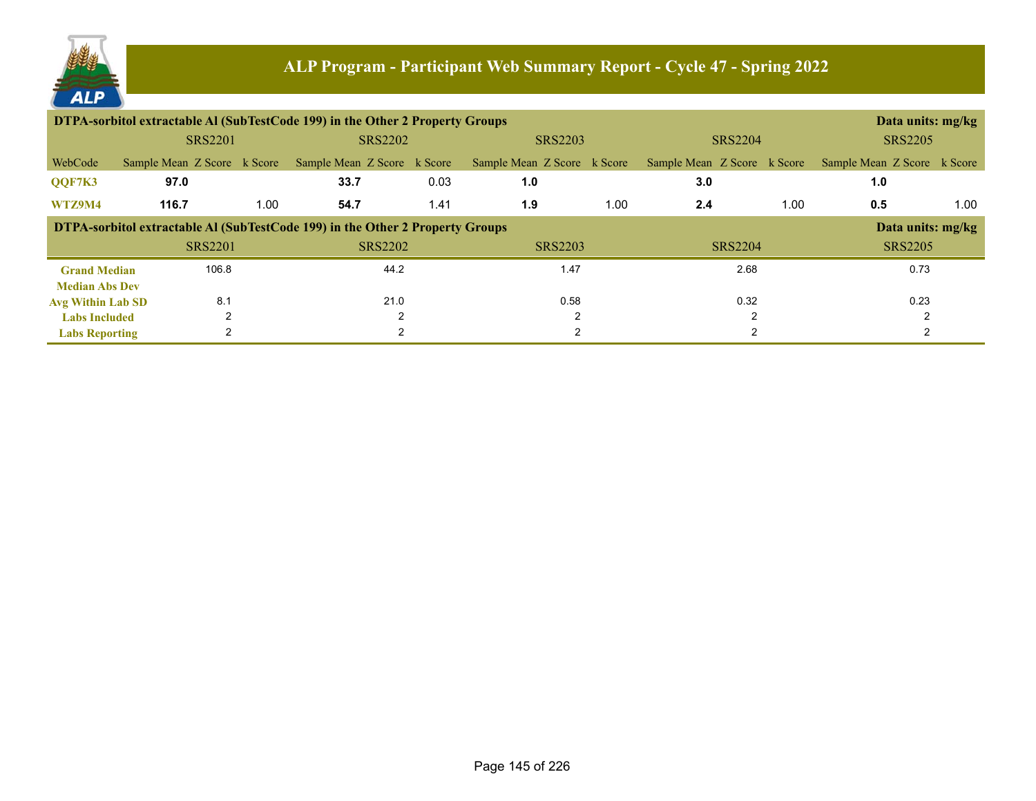## ALP Program - Participant Web Summary Report - Cycle 47 - Spring 2022

**DTPA-sorbitol extractable Al (SubTestCode 199) in the Other 2 Property Groups** — Data units: mg/kg

| | SRS2201 | | | SRS2202 | | | SRS2203 | | | SRS2204 | | | SRS2205 | | |
|---|---|---|---|---|---|---|---|---|---|---|---|---|---|---|---|
| WebCode | Sample Mean | Z Score | k Score | Sample Mean | Z Score | k Score | Sample Mean | Z Score | k Score | Sample Mean | Z Score | k Score | Sample Mean | Z Score | k Score |
| QQF7K3 | **97.0** | | | **33.7** | | 0.03 | **1.0** | | | **3.0** | | | **1.0** | | |
| WTZ9M4 | **116.7** | | 1.00 | **54.7** | | 1.41 | **1.9** | | 1.00 | **2.4** | | 1.00 | **0.5** | | 1.00 |

**DTPA-sorbitol extractable Al (SubTestCode 199) in the Other 2 Property Groups** — Data units: mg/kg

| | SRS2201 | SRS2202 | SRS2203 | SRS2204 | SRS2205 |
|---|---|---|---|---|---|
| Grand Median | 106.8 | 44.2 | 1.47 | 2.68 | 0.73 |
| Median Abs Dev | | | | | |
| Avg Within Lab SD | 8.1 | 21.0 | 0.58 | 0.32 | 0.23 |
| Labs Included | 2 | 2 | 2 | 2 | 2 |
| Labs Reporting | 2 | 2 | 2 | 2 | 2 |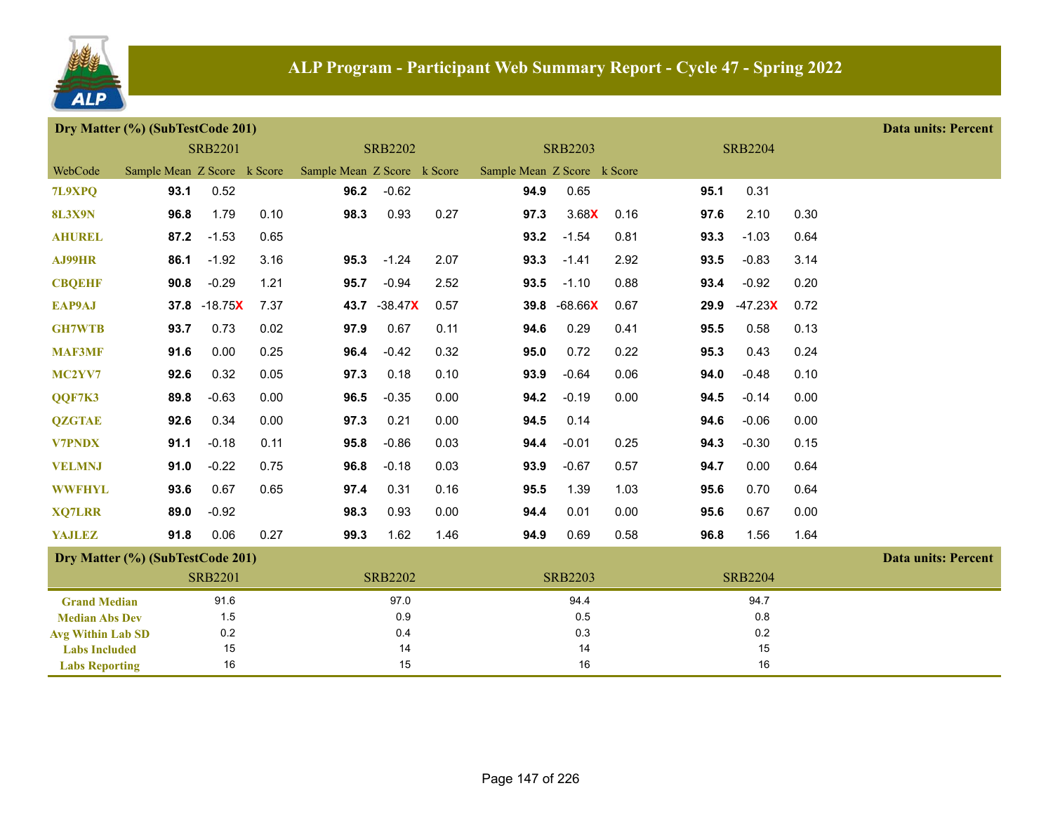# ALP Program - Participant Web Summary Report - Cycle 47 - Spring 2022

## Dry Matter (%) (SubTestCode 201)

Data units: Percent

| WebCode | SRB2201 Sample Mean | SRB2201 Z Score | SRB2201 k Score | SRB2202 Sample Mean | SRB2202 Z Score | SRB2202 k Score | SRB2203 Sample Mean | SRB2203 Z Score | SRB2203 k Score | SRB2204 Sample Mean | SRB2204 Z Score | SRB2204 k Score |
|---|---|---|---|---|---|---|---|---|---|---|---|---|
| 7L9XPQ | **93.1** | 0.52 | | **96.2** | -0.62 | | **94.9** | 0.65 | | **95.1** | 0.31 | |
| 8L3X9N | **96.8** | 1.79 | 0.10 | **98.3** | 0.93 | 0.27 | **97.3** | 3.68X | 0.16 | **97.6** | 2.10 | 0.30 |
| AHUREL | **87.2** | -1.53 | 0.65 | | | | **93.2** | -1.54 | 0.81 | **93.3** | -1.03 | 0.64 |
| AJ99HR | **86.1** | -1.92 | 3.16 | **95.3** | -1.24 | 2.07 | **93.3** | -1.41 | 2.92 | **93.5** | -0.83 | 3.14 |
| CBQEHF | **90.8** | -0.29 | 1.21 | **95.7** | -0.94 | 2.52 | **93.5** | -1.10 | 0.88 | **93.4** | -0.92 | 0.20 |
| EAP9AJ | **37.8** | -18.75X | 7.37 | **43.7** | -38.47X | 0.57 | **39.8** | -68.66X | 0.67 | **29.9** | -47.23X | 0.72 |
| GH7WTB | **93.7** | 0.73 | 0.02 | **97.9** | 0.67 | 0.11 | **94.6** | 0.29 | 0.41 | **95.5** | 0.58 | 0.13 |
| MAF3MF | **91.6** | 0.00 | 0.25 | **96.4** | -0.42 | 0.32 | **95.0** | 0.72 | 0.22 | **95.3** | 0.43 | 0.24 |
| MC2YV7 | **92.6** | 0.32 | 0.05 | **97.3** | 0.18 | 0.10 | **93.9** | -0.64 | 0.06 | **94.0** | -0.48 | 0.10 |
| QQF7K3 | **89.8** | -0.63 | 0.00 | **96.5** | -0.35 | 0.00 | **94.2** | -0.19 | 0.00 | **94.5** | -0.14 | 0.00 |
| QZGTAE | **92.6** | 0.34 | 0.00 | **97.3** | 0.21 | 0.00 | **94.5** | 0.14 | | **94.6** | -0.06 | 0.00 |
| V7PNDX | **91.1** | -0.18 | 0.11 | **95.8** | -0.86 | 0.03 | **94.4** | -0.01 | 0.25 | **94.3** | -0.30 | 0.15 |
| VELMNJ | **91.0** | -0.22 | 0.75 | **96.8** | -0.18 | 0.03 | **93.9** | -0.67 | 0.57 | **94.7** | 0.00 | 0.64 |
| WWFHYL | **93.6** | 0.67 | 0.65 | **97.4** | 0.31 | 0.16 | **95.5** | 1.39 | 1.03 | **95.6** | 0.70 | 0.64 |
| XQ7LRR | **89.0** | -0.92 | | **98.3** | 0.93 | 0.00 | **94.4** | 0.01 | 0.00 | **95.6** | 0.67 | 0.00 |
| YAJLEZ | **91.8** | 0.06 | 0.27 | **99.3** | 1.62 | 1.46 | **94.9** | 0.69 | 0.58 | **96.8** | 1.56 | 1.64 |

## Dry Matter (%) (SubTestCode 201)

Data units: Percent

| | SRB2201 | SRB2202 | SRB2203 | SRB2204 |
|---|---|---|---|---|
| Grand Median | 91.6 | 97.0 | 94.4 | 94.7 |
| Median Abs Dev | 1.5 | 0.9 | 0.5 | 0.8 |
| Avg Within Lab SD | 0.2 | 0.4 | 0.3 | 0.2 |
| Labs Included | 15 | 14 | 14 | 15 |
| Labs Reporting | 16 | 15 | 16 | 16 |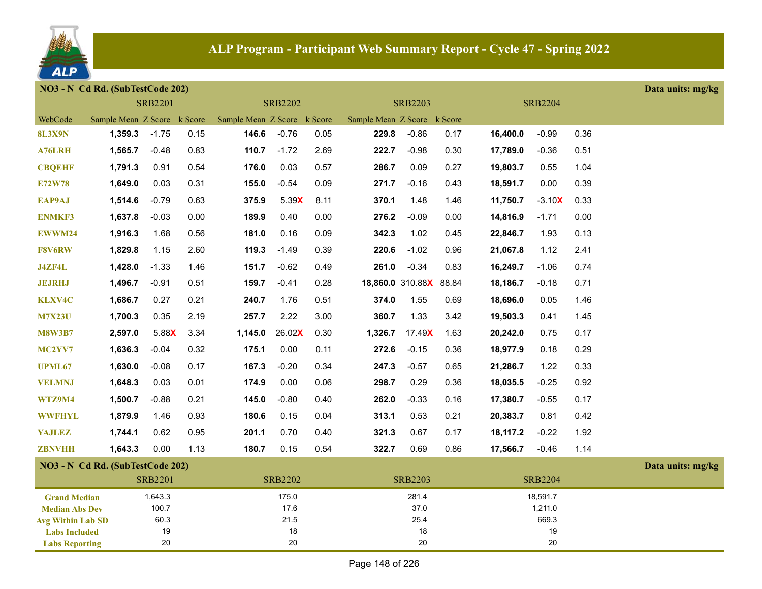# ALP Program - Participant Web Summary Report - Cycle 47 - Spring 2022

## NO3 - N Cd Rd. (SubTestCode 202)

Data units: mg/kg

| WebCode | SRB2201 Sample Mean | SRB2201 Z Score | SRB2201 k Score | SRB2202 Sample Mean | SRB2202 Z Score | SRB2202 k Score | SRB2203 Sample Mean | SRB2203 Z Score | SRB2203 k Score | SRB2204 Sample Mean | SRB2204 Z Score | SRB2204 k Score |
|---|---|---|---|---|---|---|---|---|---|---|---|---|
| 8L3X9N | 1,359.3 | -1.75 | 0.15 | 146.6 | -0.76 | 0.05 | 229.8 | -0.86 | 0.17 | 16,400.0 | -0.99 | 0.36 |
| A76LRH | 1,565.7 | -0.48 | 0.83 | 110.7 | -1.72 | 2.69 | 222.7 | -0.98 | 0.30 | 17,789.0 | -0.36 | 0.51 |
| CBQEHF | 1,791.3 | 0.91 | 0.54 | 176.0 | 0.03 | 0.57 | 286.7 | 0.09 | 0.27 | 19,803.7 | 0.55 | 1.04 |
| E72W78 | 1,649.0 | 0.03 | 0.31 | 155.0 | -0.54 | 0.09 | 271.7 | -0.16 | 0.43 | 18,591.7 | 0.00 | 0.39 |
| EAP9AJ | 1,514.6 | -0.79 | 0.63 | 375.9 | 5.39X | 8.11 | 370.1 | 1.48 | 1.46 | 11,750.7 | -3.10X | 0.33 |
| ENMKF3 | 1,637.8 | -0.03 | 0.00 | 189.9 | 0.40 | 0.00 | 276.2 | -0.09 | 0.00 | 14,816.9 | -1.71 | 0.00 |
| EWWM24 | 1,916.3 | 1.68 | 0.56 | 181.0 | 0.16 | 0.09 | 342.3 | 1.02 | 0.45 | 22,846.7 | 1.93 | 0.13 |
| F8V6RW | 1,829.8 | 1.15 | 2.60 | 119.3 | -1.49 | 0.39 | 220.6 | -1.02 | 0.96 | 21,067.8 | 1.12 | 2.41 |
| J4ZF4L | 1,428.0 | -1.33 | 1.46 | 151.7 | -0.62 | 0.49 | 261.0 | -0.34 | 0.83 | 16,249.7 | -1.06 | 0.74 |
| JEJRHJ | 1,496.7 | -0.91 | 0.51 | 159.7 | -0.41 | 0.28 | 18,860.0 | 310.88X | 88.84 | 18,186.7 | -0.18 | 0.71 |
| KLXV4C | 1,686.7 | 0.27 | 0.21 | 240.7 | 1.76 | 0.51 | 374.0 | 1.55 | 0.69 | 18,696.0 | 0.05 | 1.46 |
| M7X23U | 1,700.3 | 0.35 | 2.19 | 257.7 | 2.22 | 3.00 | 360.7 | 1.33 | 3.42 | 19,503.3 | 0.41 | 1.45 |
| M8W3B7 | 2,597.0 | 5.88X | 3.34 | 1,145.0 | 26.02X | 0.30 | 1,326.7 | 17.49X | 1.63 | 20,242.0 | 0.75 | 0.17 |
| MC2YV7 | 1,636.3 | -0.04 | 0.32 | 175.1 | 0.00 | 0.11 | 272.6 | -0.15 | 0.36 | 18,977.9 | 0.18 | 0.29 |
| UPML67 | 1,630.0 | -0.08 | 0.17 | 167.3 | -0.20 | 0.34 | 247.3 | -0.57 | 0.65 | 21,286.7 | 1.22 | 0.33 |
| VELMNJ | 1,648.3 | 0.03 | 0.01 | 174.9 | 0.00 | 0.06 | 298.7 | 0.29 | 0.36 | 18,035.5 | -0.25 | 0.92 |
| WTZ9M4 | 1,500.7 | -0.88 | 0.21 | 145.0 | -0.80 | 0.40 | 262.0 | -0.33 | 0.16 | 17,380.7 | -0.55 | 0.17 |
| WWFHYL | 1,879.9 | 1.46 | 0.93 | 180.6 | 0.15 | 0.04 | 313.1 | 0.53 | 0.21 | 20,383.7 | 0.81 | 0.42 |
| YAJLEZ | 1,744.1 | 0.62 | 0.95 | 201.1 | 0.70 | 0.40 | 321.3 | 0.67 | 0.17 | 18,117.2 | -0.22 | 1.92 |
| ZBNVHH | 1,643.3 | 0.00 | 1.13 | 180.7 | 0.15 | 0.54 | 322.7 | 0.69 | 0.86 | 17,566.7 | -0.46 | 1.14 |

## NO3 - N Cd Rd. (SubTestCode 202)

Data units: mg/kg

| | SRB2201 | SRB2202 | SRB2203 | SRB2204 |
|---|---|---|---|---|
| Grand Median | 1,643.3 | 175.0 | 281.4 | 18,591.7 |
| Median Abs Dev | 100.7 | 17.6 | 37.0 | 1,211.0 |
| Avg Within Lab SD | 60.3 | 21.5 | 25.4 | 669.3 |
| Labs Included | 19 | 18 | 18 | 19 |
| Labs Reporting | 20 | 20 | 20 | 20 |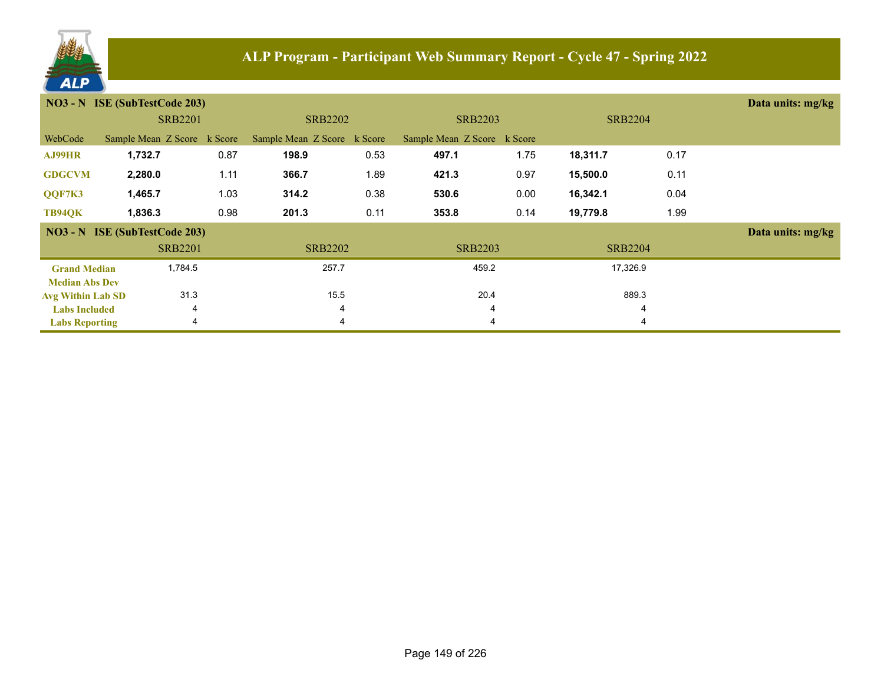# ALP Program - Participant Web Summary Report - Cycle 47 - Spring 2022

**NO3 - N ISE (SubTestCode 203)** Data units: mg/kg

| WebCode | SRB2201 Sample Mean | SRB2201 Z Score | SRB2201 k Score | SRB2202 Sample Mean | SRB2202 Z Score | SRB2202 k Score | SRB2203 Sample Mean | SRB2203 Z Score | SRB2203 k Score | SRB2204 Sample Mean | SRB2204 Z Score | SRB2204 k Score |
|---|---|---|---|---|---|---|---|---|---|---|---|---|
| AJ99HR | **1,732.7** | | 0.87 | **198.9** | | 0.53 | **497.1** | | 1.75 | **18,311.7** | | 0.17 |
| GDGCVM | **2,280.0** | | 1.11 | **366.7** | | 1.89 | **421.3** | | 0.97 | **15,500.0** | | 0.11 |
| QQF7K3 | **1,465.7** | | 1.03 | **314.2** | | 0.38 | **530.6** | | 0.00 | **16,342.1** | | 0.04 |
| TB94QK | **1,836.3** | | 0.98 | **201.3** | | 0.11 | **353.8** | | 0.14 | **19,779.8** | | 1.99 |

**NO3 - N ISE (SubTestCode 203)** Data units: mg/kg

| | SRB2201 | SRB2202 | SRB2203 | SRB2204 |
|---|---|---|---|---|
| Grand Median | 1,784.5 | 257.7 | 459.2 | 17,326.9 |
| Median Abs Dev | | | | |
| Avg Within Lab SD | 31.3 | 15.5 | 20.4 | 889.3 |
| Labs Included | 4 | 4 | 4 | 4 |
| Labs Reporting | 4 | 4 | 4 | 4 |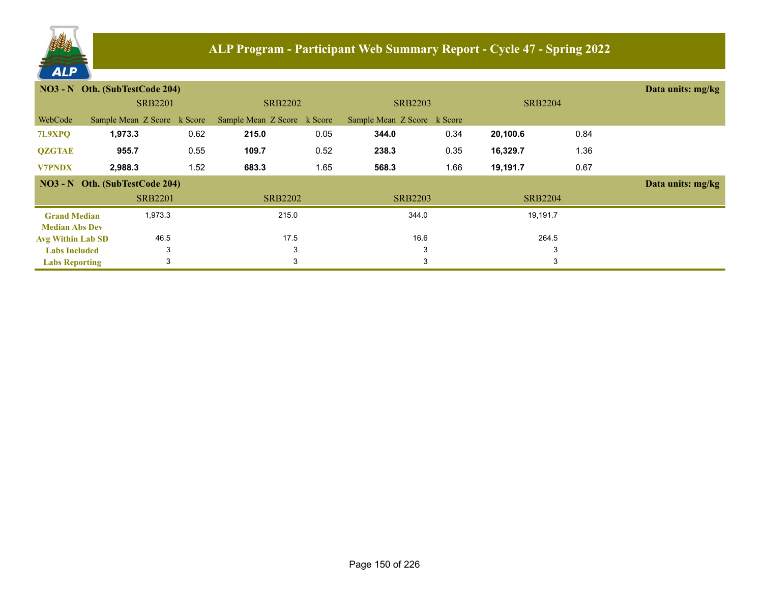# ALP Program - Participant Web Summary Report - Cycle 47 - Spring 2022

**NO3 - N Oth. (SubTestCode 204)** — Data units: mg/kg

| | SRB2201 | | | SRB2202 | | | SRB2203 | | | SRB2204 | | |
|---|---|---|---|---|---|---|---|---|---|---|---|---|
| WebCode | Sample Mean | Z Score | k Score | Sample Mean | Z Score | k Score | Sample Mean | Z Score | k Score | | | |
| 7L9XPQ | **1,973.3** | | 0.62 | **215.0** | | 0.05 | **344.0** | | 0.34 | **20,100.6** | | 0.84 |
| QZGTAE | **955.7** | | 0.55 | **109.7** | | 0.52 | **238.3** | | 0.35 | **16,329.7** | | 1.36 |
| V7PNDX | **2,988.3** | | 1.52 | **683.3** | | 1.65 | **568.3** | | 1.66 | **19,191.7** | | 0.67 |

**NO3 - N Oth. (SubTestCode 204)** — Data units: mg/kg

| | SRB2201 | SRB2202 | SRB2203 | SRB2204 |
|---|---|---|---|---|
| Grand Median | 1,973.3 | 215.0 | 344.0 | 19,191.7 |
| Median Abs Dev | | | | |
| Avg Within Lab SD | 46.5 | 17.5 | 16.6 | 264.5 |
| Labs Included | 3 | 3 | 3 | 3 |
| Labs Reporting | 3 | 3 | 3 | 3 |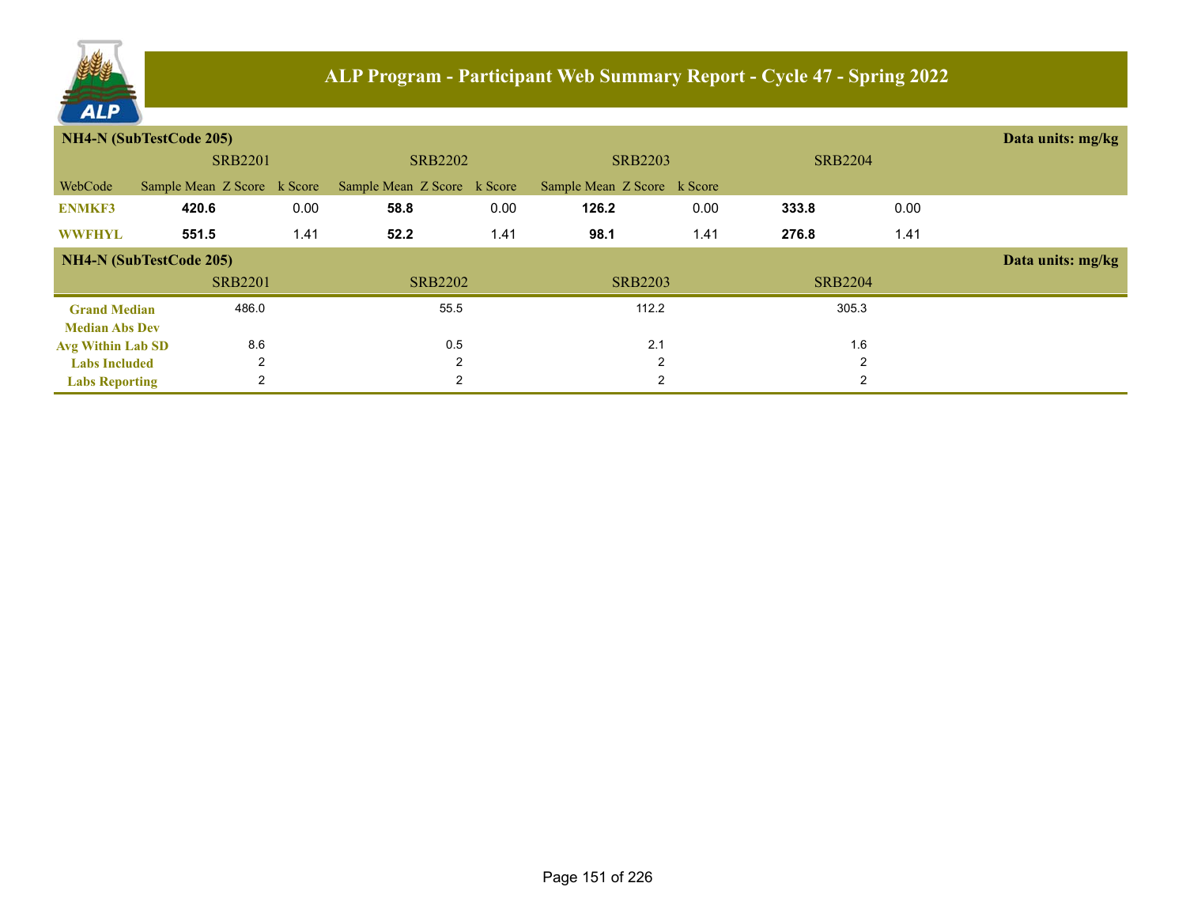# ALP Program - Participant Web Summary Report - Cycle 47 - Spring 2022

**NH4-N (SubTestCode 205)** — Data units: mg/kg

| WebCode | SRB2201 Sample Mean | SRB2201 Z Score | SRB2201 k Score | SRB2202 Sample Mean | SRB2202 Z Score | SRB2202 k Score | SRB2203 Sample Mean | SRB2203 Z Score | SRB2203 k Score | SRB2204 Sample Mean | SRB2204 Z Score | SRB2204 k Score |
|---|---|---|---|---|---|---|---|---|---|---|---|---|
| ENMKF3 | **420.6** | | 0.00 | **58.8** | | 0.00 | **126.2** | | 0.00 | **333.8** | | 0.00 |
| WWFHYL | **551.5** | | 1.41 | **52.2** | | 1.41 | **98.1** | | 1.41 | **276.8** | | 1.41 |

**NH4-N (SubTestCode 205)** — Data units: mg/kg

| | SRB2201 | SRB2202 | SRB2203 | SRB2204 |
|---|---|---|---|---|
| Grand Median | 486.0 | 55.5 | 112.2 | 305.3 |
| Median Abs Dev | | | | |
| Avg Within Lab SD | 8.6 | 0.5 | 2.1 | 1.6 |
| Labs Included | 2 | 2 | 2 | 2 |
| Labs Reporting | 2 | 2 | 2 | 2 |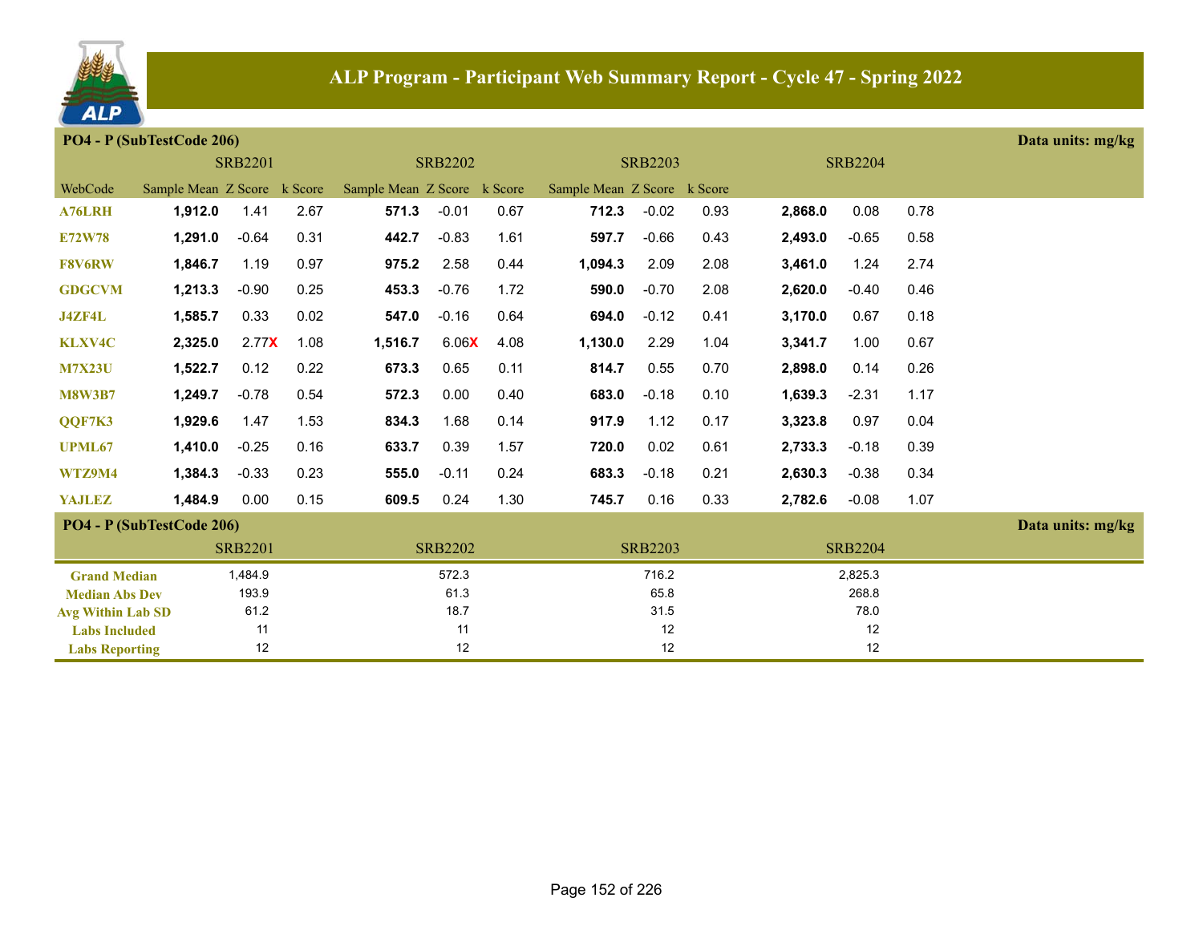# ALP Program - Participant Web Summary Report - Cycle 47 - Spring 2022

**PO4 - P (SubTestCode 206)** — Data units: mg/kg

| WebCode | SRB2201 Sample Mean | SRB2201 Z Score | SRB2201 k Score | SRB2202 Sample Mean | SRB2202 Z Score | SRB2202 k Score | SRB2203 Sample Mean | SRB2203 Z Score | SRB2203 k Score | SRB2204 Sample Mean | SRB2204 Z Score | SRB2204 k Score |
|---|---|---|---|---|---|---|---|---|---|---|---|---|
| A76LRH | **1,912.0** | 1.41 | 2.67 | **571.3** | -0.01 | 0.67 | **712.3** | -0.02 | 0.93 | **2,868.0** | 0.08 | 0.78 |
| E72W78 | **1,291.0** | -0.64 | 0.31 | **442.7** | -0.83 | 1.61 | **597.7** | -0.66 | 0.43 | **2,493.0** | -0.65 | 0.58 |
| F8V6RW | **1,846.7** | 1.19 | 0.97 | **975.2** | 2.58 | 0.44 | **1,094.3** | 2.09 | 2.08 | **3,461.0** | 1.24 | 2.74 |
| GDGCVM | **1,213.3** | -0.90 | 0.25 | **453.3** | -0.76 | 1.72 | **590.0** | -0.70 | 2.08 | **2,620.0** | -0.40 | 0.46 |
| J4ZF4L | **1,585.7** | 0.33 | 0.02 | **547.0** | -0.16 | 0.64 | **694.0** | -0.12 | 0.41 | **3,170.0** | 0.67 | 0.18 |
| KLXV4C | **2,325.0** | 2.77X | 1.08 | **1,516.7** | 6.06X | 4.08 | **1,130.0** | 2.29 | 1.04 | **3,341.7** | 1.00 | 0.67 |
| M7X23U | **1,522.7** | 0.12 | 0.22 | **673.3** | 0.65 | 0.11 | **814.7** | 0.55 | 0.70 | **2,898.0** | 0.14 | 0.26 |
| M8W3B7 | **1,249.7** | -0.78 | 0.54 | **572.3** | 0.00 | 0.40 | **683.0** | -0.18 | 0.10 | **1,639.3** | -2.31 | 1.17 |
| QQF7K3 | **1,929.6** | 1.47 | 1.53 | **834.3** | 1.68 | 0.14 | **917.9** | 1.12 | 0.17 | **3,323.8** | 0.97 | 0.04 |
| UPML67 | **1,410.0** | -0.25 | 0.16 | **633.7** | 0.39 | 1.57 | **720.0** | 0.02 | 0.61 | **2,733.3** | -0.18 | 0.39 |
| WTZ9M4 | **1,384.3** | -0.33 | 0.23 | **555.0** | -0.11 | 0.24 | **683.3** | -0.18 | 0.21 | **2,630.3** | -0.38 | 0.34 |
| YAJLEZ | **1,484.9** | 0.00 | 0.15 | **609.5** | 0.24 | 1.30 | **745.7** | 0.16 | 0.33 | **2,782.6** | -0.08 | 1.07 |

**PO4 - P (SubTestCode 206)** — Data units: mg/kg

| | SRB2201 | SRB2202 | SRB2203 | SRB2204 |
|---|---|---|---|---|
| Grand Median | 1,484.9 | 572.3 | 716.2 | 2,825.3 |
| Median Abs Dev | 193.9 | 61.3 | 65.8 | 268.8 |
| Avg Within Lab SD | 61.2 | 18.7 | 31.5 | 78.0 |
| Labs Included | 11 | 11 | 12 | 12 |
| Labs Reporting | 12 | 12 | 12 | 12 |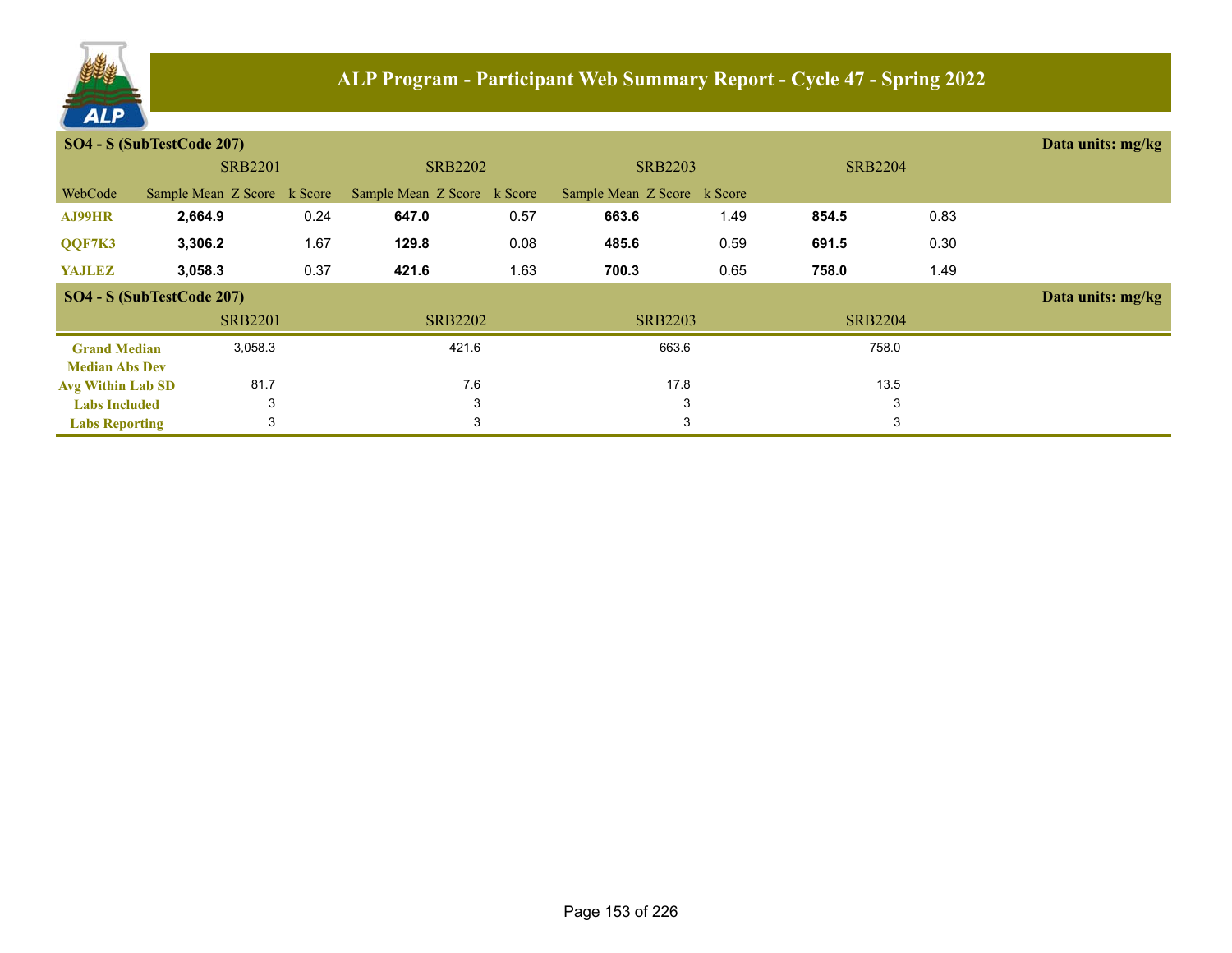# ALP Program - Participant Web Summary Report - Cycle 47 - Spring 2022

**SO4 - S (SubTestCode 207)** — Data units: mg/kg

| WebCode | SRB2201 Sample Mean | SRB2201 Z Score | SRB2201 k Score | SRB2202 Sample Mean | SRB2202 Z Score | SRB2202 k Score | SRB2203 Sample Mean | SRB2203 Z Score | SRB2203 k Score | SRB2204 Sample Mean | SRB2204 Z Score | SRB2204 k Score |
|---|---|---|---|---|---|---|---|---|---|---|---|---|
| AJ99HR | **2,664.9** | | 0.24 | **647.0** | | 0.57 | **663.6** | | 1.49 | **854.5** | | 0.83 |
| QQF7K3 | **3,306.2** | | 1.67 | **129.8** | | 0.08 | **485.6** | | 0.59 | **691.5** | | 0.30 |
| YAJLEZ | **3,058.3** | | 0.37 | **421.6** | | 1.63 | **700.3** | | 0.65 | **758.0** | | 1.49 |

**SO4 - S (SubTestCode 207)** — Data units: mg/kg

| | SRB2201 | SRB2202 | SRB2203 | SRB2204 |
|---|---|---|---|---|
| Grand Median | 3,058.3 | 421.6 | 663.6 | 758.0 |
| Median Abs Dev | | | | |
| Avg Within Lab SD | 81.7 | 7.6 | 17.8 | 13.5 |
| Labs Included | 3 | 3 | 3 | 3 |
| Labs Reporting | 3 | 3 | 3 | 3 |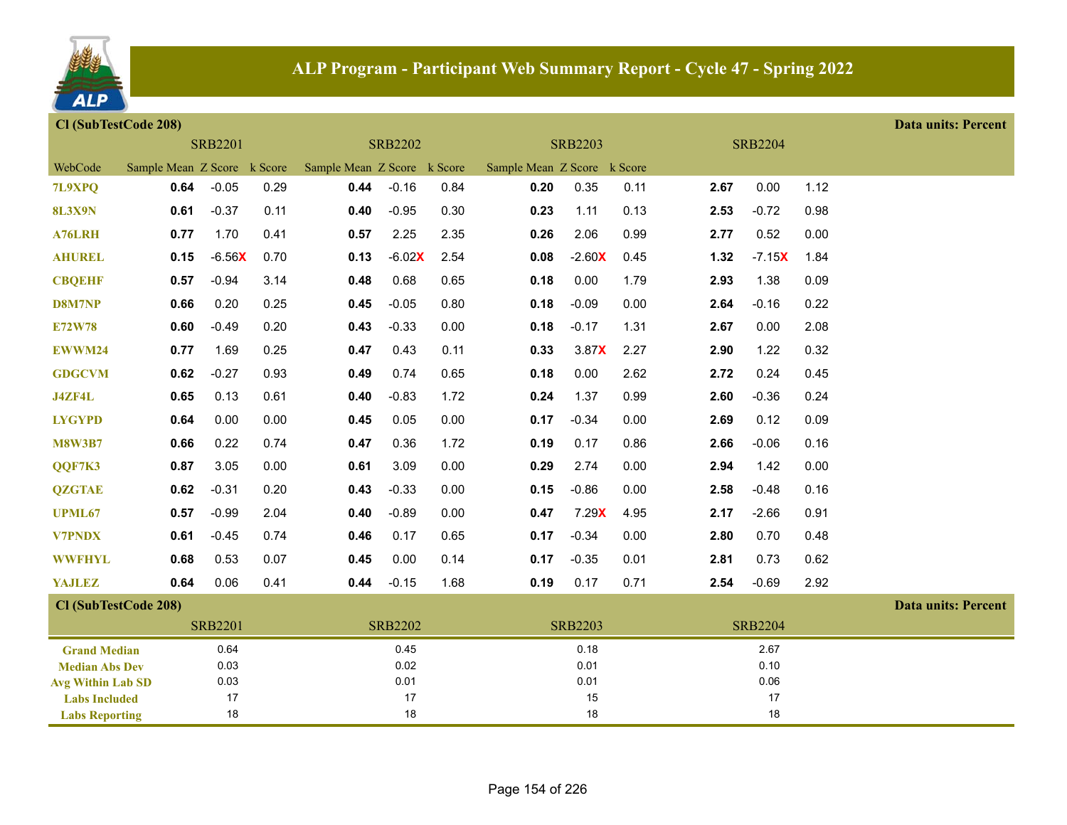# ALP Program - Participant Web Summary Report - Cycle 47 - Spring 2022

## Cl (SubTestCode 208)

Data units: Percent

| WebCode | SRB2201 Sample Mean | SRB2201 Z Score | SRB2201 k Score | SRB2202 Sample Mean | SRB2202 Z Score | SRB2202 k Score | SRB2203 Sample Mean | SRB2203 Z Score | SRB2203 k Score | SRB2204 Sample Mean | SRB2204 Z Score | SRB2204 k Score |
|---|---|---|---|---|---|---|---|---|---|---|---|---|
| 7L9XPQ | **0.64** | -0.05 | 0.29 | **0.44** | -0.16 | 0.84 | **0.20** | 0.35 | 0.11 | **2.67** | 0.00 | 1.12 |
| 8L3X9N | **0.61** | -0.37 | 0.11 | **0.40** | -0.95 | 0.30 | **0.23** | 1.11 | 0.13 | **2.53** | -0.72 | 0.98 |
| A76LRH | **0.77** | 1.70 | 0.41 | **0.57** | 2.25 | 2.35 | **0.26** | 2.06 | 0.99 | **2.77** | 0.52 | 0.00 |
| AHUREL | **0.15** | -6.56X | 0.70 | **0.13** | -6.02X | 2.54 | **0.08** | -2.60X | 0.45 | **1.32** | -7.15X | 1.84 |
| CBQEHF | **0.57** | -0.94 | 3.14 | **0.48** | 0.68 | 0.65 | **0.18** | 0.00 | 1.79 | **2.93** | 1.38 | 0.09 |
| D8M7NP | **0.66** | 0.20 | 0.25 | **0.45** | -0.05 | 0.80 | **0.18** | -0.09 | 0.00 | **2.64** | -0.16 | 0.22 |
| E72W78 | **0.60** | -0.49 | 0.20 | **0.43** | -0.33 | 0.00 | **0.18** | -0.17 | 1.31 | **2.67** | 0.00 | 2.08 |
| EWWM24 | **0.77** | 1.69 | 0.25 | **0.47** | 0.43 | 0.11 | **0.33** | 3.87X | 2.27 | **2.90** | 1.22 | 0.32 |
| GDGCVM | **0.62** | -0.27 | 0.93 | **0.49** | 0.74 | 0.65 | **0.18** | 0.00 | 2.62 | **2.72** | 0.24 | 0.45 |
| J4ZF4L | **0.65** | 0.13 | 0.61 | **0.40** | -0.83 | 1.72 | **0.24** | 1.37 | 0.99 | **2.60** | -0.36 | 0.24 |
| LYGYPD | **0.64** | 0.00 | 0.00 | **0.45** | 0.05 | 0.00 | **0.17** | -0.34 | 0.00 | **2.69** | 0.12 | 0.09 |
| M8W3B7 | **0.66** | 0.22 | 0.74 | **0.47** | 0.36 | 1.72 | **0.19** | 0.17 | 0.86 | **2.66** | -0.06 | 0.16 |
| QQF7K3 | **0.87** | 3.05 | 0.00 | **0.61** | 3.09 | 0.00 | **0.29** | 2.74 | 0.00 | **2.94** | 1.42 | 0.00 |
| QZGTAE | **0.62** | -0.31 | 0.20 | **0.43** | -0.33 | 0.00 | **0.15** | -0.86 | 0.00 | **2.58** | -0.48 | 0.16 |
| UPML67 | **0.57** | -0.99 | 2.04 | **0.40** | -0.89 | 0.00 | **0.47** | 7.29X | 4.95 | **2.17** | -2.66 | 0.91 |
| V7PNDX | **0.61** | -0.45 | 0.74 | **0.46** | 0.17 | 0.65 | **0.17** | -0.34 | 0.00 | **2.80** | 0.70 | 0.48 |
| WWFHYL | **0.68** | 0.53 | 0.07 | **0.45** | 0.00 | 0.14 | **0.17** | -0.35 | 0.01 | **2.81** | 0.73 | 0.62 |
| YAJLEZ | **0.64** | 0.06 | 0.41 | **0.44** | -0.15 | 1.68 | **0.19** | 0.17 | 0.71 | **2.54** | -0.69 | 2.92 |

## Cl (SubTestCode 208)

Data units: Percent

| | SRB2201 | SRB2202 | SRB2203 | SRB2204 |
|---|---|---|---|---|
| Grand Median | 0.64 | 0.45 | 0.18 | 2.67 |
| Median Abs Dev | 0.03 | 0.02 | 0.01 | 0.10 |
| Avg Within Lab SD | 0.03 | 0.01 | 0.01 | 0.06 |
| Labs Included | 17 | 17 | 15 | 17 |
| Labs Reporting | 18 | 18 | 18 | 18 |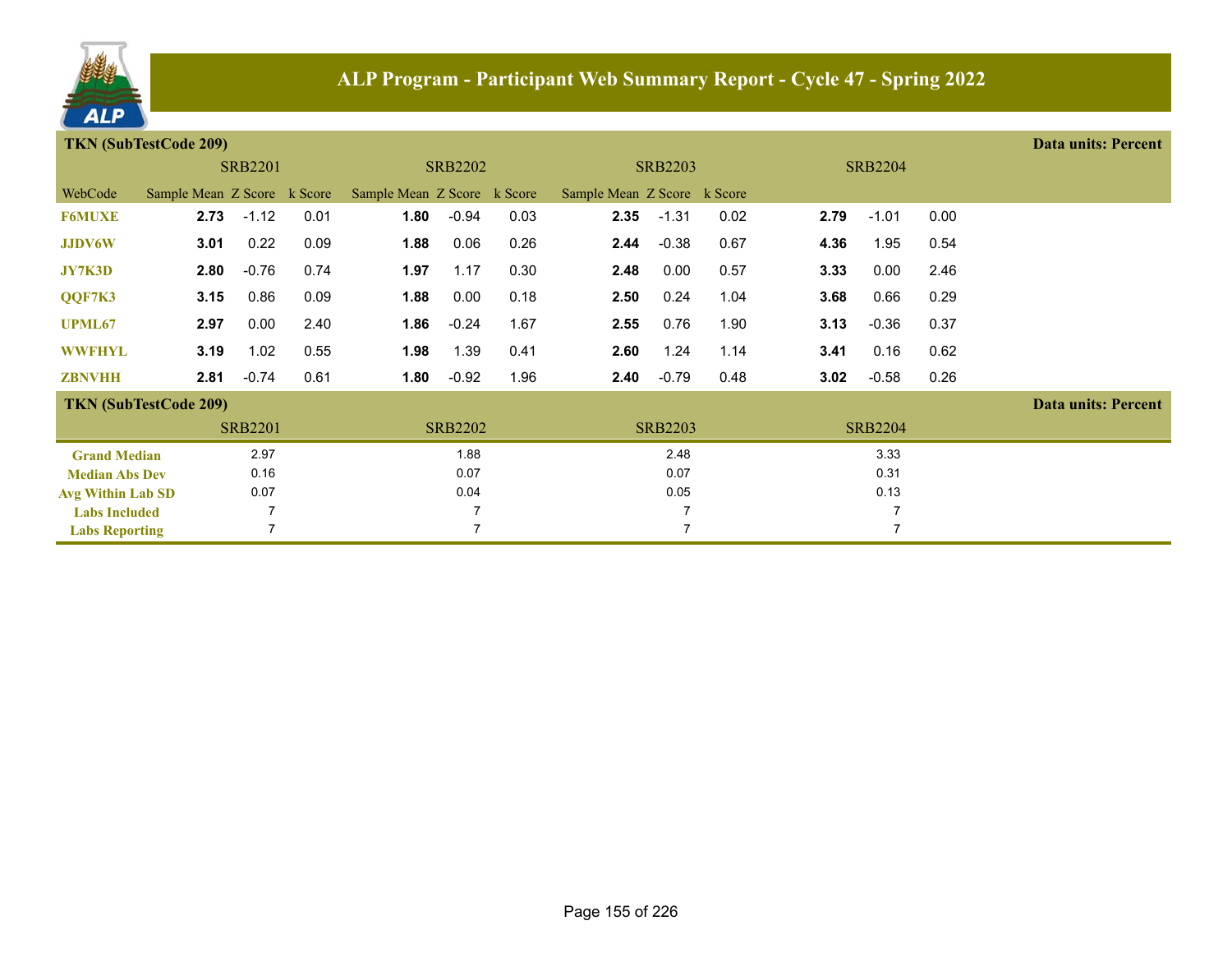# ALP Program - Participant Web Summary Report - Cycle 47 - Spring 2022

## TKN (SubTestCode 209)

Data units: Percent

| WebCode | SRB2201 Sample Mean | SRB2201 Z Score | SRB2201 k Score | SRB2202 Sample Mean | SRB2202 Z Score | SRB2202 k Score | SRB2203 Sample Mean | SRB2203 Z Score | SRB2203 k Score | SRB2204 Sample Mean | SRB2204 Z Score | SRB2204 k Score |
|---|---|---|---|---|---|---|---|---|---|---|---|---|
| F6MUXE | **2.73** | -1.12 | 0.01 | **1.80** | -0.94 | 0.03 | **2.35** | -1.31 | 0.02 | **2.79** | -1.01 | 0.00 |
| JJDV6W | **3.01** | 0.22 | 0.09 | **1.88** | 0.06 | 0.26 | **2.44** | -0.38 | 0.67 | **4.36** | 1.95 | 0.54 |
| JY7K3D | **2.80** | -0.76 | 0.74 | **1.97** | 1.17 | 0.30 | **2.48** | 0.00 | 0.57 | **3.33** | 0.00 | 2.46 |
| QQF7K3 | **3.15** | 0.86 | 0.09 | **1.88** | 0.00 | 0.18 | **2.50** | 0.24 | 1.04 | **3.68** | 0.66 | 0.29 |
| UPML67 | **2.97** | 0.00 | 2.40 | **1.86** | -0.24 | 1.67 | **2.55** | 0.76 | 1.90 | **3.13** | -0.36 | 0.37 |
| WWFHYL | **3.19** | 1.02 | 0.55 | **1.98** | 1.39 | 0.41 | **2.60** | 1.24 | 1.14 | **3.41** | 0.16 | 0.62 |
| ZBNVHH | **2.81** | -0.74 | 0.61 | **1.80** | -0.92 | 1.96 | **2.40** | -0.79 | 0.48 | **3.02** | -0.58 | 0.26 |

## TKN (SubTestCode 209)

Data units: Percent

| | SRB2201 | SRB2202 | SRB2203 | SRB2204 |
|---|---|---|---|---|
| Grand Median | 2.97 | 1.88 | 2.48 | 3.33 |
| Median Abs Dev | 0.16 | 0.07 | 0.07 | 0.31 |
| Avg Within Lab SD | 0.07 | 0.04 | 0.05 | 0.13 |
| Labs Included | 7 | 7 | 7 | 7 |
| Labs Reporting | 7 | 7 | 7 | 7 |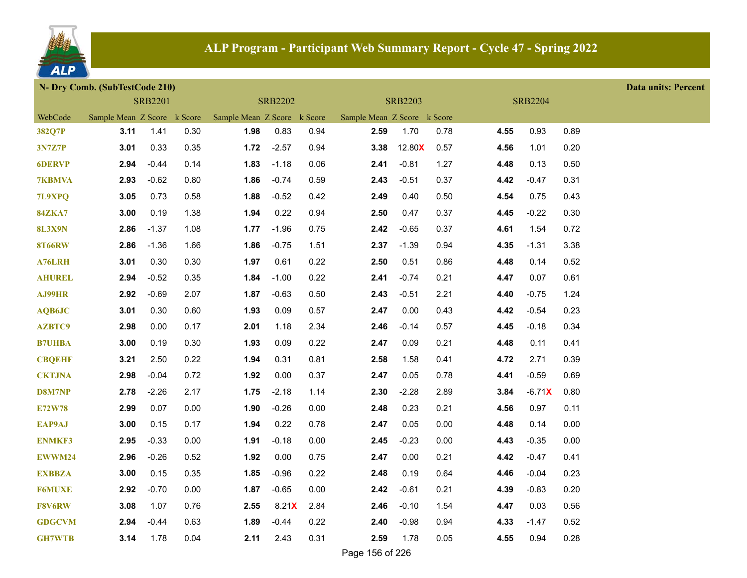## ALP Program - Participant Web Summary Report - Cycle 47 - Spring 2022

**N- Dry Comb. (SubTestCode 210)** — **Data units: Percent**

| WebCode | SRB2201 Sample Mean | SRB2201 Z Score | SRB2201 k Score | SRB2202 Sample Mean | SRB2202 Z Score | SRB2202 k Score | SRB2203 Sample Mean | SRB2203 Z Score | SRB2203 k Score | SRB2204 Sample Mean | SRB2204 Z Score | SRB2204 k Score |
|---|---|---|---|---|---|---|---|---|---|---|---|---|
| 382Q7P | **3.11** | 1.41 | 0.30 | **1.98** | 0.83 | 0.94 | **2.59** | 1.70 | 0.78 | **4.55** | 0.93 | 0.89 |
| 3N7Z7P | **3.01** | 0.33 | 0.35 | **1.72** | -2.57 | 0.94 | **3.38** | 12.80X | 0.57 | **4.56** | 1.01 | 0.20 |
| 6DERVP | **2.94** | -0.44 | 0.14 | **1.83** | -1.18 | 0.06 | **2.41** | -0.81 | 1.27 | **4.48** | 0.13 | 0.50 |
| 7KBMVA | **2.93** | -0.62 | 0.80 | **1.86** | -0.74 | 0.59 | **2.43** | -0.51 | 0.37 | **4.42** | -0.47 | 0.31 |
| 7L9XPQ | **3.05** | 0.73 | 0.58 | **1.88** | -0.52 | 0.42 | **2.49** | 0.40 | 0.50 | **4.54** | 0.75 | 0.43 |
| 84ZKA7 | **3.00** | 0.19 | 1.38 | **1.94** | 0.22 | 0.94 | **2.50** | 0.47 | 0.37 | **4.45** | -0.22 | 0.30 |
| 8L3X9N | **2.86** | -1.37 | 1.08 | **1.77** | -1.96 | 0.75 | **2.42** | -0.65 | 0.37 | **4.61** | 1.54 | 0.72 |
| 8T66RW | **2.86** | -1.36 | 1.66 | **1.86** | -0.75 | 1.51 | **2.37** | -1.39 | 0.94 | **4.35** | -1.31 | 3.38 |
| A76LRH | **3.01** | 0.30 | 0.30 | **1.97** | 0.61 | 0.22 | **2.50** | 0.51 | 0.86 | **4.48** | 0.14 | 0.52 |
| AHUREL | **2.94** | -0.52 | 0.35 | **1.84** | -1.00 | 0.22 | **2.41** | -0.74 | 0.21 | **4.47** | 0.07 | 0.61 |
| AJ99HR | **2.92** | -0.69 | 2.07 | **1.87** | -0.63 | 0.50 | **2.43** | -0.51 | 2.21 | **4.40** | -0.75 | 1.24 |
| AQB6JC | **3.01** | 0.30 | 0.60 | **1.93** | 0.09 | 0.57 | **2.47** | 0.00 | 0.43 | **4.42** | -0.54 | 0.23 |
| AZBTC9 | **2.98** | 0.00 | 0.17 | **2.01** | 1.18 | 2.34 | **2.46** | -0.14 | 0.57 | **4.45** | -0.18 | 0.34 |
| B7UHBA | **3.00** | 0.19 | 0.30 | **1.93** | 0.09 | 0.22 | **2.47** | 0.09 | 0.21 | **4.48** | 0.11 | 0.41 |
| CBQEHF | **3.21** | 2.50 | 0.22 | **1.94** | 0.31 | 0.81 | **2.58** | 1.58 | 0.41 | **4.72** | 2.71 | 0.39 |
| CKTJNA | **2.98** | -0.04 | 0.72 | **1.92** | 0.00 | 0.37 | **2.47** | 0.05 | 0.78 | **4.41** | -0.59 | 0.69 |
| D8M7NP | **2.78** | -2.26 | 2.17 | **1.75** | -2.18 | 1.14 | **2.30** | -2.28 | 2.89 | **3.84** | -6.71X | 0.80 |
| E72W78 | **2.99** | 0.07 | 0.00 | **1.90** | -0.26 | 0.00 | **2.48** | 0.23 | 0.21 | **4.56** | 0.97 | 0.11 |
| EAP9AJ | **3.00** | 0.15 | 0.17 | **1.94** | 0.22 | 0.78 | **2.47** | 0.05 | 0.00 | **4.48** | 0.14 | 0.00 |
| ENMKF3 | **2.95** | -0.33 | 0.00 | **1.91** | -0.18 | 0.00 | **2.45** | -0.23 | 0.00 | **4.43** | -0.35 | 0.00 |
| EWWM24 | **2.96** | -0.26 | 0.52 | **1.92** | 0.00 | 0.75 | **2.47** | 0.00 | 0.21 | **4.42** | -0.47 | 0.41 |
| EXBBZA | **3.00** | 0.15 | 0.35 | **1.85** | -0.96 | 0.22 | **2.48** | 0.19 | 0.64 | **4.46** | -0.04 | 0.23 |
| F6MUXE | **2.92** | -0.70 | 0.00 | **1.87** | -0.65 | 0.00 | **2.42** | -0.61 | 0.21 | **4.39** | -0.83 | 0.20 |
| F8V6RW | **3.08** | 1.07 | 0.76 | **2.55** | 8.21X | 2.84 | **2.46** | -0.10 | 1.54 | **4.47** | 0.03 | 0.56 |
| GDGCVM | **2.94** | -0.44 | 0.63 | **1.89** | -0.44 | 0.22 | **2.40** | -0.98 | 0.94 | **4.33** | -1.47 | 0.52 |
| GH7WTB | **3.14** | 1.78 | 0.04 | **2.11** | 2.43 | 0.31 | **2.59** | 1.78 | 0.05 | **4.55** | 0.94 | 0.28 |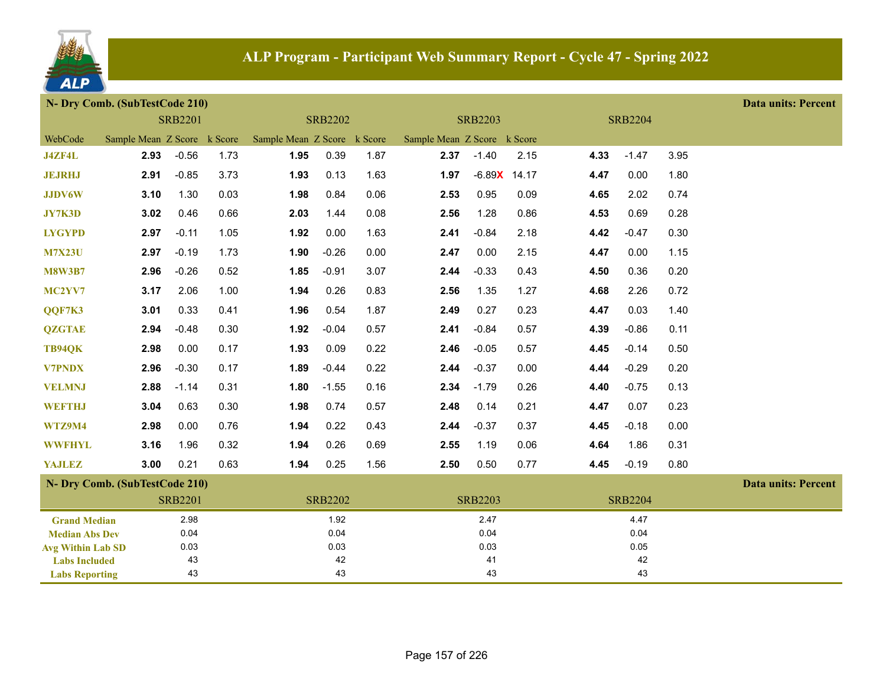## ALP Program - Participant Web Summary Report - Cycle 47 - Spring 2022

**N- Dry Comb. (SubTestCode 210)** — Data units: Percent

| WebCode | SRB2201 Sample Mean | SRB2201 Z Score | SRB2201 k Score | SRB2202 Sample Mean | SRB2202 Z Score | SRB2202 k Score | SRB2203 Sample Mean | SRB2203 Z Score | SRB2203 k Score | SRB2204 Sample Mean | SRB2204 Z Score | SRB2204 k Score |
|---|---|---|---|---|---|---|---|---|---|---|---|---|
| J4ZF4L | **2.93** | -0.56 | 1.73 | **1.95** | 0.39 | 1.87 | **2.37** | -1.40 | 2.15 | **4.33** | -1.47 | 3.95 |
| JEJRHJ | **2.91** | -0.85 | 3.73 | **1.93** | 0.13 | 1.63 | **1.97** | -6.89X | 14.17 | **4.47** | 0.00 | 1.80 |
| JJDV6W | **3.10** | 1.30 | 0.03 | **1.98** | 0.84 | 0.06 | **2.53** | 0.95 | 0.09 | **4.65** | 2.02 | 0.74 |
| JY7K3D | **3.02** | 0.46 | 0.66 | **2.03** | 1.44 | 0.08 | **2.56** | 1.28 | 0.86 | **4.53** | 0.69 | 0.28 |
| LYGYPD | **2.97** | -0.11 | 1.05 | **1.92** | 0.00 | 1.63 | **2.41** | -0.84 | 2.18 | **4.42** | -0.47 | 0.30 |
| M7X23U | **2.97** | -0.19 | 1.73 | **1.90** | -0.26 | 0.00 | **2.47** | 0.00 | 2.15 | **4.47** | 0.00 | 1.15 |
| M8W3B7 | **2.96** | -0.26 | 0.52 | **1.85** | -0.91 | 3.07 | **2.44** | -0.33 | 0.43 | **4.50** | 0.36 | 0.20 |
| MC2YV7 | **3.17** | 2.06 | 1.00 | **1.94** | 0.26 | 0.83 | **2.56** | 1.35 | 1.27 | **4.68** | 2.26 | 0.72 |
| QQF7K3 | **3.01** | 0.33 | 0.41 | **1.96** | 0.54 | 1.87 | **2.49** | 0.27 | 0.23 | **4.47** | 0.03 | 1.40 |
| QZGTAE | **2.94** | -0.48 | 0.30 | **1.92** | -0.04 | 0.57 | **2.41** | -0.84 | 0.57 | **4.39** | -0.86 | 0.11 |
| TB94QK | **2.98** | 0.00 | 0.17 | **1.93** | 0.09 | 0.22 | **2.46** | -0.05 | 0.57 | **4.45** | -0.14 | 0.50 |
| V7PNDX | **2.96** | -0.30 | 0.17 | **1.89** | -0.44 | 0.22 | **2.44** | -0.37 | 0.00 | **4.44** | -0.29 | 0.20 |
| VELMNJ | **2.88** | -1.14 | 0.31 | **1.80** | -1.55 | 0.16 | **2.34** | -1.79 | 0.26 | **4.40** | -0.75 | 0.13 |
| WEFTHJ | **3.04** | 0.63 | 0.30 | **1.98** | 0.74 | 0.57 | **2.48** | 0.14 | 0.21 | **4.47** | 0.07 | 0.23 |
| WTZ9M4 | **2.98** | 0.00 | 0.76 | **1.94** | 0.22 | 0.43 | **2.44** | -0.37 | 0.37 | **4.45** | -0.18 | 0.00 |
| WWFHYL | **3.16** | 1.96 | 0.32 | **1.94** | 0.26 | 0.69 | **2.55** | 1.19 | 0.06 | **4.64** | 1.86 | 0.31 |
| YAJLEZ | **3.00** | 0.21 | 0.63 | **1.94** | 0.25 | 1.56 | **2.50** | 0.50 | 0.77 | **4.45** | -0.19 | 0.80 |

**N- Dry Comb. (SubTestCode 210)** — Data units: Percent

| | SRB2201 | SRB2202 | SRB2203 | SRB2204 |
|---|---|---|---|---|
| Grand Median | 2.98 | 1.92 | 2.47 | 4.47 |
| Median Abs Dev | 0.04 | 0.04 | 0.04 | 0.04 |
| Avg Within Lab SD | 0.03 | 0.03 | 0.03 | 0.05 |
| Labs Included | 43 | 42 | 41 | 42 |
| Labs Reporting | 43 | 43 | 43 | 43 |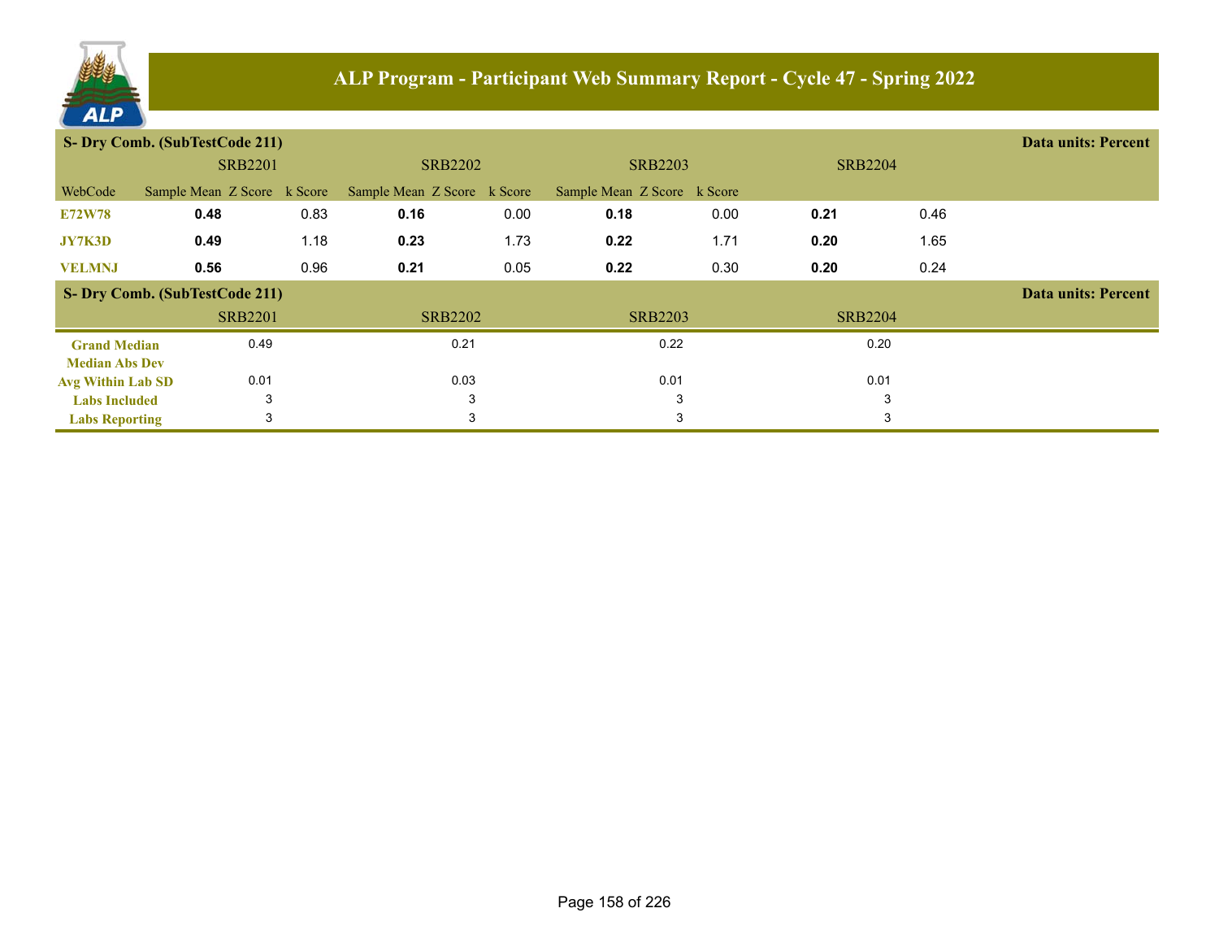# ALP Program - Participant Web Summary Report - Cycle 47 - Spring 2022

## S- Dry Comb. (SubTestCode 211)

Data units: Percent

| | SRB2201 | | | SRB2202 | | | SRB2203 | | | SRB2204 | |
|---|---|---|---|---|---|---|---|---|---|---|---|
| WebCode | Sample Mean | Z Score | k Score | Sample Mean | Z Score | k Score | Sample Mean | Z Score | k Score | | |
| E72W78 | **0.48** | | 0.83 | **0.16** | | 0.00 | **0.18** | | 0.00 | **0.21** | 0.46 |
| JY7K3D | **0.49** | | 1.18 | **0.23** | | 1.73 | **0.22** | | 1.71 | **0.20** | 1.65 |
| VELMNJ | **0.56** | | 0.96 | **0.21** | | 0.05 | **0.22** | | 0.30 | **0.20** | 0.24 |

## S- Dry Comb. (SubTestCode 211)

Data units: Percent

| | SRB2201 | SRB2202 | SRB2203 | SRB2204 |
|---|---|---|---|---|
| Grand Median | 0.49 | 0.21 | 0.22 | 0.20 |
| Median Abs Dev | | | | |
| Avg Within Lab SD | 0.01 | 0.03 | 0.01 | 0.01 |
| Labs Included | 3 | 3 | 3 | 3 |
| Labs Reporting | 3 | 3 | 3 | 3 |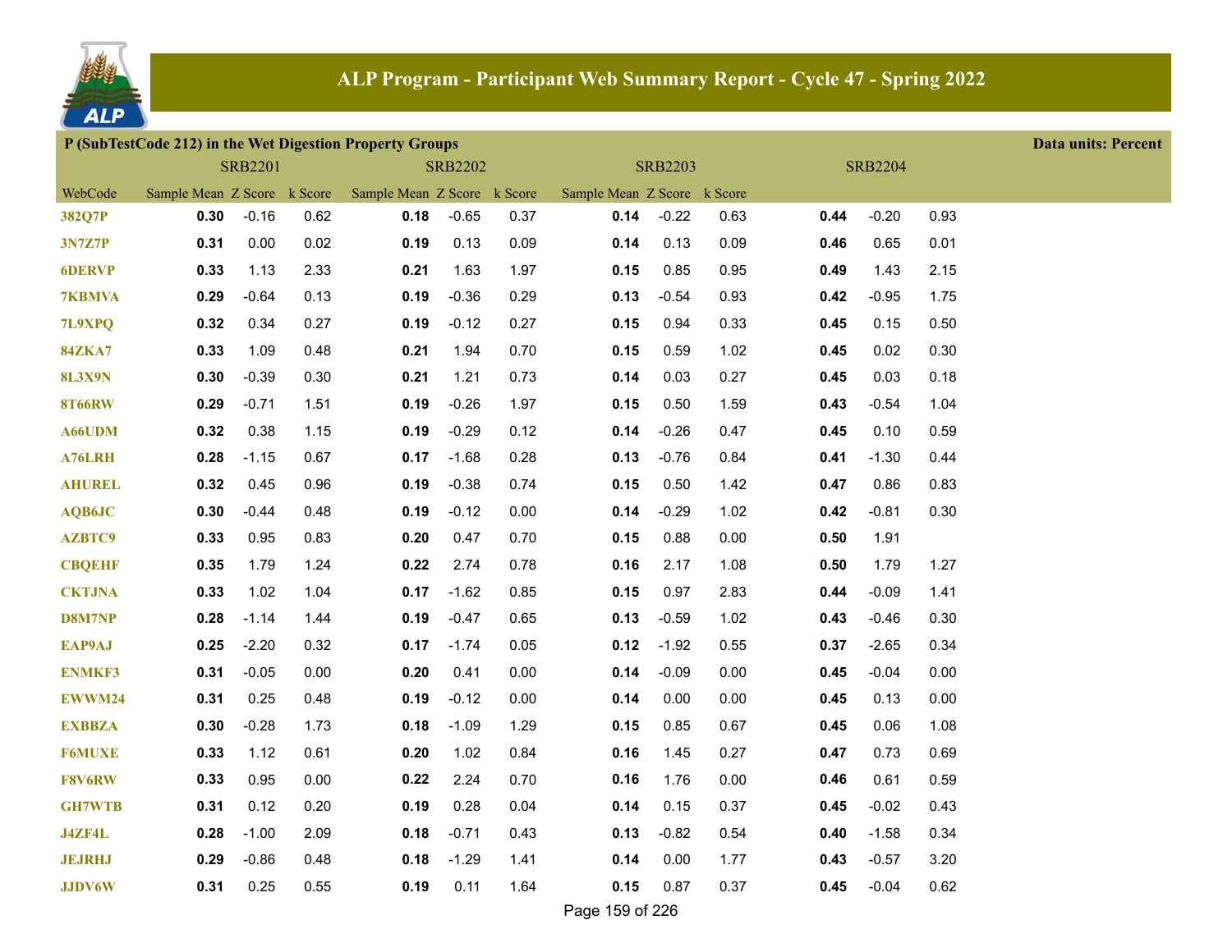## ALP Program - Participant Web Summary Report - Cycle 47 - Spring 2022

### P (SubTestCode 212) in the Wet Digestion Property Groups

Data units: Percent

| WebCode | SRB2201 | | | SRB2202 | | | SRB2203 | | | SRB2204 | | |
|---|---|---|---|---|---|---|---|---|---|---|---|---|
| | Sample Mean | Z Score | k Score | Sample Mean | Z Score | k Score | Sample Mean | Z Score | k Score | | | |
| 382Q7P | **0.30** | -0.16 | 0.62 | **0.18** | -0.65 | 0.37 | **0.14** | -0.22 | 0.63 | **0.44** | -0.20 | 0.93 |
| 3N7Z7P | **0.31** | 0.00 | 0.02 | **0.19** | 0.13 | 0.09 | **0.14** | 0.13 | 0.09 | **0.46** | 0.65 | 0.01 |
| 6DERVP | **0.33** | 1.13 | 2.33 | **0.21** | 1.63 | 1.97 | **0.15** | 0.85 | 0.95 | **0.49** | 1.43 | 2.15 |
| 7KBMVA | **0.29** | -0.64 | 0.13 | **0.19** | -0.36 | 0.29 | **0.13** | -0.54 | 0.93 | **0.42** | -0.95 | 1.75 |
| 7L9XPQ | **0.32** | 0.34 | 0.27 | **0.19** | -0.12 | 0.27 | **0.15** | 0.94 | 0.33 | **0.45** | 0.15 | 0.50 |
| 84ZKA7 | **0.33** | 1.09 | 0.48 | **0.21** | 1.94 | 0.70 | **0.15** | 0.59 | 1.02 | **0.45** | 0.02 | 0.30 |
| 8L3X9N | **0.30** | -0.39 | 0.30 | **0.21** | 1.21 | 0.73 | **0.14** | 0.03 | 0.27 | **0.45** | 0.03 | 0.18 |
| 8T66RW | **0.29** | -0.71 | 1.51 | **0.19** | -0.26 | 1.97 | **0.15** | 0.50 | 1.59 | **0.43** | -0.54 | 1.04 |
| A66UDM | **0.32** | 0.38 | 1.15 | **0.19** | -0.29 | 0.12 | **0.14** | -0.26 | 0.47 | **0.45** | 0.10 | 0.59 |
| A76LRH | **0.28** | -1.15 | 0.67 | **0.17** | -1.68 | 0.28 | **0.13** | -0.76 | 0.84 | **0.41** | -1.30 | 0.44 |
| AHUREL | **0.32** | 0.45 | 0.96 | **0.19** | -0.38 | 0.74 | **0.15** | 0.50 | 1.42 | **0.47** | 0.86 | 0.83 |
| AQB6JC | **0.30** | -0.44 | 0.48 | **0.19** | -0.12 | 0.00 | **0.14** | -0.29 | 1.02 | **0.42** | -0.81 | 0.30 |
| AZBTC9 | **0.33** | 0.95 | 0.83 | **0.20** | 0.47 | 0.70 | **0.15** | 0.88 | 0.00 | **0.50** | 1.91 | |
| CBQEHF | **0.35** | 1.79 | 1.24 | **0.22** | 2.74 | 0.78 | **0.16** | 2.17 | 1.08 | **0.50** | 1.79 | 1.27 |
| CKTJNA | **0.33** | 1.02 | 1.04 | **0.17** | -1.62 | 0.85 | **0.15** | 0.97 | 2.83 | **0.44** | -0.09 | 1.41 |
| D8M7NP | **0.28** | -1.14 | 1.44 | **0.19** | -0.47 | 0.65 | **0.13** | -0.59 | 1.02 | **0.43** | -0.46 | 0.30 |
| EAP9AJ | **0.25** | -2.20 | 0.32 | **0.17** | -1.74 | 0.05 | **0.12** | -1.92 | 0.55 | **0.37** | -2.65 | 0.34 |
| ENMKF3 | **0.31** | -0.05 | 0.00 | **0.20** | 0.41 | 0.00 | **0.14** | -0.09 | 0.00 | **0.45** | -0.04 | 0.00 |
| EWWM24 | **0.31** | 0.25 | 0.48 | **0.19** | -0.12 | 0.00 | **0.14** | 0.00 | 0.00 | **0.45** | 0.13 | 0.00 |
| EXBBZA | **0.30** | -0.28 | 1.73 | **0.18** | -1.09 | 1.29 | **0.15** | 0.85 | 0.67 | **0.45** | 0.06 | 1.08 |
| F6MUXE | **0.33** | 1.12 | 0.61 | **0.20** | 1.02 | 0.84 | **0.16** | 1.45 | 0.27 | **0.47** | 0.73 | 0.69 |
| F8V6RW | **0.33** | 0.95 | 0.00 | **0.22** | 2.24 | 0.70 | **0.16** | 1.76 | 0.00 | **0.46** | 0.61 | 0.59 |
| GH7WTB | **0.31** | 0.12 | 0.20 | **0.19** | 0.28 | 0.04 | **0.14** | 0.15 | 0.37 | **0.45** | -0.02 | 0.43 |
| J4ZF4L | **0.28** | -1.00 | 2.09 | **0.18** | -0.71 | 0.43 | **0.13** | -0.82 | 0.54 | **0.40** | -1.58 | 0.34 |
| JEJRHJ | **0.29** | -0.86 | 0.48 | **0.18** | -1.29 | 1.41 | **0.14** | 0.00 | 1.77 | **0.43** | -0.57 | 3.20 |
| JJDV6W | **0.31** | 0.25 | 0.55 | **0.19** | 0.11 | 1.64 | **0.15** | 0.87 | 0.37 | **0.45** | -0.04 | 0.62 |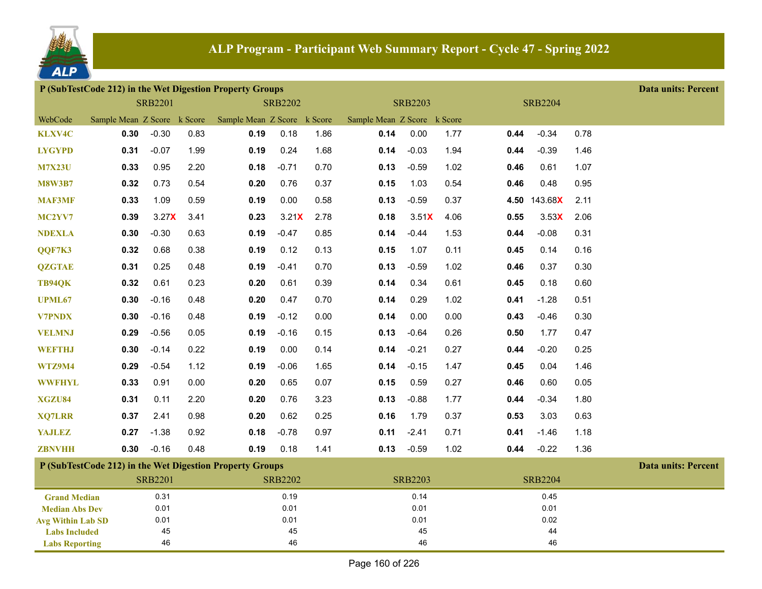# ALP Program - Participant Web Summary Report - Cycle 47 - Spring 2022

## P (SubTestCode 212) in the Wet Digestion Property Groups

Data units: Percent

| | SRB2201 | | | SRB2202 | | | SRB2203 | | | SRB2204 | | |
|---|---|---|---|---|---|---|---|---|---|---|---|---|
| WebCode | Sample Mean | Z Score | k Score | Sample Mean | Z Score | k Score | Sample Mean | Z Score | k Score | | | |
| KLXV4C | **0.30** | -0.30 | 0.83 | **0.19** | 0.18 | 1.86 | **0.14** | 0.00 | 1.77 | **0.44** | -0.34 | 0.78 |
| LYGYPD | **0.31** | -0.07 | 1.99 | **0.19** | 0.24 | 1.68 | **0.14** | -0.03 | 1.94 | **0.44** | -0.39 | 1.46 |
| M7X23U | **0.33** | 0.95 | 2.20 | **0.18** | -0.71 | 0.70 | **0.13** | -0.59 | 1.02 | **0.46** | 0.61 | 1.07 |
| M8W3B7 | **0.32** | 0.73 | 0.54 | **0.20** | 0.76 | 0.37 | **0.15** | 1.03 | 0.54 | **0.46** | 0.48 | 0.95 |
| MAF3MF | **0.33** | 1.09 | 0.59 | **0.19** | 0.00 | 0.58 | **0.13** | -0.59 | 0.37 | **4.50** | 143.68X | 2.11 |
| MC2YV7 | **0.39** | 3.27X | 3.41 | **0.23** | 3.21X | 2.78 | **0.18** | 3.51X | 4.06 | **0.55** | 3.53X | 2.06 |
| NDEXLA | **0.30** | -0.30 | 0.63 | **0.19** | -0.47 | 0.85 | **0.14** | -0.44 | 1.53 | **0.44** | -0.08 | 0.31 |
| QQF7K3 | **0.32** | 0.68 | 0.38 | **0.19** | 0.12 | 0.13 | **0.15** | 1.07 | 0.11 | **0.45** | 0.14 | 0.16 |
| QZGTAE | **0.31** | 0.25 | 0.48 | **0.19** | -0.41 | 0.70 | **0.13** | -0.59 | 1.02 | **0.46** | 0.37 | 0.30 |
| TB94QK | **0.32** | 0.61 | 0.23 | **0.20** | 0.61 | 0.39 | **0.14** | 0.34 | 0.61 | **0.45** | 0.18 | 0.60 |
| UPML67 | **0.30** | -0.16 | 0.48 | **0.20** | 0.47 | 0.70 | **0.14** | 0.29 | 1.02 | **0.41** | -1.28 | 0.51 |
| V7PNDX | **0.30** | -0.16 | 0.48 | **0.19** | -0.12 | 0.00 | **0.14** | 0.00 | 0.00 | **0.43** | -0.46 | 0.30 |
| VELMNJ | **0.29** | -0.56 | 0.05 | **0.19** | -0.16 | 0.15 | **0.13** | -0.64 | 0.26 | **0.50** | 1.77 | 0.47 |
| WEFTHJ | **0.30** | -0.14 | 0.22 | **0.19** | 0.00 | 0.14 | **0.14** | -0.21 | 0.27 | **0.44** | -0.20 | 0.25 |
| WTZ9M4 | **0.29** | -0.54 | 1.12 | **0.19** | -0.06 | 1.65 | **0.14** | -0.15 | 1.47 | **0.45** | 0.04 | 1.46 |
| WWFHYL | **0.33** | 0.91 | 0.00 | **0.20** | 0.65 | 0.07 | **0.15** | 0.59 | 0.27 | **0.46** | 0.60 | 0.05 |
| XGZU84 | **0.31** | 0.11 | 2.20 | **0.20** | 0.76 | 3.23 | **0.13** | -0.88 | 1.77 | **0.44** | -0.34 | 1.80 |
| XQ7LRR | **0.37** | 2.41 | 0.98 | **0.20** | 0.62 | 0.25 | **0.16** | 1.79 | 0.37 | **0.53** | 3.03 | 0.63 |
| YAJLEZ | **0.27** | -1.38 | 0.92 | **0.18** | -0.78 | 0.97 | **0.11** | -2.41 | 0.71 | **0.41** | -1.46 | 1.18 |
| ZBNVHH | **0.30** | -0.16 | 0.48 | **0.19** | 0.18 | 1.41 | **0.13** | -0.59 | 1.02 | **0.44** | -0.22 | 1.36 |

## P (SubTestCode 212) in the Wet Digestion Property Groups

Data units: Percent

| | SRB2201 | SRB2202 | SRB2203 | SRB2204 |
|---|---|---|---|---|
| Grand Median | 0.31 | 0.19 | 0.14 | 0.45 |
| Median Abs Dev | 0.01 | 0.01 | 0.01 | 0.01 |
| Avg Within Lab SD | 0.01 | 0.01 | 0.01 | 0.02 |
| Labs Included | 45 | 45 | 45 | 44 |
| Labs Reporting | 46 | 46 | 46 | 46 |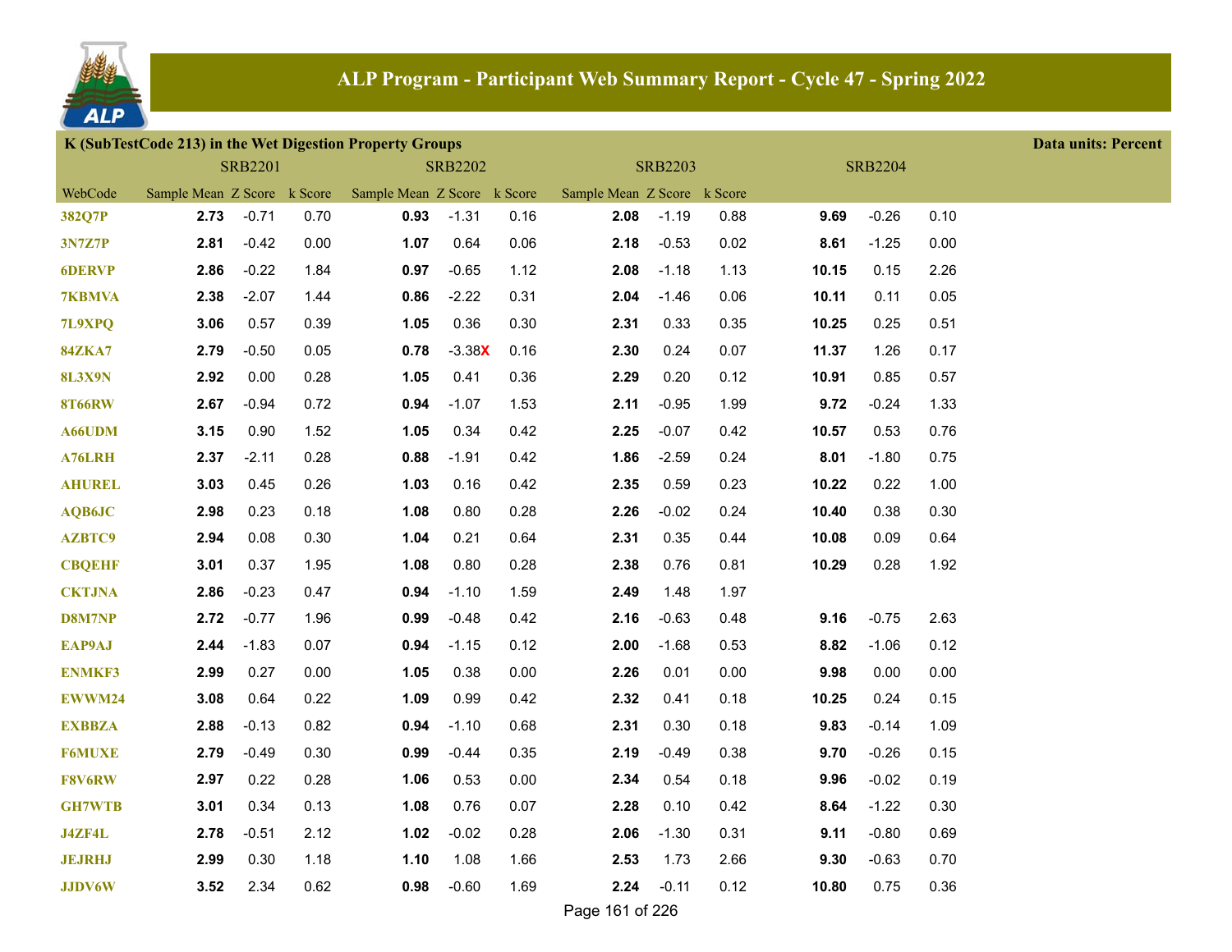# ALP Program - Participant Web Summary Report - Cycle 47 - Spring 2022

**K (SubTestCode 213) in the Wet Digestion Property Groups** — **Data units: Percent**

| WebCode | SRB2201 | | | SRB2202 | | | SRB2203 | | | SRB2204 | | |
|---|---|---|---|---|---|---|---|---|---|---|---|---|
| | Sample Mean | Z Score | k Score | Sample Mean | Z Score | k Score | Sample Mean | Z Score | k Score | | | |
| 382Q7P | **2.73** | -0.71 | 0.70 | **0.93** | -1.31 | 0.16 | **2.08** | -1.19 | 0.88 | **9.69** | -0.26 | 0.10 |
| 3N7Z7P | **2.81** | -0.42 | 0.00 | **1.07** | 0.64 | 0.06 | **2.18** | -0.53 | 0.02 | **8.61** | -1.25 | 0.00 |
| 6DERVP | **2.86** | -0.22 | 1.84 | **0.97** | -0.65 | 1.12 | **2.08** | -1.18 | 1.13 | **10.15** | 0.15 | 2.26 |
| 7KBMVA | **2.38** | -2.07 | 1.44 | **0.86** | -2.22 | 0.31 | **2.04** | -1.46 | 0.06 | **10.11** | 0.11 | 0.05 |
| 7L9XPQ | **3.06** | 0.57 | 0.39 | **1.05** | 0.36 | 0.30 | **2.31** | 0.33 | 0.35 | **10.25** | 0.25 | 0.51 |
| 84ZKA7 | **2.79** | -0.50 | 0.05 | **0.78** | -3.38X | 0.16 | **2.30** | 0.24 | 0.07 | **11.37** | 1.26 | 0.17 |
| 8L3X9N | **2.92** | 0.00 | 0.28 | **1.05** | 0.41 | 0.36 | **2.29** | 0.20 | 0.12 | **10.91** | 0.85 | 0.57 |
| 8T66RW | **2.67** | -0.94 | 0.72 | **0.94** | -1.07 | 1.53 | **2.11** | -0.95 | 1.99 | **9.72** | -0.24 | 1.33 |
| A66UDM | **3.15** | 0.90 | 1.52 | **1.05** | 0.34 | 0.42 | **2.25** | -0.07 | 0.42 | **10.57** | 0.53 | 0.76 |
| A76LRH | **2.37** | -2.11 | 0.28 | **0.88** | -1.91 | 0.42 | **1.86** | -2.59 | 0.24 | **8.01** | -1.80 | 0.75 |
| AHUREL | **3.03** | 0.45 | 0.26 | **1.03** | 0.16 | 0.42 | **2.35** | 0.59 | 0.23 | **10.22** | 0.22 | 1.00 |
| AQB6JC | **2.98** | 0.23 | 0.18 | **1.08** | 0.80 | 0.28 | **2.26** | -0.02 | 0.24 | **10.40** | 0.38 | 0.30 |
| AZBTC9 | **2.94** | 0.08 | 0.30 | **1.04** | 0.21 | 0.64 | **2.31** | 0.35 | 0.44 | **10.08** | 0.09 | 0.64 |
| CBQEHF | **3.01** | 0.37 | 1.95 | **1.08** | 0.80 | 0.28 | **2.38** | 0.76 | 0.81 | **10.29** | 0.28 | 1.92 |
| CKTJNA | **2.86** | -0.23 | 0.47 | **0.94** | -1.10 | 1.59 | **2.49** | 1.48 | 1.97 | | | |
| D8M7NP | **2.72** | -0.77 | 1.96 | **0.99** | -0.48 | 0.42 | **2.16** | -0.63 | 0.48 | **9.16** | -0.75 | 2.63 |
| EAP9AJ | **2.44** | -1.83 | 0.07 | **0.94** | -1.15 | 0.12 | **2.00** | -1.68 | 0.53 | **8.82** | -1.06 | 0.12 |
| ENMKF3 | **2.99** | 0.27 | 0.00 | **1.05** | 0.38 | 0.00 | **2.26** | 0.01 | 0.00 | **9.98** | 0.00 | 0.00 |
| EWWM24 | **3.08** | 0.64 | 0.22 | **1.09** | 0.99 | 0.42 | **2.32** | 0.41 | 0.18 | **10.25** | 0.24 | 0.15 |
| EXBBZA | **2.88** | -0.13 | 0.82 | **0.94** | -1.10 | 0.68 | **2.31** | 0.30 | 0.18 | **9.83** | -0.14 | 1.09 |
| F6MUXE | **2.79** | -0.49 | 0.30 | **0.99** | -0.44 | 0.35 | **2.19** | -0.49 | 0.38 | **9.70** | -0.26 | 0.15 |
| F8V6RW | **2.97** | 0.22 | 0.28 | **1.06** | 0.53 | 0.00 | **2.34** | 0.54 | 0.18 | **9.96** | -0.02 | 0.19 |
| GH7WTB | **3.01** | 0.34 | 0.13 | **1.08** | 0.76 | 0.07 | **2.28** | 0.10 | 0.42 | **8.64** | -1.22 | 0.30 |
| J4ZF4L | **2.78** | -0.51 | 2.12 | **1.02** | -0.02 | 0.28 | **2.06** | -1.30 | 0.31 | **9.11** | -0.80 | 0.69 |
| JEJRHJ | **2.99** | 0.30 | 1.18 | **1.10** | 1.08 | 1.66 | **2.53** | 1.73 | 2.66 | **9.30** | -0.63 | 0.70 |
| JJDV6W | **3.52** | 2.34 | 0.62 | **0.98** | -0.60 | 1.69 | **2.24** | -0.11 | 0.12 | **10.80** | 0.75 | 0.36 |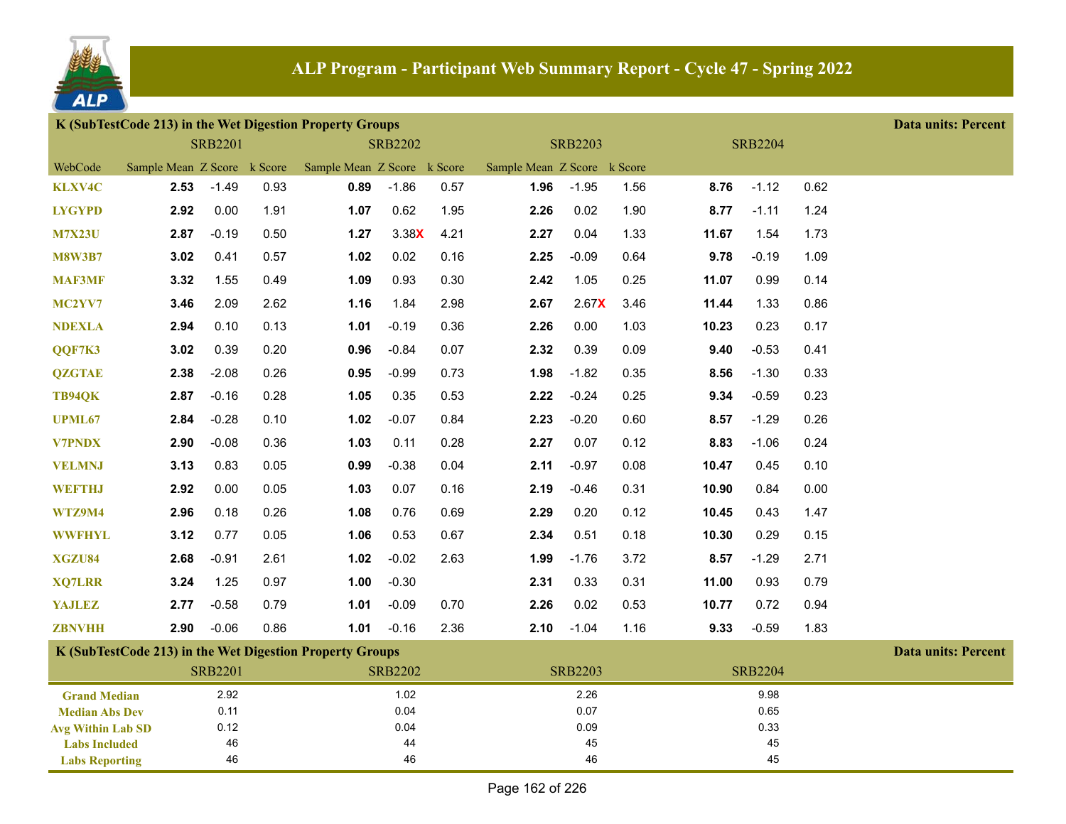# ALP Program - Participant Web Summary Report - Cycle 47 - Spring 2022

## K (SubTestCode 213) in the Wet Digestion Property Groups

Data units: Percent

| | SRB2201 | | | SRB2202 | | | SRB2203 | | | SRB2204 | | |
|---|---|---|---|---|---|---|---|---|---|---|---|---|
| WebCode | Sample Mean | Z Score | k Score | Sample Mean | Z Score | k Score | Sample Mean | Z Score | k Score | | | |
| KLXV4C | **2.53** | -1.49 | 0.93 | **0.89** | -1.86 | 0.57 | **1.96** | -1.95 | 1.56 | **8.76** | -1.12 | 0.62 |
| LYGYPD | **2.92** | 0.00 | 1.91 | **1.07** | 0.62 | 1.95 | **2.26** | 0.02 | 1.90 | **8.77** | -1.11 | 1.24 |
| M7X23U | **2.87** | -0.19 | 0.50 | **1.27** | 3.38X | 4.21 | **2.27** | 0.04 | 1.33 | **11.67** | 1.54 | 1.73 |
| M8W3B7 | **3.02** | 0.41 | 0.57 | **1.02** | 0.02 | 0.16 | **2.25** | -0.09 | 0.64 | **9.78** | -0.19 | 1.09 |
| MAF3MF | **3.32** | 1.55 | 0.49 | **1.09** | 0.93 | 0.30 | **2.42** | 1.05 | 0.25 | **11.07** | 0.99 | 0.14 |
| MC2YV7 | **3.46** | 2.09 | 2.62 | **1.16** | 1.84 | 2.98 | **2.67** | 2.67X | 3.46 | **11.44** | 1.33 | 0.86 |
| NDEXLA | **2.94** | 0.10 | 0.13 | **1.01** | -0.19 | 0.36 | **2.26** | 0.00 | 1.03 | **10.23** | 0.23 | 0.17 |
| QQF7K3 | **3.02** | 0.39 | 0.20 | **0.96** | -0.84 | 0.07 | **2.32** | 0.39 | 0.09 | **9.40** | -0.53 | 0.41 |
| QZGTAE | **2.38** | -2.08 | 0.26 | **0.95** | -0.99 | 0.73 | **1.98** | -1.82 | 0.35 | **8.56** | -1.30 | 0.33 |
| TB94QK | **2.87** | -0.16 | 0.28 | **1.05** | 0.35 | 0.53 | **2.22** | -0.24 | 0.25 | **9.34** | -0.59 | 0.23 |
| UPML67 | **2.84** | -0.28 | 0.10 | **1.02** | -0.07 | 0.84 | **2.23** | -0.20 | 0.60 | **8.57** | -1.29 | 0.26 |
| V7PNDX | **2.90** | -0.08 | 0.36 | **1.03** | 0.11 | 0.28 | **2.27** | 0.07 | 0.12 | **8.83** | -1.06 | 0.24 |
| VELMNJ | **3.13** | 0.83 | 0.05 | **0.99** | -0.38 | 0.04 | **2.11** | -0.97 | 0.08 | **10.47** | 0.45 | 0.10 |
| WEFTHJ | **2.92** | 0.00 | 0.05 | **1.03** | 0.07 | 0.16 | **2.19** | -0.46 | 0.31 | **10.90** | 0.84 | 0.00 |
| WTZ9M4 | **2.96** | 0.18 | 0.26 | **1.08** | 0.76 | 0.69 | **2.29** | 0.20 | 0.12 | **10.45** | 0.43 | 1.47 |
| WWFHYL | **3.12** | 0.77 | 0.05 | **1.06** | 0.53 | 0.67 | **2.34** | 0.51 | 0.18 | **10.30** | 0.29 | 0.15 |
| XGZU84 | **2.68** | -0.91 | 2.61 | **1.02** | -0.02 | 2.63 | **1.99** | -1.76 | 3.72 | **8.57** | -1.29 | 2.71 |
| XQ7LRR | **3.24** | 1.25 | 0.97 | **1.00** | -0.30 | | **2.31** | 0.33 | 0.31 | **11.00** | 0.93 | 0.79 |
| YAJLEZ | **2.77** | -0.58 | 0.79 | **1.01** | -0.09 | 0.70 | **2.26** | 0.02 | 0.53 | **10.77** | 0.72 | 0.94 |
| ZBNVHH | **2.90** | -0.06 | 0.86 | **1.01** | -0.16 | 2.36 | **2.10** | -1.04 | 1.16 | **9.33** | -0.59 | 1.83 |

## K (SubTestCode 213) in the Wet Digestion Property Groups

Data units: Percent

| | SRB2201 | SRB2202 | SRB2203 | SRB2204 |
|---|---|---|---|---|
| Grand Median | 2.92 | 1.02 | 2.26 | 9.98 |
| Median Abs Dev | 0.11 | 0.04 | 0.07 | 0.65 |
| Avg Within Lab SD | 0.12 | 0.04 | 0.09 | 0.33 |
| Labs Included | 46 | 44 | 45 | 45 |
| Labs Reporting | 46 | 46 | 46 | 45 |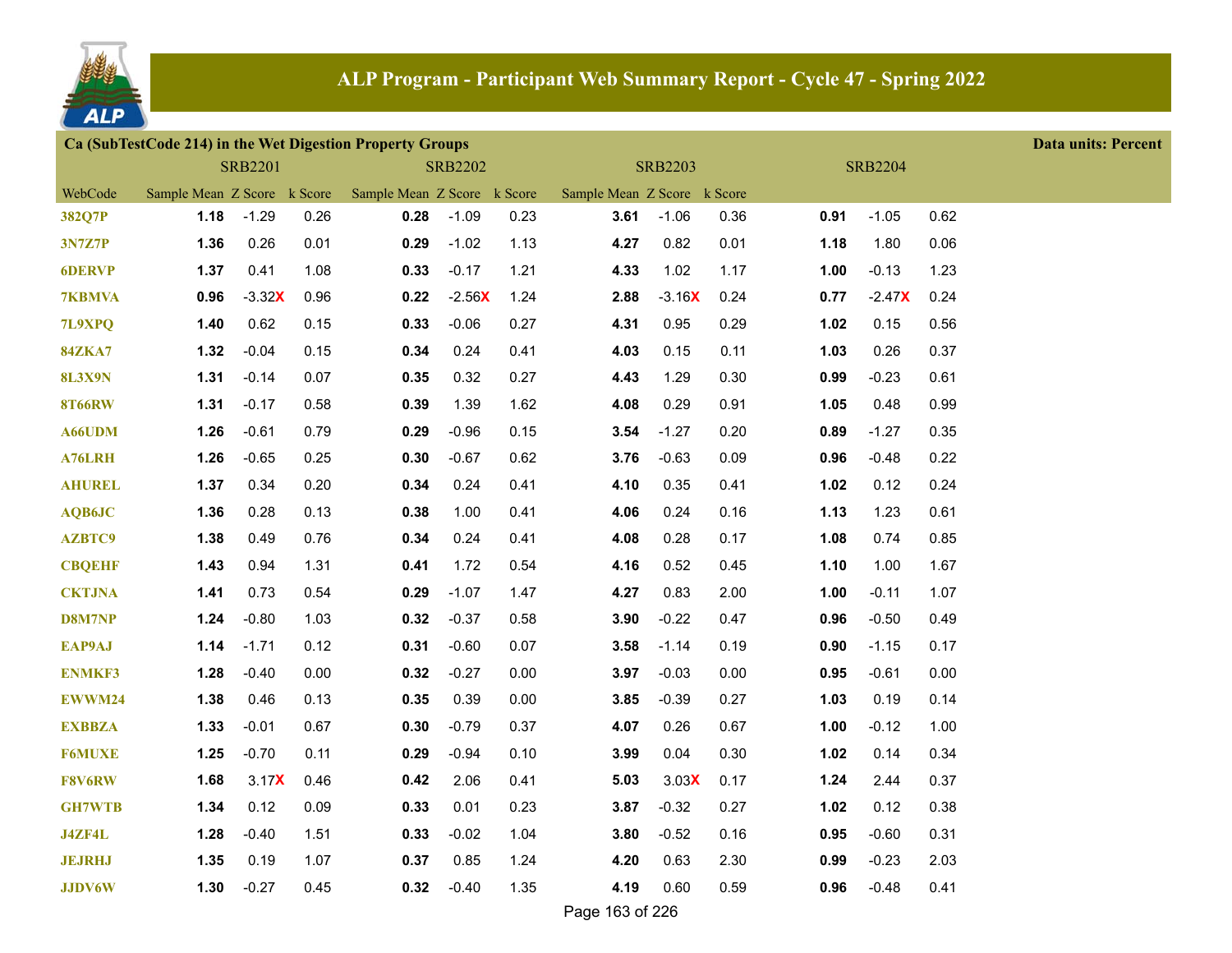# ALP Program - Participant Web Summary Report - Cycle 47 - Spring 2022

## Ca (SubTestCode 214) in the Wet Digestion Property Groups

Data units: Percent

| | SRB2201 | | | SRB2202 | | | SRB2203 | | | SRB2204 | | |
|---|---|---|---|---|---|---|---|---|---|---|---|---|
| WebCode | Sample Mean | Z Score | k Score | Sample Mean | Z Score | k Score | Sample Mean | Z Score | k Score | | | |
| 382Q7P | **1.18** | -1.29 | 0.26 | **0.28** | -1.09 | 0.23 | **3.61** | -1.06 | 0.36 | **0.91** | -1.05 | 0.62 |
| 3N7Z7P | **1.36** | 0.26 | 0.01 | **0.29** | -1.02 | 1.13 | **4.27** | 0.82 | 0.01 | **1.18** | 1.80 | 0.06 |
| 6DERVP | **1.37** | 0.41 | 1.08 | **0.33** | -0.17 | 1.21 | **4.33** | 1.02 | 1.17 | **1.00** | -0.13 | 1.23 |
| 7KBMVA | **0.96** | -3.32X | 0.96 | **0.22** | -2.56X | 1.24 | **2.88** | -3.16X | 0.24 | **0.77** | -2.47X | 0.24 |
| 7L9XPQ | **1.40** | 0.62 | 0.15 | **0.33** | -0.06 | 0.27 | **4.31** | 0.95 | 0.29 | **1.02** | 0.15 | 0.56 |
| 84ZKA7 | **1.32** | -0.04 | 0.15 | **0.34** | 0.24 | 0.41 | **4.03** | 0.15 | 0.11 | **1.03** | 0.26 | 0.37 |
| 8L3X9N | **1.31** | -0.14 | 0.07 | **0.35** | 0.32 | 0.27 | **4.43** | 1.29 | 0.30 | **0.99** | -0.23 | 0.61 |
| 8T66RW | **1.31** | -0.17 | 0.58 | **0.39** | 1.39 | 1.62 | **4.08** | 0.29 | 0.91 | **1.05** | 0.48 | 0.99 |
| A66UDM | **1.26** | -0.61 | 0.79 | **0.29** | -0.96 | 0.15 | **3.54** | -1.27 | 0.20 | **0.89** | -1.27 | 0.35 |
| A76LRH | **1.26** | -0.65 | 0.25 | **0.30** | -0.67 | 0.62 | **3.76** | -0.63 | 0.09 | **0.96** | -0.48 | 0.22 |
| AHUREL | **1.37** | 0.34 | 0.20 | **0.34** | 0.24 | 0.41 | **4.10** | 0.35 | 0.41 | **1.02** | 0.12 | 0.24 |
| AQB6JC | **1.36** | 0.28 | 0.13 | **0.38** | 1.00 | 0.41 | **4.06** | 0.24 | 0.16 | **1.13** | 1.23 | 0.61 |
| AZBTC9 | **1.38** | 0.49 | 0.76 | **0.34** | 0.24 | 0.41 | **4.08** | 0.28 | 0.17 | **1.08** | 0.74 | 0.85 |
| CBQEHF | **1.43** | 0.94 | 1.31 | **0.41** | 1.72 | 0.54 | **4.16** | 0.52 | 0.45 | **1.10** | 1.00 | 1.67 |
| CKTJNA | **1.41** | 0.73 | 0.54 | **0.29** | -1.07 | 1.47 | **4.27** | 0.83 | 2.00 | **1.00** | -0.11 | 1.07 |
| D8M7NP | **1.24** | -0.80 | 1.03 | **0.32** | -0.37 | 0.58 | **3.90** | -0.22 | 0.47 | **0.96** | -0.50 | 0.49 |
| EAP9AJ | **1.14** | -1.71 | 0.12 | **0.31** | -0.60 | 0.07 | **3.58** | -1.14 | 0.19 | **0.90** | -1.15 | 0.17 |
| ENMKF3 | **1.28** | -0.40 | 0.00 | **0.32** | -0.27 | 0.00 | **3.97** | -0.03 | 0.00 | **0.95** | -0.61 | 0.00 |
| EWWM24 | **1.38** | 0.46 | 0.13 | **0.35** | 0.39 | 0.00 | **3.85** | -0.39 | 0.27 | **1.03** | 0.19 | 0.14 |
| EXBBZA | **1.33** | -0.01 | 0.67 | **0.30** | -0.79 | 0.37 | **4.07** | 0.26 | 0.67 | **1.00** | -0.12 | 1.00 |
| F6MUXE | **1.25** | -0.70 | 0.11 | **0.29** | -0.94 | 0.10 | **3.99** | 0.04 | 0.30 | **1.02** | 0.14 | 0.34 |
| F8V6RW | **1.68** | 3.17X | 0.46 | **0.42** | 2.06 | 0.41 | **5.03** | 3.03X | 0.17 | **1.24** | 2.44 | 0.37 |
| GH7WTB | **1.34** | 0.12 | 0.09 | **0.33** | 0.01 | 0.23 | **3.87** | -0.32 | 0.27 | **1.02** | 0.12 | 0.38 |
| J4ZF4L | **1.28** | -0.40 | 1.51 | **0.33** | -0.02 | 1.04 | **3.80** | -0.52 | 0.16 | **0.95** | -0.60 | 0.31 |
| JEJRHJ | **1.35** | 0.19 | 1.07 | **0.37** | 0.85 | 1.24 | **4.20** | 0.63 | 2.30 | **0.99** | -0.23 | 2.03 |
| JJDV6W | **1.30** | -0.27 | 0.45 | **0.32** | -0.40 | 1.35 | **4.19** | 0.60 | 0.59 | **0.96** | -0.48 | 0.41 |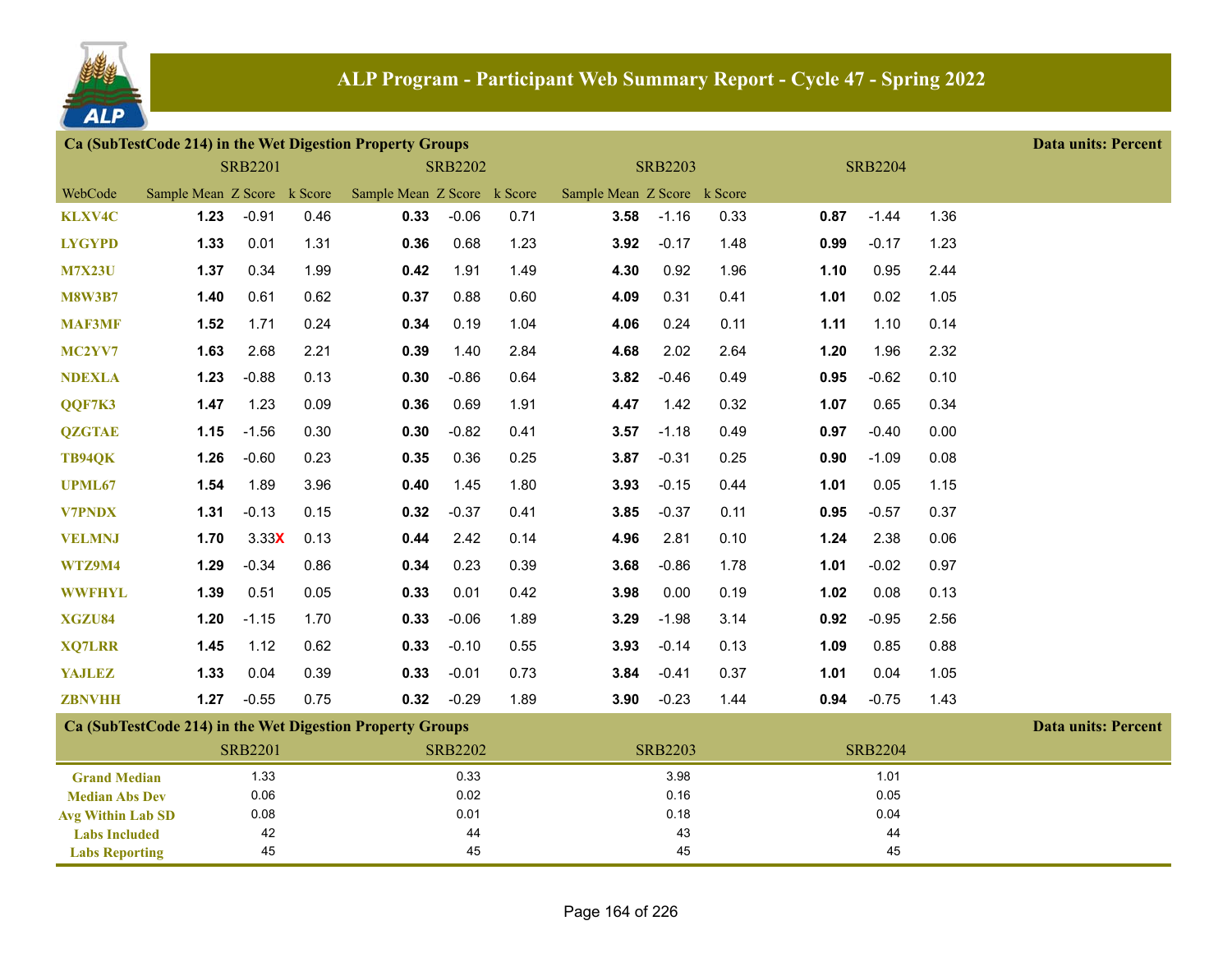# ALP Program - Participant Web Summary Report - Cycle 47 - Spring 2022

## Ca (SubTestCode 214) in the Wet Digestion Property Groups

Data units: Percent

| | SRB2201 | | | SRB2202 | | | SRB2203 | | | SRB2204 | | |
|---|---|---|---|---|---|---|---|---|---|---|---|---|
| WebCode | Sample Mean | Z Score | k Score | Sample Mean | Z Score | k Score | Sample Mean | Z Score | k Score | | | |
| KLXV4C | **1.23** | -0.91 | 0.46 | **0.33** | -0.06 | 0.71 | **3.58** | -1.16 | 0.33 | **0.87** | -1.44 | 1.36 |
| LYGYPD | **1.33** | 0.01 | 1.31 | **0.36** | 0.68 | 1.23 | **3.92** | -0.17 | 1.48 | **0.99** | -0.17 | 1.23 |
| M7X23U | **1.37** | 0.34 | 1.99 | **0.42** | 1.91 | 1.49 | **4.30** | 0.92 | 1.96 | **1.10** | 0.95 | 2.44 |
| M8W3B7 | **1.40** | 0.61 | 0.62 | **0.37** | 0.88 | 0.60 | **4.09** | 0.31 | 0.41 | **1.01** | 0.02 | 1.05 |
| MAF3MF | **1.52** | 1.71 | 0.24 | **0.34** | 0.19 | 1.04 | **4.06** | 0.24 | 0.11 | **1.11** | 1.10 | 0.14 |
| MC2YV7 | **1.63** | 2.68 | 2.21 | **0.39** | 1.40 | 2.84 | **4.68** | 2.02 | 2.64 | **1.20** | 1.96 | 2.32 |
| NDEXLA | **1.23** | -0.88 | 0.13 | **0.30** | -0.86 | 0.64 | **3.82** | -0.46 | 0.49 | **0.95** | -0.62 | 0.10 |
| QQF7K3 | **1.47** | 1.23 | 0.09 | **0.36** | 0.69 | 1.91 | **4.47** | 1.42 | 0.32 | **1.07** | 0.65 | 0.34 |
| QZGTAE | **1.15** | -1.56 | 0.30 | **0.30** | -0.82 | 0.41 | **3.57** | -1.18 | 0.49 | **0.97** | -0.40 | 0.00 |
| TB94QK | **1.26** | -0.60 | 0.23 | **0.35** | 0.36 | 0.25 | **3.87** | -0.31 | 0.25 | **0.90** | -1.09 | 0.08 |
| UPML67 | **1.54** | 1.89 | 3.96 | **0.40** | 1.45 | 1.80 | **3.93** | -0.15 | 0.44 | **1.01** | 0.05 | 1.15 |
| V7PNDX | **1.31** | -0.13 | 0.15 | **0.32** | -0.37 | 0.41 | **3.85** | -0.37 | 0.11 | **0.95** | -0.57 | 0.37 |
| VELMNJ | **1.70** | 3.33X | 0.13 | **0.44** | 2.42 | 0.14 | **4.96** | 2.81 | 0.10 | **1.24** | 2.38 | 0.06 |
| WTZ9M4 | **1.29** | -0.34 | 0.86 | **0.34** | 0.23 | 0.39 | **3.68** | -0.86 | 1.78 | **1.01** | -0.02 | 0.97 |
| WWFHYL | **1.39** | 0.51 | 0.05 | **0.33** | 0.01 | 0.42 | **3.98** | 0.00 | 0.19 | **1.02** | 0.08 | 0.13 |
| XGZU84 | **1.20** | -1.15 | 1.70 | **0.33** | -0.06 | 1.89 | **3.29** | -1.98 | 3.14 | **0.92** | -0.95 | 2.56 |
| XQ7LRR | **1.45** | 1.12 | 0.62 | **0.33** | -0.10 | 0.55 | **3.93** | -0.14 | 0.13 | **1.09** | 0.85 | 0.88 |
| YAJLEZ | **1.33** | 0.04 | 0.39 | **0.33** | -0.01 | 0.73 | **3.84** | -0.41 | 0.37 | **1.01** | 0.04 | 1.05 |
| ZBNVHH | **1.27** | -0.55 | 0.75 | **0.32** | -0.29 | 1.89 | **3.90** | -0.23 | 1.44 | **0.94** | -0.75 | 1.43 |

## Ca (SubTestCode 214) in the Wet Digestion Property Groups

Data units: Percent

| | SRB2201 | SRB2202 | SRB2203 | SRB2204 |
|---|---|---|---|---|
| Grand Median | 1.33 | 0.33 | 3.98 | 1.01 |
| Median Abs Dev | 0.06 | 0.02 | 0.16 | 0.05 |
| Avg Within Lab SD | 0.08 | 0.01 | 0.18 | 0.04 |
| Labs Included | 42 | 44 | 43 | 44 |
| Labs Reporting | 45 | 45 | 45 | 45 |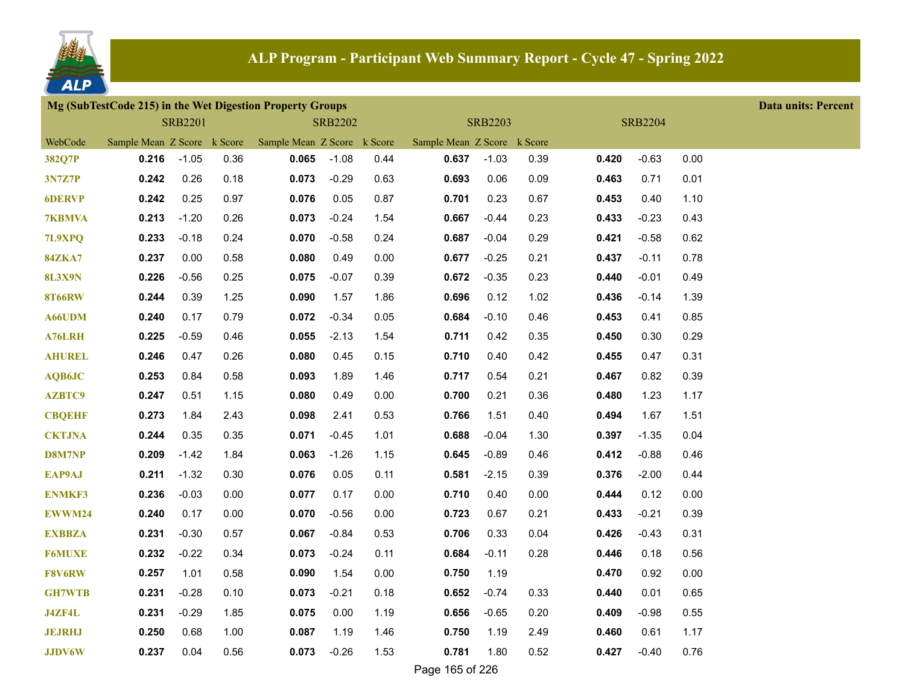# ALP Program - Participant Web Summary Report - Cycle 47 - Spring 2022

**Mg (SubTestCode 215) in the Wet Digestion Property Groups** — Data units: Percent

| | SRB2201 | | | SRB2202 | | | SRB2203 | | | SRB2204 | | |
|---|---|---|---|---|---|---|---|---|---|---|---|---|
| WebCode | Sample Mean | Z Score | k Score | Sample Mean | Z Score | k Score | Sample Mean | Z Score | k Score | | | |
| 382Q7P | **0.216** | -1.05 | 0.36 | **0.065** | -1.08 | 0.44 | **0.637** | -1.03 | 0.39 | **0.420** | -0.63 | 0.00 |
| 3N7Z7P | **0.242** | 0.26 | 0.18 | **0.073** | -0.29 | 0.63 | **0.693** | 0.06 | 0.09 | **0.463** | 0.71 | 0.01 |
| 6DERVP | **0.242** | 0.25 | 0.97 | **0.076** | 0.05 | 0.87 | **0.701** | 0.23 | 0.67 | **0.453** | 0.40 | 1.10 |
| 7KBMVA | **0.213** | -1.20 | 0.26 | **0.073** | -0.24 | 1.54 | **0.667** | -0.44 | 0.23 | **0.433** | -0.23 | 0.43 |
| 7L9XPQ | **0.233** | -0.18 | 0.24 | **0.070** | -0.58 | 0.24 | **0.687** | -0.04 | 0.29 | **0.421** | -0.58 | 0.62 |
| 84ZKA7 | **0.237** | 0.00 | 0.58 | **0.080** | 0.49 | 0.00 | **0.677** | -0.25 | 0.21 | **0.437** | -0.11 | 0.78 |
| 8L3X9N | **0.226** | -0.56 | 0.25 | **0.075** | -0.07 | 0.39 | **0.672** | -0.35 | 0.23 | **0.440** | -0.01 | 0.49 |
| 8T66RW | **0.244** | 0.39 | 1.25 | **0.090** | 1.57 | 1.86 | **0.696** | 0.12 | 1.02 | **0.436** | -0.14 | 1.39 |
| A66UDM | **0.240** | 0.17 | 0.79 | **0.072** | -0.34 | 0.05 | **0.684** | -0.10 | 0.46 | **0.453** | 0.41 | 0.85 |
| A76LRH | **0.225** | -0.59 | 0.46 | **0.055** | -2.13 | 1.54 | **0.711** | 0.42 | 0.35 | **0.450** | 0.30 | 0.29 |
| AHUREL | **0.246** | 0.47 | 0.26 | **0.080** | 0.45 | 0.15 | **0.710** | 0.40 | 0.42 | **0.455** | 0.47 | 0.31 |
| AQB6JC | **0.253** | 0.84 | 0.58 | **0.093** | 1.89 | 1.46 | **0.717** | 0.54 | 0.21 | **0.467** | 0.82 | 0.39 |
| AZBTC9 | **0.247** | 0.51 | 1.15 | **0.080** | 0.49 | 0.00 | **0.700** | 0.21 | 0.36 | **0.480** | 1.23 | 1.17 |
| CBQEHF | **0.273** | 1.84 | 2.43 | **0.098** | 2.41 | 0.53 | **0.766** | 1.51 | 0.40 | **0.494** | 1.67 | 1.51 |
| CKTJNA | **0.244** | 0.35 | 0.35 | **0.071** | -0.45 | 1.01 | **0.688** | -0.04 | 1.30 | **0.397** | -1.35 | 0.04 |
| D8M7NP | **0.209** | -1.42 | 1.84 | **0.063** | -1.26 | 1.15 | **0.645** | -0.89 | 0.46 | **0.412** | -0.88 | 0.46 |
| EAP9AJ | **0.211** | -1.32 | 0.30 | **0.076** | 0.05 | 0.11 | **0.581** | -2.15 | 0.39 | **0.376** | -2.00 | 0.44 |
| ENMKF3 | **0.236** | -0.03 | 0.00 | **0.077** | 0.17 | 0.00 | **0.710** | 0.40 | 0.00 | **0.444** | 0.12 | 0.00 |
| EWWM24 | **0.240** | 0.17 | 0.00 | **0.070** | -0.56 | 0.00 | **0.723** | 0.67 | 0.21 | **0.433** | -0.21 | 0.39 |
| EXBBZA | **0.231** | -0.30 | 0.57 | **0.067** | -0.84 | 0.53 | **0.706** | 0.33 | 0.04 | **0.426** | -0.43 | 0.31 |
| F6MUXE | **0.232** | -0.22 | 0.34 | **0.073** | -0.24 | 0.11 | **0.684** | -0.11 | 0.28 | **0.446** | 0.18 | 0.56 |
| F8V6RW | **0.257** | 1.01 | 0.58 | **0.090** | 1.54 | 0.00 | **0.750** | 1.19 | | **0.470** | 0.92 | 0.00 |
| GH7WTB | **0.231** | -0.28 | 0.10 | **0.073** | -0.21 | 0.18 | **0.652** | -0.74 | 0.33 | **0.440** | 0.01 | 0.65 |
| J4ZF4L | **0.231** | -0.29 | 1.85 | **0.075** | 0.00 | 1.19 | **0.656** | -0.65 | 0.20 | **0.409** | -0.98 | 0.55 |
| JEJRHJ | **0.250** | 0.68 | 1.00 | **0.087** | 1.19 | 1.46 | **0.750** | 1.19 | 2.49 | **0.460** | 0.61 | 1.17 |
| JJDV6W | **0.237** | 0.04 | 0.56 | **0.073** | -0.26 | 1.53 | **0.781** | 1.80 | 0.52 | **0.427** | -0.40 | 0.76 |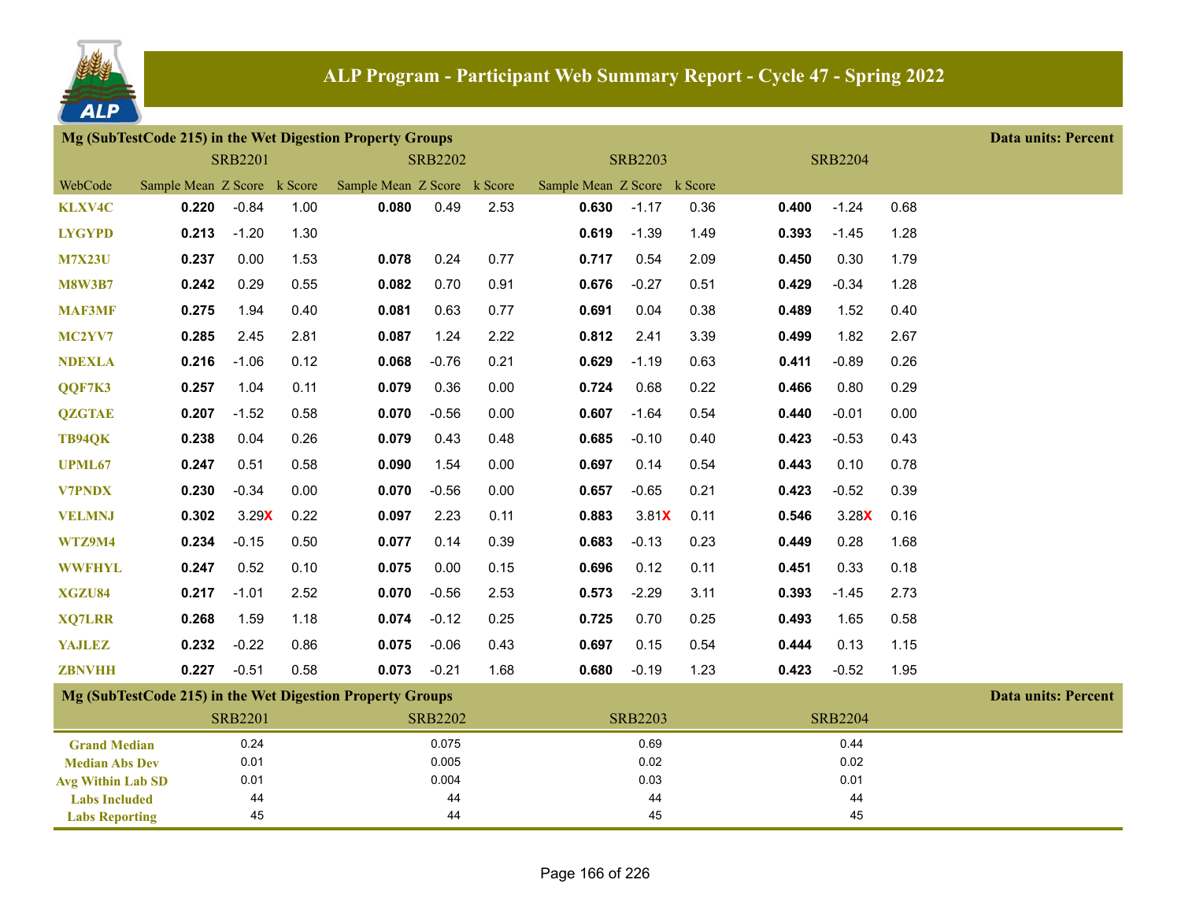# ALP Program - Participant Web Summary Report - Cycle 47 - Spring 2022

## Mg (SubTestCode 215) in the Wet Digestion Property Groups

Data units: Percent

| | SRB2201 | | | SRB2202 | | | SRB2203 | | | SRB2204 | | |
|---|---|---|---|---|---|---|---|---|---|---|---|---|
| WebCode | Sample Mean | Z Score | k Score | Sample Mean | Z Score | k Score | Sample Mean | Z Score | k Score | | | |
| KLXV4C | **0.220** | -0.84 | 1.00 | **0.080** | 0.49 | 2.53 | **0.630** | -1.17 | 0.36 | **0.400** | -1.24 | 0.68 |
| LYGYPD | **0.213** | -1.20 | 1.30 | | | | **0.619** | -1.39 | 1.49 | **0.393** | -1.45 | 1.28 |
| M7X23U | **0.237** | 0.00 | 1.53 | **0.078** | 0.24 | 0.77 | **0.717** | 0.54 | 2.09 | **0.450** | 0.30 | 1.79 |
| M8W3B7 | **0.242** | 0.29 | 0.55 | **0.082** | 0.70 | 0.91 | **0.676** | -0.27 | 0.51 | **0.429** | -0.34 | 1.28 |
| MAF3MF | **0.275** | 1.94 | 0.40 | **0.081** | 0.63 | 0.77 | **0.691** | 0.04 | 0.38 | **0.489** | 1.52 | 0.40 |
| MC2YV7 | **0.285** | 2.45 | 2.81 | **0.087** | 1.24 | 2.22 | **0.812** | 2.41 | 3.39 | **0.499** | 1.82 | 2.67 |
| NDEXLA | **0.216** | -1.06 | 0.12 | **0.068** | -0.76 | 0.21 | **0.629** | -1.19 | 0.63 | **0.411** | -0.89 | 0.26 |
| QQF7K3 | **0.257** | 1.04 | 0.11 | **0.079** | 0.36 | 0.00 | **0.724** | 0.68 | 0.22 | **0.466** | 0.80 | 0.29 |
| QZGTAE | **0.207** | -1.52 | 0.58 | **0.070** | -0.56 | 0.00 | **0.607** | -1.64 | 0.54 | **0.440** | -0.01 | 0.00 |
| TB94QK | **0.238** | 0.04 | 0.26 | **0.079** | 0.43 | 0.48 | **0.685** | -0.10 | 0.40 | **0.423** | -0.53 | 0.43 |
| UPML67 | **0.247** | 0.51 | 0.58 | **0.090** | 1.54 | 0.00 | **0.697** | 0.14 | 0.54 | **0.443** | 0.10 | 0.78 |
| V7PNDX | **0.230** | -0.34 | 0.00 | **0.070** | -0.56 | 0.00 | **0.657** | -0.65 | 0.21 | **0.423** | -0.52 | 0.39 |
| VELMNJ | **0.302** | 3.29X | 0.22 | **0.097** | 2.23 | 0.11 | **0.883** | 3.81X | 0.11 | **0.546** | 3.28X | 0.16 |
| WTZ9M4 | **0.234** | -0.15 | 0.50 | **0.077** | 0.14 | 0.39 | **0.683** | -0.13 | 0.23 | **0.449** | 0.28 | 1.68 |
| WWFHYL | **0.247** | 0.52 | 0.10 | **0.075** | 0.00 | 0.15 | **0.696** | 0.12 | 0.11 | **0.451** | 0.33 | 0.18 |
| XGZU84 | **0.217** | -1.01 | 2.52 | **0.070** | -0.56 | 2.53 | **0.573** | -2.29 | 3.11 | **0.393** | -1.45 | 2.73 |
| XQ7LRR | **0.268** | 1.59 | 1.18 | **0.074** | -0.12 | 0.25 | **0.725** | 0.70 | 0.25 | **0.493** | 1.65 | 0.58 |
| YAJLEZ | **0.232** | -0.22 | 0.86 | **0.075** | -0.06 | 0.43 | **0.697** | 0.15 | 0.54 | **0.444** | 0.13 | 1.15 |
| ZBNVHH | **0.227** | -0.51 | 0.58 | **0.073** | -0.21 | 1.68 | **0.680** | -0.19 | 1.23 | **0.423** | -0.52 | 1.95 |

## Mg (SubTestCode 215) in the Wet Digestion Property Groups

Data units: Percent

| | SRB2201 | SRB2202 | SRB2203 | SRB2204 |
|---|---|---|---|---|
| Grand Median | 0.24 | 0.075 | 0.69 | 0.44 |
| Median Abs Dev | 0.01 | 0.005 | 0.02 | 0.02 |
| Avg Within Lab SD | 0.01 | 0.004 | 0.03 | 0.01 |
| Labs Included | 44 | 44 | 44 | 44 |
| Labs Reporting | 45 | 44 | 45 | 45 |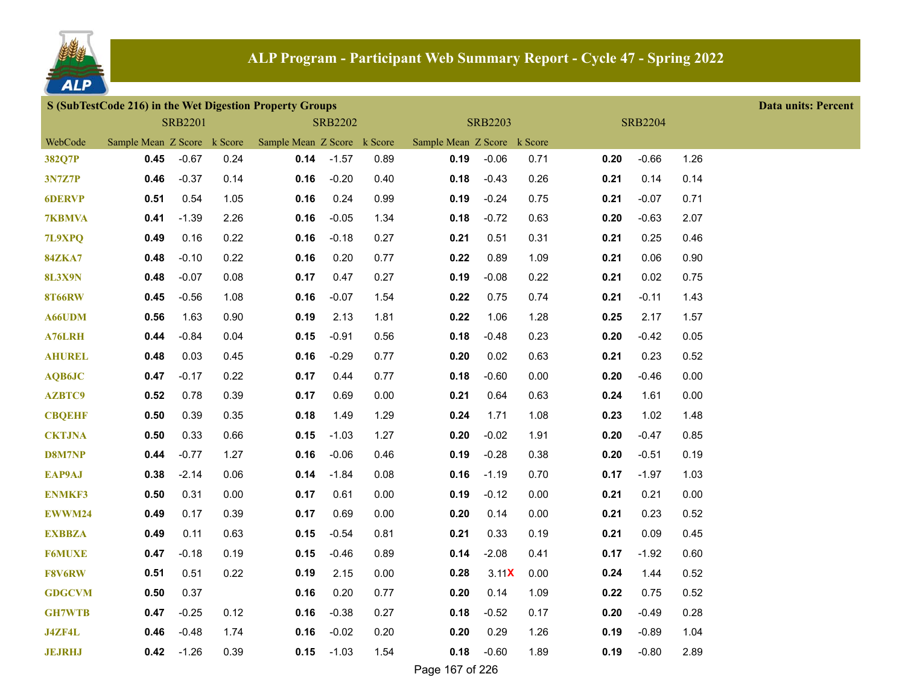# ALP Program - Participant Web Summary Report - Cycle 47 - Spring 2022

## S (SubTestCode 216) in the Wet Digestion Property Groups

Data units: Percent

| | SRB2201 | | | SRB2202 | | | SRB2203 | | | SRB2204 | | |
|---|---|---|---|---|---|---|---|---|---|---|---|---|
| WebCode | Sample Mean | Z Score | k Score | Sample Mean | Z Score | k Score | Sample Mean | Z Score | k Score | | | |
| 382Q7P | **0.45** | -0.67 | 0.24 | **0.14** | -1.57 | 0.89 | **0.19** | -0.06 | 0.71 | **0.20** | -0.66 | 1.26 |
| 3N7Z7P | **0.46** | -0.37 | 0.14 | **0.16** | -0.20 | 0.40 | **0.18** | -0.43 | 0.26 | **0.21** | 0.14 | 0.14 |
| 6DERVP | **0.51** | 0.54 | 1.05 | **0.16** | 0.24 | 0.99 | **0.19** | -0.24 | 0.75 | **0.21** | -0.07 | 0.71 |
| 7KBMVA | **0.41** | -1.39 | 2.26 | **0.16** | -0.05 | 1.34 | **0.18** | -0.72 | 0.63 | **0.20** | -0.63 | 2.07 |
| 7L9XPQ | **0.49** | 0.16 | 0.22 | **0.16** | -0.18 | 0.27 | **0.21** | 0.51 | 0.31 | **0.21** | 0.25 | 0.46 |
| 84ZKA7 | **0.48** | -0.10 | 0.22 | **0.16** | 0.20 | 0.77 | **0.22** | 0.89 | 1.09 | **0.21** | 0.06 | 0.90 |
| 8L3X9N | **0.48** | -0.07 | 0.08 | **0.17** | 0.47 | 0.27 | **0.19** | -0.08 | 0.22 | **0.21** | 0.02 | 0.75 |
| 8T66RW | **0.45** | -0.56 | 1.08 | **0.16** | -0.07 | 1.54 | **0.22** | 0.75 | 0.74 | **0.21** | -0.11 | 1.43 |
| A66UDM | **0.56** | 1.63 | 0.90 | **0.19** | 2.13 | 1.81 | **0.22** | 1.06 | 1.28 | **0.25** | 2.17 | 1.57 |
| A76LRH | **0.44** | -0.84 | 0.04 | **0.15** | -0.91 | 0.56 | **0.18** | -0.48 | 0.23 | **0.20** | -0.42 | 0.05 |
| AHUREL | **0.48** | 0.03 | 0.45 | **0.16** | -0.29 | 0.77 | **0.20** | 0.02 | 0.63 | **0.21** | 0.23 | 0.52 |
| AQB6JC | **0.47** | -0.17 | 0.22 | **0.17** | 0.44 | 0.77 | **0.18** | -0.60 | 0.00 | **0.20** | -0.46 | 0.00 |
| AZBTC9 | **0.52** | 0.78 | 0.39 | **0.17** | 0.69 | 0.00 | **0.21** | 0.64 | 0.63 | **0.24** | 1.61 | 0.00 |
| CBQEHF | **0.50** | 0.39 | 0.35 | **0.18** | 1.49 | 1.29 | **0.24** | 1.71 | 1.08 | **0.23** | 1.02 | 1.48 |
| CKTJNA | **0.50** | 0.33 | 0.66 | **0.15** | -1.03 | 1.27 | **0.20** | -0.02 | 1.91 | **0.20** | -0.47 | 0.85 |
| D8M7NP | **0.44** | -0.77 | 1.27 | **0.16** | -0.06 | 0.46 | **0.19** | -0.28 | 0.38 | **0.20** | -0.51 | 0.19 |
| EAP9AJ | **0.38** | -2.14 | 0.06 | **0.14** | -1.84 | 0.08 | **0.16** | -1.19 | 0.70 | **0.17** | -1.97 | 1.03 |
| ENMKF3 | **0.50** | 0.31 | 0.00 | **0.17** | 0.61 | 0.00 | **0.19** | -0.12 | 0.00 | **0.21** | 0.21 | 0.00 |
| EWWM24 | **0.49** | 0.17 | 0.39 | **0.17** | 0.69 | 0.00 | **0.20** | 0.14 | 0.00 | **0.21** | 0.23 | 0.52 |
| EXBBZA | **0.49** | 0.11 | 0.63 | **0.15** | -0.54 | 0.81 | **0.21** | 0.33 | 0.19 | **0.21** | 0.09 | 0.45 |
| F6MUXE | **0.47** | -0.18 | 0.19 | **0.15** | -0.46 | 0.89 | **0.14** | -2.08 | 0.41 | **0.17** | -1.92 | 0.60 |
| F8V6RW | **0.51** | 0.51 | 0.22 | **0.19** | 2.15 | 0.00 | **0.28** | 3.11X | 0.00 | **0.24** | 1.44 | 0.52 |
| GDGCVM | **0.50** | 0.37 | | **0.16** | 0.20 | 0.77 | **0.20** | 0.14 | 1.09 | **0.22** | 0.75 | 0.52 |
| GH7WTB | **0.47** | -0.25 | 0.12 | **0.16** | -0.38 | 0.27 | **0.18** | -0.52 | 0.17 | **0.20** | -0.49 | 0.28 |
| J4ZF4L | **0.46** | -0.48 | 1.74 | **0.16** | -0.02 | 0.20 | **0.20** | 0.29 | 1.26 | **0.19** | -0.89 | 1.04 |
| JEJRHJ | **0.42** | -1.26 | 0.39 | **0.15** | -1.03 | 1.54 | **0.18** | -0.60 | 1.89 | **0.19** | -0.80 | 2.89 |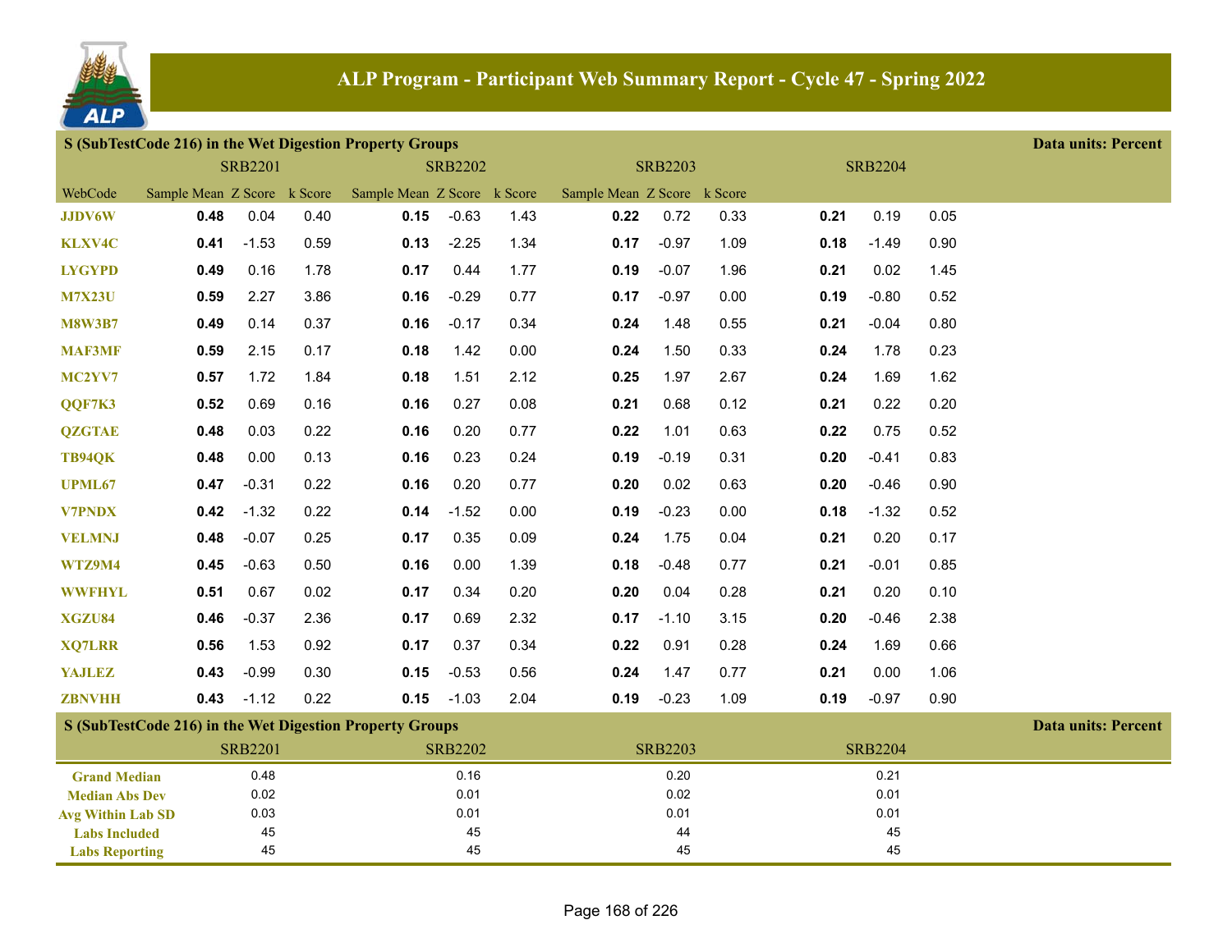# ALP Program - Participant Web Summary Report - Cycle 47 - Spring 2022

## S (SubTestCode 216) in the Wet Digestion Property Groups

Data units: Percent

| WebCode | SRB2201 Sample Mean | SRB2201 Z Score | SRB2201 k Score | SRB2202 Sample Mean | SRB2202 Z Score | SRB2202 k Score | SRB2203 Sample Mean | SRB2203 Z Score | SRB2203 k Score | SRB2204 Sample Mean | SRB2204 Z Score | SRB2204 k Score |
|---|---|---|---|---|---|---|---|---|---|---|---|---|
| JJDV6W | **0.48** | 0.04 | 0.40 | **0.15** | -0.63 | 1.43 | **0.22** | 0.72 | 0.33 | **0.21** | 0.19 | 0.05 |
| KLXV4C | **0.41** | -1.53 | 0.59 | **0.13** | -2.25 | 1.34 | **0.17** | -0.97 | 1.09 | **0.18** | -1.49 | 0.90 |
| LYGYPD | **0.49** | 0.16 | 1.78 | **0.17** | 0.44 | 1.77 | **0.19** | -0.07 | 1.96 | **0.21** | 0.02 | 1.45 |
| M7X23U | **0.59** | 2.27 | 3.86 | **0.16** | -0.29 | 0.77 | **0.17** | -0.97 | 0.00 | **0.19** | -0.80 | 0.52 |
| M8W3B7 | **0.49** | 0.14 | 0.37 | **0.16** | -0.17 | 0.34 | **0.24** | 1.48 | 0.55 | **0.21** | -0.04 | 0.80 |
| MAF3MF | **0.59** | 2.15 | 0.17 | **0.18** | 1.42 | 0.00 | **0.24** | 1.50 | 0.33 | **0.24** | 1.78 | 0.23 |
| MC2YV7 | **0.57** | 1.72 | 1.84 | **0.18** | 1.51 | 2.12 | **0.25** | 1.97 | 2.67 | **0.24** | 1.69 | 1.62 |
| QQF7K3 | **0.52** | 0.69 | 0.16 | **0.16** | 0.27 | 0.08 | **0.21** | 0.68 | 0.12 | **0.21** | 0.22 | 0.20 |
| QZGTAE | **0.48** | 0.03 | 0.22 | **0.16** | 0.20 | 0.77 | **0.22** | 1.01 | 0.63 | **0.22** | 0.75 | 0.52 |
| TB94QK | **0.48** | 0.00 | 0.13 | **0.16** | 0.23 | 0.24 | **0.19** | -0.19 | 0.31 | **0.20** | -0.41 | 0.83 |
| UPML67 | **0.47** | -0.31 | 0.22 | **0.16** | 0.20 | 0.77 | **0.20** | 0.02 | 0.63 | **0.20** | -0.46 | 0.90 |
| V7PNDX | **0.42** | -1.32 | 0.22 | **0.14** | -1.52 | 0.00 | **0.19** | -0.23 | 0.00 | **0.18** | -1.32 | 0.52 |
| VELMNJ | **0.48** | -0.07 | 0.25 | **0.17** | 0.35 | 0.09 | **0.24** | 1.75 | 0.04 | **0.21** | 0.20 | 0.17 |
| WTZ9M4 | **0.45** | -0.63 | 0.50 | **0.16** | 0.00 | 1.39 | **0.18** | -0.48 | 0.77 | **0.21** | -0.01 | 0.85 |
| WWFHYL | **0.51** | 0.67 | 0.02 | **0.17** | 0.34 | 0.20 | **0.20** | 0.04 | 0.28 | **0.21** | 0.20 | 0.10 |
| XGZU84 | **0.46** | -0.37 | 2.36 | **0.17** | 0.69 | 2.32 | **0.17** | -1.10 | 3.15 | **0.20** | -0.46 | 2.38 |
| XQ7LRR | **0.56** | 1.53 | 0.92 | **0.17** | 0.37 | 0.34 | **0.22** | 0.91 | 0.28 | **0.24** | 1.69 | 0.66 |
| YAJLEZ | **0.43** | -0.99 | 0.30 | **0.15** | -0.53 | 0.56 | **0.24** | 1.47 | 0.77 | **0.21** | 0.00 | 1.06 |
| ZBNVHH | **0.43** | -1.12 | 0.22 | **0.15** | -1.03 | 2.04 | **0.19** | -0.23 | 1.09 | **0.19** | -0.97 | 0.90 |

## S (SubTestCode 216) in the Wet Digestion Property Groups

Data units: Percent

| | SRB2201 | SRB2202 | SRB2203 | SRB2204 |
|---|---|---|---|---|
| Grand Median | 0.48 | 0.16 | 0.20 | 0.21 |
| Median Abs Dev | 0.02 | 0.01 | 0.02 | 0.01 |
| Avg Within Lab SD | 0.03 | 0.01 | 0.01 | 0.01 |
| Labs Included | 45 | 45 | 44 | 45 |
| Labs Reporting | 45 | 45 | 45 | 45 |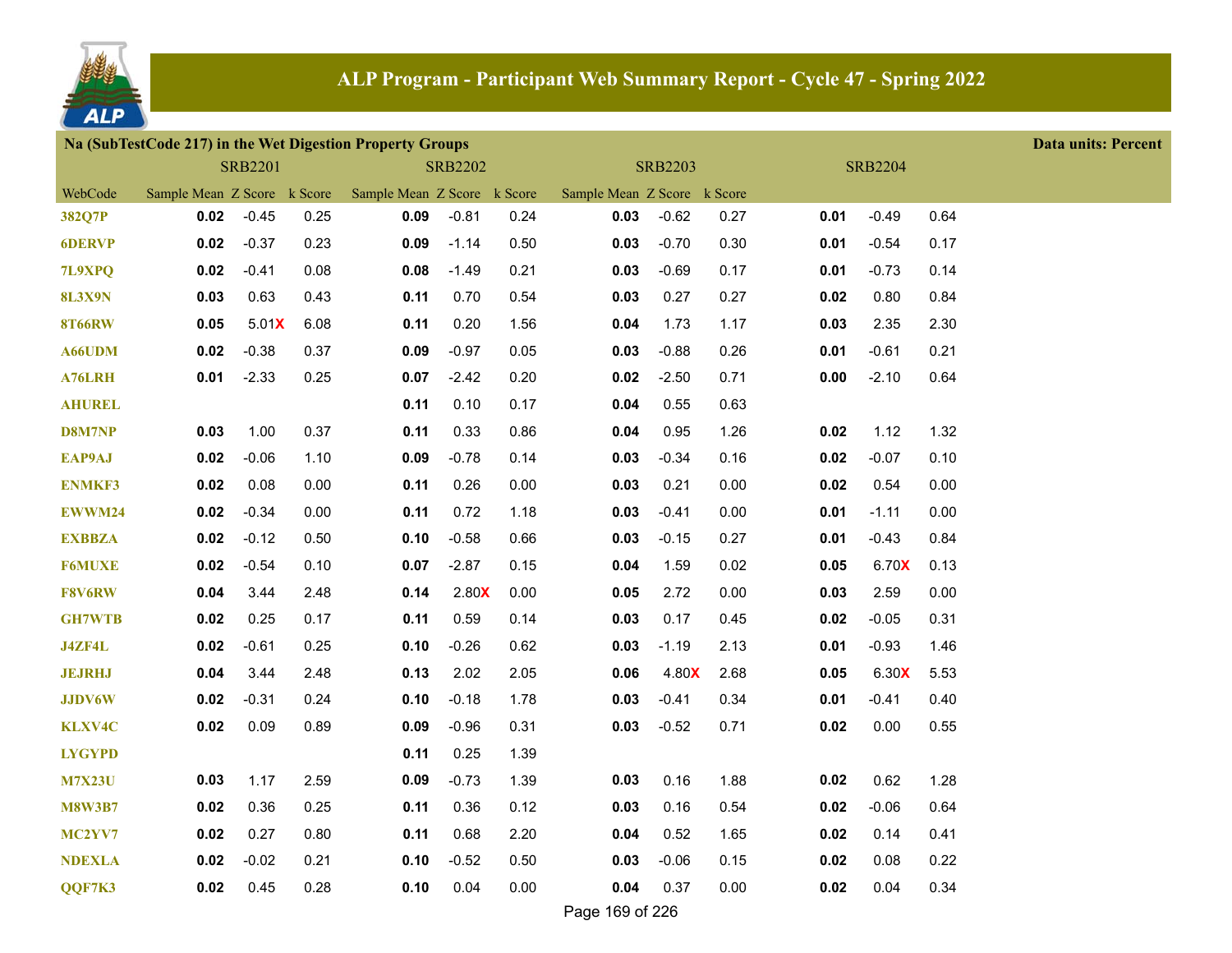# ALP Program - Participant Web Summary Report - Cycle 47 - Spring 2022

## Na (SubTestCode 217) in the Wet Digestion Property Groups

Data units: Percent

| | SRB2201 | | | SRB2202 | | | SRB2203 | | | SRB2204 | | |
|---|---|---|---|---|---|---|---|---|---|---|---|---|
| WebCode | Sample Mean | Z Score | k Score | Sample Mean | Z Score | k Score | Sample Mean | Z Score | k Score | | | |
| 382Q7P | **0.02** | -0.45 | 0.25 | **0.09** | -0.81 | 0.24 | **0.03** | -0.62 | 0.27 | **0.01** | -0.49 | 0.64 |
| 6DERVP | **0.02** | -0.37 | 0.23 | **0.09** | -1.14 | 0.50 | **0.03** | -0.70 | 0.30 | **0.01** | -0.54 | 0.17 |
| 7L9XPQ | **0.02** | -0.41 | 0.08 | **0.08** | -1.49 | 0.21 | **0.03** | -0.69 | 0.17 | **0.01** | -0.73 | 0.14 |
| 8L3X9N | **0.03** | 0.63 | 0.43 | **0.11** | 0.70 | 0.54 | **0.03** | 0.27 | 0.27 | **0.02** | 0.80 | 0.84 |
| 8T66RW | **0.05** | 5.01X | 6.08 | **0.11** | 0.20 | 1.56 | **0.04** | 1.73 | 1.17 | **0.03** | 2.35 | 2.30 |
| A66UDM | **0.02** | -0.38 | 0.37 | **0.09** | -0.97 | 0.05 | **0.03** | -0.88 | 0.26 | **0.01** | -0.61 | 0.21 |
| A76LRH | **0.01** | -2.33 | 0.25 | **0.07** | -2.42 | 0.20 | **0.02** | -2.50 | 0.71 | **0.00** | -2.10 | 0.64 |
| AHUREL | | | | **0.11** | 0.10 | 0.17 | **0.04** | 0.55 | 0.63 | | | |
| D8M7NP | **0.03** | 1.00 | 0.37 | **0.11** | 0.33 | 0.86 | **0.04** | 0.95 | 1.26 | **0.02** | 1.12 | 1.32 |
| EAP9AJ | **0.02** | -0.06 | 1.10 | **0.09** | -0.78 | 0.14 | **0.03** | -0.34 | 0.16 | **0.02** | -0.07 | 0.10 |
| ENMKF3 | **0.02** | 0.08 | 0.00 | **0.11** | 0.26 | 0.00 | **0.03** | 0.21 | 0.00 | **0.02** | 0.54 | 0.00 |
| EWWM24 | **0.02** | -0.34 | 0.00 | **0.11** | 0.72 | 1.18 | **0.03** | -0.41 | 0.00 | **0.01** | -1.11 | 0.00 |
| EXBBZA | **0.02** | -0.12 | 0.50 | **0.10** | -0.58 | 0.66 | **0.03** | -0.15 | 0.27 | **0.01** | -0.43 | 0.84 |
| F6MUXE | **0.02** | -0.54 | 0.10 | **0.07** | -2.87 | 0.15 | **0.04** | 1.59 | 0.02 | **0.05** | 6.70X | 0.13 |
| F8V6RW | **0.04** | 3.44 | 2.48 | **0.14** | 2.80X | 0.00 | **0.05** | 2.72 | 0.00 | **0.03** | 2.59 | 0.00 |
| GH7WTB | **0.02** | 0.25 | 0.17 | **0.11** | 0.59 | 0.14 | **0.03** | 0.17 | 0.45 | **0.02** | -0.05 | 0.31 |
| J4ZF4L | **0.02** | -0.61 | 0.25 | **0.10** | -0.26 | 0.62 | **0.03** | -1.19 | 2.13 | **0.01** | -0.93 | 1.46 |
| JEJRHJ | **0.04** | 3.44 | 2.48 | **0.13** | 2.02 | 2.05 | **0.06** | 4.80X | 2.68 | **0.05** | 6.30X | 5.53 |
| JJDV6W | **0.02** | -0.31 | 0.24 | **0.10** | -0.18 | 1.78 | **0.03** | -0.41 | 0.34 | **0.01** | -0.41 | 0.40 |
| KLXV4C | **0.02** | 0.09 | 0.89 | **0.09** | -0.96 | 0.31 | **0.03** | -0.52 | 0.71 | **0.02** | 0.00 | 0.55 |
| LYGYPD | | | | **0.11** | 0.25 | 1.39 | | | | | | |
| M7X23U | **0.03** | 1.17 | 2.59 | **0.09** | -0.73 | 1.39 | **0.03** | 0.16 | 1.88 | **0.02** | 0.62 | 1.28 |
| M8W3B7 | **0.02** | 0.36 | 0.25 | **0.11** | 0.36 | 0.12 | **0.03** | 0.16 | 0.54 | **0.02** | -0.06 | 0.64 |
| MC2YV7 | **0.02** | 0.27 | 0.80 | **0.11** | 0.68 | 2.20 | **0.04** | 0.52 | 1.65 | **0.02** | 0.14 | 0.41 |
| NDEXLA | **0.02** | -0.02 | 0.21 | **0.10** | -0.52 | 0.50 | **0.03** | -0.06 | 0.15 | **0.02** | 0.08 | 0.22 |
| QQF7K3 | **0.02** | 0.45 | 0.28 | **0.10** | 0.04 | 0.00 | **0.04** | 0.37 | 0.00 | **0.02** | 0.04 | 0.34 |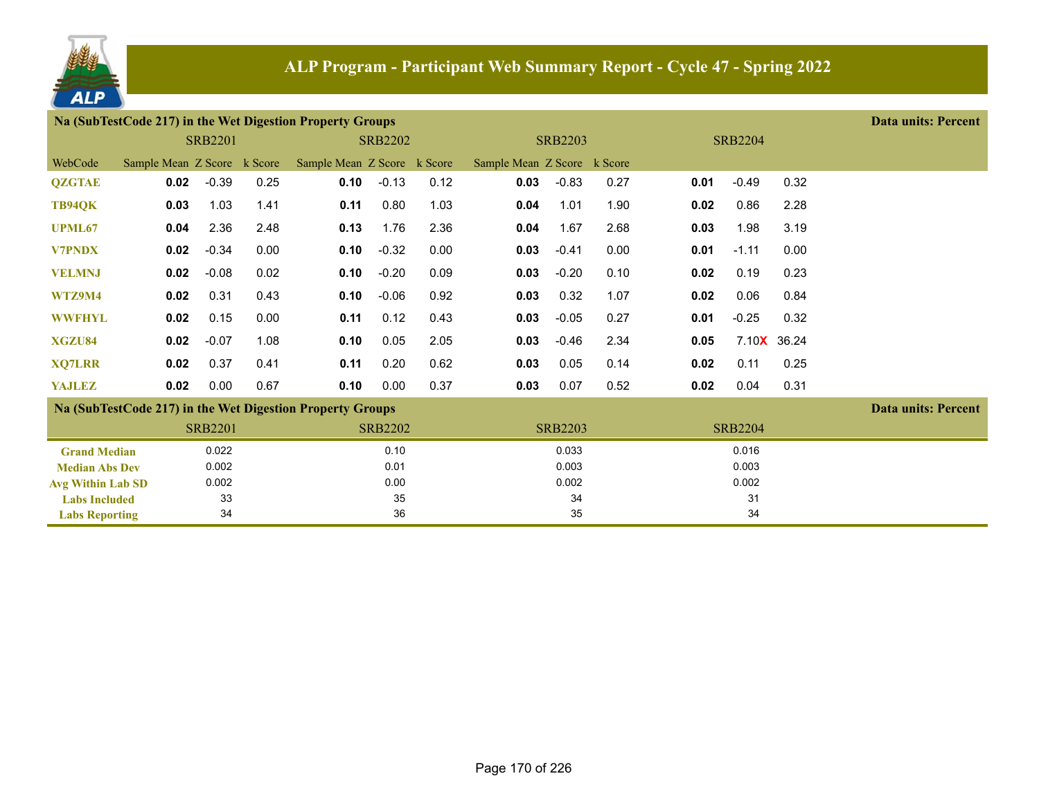## ALP Program - Participant Web Summary Report - Cycle 47 - Spring 2022

### Na (SubTestCode 217) in the Wet Digestion Property Groups

Data units: Percent

| WebCode | SRB2201 Sample Mean | SRB2201 Z Score | SRB2201 k Score | SRB2202 Sample Mean | SRB2202 Z Score | SRB2202 k Score | SRB2203 Sample Mean | SRB2203 Z Score | SRB2203 k Score | SRB2204 Sample Mean | SRB2204 Z Score | SRB2204 k Score |
|---|---|---|---|---|---|---|---|---|---|---|---|---|
| QZGTAE | **0.02** | -0.39 | 0.25 | **0.10** | -0.13 | 0.12 | **0.03** | -0.83 | 0.27 | **0.01** | -0.49 | 0.32 |
| TB94QK | **0.03** | 1.03 | 1.41 | **0.11** | 0.80 | 1.03 | **0.04** | 1.01 | 1.90 | **0.02** | 0.86 | 2.28 |
| UPML67 | **0.04** | 2.36 | 2.48 | **0.13** | 1.76 | 2.36 | **0.04** | 1.67 | 2.68 | **0.03** | 1.98 | 3.19 |
| V7PNDX | **0.02** | -0.34 | 0.00 | **0.10** | -0.32 | 0.00 | **0.03** | -0.41 | 0.00 | **0.01** | -1.11 | 0.00 |
| VELMNJ | **0.02** | -0.08 | 0.02 | **0.10** | -0.20 | 0.09 | **0.03** | -0.20 | 0.10 | **0.02** | 0.19 | 0.23 |
| WTZ9M4 | **0.02** | 0.31 | 0.43 | **0.10** | -0.06 | 0.92 | **0.03** | 0.32 | 1.07 | **0.02** | 0.06 | 0.84 |
| WWFHYL | **0.02** | 0.15 | 0.00 | **0.11** | 0.12 | 0.43 | **0.03** | -0.05 | 0.27 | **0.01** | -0.25 | 0.32 |
| XGZU84 | **0.02** | -0.07 | 1.08 | **0.10** | 0.05 | 2.05 | **0.03** | -0.46 | 2.34 | **0.05** | 7.10X | 36.24 |
| XQ7LRR | **0.02** | 0.37 | 0.41 | **0.11** | 0.20 | 0.62 | **0.03** | 0.05 | 0.14 | **0.02** | 0.11 | 0.25 |
| YAJLEZ | **0.02** | 0.00 | 0.67 | **0.10** | 0.00 | 0.37 | **0.03** | 0.07 | 0.52 | **0.02** | 0.04 | 0.31 |

### Na (SubTestCode 217) in the Wet Digestion Property Groups

Data units: Percent

| | SRB2201 | SRB2202 | SRB2203 | SRB2204 |
|---|---|---|---|---|
| Grand Median | 0.022 | 0.10 | 0.033 | 0.016 |
| Median Abs Dev | 0.002 | 0.01 | 0.003 | 0.003 |
| Avg Within Lab SD | 0.002 | 0.00 | 0.002 | 0.002 |
| Labs Included | 33 | 35 | 34 | 31 |
| Labs Reporting | 34 | 36 | 35 | 34 |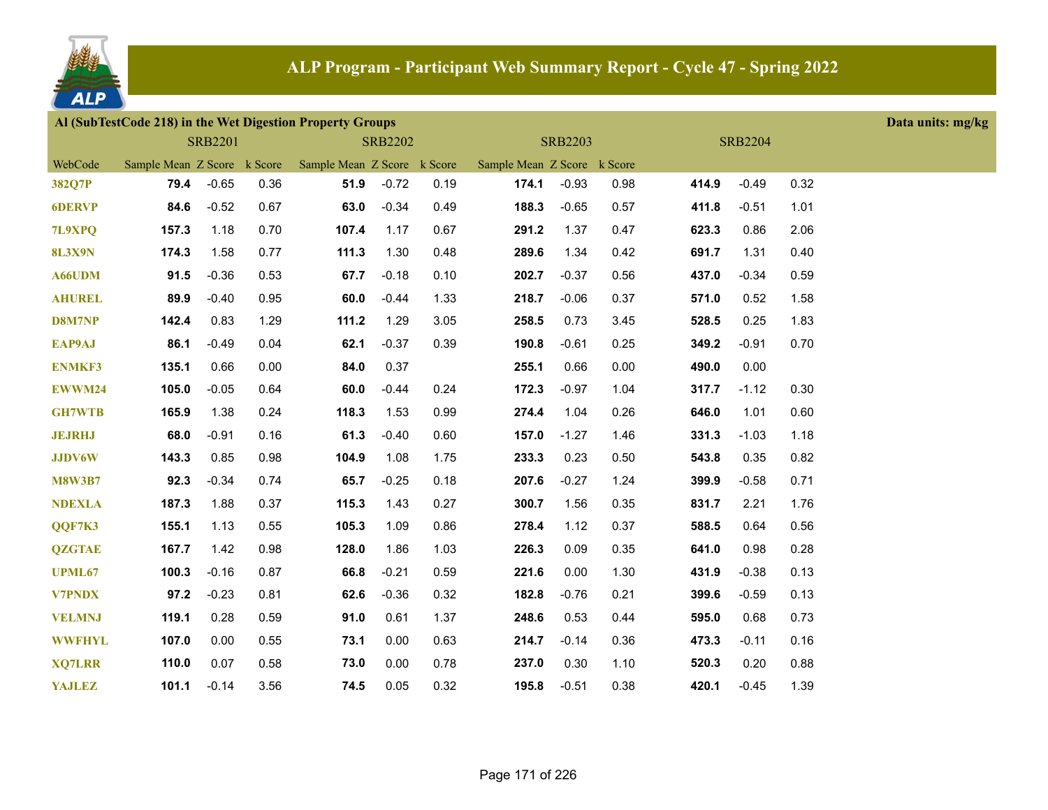# ALP Program - Participant Web Summary Report - Cycle 47 - Spring 2022

## Al (SubTestCode 218) in the Wet Digestion Property Groups

Data units: mg/kg

| WebCode | SRB2201 Sample Mean | SRB2201 Z Score | SRB2201 k Score | SRB2202 Sample Mean | SRB2202 Z Score | SRB2202 k Score | SRB2203 Sample Mean | SRB2203 Z Score | SRB2203 k Score | SRB2204 Sample Mean | SRB2204 Z Score | SRB2204 k Score |
|---|---|---|---|---|---|---|---|---|---|---|---|---|
| 382Q7P | **79.4** | -0.65 | 0.36 | **51.9** | -0.72 | 0.19 | **174.1** | -0.93 | 0.98 | **414.9** | -0.49 | 0.32 |
| 6DERVP | **84.6** | -0.52 | 0.67 | **63.0** | -0.34 | 0.49 | **188.3** | -0.65 | 0.57 | **411.8** | -0.51 | 1.01 |
| 7L9XPQ | **157.3** | 1.18 | 0.70 | **107.4** | 1.17 | 0.67 | **291.2** | 1.37 | 0.47 | **623.3** | 0.86 | 2.06 |
| 8L3X9N | **174.3** | 1.58 | 0.77 | **111.3** | 1.30 | 0.48 | **289.6** | 1.34 | 0.42 | **691.7** | 1.31 | 0.40 |
| A66UDM | **91.5** | -0.36 | 0.53 | **67.7** | -0.18 | 0.10 | **202.7** | -0.37 | 0.56 | **437.0** | -0.34 | 0.59 |
| AHUREL | **89.9** | -0.40 | 0.95 | **60.0** | -0.44 | 1.33 | **218.7** | -0.06 | 0.37 | **571.0** | 0.52 | 1.58 |
| D8M7NP | **142.4** | 0.83 | 1.29 | **111.2** | 1.29 | 3.05 | **258.5** | 0.73 | 3.45 | **528.5** | 0.25 | 1.83 |
| EAP9AJ | **86.1** | -0.49 | 0.04 | **62.1** | -0.37 | 0.39 | **190.8** | -0.61 | 0.25 | **349.2** | -0.91 | 0.70 |
| ENMKF3 | **135.1** | 0.66 | 0.00 | **84.0** | 0.37 | | **255.1** | 0.66 | 0.00 | **490.0** | 0.00 | |
| EWWM24 | **105.0** | -0.05 | 0.64 | **60.0** | -0.44 | 0.24 | **172.3** | -0.97 | 1.04 | **317.7** | -1.12 | 0.30 |
| GH7WTB | **165.9** | 1.38 | 0.24 | **118.3** | 1.53 | 0.99 | **274.4** | 1.04 | 0.26 | **646.0** | 1.01 | 0.60 |
| JEJRHJ | **68.0** | -0.91 | 0.16 | **61.3** | -0.40 | 0.60 | **157.0** | -1.27 | 1.46 | **331.3** | -1.03 | 1.18 |
| JJDV6W | **143.3** | 0.85 | 0.98 | **104.9** | 1.08 | 1.75 | **233.3** | 0.23 | 0.50 | **543.8** | 0.35 | 0.82 |
| M8W3B7 | **92.3** | -0.34 | 0.74 | **65.7** | -0.25 | 0.18 | **207.6** | -0.27 | 1.24 | **399.9** | -0.58 | 0.71 |
| NDEXLA | **187.3** | 1.88 | 0.37 | **115.3** | 1.43 | 0.27 | **300.7** | 1.56 | 0.35 | **831.7** | 2.21 | 1.76 |
| QQF7K3 | **155.1** | 1.13 | 0.55 | **105.3** | 1.09 | 0.86 | **278.4** | 1.12 | 0.37 | **588.5** | 0.64 | 0.56 |
| QZGTAE | **167.7** | 1.42 | 0.98 | **128.0** | 1.86 | 1.03 | **226.3** | 0.09 | 0.35 | **641.0** | 0.98 | 0.28 |
| UPML67 | **100.3** | -0.16 | 0.87 | **66.8** | -0.21 | 0.59 | **221.6** | 0.00 | 1.30 | **431.9** | -0.38 | 0.13 |
| V7PNDX | **97.2** | -0.23 | 0.81 | **62.6** | -0.36 | 0.32 | **182.8** | -0.76 | 0.21 | **399.6** | -0.59 | 0.13 |
| VELMNJ | **119.1** | 0.28 | 0.59 | **91.0** | 0.61 | 1.37 | **248.6** | 0.53 | 0.44 | **595.0** | 0.68 | 0.73 |
| WWFHYL | **107.0** | 0.00 | 0.55 | **73.1** | 0.00 | 0.63 | **214.7** | -0.14 | 0.36 | **473.3** | -0.11 | 0.16 |
| XQ7LRR | **110.0** | 0.07 | 0.58 | **73.0** | 0.00 | 0.78 | **237.0** | 0.30 | 1.10 | **520.3** | 0.20 | 0.88 |
| YAJLEZ | **101.1** | -0.14 | 3.56 | **74.5** | 0.05 | 0.32 | **195.8** | -0.51 | 0.38 | **420.1** | -0.45 | 1.39 |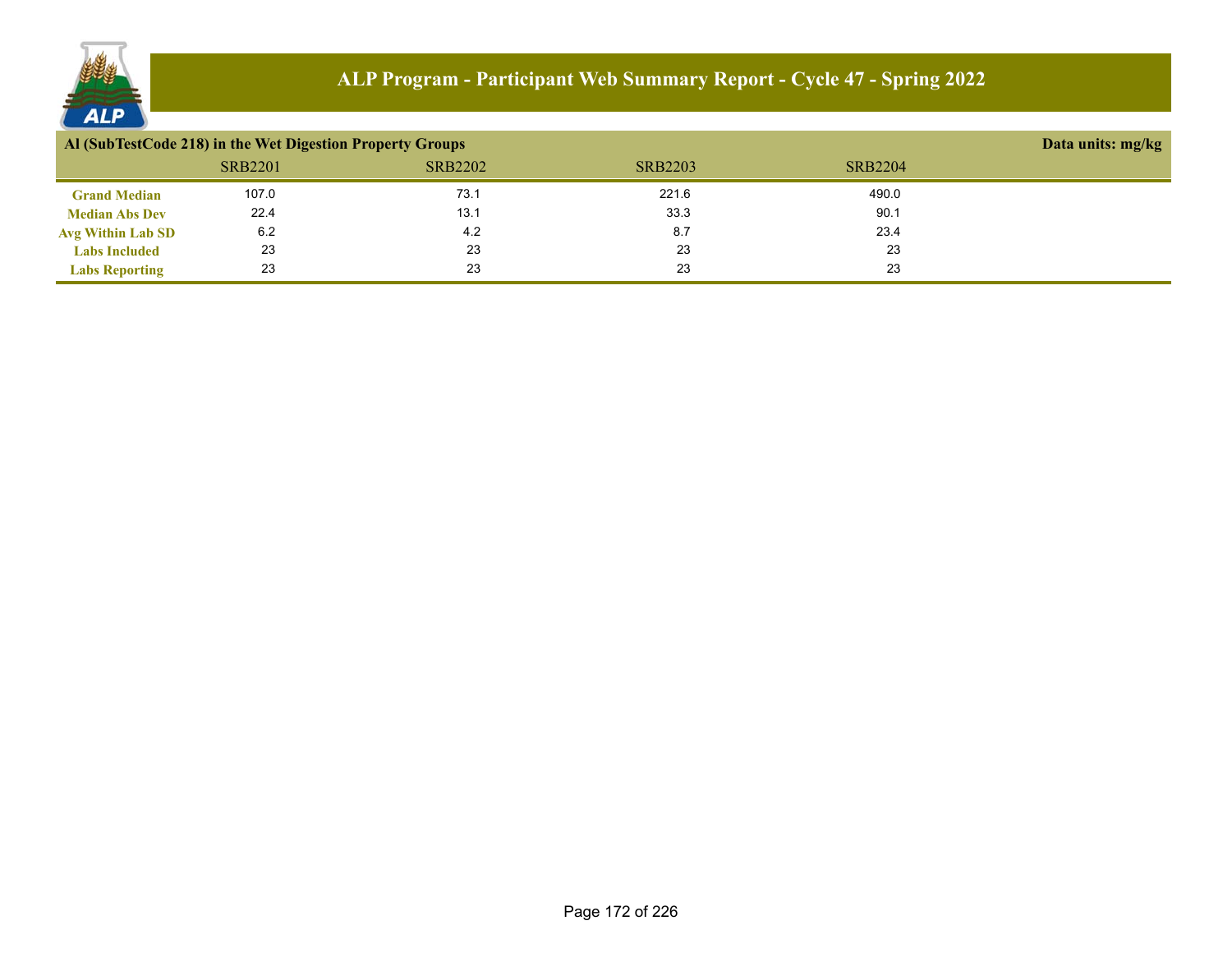# ALP Program - Participant Web Summary Report - Cycle 47 - Spring 2022

## Al (SubTestCode 218) in the Wet Digestion Property Groups

Data units: mg/kg

| | SRB2201 | SRB2202 | SRB2203 | SRB2204 |
|---|---|---|---|---|
| **Grand Median** | 107.0 | 73.1 | 221.6 | 490.0 |
| **Median Abs Dev** | 22.4 | 13.1 | 33.3 | 90.1 |
| **Avg Within Lab SD** | 6.2 | 4.2 | 8.7 | 23.4 |
| **Labs Included** | 23 | 23 | 23 | 23 |
| **Labs Reporting** | 23 | 23 | 23 | 23 |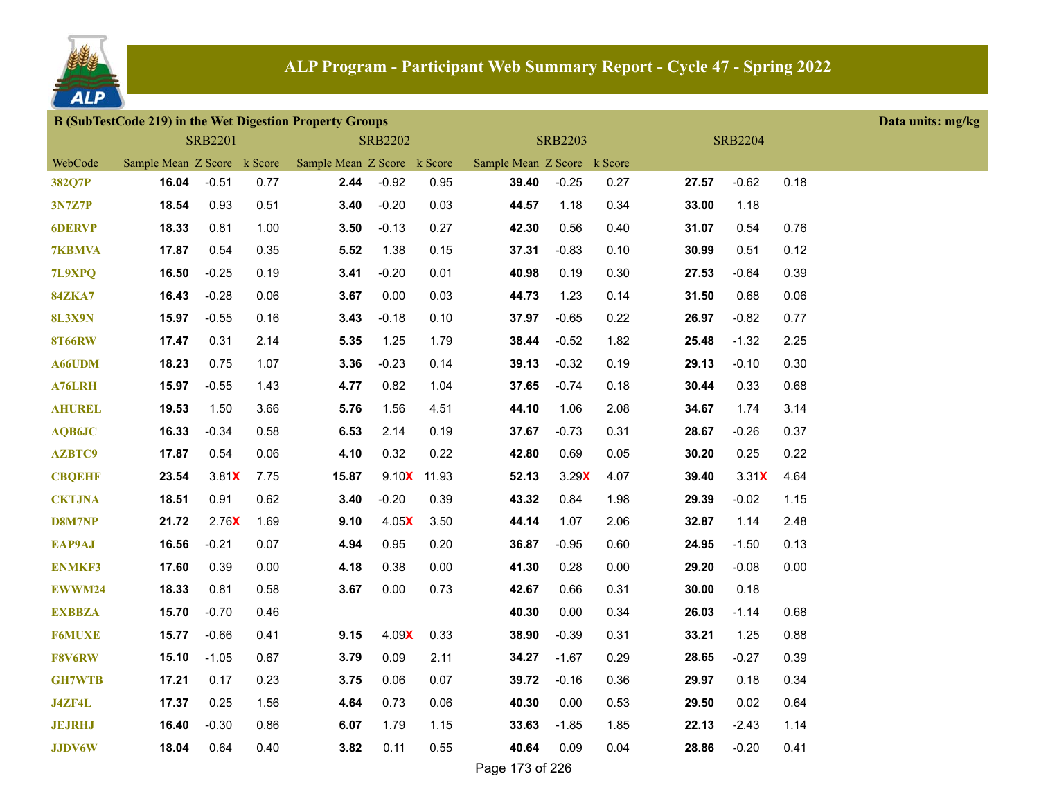# ALP Program - Participant Web Summary Report - Cycle 47 - Spring 2022

**B (SubTestCode 219) in the Wet Digestion Property Groups** — Data units: mg/kg

| | SRB2201 | | | SRB2202 | | | SRB2203 | | | SRB2204 | | |
|---|---|---|---|---|---|---|---|---|---|---|---|---|
| WebCode | Sample Mean | Z Score | k Score | Sample Mean | Z Score | k Score | Sample Mean | Z Score | k Score | | | |
| 382Q7P | **16.04** | -0.51 | 0.77 | **2.44** | -0.92 | 0.95 | **39.40** | -0.25 | 0.27 | **27.57** | -0.62 | 0.18 |
| 3N7Z7P | **18.54** | 0.93 | 0.51 | **3.40** | -0.20 | 0.03 | **44.57** | 1.18 | 0.34 | **33.00** | 1.18 | |
| 6DERVP | **18.33** | 0.81 | 1.00 | **3.50** | -0.13 | 0.27 | **42.30** | 0.56 | 0.40 | **31.07** | 0.54 | 0.76 |
| 7KBMVA | **17.87** | 0.54 | 0.35 | **5.52** | 1.38 | 0.15 | **37.31** | -0.83 | 0.10 | **30.99** | 0.51 | 0.12 |
| 7L9XPQ | **16.50** | -0.25 | 0.19 | **3.41** | -0.20 | 0.01 | **40.98** | 0.19 | 0.30 | **27.53** | -0.64 | 0.39 |
| 84ZKA7 | **16.43** | -0.28 | 0.06 | **3.67** | 0.00 | 0.03 | **44.73** | 1.23 | 0.14 | **31.50** | 0.68 | 0.06 |
| 8L3X9N | **15.97** | -0.55 | 0.16 | **3.43** | -0.18 | 0.10 | **37.97** | -0.65 | 0.22 | **26.97** | -0.82 | 0.77 |
| 8T66RW | **17.47** | 0.31 | 2.14 | **5.35** | 1.25 | 1.79 | **38.44** | -0.52 | 1.82 | **25.48** | -1.32 | 2.25 |
| A66UDM | **18.23** | 0.75 | 1.07 | **3.36** | -0.23 | 0.14 | **39.13** | -0.32 | 0.19 | **29.13** | -0.10 | 0.30 |
| A76LRH | **15.97** | -0.55 | 1.43 | **4.77** | 0.82 | 1.04 | **37.65** | -0.74 | 0.18 | **30.44** | 0.33 | 0.68 |
| AHUREL | **19.53** | 1.50 | 3.66 | **5.76** | 1.56 | 4.51 | **44.10** | 1.06 | 2.08 | **34.67** | 1.74 | 3.14 |
| AQB6JC | **16.33** | -0.34 | 0.58 | **6.53** | 2.14 | 0.19 | **37.67** | -0.73 | 0.31 | **28.67** | -0.26 | 0.37 |
| AZBTC9 | **17.87** | 0.54 | 0.06 | **4.10** | 0.32 | 0.22 | **42.80** | 0.69 | 0.05 | **30.20** | 0.25 | 0.22 |
| CBQEHF | **23.54** | 3.81X | 7.75 | **15.87** | 9.10X | 11.93 | **52.13** | 3.29X | 4.07 | **39.40** | 3.31X | 4.64 |
| CKTJNA | **18.51** | 0.91 | 0.62 | **3.40** | -0.20 | 0.39 | **43.32** | 0.84 | 1.98 | **29.39** | -0.02 | 1.15 |
| D8M7NP | **21.72** | 2.76X | 1.69 | **9.10** | 4.05X | 3.50 | **44.14** | 1.07 | 2.06 | **32.87** | 1.14 | 2.48 |
| EAP9AJ | **16.56** | -0.21 | 0.07 | **4.94** | 0.95 | 0.20 | **36.87** | -0.95 | 0.60 | **24.95** | -1.50 | 0.13 |
| ENMKF3 | **17.60** | 0.39 | 0.00 | **4.18** | 0.38 | 0.00 | **41.30** | 0.28 | 0.00 | **29.20** | -0.08 | 0.00 |
| EWWM24 | **18.33** | 0.81 | 0.58 | **3.67** | 0.00 | 0.73 | **42.67** | 0.66 | 0.31 | **30.00** | 0.18 | |
| EXBBZA | **15.70** | -0.70 | 0.46 | | | | **40.30** | 0.00 | 0.34 | **26.03** | -1.14 | 0.68 |
| F6MUXE | **15.77** | -0.66 | 0.41 | **9.15** | 4.09X | 0.33 | **38.90** | -0.39 | 0.31 | **33.21** | 1.25 | 0.88 |
| F8V6RW | **15.10** | -1.05 | 0.67 | **3.79** | 0.09 | 2.11 | **34.27** | -1.67 | 0.29 | **28.65** | -0.27 | 0.39 |
| GH7WTB | **17.21** | 0.17 | 0.23 | **3.75** | 0.06 | 0.07 | **39.72** | -0.16 | 0.36 | **29.97** | 0.18 | 0.34 |
| J4ZF4L | **17.37** | 0.25 | 1.56 | **4.64** | 0.73 | 0.06 | **40.30** | 0.00 | 0.53 | **29.50** | 0.02 | 0.64 |
| JEJRHJ | **16.40** | -0.30 | 0.86 | **6.07** | 1.79 | 1.15 | **33.63** | -1.85 | 1.85 | **22.13** | -2.43 | 1.14 |
| JJDV6W | **18.04** | 0.64 | 0.40 | **3.82** | 0.11 | 0.55 | **40.64** | 0.09 | 0.04 | **28.86** | -0.20 | 0.41 |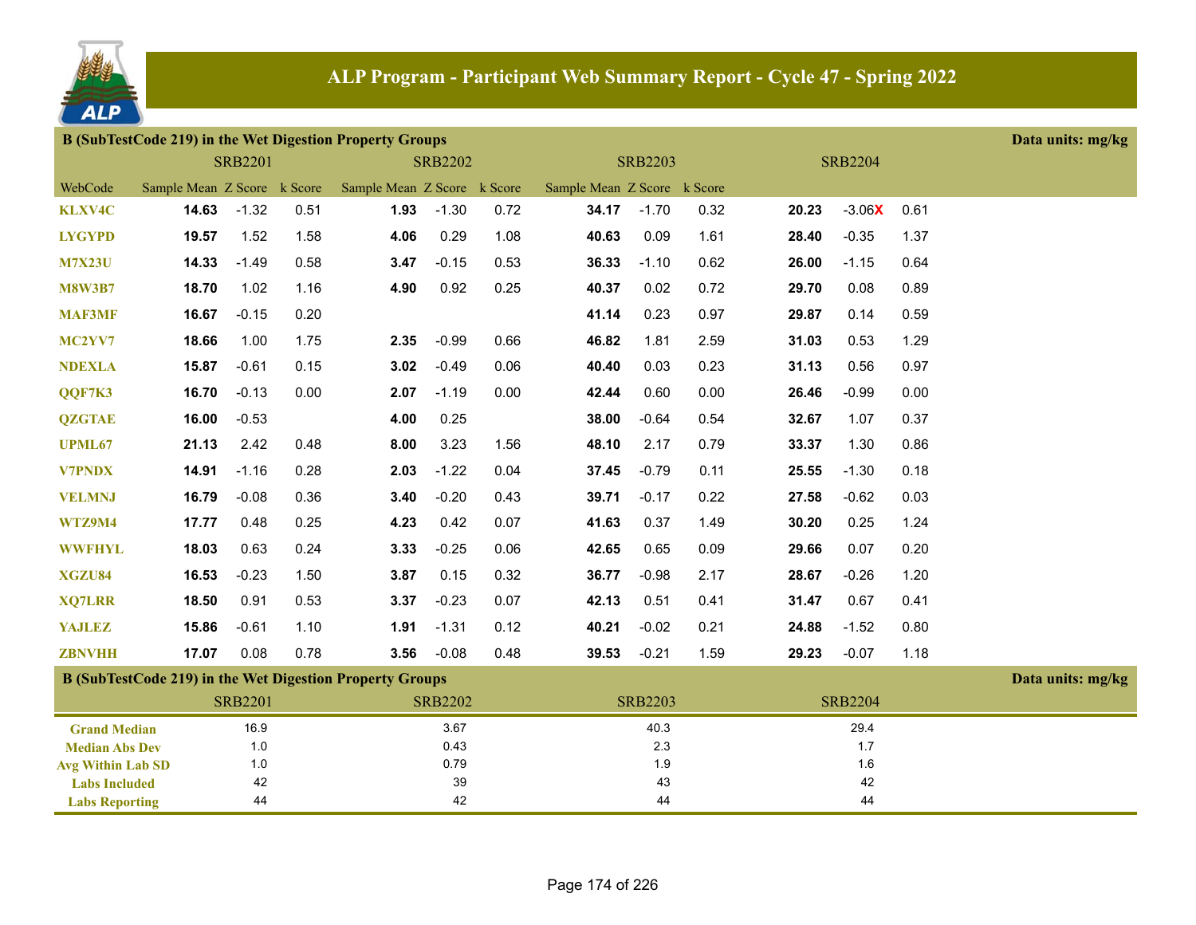# ALP Program - Participant Web Summary Report - Cycle 47 - Spring 2022

## B (SubTestCode 219) in the Wet Digestion Property Groups

Data units: mg/kg

| WebCode | SRB2201 Sample Mean | SRB2201 Z Score | SRB2201 k Score | SRB2202 Sample Mean | SRB2202 Z Score | SRB2202 k Score | SRB2203 Sample Mean | SRB2203 Z Score | SRB2203 k Score | SRB2204 Sample Mean | SRB2204 Z Score | SRB2204 k Score |
|---|---|---|---|---|---|---|---|---|---|---|---|---|
| KLXV4C | **14.63** | -1.32 | 0.51 | **1.93** | -1.30 | 0.72 | **34.17** | -1.70 | 0.32 | **20.23** | -3.06X | 0.61 |
| LYGYPD | **19.57** | 1.52 | 1.58 | **4.06** | 0.29 | 1.08 | **40.63** | 0.09 | 1.61 | **28.40** | -0.35 | 1.37 |
| M7X23U | **14.33** | -1.49 | 0.58 | **3.47** | -0.15 | 0.53 | **36.33** | -1.10 | 0.62 | **26.00** | -1.15 | 0.64 |
| M8W3B7 | **18.70** | 1.02 | 1.16 | **4.90** | 0.92 | 0.25 | **40.37** | 0.02 | 0.72 | **29.70** | 0.08 | 0.89 |
| MAF3MF | **16.67** | -0.15 | 0.20 | | | | **41.14** | 0.23 | 0.97 | **29.87** | 0.14 | 0.59 |
| MC2YV7 | **18.66** | 1.00 | 1.75 | **2.35** | -0.99 | 0.66 | **46.82** | 1.81 | 2.59 | **31.03** | 0.53 | 1.29 |
| NDEXLA | **15.87** | -0.61 | 0.15 | **3.02** | -0.49 | 0.06 | **40.40** | 0.03 | 0.23 | **31.13** | 0.56 | 0.97 |
| QQF7K3 | **16.70** | -0.13 | 0.00 | **2.07** | -1.19 | 0.00 | **42.44** | 0.60 | 0.00 | **26.46** | -0.99 | 0.00 |
| QZGTAE | **16.00** | -0.53 | | **4.00** | 0.25 | | **38.00** | -0.64 | 0.54 | **32.67** | 1.07 | 0.37 |
| UPML67 | **21.13** | 2.42 | 0.48 | **8.00** | 3.23 | 1.56 | **48.10** | 2.17 | 0.79 | **33.37** | 1.30 | 0.86 |
| V7PNDX | **14.91** | -1.16 | 0.28 | **2.03** | -1.22 | 0.04 | **37.45** | -0.79 | 0.11 | **25.55** | -1.30 | 0.18 |
| VELMNJ | **16.79** | -0.08 | 0.36 | **3.40** | -0.20 | 0.43 | **39.71** | -0.17 | 0.22 | **27.58** | -0.62 | 0.03 |
| WTZ9M4 | **17.77** | 0.48 | 0.25 | **4.23** | 0.42 | 0.07 | **41.63** | 0.37 | 1.49 | **30.20** | 0.25 | 1.24 |
| WWFHYL | **18.03** | 0.63 | 0.24 | **3.33** | -0.25 | 0.06 | **42.65** | 0.65 | 0.09 | **29.66** | 0.07 | 0.20 |
| XGZU84 | **16.53** | -0.23 | 1.50 | **3.87** | 0.15 | 0.32 | **36.77** | -0.98 | 2.17 | **28.67** | -0.26 | 1.20 |
| XQ7LRR | **18.50** | 0.91 | 0.53 | **3.37** | -0.23 | 0.07 | **42.13** | 0.51 | 0.41 | **31.47** | 0.67 | 0.41 |
| YAJLEZ | **15.86** | -0.61 | 1.10 | **1.91** | -1.31 | 0.12 | **40.21** | -0.02 | 0.21 | **24.88** | -1.52 | 0.80 |
| ZBNVHH | **17.07** | 0.08 | 0.78 | **3.56** | -0.08 | 0.48 | **39.53** | -0.21 | 1.59 | **29.23** | -0.07 | 1.18 |

## B (SubTestCode 219) in the Wet Digestion Property Groups

Data units: mg/kg

| | SRB2201 | SRB2202 | SRB2203 | SRB2204 |
|---|---|---|---|---|
| Grand Median | 16.9 | 3.67 | 40.3 | 29.4 |
| Median Abs Dev | 1.0 | 0.43 | 2.3 | 1.7 |
| Avg Within Lab SD | 1.0 | 0.79 | 1.9 | 1.6 |
| Labs Included | 42 | 39 | 43 | 42 |
| Labs Reporting | 44 | 42 | 44 | 44 |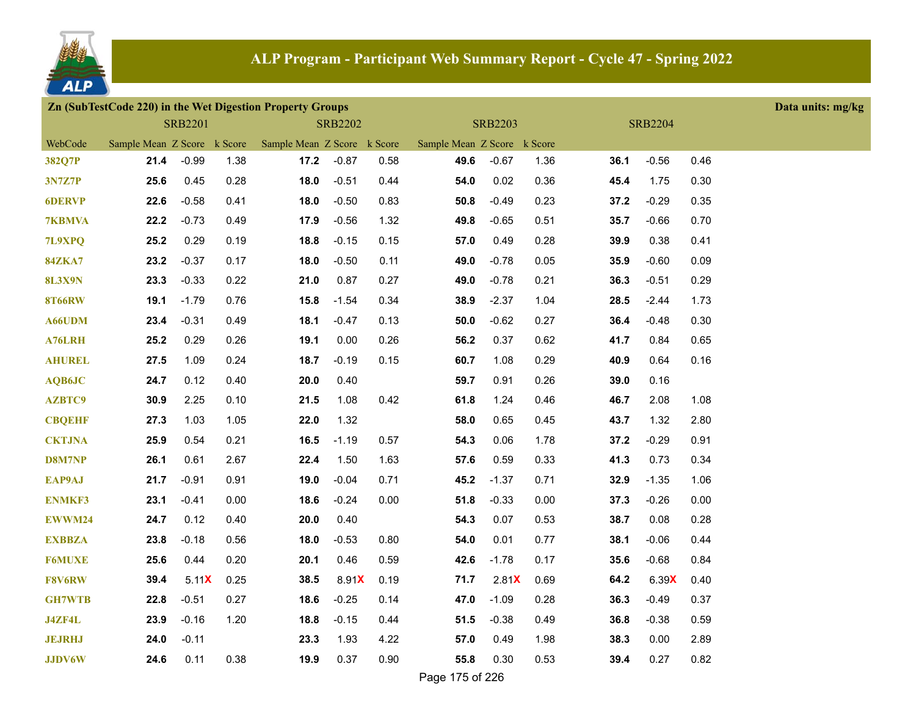## ALP Program - Participant Web Summary Report - Cycle 47 - Spring 2022

**Zn (SubTestCode 220) in the Wet Digestion Property Groups** — Data units: mg/kg

| | SRB2201 | | | SRB2202 | | | SRB2203 | | | SRB2204 | | |
|---|---|---|---|---|---|---|---|---|---|---|---|---|
| WebCode | Sample Mean | Z Score | k Score | Sample Mean | Z Score | k Score | Sample Mean | Z Score | k Score | | | |
| 382Q7P | **21.4** | -0.99 | 1.38 | **17.2** | -0.87 | 0.58 | **49.6** | -0.67 | 1.36 | **36.1** | -0.56 | 0.46 |
| 3N7Z7P | **25.6** | 0.45 | 0.28 | **18.0** | -0.51 | 0.44 | **54.0** | 0.02 | 0.36 | **45.4** | 1.75 | 0.30 |
| 6DERVP | **22.6** | -0.58 | 0.41 | **18.0** | -0.50 | 0.83 | **50.8** | -0.49 | 0.23 | **37.2** | -0.29 | 0.35 |
| 7KBMVA | **22.2** | -0.73 | 0.49 | **17.9** | -0.56 | 1.32 | **49.8** | -0.65 | 0.51 | **35.7** | -0.66 | 0.70 |
| 7L9XPQ | **25.2** | 0.29 | 0.19 | **18.8** | -0.15 | 0.15 | **57.0** | 0.49 | 0.28 | **39.9** | 0.38 | 0.41 |
| 84ZKA7 | **23.2** | -0.37 | 0.17 | **18.0** | -0.50 | 0.11 | **49.0** | -0.78 | 0.05 | **35.9** | -0.60 | 0.09 |
| 8L3X9N | **23.3** | -0.33 | 0.22 | **21.0** | 0.87 | 0.27 | **49.0** | -0.78 | 0.21 | **36.3** | -0.51 | 0.29 |
| 8T66RW | **19.1** | -1.79 | 0.76 | **15.8** | -1.54 | 0.34 | **38.9** | -2.37 | 1.04 | **28.5** | -2.44 | 1.73 |
| A66UDM | **23.4** | -0.31 | 0.49 | **18.1** | -0.47 | 0.13 | **50.0** | -0.62 | 0.27 | **36.4** | -0.48 | 0.30 |
| A76LRH | **25.2** | 0.29 | 0.26 | **19.1** | 0.00 | 0.26 | **56.2** | 0.37 | 0.62 | **41.7** | 0.84 | 0.65 |
| AHUREL | **27.5** | 1.09 | 0.24 | **18.7** | -0.19 | 0.15 | **60.7** | 1.08 | 0.29 | **40.9** | 0.64 | 0.16 |
| AQB6JC | **24.7** | 0.12 | 0.40 | **20.0** | 0.40 | | **59.7** | 0.91 | 0.26 | **39.0** | 0.16 | |
| AZBTC9 | **30.9** | 2.25 | 0.10 | **21.5** | 1.08 | 0.42 | **61.8** | 1.24 | 0.46 | **46.7** | 2.08 | 1.08 |
| CBQEHF | **27.3** | 1.03 | 1.05 | **22.0** | 1.32 | | **58.0** | 0.65 | 0.45 | **43.7** | 1.32 | 2.80 |
| CKTJNA | **25.9** | 0.54 | 0.21 | **16.5** | -1.19 | 0.57 | **54.3** | 0.06 | 1.78 | **37.2** | -0.29 | 0.91 |
| D8M7NP | **26.1** | 0.61 | 2.67 | **22.4** | 1.50 | 1.63 | **57.6** | 0.59 | 0.33 | **41.3** | 0.73 | 0.34 |
| EAP9AJ | **21.7** | -0.91 | 0.91 | **19.0** | -0.04 | 0.71 | **45.2** | -1.37 | 0.71 | **32.9** | -1.35 | 1.06 |
| ENMKF3 | **23.1** | -0.41 | 0.00 | **18.6** | -0.24 | 0.00 | **51.8** | -0.33 | 0.00 | **37.3** | -0.26 | 0.00 |
| EWWM24 | **24.7** | 0.12 | 0.40 | **20.0** | 0.40 | | **54.3** | 0.07 | 0.53 | **38.7** | 0.08 | 0.28 |
| EXBBZA | **23.8** | -0.18 | 0.56 | **18.0** | -0.53 | 0.80 | **54.0** | 0.01 | 0.77 | **38.1** | -0.06 | 0.44 |
| F6MUXE | **25.6** | 0.44 | 0.20 | **20.1** | 0.46 | 0.59 | **42.6** | -1.78 | 0.17 | **35.6** | -0.68 | 0.84 |
| F8V6RW | **39.4** | 5.11X | 0.25 | **38.5** | 8.91X | 0.19 | **71.7** | 2.81X | 0.69 | **64.2** | 6.39X | 0.40 |
| GH7WTB | **22.8** | -0.51 | 0.27 | **18.6** | -0.25 | 0.14 | **47.0** | -1.09 | 0.28 | **36.3** | -0.49 | 0.37 |
| J4ZF4L | **23.9** | -0.16 | 1.20 | **18.8** | -0.15 | 0.44 | **51.5** | -0.38 | 0.49 | **36.8** | -0.38 | 0.59 |
| JEJRHJ | **24.0** | -0.11 | | **23.3** | 1.93 | 4.22 | **57.0** | 0.49 | 1.98 | **38.3** | 0.00 | 2.89 |
| JJDV6W | **24.6** | 0.11 | 0.38 | **19.9** | 0.37 | 0.90 | **55.8** | 0.30 | 0.53 | **39.4** | 0.27 | 0.82 |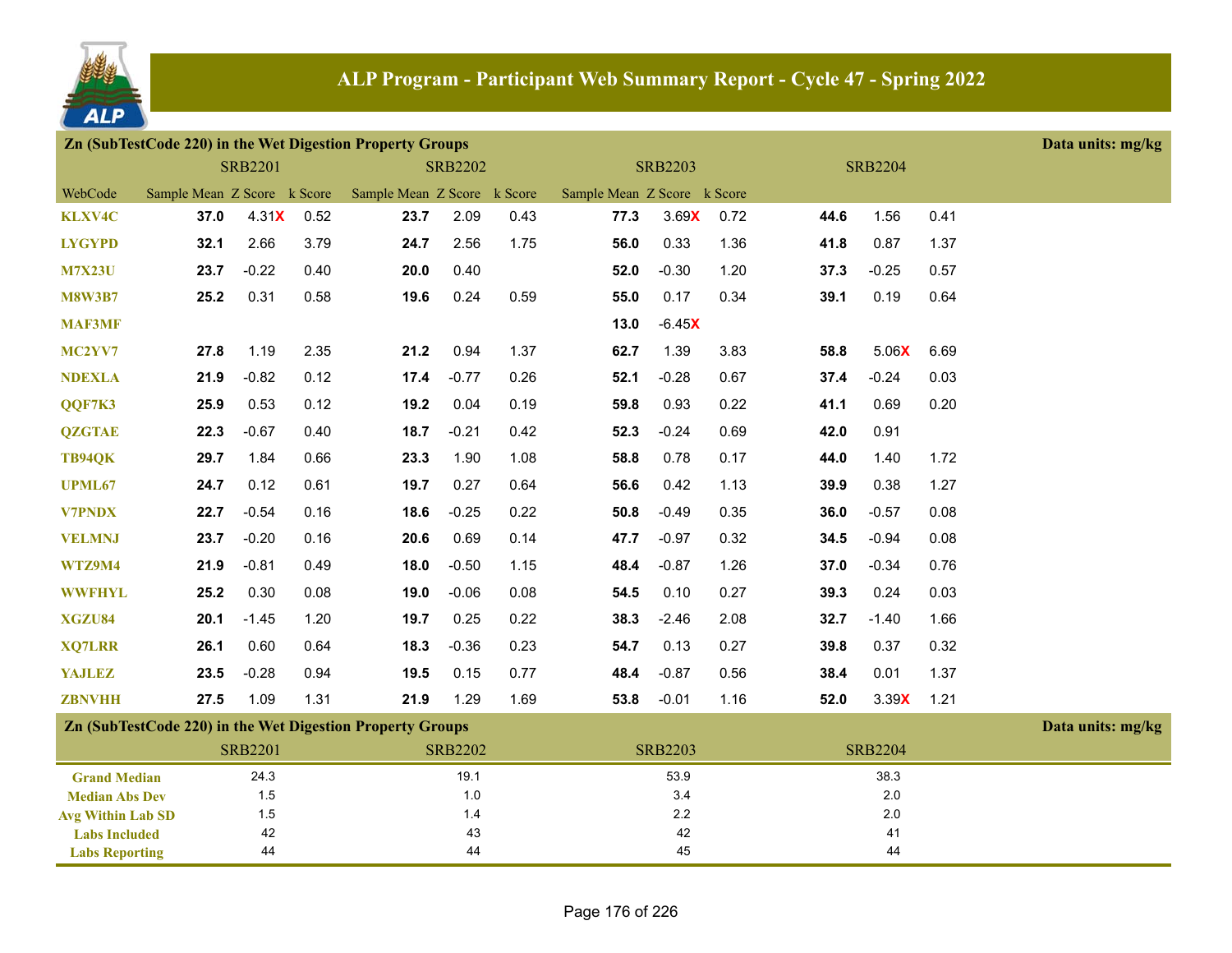# ALP Program - Participant Web Summary Report - Cycle 47 - Spring 2022

## Zn (SubTestCode 220) in the Wet Digestion Property Groups

Data units: mg/kg

| WebCode | SRB2201 Sample Mean | SRB2201 Z Score | SRB2201 k Score | SRB2202 Sample Mean | SRB2202 Z Score | SRB2202 k Score | SRB2203 Sample Mean | SRB2203 Z Score | SRB2203 k Score | SRB2204 Sample Mean | SRB2204 Z Score | SRB2204 k Score |
|---|---|---|---|---|---|---|---|---|---|---|---|---|
| KLXV4C | **37.0** | 4.31X | 0.52 | **23.7** | 2.09 | 0.43 | **77.3** | 3.69X | 0.72 | **44.6** | 1.56 | 0.41 |
| LYGYPD | **32.1** | 2.66 | 3.79 | **24.7** | 2.56 | 1.75 | **56.0** | 0.33 | 1.36 | **41.8** | 0.87 | 1.37 |
| M7X23U | **23.7** | -0.22 | 0.40 | **20.0** | 0.40 | | **52.0** | -0.30 | 1.20 | **37.3** | -0.25 | 0.57 |
| M8W3B7 | **25.2** | 0.31 | 0.58 | **19.6** | 0.24 | 0.59 | **55.0** | 0.17 | 0.34 | **39.1** | 0.19 | 0.64 |
| MAF3MF | | | | | | | **13.0** | -6.45X | | | | |
| MC2YV7 | **27.8** | 1.19 | 2.35 | **21.2** | 0.94 | 1.37 | **62.7** | 1.39 | 3.83 | **58.8** | 5.06X | 6.69 |
| NDEXLA | **21.9** | -0.82 | 0.12 | **17.4** | -0.77 | 0.26 | **52.1** | -0.28 | 0.67 | **37.4** | -0.24 | 0.03 |
| QQF7K3 | **25.9** | 0.53 | 0.12 | **19.2** | 0.04 | 0.19 | **59.8** | 0.93 | 0.22 | **41.1** | 0.69 | 0.20 |
| QZGTAE | **22.3** | -0.67 | 0.40 | **18.7** | -0.21 | 0.42 | **52.3** | -0.24 | 0.69 | **42.0** | 0.91 | |
| TB94QK | **29.7** | 1.84 | 0.66 | **23.3** | 1.90 | 1.08 | **58.8** | 0.78 | 0.17 | **44.0** | 1.40 | 1.72 |
| UPML67 | **24.7** | 0.12 | 0.61 | **19.7** | 0.27 | 0.64 | **56.6** | 0.42 | 1.13 | **39.9** | 0.38 | 1.27 |
| V7PNDX | **22.7** | -0.54 | 0.16 | **18.6** | -0.25 | 0.22 | **50.8** | -0.49 | 0.35 | **36.0** | -0.57 | 0.08 |
| VELMNJ | **23.7** | -0.20 | 0.16 | **20.6** | 0.69 | 0.14 | **47.7** | -0.97 | 0.32 | **34.5** | -0.94 | 0.08 |
| WTZ9M4 | **21.9** | -0.81 | 0.49 | **18.0** | -0.50 | 1.15 | **48.4** | -0.87 | 1.26 | **37.0** | -0.34 | 0.76 |
| WWFHYL | **25.2** | 0.30 | 0.08 | **19.0** | -0.06 | 0.08 | **54.5** | 0.10 | 0.27 | **39.3** | 0.24 | 0.03 |
| XGZU84 | **20.1** | -1.45 | 1.20 | **19.7** | 0.25 | 0.22 | **38.3** | -2.46 | 2.08 | **32.7** | -1.40 | 1.66 |
| XQ7LRR | **26.1** | 0.60 | 0.64 | **18.3** | -0.36 | 0.23 | **54.7** | 0.13 | 0.27 | **39.8** | 0.37 | 0.32 |
| YAJLEZ | **23.5** | -0.28 | 0.94 | **19.5** | 0.15 | 0.77 | **48.4** | -0.87 | 0.56 | **38.4** | 0.01 | 1.37 |
| ZBNVHH | **27.5** | 1.09 | 1.31 | **21.9** | 1.29 | 1.69 | **53.8** | -0.01 | 1.16 | **52.0** | 3.39X | 1.21 |

## Zn (SubTestCode 220) in the Wet Digestion Property Groups

Data units: mg/kg

| | SRB2201 | SRB2202 | SRB2203 | SRB2204 |
|---|---|---|---|---|
| Grand Median | 24.3 | 19.1 | 53.9 | 38.3 |
| Median Abs Dev | 1.5 | 1.0 | 3.4 | 2.0 |
| Avg Within Lab SD | 1.5 | 1.4 | 2.2 | 2.0 |
| Labs Included | 42 | 43 | 42 | 41 |
| Labs Reporting | 44 | 44 | 45 | 44 |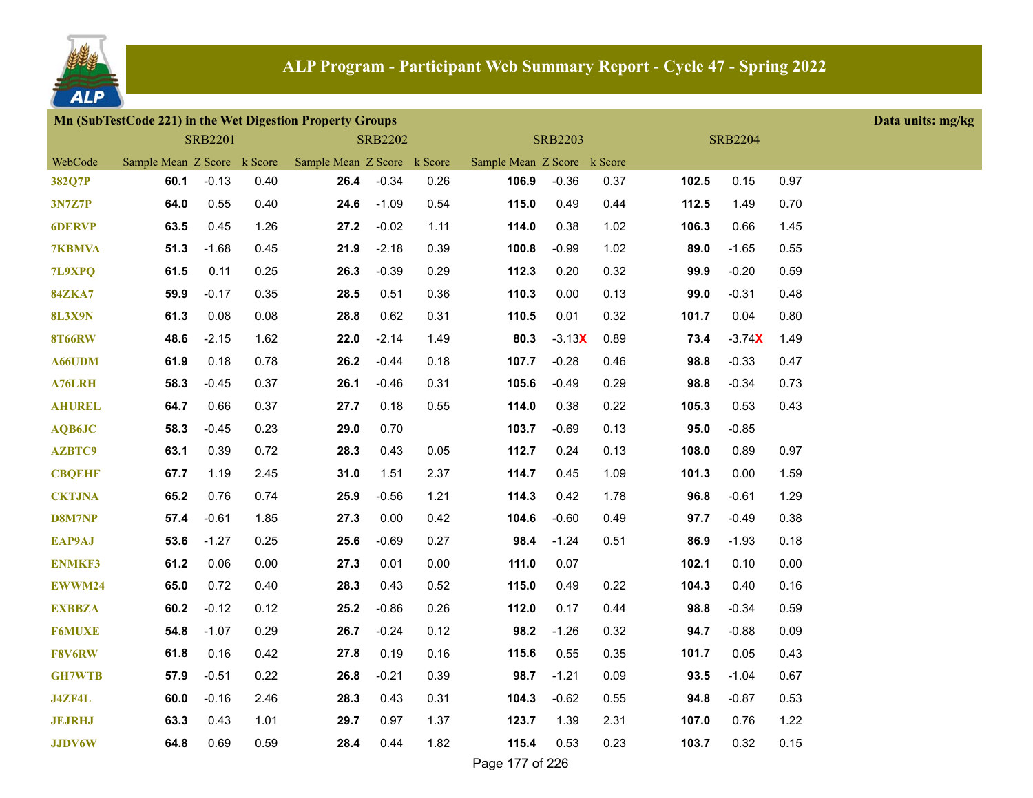# ALP Program - Participant Web Summary Report - Cycle 47 - Spring 2022

**Mn (SubTestCode 221) in the Wet Digestion Property Groups** — **Data units: mg/kg**

| WebCode | SRB2201 Sample Mean | SRB2201 Z Score | SRB2201 k Score | SRB2202 Sample Mean | SRB2202 Z Score | SRB2202 k Score | SRB2203 Sample Mean | SRB2203 Z Score | SRB2203 k Score | SRB2204 Sample Mean | SRB2204 Z Score | SRB2204 k Score |
|---|---|---|---|---|---|---|---|---|---|---|---|---|
| 382Q7P | **60.1** | -0.13 | 0.40 | **26.4** | -0.34 | 0.26 | **106.9** | -0.36 | 0.37 | **102.5** | 0.15 | 0.97 |
| 3N7Z7P | **64.0** | 0.55 | 0.40 | **24.6** | -1.09 | 0.54 | **115.0** | 0.49 | 0.44 | **112.5** | 1.49 | 0.70 |
| 6DERVP | **63.5** | 0.45 | 1.26 | **27.2** | -0.02 | 1.11 | **114.0** | 0.38 | 1.02 | **106.3** | 0.66 | 1.45 |
| 7KBMVA | **51.3** | -1.68 | 0.45 | **21.9** | -2.18 | 0.39 | **100.8** | -0.99 | 1.02 | **89.0** | -1.65 | 0.55 |
| 7L9XPQ | **61.5** | 0.11 | 0.25 | **26.3** | -0.39 | 0.29 | **112.3** | 0.20 | 0.32 | **99.9** | -0.20 | 0.59 |
| 84ZKA7 | **59.9** | -0.17 | 0.35 | **28.5** | 0.51 | 0.36 | **110.3** | 0.00 | 0.13 | **99.0** | -0.31 | 0.48 |
| 8L3X9N | **61.3** | 0.08 | 0.08 | **28.8** | 0.62 | 0.31 | **110.5** | 0.01 | 0.32 | **101.7** | 0.04 | 0.80 |
| 8T66RW | **48.6** | -2.15 | 1.62 | **22.0** | -2.14 | 1.49 | **80.3** | -3.13X | 0.89 | **73.4** | -3.74X | 1.49 |
| A66UDM | **61.9** | 0.18 | 0.78 | **26.2** | -0.44 | 0.18 | **107.7** | -0.28 | 0.46 | **98.8** | -0.33 | 0.47 |
| A76LRH | **58.3** | -0.45 | 0.37 | **26.1** | -0.46 | 0.31 | **105.6** | -0.49 | 0.29 | **98.8** | -0.34 | 0.73 |
| AHUREL | **64.7** | 0.66 | 0.37 | **27.7** | 0.18 | 0.55 | **114.0** | 0.38 | 0.22 | **105.3** | 0.53 | 0.43 |
| AQB6JC | **58.3** | -0.45 | 0.23 | **29.0** | 0.70 | | **103.7** | -0.69 | 0.13 | **95.0** | -0.85 | |
| AZBTC9 | **63.1** | 0.39 | 0.72 | **28.3** | 0.43 | 0.05 | **112.7** | 0.24 | 0.13 | **108.0** | 0.89 | 0.97 |
| CBQEHF | **67.7** | 1.19 | 2.45 | **31.0** | 1.51 | 2.37 | **114.7** | 0.45 | 1.09 | **101.3** | 0.00 | 1.59 |
| CKTJNA | **65.2** | 0.76 | 0.74 | **25.9** | -0.56 | 1.21 | **114.3** | 0.42 | 1.78 | **96.8** | -0.61 | 1.29 |
| D8M7NP | **57.4** | -0.61 | 1.85 | **27.3** | 0.00 | 0.42 | **104.6** | -0.60 | 0.49 | **97.7** | -0.49 | 0.38 |
| EAP9AJ | **53.6** | -1.27 | 0.25 | **25.6** | -0.69 | 0.27 | **98.4** | -1.24 | 0.51 | **86.9** | -1.93 | 0.18 |
| ENMKF3 | **61.2** | 0.06 | 0.00 | **27.3** | 0.01 | 0.00 | **111.0** | 0.07 | | **102.1** | 0.10 | 0.00 |
| EWWM24 | **65.0** | 0.72 | 0.40 | **28.3** | 0.43 | 0.52 | **115.0** | 0.49 | 0.22 | **104.3** | 0.40 | 0.16 |
| EXBBZA | **60.2** | -0.12 | 0.12 | **25.2** | -0.86 | 0.26 | **112.0** | 0.17 | 0.44 | **98.8** | -0.34 | 0.59 |
| F6MUXE | **54.8** | -1.07 | 0.29 | **26.7** | -0.24 | 0.12 | **98.2** | -1.26 | 0.32 | **94.7** | -0.88 | 0.09 |
| F8V6RW | **61.8** | 0.16 | 0.42 | **27.8** | 0.19 | 0.16 | **115.6** | 0.55 | 0.35 | **101.7** | 0.05 | 0.43 |
| GH7WTB | **57.9** | -0.51 | 0.22 | **26.8** | -0.21 | 0.39 | **98.7** | -1.21 | 0.09 | **93.5** | -1.04 | 0.67 |
| J4ZF4L | **60.0** | -0.16 | 2.46 | **28.3** | 0.43 | 0.31 | **104.3** | -0.62 | 0.55 | **94.8** | -0.87 | 0.53 |
| JEJRHJ | **63.3** | 0.43 | 1.01 | **29.7** | 0.97 | 1.37 | **123.7** | 1.39 | 2.31 | **107.0** | 0.76 | 1.22 |
| JJDV6W | **64.8** | 0.69 | 0.59 | **28.4** | 0.44 | 1.82 | **115.4** | 0.53 | 0.23 | **103.7** | 0.32 | 0.15 |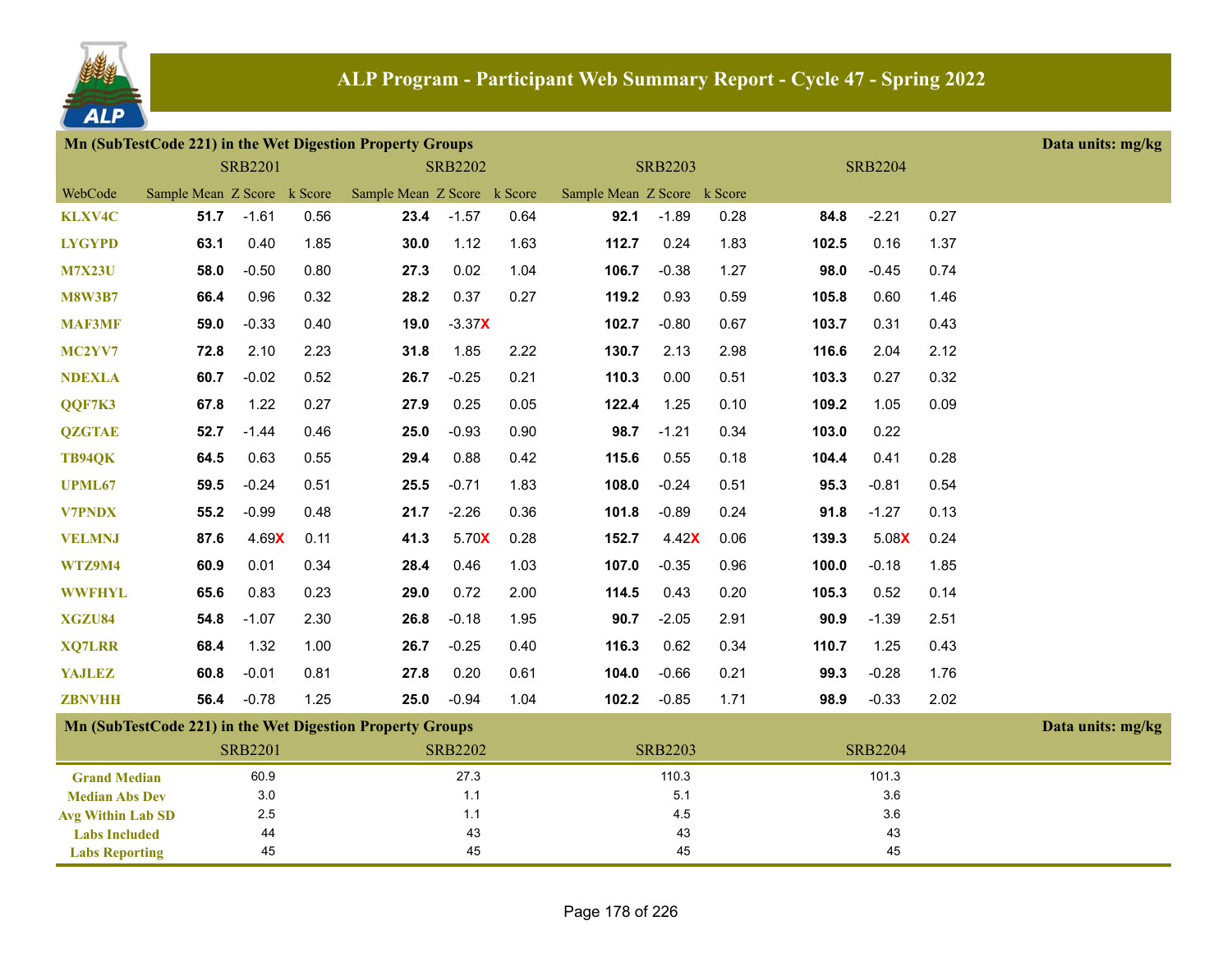# ALP Program - Participant Web Summary Report - Cycle 47 - Spring 2022

## Mn (SubTestCode 221) in the Wet Digestion Property Groups

Data units: mg/kg

| | SRB2201 | | | SRB2202 | | | SRB2203 | | | SRB2204 | | |
|---|---|---|---|---|---|---|---|---|---|---|---|---|
| WebCode | Sample Mean | Z Score | k Score | Sample Mean | Z Score | k Score | Sample Mean | Z Score | k Score | | | |
| KLXV4C | **51.7** | -1.61 | 0.56 | **23.4** | -1.57 | 0.64 | **92.1** | -1.89 | 0.28 | **84.8** | -2.21 | 0.27 |
| LYGYPD | **63.1** | 0.40 | 1.85 | **30.0** | 1.12 | 1.63 | **112.7** | 0.24 | 1.83 | **102.5** | 0.16 | 1.37 |
| M7X23U | **58.0** | -0.50 | 0.80 | **27.3** | 0.02 | 1.04 | **106.7** | -0.38 | 1.27 | **98.0** | -0.45 | 0.74 |
| M8W3B7 | **66.4** | 0.96 | 0.32 | **28.2** | 0.37 | 0.27 | **119.2** | 0.93 | 0.59 | **105.8** | 0.60 | 1.46 |
| MAF3MF | **59.0** | -0.33 | 0.40 | **19.0** | -3.37X | | **102.7** | -0.80 | 0.67 | **103.7** | 0.31 | 0.43 |
| MC2YV7 | **72.8** | 2.10 | 2.23 | **31.8** | 1.85 | 2.22 | **130.7** | 2.13 | 2.98 | **116.6** | 2.04 | 2.12 |
| NDEXLA | **60.7** | -0.02 | 0.52 | **26.7** | -0.25 | 0.21 | **110.3** | 0.00 | 0.51 | **103.3** | 0.27 | 0.32 |
| QQF7K3 | **67.8** | 1.22 | 0.27 | **27.9** | 0.25 | 0.05 | **122.4** | 1.25 | 0.10 | **109.2** | 1.05 | 0.09 |
| QZGTAE | **52.7** | -1.44 | 0.46 | **25.0** | -0.93 | 0.90 | **98.7** | -1.21 | 0.34 | **103.0** | 0.22 | |
| TB94QK | **64.5** | 0.63 | 0.55 | **29.4** | 0.88 | 0.42 | **115.6** | 0.55 | 0.18 | **104.4** | 0.41 | 0.28 |
| UPML67 | **59.5** | -0.24 | 0.51 | **25.5** | -0.71 | 1.83 | **108.0** | -0.24 | 0.51 | **95.3** | -0.81 | 0.54 |
| V7PNDX | **55.2** | -0.99 | 0.48 | **21.7** | -2.26 | 0.36 | **101.8** | -0.89 | 0.24 | **91.8** | -1.27 | 0.13 |
| VELMNJ | **87.6** | 4.69X | 0.11 | **41.3** | 5.70X | 0.28 | **152.7** | 4.42X | 0.06 | **139.3** | 5.08X | 0.24 |
| WTZ9M4 | **60.9** | 0.01 | 0.34 | **28.4** | 0.46 | 1.03 | **107.0** | -0.35 | 0.96 | **100.0** | -0.18 | 1.85 |
| WWFHYL | **65.6** | 0.83 | 0.23 | **29.0** | 0.72 | 2.00 | **114.5** | 0.43 | 0.20 | **105.3** | 0.52 | 0.14 |
| XGZU84 | **54.8** | -1.07 | 2.30 | **26.8** | -0.18 | 1.95 | **90.7** | -2.05 | 2.91 | **90.9** | -1.39 | 2.51 |
| XQ7LRR | **68.4** | 1.32 | 1.00 | **26.7** | -0.25 | 0.40 | **116.3** | 0.62 | 0.34 | **110.7** | 1.25 | 0.43 |
| YAJLEZ | **60.8** | -0.01 | 0.81 | **27.8** | 0.20 | 0.61 | **104.0** | -0.66 | 0.21 | **99.3** | -0.28 | 1.76 |
| ZBNVHH | **56.4** | -0.78 | 1.25 | **25.0** | -0.94 | 1.04 | **102.2** | -0.85 | 1.71 | **98.9** | -0.33 | 2.02 |

## Mn (SubTestCode 221) in the Wet Digestion Property Groups

Data units: mg/kg

| | SRB2201 | SRB2202 | SRB2203 | SRB2204 |
|---|---|---|---|---|
| Grand Median | 60.9 | 27.3 | 110.3 | 101.3 |
| Median Abs Dev | 3.0 | 1.1 | 5.1 | 3.6 |
| Avg Within Lab SD | 2.5 | 1.1 | 4.5 | 3.6 |
| Labs Included | 44 | 43 | 43 | 43 |
| Labs Reporting | 45 | 45 | 45 | 45 |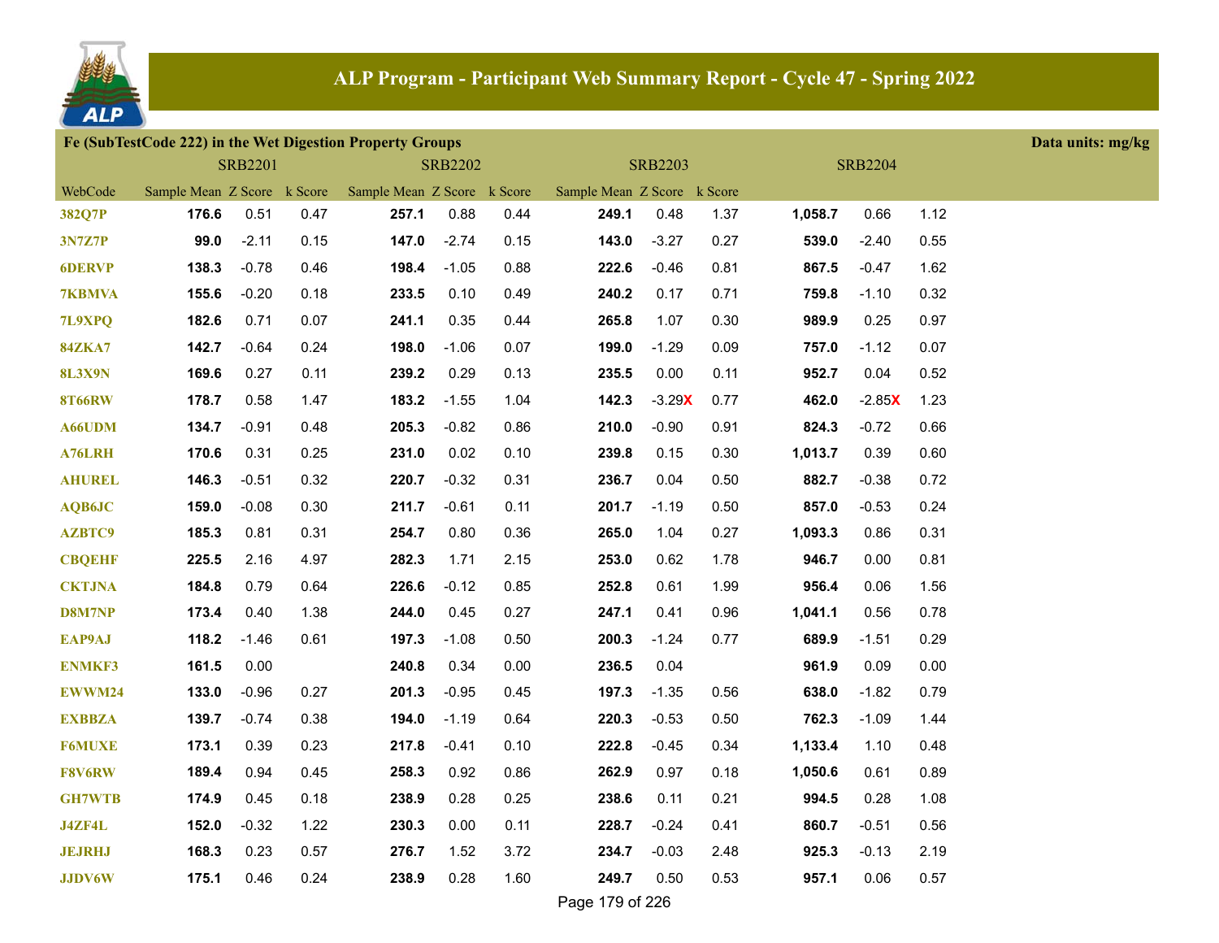# ALP Program - Participant Web Summary Report - Cycle 47 - Spring 2022

**Fe (SubTestCode 222) in the Wet Digestion Property Groups** — Data units: mg/kg

| WebCode | SRB2201 Sample Mean | SRB2201 Z Score | SRB2201 k Score | SRB2202 Sample Mean | SRB2202 Z Score | SRB2202 k Score | SRB2203 Sample Mean | SRB2203 Z Score | SRB2203 k Score | SRB2204 Sample Mean | SRB2204 Z Score | SRB2204 k Score |
|---|---|---|---|---|---|---|---|---|---|---|---|---|
| 382Q7P | **176.6** | 0.51 | 0.47 | **257.1** | 0.88 | 0.44 | **249.1** | 0.48 | 1.37 | **1,058.7** | 0.66 | 1.12 |
| 3N7Z7P | **99.0** | -2.11 | 0.15 | **147.0** | -2.74 | 0.15 | **143.0** | -3.27 | 0.27 | **539.0** | -2.40 | 0.55 |
| 6DERVP | **138.3** | -0.78 | 0.46 | **198.4** | -1.05 | 0.88 | **222.6** | -0.46 | 0.81 | **867.5** | -0.47 | 1.62 |
| 7KBMVA | **155.6** | -0.20 | 0.18 | **233.5** | 0.10 | 0.49 | **240.2** | 0.17 | 0.71 | **759.8** | -1.10 | 0.32 |
| 7L9XPQ | **182.6** | 0.71 | 0.07 | **241.1** | 0.35 | 0.44 | **265.8** | 1.07 | 0.30 | **989.9** | 0.25 | 0.97 |
| 84ZKA7 | **142.7** | -0.64 | 0.24 | **198.0** | -1.06 | 0.07 | **199.0** | -1.29 | 0.09 | **757.0** | -1.12 | 0.07 |
| 8L3X9N | **169.6** | 0.27 | 0.11 | **239.2** | 0.29 | 0.13 | **235.5** | 0.00 | 0.11 | **952.7** | 0.04 | 0.52 |
| 8T66RW | **178.7** | 0.58 | 1.47 | **183.2** | -1.55 | 1.04 | **142.3** | -3.29**X** | 0.77 | **462.0** | -2.85**X** | 1.23 |
| A66UDM | **134.7** | -0.91 | 0.48 | **205.3** | -0.82 | 0.86 | **210.0** | -0.90 | 0.91 | **824.3** | -0.72 | 0.66 |
| A76LRH | **170.6** | 0.31 | 0.25 | **231.0** | 0.02 | 0.10 | **239.8** | 0.15 | 0.30 | **1,013.7** | 0.39 | 0.60 |
| AHUREL | **146.3** | -0.51 | 0.32 | **220.7** | -0.32 | 0.31 | **236.7** | 0.04 | 0.50 | **882.7** | -0.38 | 0.72 |
| AQB6JC | **159.0** | -0.08 | 0.30 | **211.7** | -0.61 | 0.11 | **201.7** | -1.19 | 0.50 | **857.0** | -0.53 | 0.24 |
| AZBTC9 | **185.3** | 0.81 | 0.31 | **254.7** | 0.80 | 0.36 | **265.0** | 1.04 | 0.27 | **1,093.3** | 0.86 | 0.31 |
| CBQEHF | **225.5** | 2.16 | 4.97 | **282.3** | 1.71 | 2.15 | **253.0** | 0.62 | 1.78 | **946.7** | 0.00 | 0.81 |
| CKTJNA | **184.8** | 0.79 | 0.64 | **226.6** | -0.12 | 0.85 | **252.8** | 0.61 | 1.99 | **956.4** | 0.06 | 1.56 |
| D8M7NP | **173.4** | 0.40 | 1.38 | **244.0** | 0.45 | 0.27 | **247.1** | 0.41 | 0.96 | **1,041.1** | 0.56 | 0.78 |
| EAP9AJ | **118.2** | -1.46 | 0.61 | **197.3** | -1.08 | 0.50 | **200.3** | -1.24 | 0.77 | **689.9** | -1.51 | 0.29 |
| ENMKF3 | **161.5** | 0.00 | | **240.8** | 0.34 | 0.00 | **236.5** | 0.04 | | **961.9** | 0.09 | 0.00 |
| EWWM24 | **133.0** | -0.96 | 0.27 | **201.3** | -0.95 | 0.45 | **197.3** | -1.35 | 0.56 | **638.0** | -1.82 | 0.79 |
| EXBBZA | **139.7** | -0.74 | 0.38 | **194.0** | -1.19 | 0.64 | **220.3** | -0.53 | 0.50 | **762.3** | -1.09 | 1.44 |
| F6MUXE | **173.1** | 0.39 | 0.23 | **217.8** | -0.41 | 0.10 | **222.8** | -0.45 | 0.34 | **1,133.4** | 1.10 | 0.48 |
| F8V6RW | **189.4** | 0.94 | 0.45 | **258.3** | 0.92 | 0.86 | **262.9** | 0.97 | 0.18 | **1,050.6** | 0.61 | 0.89 |
| GH7WTB | **174.9** | 0.45 | 0.18 | **238.9** | 0.28 | 0.25 | **238.6** | 0.11 | 0.21 | **994.5** | 0.28 | 1.08 |
| J4ZF4L | **152.0** | -0.32 | 1.22 | **230.3** | 0.00 | 0.11 | **228.7** | -0.24 | 0.41 | **860.7** | -0.51 | 0.56 |
| JEJRHJ | **168.3** | 0.23 | 0.57 | **276.7** | 1.52 | 3.72 | **234.7** | -0.03 | 2.48 | **925.3** | -0.13 | 2.19 |
| JJDV6W | **175.1** | 0.46 | 0.24 | **238.9** | 0.28 | 1.60 | **249.7** | 0.50 | 0.53 | **957.1** | 0.06 | 0.57 |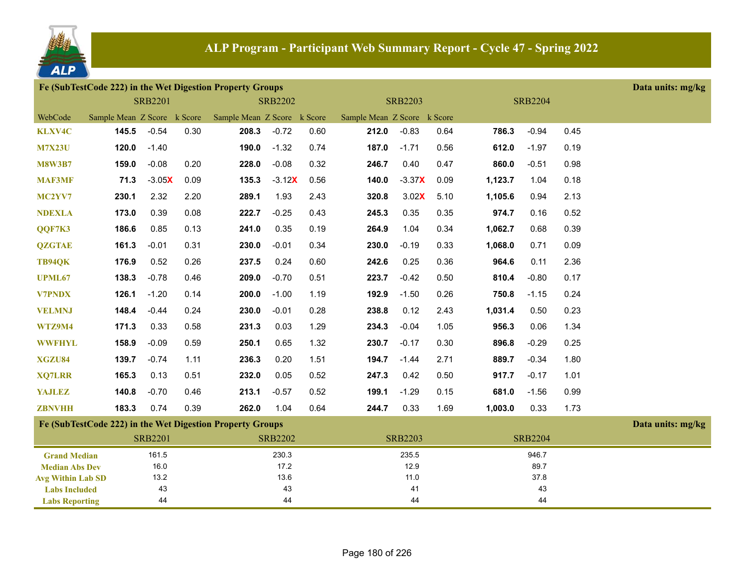# ALP Program - Participant Web Summary Report - Cycle 47 - Spring 2022

## Fe (SubTestCode 222) in the Wet Digestion Property Groups

Data units: mg/kg

| | SRB2201 | | | SRB2202 | | | SRB2203 | | | SRB2204 | | |
|---|---|---|---|---|---|---|---|---|---|---|---|---|
| WebCode | Sample Mean | Z Score | k Score | Sample Mean | Z Score | k Score | Sample Mean | Z Score | k Score | | | |
| KLXV4C | **145.5** | -0.54 | 0.30 | **208.3** | -0.72 | 0.60 | **212.0** | -0.83 | 0.64 | **786.3** | -0.94 | 0.45 |
| M7X23U | **120.0** | -1.40 | | **190.0** | -1.32 | 0.74 | **187.0** | -1.71 | 0.56 | **612.0** | -1.97 | 0.19 |
| M8W3B7 | **159.0** | -0.08 | 0.20 | **228.0** | -0.08 | 0.32 | **246.7** | 0.40 | 0.47 | **860.0** | -0.51 | 0.98 |
| MAF3MF | **71.3** | -3.05X | 0.09 | **135.3** | -3.12X | 0.56 | **140.0** | -3.37X | 0.09 | **1,123.7** | 1.04 | 0.18 |
| MC2YV7 | **230.1** | 2.32 | 2.20 | **289.1** | 1.93 | 2.43 | **320.8** | 3.02X | 5.10 | **1,105.6** | 0.94 | 2.13 |
| NDEXLA | **173.0** | 0.39 | 0.08 | **222.7** | -0.25 | 0.43 | **245.3** | 0.35 | 0.35 | **974.7** | 0.16 | 0.52 |
| QQF7K3 | **186.6** | 0.85 | 0.13 | **241.0** | 0.35 | 0.19 | **264.9** | 1.04 | 0.34 | **1,062.7** | 0.68 | 0.39 |
| QZGTAE | **161.3** | -0.01 | 0.31 | **230.0** | -0.01 | 0.34 | **230.0** | -0.19 | 0.33 | **1,068.0** | 0.71 | 0.09 |
| TB94QK | **176.9** | 0.52 | 0.26 | **237.5** | 0.24 | 0.60 | **242.6** | 0.25 | 0.36 | **964.6** | 0.11 | 2.36 |
| UPML67 | **138.3** | -0.78 | 0.46 | **209.0** | -0.70 | 0.51 | **223.7** | -0.42 | 0.50 | **810.4** | -0.80 | 0.17 |
| V7PNDX | **126.1** | -1.20 | 0.14 | **200.0** | -1.00 | 1.19 | **192.9** | -1.50 | 0.26 | **750.8** | -1.15 | 0.24 |
| VELMNJ | **148.4** | -0.44 | 0.24 | **230.0** | -0.01 | 0.28 | **238.8** | 0.12 | 2.43 | **1,031.4** | 0.50 | 0.23 |
| WTZ9M4 | **171.3** | 0.33 | 0.58 | **231.3** | 0.03 | 1.29 | **234.3** | -0.04 | 1.05 | **956.3** | 0.06 | 1.34 |
| WWFHYL | **158.9** | -0.09 | 0.59 | **250.1** | 0.65 | 1.32 | **230.7** | -0.17 | 0.30 | **896.8** | -0.29 | 0.25 |
| XGZU84 | **139.7** | -0.74 | 1.11 | **236.3** | 0.20 | 1.51 | **194.7** | -1.44 | 2.71 | **889.7** | -0.34 | 1.80 |
| XQ7LRR | **165.3** | 0.13 | 0.51 | **232.0** | 0.05 | 0.52 | **247.3** | 0.42 | 0.50 | **917.7** | -0.17 | 1.01 |
| YAJLEZ | **140.8** | -0.70 | 0.46 | **213.1** | -0.57 | 0.52 | **199.1** | -1.29 | 0.15 | **681.0** | -1.56 | 0.99 |
| ZBNVHH | **183.3** | 0.74 | 0.39 | **262.0** | 1.04 | 0.64 | **244.7** | 0.33 | 1.69 | **1,003.0** | 0.33 | 1.73 |

## Fe (SubTestCode 222) in the Wet Digestion Property Groups

Data units: mg/kg

| | SRB2201 | SRB2202 | SRB2203 | SRB2204 |
|---|---|---|---|---|
| Grand Median | 161.5 | 230.3 | 235.5 | 946.7 |
| Median Abs Dev | 16.0 | 17.2 | 12.9 | 89.7 |
| Avg Within Lab SD | 13.2 | 13.6 | 11.0 | 37.8 |
| Labs Included | 43 | 43 | 41 | 43 |
| Labs Reporting | 44 | 44 | 44 | 44 |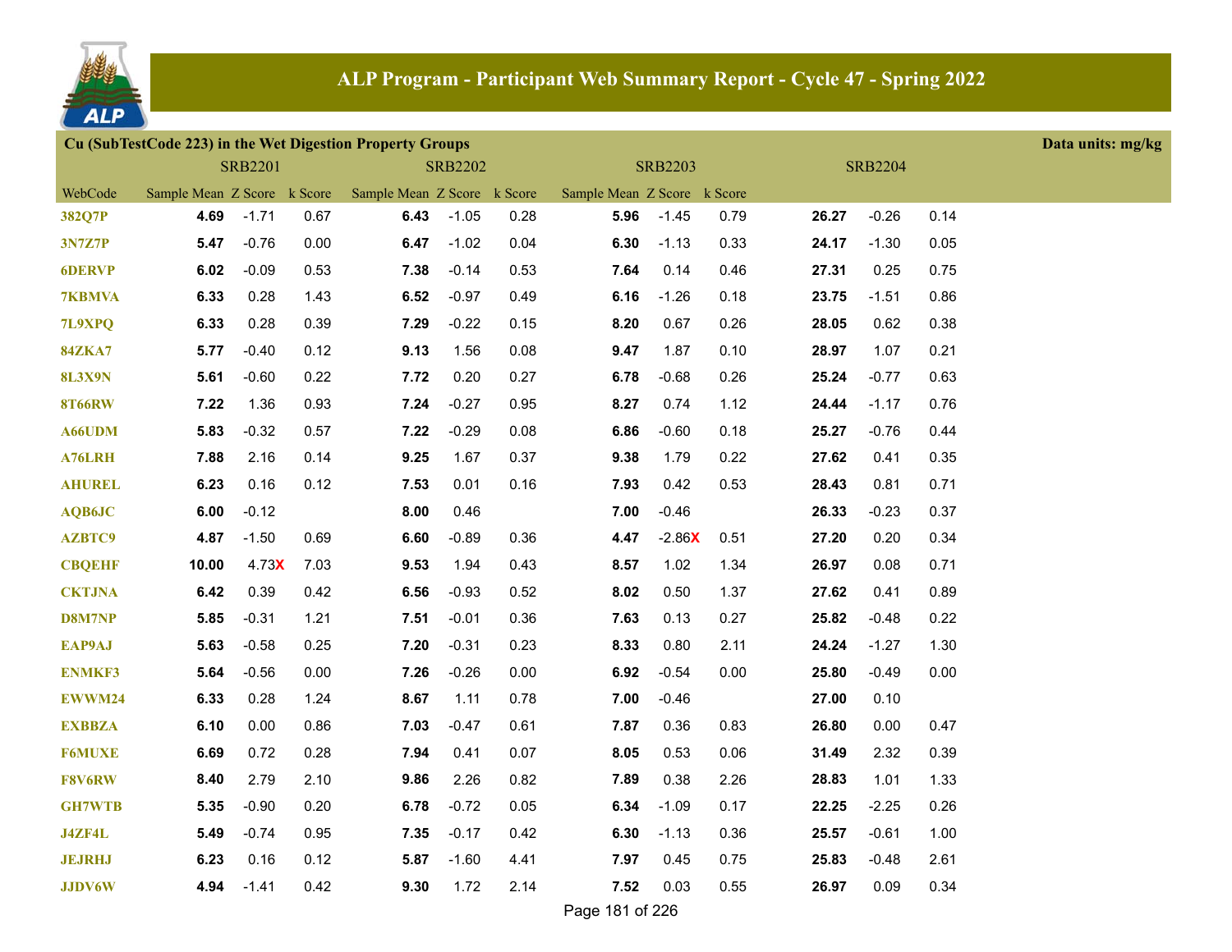# ALP Program - Participant Web Summary Report - Cycle 47 - Spring 2022

## Cu (SubTestCode 223) in the Wet Digestion Property Groups

Data units: mg/kg

| WebCode | SRB2201 Sample Mean | SRB2201 Z Score | SRB2201 k Score | SRB2202 Sample Mean | SRB2202 Z Score | SRB2202 k Score | SRB2203 Sample Mean | SRB2203 Z Score | SRB2203 k Score | SRB2204 Sample Mean | SRB2204 Z Score | SRB2204 k Score |
|---|---|---|---|---|---|---|---|---|---|---|---|---|
| 382Q7P | **4.69** | -1.71 | 0.67 | **6.43** | -1.05 | 0.28 | **5.96** | -1.45 | 0.79 | **26.27** | -0.26 | 0.14 |
| 3N7Z7P | **5.47** | -0.76 | 0.00 | **6.47** | -1.02 | 0.04 | **6.30** | -1.13 | 0.33 | **24.17** | -1.30 | 0.05 |
| 6DERVP | **6.02** | -0.09 | 0.53 | **7.38** | -0.14 | 0.53 | **7.64** | 0.14 | 0.46 | **27.31** | 0.25 | 0.75 |
| 7KBMVA | **6.33** | 0.28 | 1.43 | **6.52** | -0.97 | 0.49 | **6.16** | -1.26 | 0.18 | **23.75** | -1.51 | 0.86 |
| 7L9XPQ | **6.33** | 0.28 | 0.39 | **7.29** | -0.22 | 0.15 | **8.20** | 0.67 | 0.26 | **28.05** | 0.62 | 0.38 |
| 84ZKA7 | **5.77** | -0.40 | 0.12 | **9.13** | 1.56 | 0.08 | **9.47** | 1.87 | 0.10 | **28.97** | 1.07 | 0.21 |
| 8L3X9N | **5.61** | -0.60 | 0.22 | **7.72** | 0.20 | 0.27 | **6.78** | -0.68 | 0.26 | **25.24** | -0.77 | 0.63 |
| 8T66RW | **7.22** | 1.36 | 0.93 | **7.24** | -0.27 | 0.95 | **8.27** | 0.74 | 1.12 | **24.44** | -1.17 | 0.76 |
| A66UDM | **5.83** | -0.32 | 0.57 | **7.22** | -0.29 | 0.08 | **6.86** | -0.60 | 0.18 | **25.27** | -0.76 | 0.44 |
| A76LRH | **7.88** | 2.16 | 0.14 | **9.25** | 1.67 | 0.37 | **9.38** | 1.79 | 0.22 | **27.62** | 0.41 | 0.35 |
| AHUREL | **6.23** | 0.16 | 0.12 | **7.53** | 0.01 | 0.16 | **7.93** | 0.42 | 0.53 | **28.43** | 0.81 | 0.71 |
| AQB6JC | **6.00** | -0.12 | | **8.00** | 0.46 | | **7.00** | -0.46 | | **26.33** | -0.23 | 0.37 |
| AZBTC9 | **4.87** | -1.50 | 0.69 | **6.60** | -0.89 | 0.36 | **4.47** | -2.86X | 0.51 | **27.20** | 0.20 | 0.34 |
| CBQEHF | **10.00** | 4.73X | 7.03 | **9.53** | 1.94 | 0.43 | **8.57** | 1.02 | 1.34 | **26.97** | 0.08 | 0.71 |
| CKTJNA | **6.42** | 0.39 | 0.42 | **6.56** | -0.93 | 0.52 | **8.02** | 0.50 | 1.37 | **27.62** | 0.41 | 0.89 |
| D8M7NP | **5.85** | -0.31 | 1.21 | **7.51** | -0.01 | 0.36 | **7.63** | 0.13 | 0.27 | **25.82** | -0.48 | 0.22 |
| EAP9AJ | **5.63** | -0.58 | 0.25 | **7.20** | -0.31 | 0.23 | **8.33** | 0.80 | 2.11 | **24.24** | -1.27 | 1.30 |
| ENMKF3 | **5.64** | -0.56 | 0.00 | **7.26** | -0.26 | 0.00 | **6.92** | -0.54 | 0.00 | **25.80** | -0.49 | 0.00 |
| EWWM24 | **6.33** | 0.28 | 1.24 | **8.67** | 1.11 | 0.78 | **7.00** | -0.46 | | **27.00** | 0.10 | |
| EXBBZA | **6.10** | 0.00 | 0.86 | **7.03** | -0.47 | 0.61 | **7.87** | 0.36 | 0.83 | **26.80** | 0.00 | 0.47 |
| F6MUXE | **6.69** | 0.72 | 0.28 | **7.94** | 0.41 | 0.07 | **8.05** | 0.53 | 0.06 | **31.49** | 2.32 | 0.39 |
| F8V6RW | **8.40** | 2.79 | 2.10 | **9.86** | 2.26 | 0.82 | **7.89** | 0.38 | 2.26 | **28.83** | 1.01 | 1.33 |
| GH7WTB | **5.35** | -0.90 | 0.20 | **6.78** | -0.72 | 0.05 | **6.34** | -1.09 | 0.17 | **22.25** | -2.25 | 0.26 |
| J4ZF4L | **5.49** | -0.74 | 0.95 | **7.35** | -0.17 | 0.42 | **6.30** | -1.13 | 0.36 | **25.57** | -0.61 | 1.00 |
| JEJRHJ | **6.23** | 0.16 | 0.12 | **5.87** | -1.60 | 4.41 | **7.97** | 0.45 | 0.75 | **25.83** | -0.48 | 2.61 |
| JJDV6W | **4.94** | -1.41 | 0.42 | **9.30** | 1.72 | 2.14 | **7.52** | 0.03 | 0.55 | **26.97** | 0.09 | 0.34 |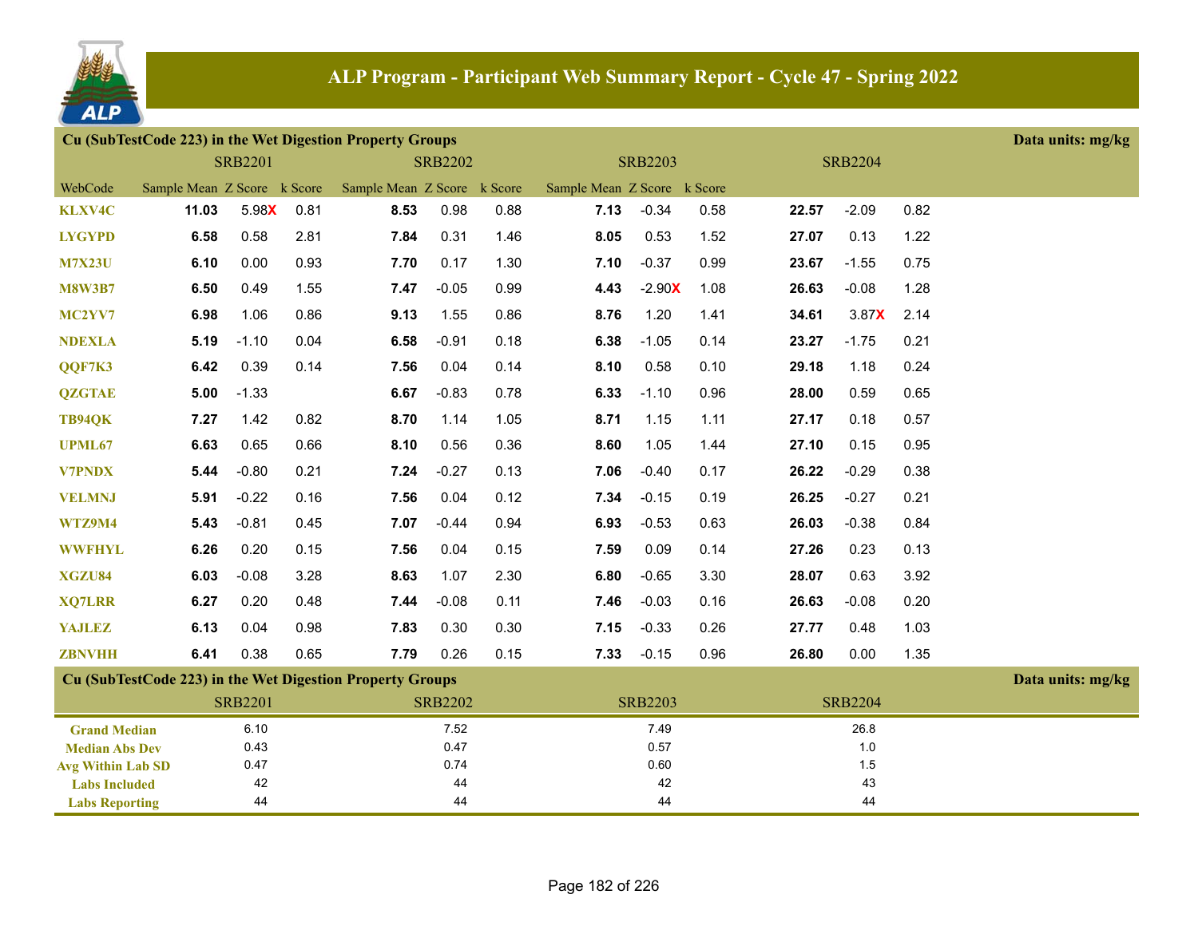## ALP Program - Participant Web Summary Report - Cycle 47 - Spring 2022

### Cu (SubTestCode 223) in the Wet Digestion Property Groups

Data units: mg/kg

| | SRB2201 | | | SRB2202 | | | SRB2203 | | | SRB2204 | | |
|---|---|---|---|---|---|---|---|---|---|---|---|---|
| WebCode | Sample Mean | Z Score | k Score | Sample Mean | Z Score | k Score | Sample Mean | Z Score | k Score | | | |
| KLXV4C | **11.03** | 5.98X | 0.81 | **8.53** | 0.98 | 0.88 | **7.13** | -0.34 | 0.58 | **22.57** | -2.09 | 0.82 |
| LYGYPD | **6.58** | 0.58 | 2.81 | **7.84** | 0.31 | 1.46 | **8.05** | 0.53 | 1.52 | **27.07** | 0.13 | 1.22 |
| M7X23U | **6.10** | 0.00 | 0.93 | **7.70** | 0.17 | 1.30 | **7.10** | -0.37 | 0.99 | **23.67** | -1.55 | 0.75 |
| M8W3B7 | **6.50** | 0.49 | 1.55 | **7.47** | -0.05 | 0.99 | **4.43** | -2.90X | 1.08 | **26.63** | -0.08 | 1.28 |
| MC2YV7 | **6.98** | 1.06 | 0.86 | **9.13** | 1.55 | 0.86 | **8.76** | 1.20 | 1.41 | **34.61** | 3.87X | 2.14 |
| NDEXLA | **5.19** | -1.10 | 0.04 | **6.58** | -0.91 | 0.18 | **6.38** | -1.05 | 0.14 | **23.27** | -1.75 | 0.21 |
| QQF7K3 | **6.42** | 0.39 | 0.14 | **7.56** | 0.04 | 0.14 | **8.10** | 0.58 | 0.10 | **29.18** | 1.18 | 0.24 |
| QZGTAE | **5.00** | -1.33 | | **6.67** | -0.83 | 0.78 | **6.33** | -1.10 | 0.96 | **28.00** | 0.59 | 0.65 |
| TB94QK | **7.27** | 1.42 | 0.82 | **8.70** | 1.14 | 1.05 | **8.71** | 1.15 | 1.11 | **27.17** | 0.18 | 0.57 |
| UPML67 | **6.63** | 0.65 | 0.66 | **8.10** | 0.56 | 0.36 | **8.60** | 1.05 | 1.44 | **27.10** | 0.15 | 0.95 |
| V7PNDX | **5.44** | -0.80 | 0.21 | **7.24** | -0.27 | 0.13 | **7.06** | -0.40 | 0.17 | **26.22** | -0.29 | 0.38 |
| VELMNJ | **5.91** | -0.22 | 0.16 | **7.56** | 0.04 | 0.12 | **7.34** | -0.15 | 0.19 | **26.25** | -0.27 | 0.21 |
| WTZ9M4 | **5.43** | -0.81 | 0.45 | **7.07** | -0.44 | 0.94 | **6.93** | -0.53 | 0.63 | **26.03** | -0.38 | 0.84 |
| WWFHYL | **6.26** | 0.20 | 0.15 | **7.56** | 0.04 | 0.15 | **7.59** | 0.09 | 0.14 | **27.26** | 0.23 | 0.13 |
| XGZU84 | **6.03** | -0.08 | 3.28 | **8.63** | 1.07 | 2.30 | **6.80** | -0.65 | 3.30 | **28.07** | 0.63 | 3.92 |
| XQ7LRR | **6.27** | 0.20 | 0.48 | **7.44** | -0.08 | 0.11 | **7.46** | -0.03 | 0.16 | **26.63** | -0.08 | 0.20 |
| YAJLEZ | **6.13** | 0.04 | 0.98 | **7.83** | 0.30 | 0.30 | **7.15** | -0.33 | 0.26 | **27.77** | 0.48 | 1.03 |
| ZBNVHH | **6.41** | 0.38 | 0.65 | **7.79** | 0.26 | 0.15 | **7.33** | -0.15 | 0.96 | **26.80** | 0.00 | 1.35 |

### Cu (SubTestCode 223) in the Wet Digestion Property Groups

Data units: mg/kg

| | SRB2201 | SRB2202 | SRB2203 | SRB2204 |
|---|---|---|---|---|
| Grand Median | 6.10 | 7.52 | 7.49 | 26.8 |
| Median Abs Dev | 0.43 | 0.47 | 0.57 | 1.0 |
| Avg Within Lab SD | 0.47 | 0.74 | 0.60 | 1.5 |
| Labs Included | 42 | 44 | 42 | 43 |
| Labs Reporting | 44 | 44 | 44 | 44 |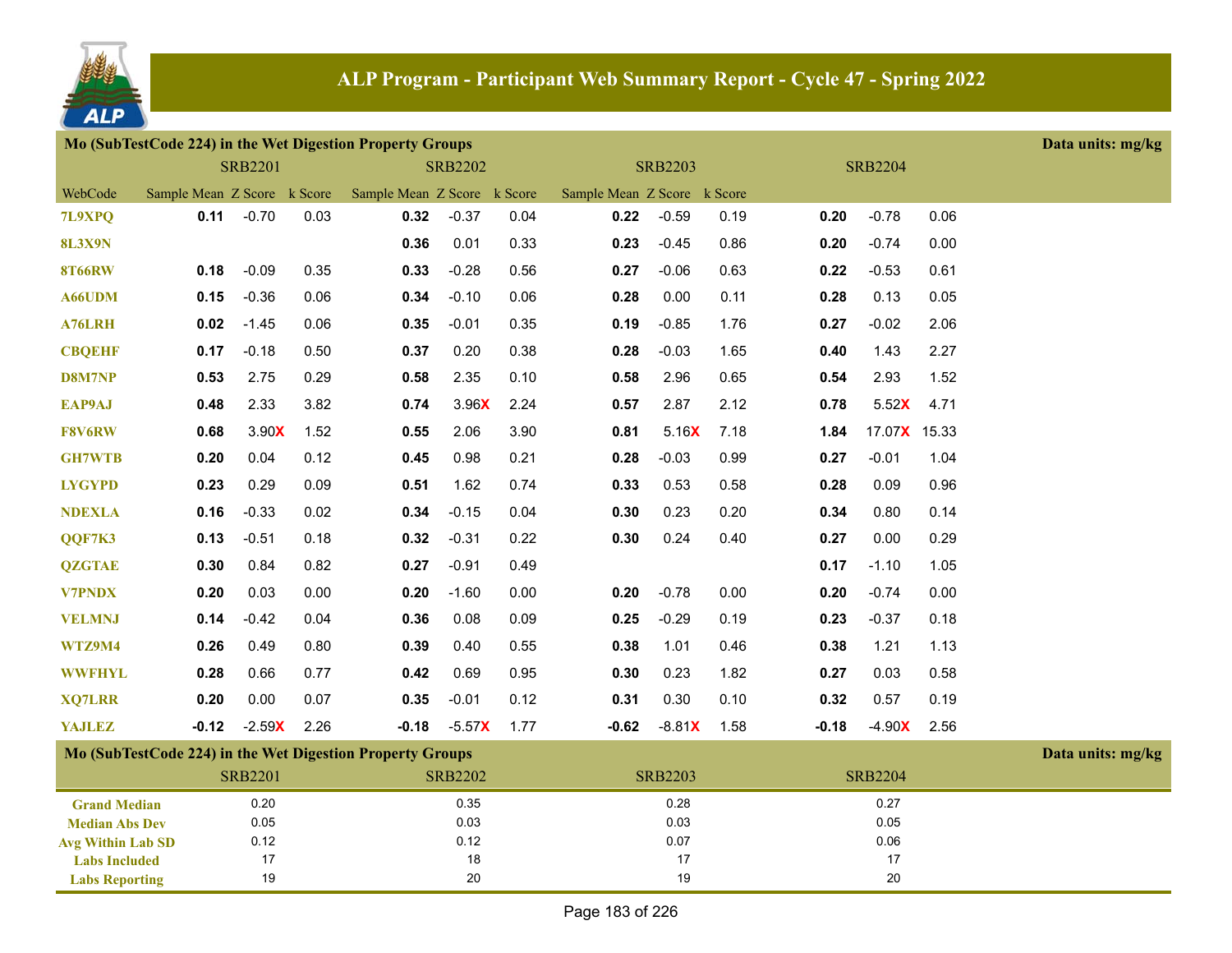# ALP Program - Participant Web Summary Report - Cycle 47 - Spring 2022

## Mo (SubTestCode 224) in the Wet Digestion Property Groups

Data units: mg/kg

| | SRB2201 | | | SRB2202 | | | SRB2203 | | | SRB2204 | | |
|---|---|---|---|---|---|---|---|---|---|---|---|---|
| WebCode | Sample Mean | Z Score | k Score | Sample Mean | Z Score | k Score | Sample Mean | Z Score | k Score | | | |
| 7L9XPQ | **0.11** | -0.70 | 0.03 | **0.32** | -0.37 | 0.04 | **0.22** | -0.59 | 0.19 | **0.20** | -0.78 | 0.06 |
| 8L3X9N | | | | **0.36** | 0.01 | 0.33 | **0.23** | -0.45 | 0.86 | **0.20** | -0.74 | 0.00 |
| 8T66RW | **0.18** | -0.09 | 0.35 | **0.33** | -0.28 | 0.56 | **0.27** | -0.06 | 0.63 | **0.22** | -0.53 | 0.61 |
| A66UDM | **0.15** | -0.36 | 0.06 | **0.34** | -0.10 | 0.06 | **0.28** | 0.00 | 0.11 | **0.28** | 0.13 | 0.05 |
| A76LRH | **0.02** | -1.45 | 0.06 | **0.35** | -0.01 | 0.35 | **0.19** | -0.85 | 1.76 | **0.27** | -0.02 | 2.06 |
| CBQEHF | **0.17** | -0.18 | 0.50 | **0.37** | 0.20 | 0.38 | **0.28** | -0.03 | 1.65 | **0.40** | 1.43 | 2.27 |
| D8M7NP | **0.53** | 2.75 | 0.29 | **0.58** | 2.35 | 0.10 | **0.58** | 2.96 | 0.65 | **0.54** | 2.93 | 1.52 |
| EAP9AJ | **0.48** | 2.33 | 3.82 | **0.74** | 3.96**X** | 2.24 | **0.57** | 2.87 | 2.12 | **0.78** | 5.52**X** | 4.71 |
| F8V6RW | **0.68** | 3.90**X** | 1.52 | **0.55** | 2.06 | 3.90 | **0.81** | 5.16**X** | 7.18 | **1.84** | 17.07**X** | 15.33 |
| GH7WTB | **0.20** | 0.04 | 0.12 | **0.45** | 0.98 | 0.21 | **0.28** | -0.03 | 0.99 | **0.27** | -0.01 | 1.04 |
| LYGYPD | **0.23** | 0.29 | 0.09 | **0.51** | 1.62 | 0.74 | **0.33** | 0.53 | 0.58 | **0.28** | 0.09 | 0.96 |
| NDEXLA | **0.16** | -0.33 | 0.02 | **0.34** | -0.15 | 0.04 | **0.30** | 0.23 | 0.20 | **0.34** | 0.80 | 0.14 |
| QQF7K3 | **0.13** | -0.51 | 0.18 | **0.32** | -0.31 | 0.22 | **0.30** | 0.24 | 0.40 | **0.27** | 0.00 | 0.29 |
| QZGTAE | **0.30** | 0.84 | 0.82 | **0.27** | -0.91 | 0.49 | | | | **0.17** | -1.10 | 1.05 |
| V7PNDX | **0.20** | 0.03 | 0.00 | **0.20** | -1.60 | 0.00 | **0.20** | -0.78 | 0.00 | **0.20** | -0.74 | 0.00 |
| VELMNJ | **0.14** | -0.42 | 0.04 | **0.36** | 0.08 | 0.09 | **0.25** | -0.29 | 0.19 | **0.23** | -0.37 | 0.18 |
| WTZ9M4 | **0.26** | 0.49 | 0.80 | **0.39** | 0.40 | 0.55 | **0.38** | 1.01 | 0.46 | **0.38** | 1.21 | 1.13 |
| WWFHYL | **0.28** | 0.66 | 0.77 | **0.42** | 0.69 | 0.95 | **0.30** | 0.23 | 1.82 | **0.27** | 0.03 | 0.58 |
| XQ7LRR | **0.20** | 0.00 | 0.07 | **0.35** | -0.01 | 0.12 | **0.31** | 0.30 | 0.10 | **0.32** | 0.57 | 0.19 |
| YAJLEZ | **-0.12** | -2.59**X** | 2.26 | **-0.18** | -5.57**X** | 1.77 | **-0.62** | -8.81**X** | 1.58 | **-0.18** | -4.90**X** | 2.56 |

## Mo (SubTestCode 224) in the Wet Digestion Property Groups

Data units: mg/kg

| | SRB2201 | SRB2202 | SRB2203 | SRB2204 |
|---|---|---|---|---|
| Grand Median | 0.20 | 0.35 | 0.28 | 0.27 |
| Median Abs Dev | 0.05 | 0.03 | 0.03 | 0.05 |
| Avg Within Lab SD | 0.12 | 0.12 | 0.07 | 0.06 |
| Labs Included | 17 | 18 | 17 | 17 |
| Labs Reporting | 19 | 20 | 19 | 20 |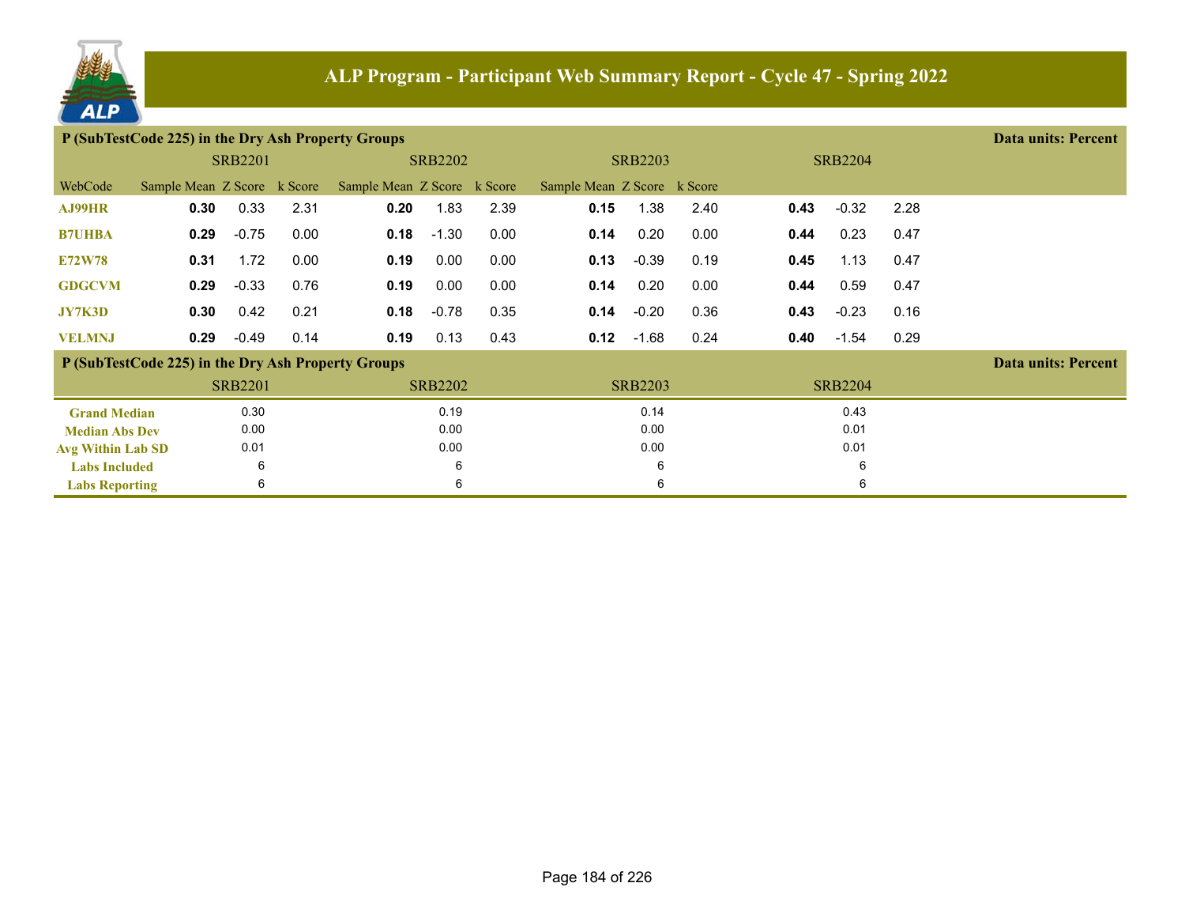# ALP Program - Participant Web Summary Report - Cycle 47 - Spring 2022

## P (SubTestCode 225) in the Dry Ash Property Groups

Data units: Percent

| | SRB2201 | | | SRB2202 | | | SRB2203 | | | SRB2204 | | |
|---|---|---|---|---|---|---|---|---|---|---|---|---|
| WebCode | Sample Mean | Z Score | k Score | Sample Mean | Z Score | k Score | Sample Mean | Z Score | k Score | | | |
| AJ99HR | **0.30** | 0.33 | 2.31 | **0.20** | 1.83 | 2.39 | **0.15** | 1.38 | 2.40 | **0.43** | -0.32 | 2.28 |
| B7UHBA | **0.29** | -0.75 | 0.00 | **0.18** | -1.30 | 0.00 | **0.14** | 0.20 | 0.00 | **0.44** | 0.23 | 0.47 |
| E72W78 | **0.31** | 1.72 | 0.00 | **0.19** | 0.00 | 0.00 | **0.13** | -0.39 | 0.19 | **0.45** | 1.13 | 0.47 |
| GDGCVM | **0.29** | -0.33 | 0.76 | **0.19** | 0.00 | 0.00 | **0.14** | 0.20 | 0.00 | **0.44** | 0.59 | 0.47 |
| JY7K3D | **0.30** | 0.42 | 0.21 | **0.18** | -0.78 | 0.35 | **0.14** | -0.20 | 0.36 | **0.43** | -0.23 | 0.16 |
| VELMNJ | **0.29** | -0.49 | 0.14 | **0.19** | 0.13 | 0.43 | **0.12** | -1.68 | 0.24 | **0.40** | -1.54 | 0.29 |

## P (SubTestCode 225) in the Dry Ash Property Groups

Data units: Percent

| | SRB2201 | SRB2202 | SRB2203 | SRB2204 |
|---|---|---|---|---|
| Grand Median | 0.30 | 0.19 | 0.14 | 0.43 |
| Median Abs Dev | 0.00 | 0.00 | 0.00 | 0.01 |
| Avg Within Lab SD | 0.01 | 0.00 | 0.00 | 0.01 |
| Labs Included | 6 | 6 | 6 | 6 |
| Labs Reporting | 6 | 6 | 6 | 6 |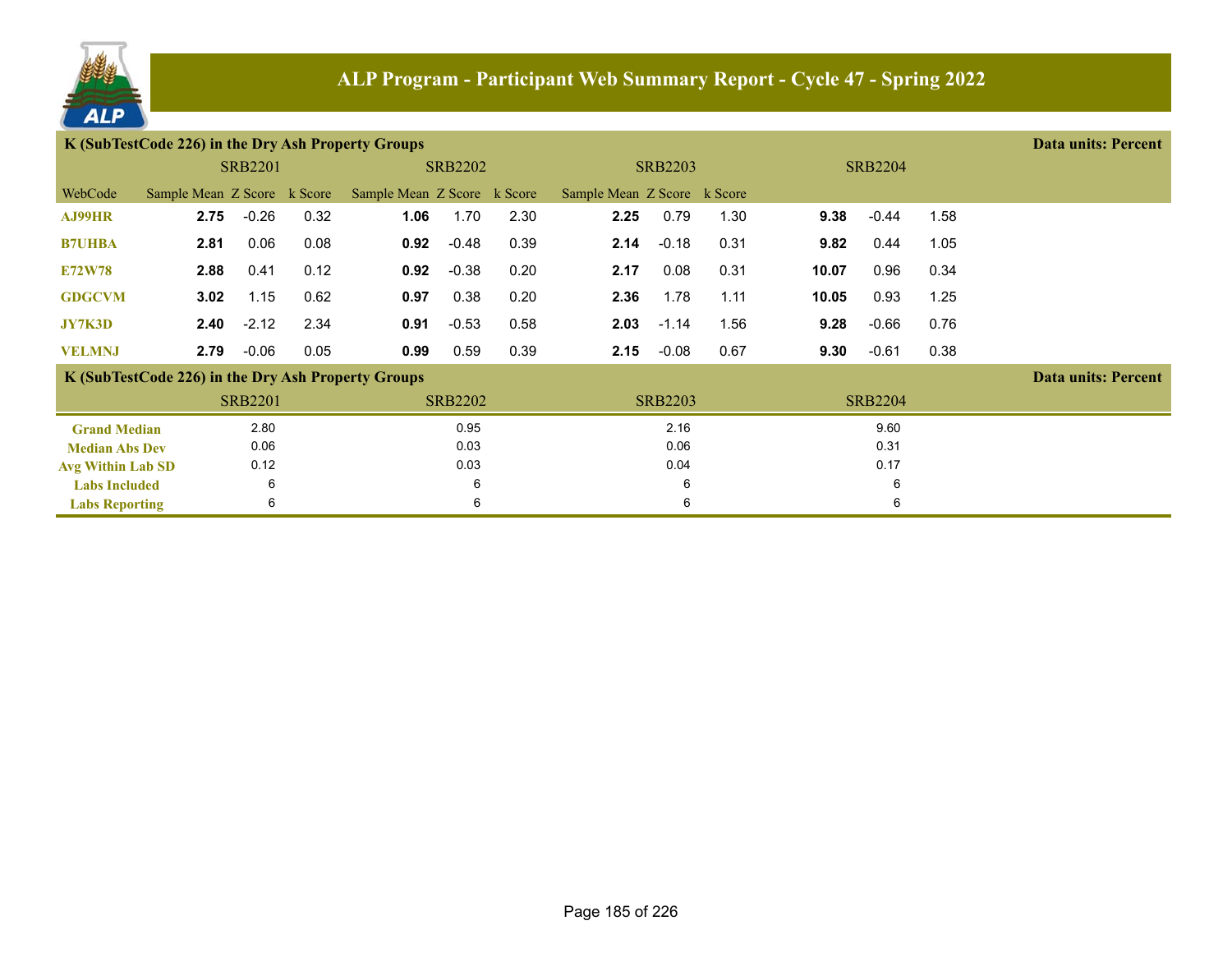# ALP Program - Participant Web Summary Report - Cycle 47 - Spring 2022

## K (SubTestCode 226) in the Dry Ash Property Groups

Data units: Percent

| | SRB2201 | | | SRB2202 | | | SRB2203 | | | SRB2204 | | |
|---|---|---|---|---|---|---|---|---|---|---|---|---|
| WebCode | Sample Mean | Z Score | k Score | Sample Mean | Z Score | k Score | Sample Mean | Z Score | k Score | | | |
| AJ99HR | **2.75** | -0.26 | 0.32 | **1.06** | 1.70 | 2.30 | **2.25** | 0.79 | 1.30 | **9.38** | -0.44 | 1.58 |
| B7UHBA | **2.81** | 0.06 | 0.08 | **0.92** | -0.48 | 0.39 | **2.14** | -0.18 | 0.31 | **9.82** | 0.44 | 1.05 |
| E72W78 | **2.88** | 0.41 | 0.12 | **0.92** | -0.38 | 0.20 | **2.17** | 0.08 | 0.31 | **10.07** | 0.96 | 0.34 |
| GDGCVM | **3.02** | 1.15 | 0.62 | **0.97** | 0.38 | 0.20 | **2.36** | 1.78 | 1.11 | **10.05** | 0.93 | 1.25 |
| JY7K3D | **2.40** | -2.12 | 2.34 | **0.91** | -0.53 | 0.58 | **2.03** | -1.14 | 1.56 | **9.28** | -0.66 | 0.76 |
| VELMNJ | **2.79** | -0.06 | 0.05 | **0.99** | 0.59 | 0.39 | **2.15** | -0.08 | 0.67 | **9.30** | -0.61 | 0.38 |

## K (SubTestCode 226) in the Dry Ash Property Groups

Data units: Percent

| | SRB2201 | SRB2202 | SRB2203 | SRB2204 |
|---|---|---|---|---|
| Grand Median | 2.80 | 0.95 | 2.16 | 9.60 |
| Median Abs Dev | 0.06 | 0.03 | 0.06 | 0.31 |
| Avg Within Lab SD | 0.12 | 0.03 | 0.04 | 0.17 |
| Labs Included | 6 | 6 | 6 | 6 |
| Labs Reporting | 6 | 6 | 6 | 6 |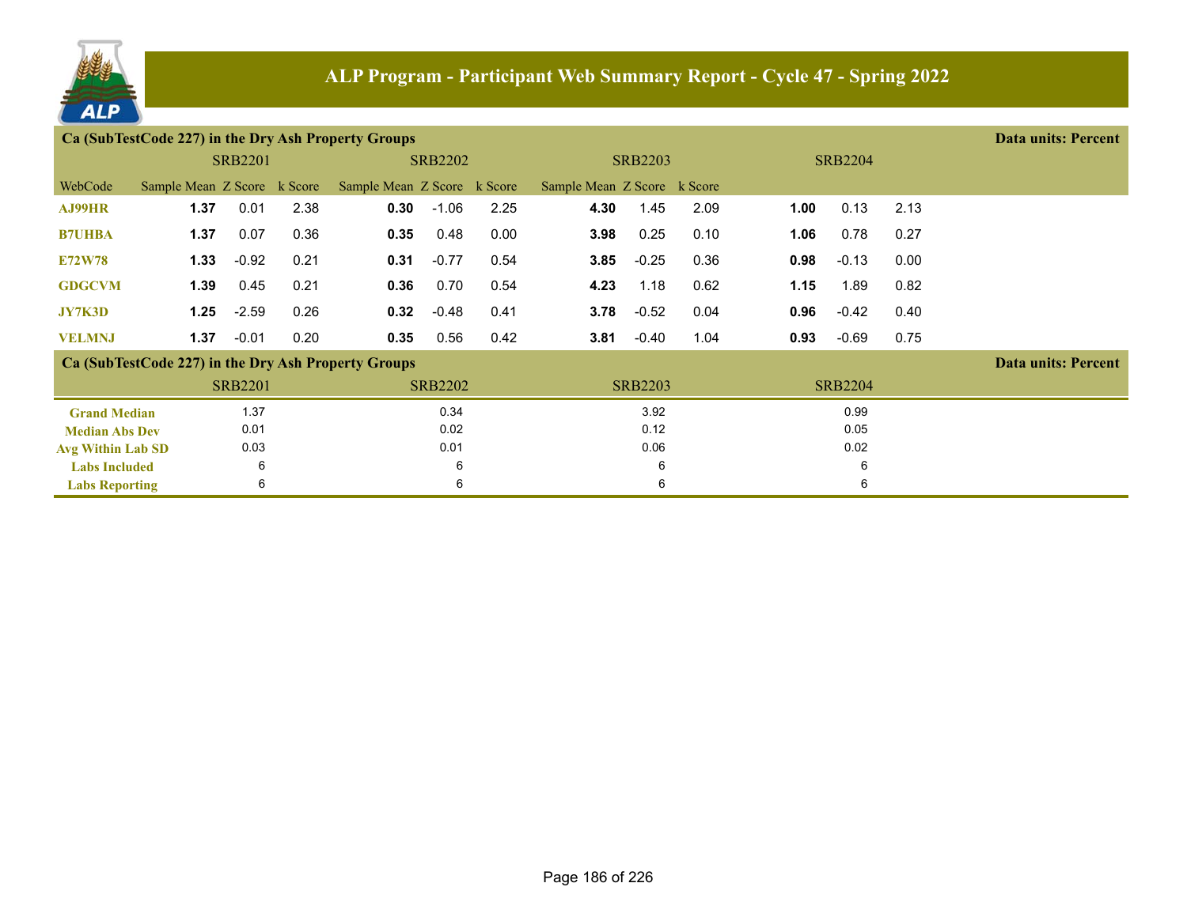# ALP Program - Participant Web Summary Report - Cycle 47 - Spring 2022

## Ca (SubTestCode 227) in the Dry Ash Property Groups

Data units: Percent

| WebCode | SRB2201 Sample Mean | SRB2201 Z Score | SRB2201 k Score | SRB2202 Sample Mean | SRB2202 Z Score | SRB2202 k Score | SRB2203 Sample Mean | SRB2203 Z Score | SRB2203 k Score | SRB2204 Sample Mean | SRB2204 Z Score | SRB2204 k Score |
|---|---|---|---|---|---|---|---|---|---|---|---|---|
| AJ99HR | **1.37** | 0.01 | 2.38 | **0.30** | -1.06 | 2.25 | **4.30** | 1.45 | 2.09 | **1.00** | 0.13 | 2.13 |
| B7UHBA | **1.37** | 0.07 | 0.36 | **0.35** | 0.48 | 0.00 | **3.98** | 0.25 | 0.10 | **1.06** | 0.78 | 0.27 |
| E72W78 | **1.33** | -0.92 | 0.21 | **0.31** | -0.77 | 0.54 | **3.85** | -0.25 | 0.36 | **0.98** | -0.13 | 0.00 |
| GDGCVM | **1.39** | 0.45 | 0.21 | **0.36** | 0.70 | 0.54 | **4.23** | 1.18 | 0.62 | **1.15** | 1.89 | 0.82 |
| JY7K3D | **1.25** | -2.59 | 0.26 | **0.32** | -0.48 | 0.41 | **3.78** | -0.52 | 0.04 | **0.96** | -0.42 | 0.40 |
| VELMNJ | **1.37** | -0.01 | 0.20 | **0.35** | 0.56 | 0.42 | **3.81** | -0.40 | 1.04 | **0.93** | -0.69 | 0.75 |

## Ca (SubTestCode 227) in the Dry Ash Property Groups

Data units: Percent

| | SRB2201 | SRB2202 | SRB2203 | SRB2204 |
|---|---|---|---|---|
| Grand Median | 1.37 | 0.34 | 3.92 | 0.99 |
| Median Abs Dev | 0.01 | 0.02 | 0.12 | 0.05 |
| Avg Within Lab SD | 0.03 | 0.01 | 0.06 | 0.02 |
| Labs Included | 6 | 6 | 6 | 6 |
| Labs Reporting | 6 | 6 | 6 | 6 |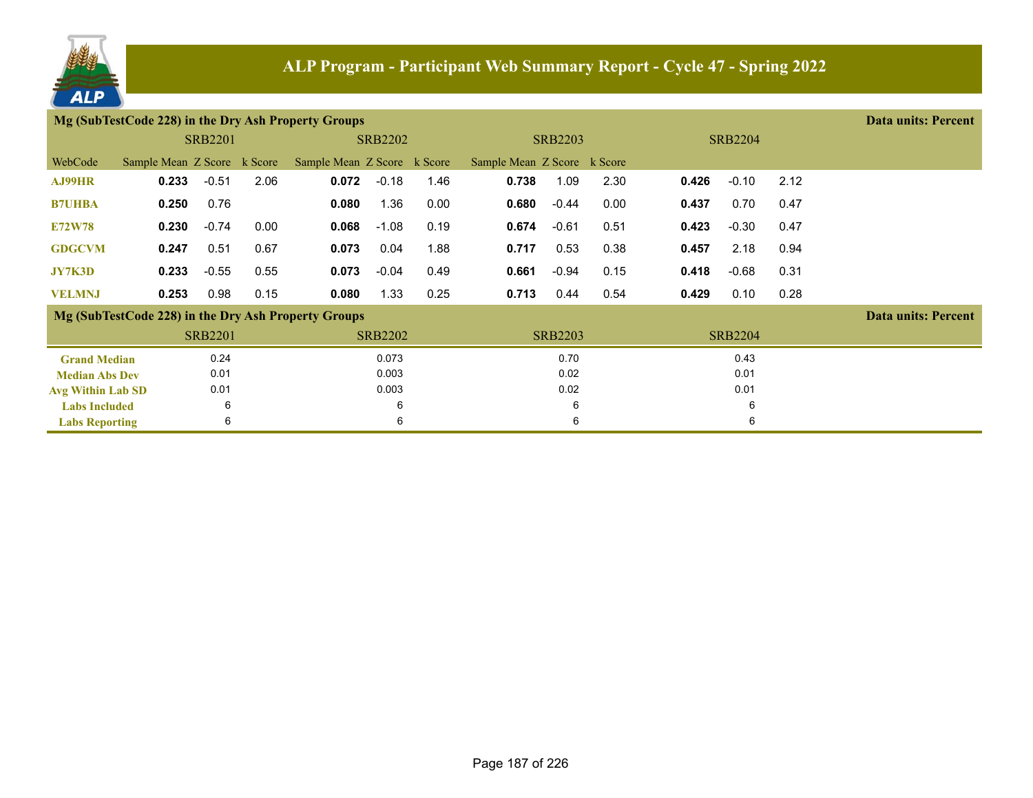## ALP Program - Participant Web Summary Report - Cycle 47 - Spring 2022

### Mg (SubTestCode 228) in the Dry Ash Property Groups

Data units: Percent

| | SRB2201 | | | SRB2202 | | | SRB2203 | | | SRB2204 | | |
|---|---|---|---|---|---|---|---|---|---|---|---|---|
| WebCode | Sample Mean | Z Score | k Score | Sample Mean | Z Score | k Score | Sample Mean | Z Score | k Score | | | |
| AJ99HR | **0.233** | -0.51 | 2.06 | **0.072** | -0.18 | 1.46 | **0.738** | 1.09 | 2.30 | **0.426** | -0.10 | 2.12 |
| B7UHBA | **0.250** | 0.76 | | **0.080** | 1.36 | 0.00 | **0.680** | -0.44 | 0.00 | **0.437** | 0.70 | 0.47 |
| E72W78 | **0.230** | -0.74 | 0.00 | **0.068** | -1.08 | 0.19 | **0.674** | -0.61 | 0.51 | **0.423** | -0.30 | 0.47 |
| GDGCVM | **0.247** | 0.51 | 0.67 | **0.073** | 0.04 | 1.88 | **0.717** | 0.53 | 0.38 | **0.457** | 2.18 | 0.94 |
| JY7K3D | **0.233** | -0.55 | 0.55 | **0.073** | -0.04 | 0.49 | **0.661** | -0.94 | 0.15 | **0.418** | -0.68 | 0.31 |
| VELMNJ | **0.253** | 0.98 | 0.15 | **0.080** | 1.33 | 0.25 | **0.713** | 0.44 | 0.54 | **0.429** | 0.10 | 0.28 |

### Mg (SubTestCode 228) in the Dry Ash Property Groups

Data units: Percent

| | SRB2201 | SRB2202 | SRB2203 | SRB2204 |
|---|---|---|---|---|
| Grand Median | 0.24 | 0.073 | 0.70 | 0.43 |
| Median Abs Dev | 0.01 | 0.003 | 0.02 | 0.01 |
| Avg Within Lab SD | 0.01 | 0.003 | 0.02 | 0.01 |
| Labs Included | 6 | 6 | 6 | 6 |
| Labs Reporting | 6 | 6 | 6 | 6 |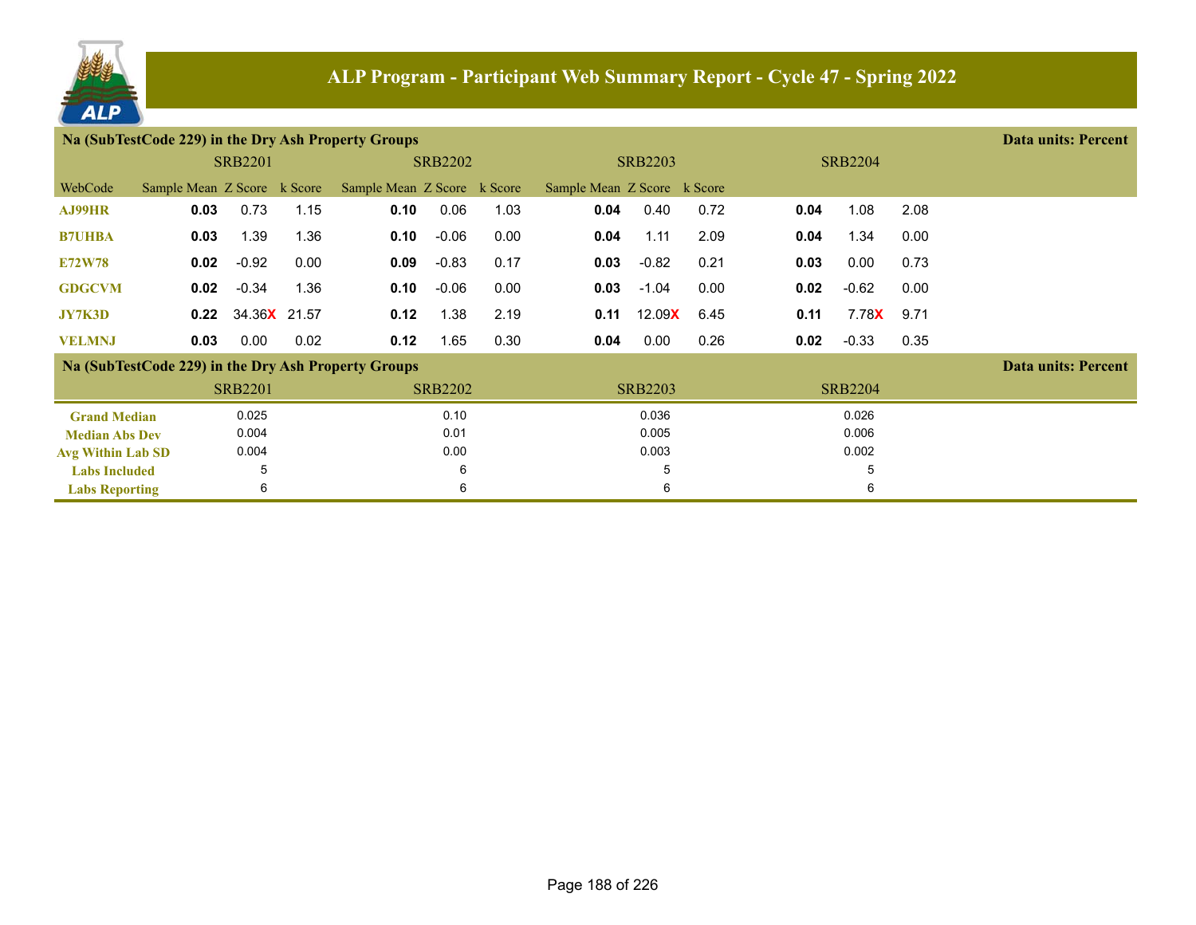# ALP Program - Participant Web Summary Report - Cycle 47 - Spring 2022

## Na (SubTestCode 229) in the Dry Ash Property Groups

Data units: Percent

| WebCode | SRB2201 Sample Mean | SRB2201 Z Score | SRB2201 k Score | SRB2202 Sample Mean | SRB2202 Z Score | SRB2202 k Score | SRB2203 Sample Mean | SRB2203 Z Score | SRB2203 k Score | SRB2204 Sample Mean | SRB2204 Z Score | SRB2204 k Score |
|---|---|---|---|---|---|---|---|---|---|---|---|---|
| AJ99HR | **0.03** | 0.73 | 1.15 | **0.10** | 0.06 | 1.03 | **0.04** | 0.40 | 0.72 | **0.04** | 1.08 | 2.08 |
| B7UHBA | **0.03** | 1.39 | 1.36 | **0.10** | -0.06 | 0.00 | **0.04** | 1.11 | 2.09 | **0.04** | 1.34 | 0.00 |
| E72W78 | **0.02** | -0.92 | 0.00 | **0.09** | -0.83 | 0.17 | **0.03** | -0.82 | 0.21 | **0.03** | 0.00 | 0.73 |
| GDGCVM | **0.02** | -0.34 | 1.36 | **0.10** | -0.06 | 0.00 | **0.03** | -1.04 | 0.00 | **0.02** | -0.62 | 0.00 |
| JY7K3D | **0.22** | 34.36**X** | 21.57 | **0.12** | 1.38 | 2.19 | **0.11** | 12.09**X** | 6.45 | **0.11** | 7.78**X** | 9.71 |
| VELMNJ | **0.03** | 0.00 | 0.02 | **0.12** | 1.65 | 0.30 | **0.04** | 0.00 | 0.26 | **0.02** | -0.33 | 0.35 |

## Na (SubTestCode 229) in the Dry Ash Property Groups

Data units: Percent

| | SRB2201 | SRB2202 | SRB2203 | SRB2204 |
|---|---|---|---|---|
| Grand Median | 0.025 | 0.10 | 0.036 | 0.026 |
| Median Abs Dev | 0.004 | 0.01 | 0.005 | 0.006 |
| Avg Within Lab SD | 0.004 | 0.00 | 0.003 | 0.002 |
| Labs Included | 5 | 6 | 5 | 5 |
| Labs Reporting | 6 | 6 | 6 | 6 |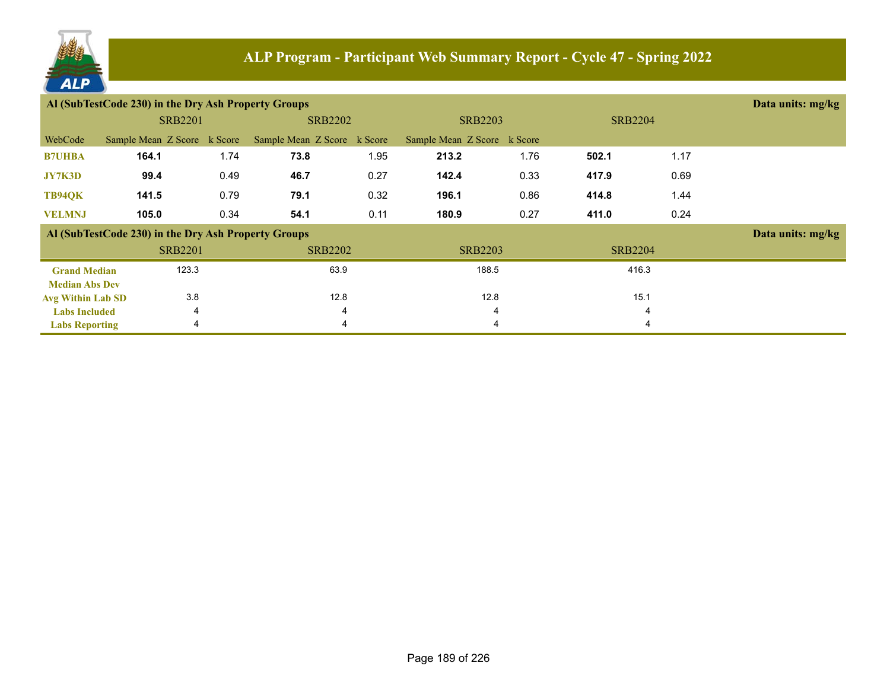## ALP Program - Participant Web Summary Report - Cycle 47 - Spring 2022

### Al (SubTestCode 230) in the Dry Ash Property Groups

Data units: mg/kg

| | SRB2201 | | | SRB2202 | | | SRB2203 | | | SRB2204 | | |
|---|---|---|---|---|---|---|---|---|---|---|---|---|
| WebCode | Sample Mean | Z Score | k Score | Sample Mean | Z Score | k Score | Sample Mean | Z Score | k Score | | | |
| **B7UHBA** | **164.1** | | 1.74 | **73.8** | | 1.95 | **213.2** | | 1.76 | **502.1** | | 1.17 |
| **JY7K3D** | **99.4** | | 0.49 | **46.7** | | 0.27 | **142.4** | | 0.33 | **417.9** | | 0.69 |
| **TB94QK** | **141.5** | | 0.79 | **79.1** | | 0.32 | **196.1** | | 0.86 | **414.8** | | 1.44 |
| **VELMNJ** | **105.0** | | 0.34 | **54.1** | | 0.11 | **180.9** | | 0.27 | **411.0** | | 0.24 |

### Al (SubTestCode 230) in the Dry Ash Property Groups

Data units: mg/kg

| | SRB2201 | SRB2202 | SRB2203 | SRB2204 |
|---|---|---|---|---|
| **Grand Median** | 123.3 | 63.9 | 188.5 | 416.3 |
| **Median Abs Dev** | | | | |
| **Avg Within Lab SD** | 3.8 | 12.8 | 12.8 | 15.1 |
| **Labs Included** | 4 | 4 | 4 | 4 |
| **Labs Reporting** | 4 | 4 | 4 | 4 |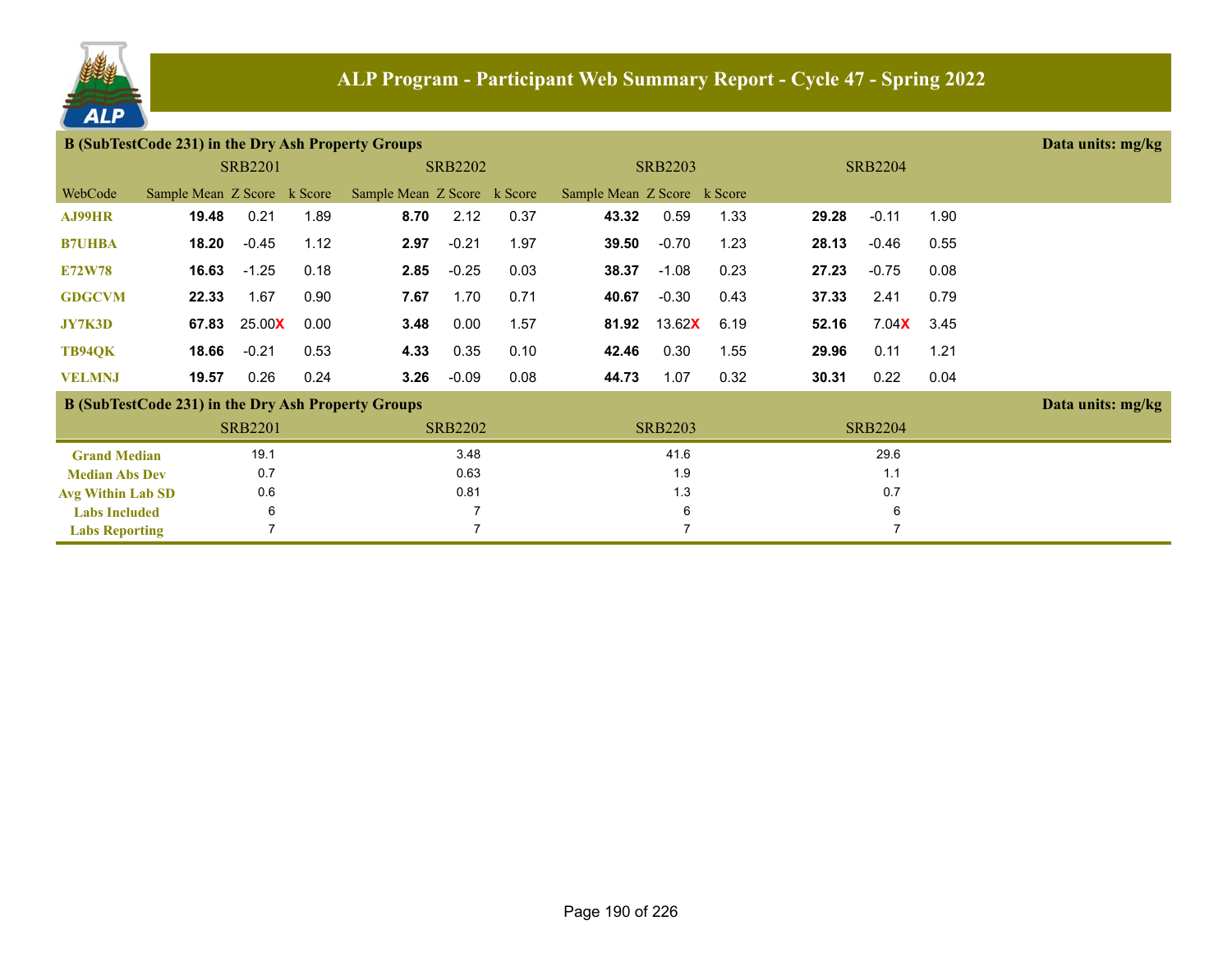# ALP Program - Participant Web Summary Report - Cycle 47 - Spring 2022

## B (SubTestCode 231) in the Dry Ash Property Groups

Data units: mg/kg

| WebCode | SRB2201 Sample Mean | SRB2201 Z Score | SRB2201 k Score | SRB2202 Sample Mean | SRB2202 Z Score | SRB2202 k Score | SRB2203 Sample Mean | SRB2203 Z Score | SRB2203 k Score | SRB2204 Sample Mean | SRB2204 Z Score | SRB2204 k Score |
|---|---|---|---|---|---|---|---|---|---|---|---|---|
| AJ99HR | **19.48** | 0.21 | 1.89 | **8.70** | 2.12 | 0.37 | **43.32** | 0.59 | 1.33 | **29.28** | -0.11 | 1.90 |
| B7UHBA | **18.20** | -0.45 | 1.12 | **2.97** | -0.21 | 1.97 | **39.50** | -0.70 | 1.23 | **28.13** | -0.46 | 0.55 |
| E72W78 | **16.63** | -1.25 | 0.18 | **2.85** | -0.25 | 0.03 | **38.37** | -1.08 | 0.23 | **27.23** | -0.75 | 0.08 |
| GDGCVM | **22.33** | 1.67 | 0.90 | **7.67** | 1.70 | 0.71 | **40.67** | -0.30 | 0.43 | **37.33** | 2.41 | 0.79 |
| JY7K3D | **67.83** | 25.00X | 0.00 | **3.48** | 0.00 | 1.57 | **81.92** | 13.62X | 6.19 | **52.16** | 7.04X | 3.45 |
| TB94QK | **18.66** | -0.21 | 0.53 | **4.33** | 0.35 | 0.10 | **42.46** | 0.30 | 1.55 | **29.96** | 0.11 | 1.21 |
| VELMNJ | **19.57** | 0.26 | 0.24 | **3.26** | -0.09 | 0.08 | **44.73** | 1.07 | 0.32 | **30.31** | 0.22 | 0.04 |

## B (SubTestCode 231) in the Dry Ash Property Groups

Data units: mg/kg

| | SRB2201 | SRB2202 | SRB2203 | SRB2204 |
|---|---|---|---|---|
| Grand Median | 19.1 | 3.48 | 41.6 | 29.6 |
| Median Abs Dev | 0.7 | 0.63 | 1.9 | 1.1 |
| Avg Within Lab SD | 0.6 | 0.81 | 1.3 | 0.7 |
| Labs Included | 6 | 7 | 6 | 6 |
| Labs Reporting | 7 | 7 | 7 | 7 |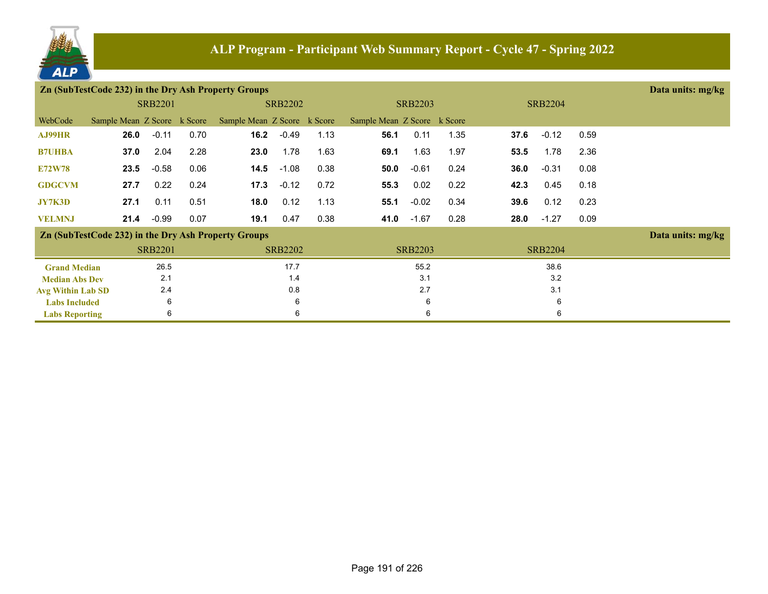# ALP Program - Participant Web Summary Report - Cycle 47 - Spring 2022

## Zn (SubTestCode 232) in the Dry Ash Property Groups

Data units: mg/kg

| WebCode | SRB2201 Sample Mean | SRB2201 Z Score | SRB2201 k Score | SRB2202 Sample Mean | SRB2202 Z Score | SRB2202 k Score | SRB2203 Sample Mean | SRB2203 Z Score | SRB2203 k Score | SRB2204 Sample Mean | SRB2204 Z Score | SRB2204 k Score |
|---|---|---|---|---|---|---|---|---|---|---|---|---|
| AJ99HR | **26.0** | -0.11 | 0.70 | **16.2** | -0.49 | 1.13 | **56.1** | 0.11 | 1.35 | **37.6** | -0.12 | 0.59 |
| B7UHBA | **37.0** | 2.04 | 2.28 | **23.0** | 1.78 | 1.63 | **69.1** | 1.63 | 1.97 | **53.5** | 1.78 | 2.36 |
| E72W78 | **23.5** | -0.58 | 0.06 | **14.5** | -1.08 | 0.38 | **50.0** | -0.61 | 0.24 | **36.0** | -0.31 | 0.08 |
| GDGCVM | **27.7** | 0.22 | 0.24 | **17.3** | -0.12 | 0.72 | **55.3** | 0.02 | 0.22 | **42.3** | 0.45 | 0.18 |
| JY7K3D | **27.1** | 0.11 | 0.51 | **18.0** | 0.12 | 1.13 | **55.1** | -0.02 | 0.34 | **39.6** | 0.12 | 0.23 |
| VELMNJ | **21.4** | -0.99 | 0.07 | **19.1** | 0.47 | 0.38 | **41.0** | -1.67 | 0.28 | **28.0** | -1.27 | 0.09 |

## Zn (SubTestCode 232) in the Dry Ash Property Groups

Data units: mg/kg

| | SRB2201 | SRB2202 | SRB2203 | SRB2204 |
|---|---|---|---|---|
| Grand Median | 26.5 | 17.7 | 55.2 | 38.6 |
| Median Abs Dev | 2.1 | 1.4 | 3.1 | 3.2 |
| Avg Within Lab SD | 2.4 | 0.8 | 2.7 | 3.1 |
| Labs Included | 6 | 6 | 6 | 6 |
| Labs Reporting | 6 | 6 | 6 | 6 |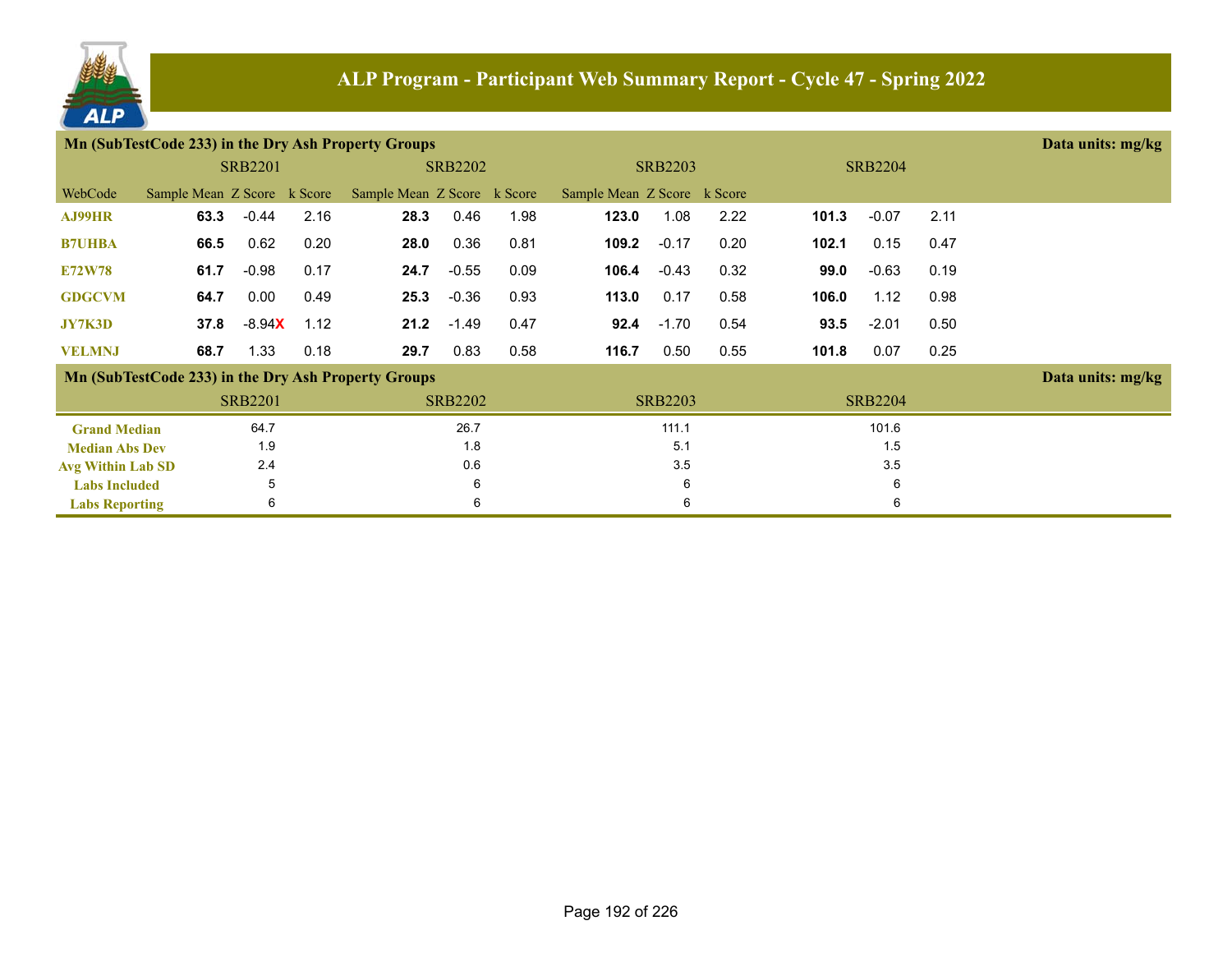# ALP Program - Participant Web Summary Report - Cycle 47 - Spring 2022

## Mn (SubTestCode 233) in the Dry Ash Property Groups

Data units: mg/kg

| WebCode | SRB2201 Sample Mean | SRB2201 Z Score | SRB2201 k Score | SRB2202 Sample Mean | SRB2202 Z Score | SRB2202 k Score | SRB2203 Sample Mean | SRB2203 Z Score | SRB2203 k Score | SRB2204 Sample Mean | SRB2204 Z Score | SRB2204 k Score |
|---|---|---|---|---|---|---|---|---|---|---|---|---|
| AJ99HR | **63.3** | -0.44 | 2.16 | **28.3** | 0.46 | 1.98 | **123.0** | 1.08 | 2.22 | **101.3** | -0.07 | 2.11 |
| B7UHBA | **66.5** | 0.62 | 0.20 | **28.0** | 0.36 | 0.81 | **109.2** | -0.17 | 0.20 | **102.1** | 0.15 | 0.47 |
| E72W78 | **61.7** | -0.98 | 0.17 | **24.7** | -0.55 | 0.09 | **106.4** | -0.43 | 0.32 | **99.0** | -0.63 | 0.19 |
| GDGCVM | **64.7** | 0.00 | 0.49 | **25.3** | -0.36 | 0.93 | **113.0** | 0.17 | 0.58 | **106.0** | 1.12 | 0.98 |
| JY7K3D | **37.8** | -8.94X | 1.12 | **21.2** | -1.49 | 0.47 | **92.4** | -1.70 | 0.54 | **93.5** | -2.01 | 0.50 |
| VELMNJ | **68.7** | 1.33 | 0.18 | **29.7** | 0.83 | 0.58 | **116.7** | 0.50 | 0.55 | **101.8** | 0.07 | 0.25 |

## Mn (SubTestCode 233) in the Dry Ash Property Groups

Data units: mg/kg

| | SRB2201 | SRB2202 | SRB2203 | SRB2204 |
|---|---|---|---|---|
| Grand Median | 64.7 | 26.7 | 111.1 | 101.6 |
| Median Abs Dev | 1.9 | 1.8 | 5.1 | 1.5 |
| Avg Within Lab SD | 2.4 | 0.6 | 3.5 | 3.5 |
| Labs Included | 5 | 6 | 6 | 6 |
| Labs Reporting | 6 | 6 | 6 | 6 |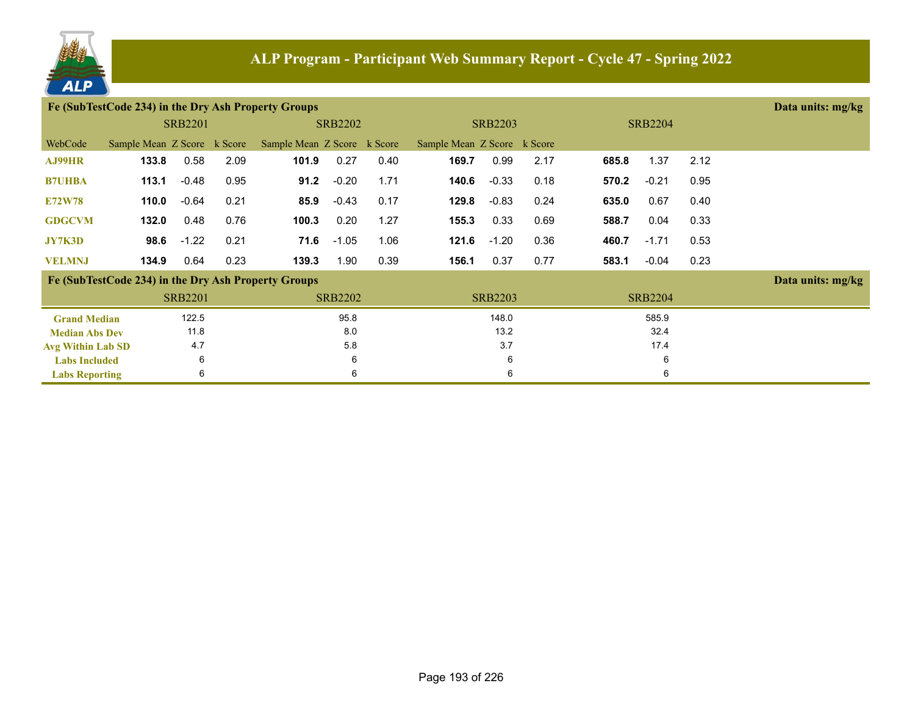# ALP Program - Participant Web Summary Report - Cycle 47 - Spring 2022

## Fe (SubTestCode 234) in the Dry Ash Property Groups

Data units: mg/kg

| | SRB2201 | | | SRB2202 | | | SRB2203 | | | SRB2204 | | |
|---|---|---|---|---|---|---|---|---|---|---|---|---|
| WebCode | Sample Mean | Z Score | k Score | Sample Mean | Z Score | k Score | Sample Mean | Z Score | k Score | | | |
| AJ99HR | **133.8** | 0.58 | 2.09 | **101.9** | 0.27 | 0.40 | **169.7** | 0.99 | 2.17 | **685.8** | 1.37 | 2.12 |
| B7UHBA | **113.1** | -0.48 | 0.95 | **91.2** | -0.20 | 1.71 | **140.6** | -0.33 | 0.18 | **570.2** | -0.21 | 0.95 |
| E72W78 | **110.0** | -0.64 | 0.21 | **85.9** | -0.43 | 0.17 | **129.8** | -0.83 | 0.24 | **635.0** | 0.67 | 0.40 |
| GDGCVM | **132.0** | 0.48 | 0.76 | **100.3** | 0.20 | 1.27 | **155.3** | 0.33 | 0.69 | **588.7** | 0.04 | 0.33 |
| JY7K3D | **98.6** | -1.22 | 0.21 | **71.6** | -1.05 | 1.06 | **121.6** | -1.20 | 0.36 | **460.7** | -1.71 | 0.53 |
| VELMNJ | **134.9** | 0.64 | 0.23 | **139.3** | 1.90 | 0.39 | **156.1** | 0.37 | 0.77 | **583.1** | -0.04 | 0.23 |

## Fe (SubTestCode 234) in the Dry Ash Property Groups

Data units: mg/kg

| | SRB2201 | SRB2202 | SRB2203 | SRB2204 |
|---|---|---|---|---|
| Grand Median | 122.5 | 95.8 | 148.0 | 585.9 |
| Median Abs Dev | 11.8 | 8.0 | 13.2 | 32.4 |
| Avg Within Lab SD | 4.7 | 5.8 | 3.7 | 17.4 |
| Labs Included | 6 | 6 | 6 | 6 |
| Labs Reporting | 6 | 6 | 6 | 6 |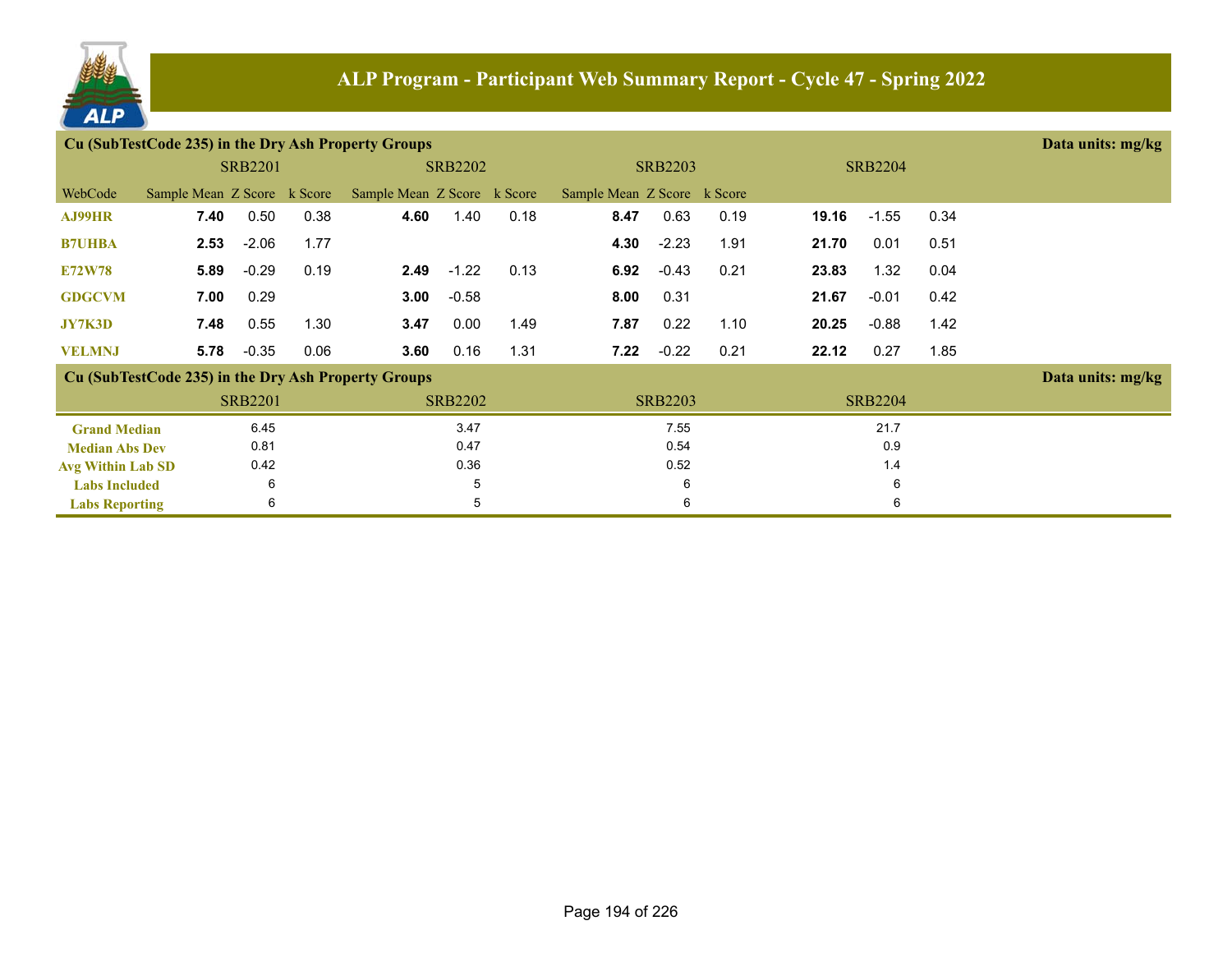# ALP Program - Participant Web Summary Report - Cycle 47 - Spring 2022

## Cu (SubTestCode 235) in the Dry Ash Property Groups

Data units: mg/kg

| | SRB2201 | | | SRB2202 | | | SRB2203 | | | SRB2204 | | |
|---|---|---|---|---|---|---|---|---|---|---|---|---|
| WebCode | Sample Mean | Z Score | k Score | Sample Mean | Z Score | k Score | Sample Mean | Z Score | k Score | | | |
| AJ99HR | **7.40** | 0.50 | 0.38 | **4.60** | 1.40 | 0.18 | **8.47** | 0.63 | 0.19 | **19.16** | -1.55 | 0.34 |
| B7UHBA | **2.53** | -2.06 | 1.77 | | | | **4.30** | -2.23 | 1.91 | **21.70** | 0.01 | 0.51 |
| E72W78 | **5.89** | -0.29 | 0.19 | **2.49** | -1.22 | 0.13 | **6.92** | -0.43 | 0.21 | **23.83** | 1.32 | 0.04 |
| GDGCVM | **7.00** | 0.29 | | **3.00** | -0.58 | | **8.00** | 0.31 | | **21.67** | -0.01 | 0.42 |
| JY7K3D | **7.48** | 0.55 | 1.30 | **3.47** | 0.00 | 1.49 | **7.87** | 0.22 | 1.10 | **20.25** | -0.88 | 1.42 |
| VELMNJ | **5.78** | -0.35 | 0.06 | **3.60** | 0.16 | 1.31 | **7.22** | -0.22 | 0.21 | **22.12** | 0.27 | 1.85 |

## Cu (SubTestCode 235) in the Dry Ash Property Groups

Data units: mg/kg

| | SRB2201 | SRB2202 | SRB2203 | SRB2204 |
|---|---|---|---|---|
| Grand Median | 6.45 | 3.47 | 7.55 | 21.7 |
| Median Abs Dev | 0.81 | 0.47 | 0.54 | 0.9 |
| Avg Within Lab SD | 0.42 | 0.36 | 0.52 | 1.4 |
| Labs Included | 6 | 5 | 6 | 6 |
| Labs Reporting | 6 | 5 | 6 | 6 |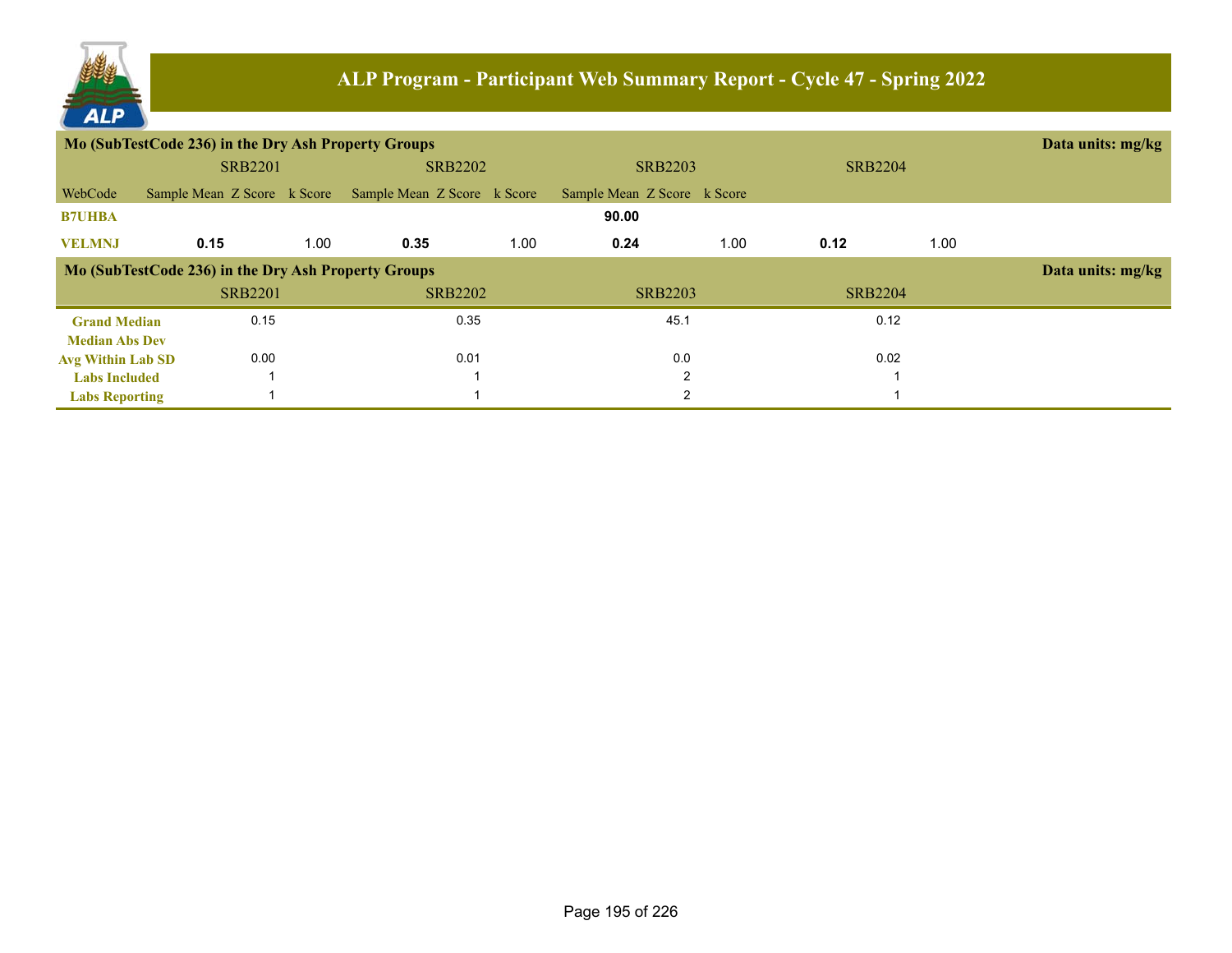## ALP Program - Participant Web Summary Report - Cycle 47 - Spring 2022

**Mo (SubTestCode 236) in the Dry Ash Property Groups** — Data units: mg/kg

| | SRB2201 | | | SRB2202 | | | SRB2203 | | | SRB2204 | | |
|---|---|---|---|---|---|---|---|---|---|---|---|---|
| WebCode | Sample Mean | Z Score | k Score | Sample Mean | Z Score | k Score | Sample Mean | Z Score | k Score | | | |
| B7UHBA | | | | | | | **90.00** | | | | | |
| VELMNJ | **0.15** | | 1.00 | **0.35** | | 1.00 | **0.24** | | 1.00 | **0.12** | | 1.00 |

**Mo (SubTestCode 236) in the Dry Ash Property Groups** — Data units: mg/kg

| | SRB2201 | SRB2202 | SRB2203 | SRB2204 |
|---|---|---|---|---|
| Grand Median | 0.15 | 0.35 | 45.1 | 0.12 |
| Median Abs Dev | | | | |
| Avg Within Lab SD | 0.00 | 0.01 | 0.0 | 0.02 |
| Labs Included | 1 | 1 | 2 | 1 |
| Labs Reporting | 1 | 1 | 2 | 1 |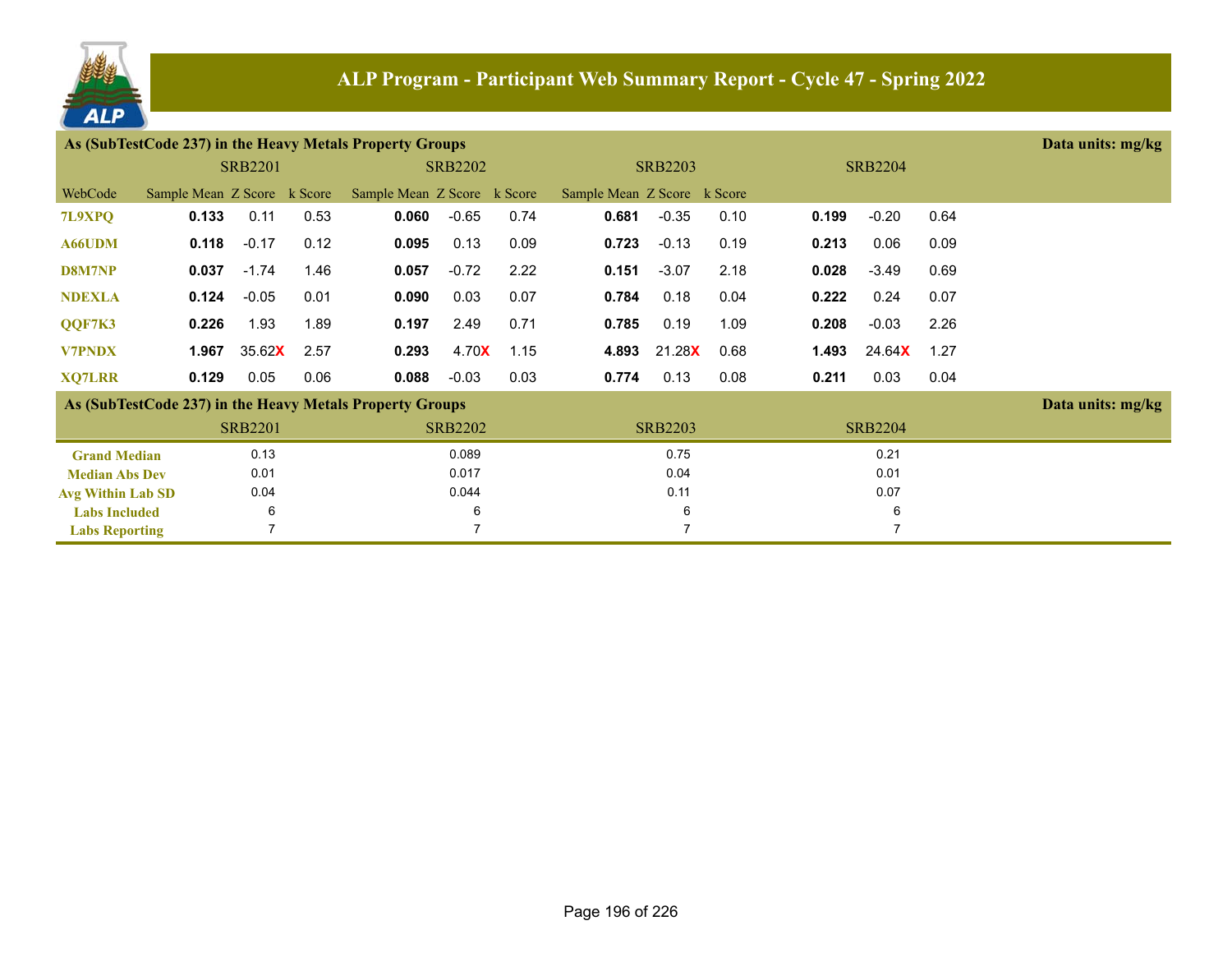# ALP Program - Participant Web Summary Report - Cycle 47 - Spring 2022

## As (SubTestCode 237) in the Heavy Metals Property Groups

Data units: mg/kg

| | SRB2201 | | | SRB2202 | | | SRB2203 | | | SRB2204 | | |
|---|---|---|---|---|---|---|---|---|---|---|---|---|
| WebCode | Sample Mean | Z Score | k Score | Sample Mean | Z Score | k Score | Sample Mean | Z Score | k Score | | | |
| 7L9XPQ | **0.133** | 0.11 | 0.53 | **0.060** | -0.65 | 0.74 | **0.681** | -0.35 | 0.10 | **0.199** | -0.20 | 0.64 |
| A66UDM | **0.118** | -0.17 | 0.12 | **0.095** | 0.13 | 0.09 | **0.723** | -0.13 | 0.19 | **0.213** | 0.06 | 0.09 |
| D8M7NP | **0.037** | -1.74 | 1.46 | **0.057** | -0.72 | 2.22 | **0.151** | -3.07 | 2.18 | **0.028** | -3.49 | 0.69 |
| NDEXLA | **0.124** | -0.05 | 0.01 | **0.090** | 0.03 | 0.07 | **0.784** | 0.18 | 0.04 | **0.222** | 0.24 | 0.07 |
| QQF7K3 | **0.226** | 1.93 | 1.89 | **0.197** | 2.49 | 0.71 | **0.785** | 0.19 | 1.09 | **0.208** | -0.03 | 2.26 |
| V7PNDX | **1.967** | 35.62X | 2.57 | **0.293** | 4.70X | 1.15 | **4.893** | 21.28X | 0.68 | **1.493** | 24.64X | 1.27 |
| XQ7LRR | **0.129** | 0.05 | 0.06 | **0.088** | -0.03 | 0.03 | **0.774** | 0.13 | 0.08 | **0.211** | 0.03 | 0.04 |

## As (SubTestCode 237) in the Heavy Metals Property Groups

Data units: mg/kg

| | SRB2201 | SRB2202 | SRB2203 | SRB2204 |
|---|---|---|---|---|
| Grand Median | 0.13 | 0.089 | 0.75 | 0.21 |
| Median Abs Dev | 0.01 | 0.017 | 0.04 | 0.01 |
| Avg Within Lab SD | 0.04 | 0.044 | 0.11 | 0.07 |
| Labs Included | 6 | 6 | 6 | 6 |
| Labs Reporting | 7 | 7 | 7 | 7 |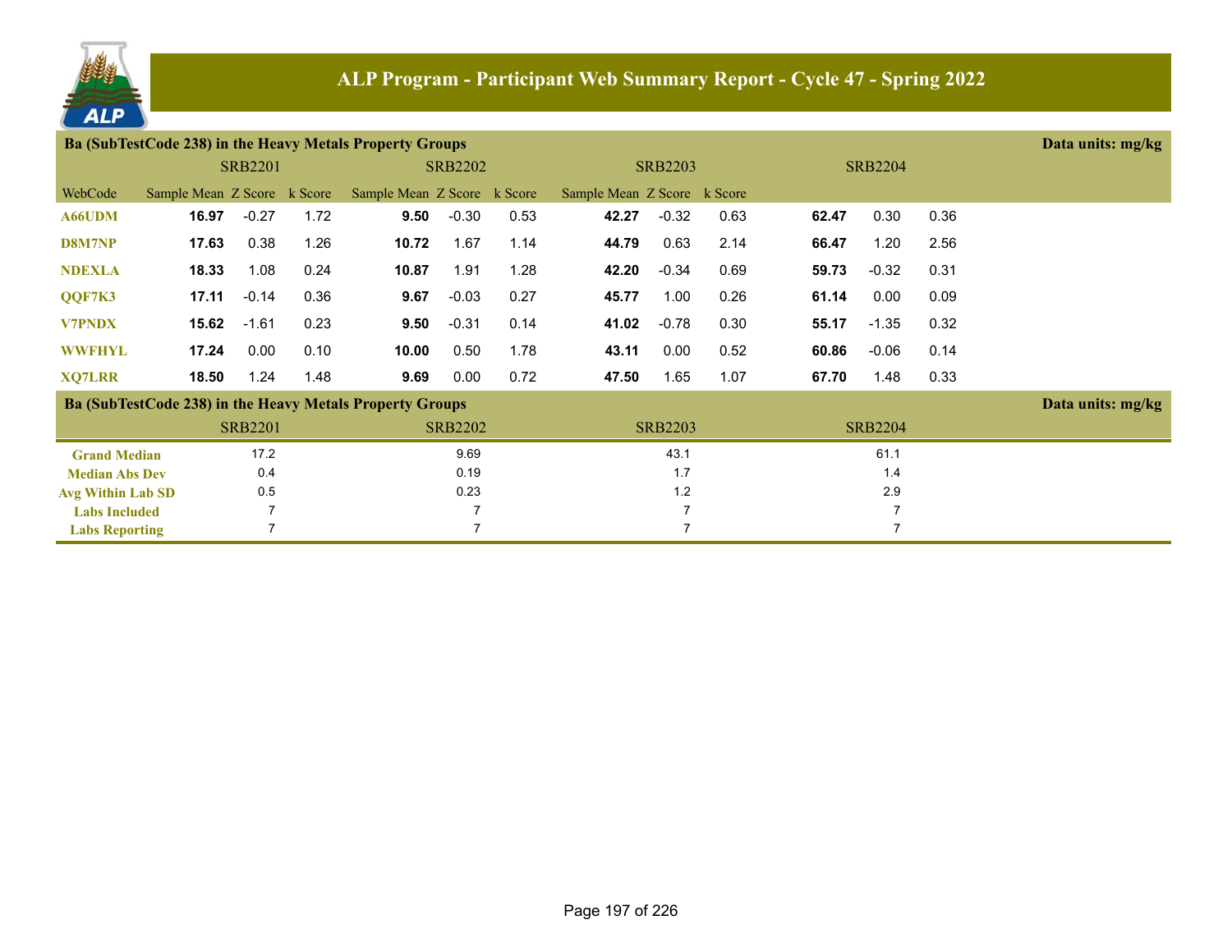# ALP Program - Participant Web Summary Report - Cycle 47 - Spring 2022

**Ba (SubTestCode 238) in the Heavy Metals Property Groups** — Data units: mg/kg

| | SRB2201 | | | SRB2202 | | | SRB2203 | | | SRB2204 | | |
|---|---|---|---|---|---|---|---|---|---|---|---|---|
| WebCode | Sample Mean | Z Score | k Score | Sample Mean | Z Score | k Score | Sample Mean | Z Score | k Score | | | |
| A66UDM | **16.97** | -0.27 | 1.72 | **9.50** | -0.30 | 0.53 | **42.27** | -0.32 | 0.63 | **62.47** | 0.30 | 0.36 |
| D8M7NP | **17.63** | 0.38 | 1.26 | **10.72** | 1.67 | 1.14 | **44.79** | 0.63 | 2.14 | **66.47** | 1.20 | 2.56 |
| NDEXLA | **18.33** | 1.08 | 0.24 | **10.87** | 1.91 | 1.28 | **42.20** | -0.34 | 0.69 | **59.73** | -0.32 | 0.31 |
| QQF7K3 | **17.11** | -0.14 | 0.36 | **9.67** | -0.03 | 0.27 | **45.77** | 1.00 | 0.26 | **61.14** | 0.00 | 0.09 |
| V7PNDX | **15.62** | -1.61 | 0.23 | **9.50** | -0.31 | 0.14 | **41.02** | -0.78 | 0.30 | **55.17** | -1.35 | 0.32 |
| WWFHYL | **17.24** | 0.00 | 0.10 | **10.00** | 0.50 | 1.78 | **43.11** | 0.00 | 0.52 | **60.86** | -0.06 | 0.14 |
| XQ7LRR | **18.50** | 1.24 | 1.48 | **9.69** | 0.00 | 0.72 | **47.50** | 1.65 | 1.07 | **67.70** | 1.48 | 0.33 |

**Ba (SubTestCode 238) in the Heavy Metals Property Groups** — Data units: mg/kg

| | SRB2201 | SRB2202 | SRB2203 | SRB2204 |
|---|---|---|---|---|
| Grand Median | 17.2 | 9.69 | 43.1 | 61.1 |
| Median Abs Dev | 0.4 | 0.19 | 1.7 | 1.4 |
| Avg Within Lab SD | 0.5 | 0.23 | 1.2 | 2.9 |
| Labs Included | 7 | 7 | 7 | 7 |
| Labs Reporting | 7 | 7 | 7 | 7 |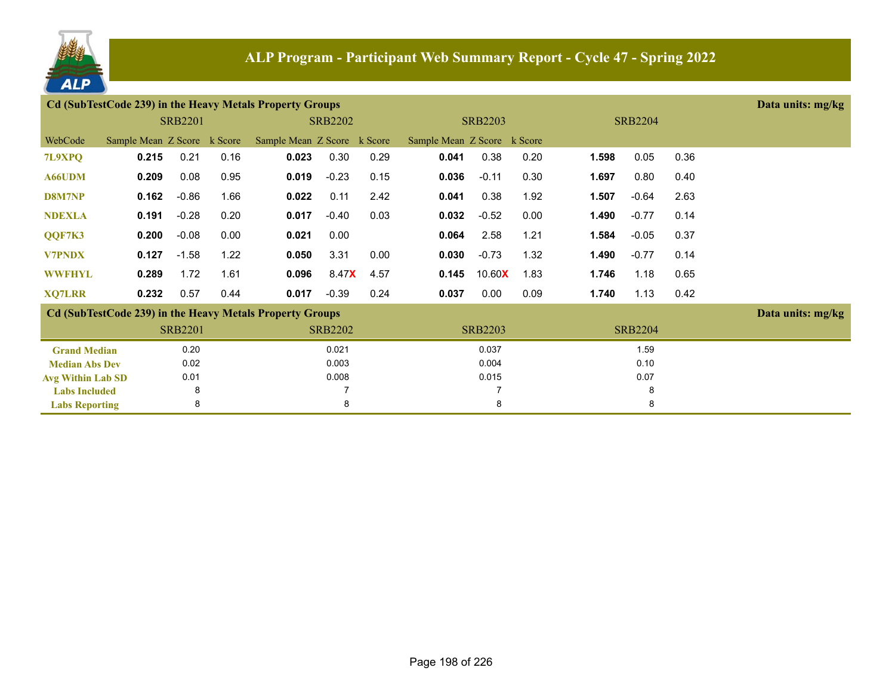# ALP Program - Participant Web Summary Report - Cycle 47 - Spring 2022

## Cd (SubTestCode 239) in the Heavy Metals Property Groups

Data units: mg/kg

| WebCode | SRB2201 Sample Mean | SRB2201 Z Score | SRB2201 k Score | SRB2202 Sample Mean | SRB2202 Z Score | SRB2202 k Score | SRB2203 Sample Mean | SRB2203 Z Score | SRB2203 k Score | SRB2204 Sample Mean | SRB2204 Z Score | SRB2204 k Score |
|---|---|---|---|---|---|---|---|---|---|---|---|---|
| 7L9XPQ | **0.215** | 0.21 | 0.16 | **0.023** | 0.30 | 0.29 | **0.041** | 0.38 | 0.20 | **1.598** | 0.05 | 0.36 |
| A66UDM | **0.209** | 0.08 | 0.95 | **0.019** | -0.23 | 0.15 | **0.036** | -0.11 | 0.30 | **1.697** | 0.80 | 0.40 |
| D8M7NP | **0.162** | -0.86 | 1.66 | **0.022** | 0.11 | 2.42 | **0.041** | 0.38 | 1.92 | **1.507** | -0.64 | 2.63 |
| NDEXLA | **0.191** | -0.28 | 0.20 | **0.017** | -0.40 | 0.03 | **0.032** | -0.52 | 0.00 | **1.490** | -0.77 | 0.14 |
| QQF7K3 | **0.200** | -0.08 | 0.00 | **0.021** | 0.00 | | **0.064** | 2.58 | 1.21 | **1.584** | -0.05 | 0.37 |
| V7PNDX | **0.127** | -1.58 | 1.22 | **0.050** | 3.31 | 0.00 | **0.030** | -0.73 | 1.32 | **1.490** | -0.77 | 0.14 |
| WWFHYL | **0.289** | 1.72 | 1.61 | **0.096** | 8.47X | 4.57 | **0.145** | 10.60X | 1.83 | **1.746** | 1.18 | 0.65 |
| XQ7LRR | **0.232** | 0.57 | 0.44 | **0.017** | -0.39 | 0.24 | **0.037** | 0.00 | 0.09 | **1.740** | 1.13 | 0.42 |

## Cd (SubTestCode 239) in the Heavy Metals Property Groups

Data units: mg/kg

| | SRB2201 | SRB2202 | SRB2203 | SRB2204 |
|---|---|---|---|---|
| Grand Median | 0.20 | 0.021 | 0.037 | 1.59 |
| Median Abs Dev | 0.02 | 0.003 | 0.004 | 0.10 |
| Avg Within Lab SD | 0.01 | 0.008 | 0.015 | 0.07 |
| Labs Included | 8 | 7 | 7 | 8 |
| Labs Reporting | 8 | 8 | 8 | 8 |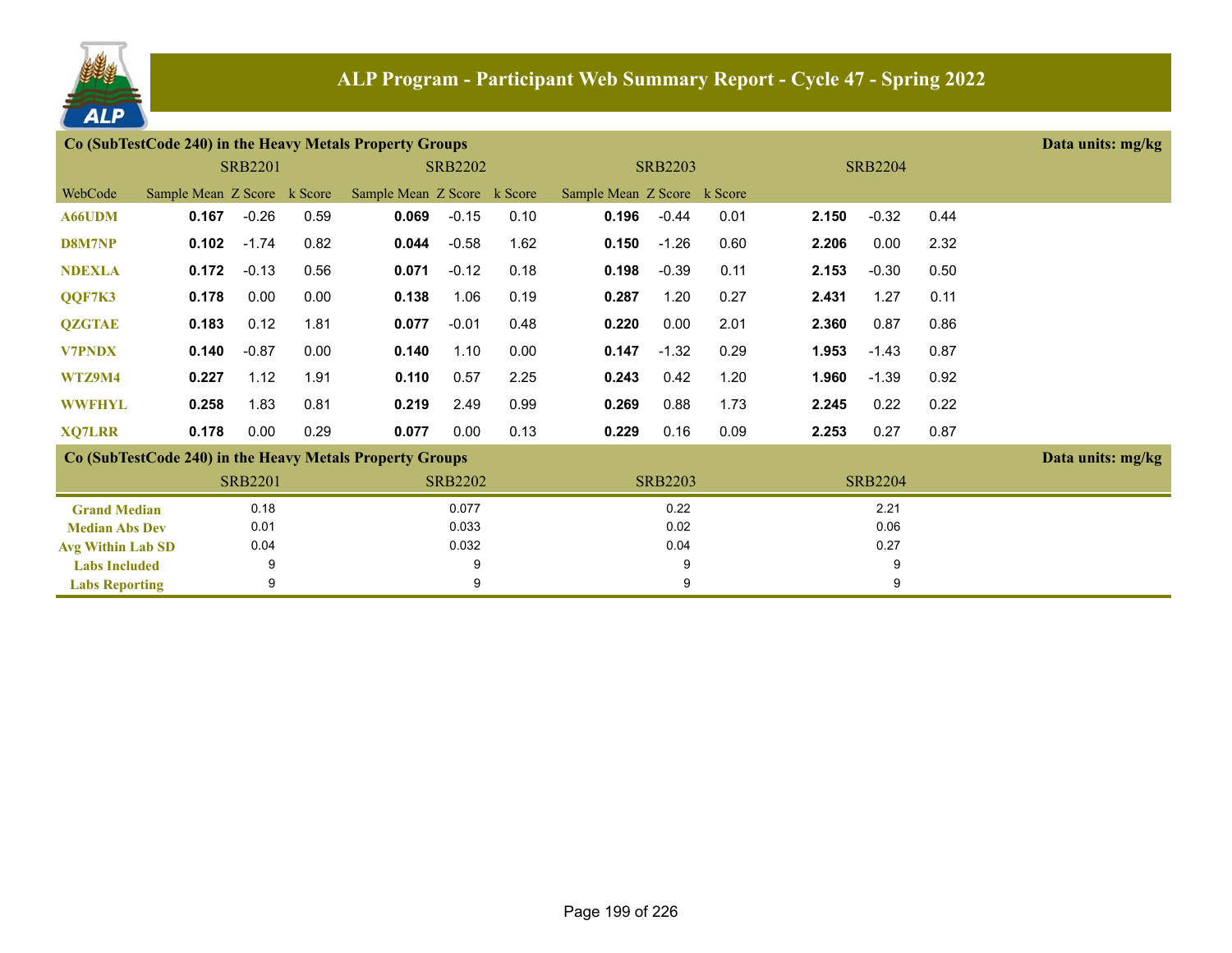# ALP Program - Participant Web Summary Report - Cycle 47 - Spring 2022

## Co (SubTestCode 240) in the Heavy Metals Property Groups

Data units: mg/kg

| WebCode | SRB2201 Sample Mean | SRB2201 Z Score | SRB2201 k Score | SRB2202 Sample Mean | SRB2202 Z Score | SRB2202 k Score | SRB2203 Sample Mean | SRB2203 Z Score | SRB2203 k Score | SRB2204 Sample Mean | SRB2204 Z Score | SRB2204 k Score |
|---|---|---|---|---|---|---|---|---|---|---|---|---|
| A66UDM | **0.167** | -0.26 | 0.59 | **0.069** | -0.15 | 0.10 | **0.196** | -0.44 | 0.01 | **2.150** | -0.32 | 0.44 |
| D8M7NP | **0.102** | -1.74 | 0.82 | **0.044** | -0.58 | 1.62 | **0.150** | -1.26 | 0.60 | **2.206** | 0.00 | 2.32 |
| NDEXLA | **0.172** | -0.13 | 0.56 | **0.071** | -0.12 | 0.18 | **0.198** | -0.39 | 0.11 | **2.153** | -0.30 | 0.50 |
| QQF7K3 | **0.178** | 0.00 | 0.00 | **0.138** | 1.06 | 0.19 | **0.287** | 1.20 | 0.27 | **2.431** | 1.27 | 0.11 |
| QZGTAE | **0.183** | 0.12 | 1.81 | **0.077** | -0.01 | 0.48 | **0.220** | 0.00 | 2.01 | **2.360** | 0.87 | 0.86 |
| V7PNDX | **0.140** | -0.87 | 0.00 | **0.140** | 1.10 | 0.00 | **0.147** | -1.32 | 0.29 | **1.953** | -1.43 | 0.87 |
| WTZ9M4 | **0.227** | 1.12 | 1.91 | **0.110** | 0.57 | 2.25 | **0.243** | 0.42 | 1.20 | **1.960** | -1.39 | 0.92 |
| WWFHYL | **0.258** | 1.83 | 0.81 | **0.219** | 2.49 | 0.99 | **0.269** | 0.88 | 1.73 | **2.245** | 0.22 | 0.22 |
| XQ7LRR | **0.178** | 0.00 | 0.29 | **0.077** | 0.00 | 0.13 | **0.229** | 0.16 | 0.09 | **2.253** | 0.27 | 0.87 |

## Co (SubTestCode 240) in the Heavy Metals Property Groups

Data units: mg/kg

| | SRB2201 | SRB2202 | SRB2203 | SRB2204 |
|---|---|---|---|---|
| Grand Median | 0.18 | 0.077 | 0.22 | 2.21 |
| Median Abs Dev | 0.01 | 0.033 | 0.02 | 0.06 |
| Avg Within Lab SD | 0.04 | 0.032 | 0.04 | 0.27 |
| Labs Included | 9 | 9 | 9 | 9 |
| Labs Reporting | 9 | 9 | 9 | 9 |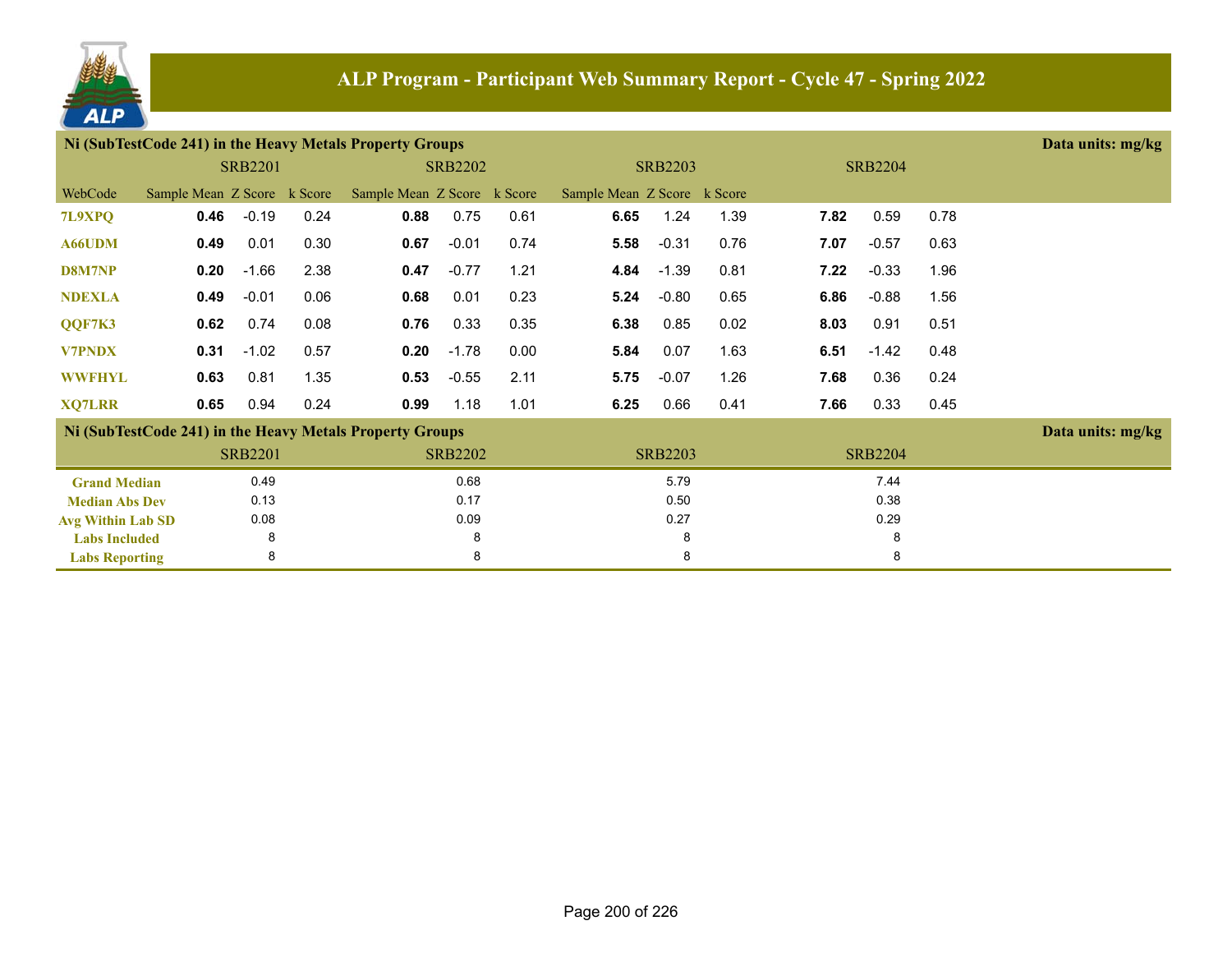# ALP Program - Participant Web Summary Report - Cycle 47 - Spring 2022

## Ni (SubTestCode 241) in the Heavy Metals Property Groups

Data units: mg/kg

| WebCode | SRB2201 Sample Mean | SRB2201 Z Score | SRB2201 k Score | SRB2202 Sample Mean | SRB2202 Z Score | SRB2202 k Score | SRB2203 Sample Mean | SRB2203 Z Score | SRB2203 k Score | SRB2204 Sample Mean | SRB2204 Z Score | SRB2204 k Score |
|---|---|---|---|---|---|---|---|---|---|---|---|---|
| 7L9XPQ | **0.46** | -0.19 | 0.24 | **0.88** | 0.75 | 0.61 | **6.65** | 1.24 | 1.39 | **7.82** | 0.59 | 0.78 |
| A66UDM | **0.49** | 0.01 | 0.30 | **0.67** | -0.01 | 0.74 | **5.58** | -0.31 | 0.76 | **7.07** | -0.57 | 0.63 |
| D8M7NP | **0.20** | -1.66 | 2.38 | **0.47** | -0.77 | 1.21 | **4.84** | -1.39 | 0.81 | **7.22** | -0.33 | 1.96 |
| NDEXLA | **0.49** | -0.01 | 0.06 | **0.68** | 0.01 | 0.23 | **5.24** | -0.80 | 0.65 | **6.86** | -0.88 | 1.56 |
| QQF7K3 | **0.62** | 0.74 | 0.08 | **0.76** | 0.33 | 0.35 | **6.38** | 0.85 | 0.02 | **8.03** | 0.91 | 0.51 |
| V7PNDX | **0.31** | -1.02 | 0.57 | **0.20** | -1.78 | 0.00 | **5.84** | 0.07 | 1.63 | **6.51** | -1.42 | 0.48 |
| WWFHYL | **0.63** | 0.81 | 1.35 | **0.53** | -0.55 | 2.11 | **5.75** | -0.07 | 1.26 | **7.68** | 0.36 | 0.24 |
| XQ7LRR | **0.65** | 0.94 | 0.24 | **0.99** | 1.18 | 1.01 | **6.25** | 0.66 | 0.41 | **7.66** | 0.33 | 0.45 |

## Ni (SubTestCode 241) in the Heavy Metals Property Groups

Data units: mg/kg

| | SRB2201 | SRB2202 | SRB2203 | SRB2204 |
|---|---|---|---|---|
| Grand Median | 0.49 | 0.68 | 5.79 | 7.44 |
| Median Abs Dev | 0.13 | 0.17 | 0.50 | 0.38 |
| Avg Within Lab SD | 0.08 | 0.09 | 0.27 | 0.29 |
| Labs Included | 8 | 8 | 8 | 8 |
| Labs Reporting | 8 | 8 | 8 | 8 |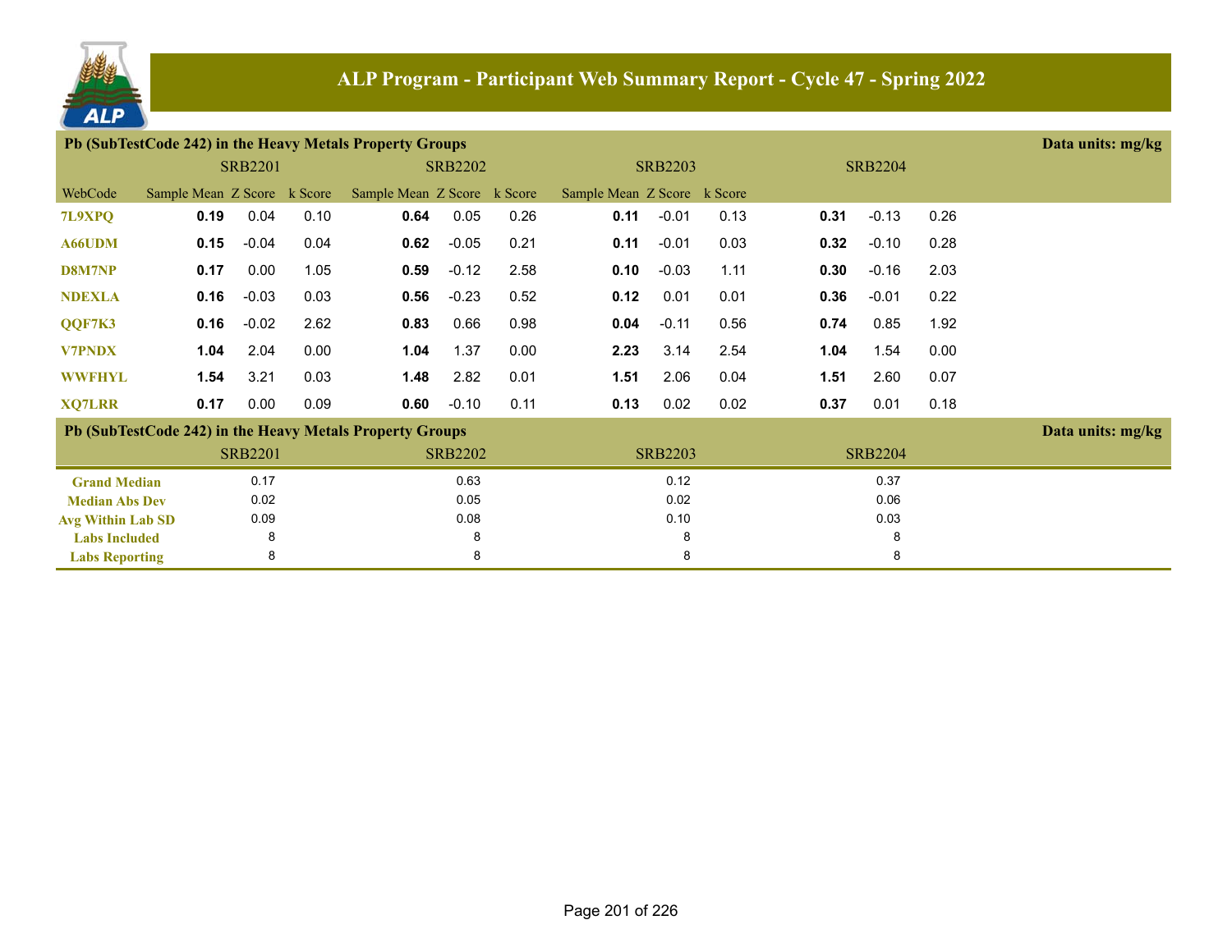# ALP Program - Participant Web Summary Report - Cycle 47 - Spring 2022

## Pb (SubTestCode 242) in the Heavy Metals Property Groups

Data units: mg/kg

| WebCode | SRB2201 Sample Mean | SRB2201 Z Score | SRB2201 k Score | SRB2202 Sample Mean | SRB2202 Z Score | SRB2202 k Score | SRB2203 Sample Mean | SRB2203 Z Score | SRB2203 k Score | SRB2204 Sample Mean | SRB2204 Z Score | SRB2204 k Score |
|---|---|---|---|---|---|---|---|---|---|---|---|---|
| 7L9XPQ | **0.19** | 0.04 | 0.10 | **0.64** | 0.05 | 0.26 | **0.11** | -0.01 | 0.13 | **0.31** | -0.13 | 0.26 |
| A66UDM | **0.15** | -0.04 | 0.04 | **0.62** | -0.05 | 0.21 | **0.11** | -0.01 | 0.03 | **0.32** | -0.10 | 0.28 |
| D8M7NP | **0.17** | 0.00 | 1.05 | **0.59** | -0.12 | 2.58 | **0.10** | -0.03 | 1.11 | **0.30** | -0.16 | 2.03 |
| NDEXLA | **0.16** | -0.03 | 0.03 | **0.56** | -0.23 | 0.52 | **0.12** | 0.01 | 0.01 | **0.36** | -0.01 | 0.22 |
| QQF7K3 | **0.16** | -0.02 | 2.62 | **0.83** | 0.66 | 0.98 | **0.04** | -0.11 | 0.56 | **0.74** | 0.85 | 1.92 |
| V7PNDX | **1.04** | 2.04 | 0.00 | **1.04** | 1.37 | 0.00 | **2.23** | 3.14 | 2.54 | **1.04** | 1.54 | 0.00 |
| WWFHYL | **1.54** | 3.21 | 0.03 | **1.48** | 2.82 | 0.01 | **1.51** | 2.06 | 0.04 | **1.51** | 2.60 | 0.07 |
| XQ7LRR | **0.17** | 0.00 | 0.09 | **0.60** | -0.10 | 0.11 | **0.13** | 0.02 | 0.02 | **0.37** | 0.01 | 0.18 |

## Pb (SubTestCode 242) in the Heavy Metals Property Groups

Data units: mg/kg

| | SRB2201 | SRB2202 | SRB2203 | SRB2204 |
|---|---|---|---|---|
| Grand Median | 0.17 | 0.63 | 0.12 | 0.37 |
| Median Abs Dev | 0.02 | 0.05 | 0.02 | 0.06 |
| Avg Within Lab SD | 0.09 | 0.08 | 0.10 | 0.03 |
| Labs Included | 8 | 8 | 8 | 8 |
| Labs Reporting | 8 | 8 | 8 | 8 |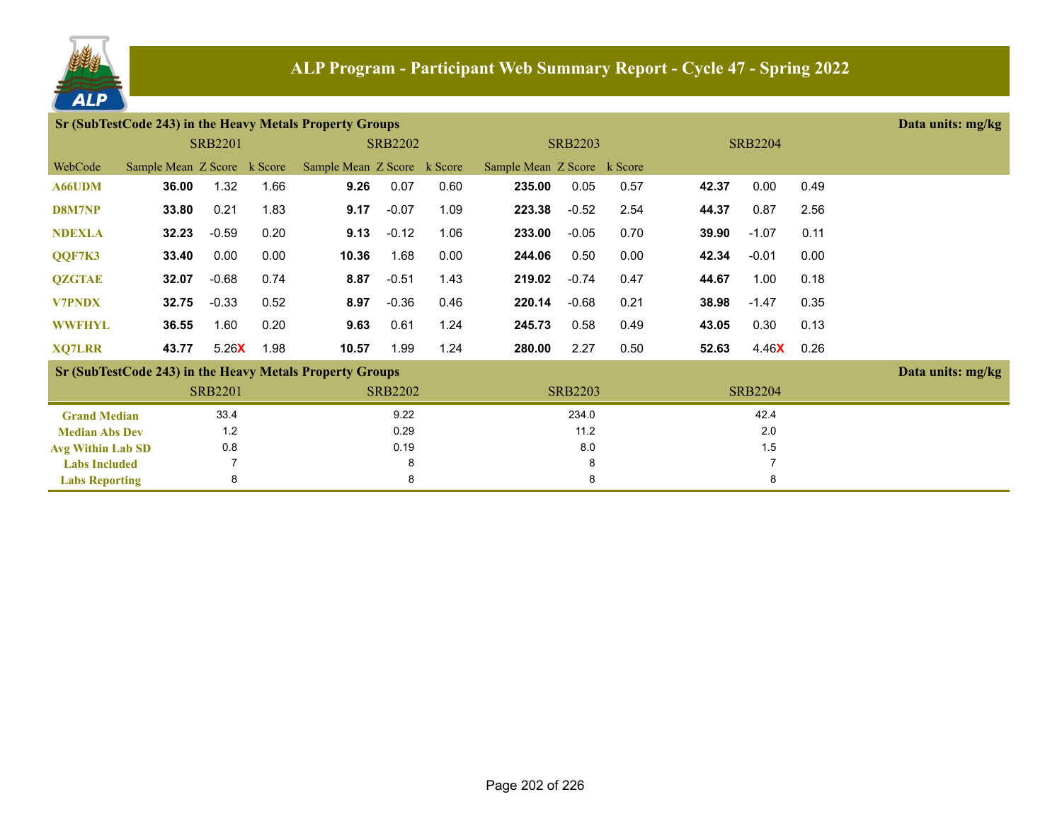# ALP Program - Participant Web Summary Report - Cycle 47 - Spring 2022

## Sr (SubTestCode 243) in the Heavy Metals Property Groups

Data units: mg/kg

| WebCode | SRB2201 Sample Mean | SRB2201 Z Score | SRB2201 k Score | SRB2202 Sample Mean | SRB2202 Z Score | SRB2202 k Score | SRB2203 Sample Mean | SRB2203 Z Score | SRB2203 k Score | SRB2204 Sample Mean | SRB2204 Z Score | SRB2204 k Score |
|---|---|---|---|---|---|---|---|---|---|---|---|---|
| A66UDM | **36.00** | 1.32 | 1.66 | **9.26** | 0.07 | 0.60 | **235.00** | 0.05 | 0.57 | **42.37** | 0.00 | 0.49 |
| D8M7NP | **33.80** | 0.21 | 1.83 | **9.17** | -0.07 | 1.09 | **223.38** | -0.52 | 2.54 | **44.37** | 0.87 | 2.56 |
| NDEXLA | **32.23** | -0.59 | 0.20 | **9.13** | -0.12 | 1.06 | **233.00** | -0.05 | 0.70 | **39.90** | -1.07 | 0.11 |
| QQF7K3 | **33.40** | 0.00 | 0.00 | **10.36** | 1.68 | 0.00 | **244.06** | 0.50 | 0.00 | **42.34** | -0.01 | 0.00 |
| QZGTAE | **32.07** | -0.68 | 0.74 | **8.87** | -0.51 | 1.43 | **219.02** | -0.74 | 0.47 | **44.67** | 1.00 | 0.18 |
| V7PNDX | **32.75** | -0.33 | 0.52 | **8.97** | -0.36 | 0.46 | **220.14** | -0.68 | 0.21 | **38.98** | -1.47 | 0.35 |
| WWFHYL | **36.55** | 1.60 | 0.20 | **9.63** | 0.61 | 1.24 | **245.73** | 0.58 | 0.49 | **43.05** | 0.30 | 0.13 |
| XQ7LRR | **43.77** | 5.26X | 1.98 | **10.57** | 1.99 | 1.24 | **280.00** | 2.27 | 0.50 | **52.63** | 4.46X | 0.26 |

## Sr (SubTestCode 243) in the Heavy Metals Property Groups

Data units: mg/kg

| | SRB2201 | SRB2202 | SRB2203 | SRB2204 |
|---|---|---|---|---|
| Grand Median | 33.4 | 9.22 | 234.0 | 42.4 |
| Median Abs Dev | 1.2 | 0.29 | 11.2 | 2.0 |
| Avg Within Lab SD | 0.8 | 0.19 | 8.0 | 1.5 |
| Labs Included | 7 | 8 | 8 | 7 |
| Labs Reporting | 8 | 8 | 8 | 8 |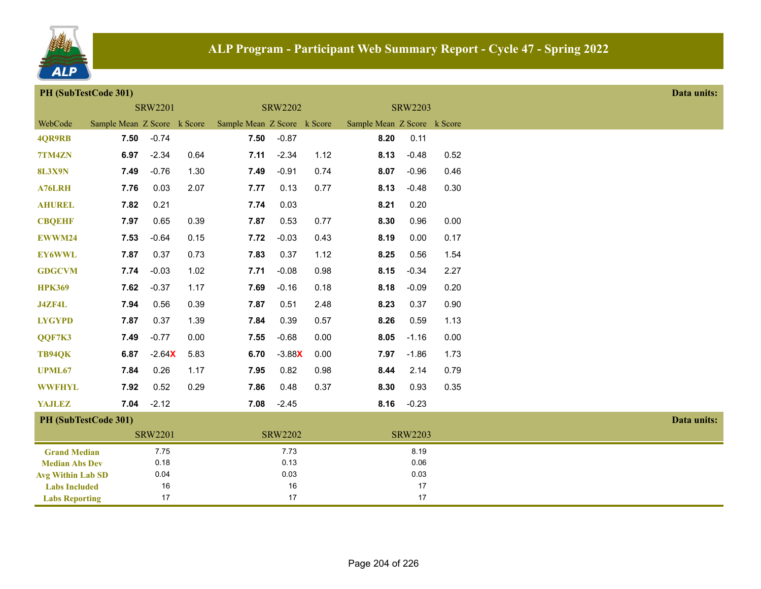# ALP Program - Participant Web Summary Report - Cycle 47 - Spring 2022

## PH (SubTestCode 301)

Data units:

| | SRW2201 | | | SRW2202 | | | SRW2203 | | |
|---|---|---|---|---|---|---|---|---|---|
| WebCode | Sample Mean | Z Score | k Score | Sample Mean | Z Score | k Score | Sample Mean | Z Score | k Score |
| 4QR9RB | **7.50** | -0.74 | | **7.50** | -0.87 | | **8.20** | 0.11 | |
| 7TM4ZN | **6.97** | -2.34 | 0.64 | **7.11** | -2.34 | 1.12 | **8.13** | -0.48 | 0.52 |
| 8L3X9N | **7.49** | -0.76 | 1.30 | **7.49** | -0.91 | 0.74 | **8.07** | -0.96 | 0.46 |
| A76LRH | **7.76** | 0.03 | 2.07 | **7.77** | 0.13 | 0.77 | **8.13** | -0.48 | 0.30 |
| AHUREL | **7.82** | 0.21 | | **7.74** | 0.03 | | **8.21** | 0.20 | |
| CBQEHF | **7.97** | 0.65 | 0.39 | **7.87** | 0.53 | 0.77 | **8.30** | 0.96 | 0.00 |
| EWWM24 | **7.53** | -0.64 | 0.15 | **7.72** | -0.03 | 0.43 | **8.19** | 0.00 | 0.17 |
| EY6WWL | **7.87** | 0.37 | 0.73 | **7.83** | 0.37 | 1.12 | **8.25** | 0.56 | 1.54 |
| GDGCVM | **7.74** | -0.03 | 1.02 | **7.71** | -0.08 | 0.98 | **8.15** | -0.34 | 2.27 |
| HPK369 | **7.62** | -0.37 | 1.17 | **7.69** | -0.16 | 0.18 | **8.18** | -0.09 | 0.20 |
| J4ZF4L | **7.94** | 0.56 | 0.39 | **7.87** | 0.51 | 2.48 | **8.23** | 0.37 | 0.90 |
| LYGYPD | **7.87** | 0.37 | 1.39 | **7.84** | 0.39 | 0.57 | **8.26** | 0.59 | 1.13 |
| QQF7K3 | **7.49** | -0.77 | 0.00 | **7.55** | -0.68 | 0.00 | **8.05** | -1.16 | 0.00 |
| TB94QK | **6.87** | -2.64X | 5.83 | **6.70** | -3.88X | 0.00 | **7.97** | -1.86 | 1.73 |
| UPML67 | **7.84** | 0.26 | 1.17 | **7.95** | 0.82 | 0.98 | **8.44** | 2.14 | 0.79 |
| WWFHYL | **7.92** | 0.52 | 0.29 | **7.86** | 0.48 | 0.37 | **8.30** | 0.93 | 0.35 |
| YAJLEZ | **7.04** | -2.12 | | **7.08** | -2.45 | | **8.16** | -0.23 | |

## PH (SubTestCode 301)

Data units:

| | SRW2201 | SRW2202 | SRW2203 |
|---|---|---|---|
| Grand Median | 7.75 | 7.73 | 8.19 |
| Median Abs Dev | 0.18 | 0.13 | 0.06 |
| Avg Within Lab SD | 0.04 | 0.03 | 0.03 |
| Labs Included | 16 | 16 | 17 |
| Labs Reporting | 17 | 17 | 17 |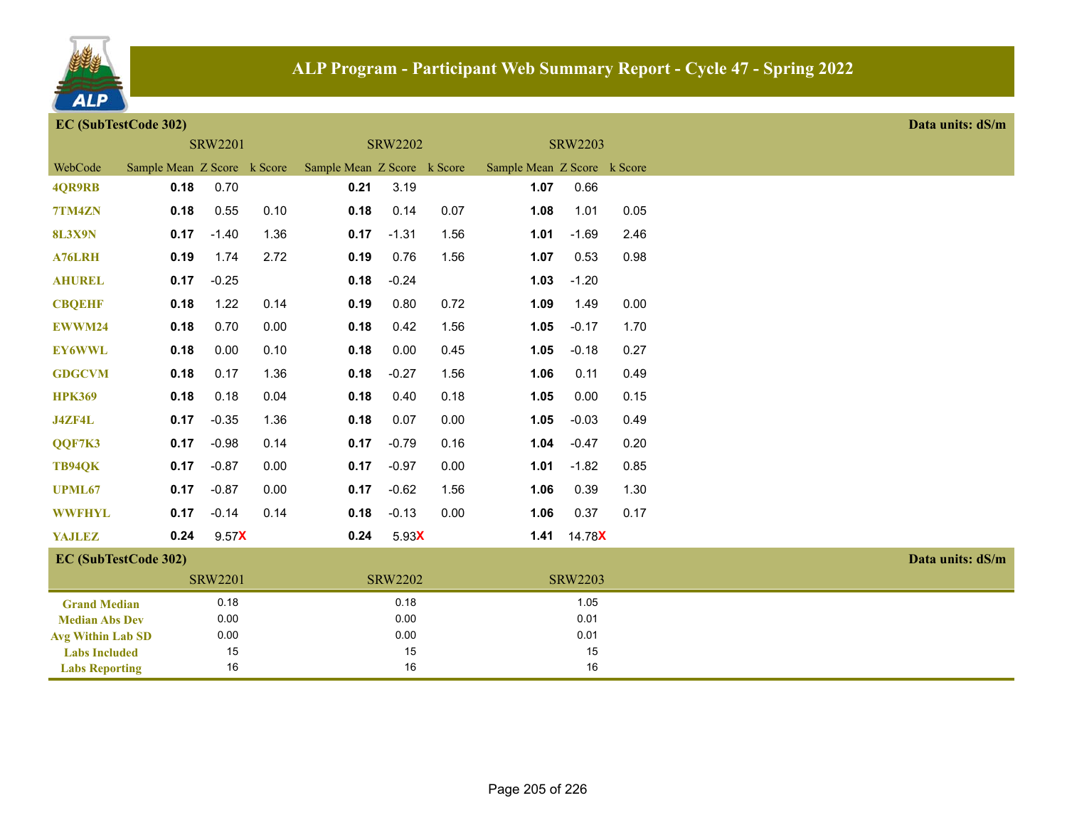# ALP Program - Participant Web Summary Report - Cycle 47 - Spring 2022

**EC (SubTestCode 302)** — Data units: dS/m

| WebCode | SRW2201 Sample Mean | SRW2201 Z Score | SRW2201 k Score | SRW2202 Sample Mean | SRW2202 Z Score | SRW2202 k Score | SRW2203 Sample Mean | SRW2203 Z Score | SRW2203 k Score |
|---|---|---|---|---|---|---|---|---|---|
| 4QR9RB | **0.18** | 0.70 | | **0.21** | 3.19 | | **1.07** | 0.66 | |
| 7TM4ZN | **0.18** | 0.55 | 0.10 | **0.18** | 0.14 | 0.07 | **1.08** | 1.01 | 0.05 |
| 8L3X9N | **0.17** | -1.40 | 1.36 | **0.17** | -1.31 | 1.56 | **1.01** | -1.69 | 2.46 |
| A76LRH | **0.19** | 1.74 | 2.72 | **0.19** | 0.76 | 1.56 | **1.07** | 0.53 | 0.98 |
| AHUREL | **0.17** | -0.25 | | **0.18** | -0.24 | | **1.03** | -1.20 | |
| CBQEHF | **0.18** | 1.22 | 0.14 | **0.19** | 0.80 | 0.72 | **1.09** | 1.49 | 0.00 |
| EWWM24 | **0.18** | 0.70 | 0.00 | **0.18** | 0.42 | 1.56 | **1.05** | -0.17 | 1.70 |
| EY6WWL | **0.18** | 0.00 | 0.10 | **0.18** | 0.00 | 0.45 | **1.05** | -0.18 | 0.27 |
| GDGCVM | **0.18** | 0.17 | 1.36 | **0.18** | -0.27 | 1.56 | **1.06** | 0.11 | 0.49 |
| HPK369 | **0.18** | 0.18 | 0.04 | **0.18** | 0.40 | 0.18 | **1.05** | 0.00 | 0.15 |
| J4ZF4L | **0.17** | -0.35 | 1.36 | **0.18** | 0.07 | 0.00 | **1.05** | -0.03 | 0.49 |
| QQF7K3 | **0.17** | -0.98 | 0.14 | **0.17** | -0.79 | 0.16 | **1.04** | -0.47 | 0.20 |
| TB94QK | **0.17** | -0.87 | 0.00 | **0.17** | -0.97 | 0.00 | **1.01** | -1.82 | 0.85 |
| UPML67 | **0.17** | -0.87 | 0.00 | **0.17** | -0.62 | 1.56 | **1.06** | 0.39 | 1.30 |
| WWFHYL | **0.17** | -0.14 | 0.14 | **0.18** | -0.13 | 0.00 | **1.06** | 0.37 | 0.17 |
| YAJLEZ | **0.24** | 9.57X | | **0.24** | 5.93X | | **1.41** | 14.78X | |

**EC (SubTestCode 302)** — Data units: dS/m

| | SRW2201 | SRW2202 | SRW2203 |
|---|---|---|---|
| Grand Median | 0.18 | 0.18 | 1.05 |
| Median Abs Dev | 0.00 | 0.00 | 0.01 |
| Avg Within Lab SD | 0.00 | 0.00 | 0.01 |
| Labs Included | 15 | 15 | 15 |
| Labs Reporting | 16 | 16 | 16 |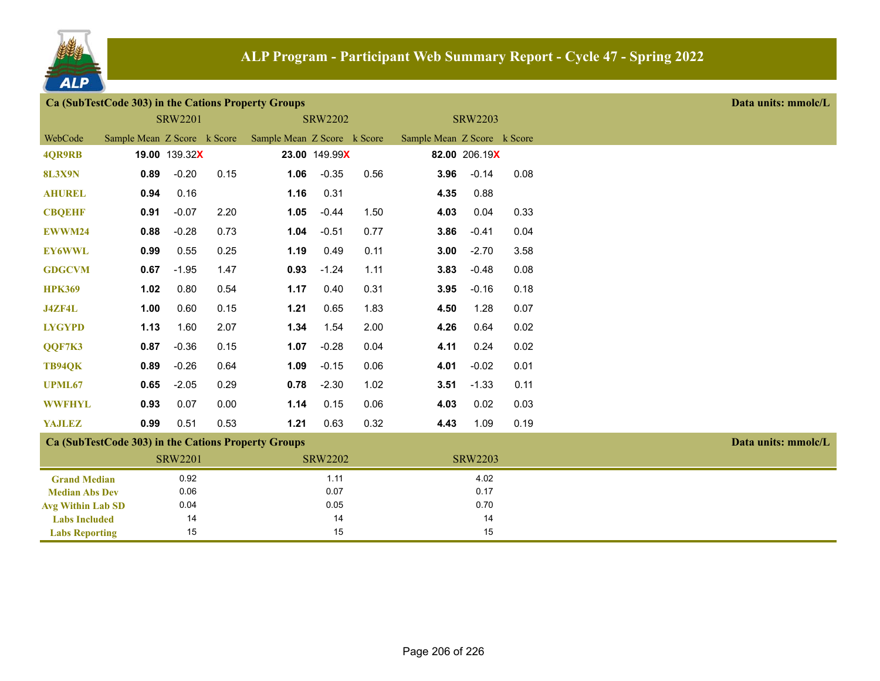# ALP Program - Participant Web Summary Report - Cycle 47 - Spring 2022

## Ca (SubTestCode 303) in the Cations Property Groups

Data units: mmolc/L

| | SRW2201 | | | SRW2202 | | | SRW2203 | | |
|---|---|---|---|---|---|---|---|---|---|
| WebCode | Sample Mean | Z Score | k Score | Sample Mean | Z Score | k Score | Sample Mean | Z Score | k Score |
| 4QR9RB | **19.00** | 139.32X | | **23.00** | 149.99X | | **82.00** | 206.19X | |
| 8L3X9N | **0.89** | -0.20 | 0.15 | **1.06** | -0.35 | 0.56 | **3.96** | -0.14 | 0.08 |
| AHUREL | **0.94** | 0.16 | | **1.16** | 0.31 | | **4.35** | 0.88 | |
| CBQEHF | **0.91** | -0.07 | 2.20 | **1.05** | -0.44 | 1.50 | **4.03** | 0.04 | 0.33 |
| EWWM24 | **0.88** | -0.28 | 0.73 | **1.04** | -0.51 | 0.77 | **3.86** | -0.41 | 0.04 |
| EY6WWL | **0.99** | 0.55 | 0.25 | **1.19** | 0.49 | 0.11 | **3.00** | -2.70 | 3.58 |
| GDGCVM | **0.67** | -1.95 | 1.47 | **0.93** | -1.24 | 1.11 | **3.83** | -0.48 | 0.08 |
| HPK369 | **1.02** | 0.80 | 0.54 | **1.17** | 0.40 | 0.31 | **3.95** | -0.16 | 0.18 |
| J4ZF4L | **1.00** | 0.60 | 0.15 | **1.21** | 0.65 | 1.83 | **4.50** | 1.28 | 0.07 |
| LYGYPD | **1.13** | 1.60 | 2.07 | **1.34** | 1.54 | 2.00 | **4.26** | 0.64 | 0.02 |
| QQF7K3 | **0.87** | -0.36 | 0.15 | **1.07** | -0.28 | 0.04 | **4.11** | 0.24 | 0.02 |
| TB94QK | **0.89** | -0.26 | 0.64 | **1.09** | -0.15 | 0.06 | **4.01** | -0.02 | 0.01 |
| UPML67 | **0.65** | -2.05 | 0.29 | **0.78** | -2.30 | 1.02 | **3.51** | -1.33 | 0.11 |
| WWFHYL | **0.93** | 0.07 | 0.00 | **1.14** | 0.15 | 0.06 | **4.03** | 0.02 | 0.03 |
| YAJLEZ | **0.99** | 0.51 | 0.53 | **1.21** | 0.63 | 0.32 | **4.43** | 1.09 | 0.19 |

## Ca (SubTestCode 303) in the Cations Property Groups

Data units: mmolc/L

| | SRW2201 | SRW2202 | SRW2203 |
|---|---|---|---|
| Grand Median | 0.92 | 1.11 | 4.02 |
| Median Abs Dev | 0.06 | 0.07 | 0.17 |
| Avg Within Lab SD | 0.04 | 0.05 | 0.70 |
| Labs Included | 14 | 14 | 14 |
| Labs Reporting | 15 | 15 | 15 |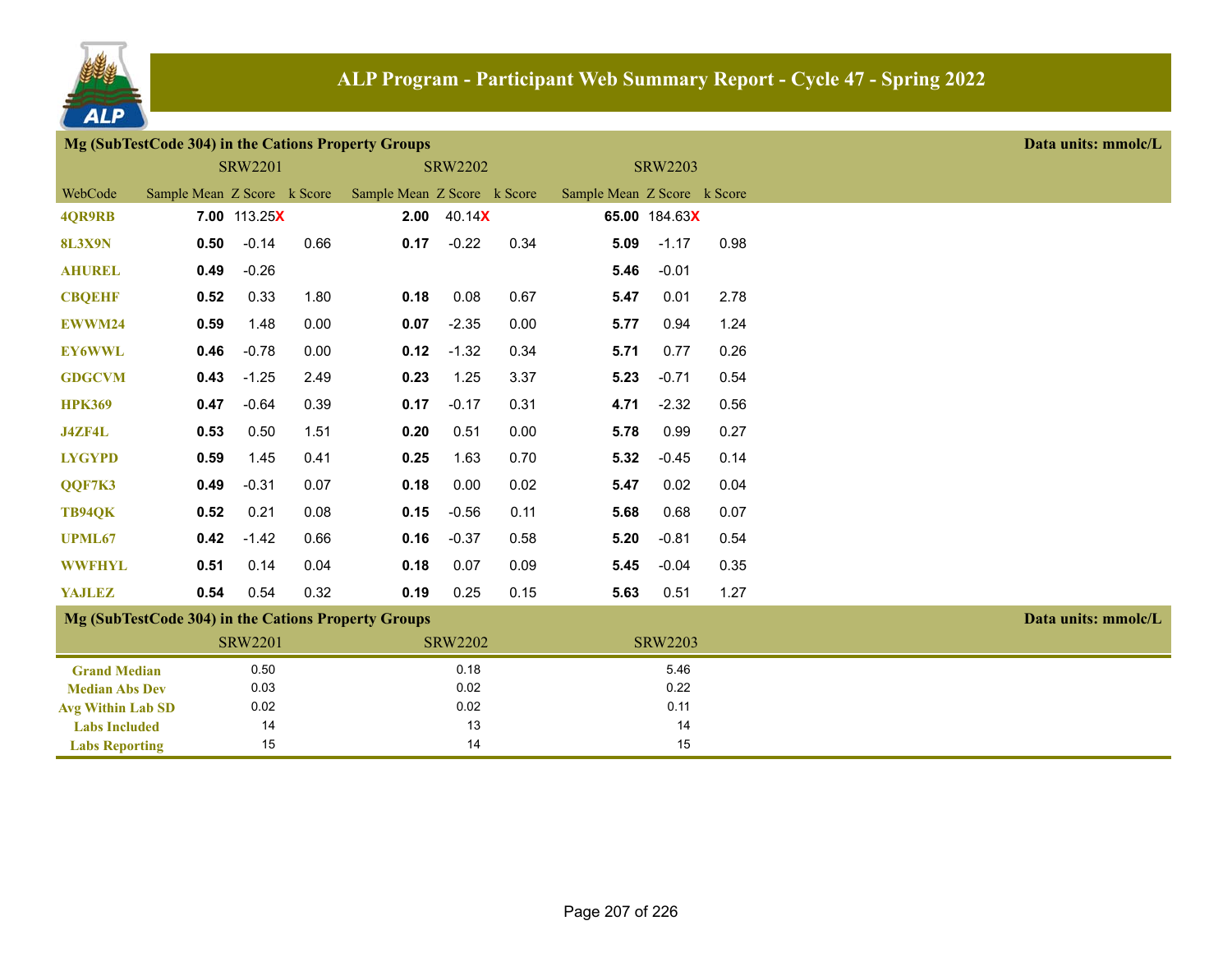## ALP Program - Participant Web Summary Report - Cycle 47 - Spring 2022

### Mg (SubTestCode 304) in the Cations Property Groups

Data units: mmolc/L

| | SRW2201 | | | SRW2202 | | | SRW2203 | | |
|---|---|---|---|---|---|---|---|---|---|
| WebCode | Sample Mean | Z Score | k Score | Sample Mean | Z Score | k Score | Sample Mean | Z Score | k Score |
| 4QR9RB | **7.00** | 113.25X | | **2.00** | 40.14X | | **65.00** | 184.63X | |
| 8L3X9N | **0.50** | -0.14 | 0.66 | **0.17** | -0.22 | 0.34 | **5.09** | -1.17 | 0.98 |
| AHUREL | **0.49** | -0.26 | | | | | **5.46** | -0.01 | |
| CBQEHF | **0.52** | 0.33 | 1.80 | **0.18** | 0.08 | 0.67 | **5.47** | 0.01 | 2.78 |
| EWWM24 | **0.59** | 1.48 | 0.00 | **0.07** | -2.35 | 0.00 | **5.77** | 0.94 | 1.24 |
| EY6WWL | **0.46** | -0.78 | 0.00 | **0.12** | -1.32 | 0.34 | **5.71** | 0.77 | 0.26 |
| GDGCVM | **0.43** | -1.25 | 2.49 | **0.23** | 1.25 | 3.37 | **5.23** | -0.71 | 0.54 |
| HPK369 | **0.47** | -0.64 | 0.39 | **0.17** | -0.17 | 0.31 | **4.71** | -2.32 | 0.56 |
| J4ZF4L | **0.53** | 0.50 | 1.51 | **0.20** | 0.51 | 0.00 | **5.78** | 0.99 | 0.27 |
| LYGYPD | **0.59** | 1.45 | 0.41 | **0.25** | 1.63 | 0.70 | **5.32** | -0.45 | 0.14 |
| QQF7K3 | **0.49** | -0.31 | 0.07 | **0.18** | 0.00 | 0.02 | **5.47** | 0.02 | 0.04 |
| TB94QK | **0.52** | 0.21 | 0.08 | **0.15** | -0.56 | 0.11 | **5.68** | 0.68 | 0.07 |
| UPML67 | **0.42** | -1.42 | 0.66 | **0.16** | -0.37 | 0.58 | **5.20** | -0.81 | 0.54 |
| WWFHYL | **0.51** | 0.14 | 0.04 | **0.18** | 0.07 | 0.09 | **5.45** | -0.04 | 0.35 |
| YAJLEZ | **0.54** | 0.54 | 0.32 | **0.19** | 0.25 | 0.15 | **5.63** | 0.51 | 1.27 |

### Mg (SubTestCode 304) in the Cations Property Groups

Data units: mmolc/L

| | SRW2201 | SRW2202 | SRW2203 |
|---|---|---|---|
| Grand Median | 0.50 | 0.18 | 5.46 |
| Median Abs Dev | 0.03 | 0.02 | 0.22 |
| Avg Within Lab SD | 0.02 | 0.02 | 0.11 |
| Labs Included | 14 | 13 | 14 |
| Labs Reporting | 15 | 14 | 15 |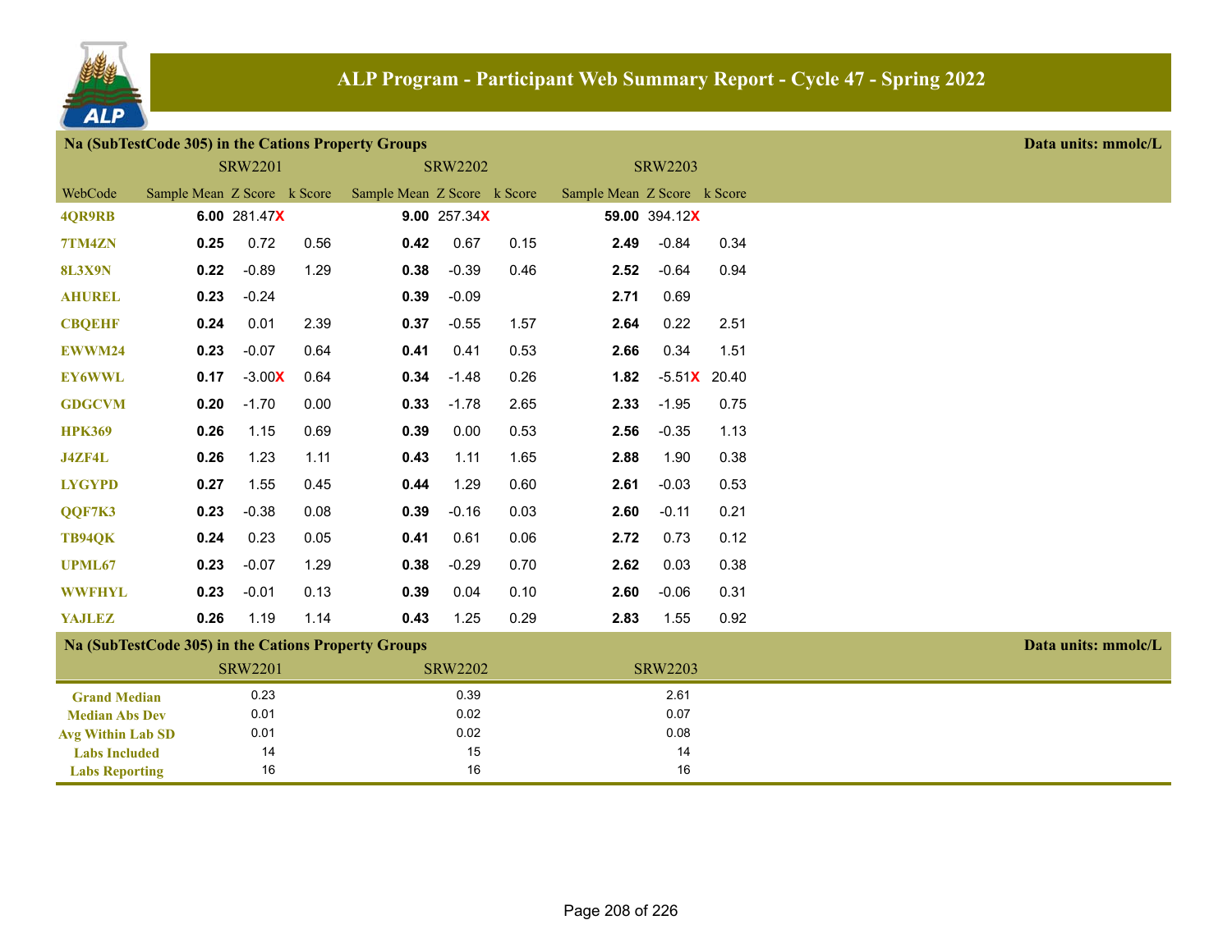# ALP Program - Participant Web Summary Report - Cycle 47 - Spring 2022

## Na (SubTestCode 305) in the Cations Property Groups

Data units: mmolc/L

| | SRW2201 | | | SRW2202 | | | SRW2203 | | |
|---|---|---|---|---|---|---|---|---|---|
| WebCode | Sample Mean | Z Score | k Score | Sample Mean | Z Score | k Score | Sample Mean | Z Score | k Score |
| 4QR9RB | **6.00** | 281.47X | | **9.00** | 257.34X | | **59.00** | 394.12X | |
| 7TM4ZN | **0.25** | 0.72 | 0.56 | **0.42** | 0.67 | 0.15 | **2.49** | -0.84 | 0.34 |
| 8L3X9N | **0.22** | -0.89 | 1.29 | **0.38** | -0.39 | 0.46 | **2.52** | -0.64 | 0.94 |
| AHUREL | **0.23** | -0.24 | | **0.39** | -0.09 | | **2.71** | 0.69 | |
| CBQEHF | **0.24** | 0.01 | 2.39 | **0.37** | -0.55 | 1.57 | **2.64** | 0.22 | 2.51 |
| EWWM24 | **0.23** | -0.07 | 0.64 | **0.41** | 0.41 | 0.53 | **2.66** | 0.34 | 1.51 |
| EY6WWL | **0.17** | -3.00X | 0.64 | **0.34** | -1.48 | 0.26 | **1.82** | -5.51X | 20.40 |
| GDGCVM | **0.20** | -1.70 | 0.00 | **0.33** | -1.78 | 2.65 | **2.33** | -1.95 | 0.75 |
| HPK369 | **0.26** | 1.15 | 0.69 | **0.39** | 0.00 | 0.53 | **2.56** | -0.35 | 1.13 |
| J4ZF4L | **0.26** | 1.23 | 1.11 | **0.43** | 1.11 | 1.65 | **2.88** | 1.90 | 0.38 |
| LYGYPD | **0.27** | 1.55 | 0.45 | **0.44** | 1.29 | 0.60 | **2.61** | -0.03 | 0.53 |
| QQF7K3 | **0.23** | -0.38 | 0.08 | **0.39** | -0.16 | 0.03 | **2.60** | -0.11 | 0.21 |
| TB94QK | **0.24** | 0.23 | 0.05 | **0.41** | 0.61 | 0.06 | **2.72** | 0.73 | 0.12 |
| UPML67 | **0.23** | -0.07 | 1.29 | **0.38** | -0.29 | 0.70 | **2.62** | 0.03 | 0.38 |
| WWFHYL | **0.23** | -0.01 | 0.13 | **0.39** | 0.04 | 0.10 | **2.60** | -0.06 | 0.31 |
| YAJLEZ | **0.26** | 1.19 | 1.14 | **0.43** | 1.25 | 0.29 | **2.83** | 1.55 | 0.92 |

## Na (SubTestCode 305) in the Cations Property Groups

Data units: mmolc/L

| | SRW2201 | SRW2202 | SRW2203 |
|---|---|---|---|
| Grand Median | 0.23 | 0.39 | 2.61 |
| Median Abs Dev | 0.01 | 0.02 | 0.07 |
| Avg Within Lab SD | 0.01 | 0.02 | 0.08 |
| Labs Included | 14 | 15 | 14 |
| Labs Reporting | 16 | 16 | 16 |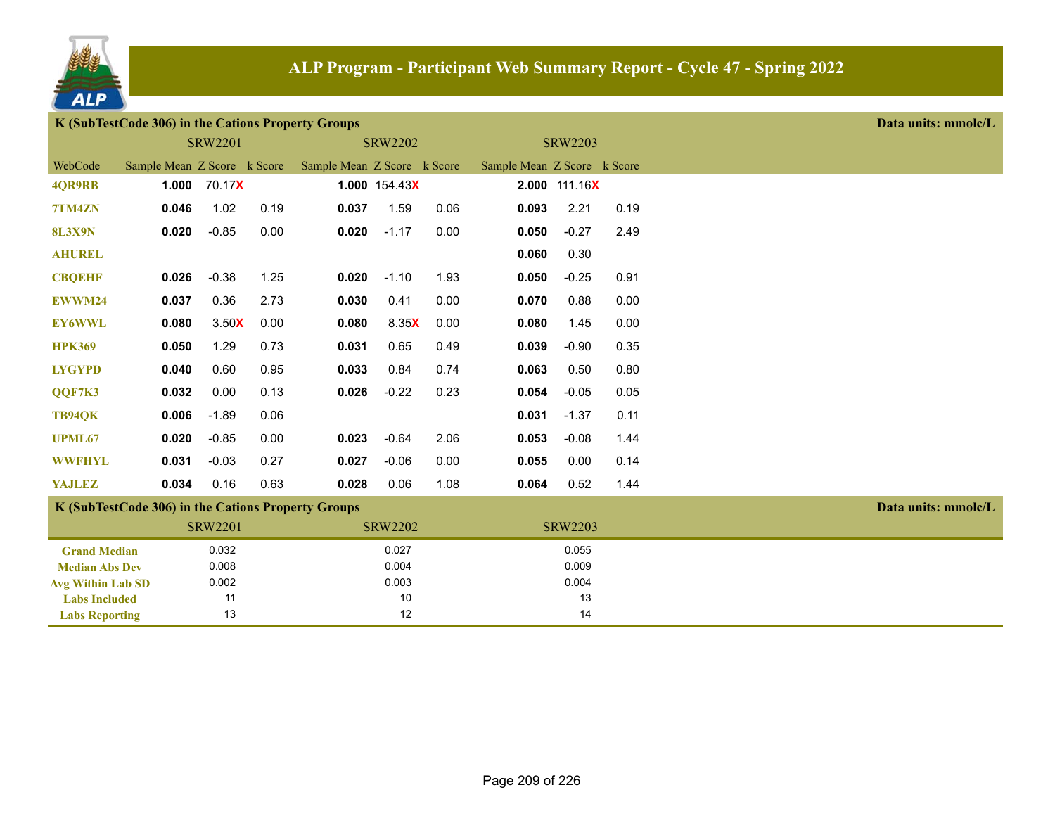# ALP Program - Participant Web Summary Report - Cycle 47 - Spring 2022

## K (SubTestCode 306) in the Cations Property Groups

Data units: mmolc/L

| | SRW2201 | | | SRW2202 | | | SRW2203 | | |
|---|---|---|---|---|---|---|---|---|---|
| WebCode | Sample Mean | Z Score | k Score | Sample Mean | Z Score | k Score | Sample Mean | Z Score | k Score |
| 4QR9RB | **1.000** | 70.17X | | **1.000** | 154.43X | | **2.000** | 111.16X | |
| 7TM4ZN | **0.046** | 1.02 | 0.19 | **0.037** | 1.59 | 0.06 | **0.093** | 2.21 | 0.19 |
| 8L3X9N | **0.020** | -0.85 | 0.00 | **0.020** | -1.17 | 0.00 | **0.050** | -0.27 | 2.49 |
| AHUREL | | | | | | | **0.060** | 0.30 | |
| CBQEHF | **0.026** | -0.38 | 1.25 | **0.020** | -1.10 | 1.93 | **0.050** | -0.25 | 0.91 |
| EWWM24 | **0.037** | 0.36 | 2.73 | **0.030** | 0.41 | 0.00 | **0.070** | 0.88 | 0.00 |
| EY6WWL | **0.080** | 3.50X | 0.00 | **0.080** | 8.35X | 0.00 | **0.080** | 1.45 | 0.00 |
| HPK369 | **0.050** | 1.29 | 0.73 | **0.031** | 0.65 | 0.49 | **0.039** | -0.90 | 0.35 |
| LYGYPD | **0.040** | 0.60 | 0.95 | **0.033** | 0.84 | 0.74 | **0.063** | 0.50 | 0.80 |
| QQF7K3 | **0.032** | 0.00 | 0.13 | **0.026** | -0.22 | 0.23 | **0.054** | -0.05 | 0.05 |
| TB94QK | **0.006** | -1.89 | 0.06 | | | | **0.031** | -1.37 | 0.11 |
| UPML67 | **0.020** | -0.85 | 0.00 | **0.023** | -0.64 | 2.06 | **0.053** | -0.08 | 1.44 |
| WWFHYL | **0.031** | -0.03 | 0.27 | **0.027** | -0.06 | 0.00 | **0.055** | 0.00 | 0.14 |
| YAJLEZ | **0.034** | 0.16 | 0.63 | **0.028** | 0.06 | 1.08 | **0.064** | 0.52 | 1.44 |

## K (SubTestCode 306) in the Cations Property Groups

Data units: mmolc/L

| | SRW2201 | SRW2202 | SRW2203 |
|---|---|---|---|
| Grand Median | 0.032 | 0.027 | 0.055 |
| Median Abs Dev | 0.008 | 0.004 | 0.009 |
| Avg Within Lab SD | 0.002 | 0.003 | 0.004 |
| Labs Included | 11 | 10 | 13 |
| Labs Reporting | 13 | 12 | 14 |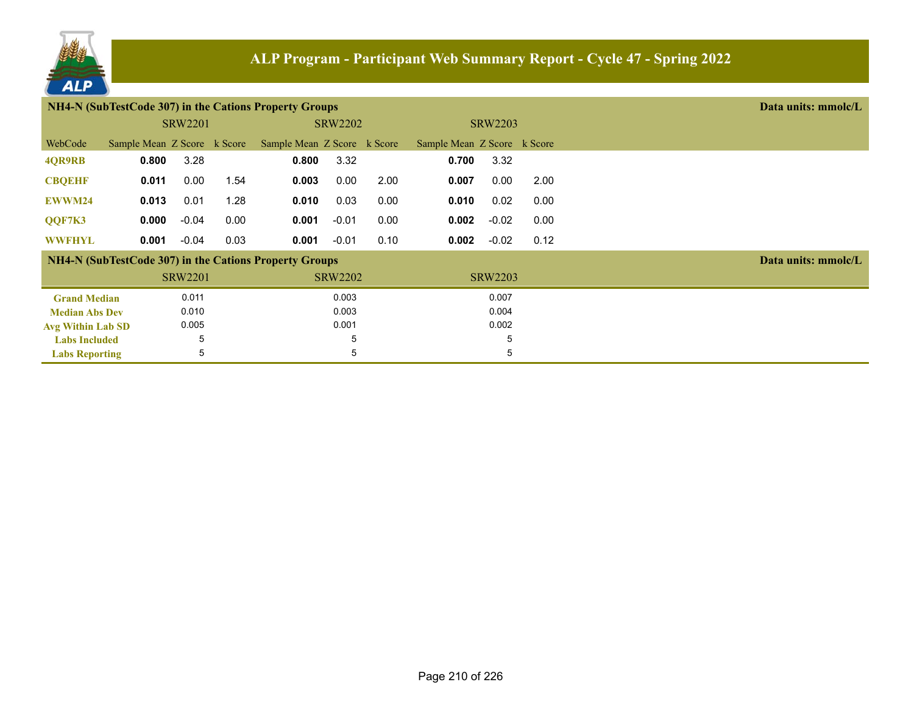# ALP Program - Participant Web Summary Report - Cycle 47 - Spring 2022

## NH4-N (SubTestCode 307) in the Cations Property Groups

Data units: mmolc/L

| | SRW2201 | | | SRW2202 | | | SRW2203 | | |
|---|---|---|---|---|---|---|---|---|---|
| WebCode | Sample Mean | Z Score | k Score | Sample Mean | Z Score | k Score | Sample Mean | Z Score | k Score |
| 4QR9RB | **0.800** | 3.28 | | **0.800** | 3.32 | | **0.700** | 3.32 | |
| CBQEHF | **0.011** | 0.00 | 1.54 | **0.003** | 0.00 | 2.00 | **0.007** | 0.00 | 2.00 |
| EWWM24 | **0.013** | 0.01 | 1.28 | **0.010** | 0.03 | 0.00 | **0.010** | 0.02 | 0.00 |
| QQF7K3 | **0.000** | -0.04 | 0.00 | **0.001** | -0.01 | 0.00 | **0.002** | -0.02 | 0.00 |
| WWFHYL | **0.001** | -0.04 | 0.03 | **0.001** | -0.01 | 0.10 | **0.002** | -0.02 | 0.12 |

## NH4-N (SubTestCode 307) in the Cations Property Groups

Data units: mmolc/L

| | SRW2201 | SRW2202 | SRW2203 |
|---|---|---|---|
| Grand Median | 0.011 | 0.003 | 0.007 |
| Median Abs Dev | 0.010 | 0.003 | 0.004 |
| Avg Within Lab SD | 0.005 | 0.001 | 0.002 |
| Labs Included | 5 | 5 | 5 |
| Labs Reporting | 5 | 5 | 5 |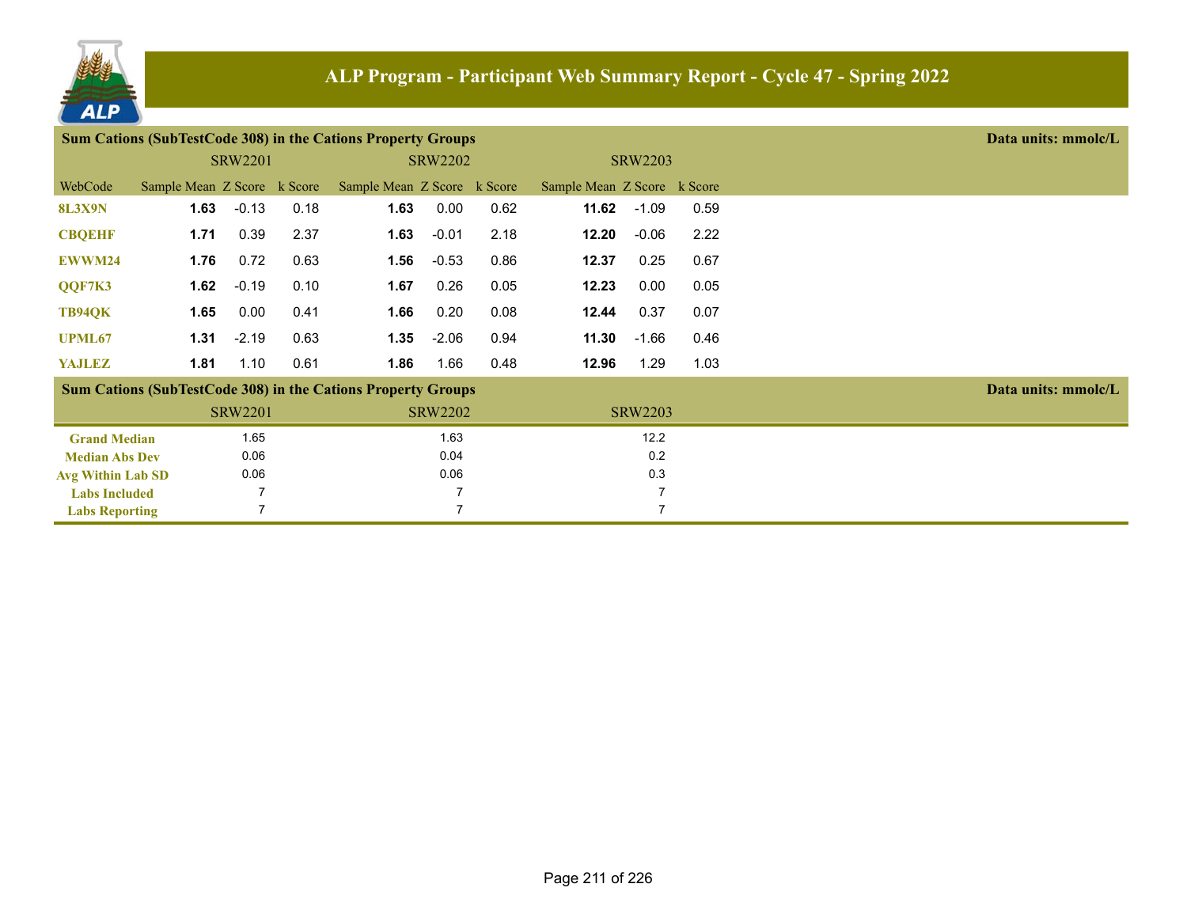# ALP Program - Participant Web Summary Report - Cycle 47 - Spring 2022

## Sum Cations (SubTestCode 308) in the Cations Property Groups

Data units: mmolc/L

| | SRW2201 | | | SRW2202 | | | SRW2203 | | |
|---|---|---|---|---|---|---|---|---|---|
| WebCode | Sample Mean | Z Score | k Score | Sample Mean | Z Score | k Score | Sample Mean | Z Score | k Score |
| 8L3X9N | **1.63** | -0.13 | 0.18 | **1.63** | 0.00 | 0.62 | **11.62** | -1.09 | 0.59 |
| CBQEHF | **1.71** | 0.39 | 2.37 | **1.63** | -0.01 | 2.18 | **12.20** | -0.06 | 2.22 |
| EWWM24 | **1.76** | 0.72 | 0.63 | **1.56** | -0.53 | 0.86 | **12.37** | 0.25 | 0.67 |
| QQF7K3 | **1.62** | -0.19 | 0.10 | **1.67** | 0.26 | 0.05 | **12.23** | 0.00 | 0.05 |
| TB94QK | **1.65** | 0.00 | 0.41 | **1.66** | 0.20 | 0.08 | **12.44** | 0.37 | 0.07 |
| UPML67 | **1.31** | -2.19 | 0.63 | **1.35** | -2.06 | 0.94 | **11.30** | -1.66 | 0.46 |
| YAJLEZ | **1.81** | 1.10 | 0.61 | **1.86** | 1.66 | 0.48 | **12.96** | 1.29 | 1.03 |

## Sum Cations (SubTestCode 308) in the Cations Property Groups

Data units: mmolc/L

| | SRW2201 | SRW2202 | SRW2203 |
|---|---|---|---|
| Grand Median | 1.65 | 1.63 | 12.2 |
| Median Abs Dev | 0.06 | 0.04 | 0.2 |
| Avg Within Lab SD | 0.06 | 0.06 | 0.3 |
| Labs Included | 7 | 7 | 7 |
| Labs Reporting | 7 | 7 | 7 |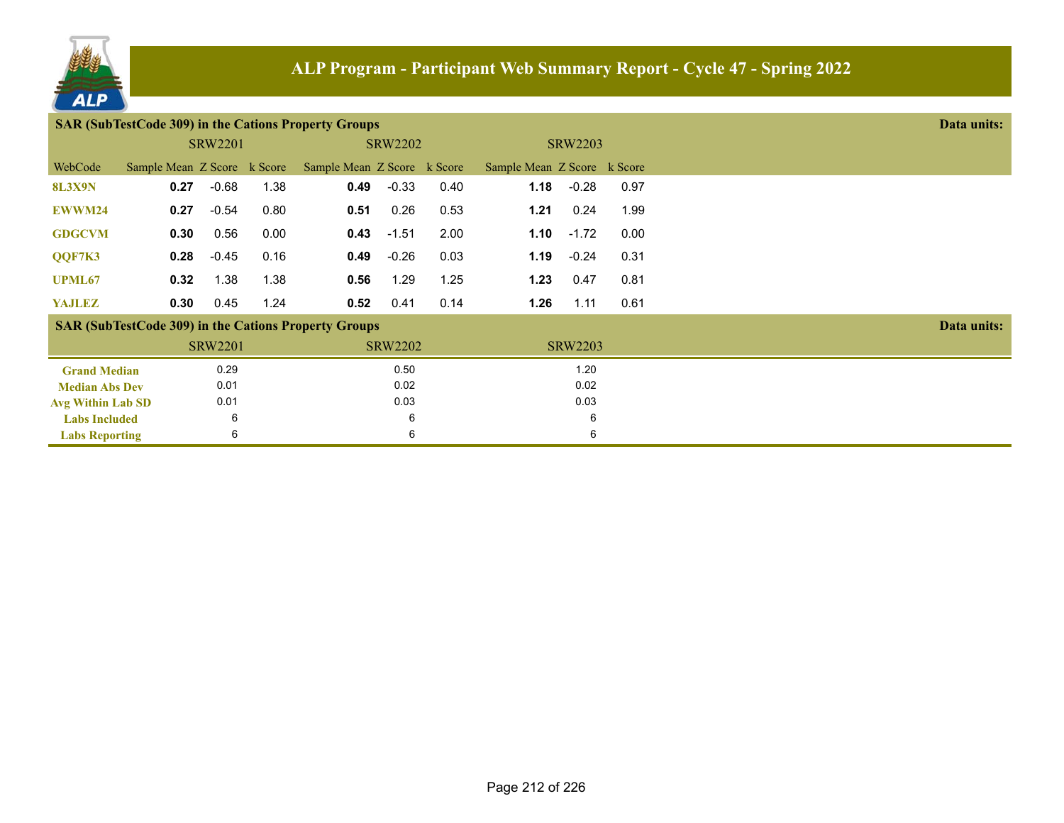# ALP Program - Participant Web Summary Report - Cycle 47 - Spring 2022

## SAR (SubTestCode 309) in the Cations Property Groups

Data units:

| WebCode | SRW2201 Sample Mean | SRW2201 Z Score | SRW2201 k Score | SRW2202 Sample Mean | SRW2202 Z Score | SRW2202 k Score | SRW2203 Sample Mean | SRW2203 Z Score | SRW2203 k Score |
|---|---|---|---|---|---|---|---|---|---|
| 8L3X9N | **0.27** | -0.68 | 1.38 | **0.49** | -0.33 | 0.40 | **1.18** | -0.28 | 0.97 |
| EWWM24 | **0.27** | -0.54 | 0.80 | **0.51** | 0.26 | 0.53 | **1.21** | 0.24 | 1.99 |
| GDGCVM | **0.30** | 0.56 | 0.00 | **0.43** | -1.51 | 2.00 | **1.10** | -1.72 | 0.00 |
| QQF7K3 | **0.28** | -0.45 | 0.16 | **0.49** | -0.26 | 0.03 | **1.19** | -0.24 | 0.31 |
| UPML67 | **0.32** | 1.38 | 1.38 | **0.56** | 1.29 | 1.25 | **1.23** | 0.47 | 0.81 |
| YAJLEZ | **0.30** | 0.45 | 1.24 | **0.52** | 0.41 | 0.14 | **1.26** | 1.11 | 0.61 |

## SAR (SubTestCode 309) in the Cations Property Groups

Data units:

| | SRW2201 | SRW2202 | SRW2203 |
|---|---|---|---|
| Grand Median | 0.29 | 0.50 | 1.20 |
| Median Abs Dev | 0.01 | 0.02 | 0.02 |
| Avg Within Lab SD | 0.01 | 0.03 | 0.03 |
| Labs Included | 6 | 6 | 6 |
| Labs Reporting | 6 | 6 | 6 |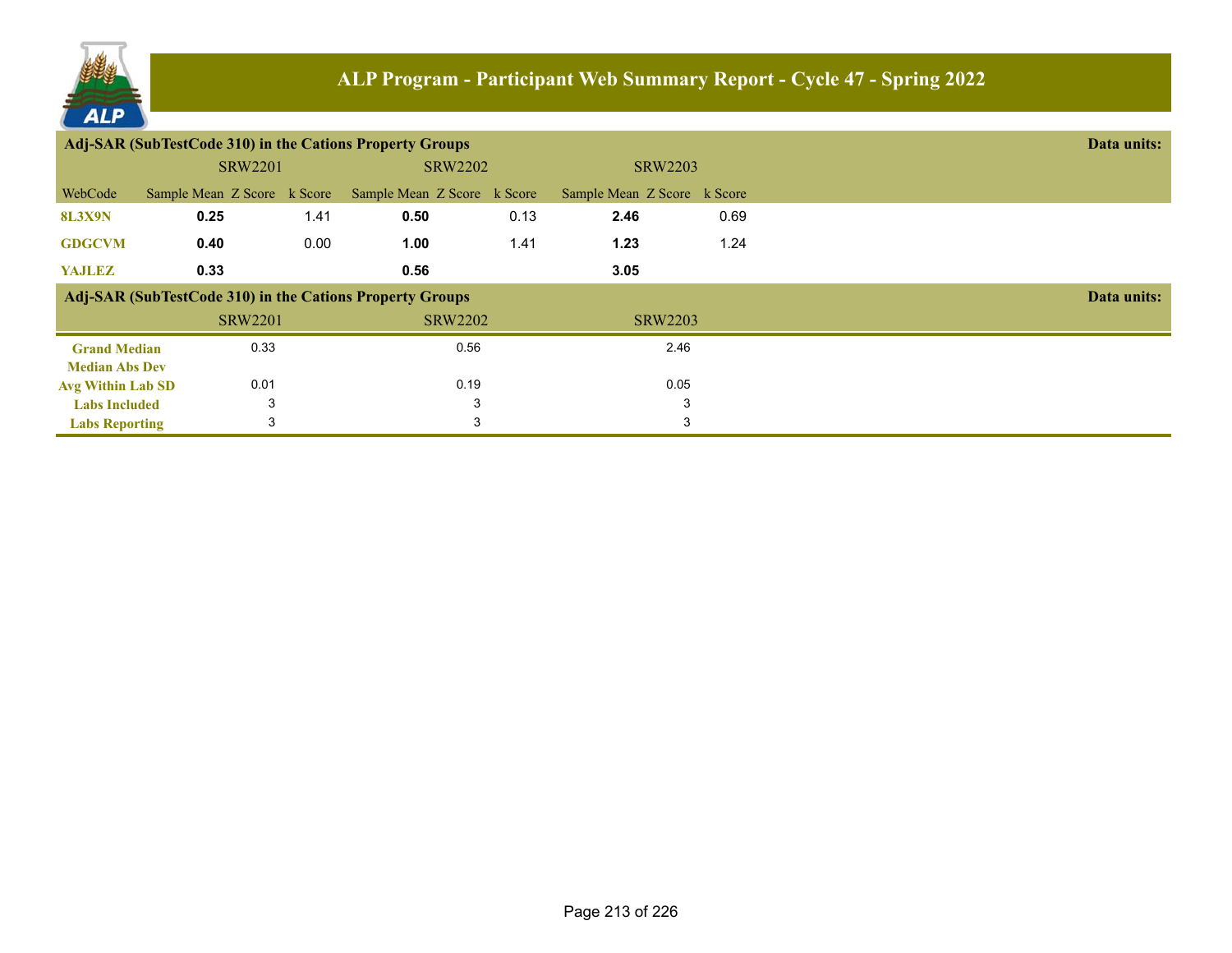## Adj-SAR (SubTestCode 310) in the Cations Property Groups

Data units:

| | SRW2201 | | | SRW2202 | | | SRW2203 | | |
|---|---|---|---|---|---|---|---|---|---|
| WebCode | Sample Mean | Z Score | k Score | Sample Mean | Z Score | k Score | Sample Mean | Z Score | k Score |
| 8L3X9N | **0.25** | | 1.41 | **0.50** | | 0.13 | **2.46** | | 0.69 |
| GDGCVM | **0.40** | | 0.00 | **1.00** | | 1.41 | **1.23** | | 1.24 |
| YAJLEZ | **0.33** | | | **0.56** | | | **3.05** | | |

## Adj-SAR (SubTestCode 310) in the Cations Property Groups

Data units:

| | SRW2201 | SRW2202 | SRW2203 |
|---|---|---|---|
| Grand Median | 0.33 | 0.56 | 2.46 |
| Median Abs Dev | | | |
| Avg Within Lab SD | 0.01 | 0.19 | 0.05 |
| Labs Included | 3 | 3 | 3 |
| Labs Reporting | 3 | 3 | 3 |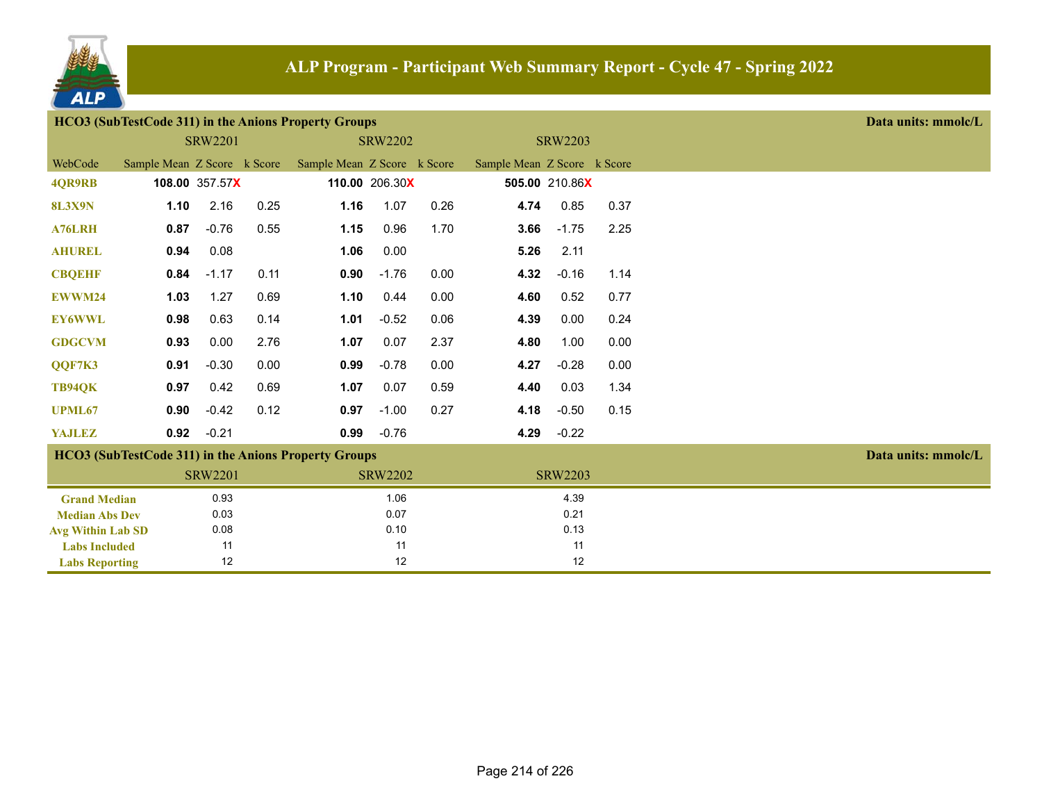# ALP Program - Participant Web Summary Report - Cycle 47 - Spring 2022

## HCO3 (SubTestCode 311) in the Anions Property Groups

Data units: mmolc/L

| | SRW2201 | | | SRW2202 | | | SRW2203 | | |
|---|---|---|---|---|---|---|---|---|---|
| WebCode | Sample Mean | Z Score | k Score | Sample Mean | Z Score | k Score | Sample Mean | Z Score | k Score |
| 4QR9RB | **108.00** | 357.57X | | **110.00** | 206.30X | | **505.00** | 210.86X | |
| 8L3X9N | **1.10** | 2.16 | 0.25 | **1.16** | 1.07 | 0.26 | **4.74** | 0.85 | 0.37 |
| A76LRH | **0.87** | -0.76 | 0.55 | **1.15** | 0.96 | 1.70 | **3.66** | -1.75 | 2.25 |
| AHUREL | **0.94** | 0.08 | | **1.06** | 0.00 | | **5.26** | 2.11 | |
| CBQEHF | **0.84** | -1.17 | 0.11 | **0.90** | -1.76 | 0.00 | **4.32** | -0.16 | 1.14 |
| EWWM24 | **1.03** | 1.27 | 0.69 | **1.10** | 0.44 | 0.00 | **4.60** | 0.52 | 0.77 |
| EY6WWL | **0.98** | 0.63 | 0.14 | **1.01** | -0.52 | 0.06 | **4.39** | 0.00 | 0.24 |
| GDGCVM | **0.93** | 0.00 | 2.76 | **1.07** | 0.07 | 2.37 | **4.80** | 1.00 | 0.00 |
| QQF7K3 | **0.91** | -0.30 | 0.00 | **0.99** | -0.78 | 0.00 | **4.27** | -0.28 | 0.00 |
| TB94QK | **0.97** | 0.42 | 0.69 | **1.07** | 0.07 | 0.59 | **4.40** | 0.03 | 1.34 |
| UPML67 | **0.90** | -0.42 | 0.12 | **0.97** | -1.00 | 0.27 | **4.18** | -0.50 | 0.15 |
| YAJLEZ | **0.92** | -0.21 | | **0.99** | -0.76 | | **4.29** | -0.22 | |

## HCO3 (SubTestCode 311) in the Anions Property Groups

Data units: mmolc/L

| | SRW2201 | SRW2202 | SRW2203 |
|---|---|---|---|
| Grand Median | 0.93 | 1.06 | 4.39 |
| Median Abs Dev | 0.03 | 0.07 | 0.21 |
| Avg Within Lab SD | 0.08 | 0.10 | 0.13 |
| Labs Included | 11 | 11 | 11 |
| Labs Reporting | 12 | 12 | 12 |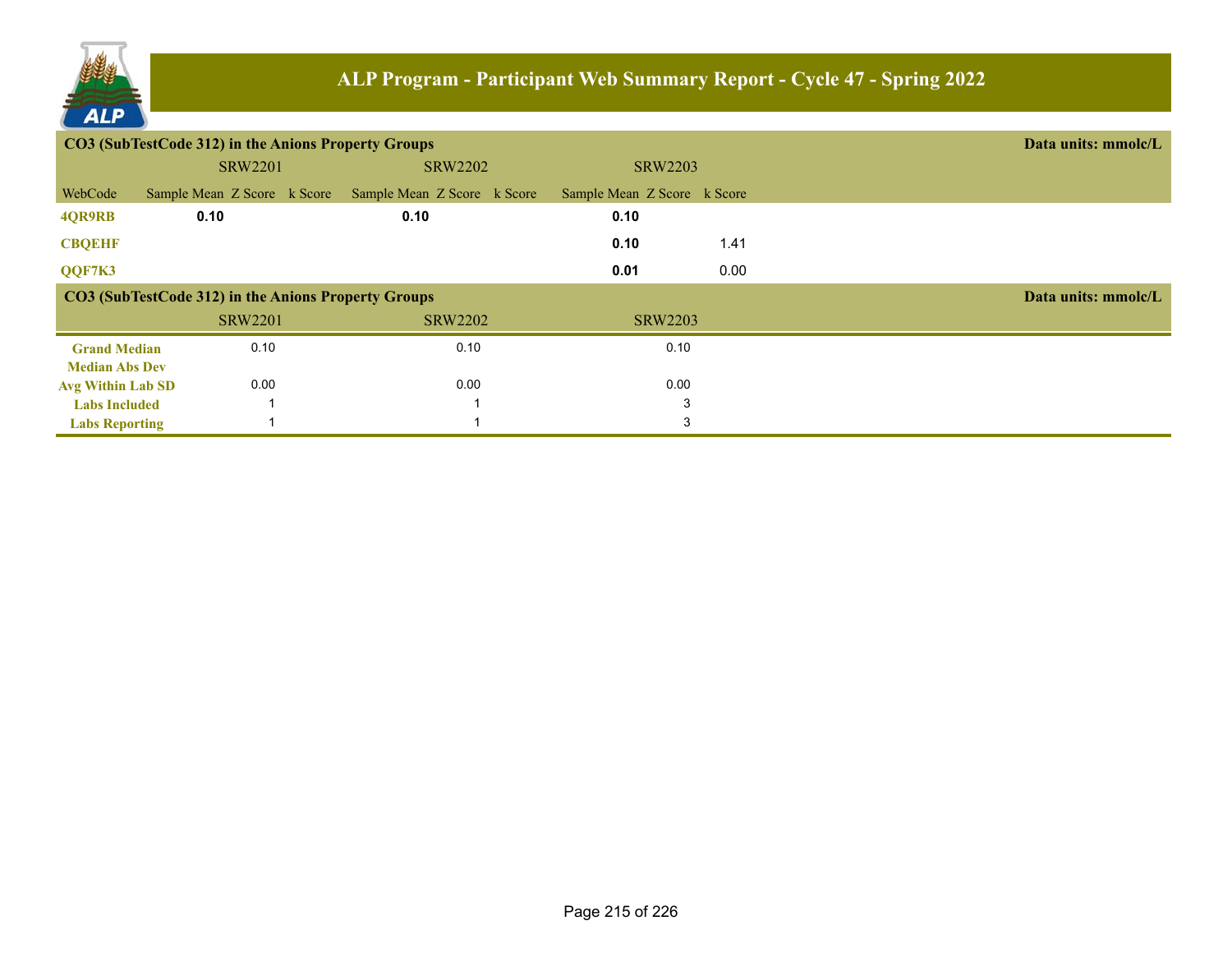## ALP Program - Participant Web Summary Report - Cycle 47 - Spring 2022

### CO3 (SubTestCode 312) in the Anions Property Groups

Data units: mmolc/L

| WebCode | SRW2201 Sample Mean | SRW2201 Z Score | SRW2201 k Score | SRW2202 Sample Mean | SRW2202 Z Score | SRW2202 k Score | SRW2203 Sample Mean | SRW2203 Z Score | SRW2203 k Score |
|---|---|---|---|---|---|---|---|---|---|
| 4QR9RB | **0.10** | | | **0.10** | | | **0.10** | | |
| CBQEHF | | | | | | | **0.10** | | 1.41 |
| QQF7K3 | | | | | | | **0.01** | | 0.00 |

### CO3 (SubTestCode 312) in the Anions Property Groups

Data units: mmolc/L

| | SRW2201 | SRW2202 | SRW2203 |
|---|---|---|---|
| Grand Median | 0.10 | 0.10 | 0.10 |
| Median Abs Dev | | | |
| Avg Within Lab SD | 0.00 | 0.00 | 0.00 |
| Labs Included | 1 | 1 | 3 |
| Labs Reporting | 1 | 1 | 3 |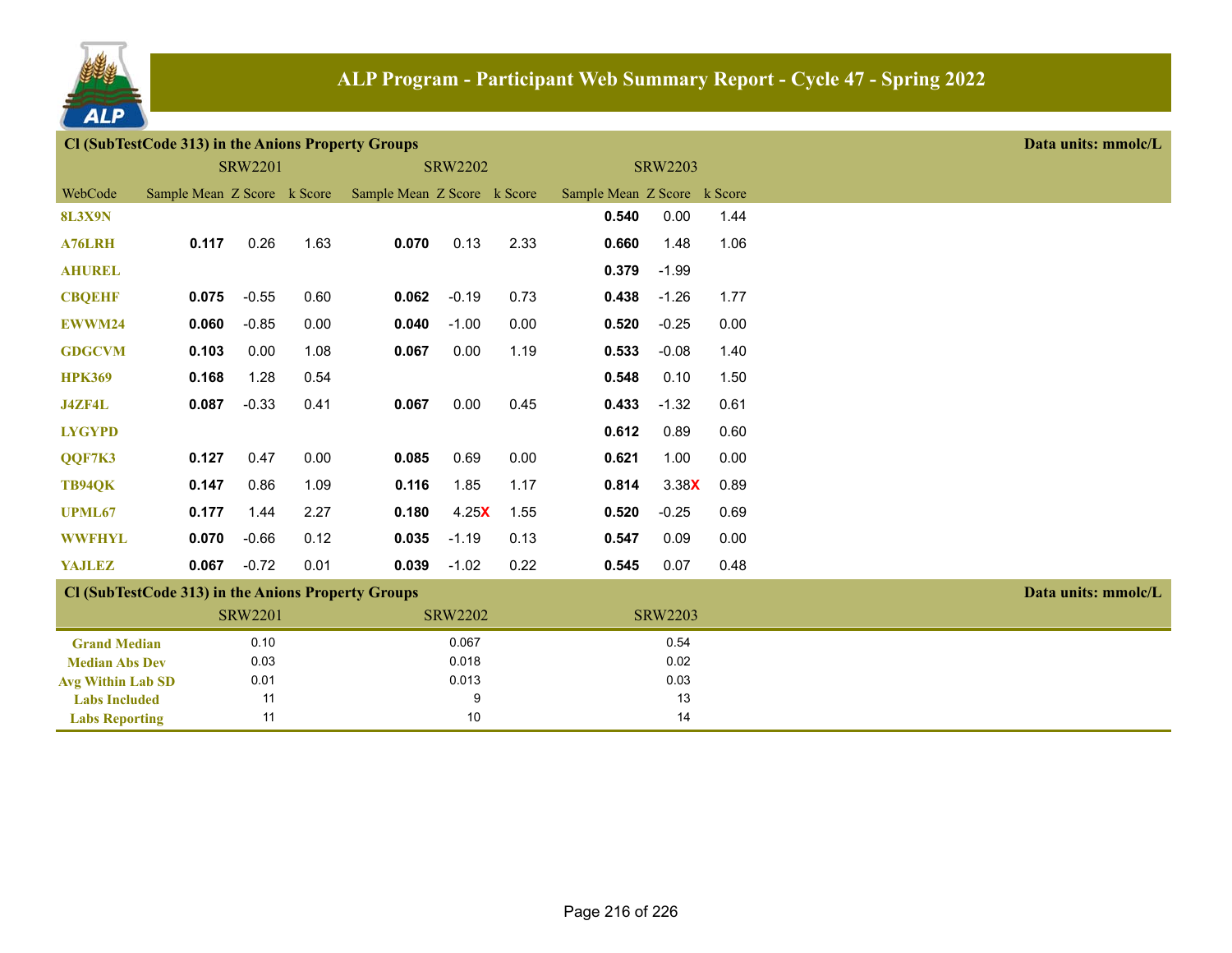# ALP Program - Participant Web Summary Report - Cycle 47 - Spring 2022

## Cl (SubTestCode 313) in the Anions Property Groups

Data units: mmolc/L

| WebCode | SRW2201 Sample Mean | SRW2201 Z Score | SRW2201 k Score | SRW2202 Sample Mean | SRW2202 Z Score | SRW2202 k Score | SRW2203 Sample Mean | SRW2203 Z Score | SRW2203 k Score |
|---|---|---|---|---|---|---|---|---|---|
| 8L3X9N | | | | | | | **0.540** | 0.00 | 1.44 |
| A76LRH | **0.117** | 0.26 | 1.63 | **0.070** | 0.13 | 2.33 | **0.660** | 1.48 | 1.06 |
| AHUREL | | | | | | | **0.379** | -1.99 | |
| CBQEHF | **0.075** | -0.55 | 0.60 | **0.062** | -0.19 | 0.73 | **0.438** | -1.26 | 1.77 |
| EWWM24 | **0.060** | -0.85 | 0.00 | **0.040** | -1.00 | 0.00 | **0.520** | -0.25 | 0.00 |
| GDGCVM | **0.103** | 0.00 | 1.08 | **0.067** | 0.00 | 1.19 | **0.533** | -0.08 | 1.40 |
| HPK369 | **0.168** | 1.28 | 0.54 | | | | **0.548** | 0.10 | 1.50 |
| J4ZF4L | **0.087** | -0.33 | 0.41 | **0.067** | 0.00 | 0.45 | **0.433** | -1.32 | 0.61 |
| LYGYPD | | | | | | | **0.612** | 0.89 | 0.60 |
| QQF7K3 | **0.127** | 0.47 | 0.00 | **0.085** | 0.69 | 0.00 | **0.621** | 1.00 | 0.00 |
| TB94QK | **0.147** | 0.86 | 1.09 | **0.116** | 1.85 | 1.17 | **0.814** | 3.38X | 0.89 |
| UPML67 | **0.177** | 1.44 | 2.27 | **0.180** | 4.25X | 1.55 | **0.520** | -0.25 | 0.69 |
| WWFHYL | **0.070** | -0.66 | 0.12 | **0.035** | -1.19 | 0.13 | **0.547** | 0.09 | 0.00 |
| YAJLEZ | **0.067** | -0.72 | 0.01 | **0.039** | -1.02 | 0.22 | **0.545** | 0.07 | 0.48 |

## Cl (SubTestCode 313) in the Anions Property Groups

Data units: mmolc/L

| | SRW2201 | SRW2202 | SRW2203 |
|---|---|---|---|
| Grand Median | 0.10 | 0.067 | 0.54 |
| Median Abs Dev | 0.03 | 0.018 | 0.02 |
| Avg Within Lab SD | 0.01 | 0.013 | 0.03 |
| Labs Included | 11 | 9 | 13 |
| Labs Reporting | 11 | 10 | 14 |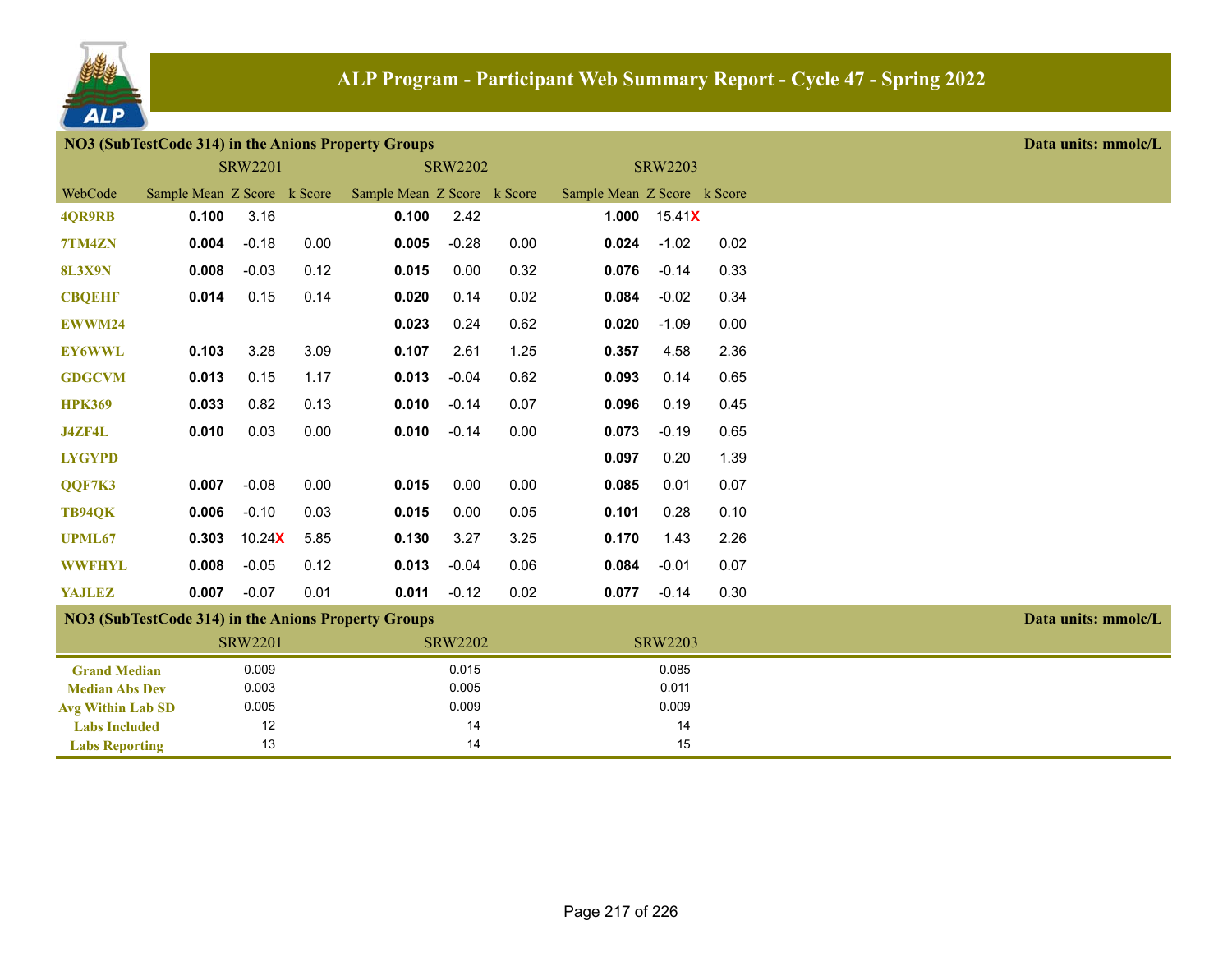## ALP Program - Participant Web Summary Report - Cycle 47 - Spring 2022

### NO3 (SubTestCode 314) in the Anions Property Groups

Data units: mmolc/L

| | SRW2201 | | | SRW2202 | | | SRW2203 | | |
|---|---|---|---|---|---|---|---|---|---|
| WebCode | Sample Mean | Z Score | k Score | Sample Mean | Z Score | k Score | Sample Mean | Z Score | k Score |
| 4QR9RB | **0.100** | 3.16 | | **0.100** | 2.42 | | **1.000** | 15.41X | |
| 7TM4ZN | **0.004** | -0.18 | 0.00 | **0.005** | -0.28 | 0.00 | **0.024** | -1.02 | 0.02 |
| 8L3X9N | **0.008** | -0.03 | 0.12 | **0.015** | 0.00 | 0.32 | **0.076** | -0.14 | 0.33 |
| CBQEHF | **0.014** | 0.15 | 0.14 | **0.020** | 0.14 | 0.02 | **0.084** | -0.02 | 0.34 |
| EWWM24 | | | | **0.023** | 0.24 | 0.62 | **0.020** | -1.09 | 0.00 |
| EY6WWL | **0.103** | 3.28 | 3.09 | **0.107** | 2.61 | 1.25 | **0.357** | 4.58 | 2.36 |
| GDGCVM | **0.013** | 0.15 | 1.17 | **0.013** | -0.04 | 0.62 | **0.093** | 0.14 | 0.65 |
| HPK369 | **0.033** | 0.82 | 0.13 | **0.010** | -0.14 | 0.07 | **0.096** | 0.19 | 0.45 |
| J4ZF4L | **0.010** | 0.03 | 0.00 | **0.010** | -0.14 | 0.00 | **0.073** | -0.19 | 0.65 |
| LYGYPD | | | | | | | **0.097** | 0.20 | 1.39 |
| QQF7K3 | **0.007** | -0.08 | 0.00 | **0.015** | 0.00 | 0.00 | **0.085** | 0.01 | 0.07 |
| TB94QK | **0.006** | -0.10 | 0.03 | **0.015** | 0.00 | 0.05 | **0.101** | 0.28 | 0.10 |
| UPML67 | **0.303** | 10.24X | 5.85 | **0.130** | 3.27 | 3.25 | **0.170** | 1.43 | 2.26 |
| WWFHYL | **0.008** | -0.05 | 0.12 | **0.013** | -0.04 | 0.06 | **0.084** | -0.01 | 0.07 |
| YAJLEZ | **0.007** | -0.07 | 0.01 | **0.011** | -0.12 | 0.02 | **0.077** | -0.14 | 0.30 |

### NO3 (SubTestCode 314) in the Anions Property Groups

Data units: mmolc/L

| | SRW2201 | SRW2202 | SRW2203 |
|---|---|---|---|
| Grand Median | 0.009 | 0.015 | 0.085 |
| Median Abs Dev | 0.003 | 0.005 | 0.011 |
| Avg Within Lab SD | 0.005 | 0.009 | 0.009 |
| Labs Included | 12 | 14 | 14 |
| Labs Reporting | 13 | 14 | 15 |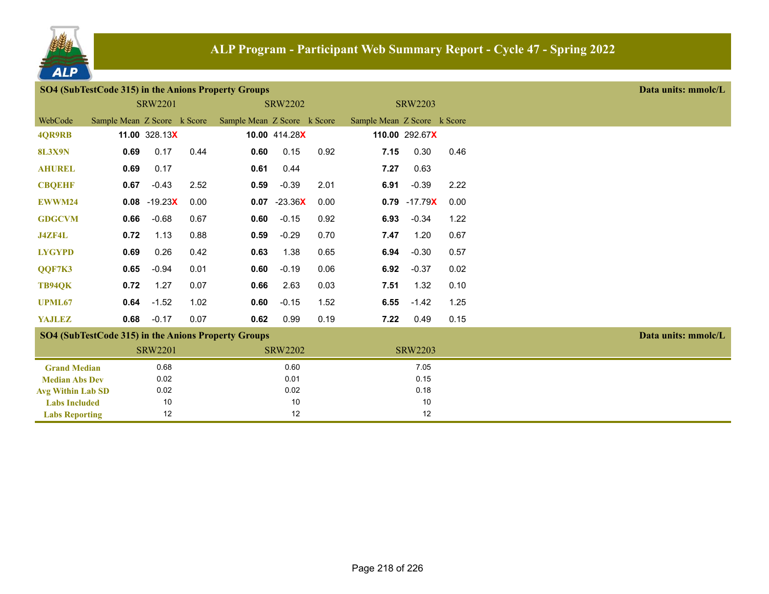# ALP Program - Participant Web Summary Report - Cycle 47 - Spring 2022

## SO4 (SubTestCode 315) in the Anions Property Groups

Data units: mmolc/L

| WebCode | SRW2201 Sample Mean | SRW2201 Z Score | SRW2201 k Score | SRW2202 Sample Mean | SRW2202 Z Score | SRW2202 k Score | SRW2203 Sample Mean | SRW2203 Z Score | SRW2203 k Score |
|---|---|---|---|---|---|---|---|---|---|
| 4QR9RB | **11.00** | 328.13X | | **10.00** | 414.28X | | **110.00** | 292.67X | |
| 8L3X9N | **0.69** | 0.17 | 0.44 | **0.60** | 0.15 | 0.92 | **7.15** | 0.30 | 0.46 |
| AHUREL | **0.69** | 0.17 | | **0.61** | 0.44 | | **7.27** | 0.63 | |
| CBQEHF | **0.67** | -0.43 | 2.52 | **0.59** | -0.39 | 2.01 | **6.91** | -0.39 | 2.22 |
| EWWM24 | **0.08** | -19.23X | 0.00 | **0.07** | -23.36X | 0.00 | **0.79** | -17.79X | 0.00 |
| GDGCVM | **0.66** | -0.68 | 0.67 | **0.60** | -0.15 | 0.92 | **6.93** | -0.34 | 1.22 |
| J4ZF4L | **0.72** | 1.13 | 0.88 | **0.59** | -0.29 | 0.70 | **7.47** | 1.20 | 0.67 |
| LYGYPD | **0.69** | 0.26 | 0.42 | **0.63** | 1.38 | 0.65 | **6.94** | -0.30 | 0.57 |
| QQF7K3 | **0.65** | -0.94 | 0.01 | **0.60** | -0.19 | 0.06 | **6.92** | -0.37 | 0.02 |
| TB94QK | **0.72** | 1.27 | 0.07 | **0.66** | 2.63 | 0.03 | **7.51** | 1.32 | 0.10 |
| UPML67 | **0.64** | -1.52 | 1.02 | **0.60** | -0.15 | 1.52 | **6.55** | -1.42 | 1.25 |
| YAJLEZ | **0.68** | -0.17 | 0.07 | **0.62** | 0.99 | 0.19 | **7.22** | 0.49 | 0.15 |

## SO4 (SubTestCode 315) in the Anions Property Groups

Data units: mmolc/L

| | SRW2201 | SRW2202 | SRW2203 |
|---|---|---|---|
| Grand Median | 0.68 | 0.60 | 7.05 |
| Median Abs Dev | 0.02 | 0.01 | 0.15 |
| Avg Within Lab SD | 0.02 | 0.02 | 0.18 |
| Labs Included | 10 | 10 | 10 |
| Labs Reporting | 12 | 12 | 12 |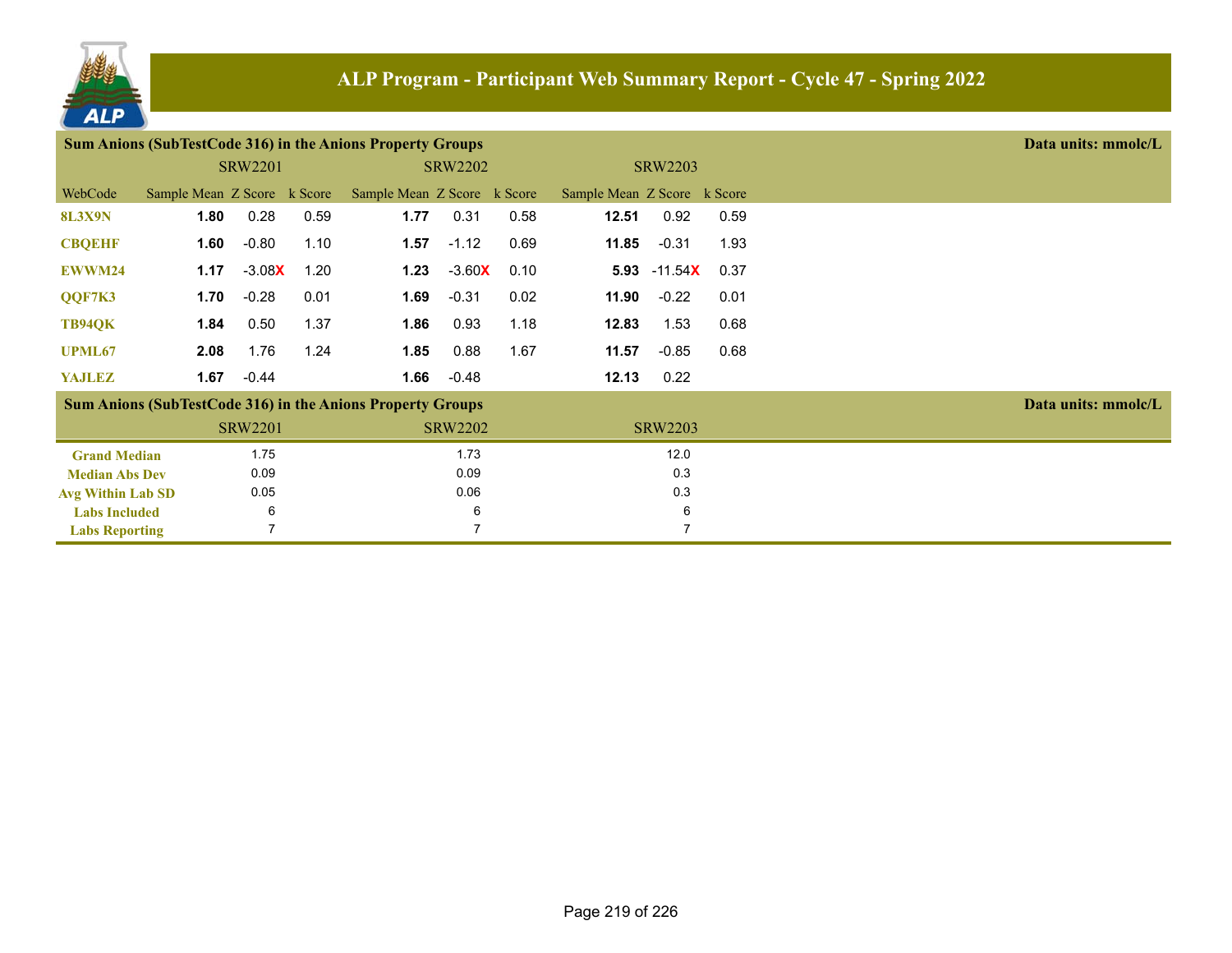# ALP Program - Participant Web Summary Report - Cycle 47 - Spring 2022

**Sum Anions (SubTestCode 316) in the Anions Property Groups** — Data units: mmolc/L

| WebCode | SRW2201 Sample Mean | SRW2201 Z Score | SRW2201 k Score | SRW2202 Sample Mean | SRW2202 Z Score | SRW2202 k Score | SRW2203 Sample Mean | SRW2203 Z Score | SRW2203 k Score |
|---|---|---|---|---|---|---|---|---|---|
| 8L3X9N | **1.80** | 0.28 | 0.59 | **1.77** | 0.31 | 0.58 | **12.51** | 0.92 | 0.59 |
| CBQEHF | **1.60** | -0.80 | 1.10 | **1.57** | -1.12 | 0.69 | **11.85** | -0.31 | 1.93 |
| EWWM24 | **1.17** | -3.08X | 1.20 | **1.23** | -3.60X | 0.10 | **5.93** | -11.54X | 0.37 |
| QQF7K3 | **1.70** | -0.28 | 0.01 | **1.69** | -0.31 | 0.02 | **11.90** | -0.22 | 0.01 |
| TB94QK | **1.84** | 0.50 | 1.37 | **1.86** | 0.93 | 1.18 | **12.83** | 1.53 | 0.68 |
| UPML67 | **2.08** | 1.76 | 1.24 | **1.85** | 0.88 | 1.67 | **11.57** | -0.85 | 0.68 |
| YAJLEZ | **1.67** | -0.44 | | **1.66** | -0.48 | | **12.13** | 0.22 | |

**Sum Anions (SubTestCode 316) in the Anions Property Groups** — Data units: mmolc/L

| | SRW2201 | SRW2202 | SRW2203 |
|---|---|---|---|
| Grand Median | 1.75 | 1.73 | 12.0 |
| Median Abs Dev | 0.09 | 0.09 | 0.3 |
| Avg Within Lab SD | 0.05 | 0.06 | 0.3 |
| Labs Included | 6 | 6 | 6 |
| Labs Reporting | 7 | 7 | 7 |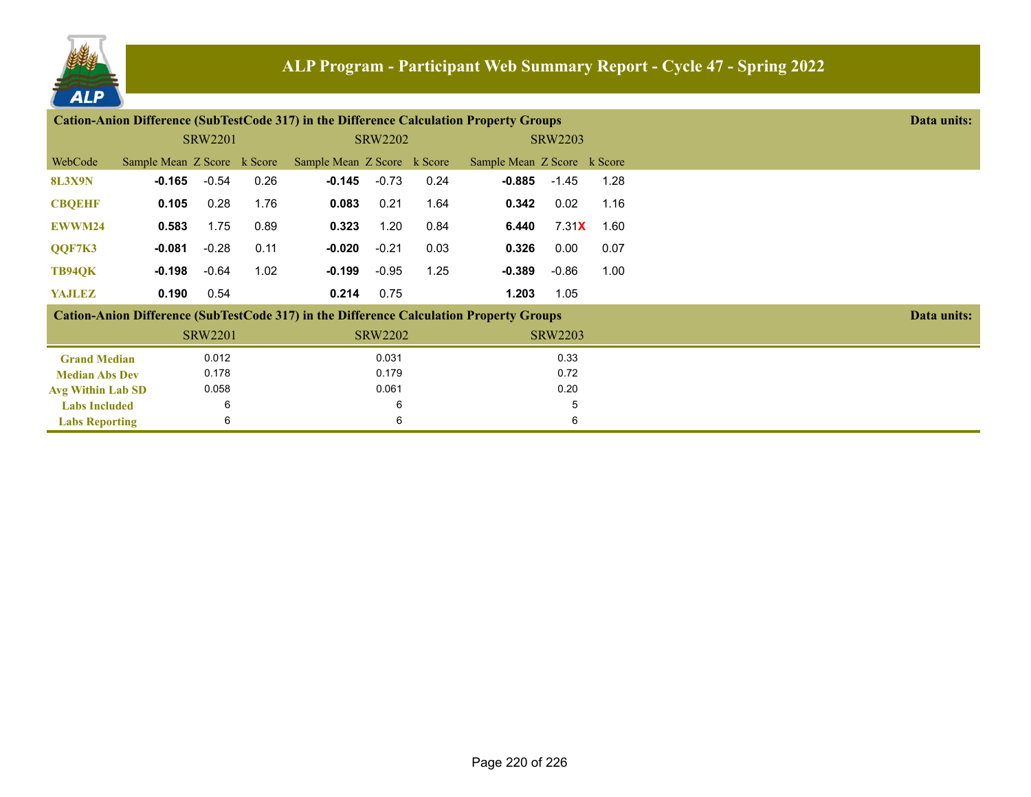## ALP Program - Participant Web Summary Report - Cycle 47 - Spring 2022

### Cation-Anion Difference (SubTestCode 317) in the Difference Calculation Property Groups

Data units:

| | SRW2201 | | | SRW2202 | | | SRW2203 | | |
|---|---|---|---|---|---|---|---|---|---|
| WebCode | Sample Mean | Z Score | k Score | Sample Mean | Z Score | k Score | Sample Mean | Z Score | k Score |
| 8L3X9N | **-0.165** | -0.54 | 0.26 | **-0.145** | -0.73 | 0.24 | **-0.885** | -1.45 | 1.28 |
| CBQEHF | **0.105** | 0.28 | 1.76 | **0.083** | 0.21 | 1.64 | **0.342** | 0.02 | 1.16 |
| EWWM24 | **0.583** | 1.75 | 0.89 | **0.323** | 1.20 | 0.84 | **6.440** | 7.31**X** | 1.60 |
| QQF7K3 | **-0.081** | -0.28 | 0.11 | **-0.020** | -0.21 | 0.03 | **0.326** | 0.00 | 0.07 |
| TB94QK | **-0.198** | -0.64 | 1.02 | **-0.199** | -0.95 | 1.25 | **-0.389** | -0.86 | 1.00 |
| YAJLEZ | **0.190** | 0.54 | | **0.214** | 0.75 | | **1.203** | 1.05 | |

### Cation-Anion Difference (SubTestCode 317) in the Difference Calculation Property Groups

Data units:

| | SRW2201 | SRW2202 | SRW2203 |
|---|---|---|---|
| Grand Median | 0.012 | 0.031 | 0.33 |
| Median Abs Dev | 0.178 | 0.179 | 0.72 |
| Avg Within Lab SD | 0.058 | 0.061 | 0.20 |
| Labs Included | 6 | 6 | 5 |
| Labs Reporting | 6 | 6 | 6 |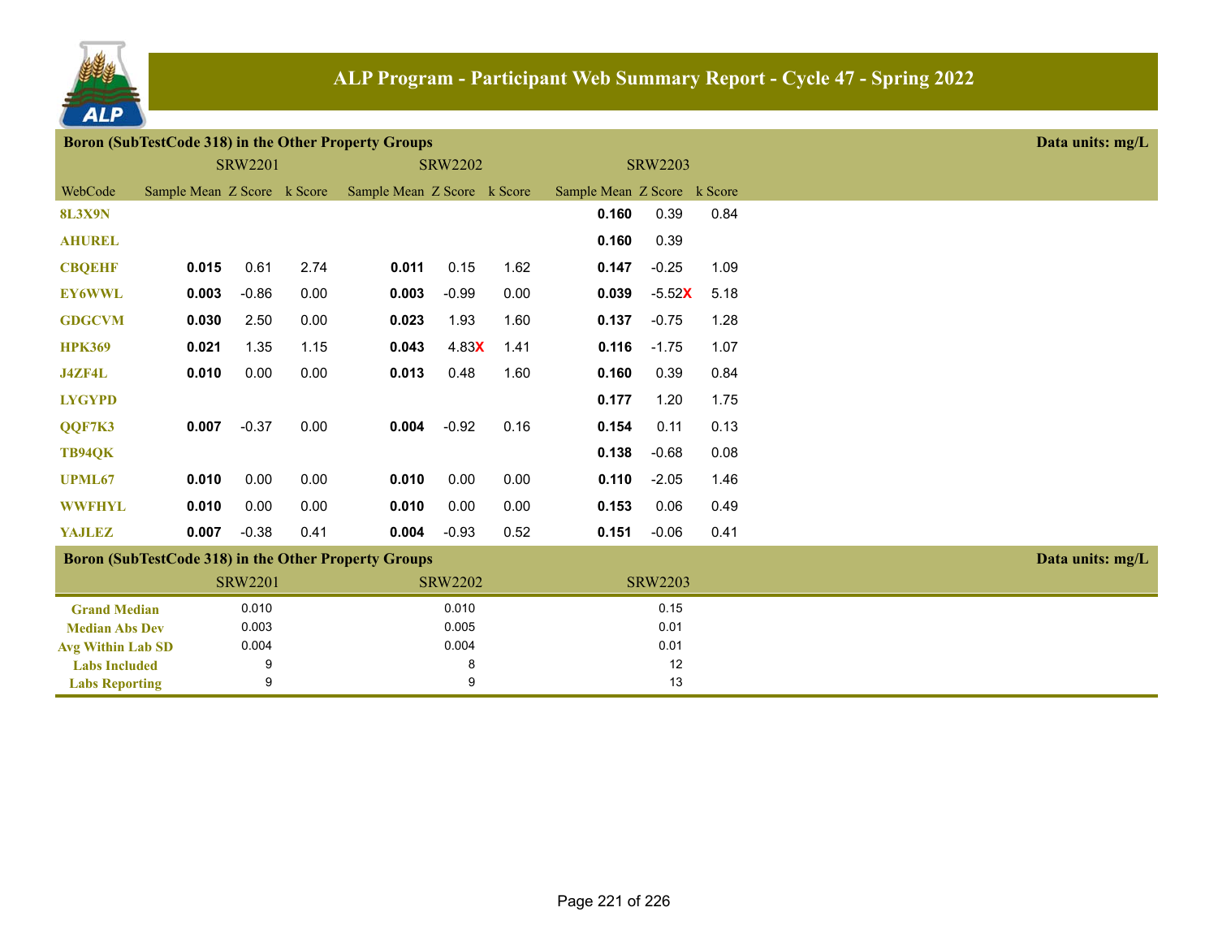# ALP Program - Participant Web Summary Report - Cycle 47 - Spring 2022

## Boron (SubTestCode 318) in the Other Property Groups

Data units: mg/L

| | SRW2201 | | | SRW2202 | | | SRW2203 | | |
|---|---|---|---|---|---|---|---|---|---|
| WebCode | Sample Mean | Z Score | k Score | Sample Mean | Z Score | k Score | Sample Mean | Z Score | k Score |
| 8L3X9N | | | | | | | **0.160** | 0.39 | 0.84 |
| AHUREL | | | | | | | **0.160** | 0.39 | |
| CBQEHF | **0.015** | 0.61 | 2.74 | **0.011** | 0.15 | 1.62 | **0.147** | -0.25 | 1.09 |
| EY6WWL | **0.003** | -0.86 | 0.00 | **0.003** | -0.99 | 0.00 | **0.039** | -5.52X | 5.18 |
| GDGCVM | **0.030** | 2.50 | 0.00 | **0.023** | 1.93 | 1.60 | **0.137** | -0.75 | 1.28 |
| HPK369 | **0.021** | 1.35 | 1.15 | **0.043** | 4.83X | 1.41 | **0.116** | -1.75 | 1.07 |
| J4ZF4L | **0.010** | 0.00 | 0.00 | **0.013** | 0.48 | 1.60 | **0.160** | 0.39 | 0.84 |
| LYGYPD | | | | | | | **0.177** | 1.20 | 1.75 |
| QQF7K3 | **0.007** | -0.37 | 0.00 | **0.004** | -0.92 | 0.16 | **0.154** | 0.11 | 0.13 |
| TB94QK | | | | | | | **0.138** | -0.68 | 0.08 |
| UPML67 | **0.010** | 0.00 | 0.00 | **0.010** | 0.00 | 0.00 | **0.110** | -2.05 | 1.46 |
| WWFHYL | **0.010** | 0.00 | 0.00 | **0.010** | 0.00 | 0.00 | **0.153** | 0.06 | 0.49 |
| YAJLEZ | **0.007** | -0.38 | 0.41 | **0.004** | -0.93 | 0.52 | **0.151** | -0.06 | 0.41 |

## Boron (SubTestCode 318) in the Other Property Groups

Data units: mg/L

| | SRW2201 | SRW2202 | SRW2203 |
|---|---|---|---|
| Grand Median | 0.010 | 0.010 | 0.15 |
| Median Abs Dev | 0.003 | 0.005 | 0.01 |
| Avg Within Lab SD | 0.004 | 0.004 | 0.01 |
| Labs Included | 9 | 8 | 12 |
| Labs Reporting | 9 | 9 | 13 |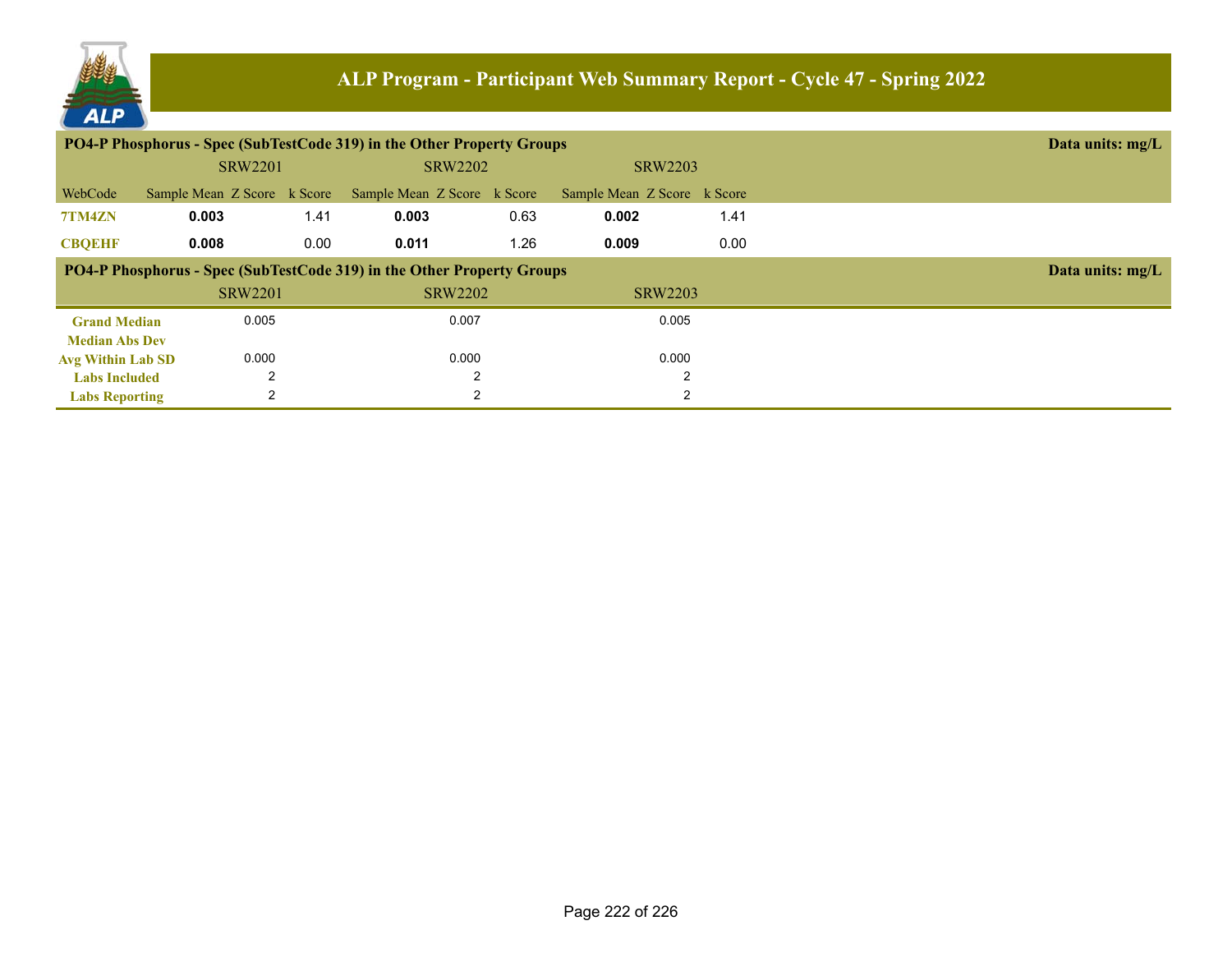# ALP Program - Participant Web Summary Report - Cycle 47 - Spring 2022

## PO4-P Phosphorus - Spec (SubTestCode 319) in the Other Property Groups

Data units: mg/L

| | SRW2201 | | | SRW2202 | | | SRW2203 | | |
|---|---|---|---|---|---|---|---|---|---|
| WebCode | Sample Mean | Z Score | k Score | Sample Mean | Z Score | k Score | Sample Mean | Z Score | k Score |
| 7TM4ZN | **0.003** | | 1.41 | **0.003** | | 0.63 | **0.002** | | 1.41 |
| CBQEHF | **0.008** | | 0.00 | **0.011** | | 1.26 | **0.009** | | 0.00 |

## PO4-P Phosphorus - Spec (SubTestCode 319) in the Other Property Groups

Data units: mg/L

| | SRW2201 | SRW2202 | SRW2203 |
|---|---|---|---|
| Grand Median | 0.005 | 0.007 | 0.005 |
| Median Abs Dev | | | |
| Avg Within Lab SD | 0.000 | 0.000 | 0.000 |
| Labs Included | 2 | 2 | 2 |
| Labs Reporting | 2 | 2 | 2 |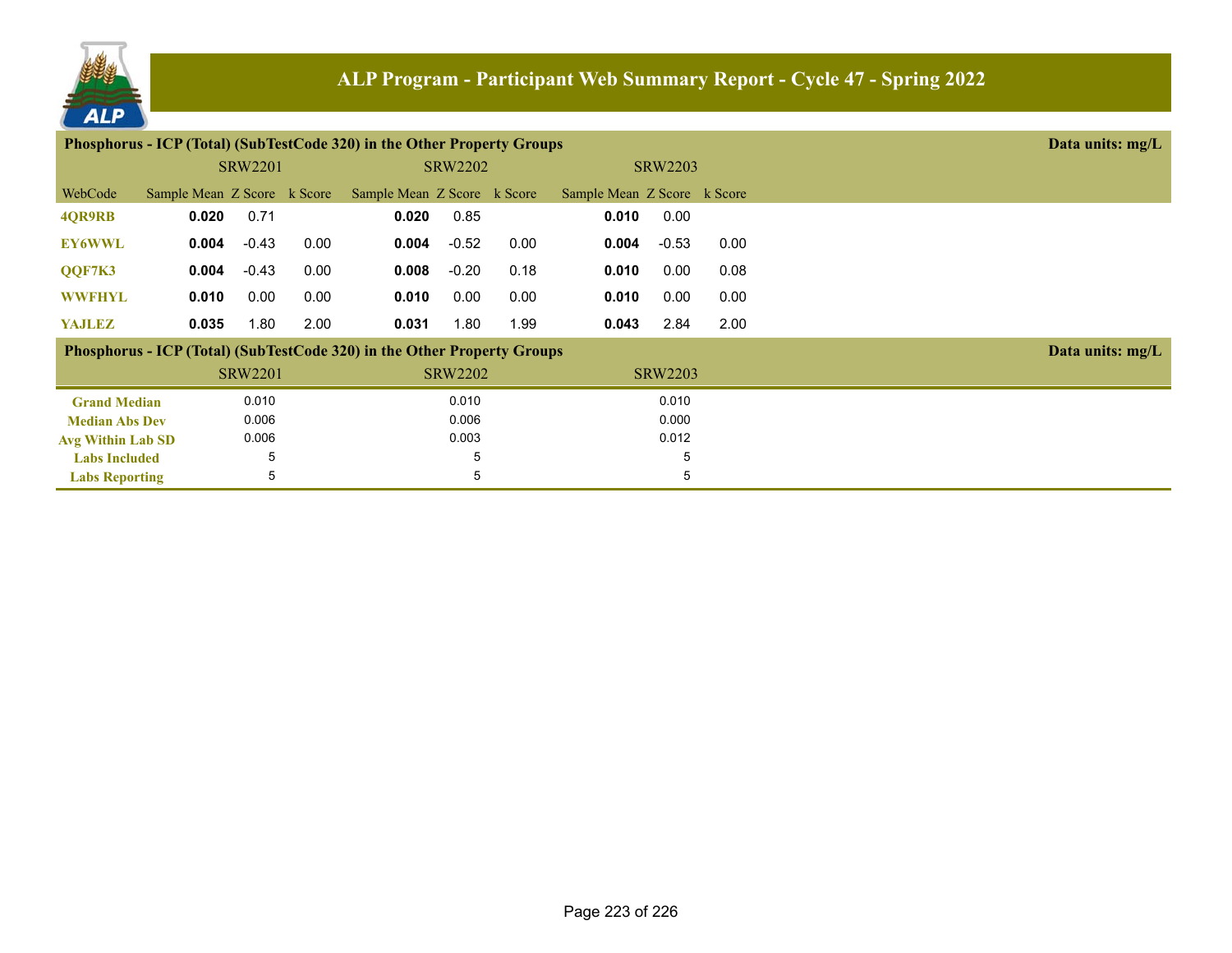# ALP Program - Participant Web Summary Report - Cycle 47 - Spring 2022

## Phosphorus - ICP (Total) (SubTestCode 320) in the Other Property Groups

Data units: mg/L

| WebCode | SRW2201 Sample Mean | SRW2201 Z Score | SRW2201 k Score | SRW2202 Sample Mean | SRW2202 Z Score | SRW2202 k Score | SRW2203 Sample Mean | SRW2203 Z Score | SRW2203 k Score |
|---|---|---|---|---|---|---|---|---|---|
| 4QR9RB | **0.020** | 0.71 | | **0.020** | 0.85 | | **0.010** | 0.00 | |
| EY6WWL | **0.004** | -0.43 | 0.00 | **0.004** | -0.52 | 0.00 | **0.004** | -0.53 | 0.00 |
| QQF7K3 | **0.004** | -0.43 | 0.00 | **0.008** | -0.20 | 0.18 | **0.010** | 0.00 | 0.08 |
| WWFHYL | **0.010** | 0.00 | 0.00 | **0.010** | 0.00 | 0.00 | **0.010** | 0.00 | 0.00 |
| YAJLEZ | **0.035** | 1.80 | 2.00 | **0.031** | 1.80 | 1.99 | **0.043** | 2.84 | 2.00 |

## Phosphorus - ICP (Total) (SubTestCode 320) in the Other Property Groups

Data units: mg/L

| | SRW2201 | SRW2202 | SRW2203 |
|---|---|---|---|
| Grand Median | 0.010 | 0.010 | 0.010 |
| Median Abs Dev | 0.006 | 0.006 | 0.000 |
| Avg Within Lab SD | 0.006 | 0.003 | 0.012 |
| Labs Included | 5 | 5 | 5 |
| Labs Reporting | 5 | 5 | 5 |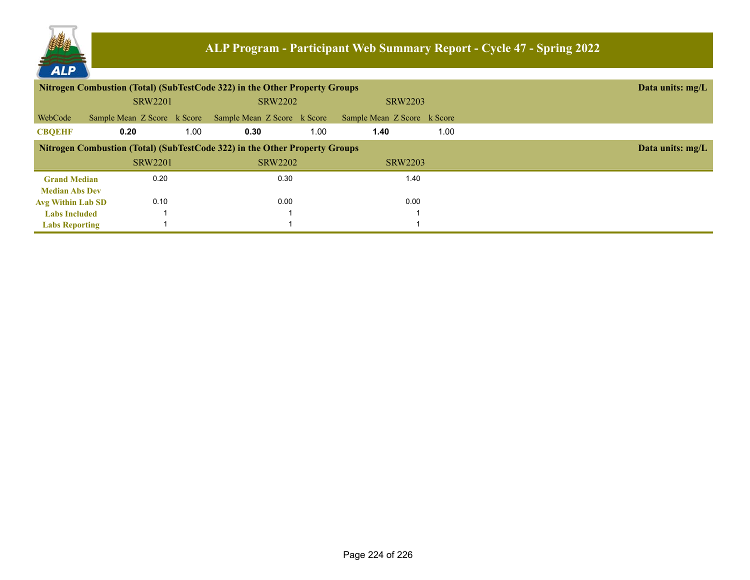# ALP Program - Participant Web Summary Report - Cycle 47 - Spring 2022

## Nitrogen Combustion (Total) (SubTestCode 322) in the Other Property Groups

Data units: mg/L

| WebCode | SRW2201 Sample Mean | SRW2201 Z Score | SRW2201 k Score | SRW2202 Sample Mean | SRW2202 Z Score | SRW2202 k Score | SRW2203 Sample Mean | SRW2203 Z Score | SRW2203 k Score |
|---|---|---|---|---|---|---|---|---|---|
| **CBQEHF** | **0.20** | | 1.00 | **0.30** | | 1.00 | **1.40** | | 1.00 |

## Nitrogen Combustion (Total) (SubTestCode 322) in the Other Property Groups

Data units: mg/L

| | SRW2201 | SRW2202 | SRW2203 |
|---|---|---|---|
| **Grand Median** | 0.20 | 0.30 | 1.40 |
| **Median Abs Dev** | | | |
| **Avg Within Lab SD** | 0.10 | 0.00 | 0.00 |
| **Labs Included** | 1 | 1 | 1 |
| **Labs Reporting** | 1 | 1 | 1 |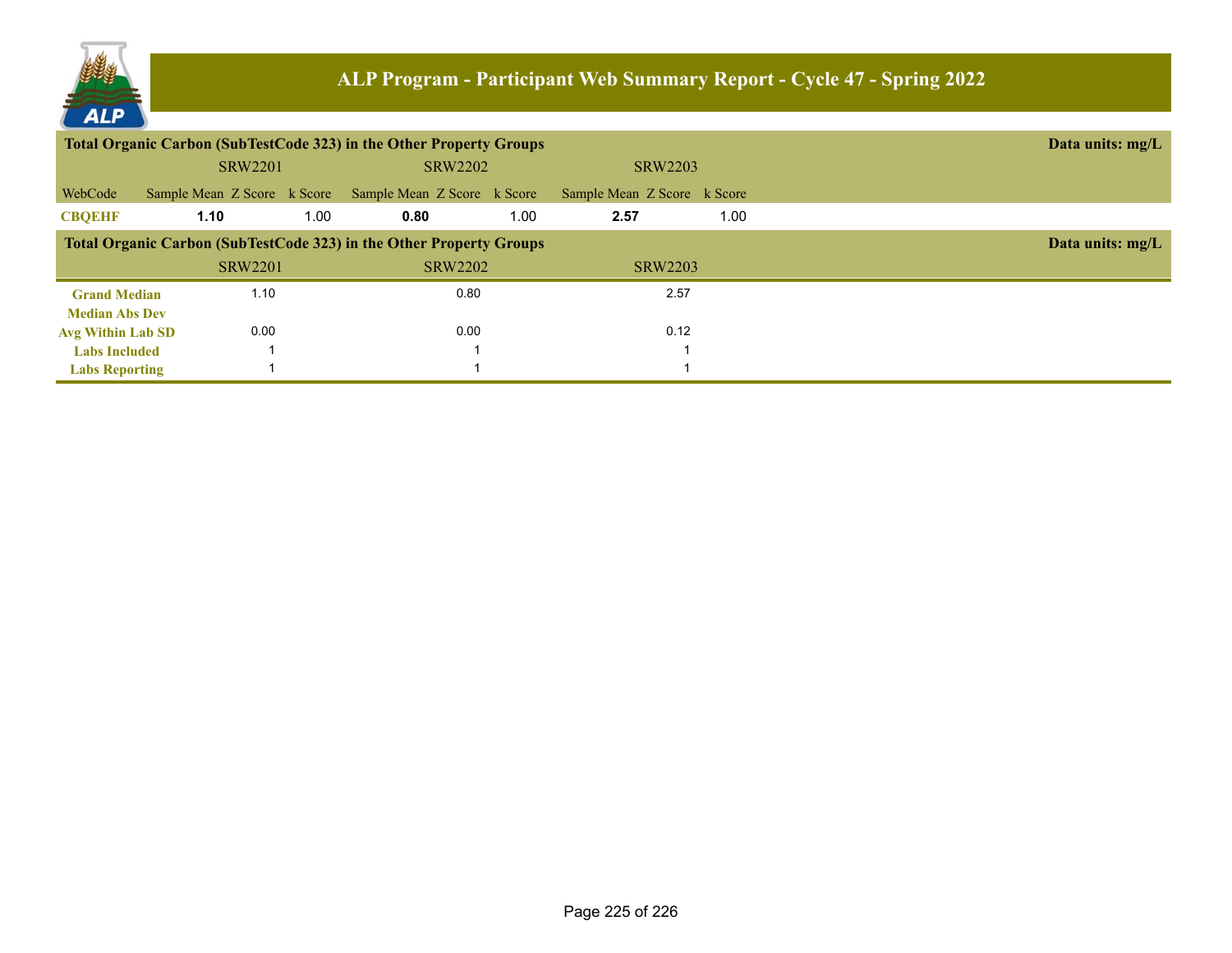# ALP Program - Participant Web Summary Report - Cycle 47 - Spring 2022

## Total Organic Carbon (SubTestCode 323) in the Other Property Groups

Data units: mg/L

| | SRW2201 | | | SRW2202 | | | SRW2203 | | |
|---|---|---|---|---|---|---|---|---|---|
| WebCode | Sample Mean | Z Score | k Score | Sample Mean | Z Score | k Score | Sample Mean | Z Score | k Score |
| **CBQEHF** | **1.10** | | 1.00 | **0.80** | | 1.00 | **2.57** | | 1.00 |

## Total Organic Carbon (SubTestCode 323) in the Other Property Groups

Data units: mg/L

| | SRW2201 | SRW2202 | SRW2203 |
|---|---|---|---|
| **Grand Median** | 1.10 | 0.80 | 2.57 |
| **Median Abs Dev** | | | |
| **Avg Within Lab SD** | 0.00 | 0.00 | 0.12 |
| **Labs Included** | 1 | 1 | 1 |
| **Labs Reporting** | 1 | 1 | 1 |